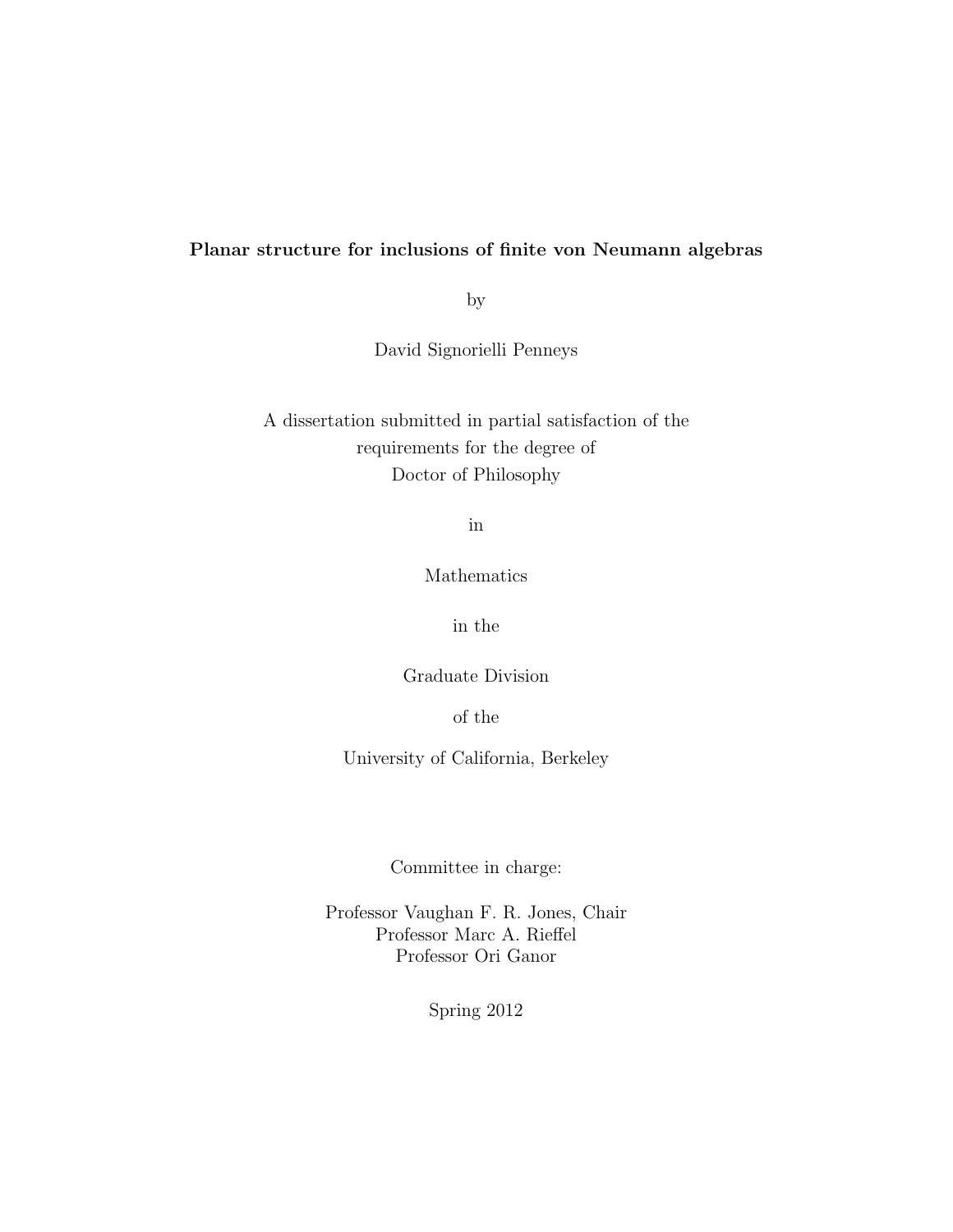**Planar structure for inclusions of finite von Neumann algebras**

by

David Signorielli Penneys

A dissertation submitted in partial satisfaction of the
requirements for the degree of
Doctor of Philosophy

in

Mathematics

in the

Graduate Division

of the

University of California, Berkeley

Committee in charge:

Professor Vaughan F. R. Jones, Chair
Professor Marc A. Rieffel
Professor Ori Ganor

Spring 2012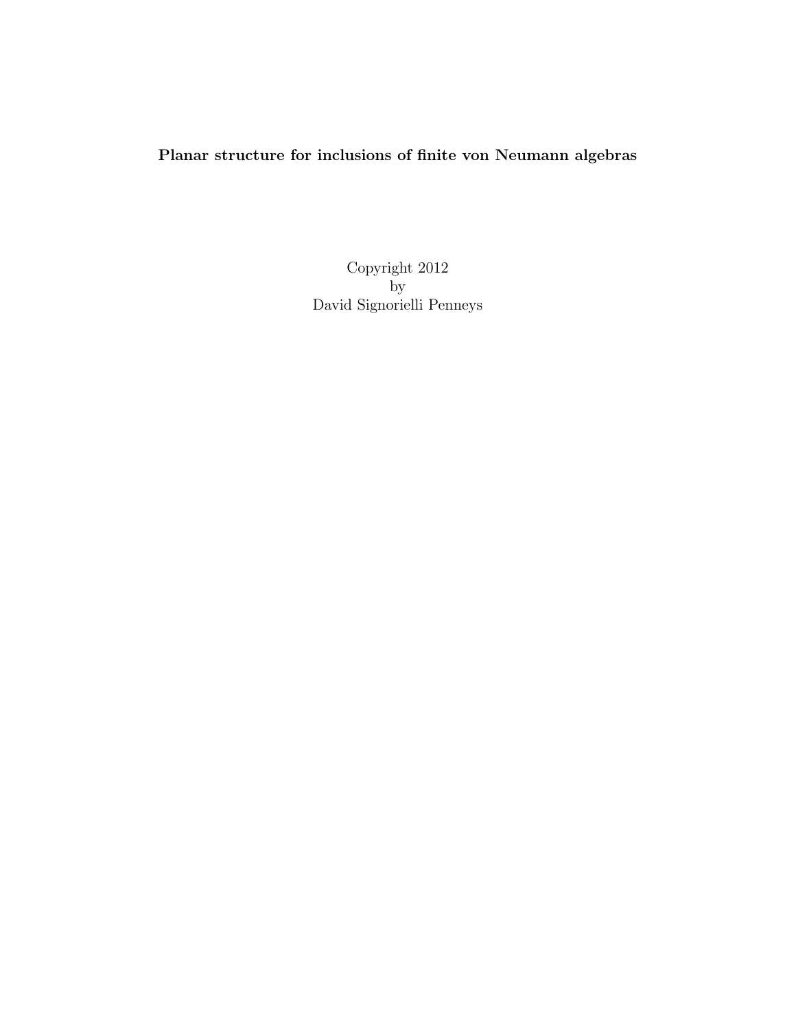**Planar structure for inclusions of finite von Neumann algebras**

Copyright 2012
by
David Signorielli Penneys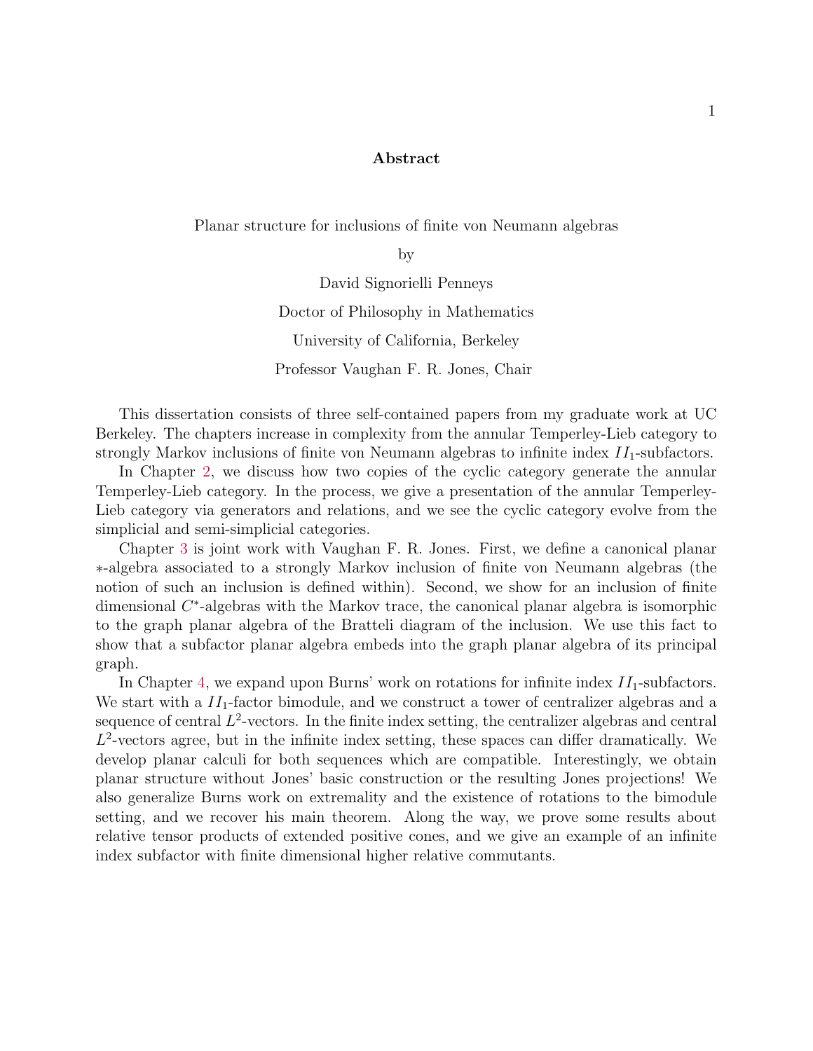# Abstract

Planar structure for inclusions of finite von Neumann algebras

by

David Signorielli Penneys

Doctor of Philosophy in Mathematics

University of California, Berkeley

Professor Vaughan F. R. Jones, Chair

This dissertation consists of three self-contained papers from my graduate work at UC Berkeley. The chapters increase in complexity from the annular Temperley-Lieb category to strongly Markov inclusions of finite von Neumann algebras to infinite index $II_1$-subfactors.

In Chapter 2, we discuss how two copies of the cyclic category generate the annular Temperley-Lieb category. In the process, we give a presentation of the annular Temperley-Lieb category via generators and relations, and we see the cyclic category evolve from the simplicial and semi-simplicial categories.

Chapter 3 is joint work with Vaughan F. R. Jones. First, we define a canonical planar $*$-algebra associated to a strongly Markov inclusion of finite von Neumann algebras (the notion of such an inclusion is defined within). Second, we show for an inclusion of finite dimensional $C^*$-algebras with the Markov trace, the canonical planar algebra is isomorphic to the graph planar algebra of the Bratteli diagram of the inclusion. We use this fact to show that a subfactor planar algebra embeds into the graph planar algebra of its principal graph.

In Chapter 4, we expand upon Burns' work on rotations for infinite index $II_1$-subfactors. We start with a $II_1$-factor bimodule, and we construct a tower of centralizer algebras and a sequence of central $L^2$-vectors. In the finite index setting, the centralizer algebras and central $L^2$-vectors agree, but in the infinite index setting, these spaces can differ dramatically. We develop planar calculi for both sequences which are compatible. Interestingly, we obtain planar structure without Jones' basic construction or the resulting Jones projections! We also generalize Burns work on extremality and the existence of rotations to the bimodule setting, and we recover his main theorem. Along the way, we prove some results about relative tensor products of extended positive cones, and we give an example of an infinite index subfactor with finite dimensional higher relative commutants.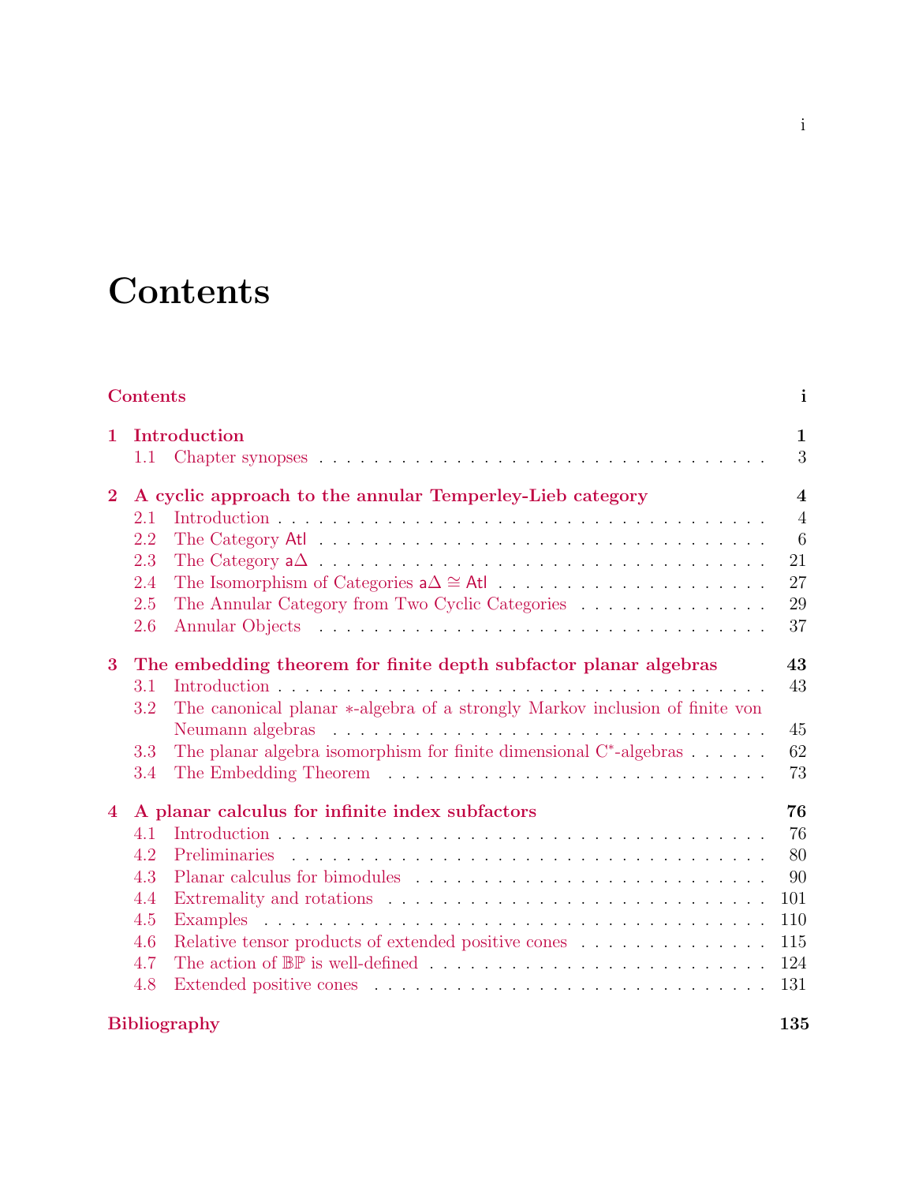# Contents

**Contents** **i**

**1 Introduction** **1**
- 1.1 Chapter synopses . . . 3

**2 A cyclic approach to the annular Temperley-Lieb category** **4**
- 2.1 Introduction . . . 4
- 2.2 The Category $\mathsf{Atl}$ . . . 6
- 2.3 The Category $\mathsf{a}\Delta$ . . . 21
- 2.4 The Isomorphism of Categories $\mathsf{a}\Delta \cong \mathsf{Atl}$ . . . 27
- 2.5 The Annular Category from Two Cyclic Categories . . . 29
- 2.6 Annular Objects . . . 37

**3 The embedding theorem for finite depth subfactor planar algebras** **43**
- 3.1 Introduction . . . 43
- 3.2 The canonical planar $*$-algebra of a strongly Markov inclusion of finite von Neumann algebras . . . 45
- 3.3 The planar algebra isomorphism for finite dimensional C$^*$-algebras . . . 62
- 3.4 The Embedding Theorem . . . 73

**4 A planar calculus for infinite index subfactors** **76**
- 4.1 Introduction . . . 76
- 4.2 Preliminaries . . . 80
- 4.3 Planar calculus for bimodules . . . 90
- 4.4 Extremality and rotations . . . 101
- 4.5 Examples . . . 110
- 4.6 Relative tensor products of extended positive cones . . . 115
- 4.7 The action of $\mathbb{BP}$ is well-defined . . . 124
- 4.8 Extended positive cones . . . 131

**Bibliography** **135**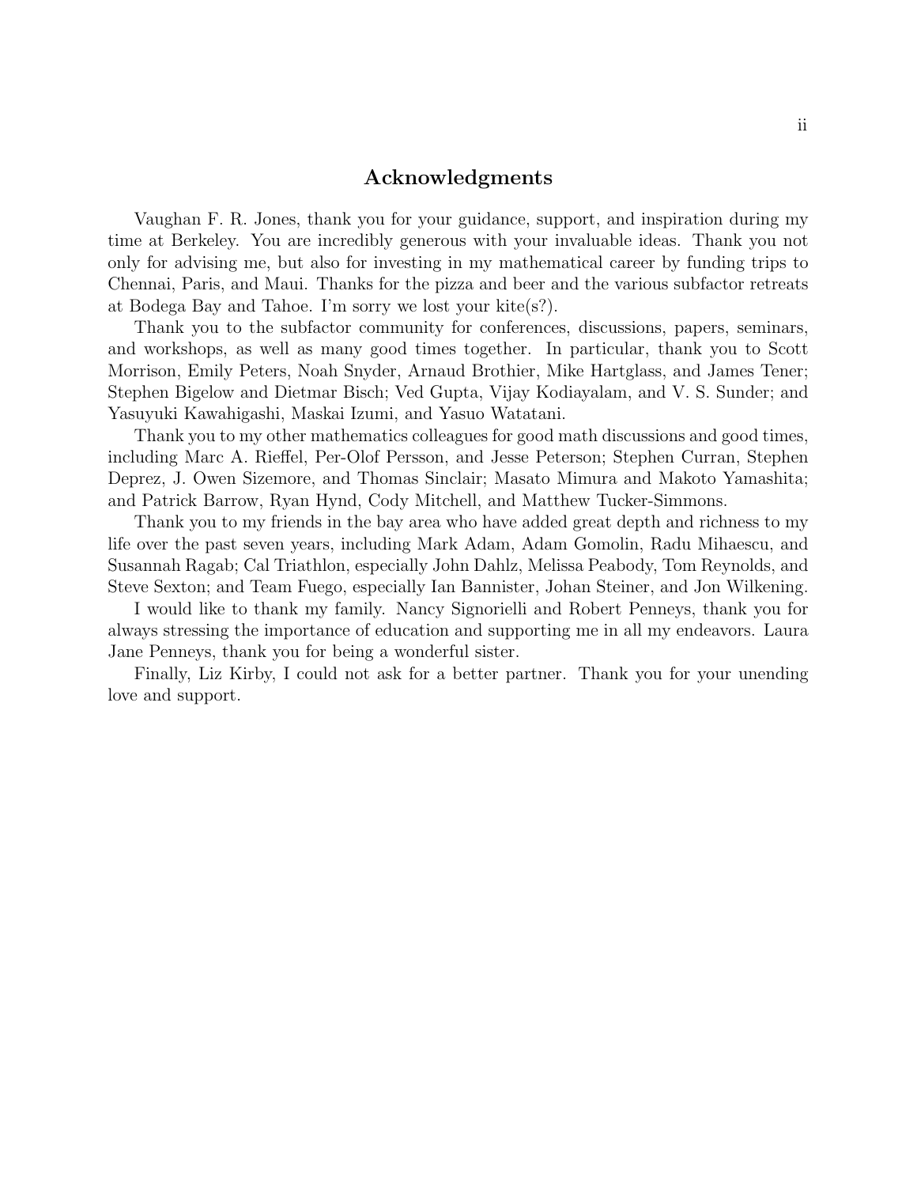## Acknowledgments

Vaughan F. R. Jones, thank you for your guidance, support, and inspiration during my time at Berkeley. You are incredibly generous with your invaluable ideas. Thank you not only for advising me, but also for investing in my mathematical career by funding trips to Chennai, Paris, and Maui. Thanks for the pizza and beer and the various subfactor retreats at Bodega Bay and Tahoe. I'm sorry we lost your kite(s?).

Thank you to the subfactor community for conferences, discussions, papers, seminars, and workshops, as well as many good times together. In particular, thank you to Scott Morrison, Emily Peters, Noah Snyder, Arnaud Brothier, Mike Hartglass, and James Tener; Stephen Bigelow and Dietmar Bisch; Ved Gupta, Vijay Kodiayalam, and V. S. Sunder; and Yasuyuki Kawahigashi, Maskai Izumi, and Yasuo Watatani.

Thank you to my other mathematics colleagues for good math discussions and good times, including Marc A. Rieffel, Per-Olof Persson, and Jesse Peterson; Stephen Curran, Stephen Deprez, J. Owen Sizemore, and Thomas Sinclair; Masato Mimura and Makoto Yamashita; and Patrick Barrow, Ryan Hynd, Cody Mitchell, and Matthew Tucker-Simmons.

Thank you to my friends in the bay area who have added great depth and richness to my life over the past seven years, including Mark Adam, Adam Gomolin, Radu Mihaescu, and Susannah Ragab; Cal Triathlon, especially John Dahlz, Melissa Peabody, Tom Reynolds, and Steve Sexton; and Team Fuego, especially Ian Bannister, Johan Steiner, and Jon Wilkening.

I would like to thank my family. Nancy Signorielli and Robert Penneys, thank you for always stressing the importance of education and supporting me in all my endeavors. Laura Jane Penneys, thank you for being a wonderful sister.

Finally, Liz Kirby, I could not ask for a better partner. Thank you for your unending love and support.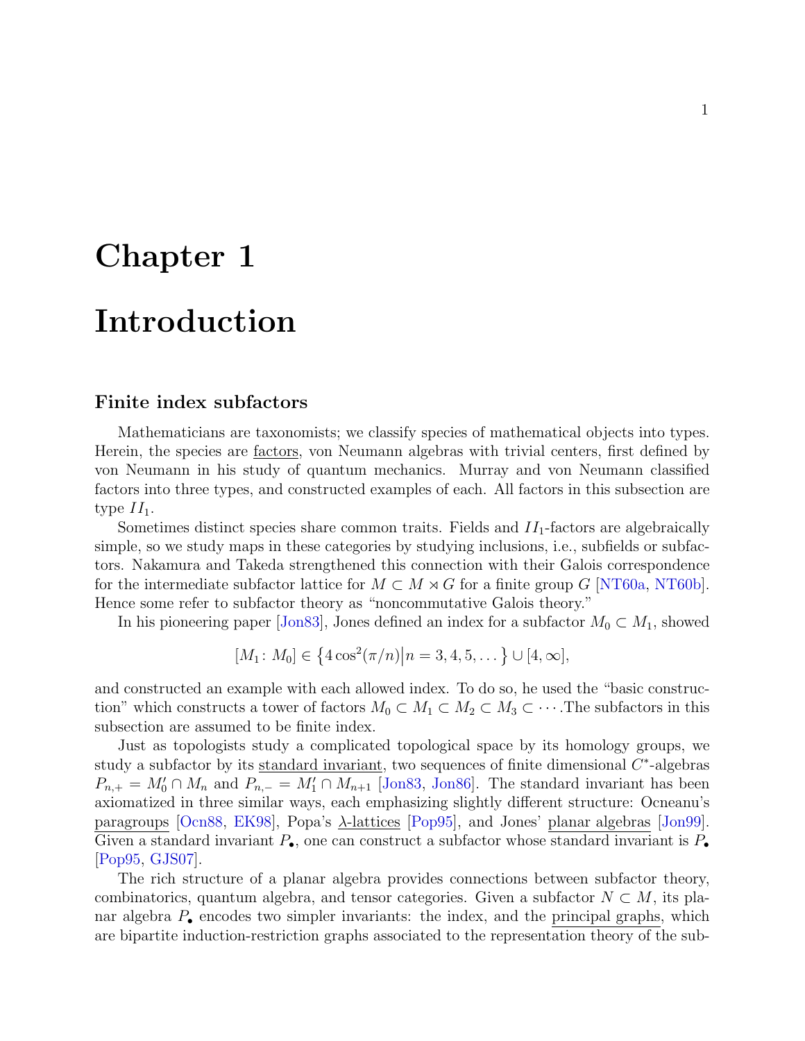# Chapter 1

# Introduction

### Finite index subfactors

Mathematicians are taxonomists; we classify species of mathematical objects into types. Herein, the species are factors, von Neumann algebras with trivial centers, first defined by von Neumann in his study of quantum mechanics. Murray and von Neumann classified factors into three types, and constructed examples of each. All factors in this subsection are type $II_1$.

Sometimes distinct species share common traits. Fields and $II_1$-factors are algebraically simple, so we study maps in these categories by studying inclusions, i.e., subfields or subfactors. Nakamura and Takeda strengthened this connection with their Galois correspondence for the intermediate subfactor lattice for $M \subset M \rtimes G$ for a finite group $G$ [NT60a, NT60b]. Hence some refer to subfactor theory as "noncommutative Galois theory."

In his pioneering paper [Jon83], Jones defined an index for a subfactor $M_0 \subset M_1$, showed

$$[M_1 \colon M_0] \in \left\{4\cos^2(\pi/n)\middle| n = 3, 4, 5, \dots\right\} \cup [4, \infty],$$

and constructed an example with each allowed index. To do so, he used the "basic construction" which constructs a tower of factors $M_0 \subset M_1 \subset M_2 \subset M_3 \subset \cdots$. The subfactors in this subsection are assumed to be finite index.

Just as topologists study a complicated topological space by its homology groups, we study a subfactor by its standard invariant, two sequences of finite dimensional $C^*$-algebras $P_{n,+} = M_0' \cap M_n$ and $P_{n,-} = M_1' \cap M_{n+1}$ [Jon83, Jon86]. The standard invariant has been axiomatized in three similar ways, each emphasizing slightly different structure: Ocneanu's paragroups [Ocn88, EK98], Popa's $\lambda$-lattices [Pop95], and Jones' planar algebras [Jon99]. Given a standard invariant $P_\bullet$, one can construct a subfactor whose standard invariant is $P_\bullet$ [Pop95, GJS07].

The rich structure of a planar algebra provides connections between subfactor theory, combinatorics, quantum algebra, and tensor categories. Given a subfactor $N \subset M$, its planar algebra $P_\bullet$ encodes two simpler invariants: the index, and the principal graphs, which are bipartite induction-restriction graphs associated to the representation theory of the sub-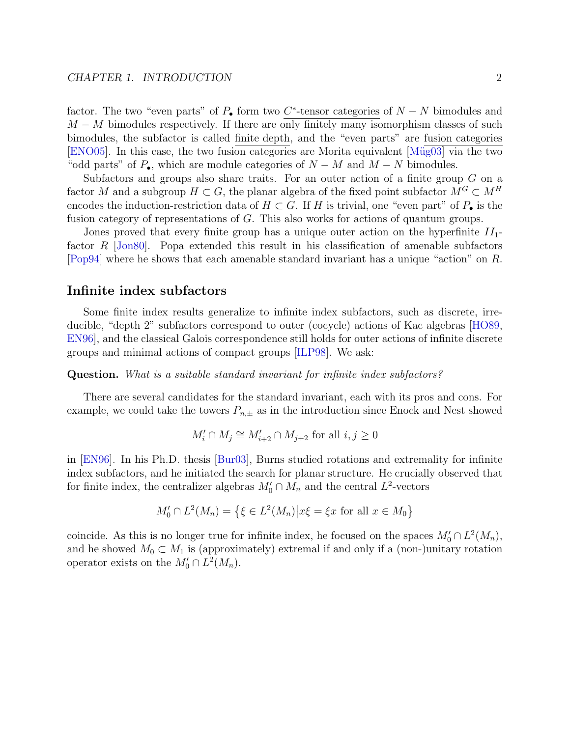factor. The two "even parts" of $P_\bullet$ form two $C^*$-tensor categories of $N-N$ bimodules and $M-M$ bimodules respectively. If there are only finitely many isomorphism classes of such bimodules, the subfactor is called finite depth, and the "even parts" are fusion categories [ENO05]. In this case, the two fusion categories are Morita equivalent [Müg03] via the two "odd parts" of $P_\bullet$, which are module categories of $N-M$ and $M-N$ bimodules.

Subfactors and groups also share traits. For an outer action of a finite group $G$ on a factor $M$ and a subgroup $H \subset G$, the planar algebra of the fixed point subfactor $M^G \subset M^H$ encodes the induction-restriction data of $H \subset G$. If $H$ is trivial, one "even part" of $P_\bullet$ is the fusion category of representations of $G$. This also works for actions of quantum groups.

Jones proved that every finite group has a unique outer action on the hyperfinite $II_1$-factor $R$ [Jon80]. Popa extended this result in his classification of amenable subfactors [Pop94] where he shows that each amenable standard invariant has a unique "action" on $R$.

## Infinite index subfactors

Some finite index results generalize to infinite index subfactors, such as discrete, irreducible, "depth 2" subfactors correspond to outer (cocycle) actions of Kac algebras [HO89, EN96], and the classical Galois correspondence still holds for outer actions of infinite discrete groups and minimal actions of compact groups [ILP98]. We ask:

**Question.** *What is a suitable standard invariant for infinite index subfactors?*

There are several candidates for the standard invariant, each with its pros and cons. For example, we could take the towers $P_{n,\pm}$ as in the introduction since Enock and Nest showed

$$M_i' \cap M_j \cong M_{i+2}' \cap M_{j+2} \text{ for all } i, j \geq 0$$

in [EN96]. In his Ph.D. thesis [Bur03], Burns studied rotations and extremality for infinite index subfactors, and he initiated the search for planar structure. He crucially observed that for finite index, the centralizer algebras $M_0' \cap M_n$ and the central $L^2$-vectors

$$M_0' \cap L^2(M_n) = \left\{\xi \in L^2(M_n) \middle| x\xi = \xi x \text{ for all } x \in M_0\right\}$$

coincide. As this is no longer true for infinite index, he focused on the spaces $M_0' \cap L^2(M_n)$, and he showed $M_0 \subset M_1$ is (approximately) extremal if and only if a (non-)unitary rotation operator exists on the $M_0' \cap L^2(M_n)$.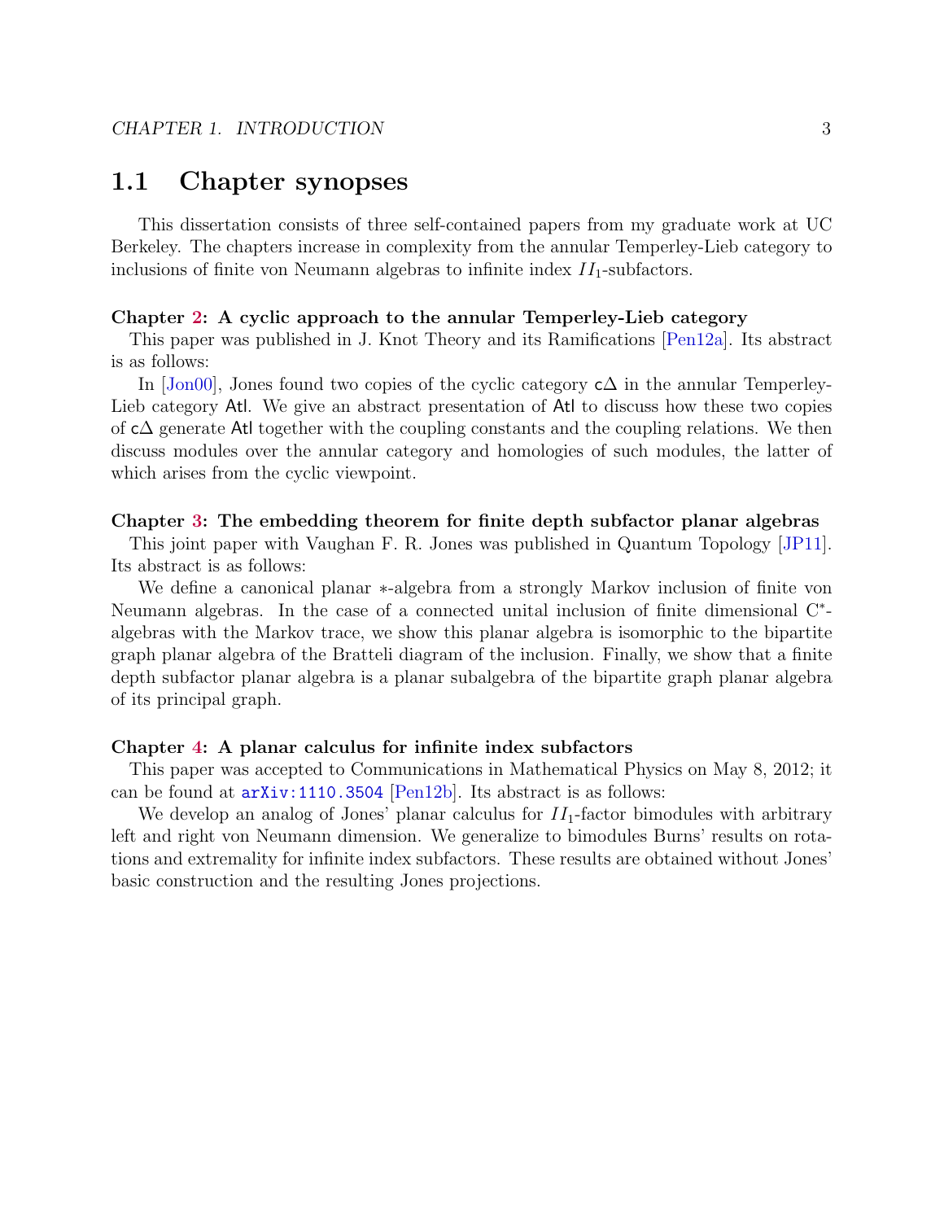## 1.1 Chapter synopses

This dissertation consists of three self-contained papers from my graduate work at UC Berkeley. The chapters increase in complexity from the annular Temperley-Lieb category to inclusions of finite von Neumann algebras to infinite index $II_1$-subfactors.

**Chapter 2: A cyclic approach to the annular Temperley-Lieb category**
This paper was published in J. Knot Theory and its Ramifications [Pen12a]. Its abstract is as follows:

In [Jon00], Jones found two copies of the cyclic category $\mathsf{c}\Delta$ in the annular Temperley-Lieb category $\mathsf{Atl}$. We give an abstract presentation of $\mathsf{Atl}$ to discuss how these two copies of $\mathsf{c}\Delta$ generate $\mathsf{Atl}$ together with the coupling constants and the coupling relations. We then discuss modules over the annular category and homologies of such modules, the latter of which arises from the cyclic viewpoint.

**Chapter 3: The embedding theorem for finite depth subfactor planar algebras**
This joint paper with Vaughan F. R. Jones was published in Quantum Topology [JP11]. Its abstract is as follows:

We define a canonical planar $*$-algebra from a strongly Markov inclusion of finite von Neumann algebras. In the case of a connected unital inclusion of finite dimensional C$^*$-algebras with the Markov trace, we show this planar algebra is isomorphic to the bipartite graph planar algebra of the Bratteli diagram of the inclusion. Finally, we show that a finite depth subfactor planar algebra is a planar subalgebra of the bipartite graph planar algebra of its principal graph.

**Chapter 4: A planar calculus for infinite index subfactors**
This paper was accepted to Communications in Mathematical Physics on May 8, 2012; it can be found at `arXiv:1110.3504` [Pen12b]. Its abstract is as follows:

We develop an analog of Jones' planar calculus for $II_1$-factor bimodules with arbitrary left and right von Neumann dimension. We generalize to bimodules Burns' results on rotations and extremality for infinite index subfactors. These results are obtained without Jones' basic construction and the resulting Jones projections.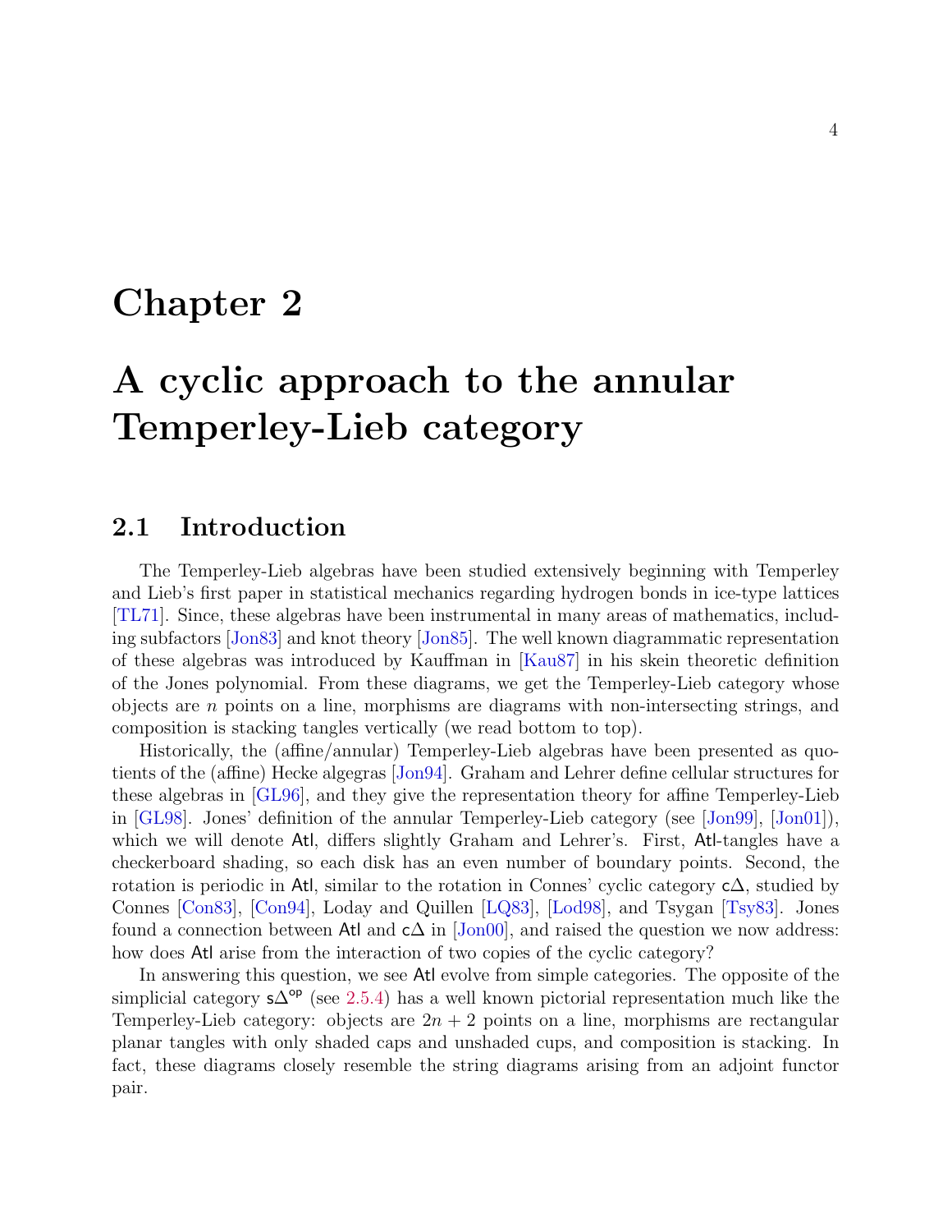# Chapter 2

# A cyclic approach to the annular Temperley-Lieb category

## 2.1 Introduction

The Temperley-Lieb algebras have been studied extensively beginning with Temperley and Lieb's first paper in statistical mechanics regarding hydrogen bonds in ice-type lattices [TL71]. Since, these algebras have been instrumental in many areas of mathematics, including subfactors [Jon83] and knot theory [Jon85]. The well known diagrammatic representation of these algebras was introduced by Kauffman in [Kau87] in his skein theoretic definition of the Jones polynomial. From these diagrams, we get the Temperley-Lieb category whose objects are $n$ points on a line, morphisms are diagrams with non-intersecting strings, and composition is stacking tangles vertically (we read bottom to top).

Historically, the (affine/annular) Temperley-Lieb algebras have been presented as quotients of the (affine) Hecke algegras [Jon94]. Graham and Lehrer define cellular structures for these algebras in [GL96], and they give the representation theory for affine Temperley-Lieb in [GL98]. Jones' definition of the annular Temperley-Lieb category (see [Jon99], [Jon01]), which we will denote $\mathsf{Atl}$, differs slightly Graham and Lehrer's. First, $\mathsf{Atl}$-tangles have a checkerboard shading, so each disk has an even number of boundary points. Second, the rotation is periodic in $\mathsf{Atl}$, similar to the rotation in Connes' cyclic category $\mathsf{c}\Delta$, studied by Connes [Con83], [Con94], Loday and Quillen [LQ83], [Lod98], and Tsygan [Tsy83]. Jones found a connection between $\mathsf{Atl}$ and $\mathsf{c}\Delta$ in [Jon00], and raised the question we now address: how does $\mathsf{Atl}$ arise from the interaction of two copies of the cyclic category?

In answering this question, we see $\mathsf{Atl}$ evolve from simple categories. The opposite of the simplicial category $\mathsf{s}\Delta^{\mathsf{op}}$ (see 2.5.4) has a well known pictorial representation much like the Temperley-Lieb category: objects are $2n+2$ points on a line, morphisms are rectangular planar tangles with only shaded caps and unshaded cups, and composition is stacking. In fact, these diagrams closely resemble the string diagrams arising from an adjoint functor pair.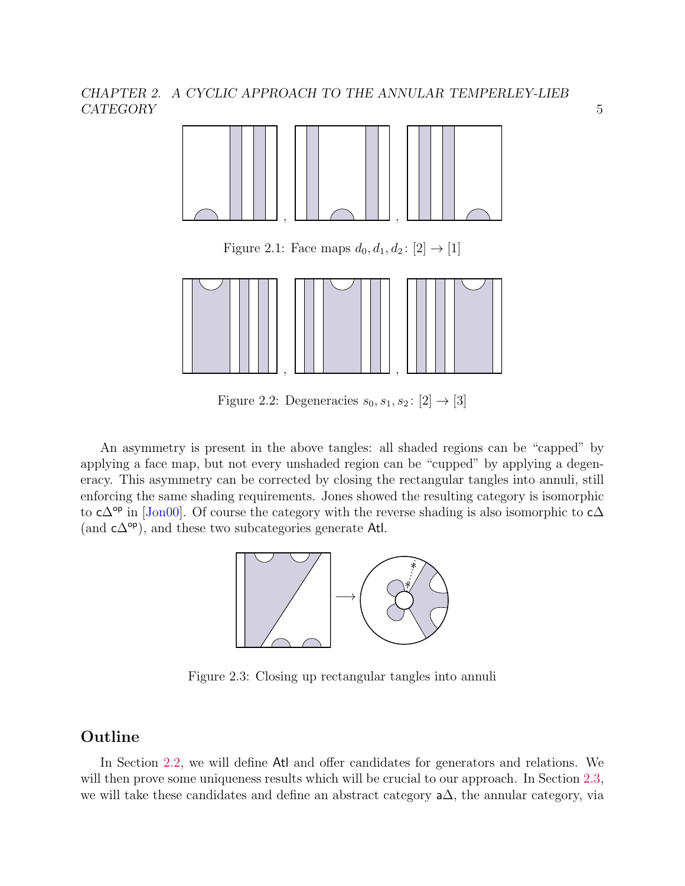Figure 2.1: Face maps $d_0, d_1, d_2 \colon [2] \to [1]$

Figure 2.2: Degeneracies $s_0, s_1, s_2 \colon [2] \to [3]$

An asymmetry is present in the above tangles: all shaded regions can be "capped" by applying a face map, but not every unshaded region can be "cupped" by applying a degeneracy. This asymmetry can be corrected by closing the rectangular tangles into annuli, still enforcing the same shading requirements. Jones showed the resulting category is isomorphic to $\mathsf{c}\Delta^{\mathsf{op}}$ in [Jon00]. Of course the category with the reverse shading is also isomorphic to $\mathsf{c}\Delta$ (and $\mathsf{c}\Delta^{\mathsf{op}}$), and these two subcategories generate $\mathsf{Atl}$.

Figure 2.3: Closing up rectangular tangles into annuli

## Outline

In Section 2.2, we will define $\mathsf{Atl}$ and offer candidates for generators and relations. We will then prove some uniqueness results which will be crucial to our approach. In Section 2.3, we will take these candidates and define an abstract category $\mathsf{a}\Delta$, the annular category, via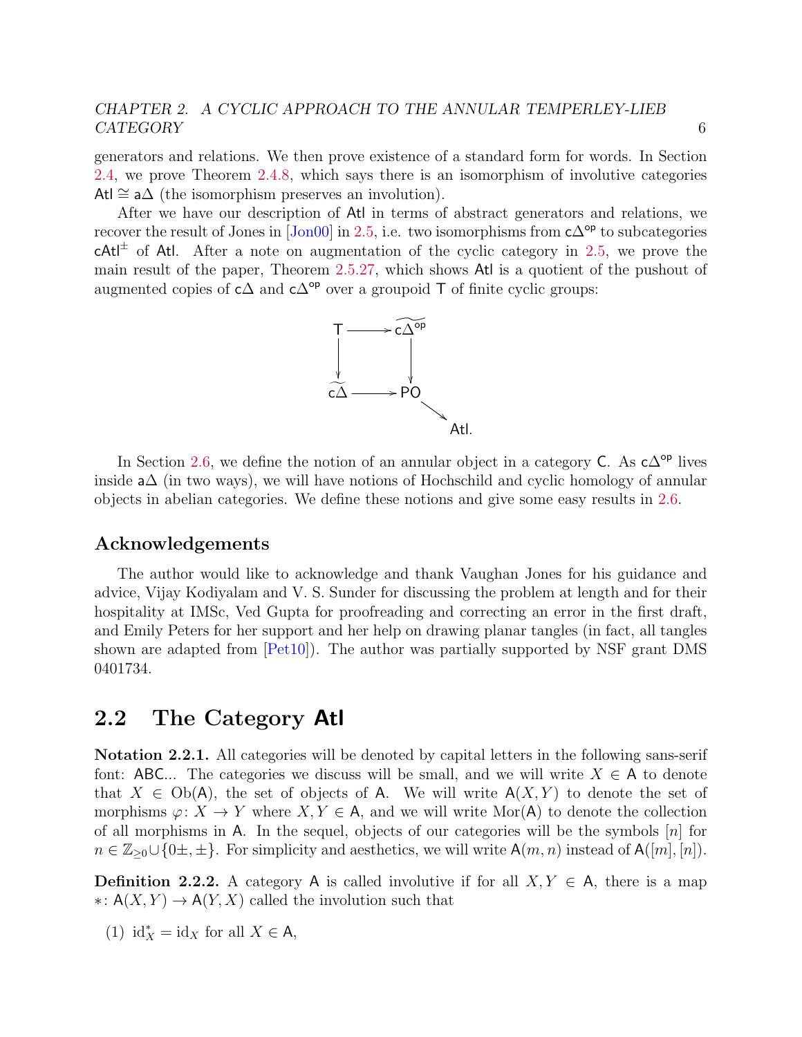generators and relations. We then prove existence of a standard form for words. In Section 2.4, we prove Theorem 2.4.8, which says there is an isomorphism of involutive categories $\mathsf{Atl} \cong \mathsf{a}\Delta$ (the isomorphism preserves an involution).

After we have our description of $\mathsf{Atl}$ in terms of abstract generators and relations, we recover the result of Jones in [Jon00] in 2.5, i.e. two isomorphisms from $\mathsf{c}\Delta^{\mathsf{op}}$ to subcategories $\mathsf{cAtl}^{\pm}$ of $\mathsf{Atl}$. After a note on augmentation of the cyclic category in 2.5, we prove the main result of the paper, Theorem 2.5.27, which shows $\mathsf{Atl}$ is a quotient of the pushout of augmented copies of $\mathsf{c}\Delta$ and $\mathsf{c}\Delta^{\mathsf{op}}$ over a groupoid $\mathsf{T}$ of finite cyclic groups:

$$
\begin{array}{ccc}
\mathsf{T} & \longrightarrow & \widetilde{\mathsf{c}\Delta^{\mathsf{op}}} \\
\downarrow & & \downarrow \\
\widetilde{\mathsf{c}\Delta} & \longrightarrow & \mathsf{PO} \\
 & & \searrow \\
 & & \quad \mathsf{Atl}.
\end{array}
$$

In Section 2.6, we define the notion of an annular object in a category $\mathsf{C}$. As $\mathsf{c}\Delta^{\mathsf{op}}$ lives inside $\mathsf{a}\Delta$ (in two ways), we will have notions of Hochschild and cyclic homology of annular objects in abelian categories. We define these notions and give some easy results in 2.6.

### Acknowledgements

The author would like to acknowledge and thank Vaughan Jones for his guidance and advice, Vijay Kodiyalam and V. S. Sunder for discussing the problem at length and for their hospitality at IMSc, Ved Gupta for proofreading and correcting an error in the first draft, and Emily Peters for her support and her help on drawing planar tangles (in fact, all tangles shown are adapted from [Pet10]). The author was partially supported by NSF grant DMS 0401734.

## 2.2 The Category Atl

**Notation 2.2.1.** All categories will be denoted by capital letters in the following sans-serif font: $\mathsf{ABC}$... The categories we discuss will be small, and we will write $X \in \mathsf{A}$ to denote that $X \in \mathrm{Ob}(\mathsf{A})$, the set of objects of $\mathsf{A}$. We will write $\mathsf{A}(X, Y)$ to denote the set of morphisms $\varphi \colon X \to Y$ where $X, Y \in \mathsf{A}$, and we will write $\mathrm{Mor}(\mathsf{A})$ to denote the collection of all morphisms in $\mathsf{A}$. In the sequel, objects of our categories will be the symbols $[n]$ for $n \in \mathbb{Z}_{\geq 0} \cup \{0\pm, \pm\}$. For simplicity and aesthetics, we will write $\mathsf{A}(m, n)$ instead of $\mathsf{A}([m], [n])$.

**Definition 2.2.2.** A category $\mathsf{A}$ is called involutive if for all $X, Y \in \mathsf{A}$, there is a map $* \colon \mathsf{A}(X, Y) \to \mathsf{A}(Y, X)$ called the involution such that

(1) $\mathrm{id}_X^* = \mathrm{id}_X$ for all $X \in \mathsf{A}$,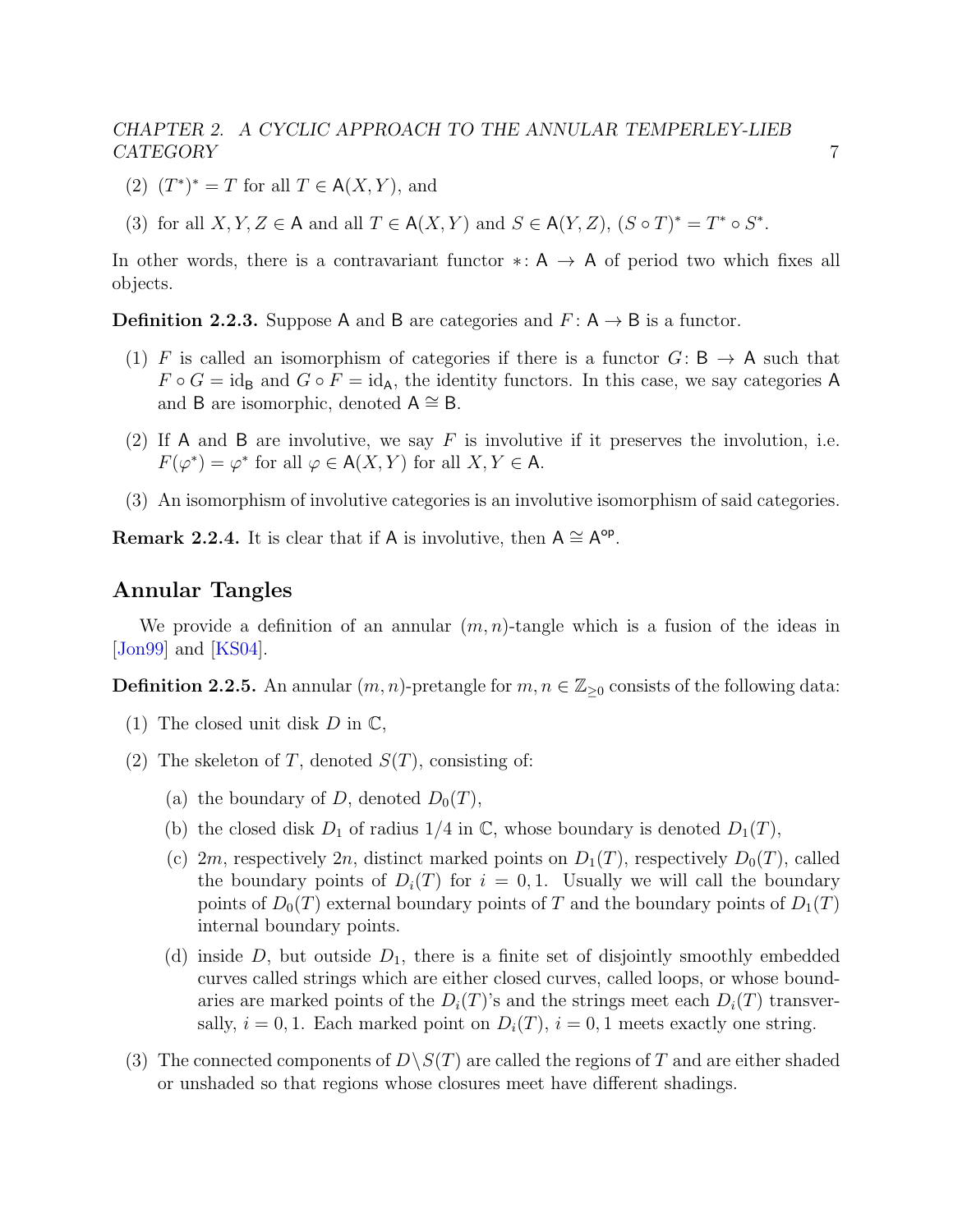(2) $(T^*)^* = T$ for all $T \in \mathsf{A}(X, Y)$, and

(3) for all $X, Y, Z \in \mathsf{A}$ and all $T \in \mathsf{A}(X, Y)$ and $S \in \mathsf{A}(Y, Z)$, $(S \circ T)^* = T^* \circ S^*$.

In other words, there is a contravariant functor $*\colon \mathsf{A} \to \mathsf{A}$ of period two which fixes all objects.

**Definition 2.2.3.** Suppose $\mathsf{A}$ and $\mathsf{B}$ are categories and $F\colon \mathsf{A} \to \mathsf{B}$ is a functor.

(1) $F$ is called an isomorphism of categories if there is a functor $G\colon \mathsf{B} \to \mathsf{A}$ such that $F \circ G = \mathrm{id}_{\mathsf{B}}$ and $G \circ F = \mathrm{id}_{\mathsf{A}}$, the identity functors. In this case, we say categories $\mathsf{A}$ and $\mathsf{B}$ are isomorphic, denoted $\mathsf{A} \cong \mathsf{B}$.

(2) If $\mathsf{A}$ and $\mathsf{B}$ are involutive, we say $F$ is involutive if it preserves the involution, i.e. $F(\varphi^*) = \varphi^*$ for all $\varphi \in \mathsf{A}(X, Y)$ for all $X, Y \in \mathsf{A}$.

(3) An isomorphism of involutive categories is an involutive isomorphism of said categories.

**Remark 2.2.4.** It is clear that if $\mathsf{A}$ is involutive, then $\mathsf{A} \cong \mathsf{A}^{\mathsf{op}}$.

## Annular Tangles

We provide a definition of an annular $(m, n)$-tangle which is a fusion of the ideas in [Jon99] and [KS04].

**Definition 2.2.5.** An annular $(m, n)$-pretangle for $m, n \in \mathbb{Z}_{\geq 0}$ consists of the following data:

(1) The closed unit disk $D$ in $\mathbb{C}$,

(2) The skeleton of $T$, denoted $S(T)$, consisting of:

   (a) the boundary of $D$, denoted $D_0(T)$,

   (b) the closed disk $D_1$ of radius $1/4$ in $\mathbb{C}$, whose boundary is denoted $D_1(T)$,

   (c) $2m$, respectively $2n$, distinct marked points on $D_1(T)$, respectively $D_0(T)$, called the boundary points of $D_i(T)$ for $i = 0, 1$. Usually we will call the boundary points of $D_0(T)$ external boundary points of $T$ and the boundary points of $D_1(T)$ internal boundary points.

   (d) inside $D$, but outside $D_1$, there is a finite set of disjointly smoothly embedded curves called strings which are either closed curves, called loops, or whose boundaries are marked points of the $D_i(T)$'s and the strings meet each $D_i(T)$ transversally, $i = 0, 1$. Each marked point on $D_i(T)$, $i = 0, 1$ meets exactly one string.

(3) The connected components of $D \setminus S(T)$ are called the regions of $T$ and are either shaded or unshaded so that regions whose closures meet have different shadings.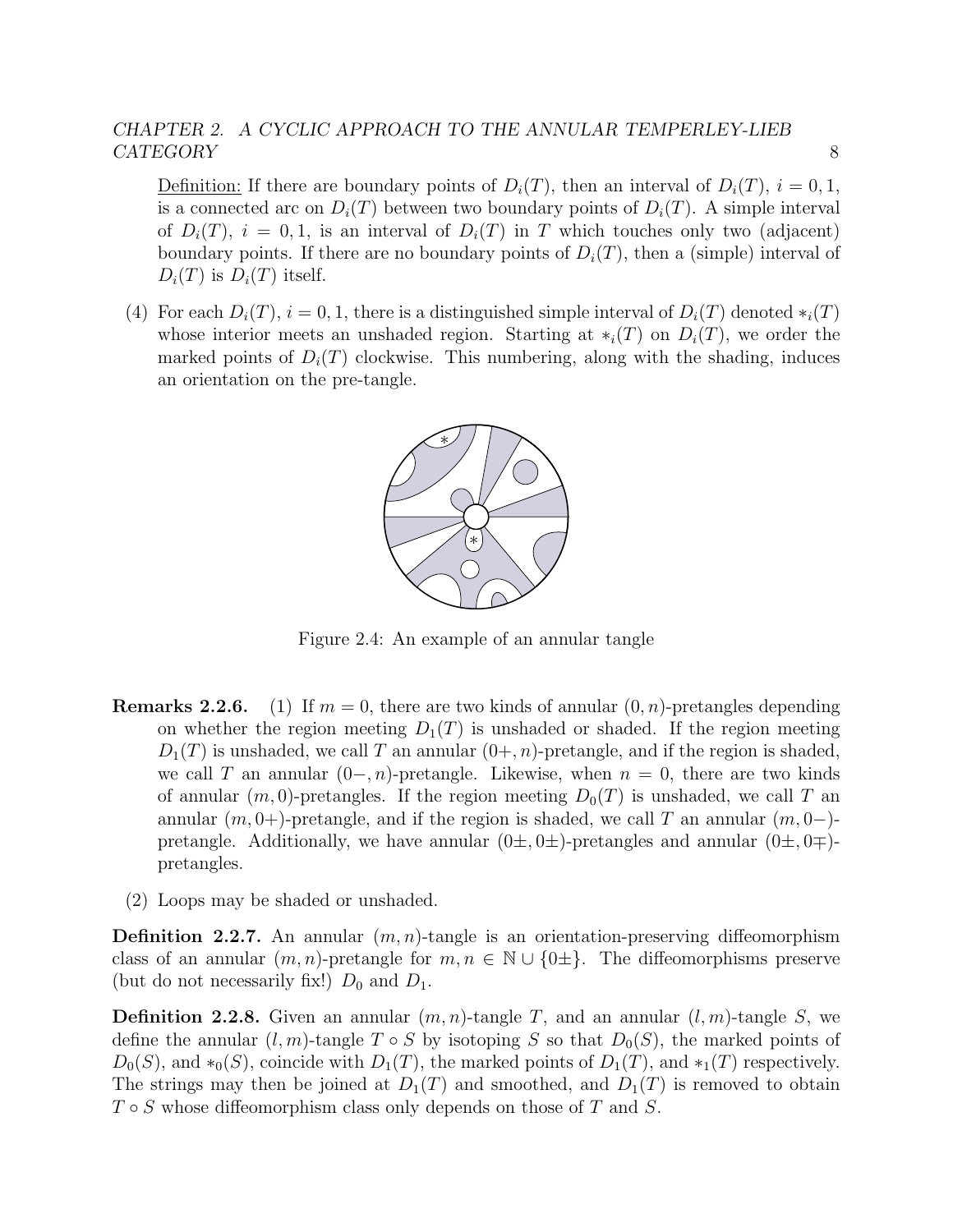Definition: If there are boundary points of $D_i(T)$, then an interval of $D_i(T)$, $i = 0, 1$, is a connected arc on $D_i(T)$ between two boundary points of $D_i(T)$. A simple interval of $D_i(T)$, $i = 0, 1$, is an interval of $D_i(T)$ in $T$ which touches only two (adjacent) boundary points. If there are no boundary points of $D_i(T)$, then a (simple) interval of $D_i(T)$ is $D_i(T)$ itself.

(4) For each $D_i(T)$, $i = 0, 1$, there is a distinguished simple interval of $D_i(T)$ denoted $*_i(T)$ whose interior meets an unshaded region. Starting at $*_i(T)$ on $D_i(T)$, we order the marked points of $D_i(T)$ clockwise. This numbering, along with the shading, induces an orientation on the pre-tangle.

Figure 2.4: An example of an annular tangle

**Remarks 2.2.6.** (1) If $m = 0$, there are two kinds of annular $(0, n)$-pretangles depending on whether the region meeting $D_1(T)$ is unshaded or shaded. If the region meeting $D_1(T)$ is unshaded, we call $T$ an annular $(0+, n)$-pretangle, and if the region is shaded, we call $T$ an annular $(0-, n)$-pretangle. Likewise, when $n = 0$, there are two kinds of annular $(m, 0)$-pretangles. If the region meeting $D_0(T)$ is unshaded, we call $T$ an annular $(m, 0+)$-pretangle, and if the region is shaded, we call $T$ an annular $(m, 0-)$-pretangle. Additionally, we have annular $(0\pm, 0\pm)$-pretangles and annular $(0\pm, 0\mp)$-pretangles.

(2) Loops may be shaded or unshaded.

**Definition 2.2.7.** An annular $(m, n)$-tangle is an orientation-preserving diffeomorphism class of an annular $(m, n)$-pretangle for $m, n \in \mathbb{N} \cup \{0\pm\}$. The diffeomorphisms preserve (but do not necessarily fix!) $D_0$ and $D_1$.

**Definition 2.2.8.** Given an annular $(m, n)$-tangle $T$, and an annular $(l, m)$-tangle $S$, we define the annular $(l, m)$-tangle $T \circ S$ by isotoping $S$ so that $D_0(S)$, the marked points of $D_0(S)$, and $*_0(S)$, coincide with $D_1(T)$, the marked points of $D_1(T)$, and $*_1(T)$ respectively. The strings may then be joined at $D_1(T)$ and smoothed, and $D_1(T)$ is removed to obtain $T \circ S$ whose diffeomorphism class only depends on those of $T$ and $S$.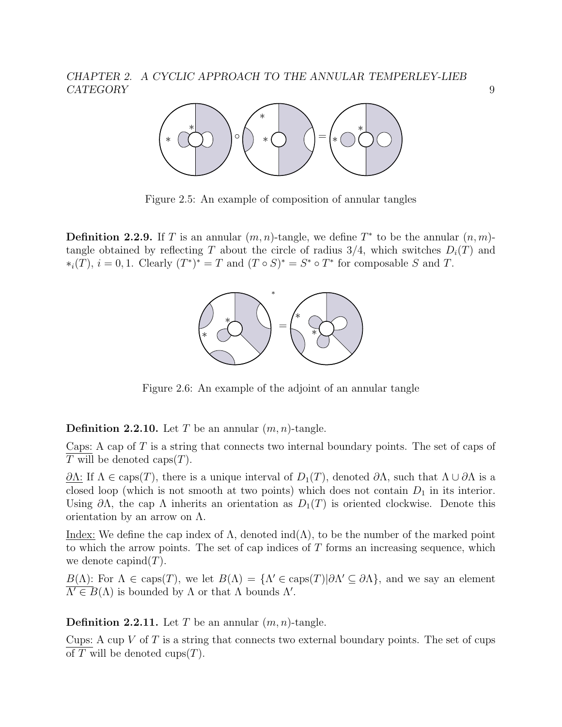Figure 2.5: An example of composition of annular tangles

**Definition 2.2.9.** If $T$ is an annular $(m, n)$-tangle, we define $T^*$ to be the annular $(n, m)$-tangle obtained by reflecting $T$ about the circle of radius 3/4, which switches $D_i(T)$ and $*_i(T)$, $i = 0, 1$. Clearly $(T^*)^* = T$ and $(T \circ S)^* = S^* \circ T^*$ for composable $S$ and $T$.

Figure 2.6: An example of the adjoint of an annular tangle

**Definition 2.2.10.** Let $T$ be an annular $(m, n)$-tangle.

<u>Caps:</u> A cap of $T$ is a string that connects two internal boundary points. The set of caps of $T$ will be denoted $\text{caps}(T)$.

<u>$\partial\Lambda$:</u> If $\Lambda \in \text{caps}(T)$, there is a unique interval of $D_1(T)$, denoted $\partial\Lambda$, such that $\Lambda \cup \partial\Lambda$ is a closed loop (which is not smooth at two points) which does not contain $D_1$ in its interior. Using $\partial\Lambda$, the cap $\Lambda$ inherits an orientation as $D_1(T)$ is oriented clockwise. Denote this orientation by an arrow on $\Lambda$.

<u>Index:</u> We define the cap index of $\Lambda$, denoted $\text{ind}(\Lambda)$, to be the number of the marked point to which the arrow points. The set of cap indices of $T$ forms an increasing sequence, which we denote $\text{capind}(T)$.

<u>$B(\Lambda)$:</u> For $\Lambda \in \text{caps}(T)$, we let $B(\Lambda) = \{\Lambda' \in \text{caps}(T) | \partial\Lambda' \subseteq \partial\Lambda\}$, and we say an element $\Lambda' \in B(\Lambda)$ is bounded by $\Lambda$ or that $\Lambda$ bounds $\Lambda'$.

**Definition 2.2.11.** Let $T$ be an annular $(m, n)$-tangle.

<u>Cups:</u> A cup $V$ of $T$ is a string that connects two external boundary points. The set of cups of $T$ will be denoted $\text{cups}(T)$.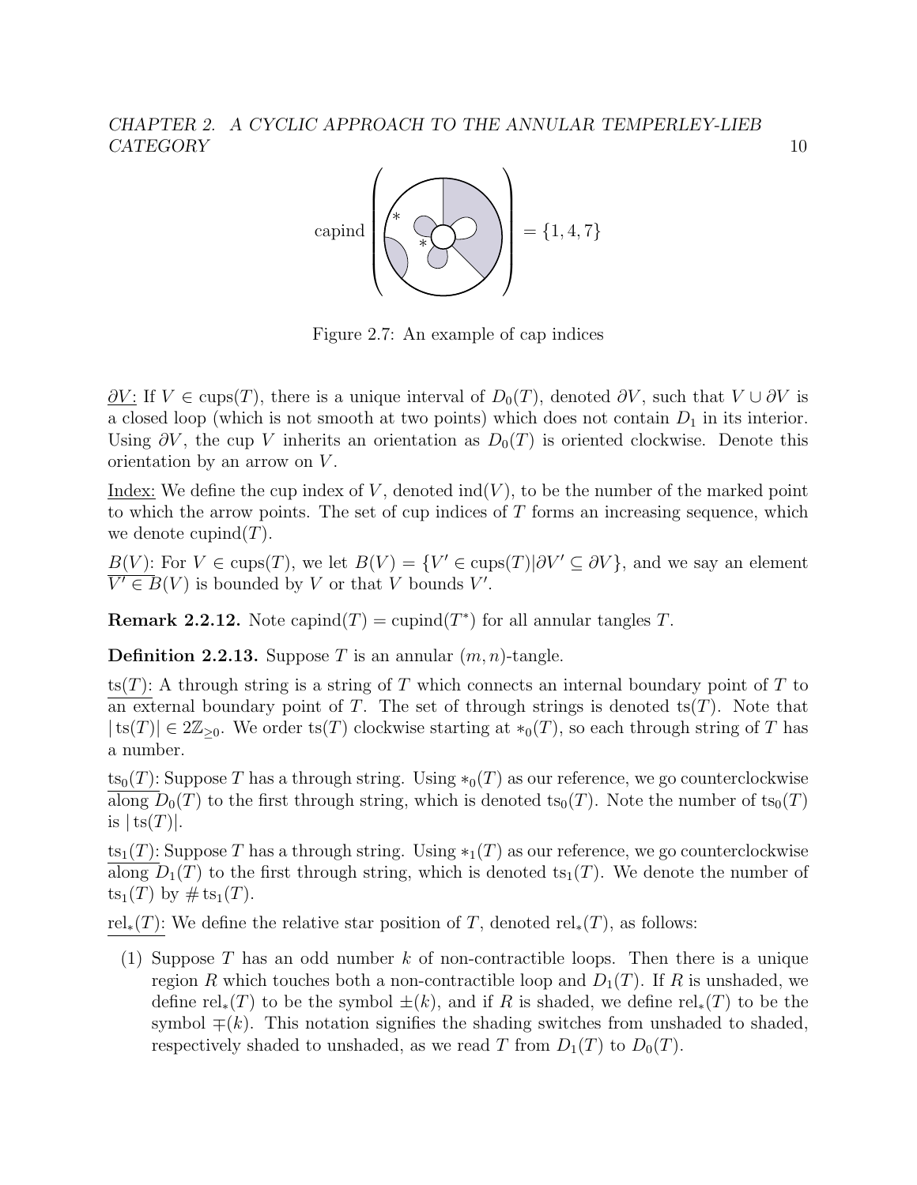capind $\left( \quad \right) = \{1, 4, 7\}$

Figure 2.7: An example of cap indices

$\underline{\partial V}$: If $V \in \text{cups}(T)$, there is a unique interval of $D_0(T)$, denoted $\partial V$, such that $V \cup \partial V$ is a closed loop (which is not smooth at two points) which does not contain $D_1$ in its interior. Using $\partial V$, the cup $V$ inherits an orientation as $D_0(T)$ is oriented clockwise. Denote this orientation by an arrow on $V$.

Index: We define the cup index of $V$, denoted $\text{ind}(V)$, to be the number of the marked point to which the arrow points. The set of cup indices of $T$ forms an increasing sequence, which we denote $\text{cupind}(T)$.

$\underline{B(V)}$: For $V \in \text{cups}(T)$, we let $B(V) = \{V' \in \text{cups}(T) | \partial V' \subseteq \partial V\}$, and we say an element $V' \in B(V)$ is bounded by $V$ or that $V$ bounds $V'$.

**Remark 2.2.12.** Note $\text{capind}(T) = \text{cupind}(T^*)$ for all annular tangles $T$.

**Definition 2.2.13.** Suppose $T$ is an annular $(m, n)$-tangle.

$\underline{\text{ts}(T)}$: A through string is a string of $T$ which connects an internal boundary point of $T$ to an external boundary point of $T$. The set of through strings is denoted $\text{ts}(T)$. Note that $|\text{ts}(T)| \in 2\mathbb{Z}_{\geq 0}$. We order $\text{ts}(T)$ clockwise starting at $*_0(T)$, so each through string of $T$ has a number.

$\underline{\text{ts}_0(T)}$: Suppose $T$ has a through string. Using $*_0(T)$ as our reference, we go counterclockwise along $D_0(T)$ to the first through string, which is denoted $\text{ts}_0(T)$. Note the number of $\text{ts}_0(T)$ is $|\text{ts}(T)|$.

$\underline{\text{ts}_1(T)}$: Suppose $T$ has a through string. Using $*_1(T)$ as our reference, we go counterclockwise along $D_1(T)$ to the first through string, which is denoted $\text{ts}_1(T)$. We denote the number of $\text{ts}_1(T)$ by $\#\,\text{ts}_1(T)$.

$\underline{\text{rel}_*(T)}$: We define the relative star position of $T$, denoted $\text{rel}_*(T)$, as follows:

(1) Suppose $T$ has an odd number $k$ of non-contractible loops. Then there is a unique region $R$ which touches both a non-contractible loop and $D_1(T)$. If $R$ is unshaded, we define $\text{rel}_*(T)$ to be the symbol $\pm(k)$, and if $R$ is shaded, we define $\text{rel}_*(T)$ to be the symbol $\mp(k)$. This notation signifies the shading switches from unshaded to shaded, respectively shaded to unshaded, as we read $T$ from $D_1(T)$ to $D_0(T)$.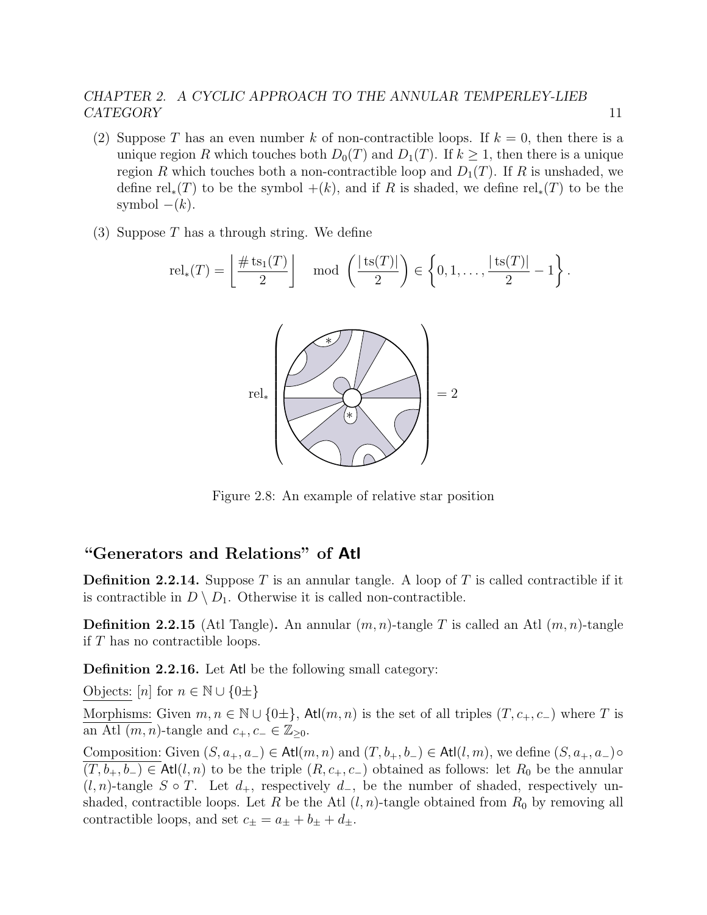(2) Suppose $T$ has an even number $k$ of non-contractible loops. If $k = 0$, then there is a unique region $R$ which touches both $D_0(T)$ and $D_1(T)$. If $k \geq 1$, then there is a unique region $R$ which touches both a non-contractible loop and $D_1(T)$. If $R$ is unshaded, we define $\mathrm{rel}_*(T)$ to be the symbol $+(k)$, and if $R$ is shaded, we define $\mathrm{rel}_*(T)$ to be the symbol $-(k)$.

(3) Suppose $T$ has a through string. We define

$$\mathrm{rel}_*(T) = \left\lfloor \frac{\#\,\mathrm{ts}_1(T)}{2} \right\rfloor \mod \left(\frac{|\,\mathrm{ts}(T)|}{2}\right) \in \left\{0, 1, \ldots, \frac{|\,\mathrm{ts}(T)|}{2} - 1\right\}.$$

$$\mathrm{rel}_*\left(\quad\right) = 2$$

Figure 2.8: An example of relative star position

## "Generators and Relations" of Atl

**Definition 2.2.14.** Suppose $T$ is an annular tangle. A loop of $T$ is called contractible if it is contractible in $D \setminus D_1$. Otherwise it is called non-contractible.

**Definition 2.2.15** (Atl Tangle)**.** An annular $(m, n)$-tangle $T$ is called an Atl $(m, n)$-tangle if $T$ has no contractible loops.

**Definition 2.2.16.** Let $\mathsf{Atl}$ be the following small category:

Objects: $[n]$ for $n \in \mathbb{N} \cup \{0\pm\}$

Morphisms: Given $m, n \in \mathbb{N} \cup \{0\pm\}$, $\mathsf{Atl}(m, n)$ is the set of all triples $(T, c_+, c_-)$ where $T$ is an Atl $(m, n)$-tangle and $c_+, c_- \in \mathbb{Z}_{\geq 0}$.

Composition: Given $(S, a_+, a_-) \in \mathsf{Atl}(m, n)$ and $(T, b_+, b_-) \in \mathsf{Atl}(l, m)$, we define $(S, a_+, a_-) \circ (T, b_+, b_-) \in \mathsf{Atl}(l, n)$ to be the triple $(R, c_+, c_-)$ obtained as follows: let $R_0$ be the annular $(l, n)$-tangle $S \circ T$. Let $d_+$, respectively $d_-$, be the number of shaded, respectively unshaded, contractible loops. Let $R$ be the Atl $(l, n)$-tangle obtained from $R_0$ by removing all contractible loops, and set $c_\pm = a_\pm + b_\pm + d_\pm$.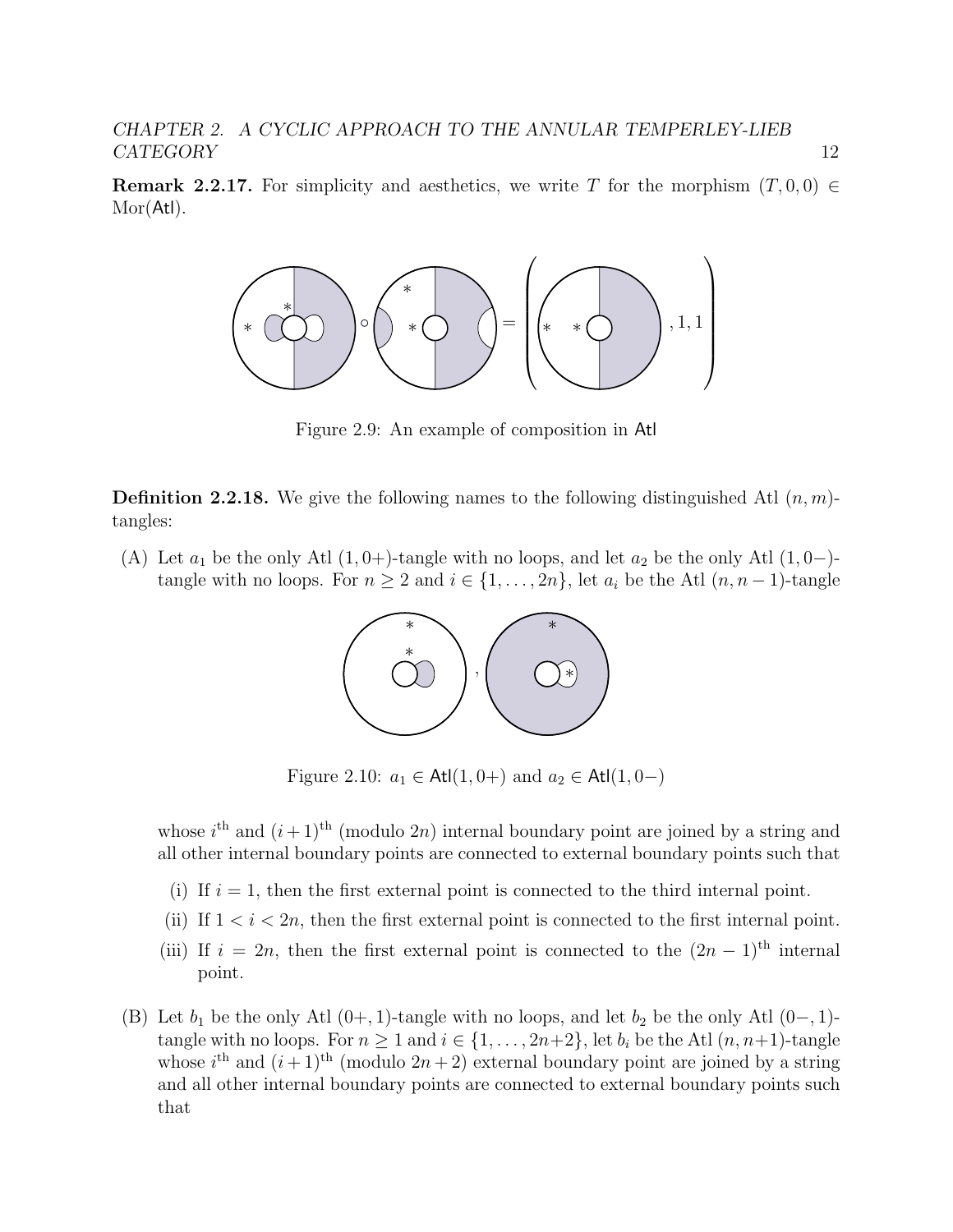**Remark 2.2.17.** For simplicity and aesthetics, we write $T$ for the morphism $(T, 0, 0) \in \text{Mor}(\mathsf{Atl})$.

Figure 2.9: An example of composition in $\mathsf{Atl}$

**Definition 2.2.18.** We give the following names to the following distinguished Atl $(n, m)$-tangles:

(A) Let $a_1$ be the only Atl $(1, 0+)$-tangle with no loops, and let $a_2$ be the only Atl $(1, 0-)$-tangle with no loops. For $n \geq 2$ and $i \in \{1, \ldots, 2n\}$, let $a_i$ be the Atl $(n, n-1)$-tangle

Figure 2.10: $a_1 \in \mathsf{Atl}(1, 0+)$ and $a_2 \in \mathsf{Atl}(1, 0-)$

whose $i^{\text{th}}$ and $(i+1)^{\text{th}}$ (modulo $2n$) internal boundary point are joined by a string and all other internal boundary points are connected to external boundary points such that

(i) If $i = 1$, then the first external point is connected to the third internal point.

(ii) If $1 < i < 2n$, then the first external point is connected to the first internal point.

(iii) If $i = 2n$, then the first external point is connected to the $(2n-1)^{\text{th}}$ internal point.

(B) Let $b_1$ be the only Atl $(0+, 1)$-tangle with no loops, and let $b_2$ be the only Atl $(0-, 1)$-tangle with no loops. For $n \geq 1$ and $i \in \{1, \ldots, 2n+2\}$, let $b_i$ be the Atl $(n, n+1)$-tangle whose $i^{\text{th}}$ and $(i+1)^{\text{th}}$ (modulo $2n+2$) external boundary point are joined by a string and all other internal boundary points are connected to external boundary points such that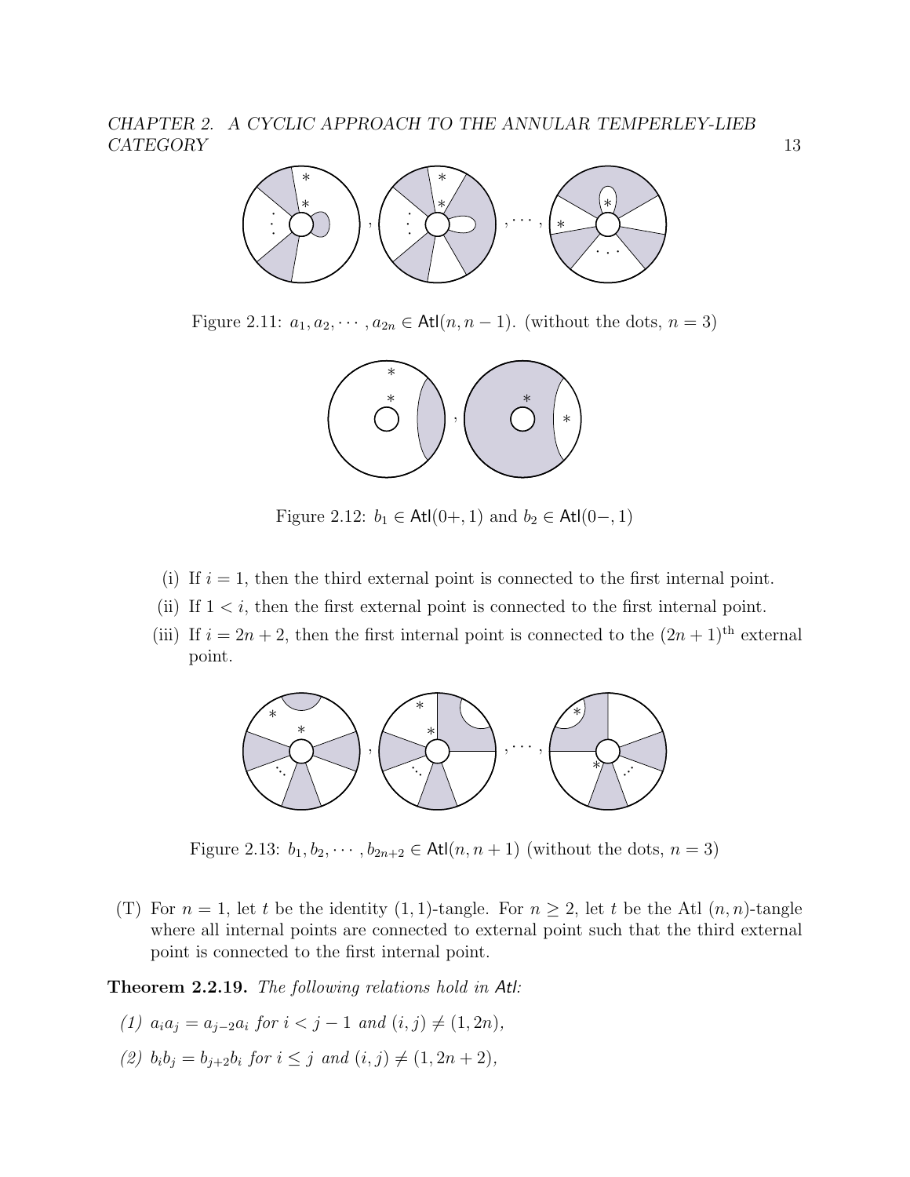Figure 2.11: $a_1, a_2, \cdots, a_{2n} \in \mathsf{Atl}(n, n-1)$. (without the dots, $n = 3$)

Figure 2.12: $b_1 \in \mathsf{Atl}(0+, 1)$ and $b_2 \in \mathsf{Atl}(0-, 1)$

(i) If $i = 1$, then the third external point is connected to the first internal point.

(ii) If $1 < i$, then the first external point is connected to the first internal point.

(iii) If $i = 2n + 2$, then the first internal point is connected to the $(2n + 1)^{\text{th}}$ external point.

Figure 2.13: $b_1, b_2, \cdots, b_{2n+2} \in \mathsf{Atl}(n, n+1)$ (without the dots, $n = 3$)

(T) For $n = 1$, let $t$ be the identity $(1, 1)$-tangle. For $n \geq 2$, let $t$ be the Atl $(n, n)$-tangle where all internal points are connected to external point such that the third external point is connected to the first internal point.

**Theorem 2.2.19.** *The following relations hold in $\mathsf{Atl}$:*

*(1) $a_i a_j = a_{j-2} a_i$ for $i < j - 1$ and $(i, j) \neq (1, 2n)$,*

*(2) $b_i b_j = b_{j+2} b_i$ for $i \leq j$ and $(i, j) \neq (1, 2n + 2)$,*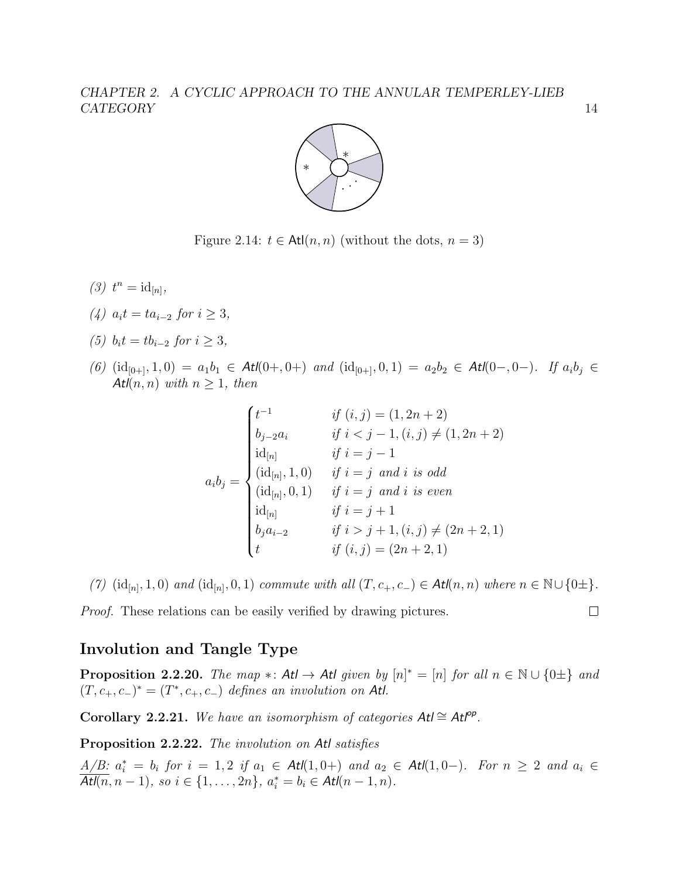Figure 2.14: $t \in \mathsf{Atl}(n,n)$ (without the dots, $n = 3$)

*(3)* $t^n = \mathrm{id}_{[n]}$,

*(4)* $a_i t = t a_{i-2}$ *for* $i \geq 3$,

*(5)* $b_i t = t b_{i-2}$ *for* $i \geq 3$,

*(6)* $(\mathrm{id}_{[0+]}, 1, 0) = a_1 b_1 \in \mathsf{Atl}(0+, 0+)$ *and* $(\mathrm{id}_{[0+]}, 0, 1) = a_2 b_2 \in \mathsf{Atl}(0-, 0-)$. *If* $a_i b_j \in \mathsf{Atl}(n,n)$ *with* $n \geq 1$, *then*

$$a_i b_j = \begin{cases} t^{-1} & \text{if } (i,j) = (1, 2n+2) \\ b_{j-2} a_i & \text{if } i < j-1, (i,j) \neq (1, 2n+2) \\ \mathrm{id}_{[n]} & \text{if } i = j-1 \\ (\mathrm{id}_{[n]}, 1, 0) & \text{if } i = j \text{ and } i \text{ is odd} \\ (\mathrm{id}_{[n]}, 0, 1) & \text{if } i = j \text{ and } i \text{ is even} \\ \mathrm{id}_{[n]} & \text{if } i = j+1 \\ b_j a_{i-2} & \text{if } i > j+1, (i,j) \neq (2n+2, 1) \\ t & \text{if } (i,j) = (2n+2, 1) \end{cases}$$

*(7)* $(\mathrm{id}_{[n]}, 1, 0)$ *and* $(\mathrm{id}_{[n]}, 0, 1)$ *commute with all* $(T, c_+, c_-) \in \mathsf{Atl}(n,n)$ *where* $n \in \mathbb{N} \cup \{0\pm\}$.

*Proof.* These relations can be easily verified by drawing pictures. □

## Involution and Tangle Type

**Proposition 2.2.20.** *The map* $*\colon \mathsf{Atl} \to \mathsf{Atl}$ *given by* $[n]^* = [n]$ *for all* $n \in \mathbb{N} \cup \{0\pm\}$ *and* $(T, c_+, c_-)^* = (T^*, c_+, c_-)$ *defines an involution on* $\mathsf{Atl}$.

**Corollary 2.2.21.** *We have an isomorphism of categories* $\mathsf{Atl} \cong \mathsf{Atl}^{op}$.

**Proposition 2.2.22.** *The involution on* $\mathsf{Atl}$ *satisfies*

*A/B:* $a_i^* = b_i$ *for* $i = 1, 2$ *if* $a_1 \in \mathsf{Atl}(1, 0+)$ *and* $a_2 \in \mathsf{Atl}(1, 0-)$. *For* $n \geq 2$ *and* $a_i \in \mathsf{Atl}(n, n-1)$, *so* $i \in \{1, \ldots, 2n\}$, $a_i^* = b_i \in \mathsf{Atl}(n-1, n)$.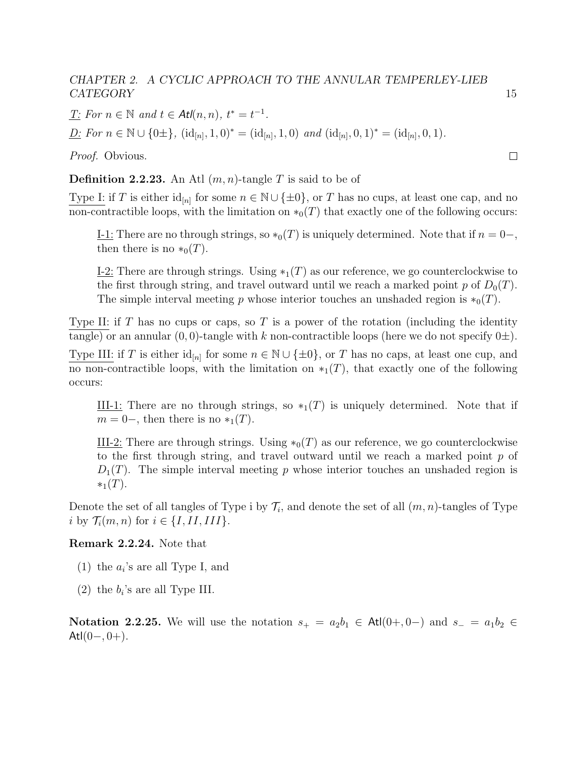<u>T:</u> *For $n \in \mathbb{N}$ and $t \in \mathsf{Atl}(n,n)$, $t^* = t^{-1}$.*

<u>D:</u> *For $n \in \mathbb{N} \cup \{0\pm\}$, $(\mathrm{id}_{[n]}, 1, 0)^* = (\mathrm{id}_{[n]}, 1, 0)$ and $(\mathrm{id}_{[n]}, 0, 1)^* = (\mathrm{id}_{[n]}, 0, 1)$.*

*Proof.* Obvious. □

**Definition 2.2.23.** An Atl $(m,n)$-tangle $T$ is said to be of

<u>Type I:</u> if $T$ is either $\mathrm{id}_{[n]}$ for some $n \in \mathbb{N} \cup \{\pm 0\}$, or $T$ has no cups, at least one cap, and no non-contractible loops, with the limitation on $*_0(T)$ that exactly one of the following occurs:

> <u>I-1:</u> There are no through strings, so $*_0(T)$ is uniquely determined. Note that if $n = 0-$, then there is no $*_0(T)$.
>
> <u>I-2:</u> There are through strings. Using $*_1(T)$ as our reference, we go counterclockwise to the first through string, and travel outward until we reach a marked point $p$ of $D_0(T)$. The simple interval meeting $p$ whose interior touches an unshaded region is $*_0(T)$.

<u>Type II:</u> if $T$ has no cups or caps, so $T$ is a power of the rotation (including the identity tangle) or an annular $(0,0)$-tangle with $k$ non-contractible loops (here we do not specify $0\pm$).

<u>Type III:</u> if $T$ is either $\mathrm{id}_{[n]}$ for some $n \in \mathbb{N} \cup \{\pm 0\}$, or $T$ has no caps, at least one cup, and no non-contractible loops, with the limitation on $*_1(T)$, that exactly one of the following occurs:

> <u>III-1:</u> There are no through strings, so $*_1(T)$ is uniquely determined. Note that if $m = 0-$, then there is no $*_1(T)$.
>
> <u>III-2:</u> There are through strings. Using $*_0(T)$ as our reference, we go counterclockwise to the first through string, and travel outward until we reach a marked point $p$ of $D_1(T)$. The simple interval meeting $p$ whose interior touches an unshaded region is $*_1(T)$.

Denote the set of all tangles of Type i by $\mathcal{T}_i$, and denote the set of all $(m,n)$-tangles of Type $i$ by $\mathcal{T}_i(m,n)$ for $i \in \{I, II, III\}$.

**Remark 2.2.24.** Note that

(1) the $a_i$'s are all Type I, and

(2) the $b_i$'s are all Type III.

**Notation 2.2.25.** We will use the notation $s_+ = a_2 b_1 \in \mathsf{Atl}(0+, 0-)$ and $s_- = a_1 b_2 \in \mathsf{Atl}(0-, 0+)$.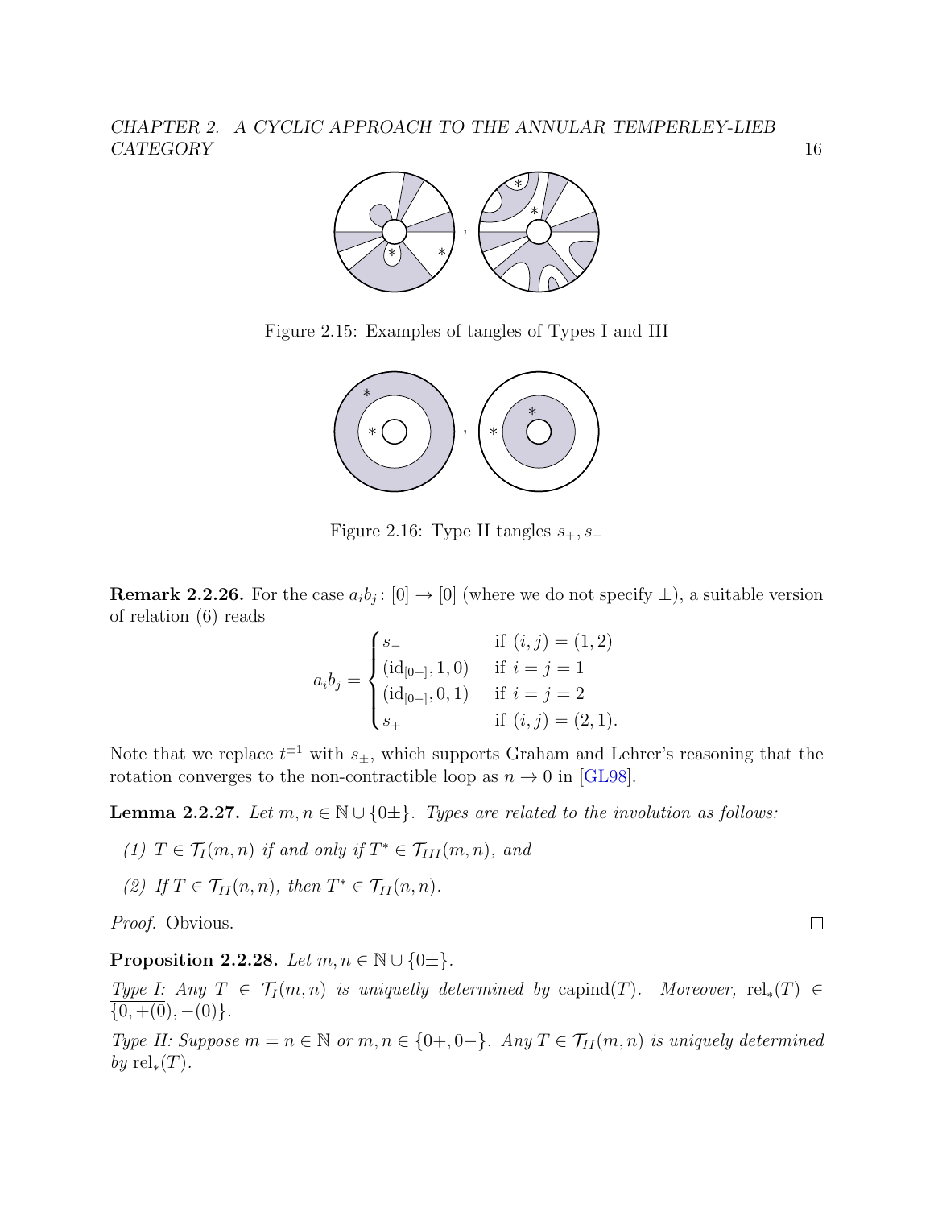Figure 2.15: Examples of tangles of Types I and III

Figure 2.16: Type II tangles $s_+, s_-$

**Remark 2.2.26.** For the case $a_i b_j\colon [0] \to [0]$ (where we do not specify $\pm$), a suitable version of relation (6) reads

$$a_i b_j = \begin{cases} s_- & \text{if } (i,j) = (1,2) \\ (\mathrm{id}_{[0+]}, 1, 0) & \text{if } i = j = 1 \\ (\mathrm{id}_{[0-]}, 0, 1) & \text{if } i = j = 2 \\ s_+ & \text{if } (i,j) = (2,1). \end{cases}$$

Note that we replace $t^{\pm 1}$ with $s_\pm$, which supports Graham and Lehrer's reasoning that the rotation converges to the non-contractible loop as $n \to 0$ in [GL98].

**Lemma 2.2.27.** *Let $m, n \in \mathbb{N} \cup \{0\pm\}$. Types are related to the involution as follows:*

*(1) $T \in \mathcal{T}_I(m,n)$ if and only if $T^* \in \mathcal{T}_{III}(m,n)$, and*

*(2) If $T \in \mathcal{T}_{II}(n,n)$, then $T^* \in \mathcal{T}_{II}(n,n)$.*

*Proof.* Obvious. □

**Proposition 2.2.28.** *Let $m, n \in \mathbb{N} \cup \{0\pm\}$.*

*Type I: Any $T \in \mathcal{T}_I(m,n)$ is uniquetly determined by* $\mathrm{capind}(T)$. *Moreover,* $\mathrm{rel}_*(T) \in \{0, +(0), -(0)\}$.

*Type II: Suppose $m = n \in \mathbb{N}$ or $m, n \in \{0+, 0-\}$. Any $T \in \mathcal{T}_{II}(m,n)$ is uniquely determined by* $\mathrm{rel}_*(T)$.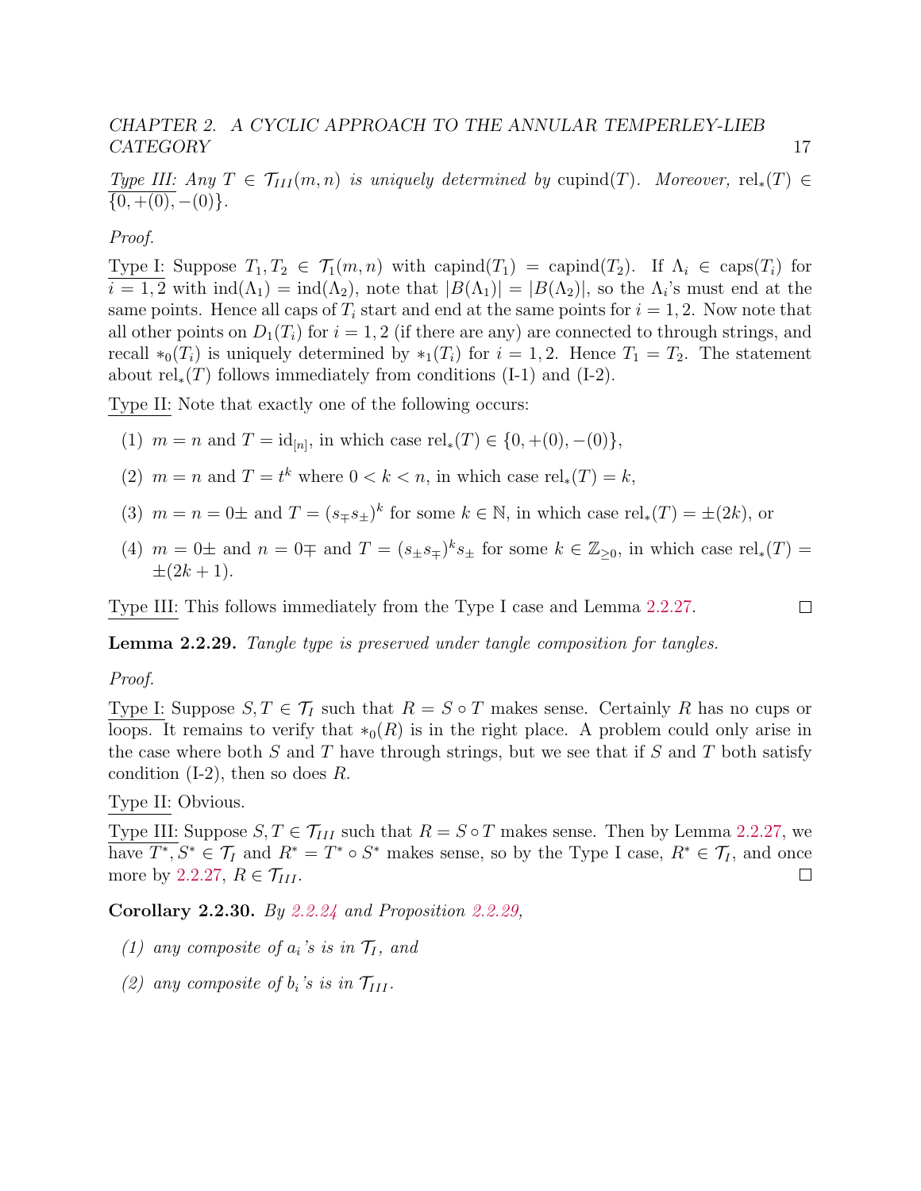*Type III: Any $T \in \mathcal{T}_{III}(m,n)$ is uniquely determined by* $\operatorname{cupind}(T)$*. Moreover,* $\operatorname{rel}_*(T) \in \{0, +(0), -(0)\}$.

*Proof.*

Type I: Suppose $T_1, T_2 \in \mathcal{T}_I(m,n)$ with $\operatorname{capind}(T_1) = \operatorname{capind}(T_2)$. If $\Lambda_i \in \operatorname{caps}(T_i)$ for $i = 1,2$ with $\operatorname{ind}(\Lambda_1) = \operatorname{ind}(\Lambda_2)$, note that $|B(\Lambda_1)| = |B(\Lambda_2)|$, so the $\Lambda_i$'s must end at the same points. Hence all caps of $T_i$ start and end at the same points for $i = 1,2$. Now note that all other points on $D_1(T_i)$ for $i = 1,2$ (if there are any) are connected to through strings, and recall $*_0(T_i)$ is uniquely determined by $*_1(T_i)$ for $i = 1,2$. Hence $T_1 = T_2$. The statement about $\operatorname{rel}_*(T)$ follows immediately from conditions (I-1) and (I-2).

Type II: Note that exactly one of the following occurs:

1. $m = n$ and $T = \operatorname{id}_{[n]}$, in which case $\operatorname{rel}_*(T) \in \{0, +(0), -(0)\}$,
2. $m = n$ and $T = t^k$ where $0 < k < n$, in which case $\operatorname{rel}_*(T) = k$,
3. $m = n = 0\pm$ and $T = (s_\mp s_\pm)^k$ for some $k \in \mathbb{N}$, in which case $\operatorname{rel}_*(T) = \pm(2k)$, or
4. $m = 0\pm$ and $n = 0\mp$ and $T = (s_\pm s_\mp)^k s_\pm$ for some $k \in \mathbb{Z}_{\geq 0}$, in which case $\operatorname{rel}_*(T) = \pm(2k+1)$.

Type III: This follows immediately from the Type I case and Lemma 2.2.27. ∎

**Lemma 2.2.29.** *Tangle type is preserved under tangle composition for tangles.*

*Proof.*

Type I: Suppose $S, T \in \mathcal{T}_I$ such that $R = S \circ T$ makes sense. Certainly $R$ has no cups or loops. It remains to verify that $*_0(R)$ is in the right place. A problem could only arise in the case where both $S$ and $T$ have through strings, but we see that if $S$ and $T$ both satisfy condition (I-2), then so does $R$.

Type II: Obvious.

Type III: Suppose $S, T \in \mathcal{T}_{III}$ such that $R = S \circ T$ makes sense. Then by Lemma 2.2.27, we have $T^*, S^* \in \mathcal{T}_I$ and $R^* = T^* \circ S^*$ makes sense, so by the Type I case, $R^* \in \mathcal{T}_I$, and once more by 2.2.27, $R \in \mathcal{T}_{III}$. ∎

**Corollary 2.2.30.** *By 2.2.24 and Proposition 2.2.29,*

1. *any composite of $a_i$'s is in $\mathcal{T}_I$, and*
2. *any composite of $b_i$'s is in $\mathcal{T}_{III}$.*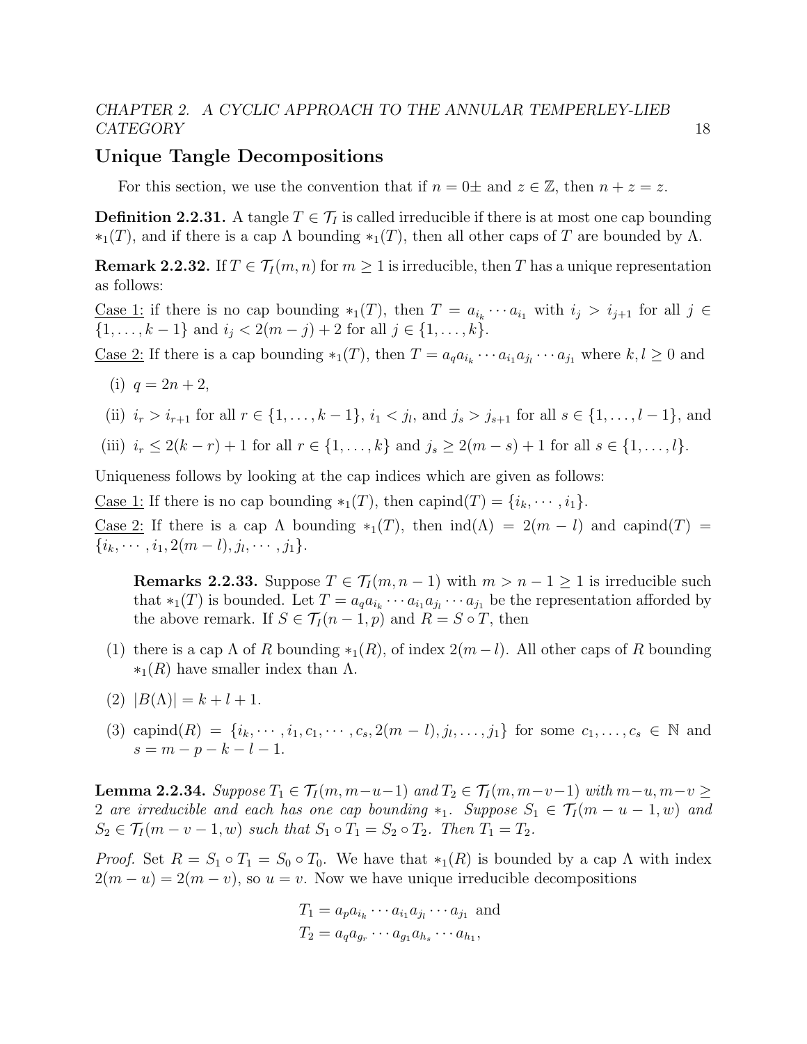## Unique Tangle Decompositions

For this section, we use the convention that if $n = 0\pm$ and $z \in \mathbb{Z}$, then $n + z = z$.

**Definition 2.2.31.** A tangle $T \in \mathcal{T}_I$ is called irreducible if there is at most one cap bounding $*_1(T)$, and if there is a cap $\Lambda$ bounding $*_1(T)$, then all other caps of $T$ are bounded by $\Lambda$.

**Remark 2.2.32.** If $T \in \mathcal{T}_I(m, n)$ for $m \geq 1$ is irreducible, then $T$ has a unique representation as follows:

Case 1: if there is no cap bounding $*_1(T)$, then $T = a_{i_k} \cdots a_{i_1}$ with $i_j > i_{j+1}$ for all $j \in \{1, \ldots, k-1\}$ and $i_j < 2(m-j)+2$ for all $j \in \{1, \ldots, k\}$.

Case 2: If there is a cap bounding $*_1(T)$, then $T = a_q a_{i_k} \cdots a_{i_1} a_{j_l} \cdots a_{j_1}$ where $k, l \geq 0$ and

(i) $q = 2n + 2$,

(ii) $i_r > i_{r+1}$ for all $r \in \{1, \ldots, k-1\}$, $i_1 < j_l$, and $j_s > j_{s+1}$ for all $s \in \{1, \ldots, l-1\}$, and

(iii) $i_r \leq 2(k-r)+1$ for all $r \in \{1, \ldots, k\}$ and $j_s \geq 2(m-s)+1$ for all $s \in \{1, \ldots, l\}$.

Uniqueness follows by looking at the cap indices which are given as follows:

Case 1: If there is no cap bounding $*_1(T)$, then $\text{capind}(T) = \{i_k, \cdots, i_1\}$.

Case 2: If there is a cap $\Lambda$ bounding $*_1(T)$, then $\text{ind}(\Lambda) = 2(m-l)$ and $\text{capind}(T) = \{i_k, \cdots, i_1, 2(m-l), j_l, \cdots, j_1\}$.

> **Remarks 2.2.33.** Suppose $T \in \mathcal{T}_I(m, n-1)$ with $m > n-1 \geq 1$ is irreducible such that $*_1(T)$ is bounded. Let $T = a_q a_{i_k} \cdots a_{i_1} a_{j_l} \cdots a_{j_1}$ be the representation afforded by the above remark. If $S \in \mathcal{T}_I(n-1, p)$ and $R = S \circ T$, then

(1) there is a cap $\Lambda$ of $R$ bounding $*_1(R)$, of index $2(m-l)$. All other caps of $R$ bounding $*_1(R)$ have smaller index than $\Lambda$.

(2) $|B(\Lambda)| = k + l + 1$.

(3) $\text{capind}(R) = \{i_k, \cdots, i_1, c_1, \cdots, c_s, 2(m-l), j_l, \ldots, j_1\}$ for some $c_1, \ldots, c_s \in \mathbb{N}$ and $s = m - p - k - l - 1$.

**Lemma 2.2.34.** *Suppose $T_1 \in \mathcal{T}_I(m, m-u-1)$ and $T_2 \in \mathcal{T}_I(m, m-v-1)$ with $m-u, m-v \geq 2$ are irreducible and each has one cap bounding $*_1$. Suppose $S_1 \in \mathcal{T}_I(m-u-1, w)$ and $S_2 \in \mathcal{T}_I(m-v-1, w)$ such that $S_1 \circ T_1 = S_2 \circ T_2$. Then $T_1 = T_2$.*

*Proof.* Set $R = S_1 \circ T_1 = S_0 \circ T_0$. We have that $*_1(R)$ is bounded by a cap $\Lambda$ with index $2(m-u) = 2(m-v)$, so $u = v$. Now we have unique irreducible decompositions

$$T_1 = a_p a_{i_k} \cdots a_{i_1} a_{j_l} \cdots a_{j_1} \text{ and}$$
$$T_2 = a_q a_{g_r} \cdots a_{g_1} a_{h_s} \cdots a_{h_1},$$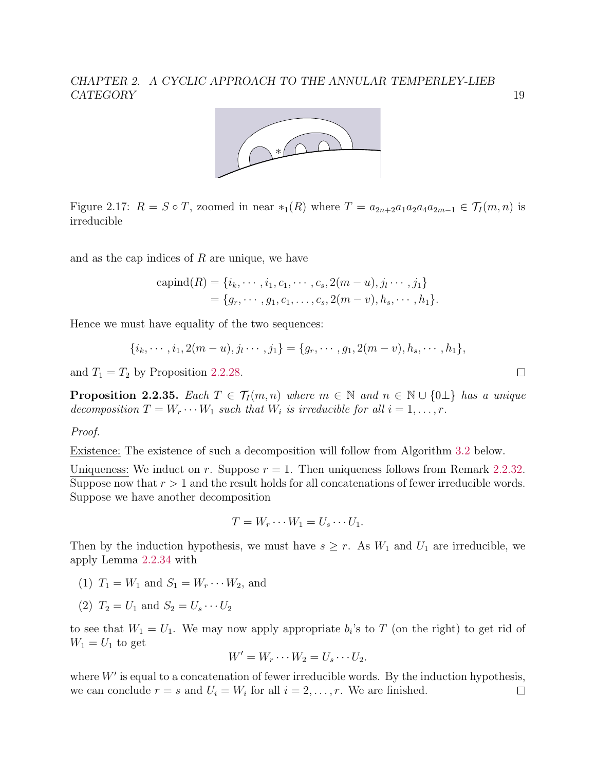Figure 2.17: $R = S \circ T$, zoomed in near $*_1(R)$ where $T = a_{2n+2}a_1a_2a_4a_{2m-1} \in \mathcal{T}_I(m,n)$ is irreducible

and as the cap indices of $R$ are unique, we have

$$\begin{aligned}\operatorname{capind}(R) &= \{i_k, \cdots, i_1, c_1, \cdots, c_s, 2(m-u), j_l \cdots, j_1\} \\ &= \{g_r, \cdots, g_1, c_1, \dots, c_s, 2(m-v), h_s, \cdots, h_1\}.\end{aligned}$$

Hence we must have equality of the two sequences:

$$\{i_k, \cdots, i_1, 2(m-u), j_l \cdots, j_1\} = \{g_r, \cdots, g_1, 2(m-v), h_s, \cdots, h_1\},$$

and $T_1 = T_2$ by Proposition 2.2.28. □

**Proposition 2.2.35.** *Each $T \in \mathcal{T}_I(m,n)$ where $m \in \mathbb{N}$ and $n \in \mathbb{N} \cup \{0\pm\}$ has a unique decomposition $T = W_r \cdots W_1$ such that $W_i$ is irreducible for all $i = 1, \dots, r$.*

*Proof.*

Existence: The existence of such a decomposition will follow from Algorithm 3.2 below.

Uniqueness: We induct on $r$. Suppose $r = 1$. Then uniqueness follows from Remark 2.2.32. Suppose now that $r > 1$ and the result holds for all concatenations of fewer irreducible words. Suppose we have another decomposition

$$T = W_r \cdots W_1 = U_s \cdots U_1.$$

Then by the induction hypothesis, we must have $s \geq r$. As $W_1$ and $U_1$ are irreducible, we apply Lemma 2.2.34 with

(1) $T_1 = W_1$ and $S_1 = W_r \cdots W_2$, and

(2) $T_2 = U_1$ and $S_2 = U_s \cdots U_2$

to see that $W_1 = U_1$. We may now apply appropriate $b_i$'s to $T$ (on the right) to get rid of $W_1 = U_1$ to get

$$W' = W_r \cdots W_2 = U_s \cdots U_2.$$

where $W'$ is equal to a concatenation of fewer irreducible words. By the induction hypothesis, we can conclude $r = s$ and $U_i = W_i$ for all $i = 2, \dots, r$. We are finished. □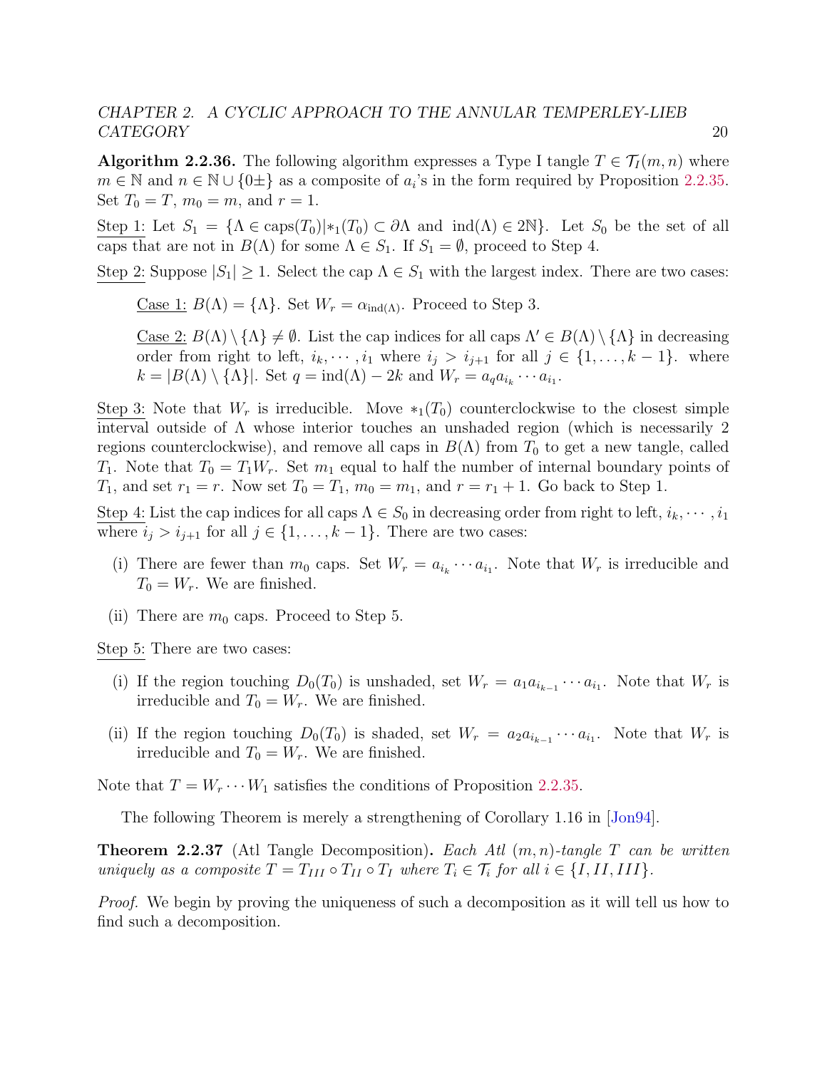**Algorithm 2.2.36.** The following algorithm expresses a Type I tangle $T \in \mathcal{T}_I(m,n)$ where $m \in \mathbb{N}$ and $n \in \mathbb{N} \cup \{0\pm\}$ as a composite of $a_i$'s in the form required by Proposition 2.2.35. Set $T_0 = T$, $m_0 = m$, and $r = 1$.

<u>Step 1:</u> Let $S_1 = \{\Lambda \in \text{caps}(T_0) | *_1(T_0) \subset \partial\Lambda \text{ and } \text{ind}(\Lambda) \in 2\mathbb{N}\}$. Let $S_0$ be the set of all caps that are not in $B(\Lambda)$ for some $\Lambda \in S_1$. If $S_1 = \emptyset$, proceed to Step 4.

<u>Step 2:</u> Suppose $|S_1| \geq 1$. Select the cap $\Lambda \in S_1$ with the largest index. There are two cases:

> <u>Case 1:</u> $B(\Lambda) = \{\Lambda\}$. Set $W_r = \alpha_{\text{ind}(\Lambda)}$. Proceed to Step 3.
>
> <u>Case 2:</u> $B(\Lambda) \setminus \{\Lambda\} \neq \emptyset$. List the cap indices for all caps $\Lambda' \in B(\Lambda) \setminus \{\Lambda\}$ in decreasing order from right to left, $i_k, \cdots, i_1$ where $i_j > i_{j+1}$ for all $j \in \{1, \ldots, k-1\}$. where $k = |B(\Lambda) \setminus \{\Lambda\}|$. Set $q = \text{ind}(\Lambda) - 2k$ and $W_r = a_q a_{i_k} \cdots a_{i_1}$.

<u>Step 3:</u> Note that $W_r$ is irreducible. Move $*_1(T_0)$ counterclockwise to the closest simple interval outside of $\Lambda$ whose interior touches an unshaded region (which is necessarily 2 regions counterclockwise), and remove all caps in $B(\Lambda)$ from $T_0$ to get a new tangle, called $T_1$. Note that $T_0 = T_1 W_r$. Set $m_1$ equal to half the number of internal boundary points of $T_1$, and set $r_1 = r$. Now set $T_0 = T_1$, $m_0 = m_1$, and $r = r_1 + 1$. Go back to Step 1.

<u>Step 4:</u> List the cap indices for all caps $\Lambda \in S_0$ in decreasing order from right to left, $i_k, \cdots, i_1$ where $i_j > i_{j+1}$ for all $j \in \{1, \ldots, k-1\}$. There are two cases:

(i) There are fewer than $m_0$ caps. Set $W_r = a_{i_k} \cdots a_{i_1}$. Note that $W_r$ is irreducible and $T_0 = W_r$. We are finished.

(ii) There are $m_0$ caps. Proceed to Step 5.

<u>Step 5:</u> There are two cases:

(i) If the region touching $D_0(T_0)$ is unshaded, set $W_r = a_1 a_{i_{k-1}} \cdots a_{i_1}$. Note that $W_r$ is irreducible and $T_0 = W_r$. We are finished.

(ii) If the region touching $D_0(T_0)$ is shaded, set $W_r = a_2 a_{i_{k-1}} \cdots a_{i_1}$. Note that $W_r$ is irreducible and $T_0 = W_r$. We are finished.

Note that $T = W_r \cdots W_1$ satisfies the conditions of Proposition 2.2.35.

The following Theorem is merely a strengthening of Corollary 1.16 in [Jon94].

**Theorem 2.2.37** (Atl Tangle Decomposition)**.** *Each Atl $(m,n)$-tangle $T$ can be written uniquely as a composite $T = T_{III} \circ T_{II} \circ T_I$ where $T_i \in \mathcal{T}_i$ for all $i \in \{I, II, III\}$.*

*Proof.* We begin by proving the uniqueness of such a decomposition as it will tell us how to find such a decomposition.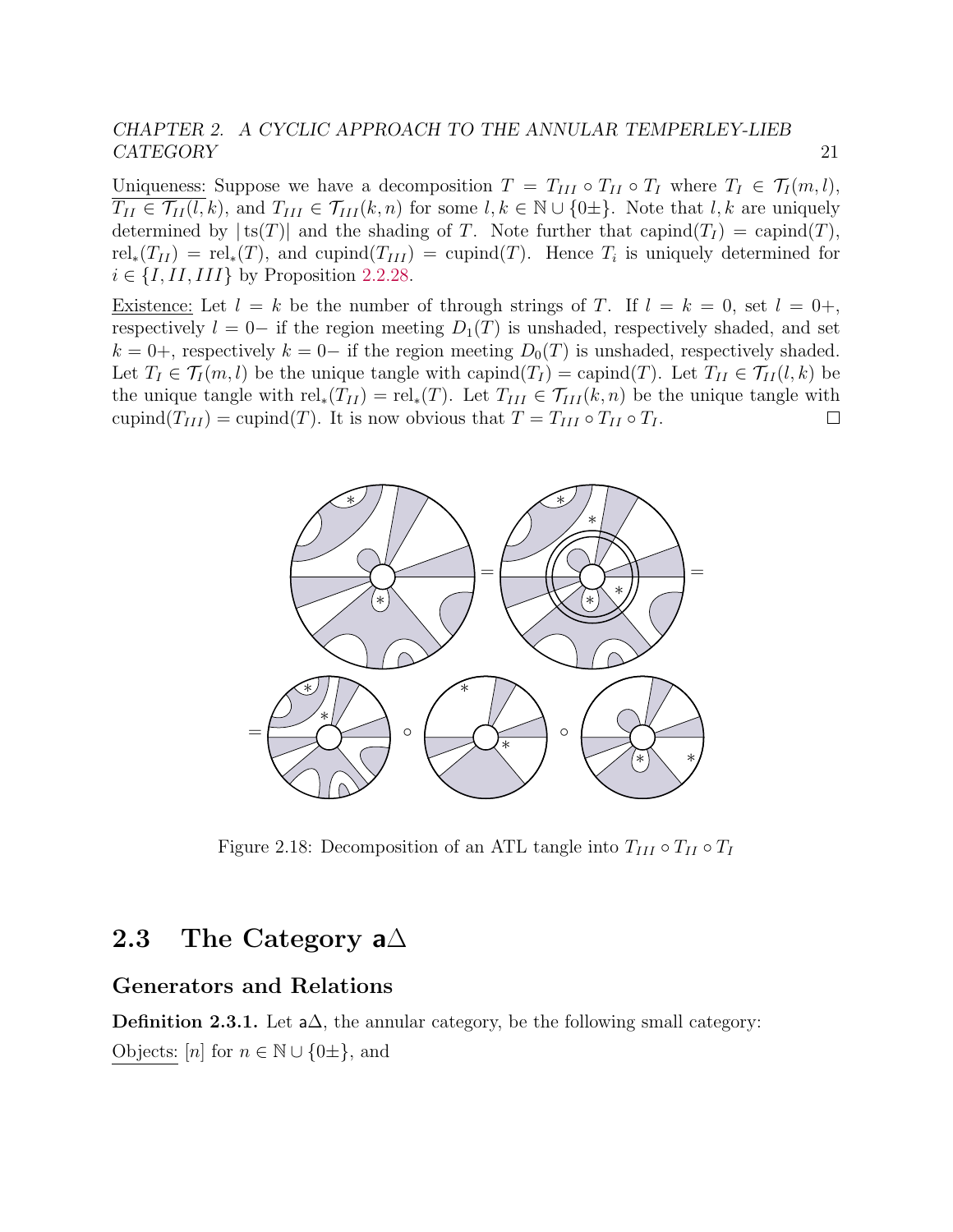Uniqueness: Suppose we have a decomposition $T = T_{III} \circ T_{II} \circ T_I$ where $T_I \in \mathcal{T}_I(m,l)$, $T_{II} \in \mathcal{T}_{II}(l,k)$, and $T_{III} \in \mathcal{T}_{III}(k,n)$ for some $l,k \in \mathbb{N} \cup \{0\pm\}$. Note that $l,k$ are uniquely determined by $|\operatorname{ts}(T)|$ and the shading of $T$. Note further that $\operatorname{capind}(T_I) = \operatorname{capind}(T)$, $\operatorname{rel}_*(T_{II}) = \operatorname{rel}_*(T)$, and $\operatorname{cupind}(T_{III}) = \operatorname{cupind}(T)$. Hence $T_i$ is uniquely determined for $i \in \{I, II, III\}$ by Proposition 2.2.28.

Existence: Let $l = k$ be the number of through strings of $T$. If $l = k = 0$, set $l = 0+$, respectively $l = 0-$ if the region meeting $D_1(T)$ is unshaded, respectively shaded, and set $k = 0+$, respectively $k = 0-$ if the region meeting $D_0(T)$ is unshaded, respectively shaded. Let $T_I \in \mathcal{T}_I(m,l)$ be the unique tangle with $\operatorname{capind}(T_I) = \operatorname{capind}(T)$. Let $T_{II} \in \mathcal{T}_{II}(l,k)$ be the unique tangle with $\operatorname{rel}_*(T_{II}) = \operatorname{rel}_*(T)$. Let $T_{III} \in \mathcal{T}_{III}(k,n)$ be the unique tangle with $\operatorname{cupind}(T_{III}) = \operatorname{cupind}(T)$. It is now obvious that $T = T_{III} \circ T_{II} \circ T_I$. $\square$

Figure 2.18: Decomposition of an ATL tangle into $T_{III} \circ T_{II} \circ T_I$

## 2.3 The Category a$\Delta$

### Generators and Relations

**Definition 2.3.1.** Let a$\Delta$, the annular category, be the following small category:

Objects: $[n]$ for $n \in \mathbb{N} \cup \{0\pm\}$, and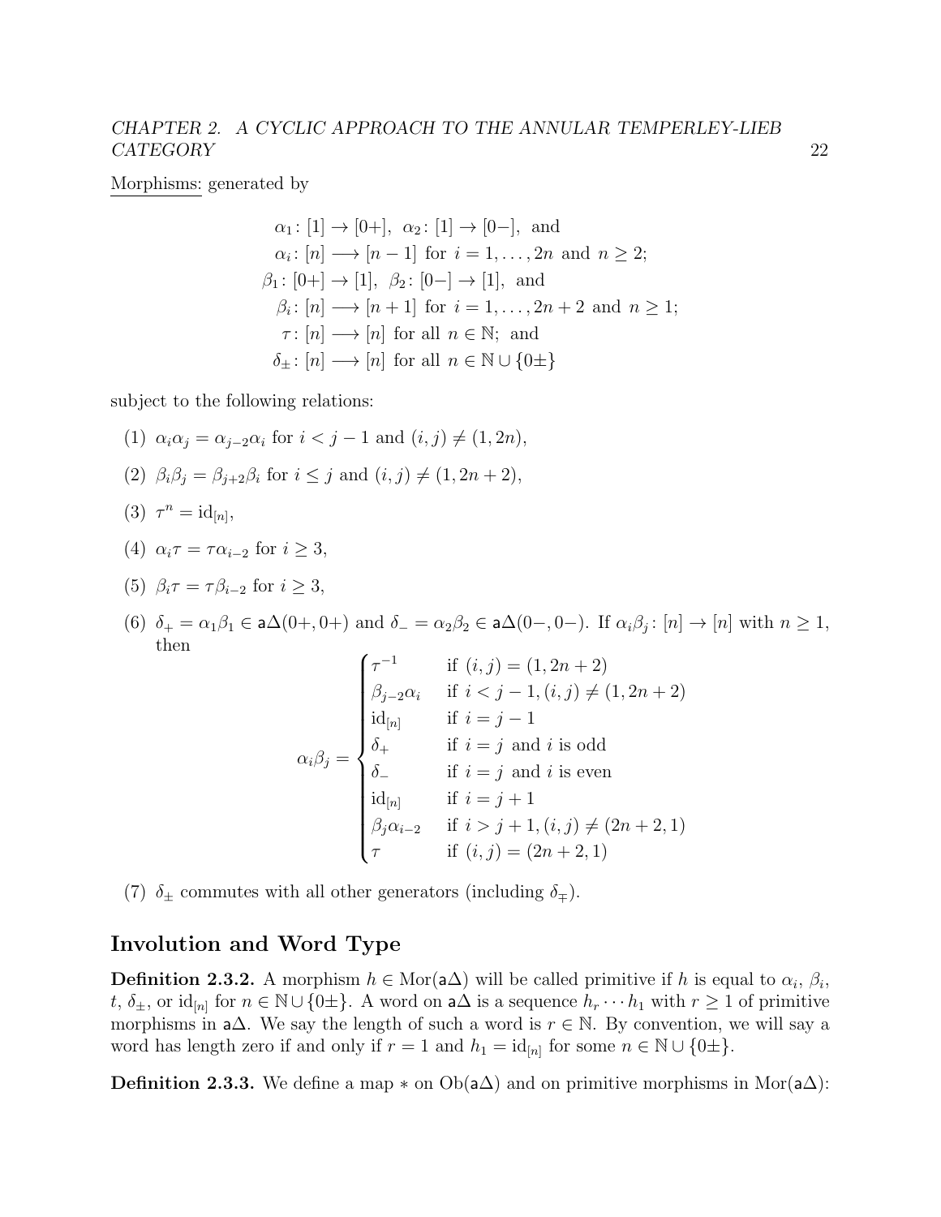Morphisms: generated by

$$\begin{aligned}
\alpha_1 \colon [1] \to [0+],\ \ \alpha_2 \colon [1] \to [0-],\ \text{ and}\\
\alpha_i \colon [n] \longrightarrow [n-1] \text{ for } i = 1, \ldots, 2n \text{ and } n \geq 2;\\
\beta_1 \colon [0+] \to [1],\ \ \beta_2 \colon [0-] \to [1],\ \text{ and}\\
\beta_i \colon [n] \longrightarrow [n+1] \text{ for } i = 1, \ldots, 2n+2 \text{ and } n \geq 1;\\
\tau \colon [n] \longrightarrow [n] \text{ for all } n \in \mathbb{N};\ \text{ and}\\
\delta_\pm \colon [n] \longrightarrow [n] \text{ for all } n \in \mathbb{N} \cup \{0\pm\}
\end{aligned}$$

subject to the following relations:

(1) $\alpha_i \alpha_j = \alpha_{j-2} \alpha_i$ for $i < j-1$ and $(i,j) \neq (1, 2n)$,

(2) $\beta_i \beta_j = \beta_{j+2} \beta_i$ for $i \leq j$ and $(i,j) \neq (1, 2n+2)$,

(3) $\tau^n = \mathrm{id}_{[n]}$,

(4) $\alpha_i \tau = \tau \alpha_{i-2}$ for $i \geq 3$,

(5) $\beta_i \tau = \tau \beta_{i-2}$ for $i \geq 3$,

(6) $\delta_+ = \alpha_1 \beta_1 \in \mathsf{a}\Delta(0+, 0+)$ and $\delta_- = \alpha_2 \beta_2 \in \mathsf{a}\Delta(0-, 0-)$. If $\alpha_i \beta_j \colon [n] \to [n]$ with $n \geq 1$, then

$$\alpha_i \beta_j = \begin{cases} \tau^{-1} & \text{if } (i,j) = (1, 2n+2) \\ \beta_{j-2} \alpha_i & \text{if } i < j-1, (i,j) \neq (1, 2n+2) \\ \mathrm{id}_{[n]} & \text{if } i = j-1 \\ \delta_+ & \text{if } i = j \text{ and } i \text{ is odd} \\ \delta_- & \text{if } i = j \text{ and } i \text{ is even} \\ \mathrm{id}_{[n]} & \text{if } i = j+1 \\ \beta_j \alpha_{i-2} & \text{if } i > j+1, (i,j) \neq (2n+2, 1) \\ \tau & \text{if } (i,j) = (2n+2, 1) \end{cases}$$

(7) $\delta_\pm$ commutes with all other generators (including $\delta_\mp$).

## Involution and Word Type

**Definition 2.3.2.** A morphism $h \in \mathrm{Mor}(\mathsf{a}\Delta)$ will be called primitive if $h$ is equal to $\alpha_i$, $\beta_i$, $t$, $\delta_\pm$, or $\mathrm{id}_{[n]}$ for $n \in \mathbb{N} \cup \{0\pm\}$. A word on $\mathsf{a}\Delta$ is a sequence $h_r \cdots h_1$ with $r \geq 1$ of primitive morphisms in $\mathsf{a}\Delta$. We say the length of such a word is $r \in \mathbb{N}$. By convention, we will say a word has length zero if and only if $r = 1$ and $h_1 = \mathrm{id}_{[n]}$ for some $n \in \mathbb{N} \cup \{0\pm\}$.

**Definition 2.3.3.** We define a map $*$ on $\mathrm{Ob}(\mathsf{a}\Delta)$ and on primitive morphisms in $\mathrm{Mor}(\mathsf{a}\Delta)$: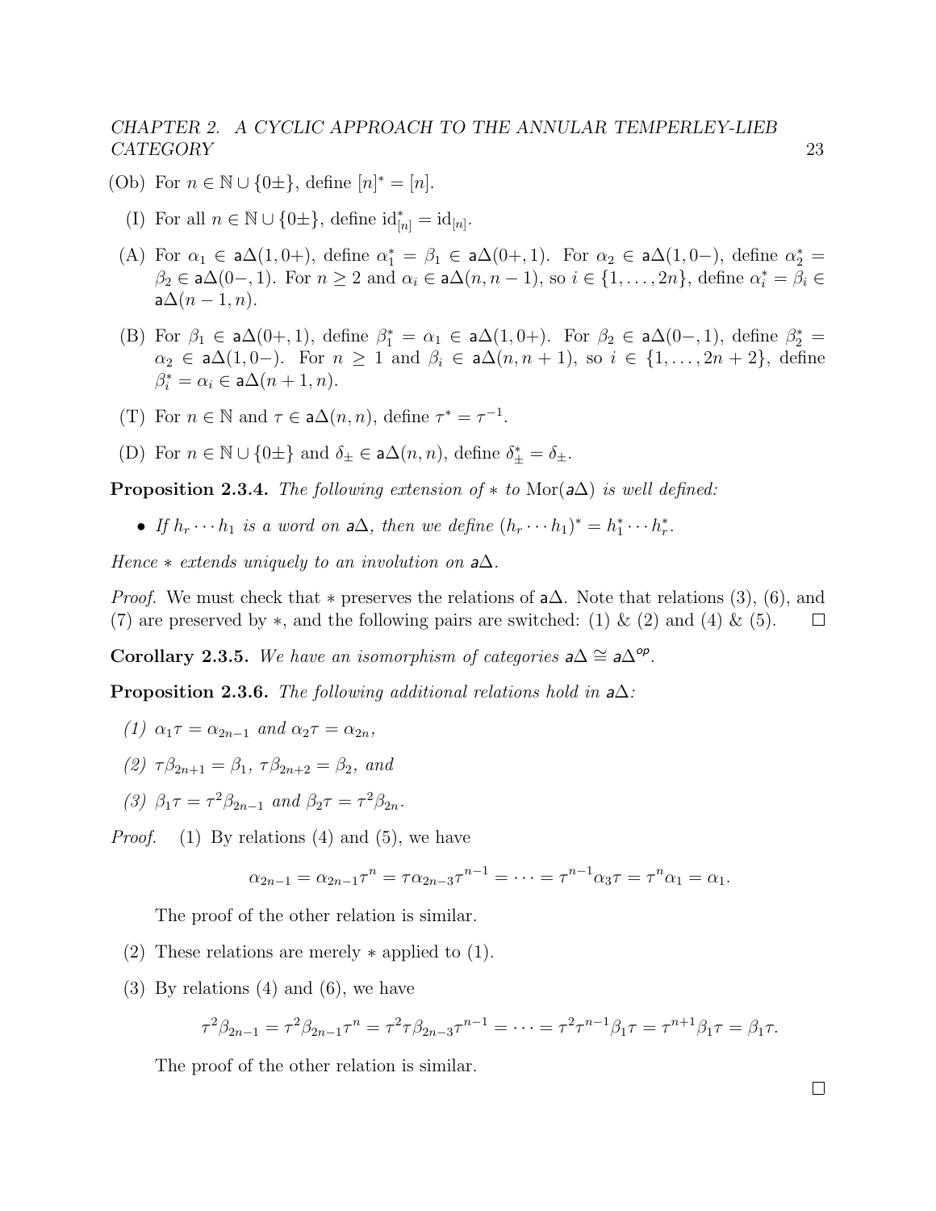(Ob) For $n \in \mathbb{N} \cup \{0\pm\}$, define $[n]^* = [n]$.

(I) For all $n \in \mathbb{N} \cup \{0\pm\}$, define $\mathrm{id}_{[n]}^* = \mathrm{id}_{[n]}$.

(A) For $\alpha_1 \in \mathsf{a}\Delta(1, 0+)$, define $\alpha_1^* = \beta_1 \in \mathsf{a}\Delta(0+, 1)$. For $\alpha_2 \in \mathsf{a}\Delta(1, 0-)$, define $\alpha_2^* = \beta_2 \in \mathsf{a}\Delta(0-, 1)$. For $n \geq 2$ and $\alpha_i \in \mathsf{a}\Delta(n, n-1)$, so $i \in \{1, \ldots, 2n\}$, define $\alpha_i^* = \beta_i \in \mathsf{a}\Delta(n-1, n)$.

(B) For $\beta_1 \in \mathsf{a}\Delta(0+, 1)$, define $\beta_1^* = \alpha_1 \in \mathsf{a}\Delta(1, 0+)$. For $\beta_2 \in \mathsf{a}\Delta(0-, 1)$, define $\beta_2^* = \alpha_2 \in \mathsf{a}\Delta(1, 0-)$. For $n \geq 1$ and $\beta_i \in \mathsf{a}\Delta(n, n+1)$, so $i \in \{1, \ldots, 2n+2\}$, define $\beta_i^* = \alpha_i \in \mathsf{a}\Delta(n+1, n)$.

(T) For $n \in \mathbb{N}$ and $\tau \in \mathsf{a}\Delta(n, n)$, define $\tau^* = \tau^{-1}$.

(D) For $n \in \mathbb{N} \cup \{0\pm\}$ and $\delta_\pm \in \mathsf{a}\Delta(n, n)$, define $\delta_\pm^* = \delta_\pm$.

**Proposition 2.3.4.** *The following extension of $*$ to $\mathrm{Mor}(\mathsf{a}\Delta)$ is well defined:*

- *If $h_r \cdots h_1$ is a word on $\mathsf{a}\Delta$, then we define $(h_r \cdots h_1)^* = h_1^* \cdots h_r^*$.*

*Hence $*$ extends uniquely to an involution on $\mathsf{a}\Delta$.*

*Proof.* We must check that $*$ preserves the relations of $\mathsf{a}\Delta$. Note that relations (3), (6), and (7) are preserved by $*$, and the following pairs are switched: (1) & (2) and (4) & (5). □

**Corollary 2.3.5.** *We have an isomorphism of categories $\mathsf{a}\Delta \cong \mathsf{a}\Delta^{op}$.*

**Proposition 2.3.6.** *The following additional relations hold in $\mathsf{a}\Delta$:*

*(1) $\alpha_1 \tau = \alpha_{2n-1}$ and $\alpha_2 \tau = \alpha_{2n}$,*

*(2) $\tau \beta_{2n+1} = \beta_1$, $\tau \beta_{2n+2} = \beta_2$, and*

*(3) $\beta_1 \tau = \tau^2 \beta_{2n-1}$ and $\beta_2 \tau = \tau^2 \beta_{2n}$.*

*Proof.* (1) By relations (4) and (5), we have

$$\alpha_{2n-1} = \alpha_{2n-1}\tau^n = \tau\alpha_{2n-3}\tau^{n-1} = \cdots = \tau^{n-1}\alpha_3\tau = \tau^n\alpha_1 = \alpha_1.$$

The proof of the other relation is similar.

(2) These relations are merely $*$ applied to (1).

(3) By relations (4) and (6), we have

$$\tau^2\beta_{2n-1} = \tau^2\beta_{2n-1}\tau^n = \tau^2\tau\beta_{2n-3}\tau^{n-1} = \cdots = \tau^2\tau^{n-1}\beta_1\tau = \tau^{n+1}\beta_1\tau = \beta_1\tau.$$

The proof of the other relation is similar.

□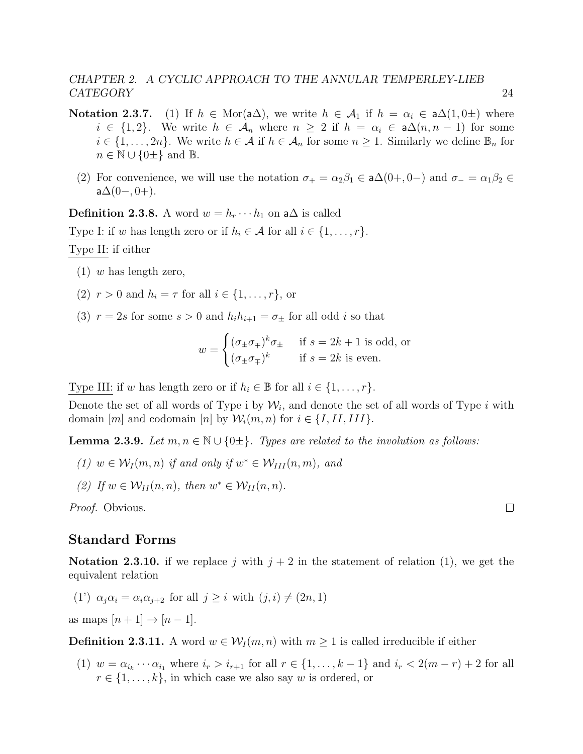**Notation 2.3.7.** (1) If $h \in \mathrm{Mor}(\mathsf{a}\Delta)$, we write $h \in \mathcal{A}_1$ if $h = \alpha_i \in \mathsf{a}\Delta(1, 0\pm)$ where $i \in \{1, 2\}$. We write $h \in \mathcal{A}_n$ where $n \geq 2$ if $h = \alpha_i \in \mathsf{a}\Delta(n, n-1)$ for some $i \in \{1, \ldots, 2n\}$. We write $h \in \mathcal{A}$ if $h \in \mathcal{A}_n$ for some $n \geq 1$. Similarly we define $\mathbb{B}_n$ for $n \in \mathbb{N} \cup \{0\pm\}$ and $\mathbb{B}$.

(2) For convenience, we will use the notation $\sigma_+ = \alpha_2\beta_1 \in \mathsf{a}\Delta(0+, 0-)$ and $\sigma_- = \alpha_1\beta_2 \in \mathsf{a}\Delta(0-, 0+)$.

**Definition 2.3.8.** A word $w = h_r \cdots h_1$ on $\mathsf{a}\Delta$ is called

Type I: if $w$ has length zero or if $h_i \in \mathcal{A}$ for all $i \in \{1, \ldots, r\}$.

Type II: if either

(1) $w$ has length zero,

(2) $r > 0$ and $h_i = \tau$ for all $i \in \{1, \ldots, r\}$, or

(3) $r = 2s$ for some $s > 0$ and $h_i h_{i+1} = \sigma_\pm$ for all odd $i$ so that

$$w = \begin{cases} (\sigma_\pm\sigma_\mp)^k\sigma_\pm & \text{if } s = 2k+1 \text{ is odd, or} \\ (\sigma_\pm\sigma_\mp)^k & \text{if } s = 2k \text{ is even.} \end{cases}$$

Type III: if $w$ has length zero or if $h_i \in \mathbb{B}$ for all $i \in \{1, \ldots, r\}$.

Denote the set of all words of Type i by $\mathcal{W}_i$, and denote the set of all words of Type $i$ with domain $[m]$ and codomain $[n]$ by $\mathcal{W}_i(m, n)$ for $i \in \{I, II, III\}$.

**Lemma 2.3.9.** *Let $m, n \in \mathbb{N} \cup \{0\pm\}$. Types are related to the involution as follows:*

*(1) $w \in \mathcal{W}_I(m, n)$ if and only if $w^* \in \mathcal{W}_{III}(n, m)$, and*

*(2) If $w \in \mathcal{W}_{II}(n, n)$, then $w^* \in \mathcal{W}_{II}(n, n)$.*

*Proof.* Obvious. ∎

## Standard Forms

**Notation 2.3.10.** if we replace $j$ with $j + 2$ in the statement of relation (1), we get the equivalent relation

(1') $\alpha_j\alpha_i = \alpha_i\alpha_{j+2}$ for all $j \geq i$ with $(j, i) \neq (2n, 1)$

as maps $[n+1] \to [n-1]$.

**Definition 2.3.11.** A word $w \in \mathcal{W}_I(m, n)$ with $m \geq 1$ is called irreducible if either

(1) $w = \alpha_{i_k} \cdots \alpha_{i_1}$ where $i_r > i_{r+1}$ for all $r \in \{1, \ldots, k-1\}$ and $i_r < 2(m - r) + 2$ for all $r \in \{1, \ldots, k\}$, in which case we also say $w$ is ordered, or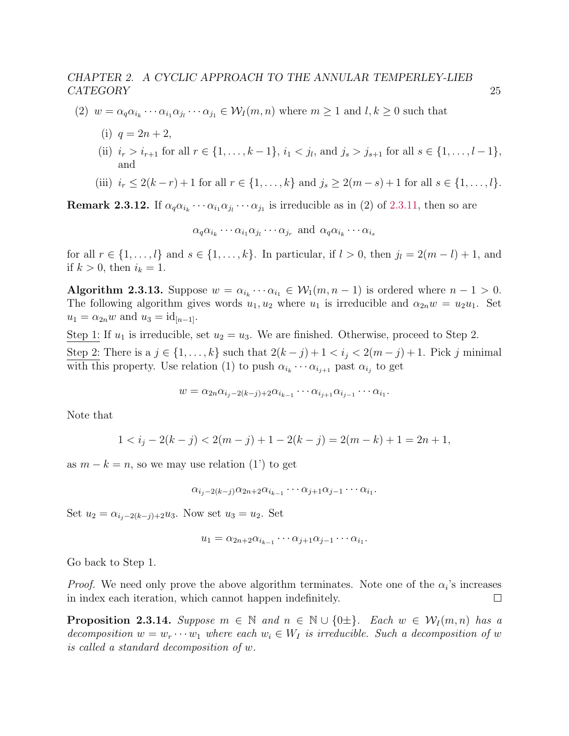(2) $w = \alpha_q \alpha_{i_k} \cdots \alpha_{i_1} \alpha_{j_l} \cdots \alpha_{j_1} \in \mathcal{W}_I(m,n)$ where $m \geq 1$ and $l, k \geq 0$ such that

   (i) $q = 2n+2$,

   (ii) $i_r > i_{r+1}$ for all $r \in \{1, \ldots, k-1\}$, $i_1 < j_l$, and $j_s > j_{s+1}$ for all $s \in \{1, \ldots, l-1\}$, and

   (iii) $i_r \leq 2(k-r)+1$ for all $r \in \{1, \ldots, k\}$ and $j_s \geq 2(m-s)+1$ for all $s \in \{1, \ldots, l\}$.

**Remark 2.3.12.** If $\alpha_q \alpha_{i_k} \cdots \alpha_{i_1} \alpha_{j_l} \cdots \alpha_{j_1}$ is irreducible as in (2) of 2.3.11, then so are

$$\alpha_q \alpha_{i_k} \cdots \alpha_{i_1} \alpha_{j_l} \cdots \alpha_{j_r} \text{ and } \alpha_q \alpha_{i_k} \cdots \alpha_{i_s}$$

for all $r \in \{1, \ldots, l\}$ and $s \in \{1, \ldots, k\}$. In particular, if $l > 0$, then $j_l = 2(m-l)+1$, and if $k > 0$, then $i_k = 1$.

**Algorithm 2.3.13.** Suppose $w = \alpha_{i_k} \cdots \alpha_{i_1} \in \mathcal{W}_1(m, n-1)$ is ordered where $n-1 > 0$. The following algorithm gives words $u_1, u_2$ where $u_1$ is irreducible and $\alpha_{2n} w = u_2 u_1$. Set $u_1 = \alpha_{2n} w$ and $u_3 = \mathrm{id}_{[n-1]}$.

Step 1: If $u_1$ is irreducible, set $u_2 = u_3$. We are finished. Otherwise, proceed to Step 2.

Step 2: There is a $j \in \{1, \ldots, k\}$ such that $2(k-j)+1 < i_j < 2(m-j)+1$. Pick $j$ minimal with this property. Use relation (1) to push $\alpha_{i_k} \cdots \alpha_{i_{j+1}}$ past $\alpha_{i_j}$ to get

$$w = \alpha_{2n} \alpha_{i_j - 2(k-j)+2} \alpha_{i_{k-1}} \cdots \alpha_{i_{j+1}} \alpha_{i_{j-1}} \cdots \alpha_{i_1}.$$

Note that

$$1 < i_j - 2(k-j) < 2(m-j)+1-2(k-j) = 2(m-k)+1 = 2n+1,$$

as $m - k = n$, so we may use relation (1') to get

$$\alpha_{i_j - 2(k-j)} \alpha_{2n+2} \alpha_{i_{k-1}} \cdots \alpha_{j+1} \alpha_{j-1} \cdots \alpha_{i_1}.$$

Set $u_2 = \alpha_{i_j - 2(k-j)+2} u_3$. Now set $u_3 = u_2$. Set

$$u_1 = \alpha_{2n+2} \alpha_{i_{k-1}} \cdots \alpha_{j+1} \alpha_{j-1} \cdots \alpha_{i_1}.$$

Go back to Step 1.

*Proof.* We need only prove the above algorithm terminates. Note one of the $\alpha_i$'s increases in index each iteration, which cannot happen indefinitely. □

**Proposition 2.3.14.** *Suppose $m \in \mathbb{N}$ and $n \in \mathbb{N} \cup \{0\pm\}$. Each $w \in \mathcal{W}_I(m,n)$ has a decomposition $w = w_r \cdots w_1$ where each $w_i \in W_I$ is irreducible. Such a decomposition of $w$ is called a standard decomposition of $w$.*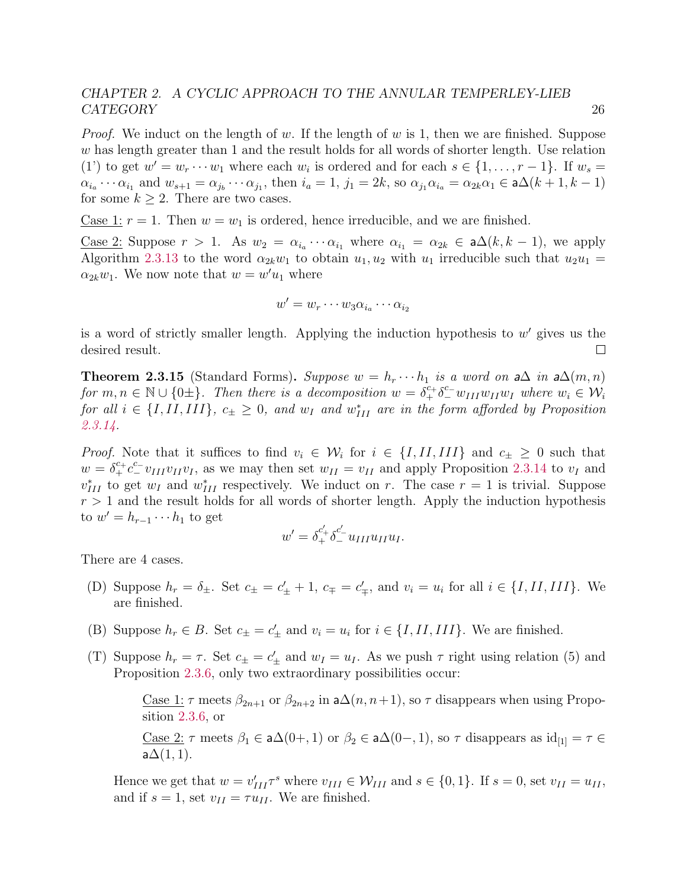*Proof.* We induct on the length of $w$. If the length of $w$ is 1, then we are finished. Suppose $w$ has length greater than 1 and the result holds for all words of shorter length. Use relation (1') to get $w' = w_r \cdots w_1$ where each $w_i$ is ordered and for each $s \in \{1, \ldots, r-1\}$. If $w_s = \alpha_{i_a} \cdots \alpha_{i_1}$ and $w_{s+1} = \alpha_{j_b} \cdots \alpha_{j_1}$, then $i_a = 1$, $j_1 = 2k$, so $\alpha_{j_1}\alpha_{i_a} = \alpha_{2k}\alpha_1 \in \mathsf{a}\Delta(k+1, k-1)$ for some $k \geq 2$. There are two cases.

Case 1: $r = 1$. Then $w = w_1$ is ordered, hence irreducible, and we are finished.

Case 2: Suppose $r > 1$. As $w_2 = \alpha_{i_a} \cdots \alpha_{i_1}$ where $\alpha_{i_1} = \alpha_{2k} \in \mathsf{a}\Delta(k, k-1)$, we apply Algorithm 2.3.13 to the word $\alpha_{2k}w_1$ to obtain $u_1, u_2$ with $u_1$ irreducible such that $u_2u_1 = \alpha_{2k}w_1$. We now note that $w = w'u_1$ where

$$w' = w_r \cdots w_3 \alpha_{i_a} \cdots \alpha_{i_2}$$

is a word of strictly smaller length. Applying the induction hypothesis to $w'$ gives us the desired result. $\square$

**Theorem 2.3.15** (Standard Forms)**.** *Suppose $w = h_r \cdots h_1$ is a word on $\mathsf{a}\Delta$ in $\mathsf{a}\Delta(m,n)$ for $m, n \in \mathbb{N} \cup \{0\pm\}$. Then there is a decomposition $w = \delta_+^{c_+}\delta_-^{c_-} w_{III} w_{II} w_I$ where $w_i \in \mathcal{W}_i$ for all $i \in \{I, II, III\}$, $c_\pm \geq 0$, and $w_I$ and $w_{III}^*$ are in the form afforded by Proposition 2.3.14.*

*Proof.* Note that it suffices to find $v_i \in \mathcal{W}_i$ for $i \in \{I, II, III\}$ and $c_\pm \geq 0$ such that $w = \delta_+^{c_+} c_-^{c_-} v_{III} v_{II} v_I$, as we may then set $w_{II} = v_{II}$ and apply Proposition 2.3.14 to $v_I$ and $v_{III}^*$ to get $w_I$ and $w_{III}^*$ respectively. We induct on $r$. The case $r = 1$ is trivial. Suppose $r > 1$ and the result holds for all words of shorter length. Apply the induction hypothesis to $w' = h_{r-1} \cdots h_1$ to get

$$w' = \delta_+^{c'_+}\delta_-^{c'_-} u_{III} u_{II} u_I.$$

There are 4 cases.

(D) Suppose $h_r = \delta_\pm$. Set $c_\pm = c'_\pm + 1$, $c_\mp = c'_\mp$, and $v_i = u_i$ for all $i \in \{I, II, III\}$. We are finished.

(B) Suppose $h_r \in B$. Set $c_\pm = c'_\pm$ and $v_i = u_i$ for $i \in \{I, II, III\}$. We are finished.

(T) Suppose $h_r = \tau$. Set $c_\pm = c'_\pm$ and $w_I = u_I$. As we push $\tau$ right using relation (5) and Proposition 2.3.6, only two extraordinary possibilities occur:

> Case 1: $\tau$ meets $\beta_{2n+1}$ or $\beta_{2n+2}$ in $\mathsf{a}\Delta(n, n+1)$, so $\tau$ disappears when using Proposition 2.3.6, or
>
> Case 2: $\tau$ meets $\beta_1 \in \mathsf{a}\Delta(0+, 1)$ or $\beta_2 \in \mathsf{a}\Delta(0-, 1)$, so $\tau$ disappears as $\mathrm{id}_{[1]} = \tau \in \mathsf{a}\Delta(1,1)$.

Hence we get that $w = v'_{III}\tau^s$ where $v_{III} \in \mathcal{W}_{III}$ and $s \in \{0, 1\}$. If $s = 0$, set $v_{II} = u_{II}$, and if $s = 1$, set $v_{II} = \tau u_{II}$. We are finished.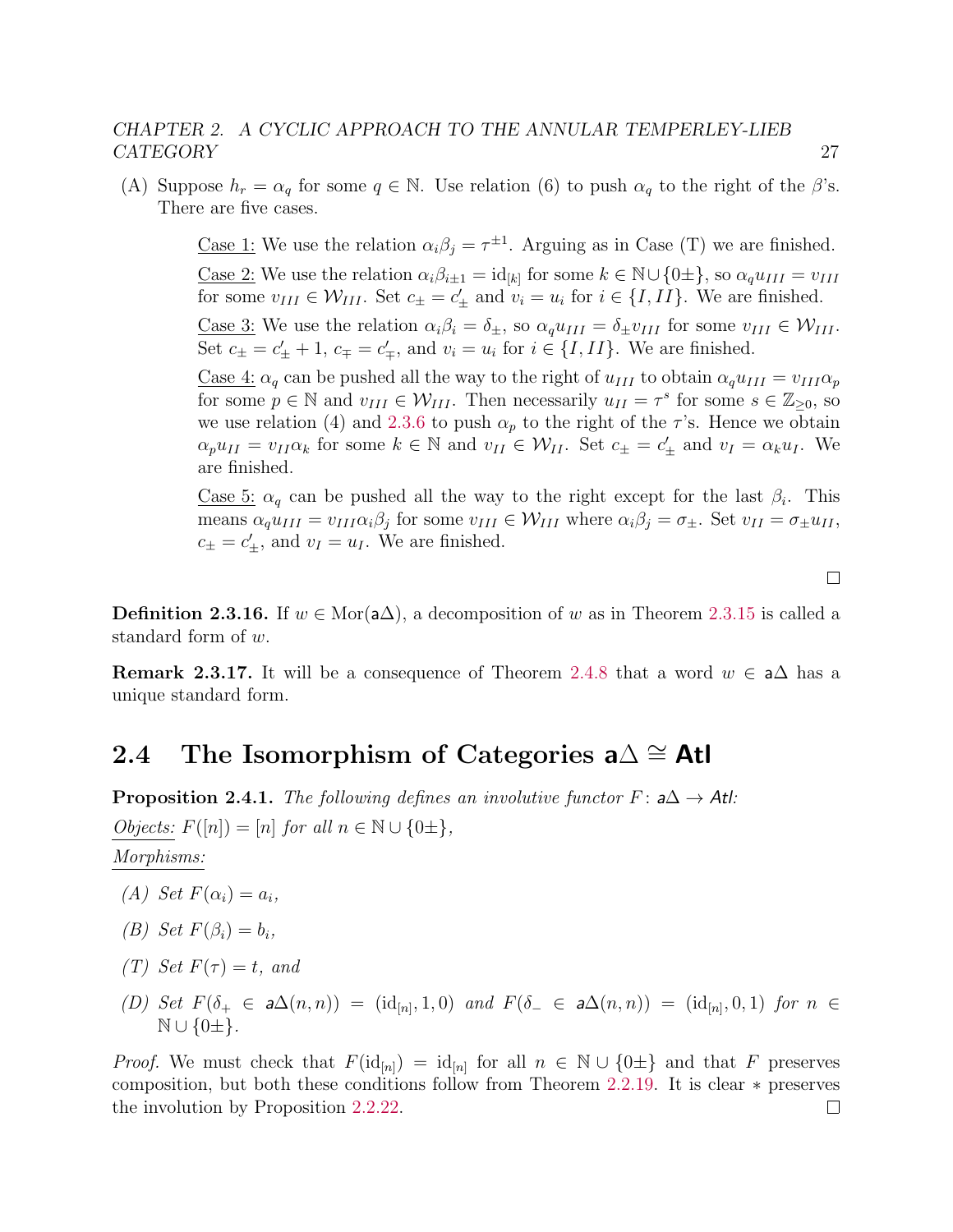(A) Suppose $h_r = \alpha_q$ for some $q \in \mathbb{N}$. Use relation (6) to push $\alpha_q$ to the right of the $\beta$'s. There are five cases.

> Case 1: We use the relation $\alpha_i\beta_j = \tau^{\pm 1}$. Arguing as in Case (T) we are finished.
>
> Case 2: We use the relation $\alpha_i\beta_{i\pm 1} = \mathrm{id}_{[k]}$ for some $k \in \mathbb{N}\cup\{0\pm\}$, so $\alpha_q u_{III} = v_{III}$ for some $v_{III} \in \mathcal{W}_{III}$. Set $c_\pm = c'_\pm$ and $v_i = u_i$ for $i \in \{I, II\}$. We are finished.
>
> Case 3: We use the relation $\alpha_i\beta_i = \delta_\pm$, so $\alpha_q u_{III} = \delta_\pm v_{III}$ for some $v_{III} \in \mathcal{W}_{III}$. Set $c_\pm = c'_\pm + 1$, $c_\mp = c'_\mp$, and $v_i = u_i$ for $i \in \{I, II\}$. We are finished.
>
> Case 4: $\alpha_q$ can be pushed all the way to the right of $u_{III}$ to obtain $\alpha_q u_{III} = v_{III}\alpha_p$ for some $p \in \mathbb{N}$ and $v_{III} \in \mathcal{W}_{III}$. Then necessarily $u_{II} = \tau^s$ for some $s \in \mathbb{Z}_{\geq 0}$, so we use relation (4) and 2.3.6 to push $\alpha_p$ to the right of the $\tau$'s. Hence we obtain $\alpha_p u_{II} = v_{II}\alpha_k$ for some $k \in \mathbb{N}$ and $v_{II} \in \mathcal{W}_{II}$. Set $c_\pm = c'_\pm$ and $v_I = \alpha_k u_I$. We are finished.
>
> Case 5: $\alpha_q$ can be pushed all the way to the right except for the last $\beta_i$. This means $\alpha_q u_{III} = v_{III}\alpha_i\beta_j$ for some $v_{III} \in \mathcal{W}_{III}$ where $\alpha_i\beta_j = \sigma_\pm$. Set $v_{II} = \sigma_\pm u_{II}$, $c_\pm = c'_\pm$, and $v_I = u_I$. We are finished.

□

**Definition 2.3.16.** If $w \in \mathrm{Mor}(\mathsf{a}\Delta)$, a decomposition of $w$ as in Theorem 2.3.15 is called a standard form of $w$.

**Remark 2.3.17.** It will be a consequence of Theorem 2.4.8 that a word $w \in \mathsf{a}\Delta$ has a unique standard form.

## 2.4 The Isomorphism of Categories $\mathsf{a}\Delta \cong$ Atl

**Proposition 2.4.1.** *The following defines an involutive functor $F\colon \mathsf{a}\Delta \to$ Atl:*

*Objects:* $F([n]) = [n]$ *for all* $n \in \mathbb{N}\cup\{0\pm\}$,

*Morphisms:*

(A) *Set* $F(\alpha_i) = a_i$,

(B) *Set* $F(\beta_i) = b_i$,

(T) *Set* $F(\tau) = t$, *and*

(D) *Set* $F(\delta_+ \in \mathsf{a}\Delta(n,n)) = (\mathrm{id}_{[n]}, 1, 0)$ *and* $F(\delta_- \in \mathsf{a}\Delta(n,n)) = (\mathrm{id}_{[n]}, 0, 1)$ *for* $n \in \mathbb{N}\cup\{0\pm\}$.

*Proof.* We must check that $F(\mathrm{id}_{[n]}) = \mathrm{id}_{[n]}$ for all $n \in \mathbb{N}\cup\{0\pm\}$ and that $F$ preserves composition, but both these conditions follow from Theorem 2.2.19. It is clear $*$ preserves the involution by Proposition 2.2.22. □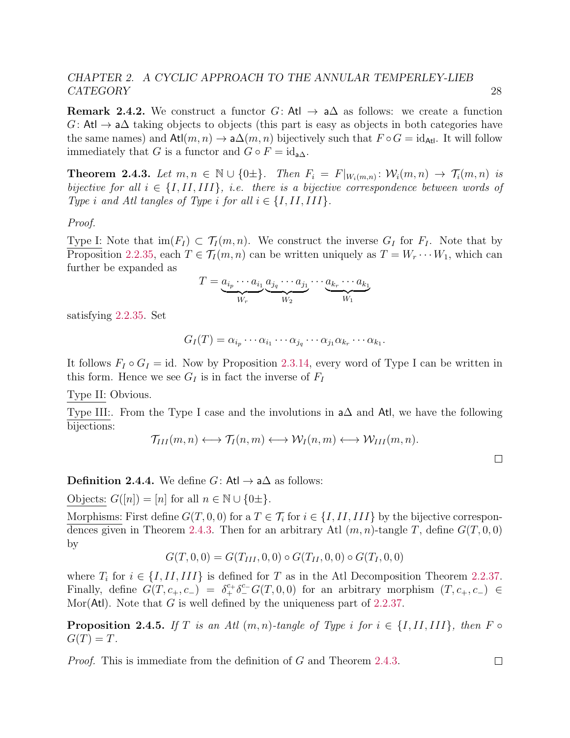**Remark 2.4.2.** We construct a functor $G\colon \mathsf{Atl} \to \mathsf{a}\Delta$ as follows: we create a function $G\colon \mathsf{Atl} \to \mathsf{a}\Delta$ taking objects to objects (this part is easy as objects in both categories have the same names) and $\mathsf{Atl}(m,n) \to \mathsf{a}\Delta(m,n)$ bijectively such that $F \circ G = \mathrm{id}_{\mathsf{Atl}}$. It will follow immediately that $G$ is a functor and $G \circ F = \mathrm{id}_{\mathsf{a}\Delta}$.

**Theorem 2.4.3.** *Let $m, n \in \mathbb{N} \cup \{0\pm\}$. Then $F_i = F|_{\mathcal{W}_i(m,n)}\colon \mathcal{W}_i(m,n) \to \mathcal{T}_i(m,n)$ is bijective for all $i \in \{I, II, III\}$, i.e. there is a bijective correspondence between words of Type $i$ and Atl tangles of Type $i$ for all $i \in \{I, II, III\}$.*

*Proof.*

Type I: Note that $\mathrm{im}(F_I) \subset \mathcal{T}_I(m,n)$. We construct the inverse $G_I$ for $F_I$. Note that by Proposition 2.2.35, each $T \in \mathcal{T}_I(m,n)$ can be written uniquely as $T = W_r \cdots W_1$, which can further be expanded as

$$T = \underbrace{a_{i_p} \cdots a_{i_1}}_{W_r} \underbrace{a_{j_q} \cdots a_{j_1}}_{W_2} \cdots \underbrace{a_{k_r} \cdots a_{k_1}}_{W_1}$$

satisfying 2.2.35. Set

$$G_I(T) = \alpha_{i_p} \cdots \alpha_{i_1} \cdots \alpha_{j_q} \cdots \alpha_{j_1} \alpha_{k_r} \cdots \alpha_{k_1}.$$

It follows $F_I \circ G_I = \mathrm{id}$. Now by Proposition 2.3.14, every word of Type I can be written in this form. Hence we see $G_I$ is in fact the inverse of $F_I$

Type II: Obvious.

Type III:. From the Type I case and the involutions in $\mathsf{a}\Delta$ and $\mathsf{Atl}$, we have the following bijections:

$$\mathcal{T}_{III}(m,n) \longleftrightarrow \mathcal{T}_I(n,m) \longleftrightarrow \mathcal{W}_I(n,m) \longleftrightarrow \mathcal{W}_{III}(m,n).$$

$\square$

**Definition 2.4.4.** We define $G\colon \mathsf{Atl} \to \mathsf{a}\Delta$ as follows:

Objects: $G([n]) = [n]$ for all $n \in \mathbb{N} \cup \{0\pm\}$.

Morphisms: First define $G(T,0,0)$ for a $T \in \mathcal{T}_i$ for $i \in \{I, II, III\}$ by the bijective correspondences given in Theorem 2.4.3. Then for an arbitrary Atl $(m,n)$-tangle $T$, define $G(T,0,0)$ by

$$G(T,0,0) = G(T_{III},0,0) \circ G(T_{II},0,0) \circ G(T_I,0,0)$$

where $T_i$ for $i \in \{I, II, III\}$ is defined for $T$ as in the Atl Decomposition Theorem 2.2.37. Finally, define $G(T,c_+,c_-) = \delta_+^{c_+}\delta_-^{c_-}G(T,0,0)$ for an arbitrary morphism $(T,c_+,c_-) \in \mathrm{Mor}(\mathsf{Atl})$. Note that $G$ is well defined by the uniqueness part of 2.2.37.

**Proposition 2.4.5.** *If $T$ is an Atl $(m,n)$-tangle of Type $i$ for $i \in \{I, II, III\}$, then $F \circ G(T) = T$.*

*Proof.* This is immediate from the definition of $G$ and Theorem 2.4.3. $\square$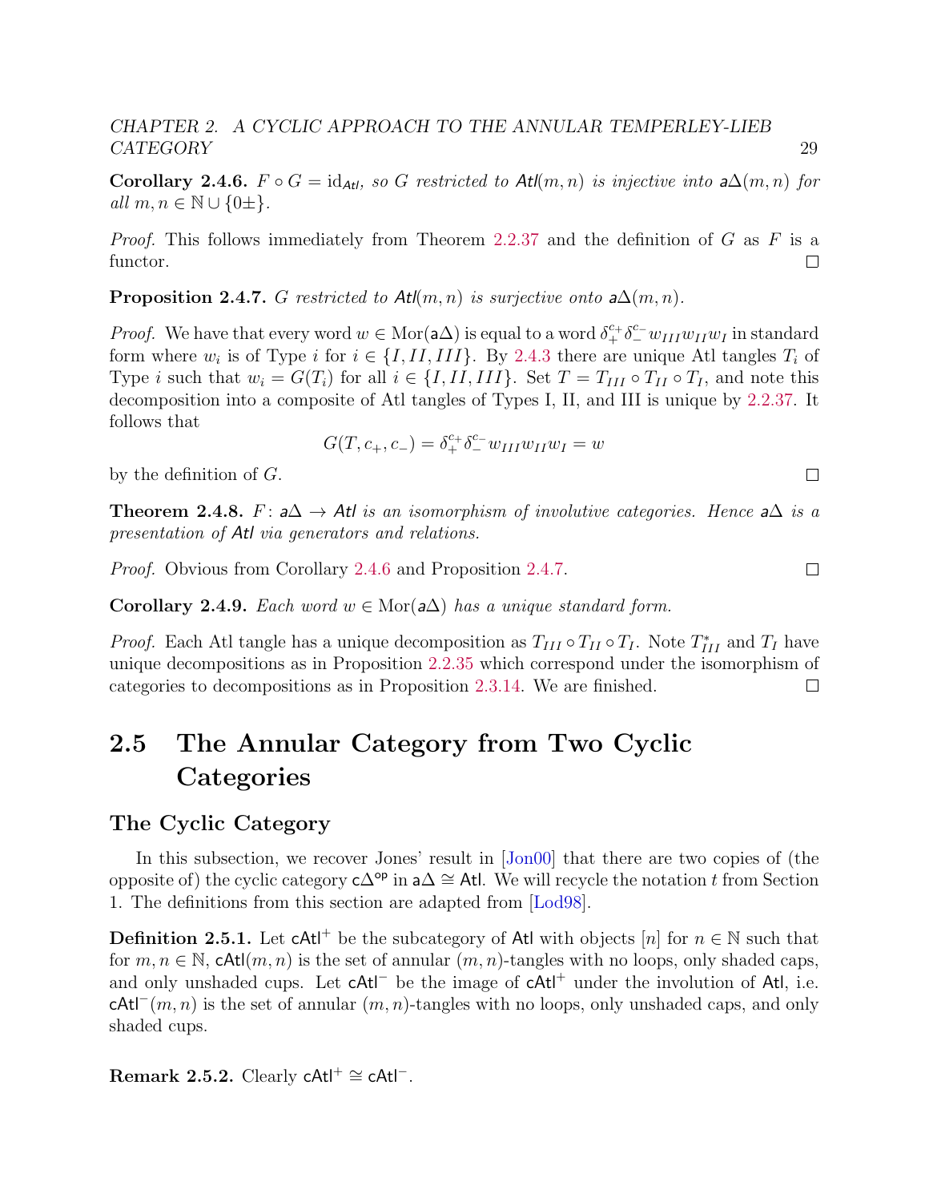**Corollary 2.4.6.** *$F \circ G = \mathrm{id}_{\mathsf{Atl}}$, so $G$ restricted to $\mathsf{Atl}(m,n)$ is injective into $\mathsf{a}\Delta(m,n)$ for all $m,n \in \mathbb{N} \cup \{0\pm\}$.*

*Proof.* This follows immediately from Theorem 2.2.37 and the definition of $G$ as $F$ is a functor. □

**Proposition 2.4.7.** *$G$ restricted to $\mathsf{Atl}(m,n)$ is surjective onto $\mathsf{a}\Delta(m,n)$.*

*Proof.* We have that every word $w \in \mathrm{Mor}(\mathsf{a}\Delta)$ is equal to a word $\delta_+^{c_+}\delta_-^{c_-}w_{III}w_{II}w_I$ in standard form where $w_i$ is of Type $i$ for $i \in \{I, II, III\}$. By 2.4.3 there are unique Atl tangles $T_i$ of Type $i$ such that $w_i = G(T_i)$ for all $i \in \{I, II, III\}$. Set $T = T_{III} \circ T_{II} \circ T_I$, and note this decomposition into a composite of Atl tangles of Types I, II, and III is unique by 2.2.37. It follows that

$$G(T, c_+, c_-) = \delta_+^{c_+}\delta_-^{c_-}w_{III}w_{II}w_I = w$$

by the definition of $G$. □

**Theorem 2.4.8.** *$F\colon \mathsf{a}\Delta \to \mathsf{Atl}$ is an isomorphism of involutive categories. Hence $\mathsf{a}\Delta$ is a presentation of $\mathsf{Atl}$ via generators and relations.*

*Proof.* Obvious from Corollary 2.4.6 and Proposition 2.4.7. □

**Corollary 2.4.9.** *Each word $w \in \mathrm{Mor}(\mathsf{a}\Delta)$ has a unique standard form.*

*Proof.* Each Atl tangle has a unique decomposition as $T_{III} \circ T_{II} \circ T_I$. Note $T_{III}^*$ and $T_I$ have unique decompositions as in Proposition 2.2.35 which correspond under the isomorphism of categories to decompositions as in Proposition 2.3.14. We are finished. □

## 2.5 The Annular Category from Two Cyclic Categories

### The Cyclic Category

In this subsection, we recover Jones' result in [Jon00] that there are two copies of (the opposite of) the cyclic category $\mathsf{c}\Delta^{\mathsf{op}}$ in $\mathsf{a}\Delta \cong \mathsf{Atl}$. We will recycle the notation $t$ from Section 1. The definitions from this section are adapted from [Lod98].

**Definition 2.5.1.** Let $\mathsf{cAtl}^+$ be the subcategory of $\mathsf{Atl}$ with objects $[n]$ for $n \in \mathbb{N}$ such that for $m, n \in \mathbb{N}$, $\mathsf{cAtl}(m,n)$ is the set of annular $(m,n)$-tangles with no loops, only shaded caps, and only unshaded cups. Let $\mathsf{cAtl}^-$ be the image of $\mathsf{cAtl}^+$ under the involution of $\mathsf{Atl}$, i.e. $\mathsf{cAtl}^-(m,n)$ is the set of annular $(m,n)$-tangles with no loops, only unshaded caps, and only shaded cups.

**Remark 2.5.2.** Clearly $\mathsf{cAtl}^+ \cong \mathsf{cAtl}^-$.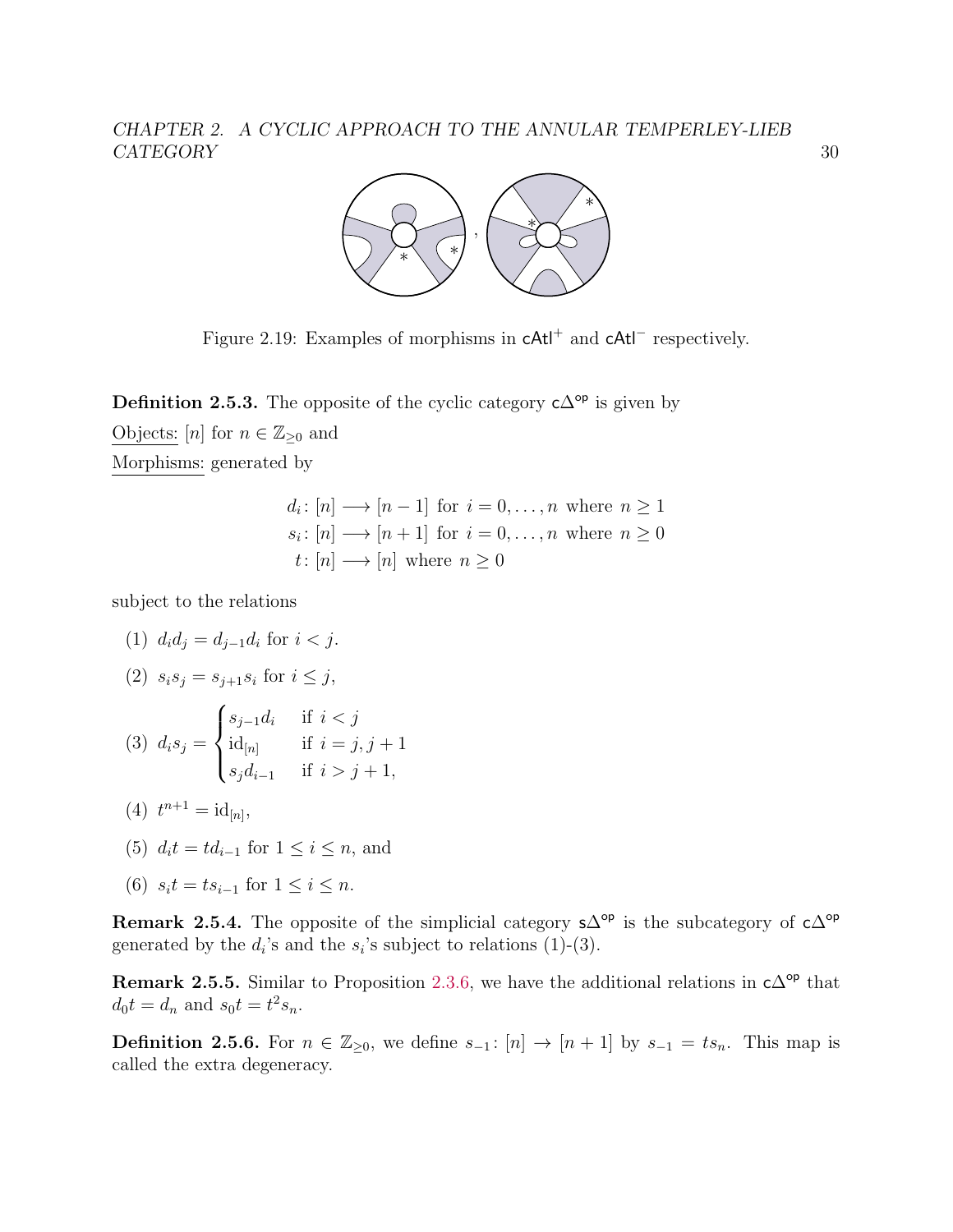Figure 2.19: Examples of morphisms in $\mathsf{cAtl}^+$ and $\mathsf{cAtl}^-$ respectively.

**Definition 2.5.3.** The opposite of the cyclic category $\mathsf{c}\Delta^{\mathsf{op}}$ is given by

Objects: $[n]$ for $n \in \mathbb{Z}_{\geq 0}$ and

Morphisms: generated by

$$\begin{aligned} d_i &\colon [n] \longrightarrow [n-1] \text{ for } i = 0, \dots, n \text{ where } n \geq 1 \\ s_i &\colon [n] \longrightarrow [n+1] \text{ for } i = 0, \dots, n \text{ where } n \geq 0 \\ t &\colon [n] \longrightarrow [n] \text{ where } n \geq 0 \end{aligned}$$

subject to the relations

(1) $d_i d_j = d_{j-1} d_i$ for $i < j$.

(2) $s_i s_j = s_{j+1} s_i$ for $i \leq j$,

(3) $d_i s_j = \begin{cases} s_{j-1} d_i & \text{if } i < j \\ \mathrm{id}_{[n]} & \text{if } i = j, j+1 \\ s_j d_{i-1} & \text{if } i > j+1, \end{cases}$

(4) $t^{n+1} = \mathrm{id}_{[n]}$,

(5) $d_i t = t d_{i-1}$ for $1 \leq i \leq n$, and

(6) $s_i t = t s_{i-1}$ for $1 \leq i \leq n$.

**Remark 2.5.4.** The opposite of the simplicial category $\mathsf{s}\Delta^{\mathsf{op}}$ is the subcategory of $\mathsf{c}\Delta^{\mathsf{op}}$ generated by the $d_i$'s and the $s_i$'s subject to relations (1)-(3).

**Remark 2.5.5.** Similar to Proposition 2.3.6, we have the additional relations in $\mathsf{c}\Delta^{\mathsf{op}}$ that $d_0 t = d_n$ and $s_0 t = t^2 s_n$.

**Definition 2.5.6.** For $n \in \mathbb{Z}_{\geq 0}$, we define $s_{-1} \colon [n] \to [n+1]$ by $s_{-1} = t s_n$. This map is called the extra degeneracy.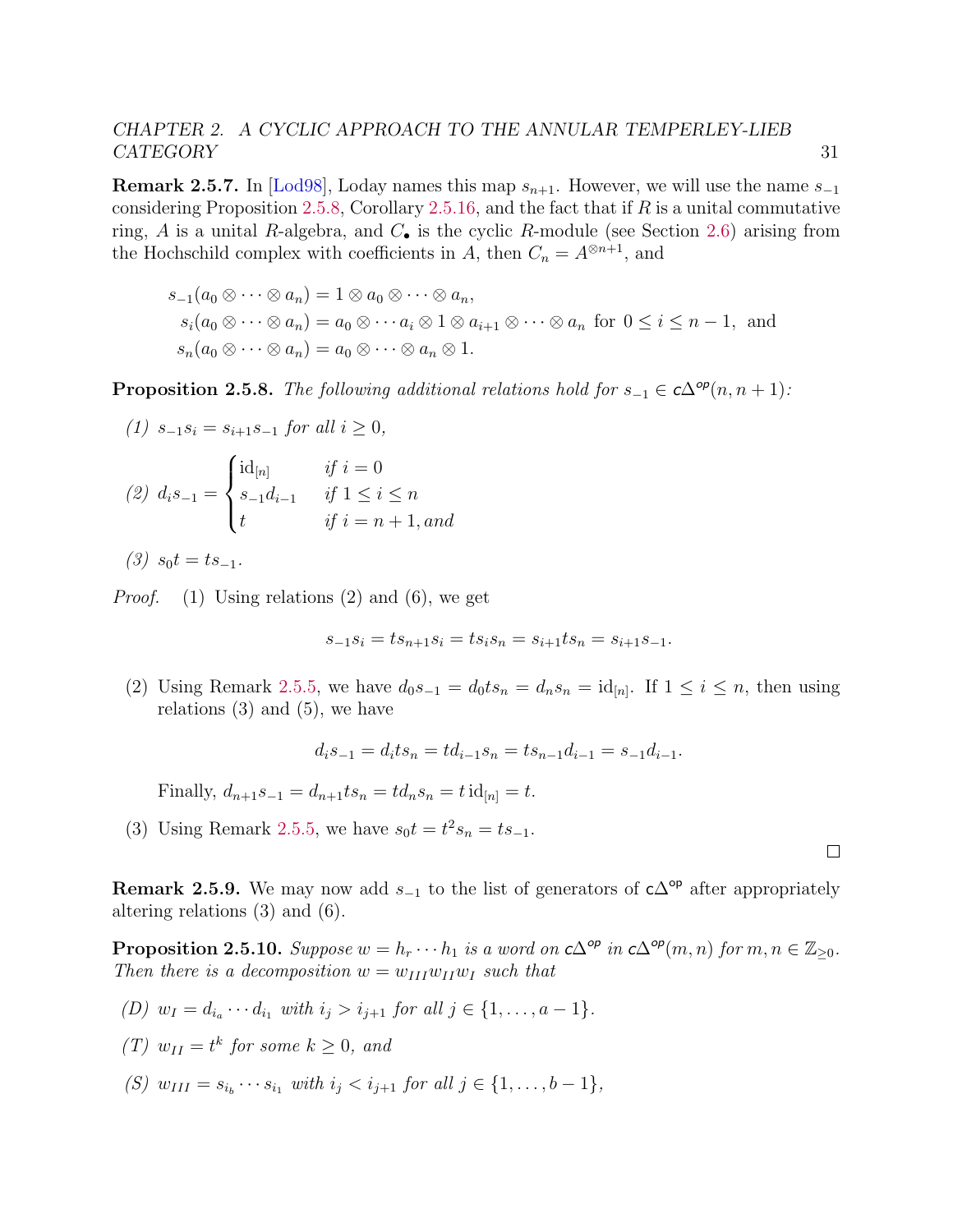**Remark 2.5.7.** In [Lod98], Loday names this map $s_{n+1}$. However, we will use the name $s_{-1}$ considering Proposition 2.5.8, Corollary 2.5.16, and the fact that if $R$ is a unital commutative ring, $A$ is a unital $R$-algebra, and $C_\bullet$ is the cyclic $R$-module (see Section 2.6) arising from the Hochschild complex with coefficients in $A$, then $C_n = A^{\otimes n+1}$, and

$$
\begin{aligned}
s_{-1}(a_0 \otimes \cdots \otimes a_n) &= 1 \otimes a_0 \otimes \cdots \otimes a_n, \\
s_i(a_0 \otimes \cdots \otimes a_n) &= a_0 \otimes \cdots a_i \otimes 1 \otimes a_{i+1} \otimes \cdots \otimes a_n \text{ for } 0 \le i \le n-1, \text{ and} \\
s_n(a_0 \otimes \cdots \otimes a_n) &= a_0 \otimes \cdots \otimes a_n \otimes 1.
\end{aligned}
$$

**Proposition 2.5.8.** *The following additional relations hold for $s_{-1} \in \mathsf{c}\Delta^{\mathsf{op}}(n, n+1)$:*

*(1)* $s_{-1}s_i = s_{i+1}s_{-1}$ *for all* $i \ge 0$,

*(2)* $d_i s_{-1} = \begin{cases} \mathrm{id}_{[n]} & \text{if } i = 0 \\ s_{-1}d_{i-1} & \text{if } 1 \le i \le n \\ t & \text{if } i = n+1, \text{and} \end{cases}$

*(3)* $s_0 t = t s_{-1}$.

*Proof.* (1) Using relations (2) and (6), we get

$$s_{-1}s_i = ts_{n+1}s_i = ts_is_n = s_{i+1}ts_n = s_{i+1}s_{-1}.$$

(2) Using Remark 2.5.5, we have $d_0 s_{-1} = d_0 t s_n = d_n s_n = \mathrm{id}_{[n]}$. If $1 \le i \le n$, then using relations (3) and (5), we have

$$d_i s_{-1} = d_i t s_n = t d_{i-1} s_n = t s_{n-1} d_{i-1} = s_{-1} d_{i-1}.$$

Finally, $d_{n+1}s_{-1} = d_{n+1}ts_n = td_ns_n = t\,\mathrm{id}_{[n]} = t$.

(3) Using Remark 2.5.5, we have $s_0 t = t^2 s_n = t s_{-1}$. ∎

**Remark 2.5.9.** We may now add $s_{-1}$ to the list of generators of $\mathsf{c}\Delta^{\mathsf{op}}$ after appropriately altering relations (3) and (6).

**Proposition 2.5.10.** *Suppose $w = h_r \cdots h_1$ is a word on $\mathsf{c}\Delta^{\mathsf{op}}$ in $\mathsf{c}\Delta^{\mathsf{op}}(m, n)$ for $m, n \in \mathbb{Z}_{\ge 0}$. Then there is a decomposition $w = w_{III}w_{II}w_I$ such that*

*(D)* $w_I = d_{i_a} \cdots d_{i_1}$ *with* $i_j > i_{j+1}$ *for all* $j \in \{1, \ldots, a-1\}$.

*(T)* $w_{II} = t^k$ *for some* $k \ge 0$, *and*

*(S)* $w_{III} = s_{i_b} \cdots s_{i_1}$ *with* $i_j < i_{j+1}$ *for all* $j \in \{1, \ldots, b-1\}$,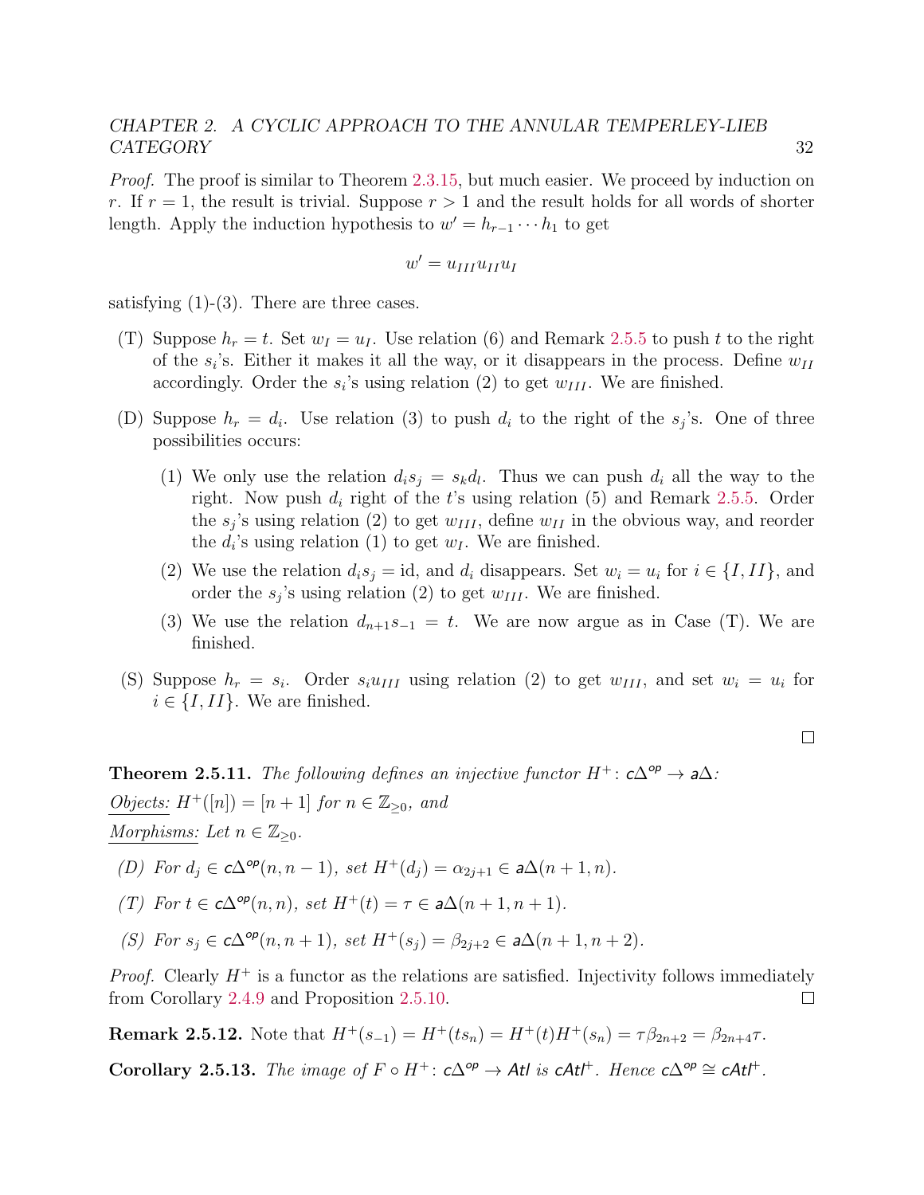*Proof.* The proof is similar to Theorem 2.3.15, but much easier. We proceed by induction on $r$. If $r = 1$, the result is trivial. Suppose $r > 1$ and the result holds for all words of shorter length. Apply the induction hypothesis to $w' = h_{r-1} \cdots h_1$ to get

$$w' = u_{III} u_{II} u_I$$

satisfying (1)-(3). There are three cases.

(T) Suppose $h_r = t$. Set $w_I = u_I$. Use relation (6) and Remark 2.5.5 to push $t$ to the right of the $s_i$'s. Either it makes it all the way, or it disappears in the process. Define $w_{II}$ accordingly. Order the $s_i$'s using relation (2) to get $w_{III}$. We are finished.

(D) Suppose $h_r = d_i$. Use relation (3) to push $d_i$ to the right of the $s_j$'s. One of three possibilities occurs:

  (1) We only use the relation $d_i s_j = s_k d_l$. Thus we can push $d_i$ all the way to the right. Now push $d_i$ right of the $t$'s using relation (5) and Remark 2.5.5. Order the $s_j$'s using relation (2) to get $w_{III}$, define $w_{II}$ in the obvious way, and reorder the $d_i$'s using relation (1) to get $w_I$. We are finished.

  (2) We use the relation $d_i s_j = \text{id}$, and $d_i$ disappears. Set $w_i = u_i$ for $i \in \{I, II\}$, and order the $s_j$'s using relation (2) to get $w_{III}$. We are finished.

  (3) We use the relation $d_{n+1} s_{-1} = t$. We are now argue as in Case (T). We are finished.

(S) Suppose $h_r = s_i$. Order $s_i u_{III}$ using relation (2) to get $w_{III}$, and set $w_i = u_i$ for $i \in \{I, II\}$. We are finished.

□

**Theorem 2.5.11.** *The following defines an injective functor $H^+ \colon \mathsf{c}\Delta^{\mathsf{op}} \to \mathsf{a}\Delta$:*

*Objects: $H^+([n]) = [n+1]$ for $n \in \mathbb{Z}_{\geq 0}$, and*

*Morphisms: Let $n \in \mathbb{Z}_{\geq 0}$.*

*(D) For $d_j \in \mathsf{c}\Delta^{\mathsf{op}}(n, n-1)$, set $H^+(d_j) = \alpha_{2j+1} \in \mathsf{a}\Delta(n+1, n)$.*

*(T) For $t \in \mathsf{c}\Delta^{\mathsf{op}}(n, n)$, set $H^+(t) = \tau \in \mathsf{a}\Delta(n+1, n+1)$.*

*(S) For $s_j \in \mathsf{c}\Delta^{\mathsf{op}}(n, n+1)$, set $H^+(s_j) = \beta_{2j+2} \in \mathsf{a}\Delta(n+1, n+2)$.*

*Proof.* Clearly $H^+$ is a functor as the relations are satisfied. Injectivity follows immediately from Corollary 2.4.9 and Proposition 2.5.10. □

**Remark 2.5.12.** Note that $H^+(s_{-1}) = H^+(t s_n) = H^+(t) H^+(s_n) = \tau \beta_{2n+2} = \beta_{2n+4} \tau$.

**Corollary 2.5.13.** *The image of $F \circ H^+ \colon \mathsf{c}\Delta^{\mathsf{op}} \to \mathsf{Atl}$ is $\mathsf{cAtl}^+$. Hence $\mathsf{c}\Delta^{\mathsf{op}} \cong \mathsf{cAtl}^+$.*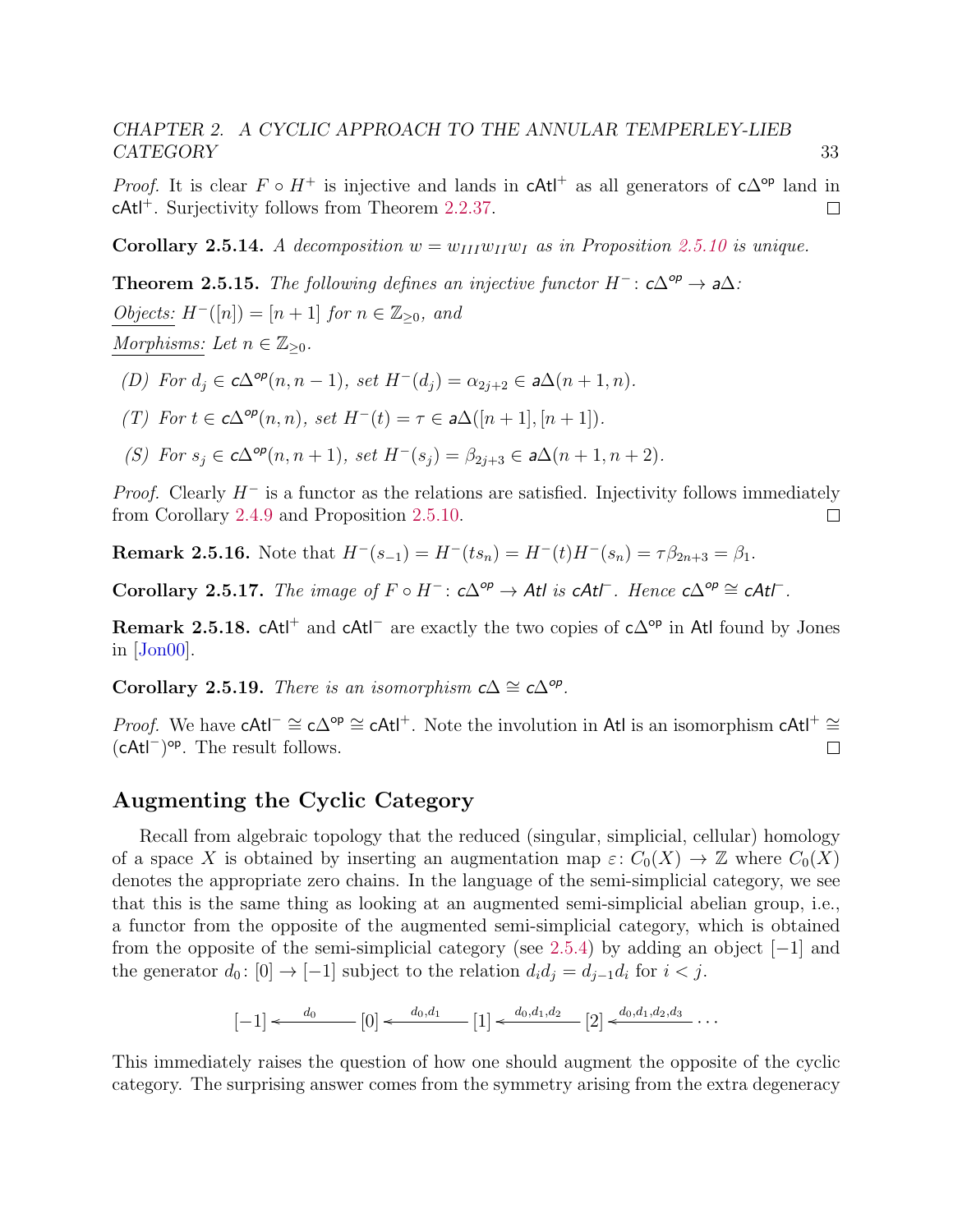*Proof.* It is clear $F \circ H^+$ is injective and lands in $\mathsf{cAtl}^+$ as all generators of $\mathsf{c}\Delta^{\mathsf{op}}$ land in $\mathsf{cAtl}^+$. Surjectivity follows from Theorem 2.2.37. ◻

**Corollary 2.5.14.** *A decomposition $w = w_{III}w_{II}w_I$ as in Proposition 2.5.10 is unique.*

**Theorem 2.5.15.** *The following defines an injective functor $H^-\colon \mathsf{c}\Delta^{\mathsf{op}} \to \mathsf{a}\Delta$:*

*Objects: $H^-([n]) = [n+1]$ for $n \in \mathbb{Z}_{\geq 0}$, and*

*Morphisms: Let $n \in \mathbb{Z}_{\geq 0}$.*

- *(D) For $d_j \in \mathsf{c}\Delta^{\mathsf{op}}(n, n-1)$, set $H^-(d_j) = \alpha_{2j+2} \in \mathsf{a}\Delta(n+1, n)$.*
- *(T) For $t \in \mathsf{c}\Delta^{\mathsf{op}}(n, n)$, set $H^-(t) = \tau \in \mathsf{a}\Delta([n+1], [n+1])$.*
- *(S) For $s_j \in \mathsf{c}\Delta^{\mathsf{op}}(n, n+1)$, set $H^-(s_j) = \beta_{2j+3} \in \mathsf{a}\Delta(n+1, n+2)$.*

*Proof.* Clearly $H^-$ is a functor as the relations are satisfied. Injectivity follows immediately from Corollary 2.4.9 and Proposition 2.5.10. ◻

**Remark 2.5.16.** Note that $H^-(s_{-1}) = H^-(ts_n) = H^-(t)H^-(s_n) = \tau\beta_{2n+3} = \beta_1$.

**Corollary 2.5.17.** *The image of $F \circ H^-\colon \mathsf{c}\Delta^{\mathsf{op}} \to \mathsf{Atl}$ is $\mathsf{cAtl}^-$. Hence $\mathsf{c}\Delta^{\mathsf{op}} \cong \mathsf{cAtl}^-$.*

**Remark 2.5.18.** $\mathsf{cAtl}^+$ and $\mathsf{cAtl}^-$ are exactly the two copies of $\mathsf{c}\Delta^{\mathsf{op}}$ in $\mathsf{Atl}$ found by Jones in [Jon00].

**Corollary 2.5.19.** *There is an isomorphism $\mathsf{c}\Delta \cong \mathsf{c}\Delta^{\mathsf{op}}$.*

*Proof.* We have $\mathsf{cAtl}^- \cong \mathsf{c}\Delta^{\mathsf{op}} \cong \mathsf{cAtl}^+$. Note the involution in $\mathsf{Atl}$ is an isomorphism $\mathsf{cAtl}^+ \cong (\mathsf{cAtl}^-)^{\mathsf{op}}$. The result follows. ◻

## Augmenting the Cyclic Category

Recall from algebraic topology that the reduced (singular, simplicial, cellular) homology of a space $X$ is obtained by inserting an augmentation map $\varepsilon\colon C_0(X) \to \mathbb{Z}$ where $C_0(X)$ denotes the appropriate zero chains. In the language of the semi-simplicial category, we see that this is the same thing as looking at an augmented semi-simplicial abelian group, i.e., a functor from the opposite of the augmented semi-simplicial category, which is obtained from the opposite of the semi-simplicial category (see 2.5.4) by adding an object $[-1]$ and the generator $d_0\colon [0] \to [-1]$ subject to the relation $d_i d_j = d_{j-1} d_i$ for $i < j$.

$$[-1] \xleftarrow{\;d_0\;} [0] \xleftarrow{\;d_0,d_1\;} [1] \xleftarrow{\;d_0,d_1,d_2\;} [2] \xleftarrow{\;d_0,d_1,d_2,d_3\;} \cdots$$

This immediately raises the question of how one should augment the opposite of the cyclic category. The surprising answer comes from the symmetry arising from the extra degeneracy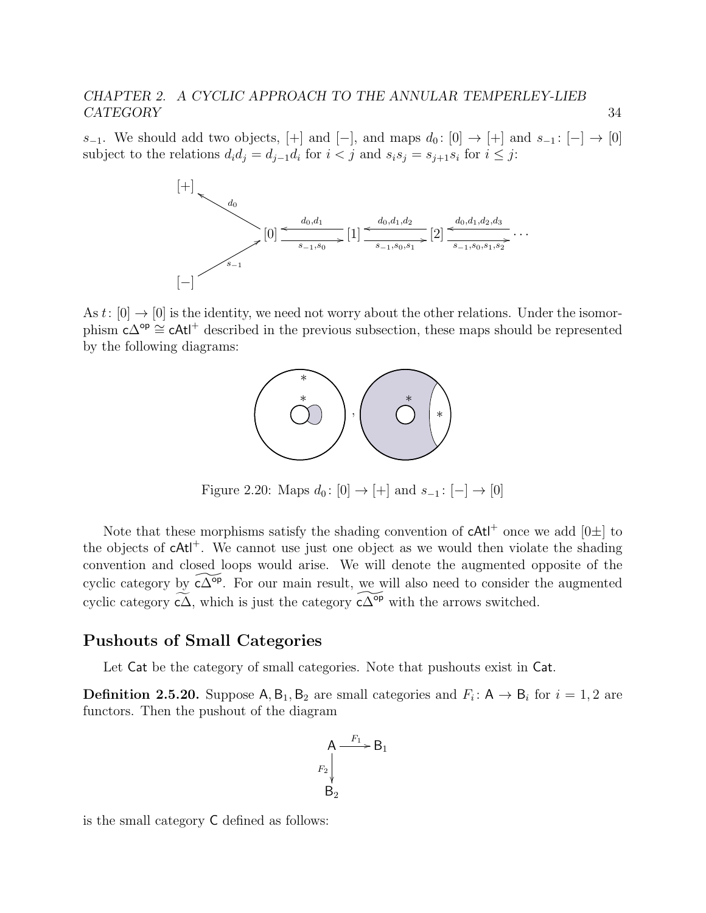$s_{-1}$. We should add two objects, $[+]$ and $[-]$, and maps $d_0\colon [0] \to [+]$ and $s_{-1}\colon [-] \to [0]$ subject to the relations $d_i d_j = d_{j-1} d_i$ for $i < j$ and $s_i s_j = s_{j+1} s_i$ for $i \leq j$:

$$
\begin{array}{c}
[+] \xleftarrow{d_0} [0] \xleftarrow{s_{-1}} [-] \\
[0] \underset{s_{-1}, s_0}{\overset{d_0, d_1}{\rightleftarrows}} [1] \underset{s_{-1}, s_0, s_1}{\overset{d_0, d_1, d_2}{\rightleftarrows}} [2] \underset{s_{-1}, s_0, s_1, s_2}{\overset{d_0, d_1, d_2, d_3}{\rightleftarrows}} \cdots
\end{array}
$$

As $t\colon [0] \to [0]$ is the identity, we need not worry about the other relations. Under the isomorphism $\mathsf{c}\Delta^{\mathsf{op}} \cong \mathsf{cAtl}^{+}$ described in the previous subsection, these maps should be represented by the following diagrams:

Figure 2.20: Maps $d_0\colon [0] \to [+]$ and $s_{-1}\colon [-] \to [0]$

Note that these morphisms satisfy the shading convention of $\mathsf{cAtl}^{+}$ once we add $[0\pm]$ to the objects of $\mathsf{cAtl}^{+}$. We cannot use just one object as we would then violate the shading convention and closed loops would arise. We will denote the augmented opposite of the cyclic category by $\widetilde{\mathsf{c}\Delta^{\mathsf{op}}}$. For our main result, we will also need to consider the augmented cyclic category $\widetilde{\mathsf{c}\Delta}$, which is just the category $\widetilde{\mathsf{c}\Delta^{\mathsf{op}}}$ with the arrows switched.

## Pushouts of Small Categories

Let $\mathsf{Cat}$ be the category of small categories. Note that pushouts exist in $\mathsf{Cat}$.

**Definition 2.5.20.** Suppose $\mathsf{A}, \mathsf{B}_1, \mathsf{B}_2$ are small categories and $F_i\colon \mathsf{A} \to \mathsf{B}_i$ for $i = 1, 2$ are functors. Then the pushout of the diagram

$$
\begin{array}{ccc}
\mathsf{A} & \xrightarrow{F_1} & \mathsf{B}_1 \\
{\scriptstyle F_2}\downarrow & & \\
\mathsf{B}_2 & &
\end{array}
$$

is the small category $\mathsf{C}$ defined as follows: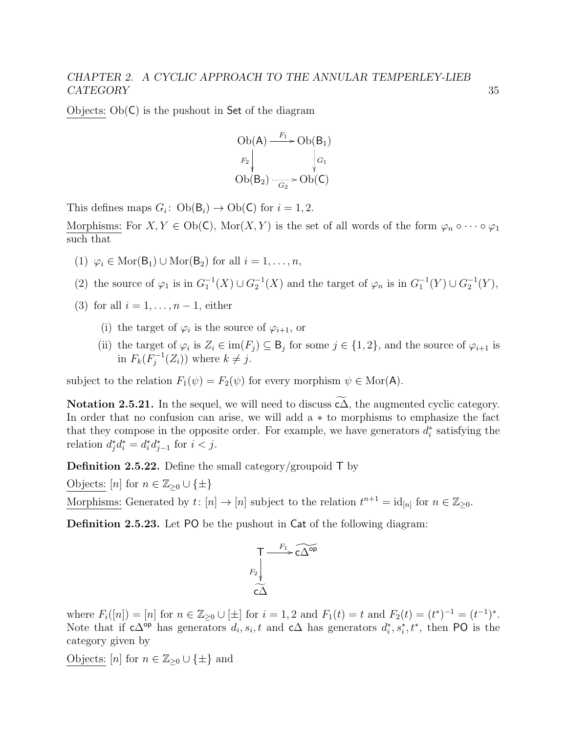Objects: $\mathrm{Ob}(\mathsf{C})$ is the pushout in $\mathsf{Set}$ of the diagram

$$\begin{array}{ccc} \mathrm{Ob}(\mathsf{A}) & \xrightarrow{F_1} & \mathrm{Ob}(\mathsf{B}_1) \\ {\scriptstyle F_2}\downarrow & & \downarrow{\scriptstyle G_1} \\ \mathrm{Ob}(\mathsf{B}_2) & \xrightarrow[G_2]{} & \mathrm{Ob}(\mathsf{C}) \end{array}$$

This defines maps $G_i\colon \mathrm{Ob}(\mathsf{B}_i) \to \mathrm{Ob}(\mathsf{C})$ for $i = 1, 2$.

Morphisms: For $X, Y \in \mathrm{Ob}(\mathsf{C})$, $\mathrm{Mor}(X, Y)$ is the set of all words of the form $\varphi_n \circ \cdots \circ \varphi_1$ such that

(1) $\varphi_i \in \mathrm{Mor}(\mathsf{B}_1) \cup \mathrm{Mor}(\mathsf{B}_2)$ for all $i = 1, \ldots, n$,

(2) the source of $\varphi_1$ is in $G_1^{-1}(X) \cup G_2^{-1}(X)$ and the target of $\varphi_n$ is in $G_1^{-1}(Y) \cup G_2^{-1}(Y)$,

(3) for all $i = 1, \ldots, n-1$, either

   (i) the target of $\varphi_i$ is the source of $\varphi_{i+1}$, or

   (ii) the target of $\varphi_i$ is $Z_i \in \mathrm{im}(F_j) \subseteq \mathsf{B}_j$ for some $j \in \{1, 2\}$, and the source of $\varphi_{i+1}$ is in $F_k(F_j^{-1}(Z_i))$ where $k \neq j$.

subject to the relation $F_1(\psi) = F_2(\psi)$ for every morphism $\psi \in \mathrm{Mor}(\mathsf{A})$.

**Notation 2.5.21.** In the sequel, we will need to discuss $\widetilde{\mathsf{c}\Delta}$, the augmented cyclic category. In order that no confusion can arise, we will add a $*$ to morphisms to emphasize the fact that they compose in the opposite order. For example, we have generators $d_i^*$ satisfying the relation $d_j^* d_i^* = d_i^* d_{j-1}^*$ for $i < j$.

**Definition 2.5.22.** Define the small category/groupoid $\mathsf{T}$ by

Objects: $[n]$ for $n \in \mathbb{Z}_{\geq 0} \cup \{\pm\}$

Morphisms: Generated by $t\colon [n] \to [n]$ subject to the relation $t^{n+1} = \mathrm{id}_{[n]}$ for $n \in \mathbb{Z}_{\geq 0}$.

**Definition 2.5.23.** Let $\mathsf{PO}$ be the pushout in $\mathsf{Cat}$ of the following diagram:

$$\begin{array}{ccc} \mathsf{T} & \xrightarrow{F_1} & \widetilde{\mathsf{c}\Delta^{\mathsf{op}}} \\ {\scriptstyle F_2}\downarrow & & \\ \widetilde{\mathsf{c}\Delta} & & \end{array}$$

where $F_i([n]) = [n]$ for $n \in \mathbb{Z}_{\geq 0} \cup [\pm]$ for $i = 1, 2$ and $F_1(t) = t$ and $F_2(t) = (t^*)^{-1} = (t^{-1})^*$. Note that if $\mathsf{c}\Delta^{\mathsf{op}}$ has generators $d_i, s_i, t$ and $\mathsf{c}\Delta$ has generators $d_i^*, s_i^*, t^*$, then $\mathsf{PO}$ is the category given by

Objects: $[n]$ for $n \in \mathbb{Z}_{\geq 0} \cup \{\pm\}$ and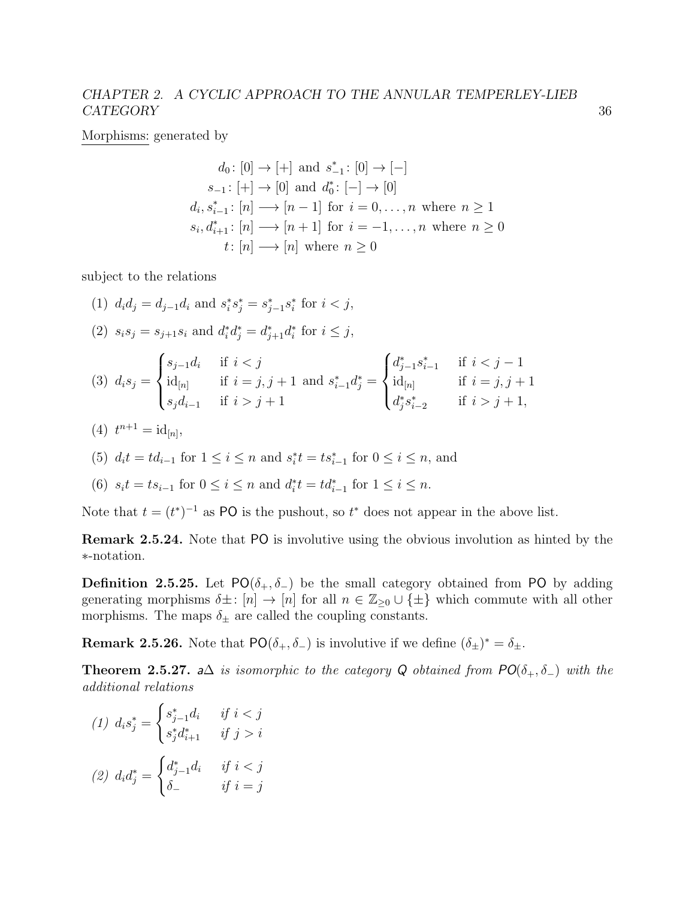<u>Morphisms:</u> generated by

$$
\begin{aligned}
d_0\colon [0] \to [+] &\text{ and } s^*_{-1}\colon [0] \to [-] \\
s_{-1}\colon [+] \to [0] &\text{ and } d^*_0\colon [-] \to [0] \\
d_i, s^*_{i-1}\colon [n] &\longrightarrow [n-1] \text{ for } i = 0, \ldots, n \text{ where } n \geq 1 \\
s_i, d^*_{i+1}\colon [n] &\longrightarrow [n+1] \text{ for } i = -1, \ldots, n \text{ where } n \geq 0 \\
t\colon [n] &\longrightarrow [n] \text{ where } n \geq 0
\end{aligned}
$$

subject to the relations

(1) $d_i d_j = d_{j-1} d_i$ and $s^*_i s^*_j = s^*_{j-1} s^*_i$ for $i < j$,

(2) $s_i s_j = s_{j+1} s_i$ and $d^*_i d^*_j = d^*_{j+1} d^*_i$ for $i \leq j$,

(3) $d_i s_j = \begin{cases} s_{j-1} d_i & \text{if } i < j \\ \mathrm{id}_{[n]} & \text{if } i = j, j+1 \\ s_j d_{i-1} & \text{if } i > j+1 \end{cases}$ and $s^*_{i-1} d^*_j = \begin{cases} d^*_{j-1} s^*_{i-1} & \text{if } i < j-1 \\ \mathrm{id}_{[n]} & \text{if } i = j, j+1 \\ d^*_j s^*_{i-2} & \text{if } i > j+1, \end{cases}$

(4) $t^{n+1} = \mathrm{id}_{[n]}$,

(5) $d_i t = t d_{i-1}$ for $1 \leq i \leq n$ and $s^*_i t = t s^*_{i-1}$ for $0 \leq i \leq n$, and

(6) $s_i t = t s_{i-1}$ for $0 \leq i \leq n$ and $d^*_i t = t d^*_{i-1}$ for $1 \leq i \leq n$.

Note that $t = (t^*)^{-1}$ as $\mathsf{PO}$ is the pushout, so $t^*$ does not appear in the above list.

**Remark 2.5.24.** Note that $\mathsf{PO}$ is involutive using the obvious involution as hinted by the $*$-notation.

**Definition 2.5.25.** Let $\mathsf{PO}(\delta_+, \delta_-)$ be the small category obtained from $\mathsf{PO}$ by adding generating morphisms $\delta\pm\colon [n] \to [n]$ for all $n \in \mathbb{Z}_{\geq 0} \cup \{\pm\}$ which commute with all other morphisms. The maps $\delta_\pm$ are called the coupling constants.

**Remark 2.5.26.** Note that $\mathsf{PO}(\delta_+, \delta_-)$ is involutive if we define $(\delta_\pm)^* = \delta_\pm$.

**Theorem 2.5.27.** *$\mathsf{a}\Delta$ is isomorphic to the category $\mathsf{Q}$ obtained from $\mathsf{PO}(\delta_+, \delta_-)$ with the additional relations*

*(1)* $d_i s^*_j = \begin{cases} s^*_{j-1} d_i & \text{if } i < j \\ s^*_j d^*_{i+1} & \text{if } j > i \end{cases}$

*(2)* $d_i d^*_j = \begin{cases} d^*_{j-1} d_i & \text{if } i < j \\ \delta_- & \text{if } i = j \end{cases}$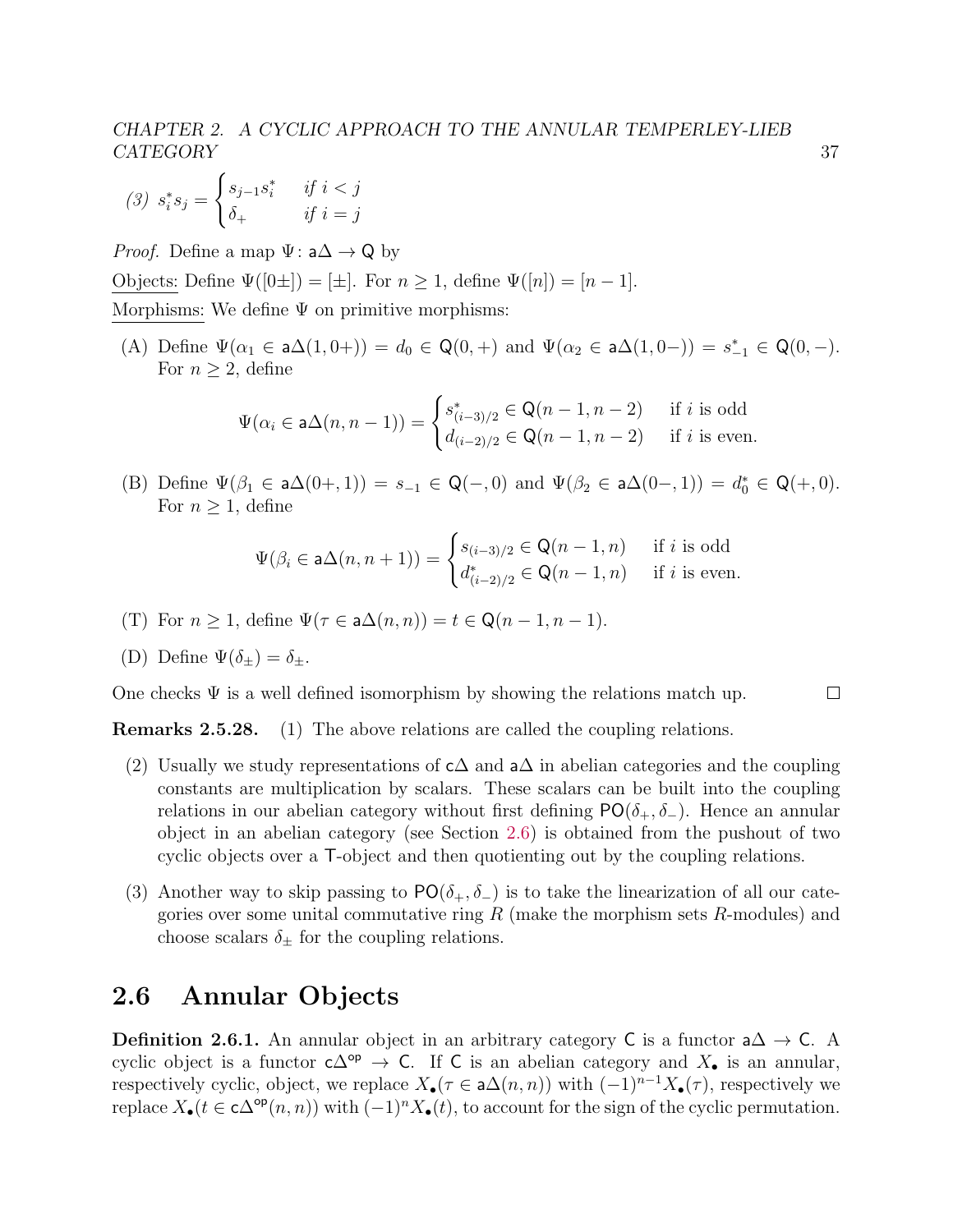(3) $s_i^* s_j = \begin{cases} s_{j-1} s_i^* & \text{if } i < j \\ \delta_+ & \text{if } i = j \end{cases}$

*Proof.* Define a map $\Psi \colon \mathsf{a}\Delta \to \mathsf{Q}$ by

Objects: Define $\Psi([0\pm]) = [\pm]$. For $n \geq 1$, define $\Psi([n]) = [n-1]$.

Morphisms: We define $\Psi$ on primitive morphisms:

(A) Define $\Psi(\alpha_1 \in \mathsf{a}\Delta(1, 0+)) = d_0 \in \mathsf{Q}(0, +)$ and $\Psi(\alpha_2 \in \mathsf{a}\Delta(1, 0-)) = s_{-1}^* \in \mathsf{Q}(0, -)$. For $n \geq 2$, define

$$\Psi(\alpha_i \in \mathsf{a}\Delta(n, n-1)) = \begin{cases} s_{(i-3)/2}^* \in \mathsf{Q}(n-1, n-2) & \text{if } i \text{ is odd} \\ d_{(i-2)/2} \in \mathsf{Q}(n-1, n-2) & \text{if } i \text{ is even.} \end{cases}$$

(B) Define $\Psi(\beta_1 \in \mathsf{a}\Delta(0+, 1)) = s_{-1} \in \mathsf{Q}(-, 0)$ and $\Psi(\beta_2 \in \mathsf{a}\Delta(0-, 1)) = d_0^* \in \mathsf{Q}(+, 0)$. For $n \geq 1$, define

$$\Psi(\beta_i \in \mathsf{a}\Delta(n, n+1)) = \begin{cases} s_{(i-3)/2} \in \mathsf{Q}(n-1, n) & \text{if } i \text{ is odd} \\ d_{(i-2)/2}^* \in \mathsf{Q}(n-1, n) & \text{if } i \text{ is even.} \end{cases}$$

(T) For $n \geq 1$, define $\Psi(\tau \in \mathsf{a}\Delta(n, n)) = t \in \mathsf{Q}(n-1, n-1)$.

(D) Define $\Psi(\delta_\pm) = \delta_\pm$.

One checks $\Psi$ is a well defined isomorphism by showing the relations match up. □

**Remarks 2.5.28.** (1) The above relations are called the coupling relations.

(2) Usually we study representations of $\mathsf{c}\Delta$ and $\mathsf{a}\Delta$ in abelian categories and the coupling constants are multiplication by scalars. These scalars can be built into the coupling relations in our abelian category without first defining $\mathsf{PO}(\delta_+, \delta_-)$. Hence an annular object in an abelian category (see Section 2.6) is obtained from the pushout of two cyclic objects over a $\mathsf{T}$-object and then quotienting out by the coupling relations.

(3) Another way to skip passing to $\mathsf{PO}(\delta_+, \delta_-)$ is to take the linearization of all our categories over some unital commutative ring $R$ (make the morphism sets $R$-modules) and choose scalars $\delta_\pm$ for the coupling relations.

## 2.6 Annular Objects

**Definition 2.6.1.** An annular object in an arbitrary category $\mathsf{C}$ is a functor $\mathsf{a}\Delta \to \mathsf{C}$. A cyclic object is a functor $\mathsf{c}\Delta^{\mathsf{op}} \to \mathsf{C}$. If $\mathsf{C}$ is an abelian category and $X_\bullet$ is an annular, respectively cyclic, object, we replace $X_\bullet(\tau \in \mathsf{a}\Delta(n, n))$ with $(-1)^{n-1} X_\bullet(\tau)$, respectively we replace $X_\bullet(t \in \mathsf{c}\Delta^{\mathsf{op}}(n, n))$ with $(-1)^n X_\bullet(t)$, to account for the sign of the cyclic permutation.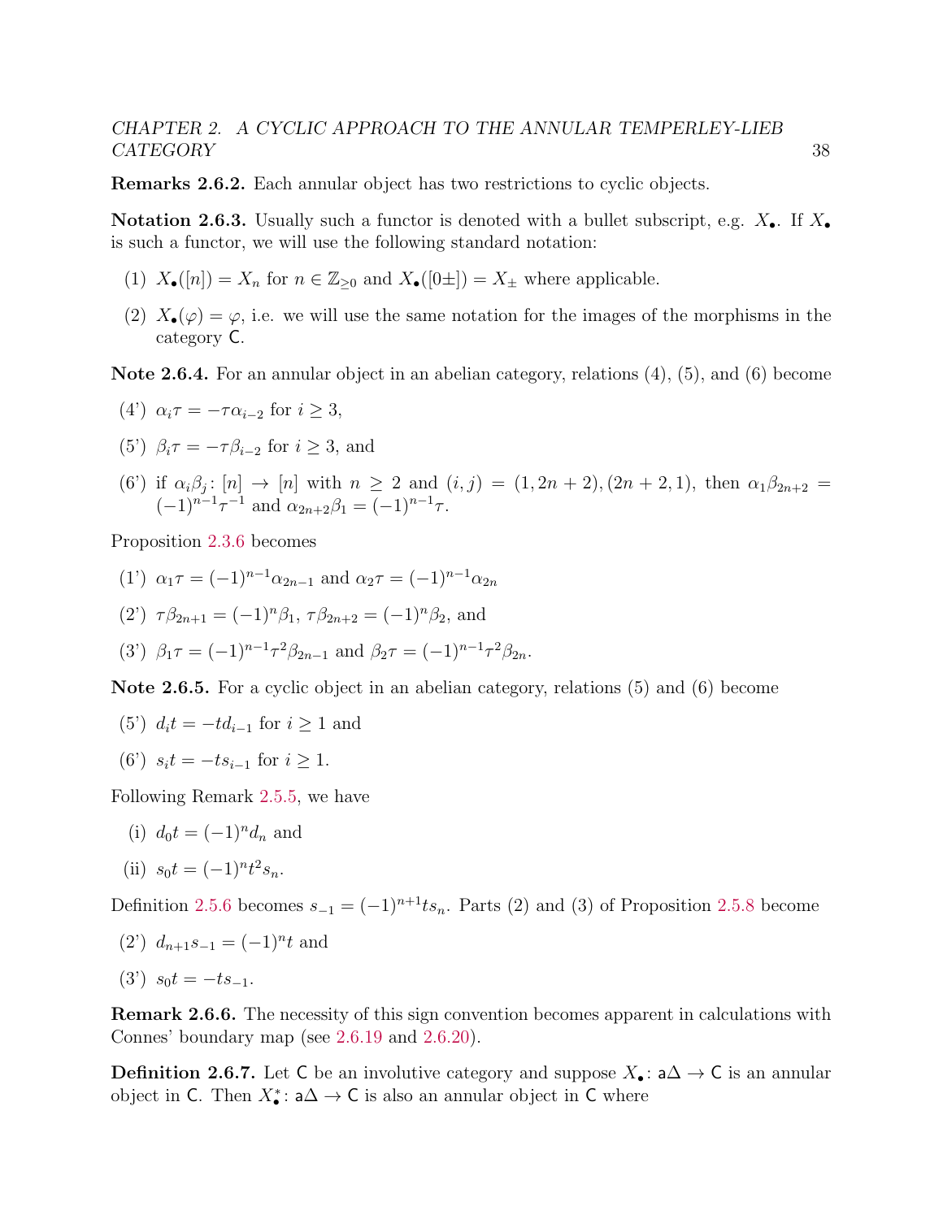**Remarks 2.6.2.** Each annular object has two restrictions to cyclic objects.

**Notation 2.6.3.** Usually such a functor is denoted with a bullet subscript, e.g. $X_\bullet$. If $X_\bullet$ is such a functor, we will use the following standard notation:

1. $X_\bullet([n]) = X_n$ for $n \in \mathbb{Z}_{\geq 0}$ and $X_\bullet([0\pm]) = X_\pm$ where applicable.
2. $X_\bullet(\varphi) = \varphi$, i.e. we will use the same notation for the images of the morphisms in the category $\mathsf{C}$.

**Note 2.6.4.** For an annular object in an abelian category, relations (4), (5), and (6) become

(4') $\alpha_i \tau = -\tau \alpha_{i-2}$ for $i \geq 3$,

(5') $\beta_i \tau = -\tau \beta_{i-2}$ for $i \geq 3$, and

(6') if $\alpha_i \beta_j \colon [n] \to [n]$ with $n \geq 2$ and $(i,j) = (1, 2n+2), (2n+2, 1)$, then $\alpha_1 \beta_{2n+2} = (-1)^{n-1} \tau^{-1}$ and $\alpha_{2n+2}\beta_1 = (-1)^{n-1}\tau$.

Proposition 2.3.6 becomes

(1') $\alpha_1 \tau = (-1)^{n-1} \alpha_{2n-1}$ and $\alpha_2 \tau = (-1)^{n-1}\alpha_{2n}$

(2') $\tau \beta_{2n+1} = (-1)^n \beta_1$, $\tau \beta_{2n+2} = (-1)^n \beta_2$, and

(3') $\beta_1 \tau = (-1)^{n-1} \tau^2 \beta_{2n-1}$ and $\beta_2 \tau = (-1)^{n-1} \tau^2 \beta_{2n}$.

**Note 2.6.5.** For a cyclic object in an abelian category, relations (5) and (6) become

(5') $d_i t = -t d_{i-1}$ for $i \geq 1$ and

(6') $s_i t = -t s_{i-1}$ for $i \geq 1$.

Following Remark 2.5.5, we have

(i) $d_0 t = (-1)^n d_n$ and

(ii) $s_0 t = (-1)^n t^2 s_n$.

Definition 2.5.6 becomes $s_{-1} = (-1)^{n+1} t s_n$. Parts (2) and (3) of Proposition 2.5.8 become

(2') $d_{n+1} s_{-1} = (-1)^n t$ and

(3') $s_0 t = -t s_{-1}$.

**Remark 2.6.6.** The necessity of this sign convention becomes apparent in calculations with Connes' boundary map (see 2.6.19 and 2.6.20).

**Definition 2.6.7.** Let $\mathsf{C}$ be an involutive category and suppose $X_\bullet \colon \mathsf{a}\Delta \to \mathsf{C}$ is an annular object in $\mathsf{C}$. Then $X_\bullet^* \colon \mathsf{a}\Delta \to \mathsf{C}$ is also an annular object in $\mathsf{C}$ where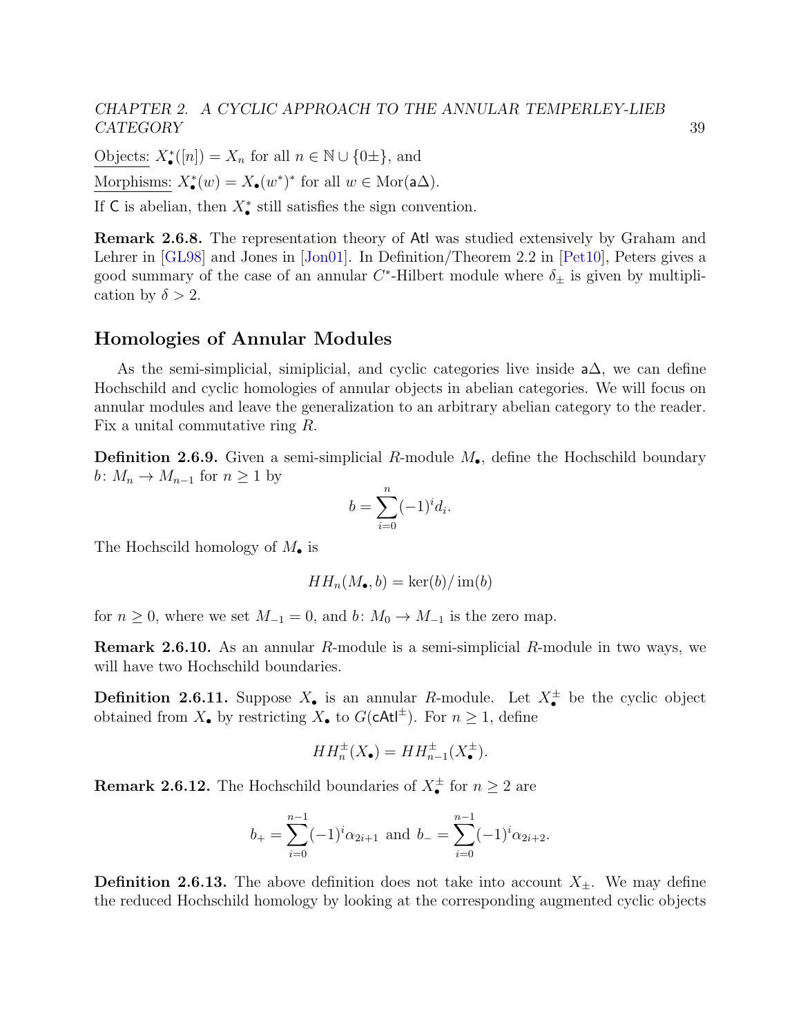Objects: $X^*_\bullet([n]) = X_n$ for all $n \in \mathbb{N} \cup \{0\pm\}$, and

Morphisms: $X^*_\bullet(w) = X_\bullet(w^*)^*$ for all $w \in \mathrm{Mor}(\mathsf{a}\Delta)$.

If $\mathsf{C}$ is abelian, then $X^*_\bullet$ still satisfies the sign convention.

**Remark 2.6.8.** The representation theory of $\mathsf{Atl}$ was studied extensively by Graham and Lehrer in [GL98] and Jones in [Jon01]. In Definition/Theorem 2.2 in [Pet10], Peters gives a good summary of the case of an annular $C^*$-Hilbert module where $\delta_\pm$ is given by multiplication by $\delta > 2$.

## Homologies of Annular Modules

As the semi-simplicial, simiplicial, and cyclic categories live inside $\mathsf{a}\Delta$, we can define Hochschild and cyclic homologies of annular objects in abelian categories. We will focus on annular modules and leave the generalization to an arbitrary abelian category to the reader. Fix a unital commutative ring $R$.

**Definition 2.6.9.** Given a semi-simplicial $R$-module $M_\bullet$, define the Hochschild boundary $b\colon M_n \to M_{n-1}$ for $n \geq 1$ by

$$b = \sum_{i=0}^{n} (-1)^i d_i.$$

The Hochscild homology of $M_\bullet$ is

$$HH_n(M_\bullet, b) = \ker(b)/\operatorname{im}(b)$$

for $n \geq 0$, where we set $M_{-1} = 0$, and $b\colon M_0 \to M_{-1}$ is the zero map.

**Remark 2.6.10.** As an annular $R$-module is a semi-simplicial $R$-module in two ways, we will have two Hochschild boundaries.

**Definition 2.6.11.** Suppose $X_\bullet$ is an annular $R$-module. Let $X^\pm_\bullet$ be the cyclic object obtained from $X_\bullet$ by restricting $X_\bullet$ to $G(\mathsf{cAtl}^\pm)$. For $n \geq 1$, define

$$HH^\pm_n(X_\bullet) = HH^\pm_{n-1}(X^\pm_\bullet).$$

**Remark 2.6.12.** The Hochschild boundaries of $X^\pm_\bullet$ for $n \geq 2$ are

$$b_+ = \sum_{i=0}^{n-1} (-1)^i \alpha_{2i+1} \text{ and } b_- = \sum_{i=0}^{n-1} (-1)^i \alpha_{2i+2}.$$

**Definition 2.6.13.** The above definition does not take into account $X_\pm$. We may define the reduced Hochschild homology by looking at the corresponding augmented cyclic objects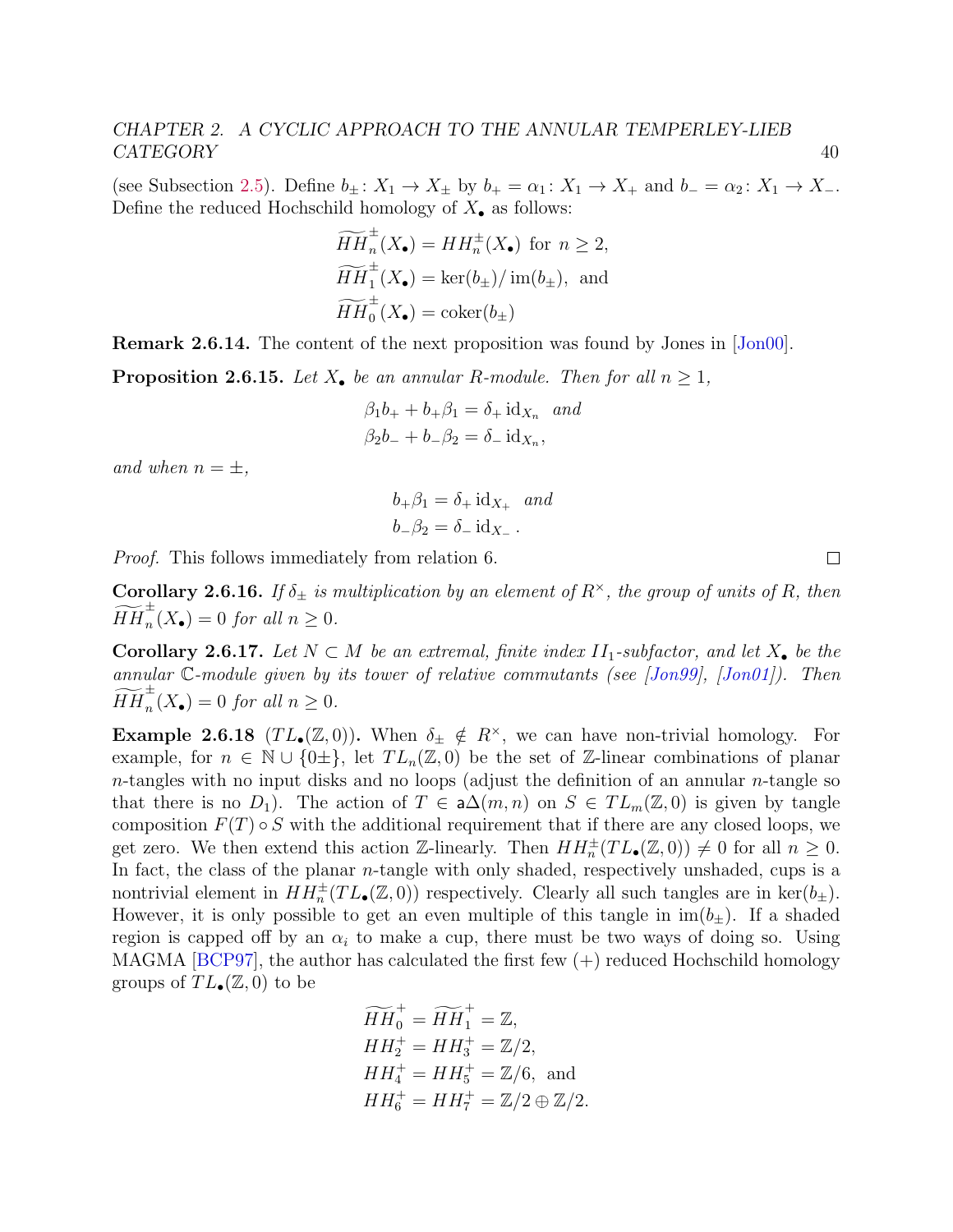(see Subsection 2.5). Define $b_\pm \colon X_1 \to X_\pm$ by $b_+ = \alpha_1 \colon X_1 \to X_+$ and $b_- = \alpha_2 \colon X_1 \to X_-$. Define the reduced Hochschild homology of $X_\bullet$ as follows:

$$\widetilde{HH}_n^\pm(X_\bullet) = HH_n^\pm(X_\bullet) \text{ for } n \geq 2,$$
$$\widetilde{HH}_1^\pm(X_\bullet) = \ker(b_\pm)/\operatorname{im}(b_\pm), \text{ and}$$
$$\widetilde{HH}_0^\pm(X_\bullet) = \operatorname{coker}(b_\pm)$$

**Remark 2.6.14.** The content of the next proposition was found by Jones in [Jon00].

**Proposition 2.6.15.** *Let $X_\bullet$ be an annular $R$-module. Then for all $n \geq 1$,*

$$\beta_1 b_+ + b_+ \beta_1 = \delta_+ \operatorname{id}_{X_n} \text{ and}$$
$$\beta_2 b_- + b_- \beta_2 = \delta_- \operatorname{id}_{X_n},$$

*and when $n = \pm$,*

$$b_+ \beta_1 = \delta_+ \operatorname{id}_{X_+} \text{ and}$$
$$b_- \beta_2 = \delta_- \operatorname{id}_{X_-}.$$

*Proof.* This follows immediately from relation 6. ∎

**Corollary 2.6.16.** *If $\delta_\pm$ is multiplication by an element of $R^\times$, the group of units of $R$, then $\widetilde{HH}_n^\pm(X_\bullet) = 0$ for all $n \geq 0$.*

**Corollary 2.6.17.** *Let $N \subset M$ be an extremal, finite index $II_1$-subfactor, and let $X_\bullet$ be the annular $\mathbb{C}$-module given by its tower of relative commutants (see [Jon99], [Jon01]). Then $\widetilde{HH}_n^\pm(X_\bullet) = 0$ for all $n \geq 0$.*

**Example 2.6.18** ($TL_\bullet(\mathbb{Z}, 0)$)**.** When $\delta_\pm \notin R^\times$, we can have non-trivial homology. For example, for $n \in \mathbb{N} \cup \{0\pm\}$, let $TL_n(\mathbb{Z}, 0)$ be the set of $\mathbb{Z}$-linear combinations of planar $n$-tangles with no input disks and no loops (adjust the definition of an annular $n$-tangle so that there is no $D_1$). The action of $T \in \mathsf{a}\Delta(m, n)$ on $S \in TL_m(\mathbb{Z}, 0)$ is given by tangle composition $F(T) \circ S$ with the additional requirement that if there are any closed loops, we get zero. We then extend this action $\mathbb{Z}$-linearly. Then $HH_n^\pm(TL_\bullet(\mathbb{Z}, 0)) \neq 0$ for all $n \geq 0$. In fact, the class of the planar $n$-tangle with only shaded, respectively unshaded, cups is a nontrivial element in $HH_n^\pm(TL_\bullet(\mathbb{Z}, 0))$ respectively. Clearly all such tangles are in $\ker(b_\pm)$. However, it is only possible to get an even multiple of this tangle in $\operatorname{im}(b_\pm)$. If a shaded region is capped off by an $\alpha_i$ to make a cup, there must be two ways of doing so. Using MAGMA [BCP97], the author has calculated the first few $(+)$ reduced Hochschild homology groups of $TL_\bullet(\mathbb{Z}, 0)$ to be

$$\widetilde{HH}_0^+ = \widetilde{HH}_1^+ = \mathbb{Z},$$
$$HH_2^+ = HH_3^+ = \mathbb{Z}/2,$$
$$HH_4^+ = HH_5^+ = \mathbb{Z}/6, \text{ and}$$
$$HH_6^+ = HH_7^+ = \mathbb{Z}/2 \oplus \mathbb{Z}/2.$$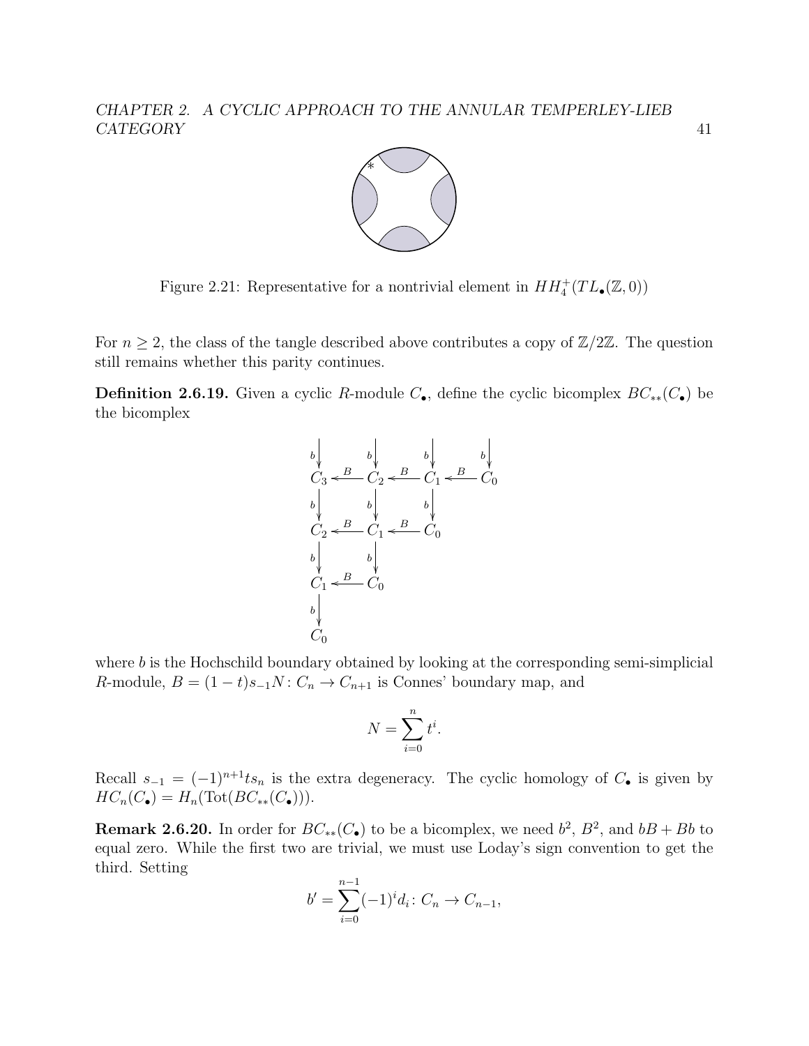Figure 2.21: Representative for a nontrivial element in $HH_4^+(TL_\bullet(\mathbb{Z}, 0))$

For $n \geq 2$, the class of the tangle described above contributes a copy of $\mathbb{Z}/2\mathbb{Z}$. The question still remains whether this parity continues.

**Definition 2.6.19.** Given a cyclic $R$-module $C_\bullet$, define the cyclic bicomplex $BC_{**}(C_\bullet)$ be the bicomplex

$$\begin{array}{ccccccc}
\downarrow b & & \downarrow b & & \downarrow b & & \downarrow b \\
C_3 & \xleftarrow{B} & C_2 & \xleftarrow{B} & C_1 & \xleftarrow{B} & C_0 \\
\downarrow b & & \downarrow b & & \downarrow b & & \\
C_2 & \xleftarrow{B} & C_1 & \xleftarrow{B} & C_0 & & \\
\downarrow b & & \downarrow b & & & & \\
C_1 & \xleftarrow{B} & C_0 & & & & \\
\downarrow b & & & & & & \\
C_0 & & & & & &
\end{array}$$

where $b$ is the Hochschild boundary obtained by looking at the corresponding semi-simplicial $R$-module, $B = (1-t)s_{-1}N \colon C_n \to C_{n+1}$ is Connes' boundary map, and

$$N = \sum_{i=0}^{n} t^i.$$

Recall $s_{-1} = (-1)^{n+1}ts_n$ is the extra degeneracy. The cyclic homology of $C_\bullet$ is given by $HC_n(C_\bullet) = H_n(\mathrm{Tot}(BC_{**}(C_\bullet)))$.

**Remark 2.6.20.** In order for $BC_{**}(C_\bullet)$ to be a bicomplex, we need $b^2$, $B^2$, and $bB + Bb$ to equal zero. While the first two are trivial, we must use Loday's sign convention to get the third. Setting

$$b' = \sum_{i=0}^{n-1}(-1)^i d_i \colon C_n \to C_{n-1},$$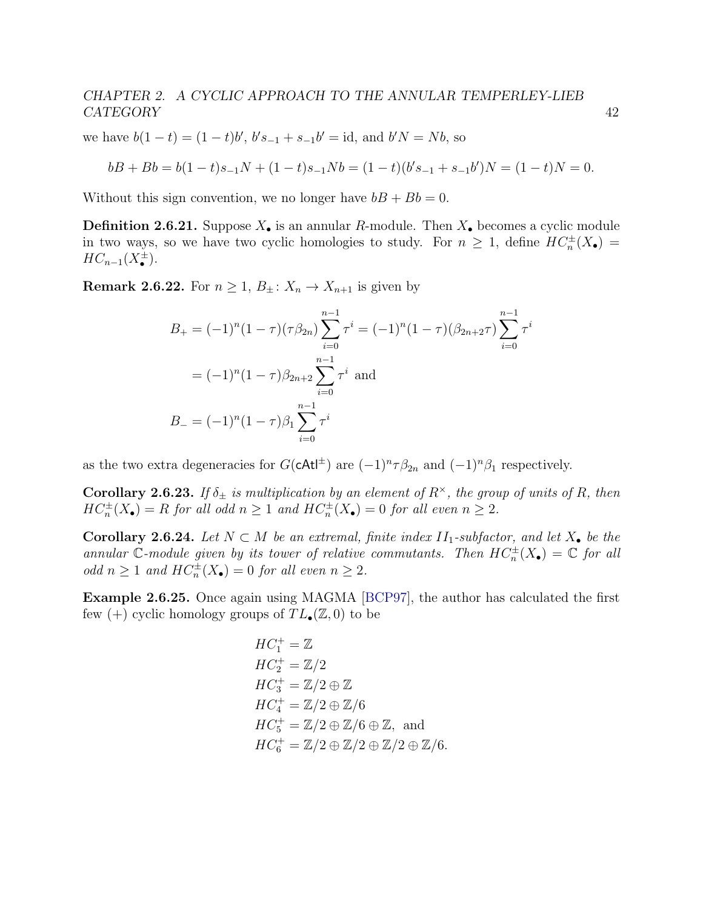we have $b(1-t) = (1-t)b'$, $b's_{-1} + s_{-1}b' = \text{id}$, and $b'N = Nb$, so

$$bB + Bb = b(1-t)s_{-1}N + (1-t)s_{-1}Nb = (1-t)(b's_{-1} + s_{-1}b')N = (1-t)N = 0.$$

Without this sign convention, we no longer have $bB + Bb = 0$.

**Definition 2.6.21.** Suppose $X_\bullet$ is an annular $R$-module. Then $X_\bullet$ becomes a cyclic module in two ways, so we have two cyclic homologies to study. For $n \geq 1$, define $HC_n^\pm(X_\bullet) = HC_{n-1}(X_\bullet^\pm)$.

**Remark 2.6.22.** For $n \geq 1$, $B_\pm \colon X_n \to X_{n+1}$ is given by

$$\begin{aligned}
B_+ &= (-1)^n(1-\tau)(\tau\beta_{2n})\sum_{i=0}^{n-1}\tau^i = (-1)^n(1-\tau)(\beta_{2n+2}\tau)\sum_{i=0}^{n-1}\tau^i \\
&= (-1)^n(1-\tau)\beta_{2n+2}\sum_{i=0}^{n-1}\tau^i \text{ and} \\
B_- &= (-1)^n(1-\tau)\beta_1\sum_{i=0}^{n-1}\tau^i
\end{aligned}$$

as the two extra degeneracies for $G(\mathsf{cAtl}^\pm)$ are $(-1)^n\tau\beta_{2n}$ and $(-1)^n\beta_1$ respectively.

**Corollary 2.6.23.** *If $\delta_\pm$ is multiplication by an element of $R^\times$, the group of units of $R$, then $HC_n^\pm(X_\bullet) = R$ for all odd $n \geq 1$ and $HC_n^\pm(X_\bullet) = 0$ for all even $n \geq 2$.*

**Corollary 2.6.24.** *Let $N \subset M$ be an extremal, finite index $II_1$-subfactor, and let $X_\bullet$ be the annular $\mathbb{C}$-module given by its tower of relative commutants. Then $HC_n^\pm(X_\bullet) = \mathbb{C}$ for all odd $n \geq 1$ and $HC_n^\pm(X_\bullet) = 0$ for all even $n \geq 2$.*

**Example 2.6.25.** Once again using MAGMA [BCP97], the author has calculated the first few (+) cyclic homology groups of $TL_\bullet(\mathbb{Z}, 0)$ to be

$$\begin{aligned}
HC_1^+ &= \mathbb{Z} \\
HC_2^+ &= \mathbb{Z}/2 \\
HC_3^+ &= \mathbb{Z}/2 \oplus \mathbb{Z} \\
HC_4^+ &= \mathbb{Z}/2 \oplus \mathbb{Z}/6 \\
HC_5^+ &= \mathbb{Z}/2 \oplus \mathbb{Z}/6 \oplus \mathbb{Z}, \text{ and} \\
HC_6^+ &= \mathbb{Z}/2 \oplus \mathbb{Z}/2 \oplus \mathbb{Z}/2 \oplus \mathbb{Z}/6.
\end{aligned}$$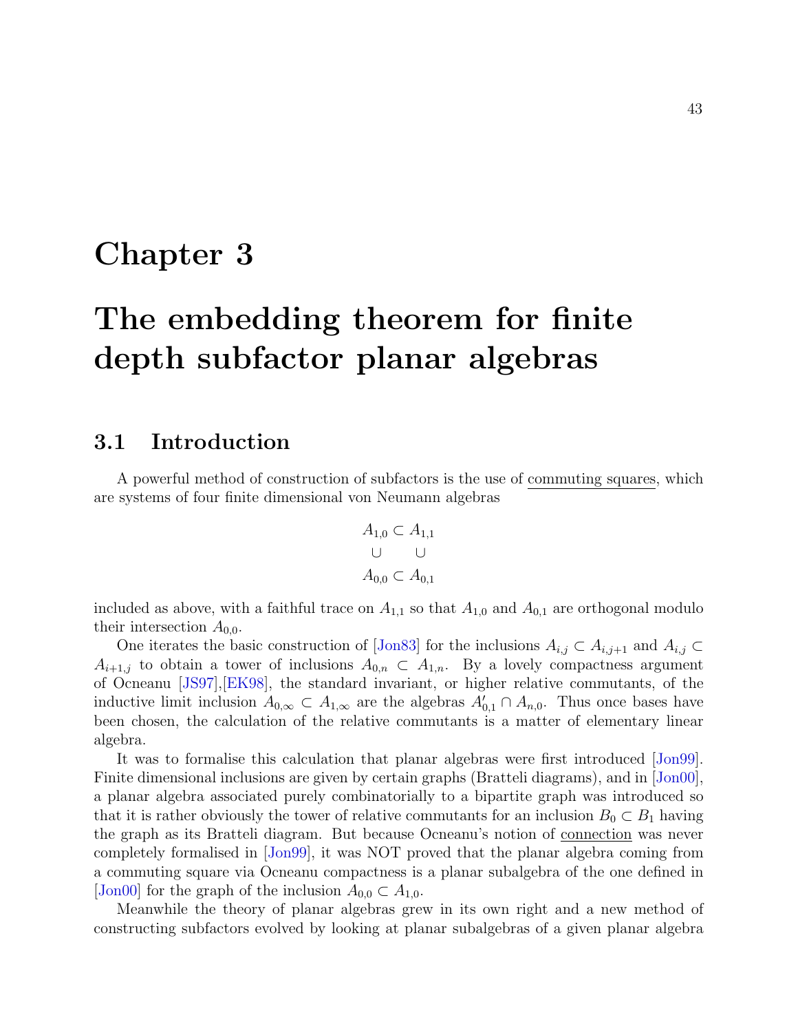# Chapter 3

# The embedding theorem for finite depth subfactor planar algebras

## 3.1 Introduction

A powerful method of construction of subfactors is the use of commuting squares, which are systems of four finite dimensional von Neumann algebras

$$\begin{array}{ccc} A_{1,0} & \subset & A_{1,1} \\ \cup & & \cup \\ A_{0,0} & \subset & A_{0,1} \end{array}$$

included as above, with a faithful trace on $A_{1,1}$ so that $A_{1,0}$ and $A_{0,1}$ are orthogonal modulo their intersection $A_{0,0}$.

One iterates the basic construction of [Jon83] for the inclusions $A_{i,j} \subset A_{i,j+1}$ and $A_{i,j} \subset A_{i+1,j}$ to obtain a tower of inclusions $A_{0,n} \subset A_{1,n}$. By a lovely compactness argument of Ocneanu [JS97],[EK98], the standard invariant, or higher relative commutants, of the inductive limit inclusion $A_{0,\infty} \subset A_{1,\infty}$ are the algebras $A'_{0,1} \cap A_{n,0}$. Thus once bases have been chosen, the calculation of the relative commutants is a matter of elementary linear algebra.

It was to formalise this calculation that planar algebras were first introduced [Jon99]. Finite dimensional inclusions are given by certain graphs (Bratteli diagrams), and in [Jon00], a planar algebra associated purely combinatorially to a bipartite graph was introduced so that it is rather obviously the tower of relative commutants for an inclusion $B_0 \subset B_1$ having the graph as its Bratteli diagram. But because Ocneanu's notion of connection was never completely formalised in [Jon99], it was NOT proved that the planar algebra coming from a commuting square via Ocneanu compactness is a planar subalgebra of the one defined in [Jon00] for the graph of the inclusion $A_{0,0} \subset A_{1,0}$.

Meanwhile the theory of planar algebras grew in its own right and a new method of constructing subfactors evolved by looking at planar subalgebras of a given planar algebra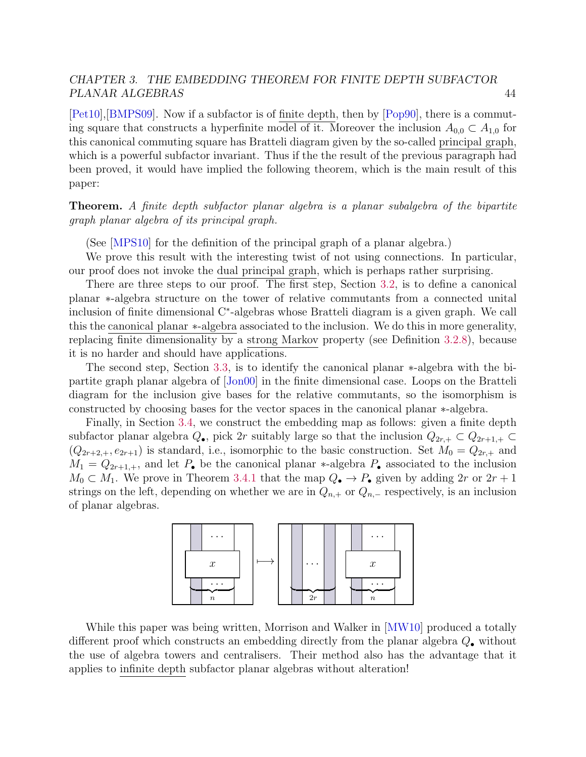[Pet10],[BMPS09]. Now if a subfactor is of finite depth, then by [Pop90], there is a commuting square that constructs a hyperfinite model of it. Moreover the inclusion $A_{0,0} \subset A_{1,0}$ for this canonical commuting square has Bratteli diagram given by the so-called principal graph, which is a powerful subfactor invariant. Thus if the the result of the previous paragraph had been proved, it would have implied the following theorem, which is the main result of this paper:

**Theorem.** *A finite depth subfactor planar algebra is a planar subalgebra of the bipartite graph planar algebra of its principal graph.*

(See [MPS10] for the definition of the principal graph of a planar algebra.)

We prove this result with the interesting twist of not using connections. In particular, our proof does not invoke the dual principal graph, which is perhaps rather surprising.

There are three steps to our proof. The first step, Section 3.2, is to define a canonical planar $*$-algebra structure on the tower of relative commutants from a connected unital inclusion of finite dimensional C$^*$-algebras whose Bratteli diagram is a given graph. We call this the canonical planar $*$-algebra associated to the inclusion. We do this in more generality, replacing finite dimensionality by a strong Markov property (see Definition 3.2.8), because it is no harder and should have applications.

The second step, Section 3.3, is to identify the canonical planar $*$-algebra with the bipartite graph planar algebra of [Jon00] in the finite dimensional case. Loops on the Bratteli diagram for the inclusion give bases for the relative commutants, so the isomorphism is constructed by choosing bases for the vector spaces in the canonical planar $*$-algebra.

Finally, in Section 3.4, we construct the embedding map as follows: given a finite depth subfactor planar algebra $Q_\bullet$, pick $2r$ suitably large so that the inclusion $Q_{2r,+} \subset Q_{2r+1,+} \subset (Q_{2r+2,+}, e_{2r+1})$ is standard, i.e., isomorphic to the basic construction. Set $M_0 = Q_{2r,+}$ and $M_1 = Q_{2r+1,+}$, and let $P_\bullet$ be the canonical planar $*$-algebra $P_\bullet$ associated to the inclusion $M_0 \subset M_1$. We prove in Theorem 3.4.1 that the map $Q_\bullet \to P_\bullet$ given by adding $2r$ or $2r+1$ strings on the left, depending on whether we are in $Q_{n,+}$ or $Q_{n,-}$ respectively, is an inclusion of planar algebras.

While this paper was being written, Morrison and Walker in [MW10] produced a totally different proof which constructs an embedding directly from the planar algebra $Q_\bullet$ without the use of algebra towers and centralisers. Their method also has the advantage that it applies to infinite depth subfactor planar algebras without alteration!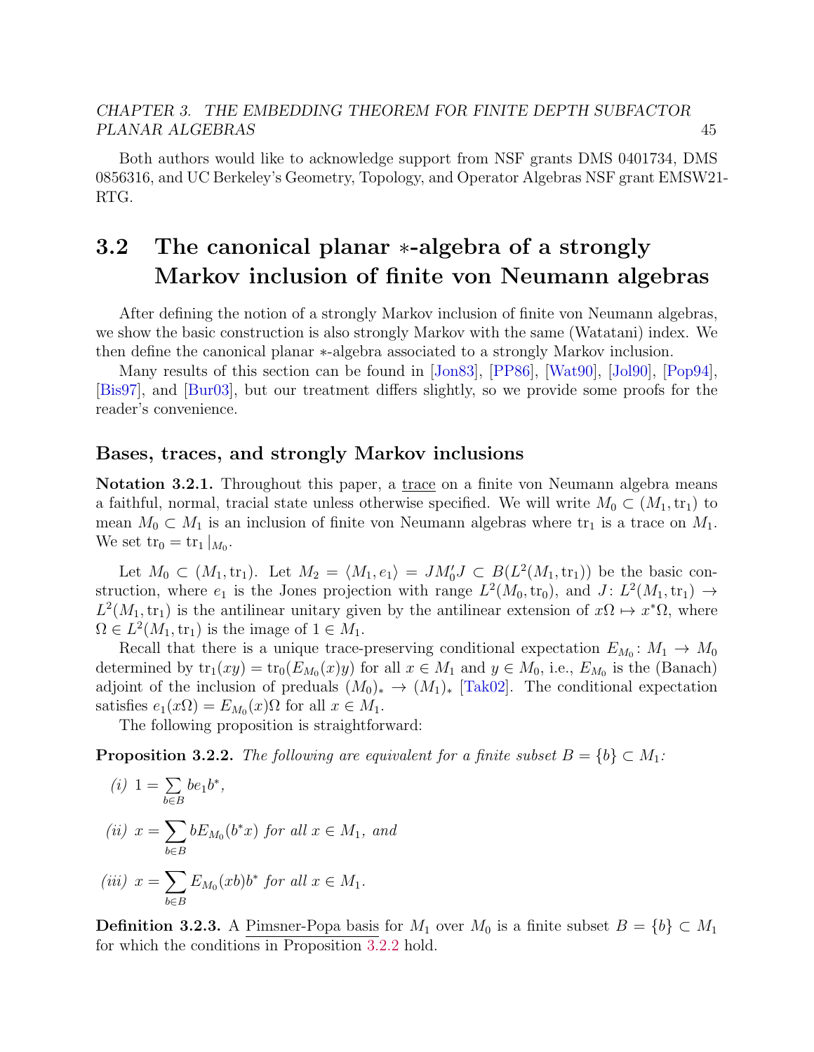Both authors would like to acknowledge support from NSF grants DMS 0401734, DMS 0856316, and UC Berkeley's Geometry, Topology, and Operator Algebras NSF grant EMSW21-RTG.

## 3.2 The canonical planar $*$-algebra of a strongly Markov inclusion of finite von Neumann algebras

After defining the notion of a strongly Markov inclusion of finite von Neumann algebras, we show the basic construction is also strongly Markov with the same (Watatani) index. We then define the canonical planar $*$-algebra associated to a strongly Markov inclusion.

Many results of this section can be found in [Jon83], [PP86], [Wat90], [Jol90], [Pop94], [Bis97], and [Bur03], but our treatment differs slightly, so we provide some proofs for the reader's convenience.

### Bases, traces, and strongly Markov inclusions

**Notation 3.2.1.** Throughout this paper, a trace on a finite von Neumann algebra means a faithful, normal, tracial state unless otherwise specified. We will write $M_0 \subset (M_1, \operatorname{tr}_1)$ to mean $M_0 \subset M_1$ is an inclusion of finite von Neumann algebras where $\operatorname{tr}_1$ is a trace on $M_1$. We set $\operatorname{tr}_0 = \operatorname{tr}_1|_{M_0}$.

Let $M_0 \subset (M_1, \operatorname{tr}_1)$. Let $M_2 = \langle M_1, e_1 \rangle = JM_0'J \subset B(L^2(M_1, \operatorname{tr}_1))$ be the basic construction, where $e_1$ is the Jones projection with range $L^2(M_0, \operatorname{tr}_0)$, and $J: L^2(M_1, \operatorname{tr}_1) \to L^2(M_1, \operatorname{tr}_1)$ is the antilinear unitary given by the antilinear extension of $x\Omega \mapsto x^*\Omega$, where $\Omega \in L^2(M_1, \operatorname{tr}_1)$ is the image of $1 \in M_1$.

Recall that there is a unique trace-preserving conditional expectation $E_{M_0}: M_1 \to M_0$ determined by $\operatorname{tr}_1(xy) = \operatorname{tr}_0(E_{M_0}(x)y)$ for all $x \in M_1$ and $y \in M_0$, i.e., $E_{M_0}$ is the (Banach) adjoint of the inclusion of preduals $(M_0)_* \to (M_1)_*$ [Tak02]. The conditional expectation satisfies $e_1(x\Omega) = E_{M_0}(x)\Omega$ for all $x \in M_1$.

The following proposition is straightforward:

**Proposition 3.2.2.** *The following are equivalent for a finite subset $B = \{b\} \subset M_1$:*

*(i)* $1 = \sum_{b \in B} b e_1 b^*$,

*(ii)* $x = \sum_{b \in B} b E_{M_0}(b^* x)$ *for all* $x \in M_1$, *and*

*(iii)* $x = \sum_{b \in B} E_{M_0}(xb) b^*$ *for all* $x \in M_1$.

**Definition 3.2.3.** A Pimsner-Popa basis for $M_1$ over $M_0$ is a finite subset $B = \{b\} \subset M_1$ for which the conditions in Proposition 3.2.2 hold.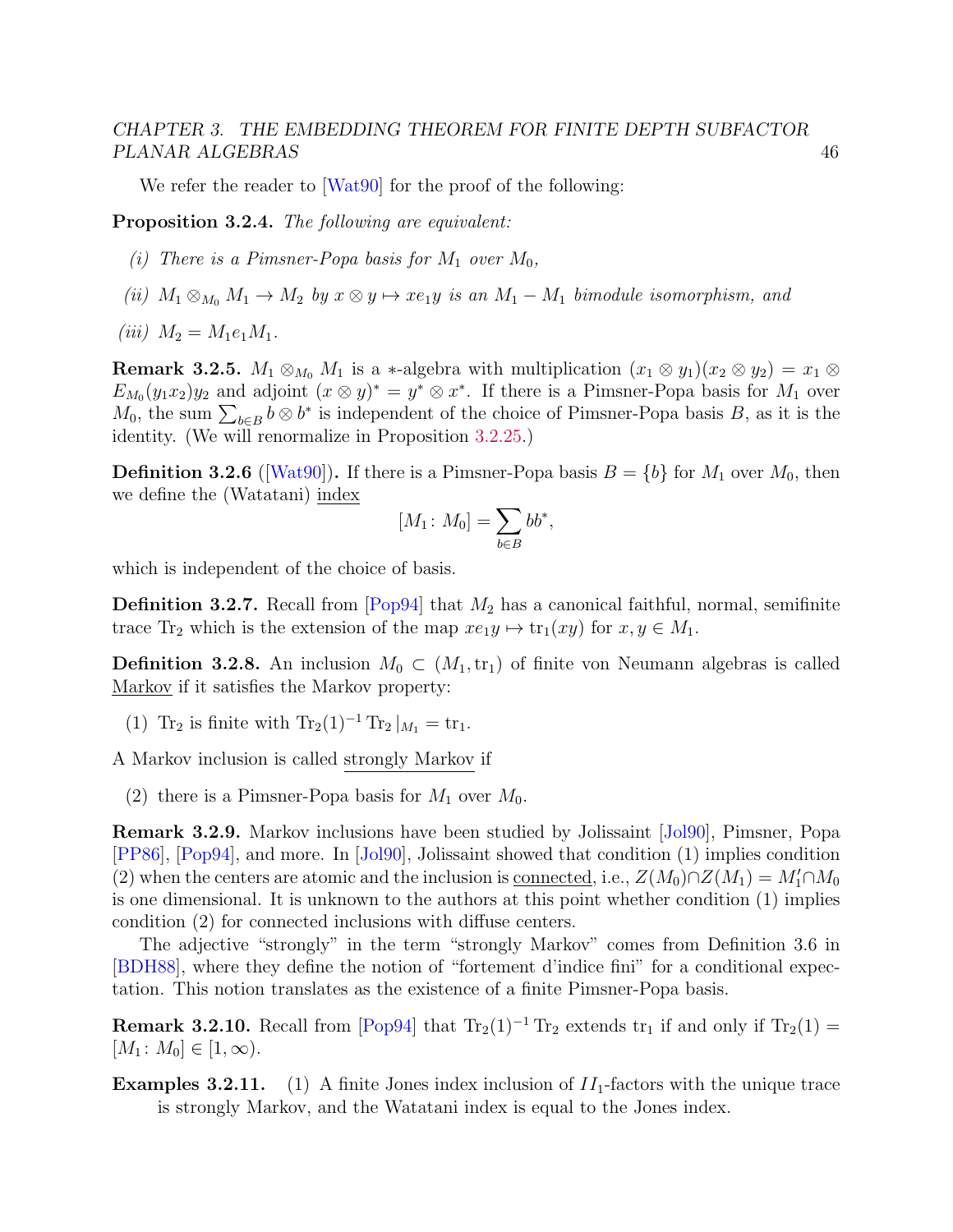We refer the reader to [Wat90] for the proof of the following:

**Proposition 3.2.4.** *The following are equivalent:*

*(i) There is a Pimsner-Popa basis for $M_1$ over $M_0$,*

*(ii) $M_1 \otimes_{M_0} M_1 \to M_2$ by $x \otimes y \mapsto xe_1y$ is an $M_1 - M_1$ bimodule isomorphism, and*

*(iii) $M_2 = M_1 e_1 M_1$.*

**Remark 3.2.5.** $M_1 \otimes_{M_0} M_1$ is a $*$-algebra with multiplication $(x_1 \otimes y_1)(x_2 \otimes y_2) = x_1 \otimes E_{M_0}(y_1 x_2) y_2$ and adjoint $(x \otimes y)^* = y^* \otimes x^*$. If there is a Pimsner-Popa basis for $M_1$ over $M_0$, the sum $\sum_{b \in B} b \otimes b^*$ is independent of the choice of Pimsner-Popa basis $B$, as it is the identity. (We will renormalize in Proposition 3.2.25.)

**Definition 3.2.6** ([Wat90])**.** If there is a Pimsner-Popa basis $B = \{b\}$ for $M_1$ over $M_0$, then we define the (Watatani) index

$$[M_1 \colon M_0] = \sum_{b \in B} bb^*,$$

which is independent of the choice of basis.

**Definition 3.2.7.** Recall from [Pop94] that $M_2$ has a canonical faithful, normal, semifinite trace $\mathrm{Tr}_2$ which is the extension of the map $xe_1y \mapsto \mathrm{tr}_1(xy)$ for $x, y \in M_1$.

**Definition 3.2.8.** An inclusion $M_0 \subset (M_1, \mathrm{tr}_1)$ of finite von Neumann algebras is called Markov if it satisfies the Markov property:

(1) $\mathrm{Tr}_2$ is finite with $\mathrm{Tr}_2(1)^{-1} \mathrm{Tr}_2 |_{M_1} = \mathrm{tr}_1$.

A Markov inclusion is called strongly Markov if

(2) there is a Pimsner-Popa basis for $M_1$ over $M_0$.

**Remark 3.2.9.** Markov inclusions have been studied by Jolissaint [Jol90], Pimsner, Popa [PP86], [Pop94], and more. In [Jol90], Jolissaint showed that condition (1) implies condition (2) when the centers are atomic and the inclusion is connected, i.e., $Z(M_0) \cap Z(M_1) = M_1' \cap M_0$ is one dimensional. It is unknown to the authors at this point whether condition (1) implies condition (2) for connected inclusions with diffuse centers.

The adjective "strongly" in the term "strongly Markov" comes from Definition 3.6 in [BDH88], where they define the notion of "fortement d'indice fini" for a conditional expectation. This notion translates as the existence of a finite Pimsner-Popa basis.

**Remark 3.2.10.** Recall from [Pop94] that $\mathrm{Tr}_2(1)^{-1} \mathrm{Tr}_2$ extends $\mathrm{tr}_1$ if and only if $\mathrm{Tr}_2(1) = [M_1 \colon M_0] \in [1, \infty)$.

**Examples 3.2.11.** (1) A finite Jones index inclusion of $II_1$-factors with the unique trace is strongly Markov, and the Watatani index is equal to the Jones index.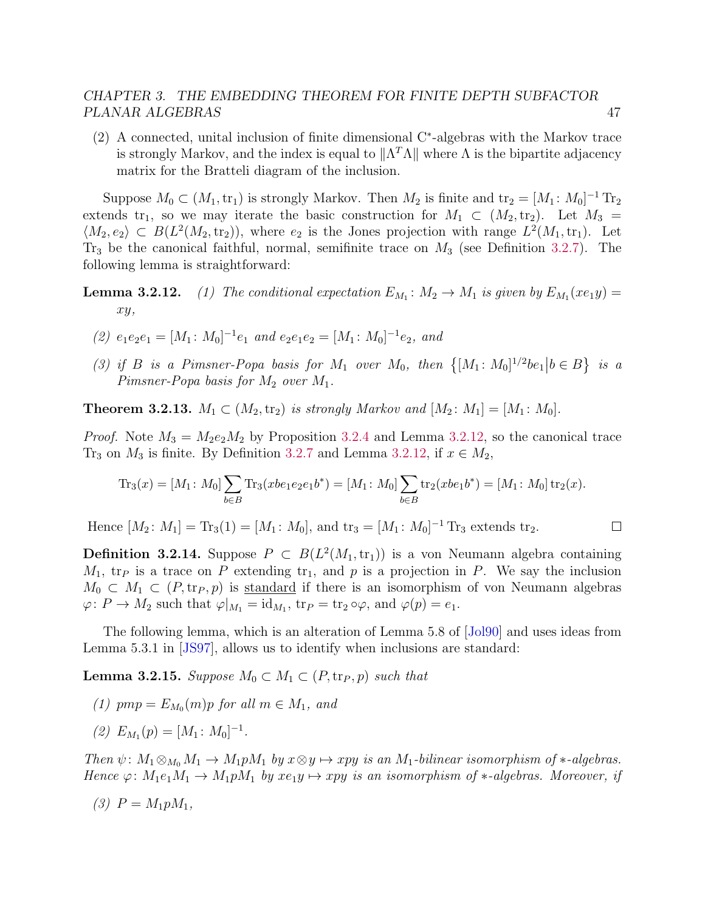(2) A connected, unital inclusion of finite dimensional C*-algebras with the Markov trace is strongly Markov, and the index is equal to $\|\Lambda^T\Lambda\|$ where $\Lambda$ is the bipartite adjacency matrix for the Bratteli diagram of the inclusion.

Suppose $M_0 \subset (M_1, \operatorname{tr}_1)$ is strongly Markov. Then $M_2$ is finite and $\operatorname{tr}_2 = [M_1\colon M_0]^{-1}\operatorname{Tr}_2$ extends $\operatorname{tr}_1$, so we may iterate the basic construction for $M_1 \subset (M_2, \operatorname{tr}_2)$. Let $M_3 = \langle M_2, e_2\rangle \subset B(L^2(M_2, \operatorname{tr}_2))$, where $e_2$ is the Jones projection with range $L^2(M_1, \operatorname{tr}_1)$. Let $\operatorname{Tr}_3$ be the canonical faithful, normal, semifinite trace on $M_3$ (see Definition 3.2.7). The following lemma is straightforward:

**Lemma 3.2.12.** *(1) The conditional expectation $E_{M_1}\colon M_2 \to M_1$ is given by $E_{M_1}(xe_1y) = xy$,*

*(2) $e_1e_2e_1 = [M_1\colon M_0]^{-1}e_1$ and $e_2e_1e_2 = [M_1\colon M_0]^{-1}e_2$, and*

*(3) if $B$ is a Pimsner-Popa basis for $M_1$ over $M_0$, then $\left\{[M_1\colon M_0]^{1/2}be_1\middle| b \in B\right\}$ is a Pimsner-Popa basis for $M_2$ over $M_1$.*

**Theorem 3.2.13.** *$M_1 \subset (M_2, \operatorname{tr}_2)$ is strongly Markov and $[M_2\colon M_1] = [M_1\colon M_0]$.*

*Proof.* Note $M_3 = M_2e_2M_2$ by Proposition 3.2.4 and Lemma 3.2.12, so the canonical trace $\operatorname{Tr}_3$ on $M_3$ is finite. By Definition 3.2.7 and Lemma 3.2.12, if $x \in M_2$,

$$\operatorname{Tr}_3(x) = [M_1\colon M_0]\sum_{b\in B}\operatorname{Tr}_3(xbe_1e_2e_1b^*) = [M_1\colon M_0]\sum_{b\in B}\operatorname{tr}_2(xbe_1b^*) = [M_1\colon M_0]\operatorname{tr}_2(x).$$

Hence $[M_2\colon M_1] = \operatorname{Tr}_3(1) = [M_1\colon M_0]$, and $\operatorname{tr}_3 = [M_1\colon M_0]^{-1}\operatorname{Tr}_3$ extends $\operatorname{tr}_2$. $\square$

**Definition 3.2.14.** Suppose $P \subset B(L^2(M_1, \operatorname{tr}_1))$ is a von Neumann algebra containing $M_1$, $\operatorname{tr}_P$ is a trace on $P$ extending $\operatorname{tr}_1$, and $p$ is a projection in $P$. We say the inclusion $M_0 \subset M_1 \subset (P, \operatorname{tr}_P, p)$ is <u>standard</u> if there is an isomorphism of von Neumann algebras $\varphi\colon P \to M_2$ such that $\varphi|_{M_1} = \operatorname{id}_{M_1}$, $\operatorname{tr}_P = \operatorname{tr}_2 \circ\varphi$, and $\varphi(p) = e_1$.

The following lemma, which is an alteration of Lemma 5.8 of [Jol90] and uses ideas from Lemma 5.3.1 in [JS97], allows us to identify when inclusions are standard:

**Lemma 3.2.15.** *Suppose $M_0 \subset M_1 \subset (P, \operatorname{tr}_P, p)$ such that*

*(1) $pmp = E_{M_0}(m)p$ for all $m \in M_1$, and*

*(2) $E_{M_1}(p) = [M_1\colon M_0]^{-1}$.*

*Then $\psi\colon M_1 \otimes_{M_0} M_1 \to M_1pM_1$ by $x \otimes y \mapsto xpy$ is an $M_1$-bilinear isomorphism of $*$-algebras. Hence $\varphi\colon M_1e_1M_1 \to M_1pM_1$ by $xe_1y \mapsto xpy$ is an isomorphism of $*$-algebras. Moreover, if*

*(3) $P = M_1pM_1$,*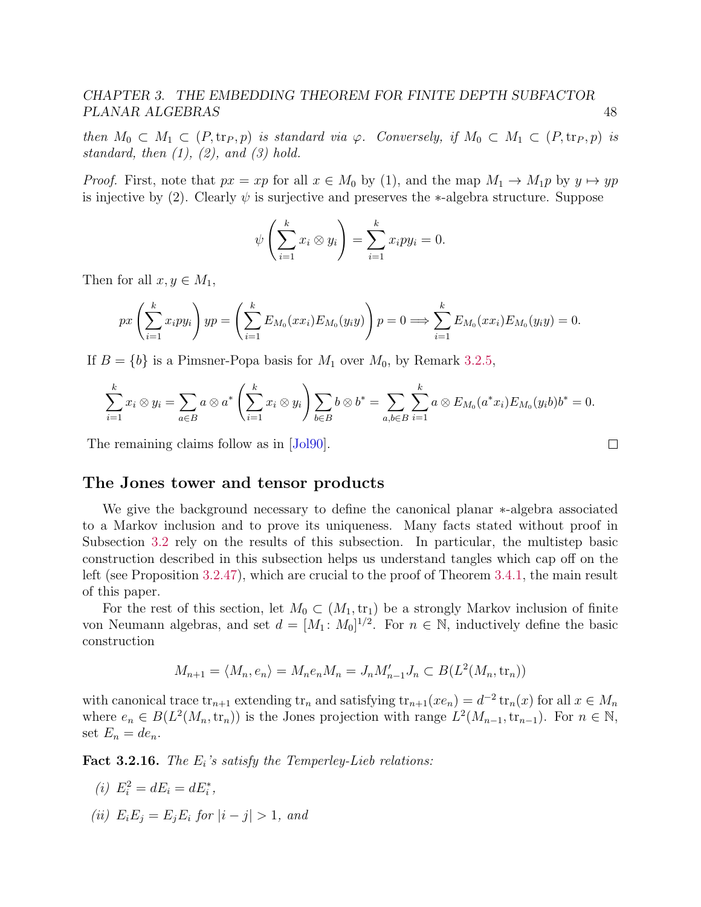*then $M_0 \subset M_1 \subset (P, \operatorname{tr}_P, p)$ is standard via $\varphi$. Conversely, if $M_0 \subset M_1 \subset (P, \operatorname{tr}_P, p)$ is standard, then (1), (2), and (3) hold.*

*Proof.* First, note that $px = xp$ for all $x \in M_0$ by (1), and the map $M_1 \to M_1 p$ by $y \mapsto yp$ is injective by (2). Clearly $\psi$ is surjective and preserves the $*$-algebra structure. Suppose

$$\psi\left(\sum_{i=1}^k x_i \otimes y_i\right) = \sum_{i=1}^k x_i p y_i = 0.$$

Then for all $x, y \in M_1$,

$$px\left(\sum_{i=1}^k x_i p y_i\right) yp = \left(\sum_{i=1}^k E_{M_0}(xx_i) E_{M_0}(y_i y)\right) p = 0 \Longrightarrow \sum_{i=1}^k E_{M_0}(xx_i)E_{M_0}(y_i y) = 0.$$

If $B = \{b\}$ is a Pimsner-Popa basis for $M_1$ over $M_0$, by Remark 3.2.5,

$$\sum_{i=1}^k x_i \otimes y_i = \sum_{a \in B} a \otimes a^* \left(\sum_{i=1}^k x_i \otimes y_i\right) \sum_{b \in B} b \otimes b^* = \sum_{a,b \in B} \sum_{i=1}^k a \otimes E_{M_0}(a^* x_i) E_{M_0}(y_i b) b^* = 0.$$

The remaining claims follow as in [Jol90]. ∎

### The Jones tower and tensor products

We give the background necessary to define the canonical planar $*$-algebra associated to a Markov inclusion and to prove its uniqueness. Many facts stated without proof in Subsection 3.2 rely on the results of this subsection. In particular, the multistep basic construction described in this subsection helps us understand tangles which cap off on the left (see Proposition 3.2.47), which are crucial to the proof of Theorem 3.4.1, the main result of this paper.

For the rest of this section, let $M_0 \subset (M_1, \operatorname{tr}_1)$ be a strongly Markov inclusion of finite von Neumann algebras, and set $d = [M_1 \colon M_0]^{1/2}$. For $n \in \mathbb{N}$, inductively define the basic construction

$$M_{n+1} = \langle M_n, e_n \rangle = M_n e_n M_n = J_n M_{n-1}' J_n \subset B(L^2(M_n, \operatorname{tr}_n))$$

with canonical trace $\operatorname{tr}_{n+1}$ extending $\operatorname{tr}_n$ and satisfying $\operatorname{tr}_{n+1}(xe_n) = d^{-2} \operatorname{tr}_n(x)$ for all $x \in M_n$ where $e_n \in B(L^2(M_n, \operatorname{tr}_n))$ is the Jones projection with range $L^2(M_{n-1}, \operatorname{tr}_{n-1})$. For $n \in \mathbb{N}$, set $E_n = de_n$.

**Fact 3.2.16.** *The $E_i$'s satisfy the Temperley-Lieb relations:*

(i) $E_i^2 = dE_i = dE_i^*$,

(ii) $E_iE_j = E_jE_i$ *for* $|i - j| > 1$, *and*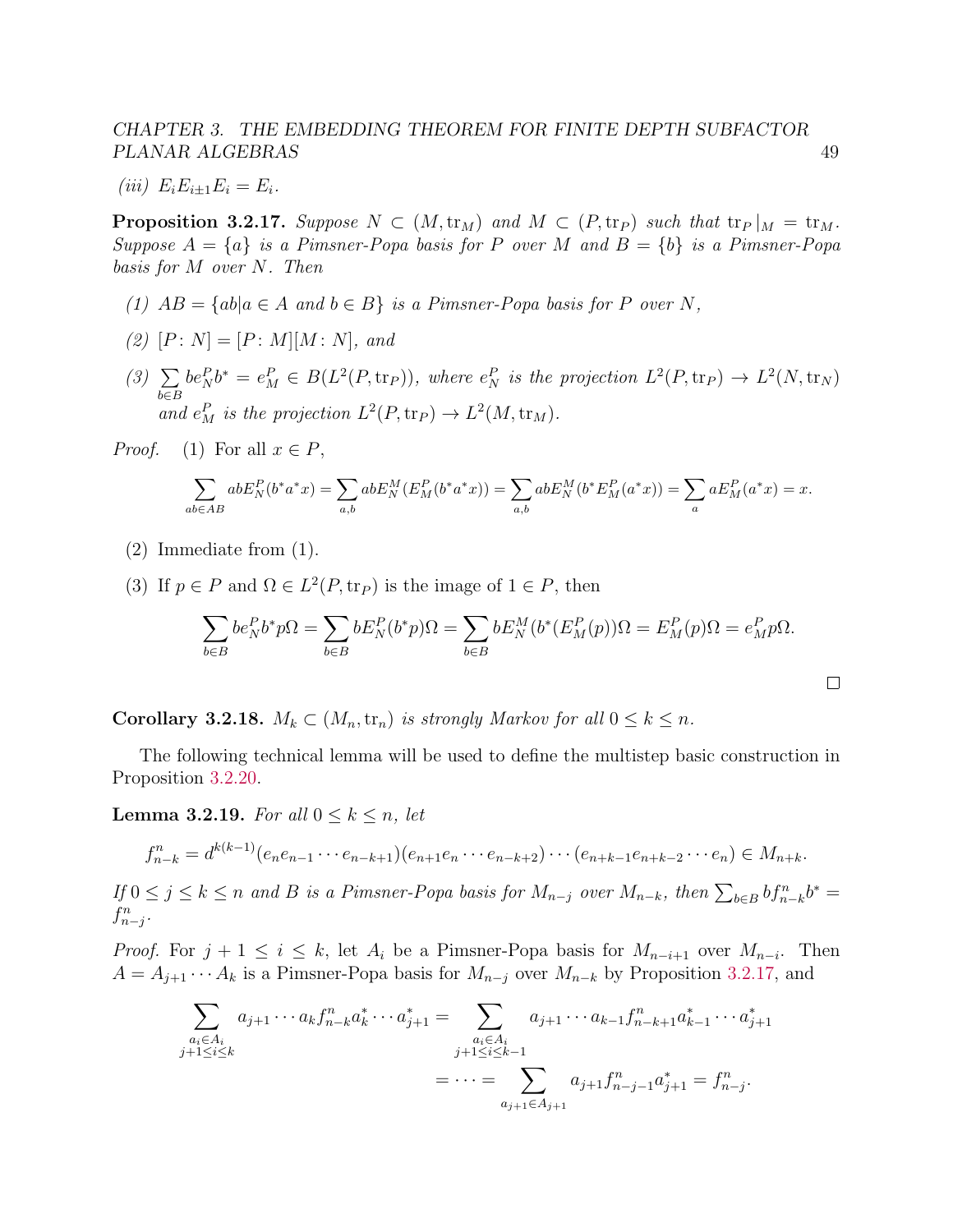*(iii)* $E_i E_{i\pm 1} E_i = E_i$.

**Proposition 3.2.17.** *Suppose $N \subset (M, \mathrm{tr}_M)$ and $M \subset (P, \mathrm{tr}_P)$ such that $\mathrm{tr}_P|_M = \mathrm{tr}_M$. Suppose $A = \{a\}$ is a Pimsner-Popa basis for $P$ over $M$ and $B = \{b\}$ is a Pimsner-Popa basis for $M$ over $N$. Then*

*(1) $AB = \{ab | a \in A \text{ and } b \in B\}$ is a Pimsner-Popa basis for $P$ over $N$,*

*(2) $[P : N] = [P : M][M : N]$, and*

*(3) $\sum_{b\in B} b e_N^P b^* = e_M^P \in B(L^2(P, \mathrm{tr}_P))$, where $e_N^P$ is the projection $L^2(P, \mathrm{tr}_P) \to L^2(N, \mathrm{tr}_N)$ and $e_M^P$ is the projection $L^2(P, \mathrm{tr}_P) \to L^2(M, \mathrm{tr}_M)$.*

*Proof.* (1) For all $x \in P$,

$$\sum_{ab\in AB} abE_N^P(b^*a^*x) = \sum_{a,b} abE_N^M(E_M^P(b^*a^*x)) = \sum_{a,b} abE_N^M(b^*E_M^P(a^*x)) = \sum_a aE_M^P(a^*x) = x.$$

(2) Immediate from (1).

(3) If $p \in P$ and $\Omega \in L^2(P, \mathrm{tr}_P)$ is the image of $1 \in P$, then

$$\sum_{b\in B} be_N^P b^* p\Omega = \sum_{b\in B} bE_N^P(b^*p)\Omega = \sum_{b\in B} bE_N^M(b^*(E_M^P(p))\Omega = E_M^P(p)\Omega = e_M^P p\Omega.$$

□

**Corollary 3.2.18.** *$M_k \subset (M_n, \mathrm{tr}_n)$ is strongly Markov for all $0 \leq k \leq n$.*

The following technical lemma will be used to define the multistep basic construction in Proposition 3.2.20.

**Lemma 3.2.19.** *For all $0 \leq k \leq n$, let*

$$f_{n-k}^n = d^{k(k-1)}(e_n e_{n-1} \cdots e_{n-k+1})(e_{n+1} e_n \cdots e_{n-k+2}) \cdots (e_{n+k-1} e_{n+k-2} \cdots e_n) \in M_{n+k}.$$

*If $0 \leq j \leq k \leq n$ and $B$ is a Pimsner-Popa basis for $M_{n-j}$ over $M_{n-k}$, then $\sum_{b\in B} bf_{n-k}^n b^* = f_{n-j}^n$.*

*Proof.* For $j+1 \leq i \leq k$, let $A_i$ be a Pimsner-Popa basis for $M_{n-i+1}$ over $M_{n-i}$. Then $A = A_{j+1} \cdots A_k$ is a Pimsner-Popa basis for $M_{n-j}$ over $M_{n-k}$ by Proposition 3.2.17, and

$$\begin{aligned}
\sum_{\substack{a_i\in A_i \\ j+1\leq i\leq k}} a_{j+1} \cdots a_k f_{n-k}^n a_k^* \cdots a_{j+1}^* &= \sum_{\substack{a_i\in A_i \\ j+1\leq i\leq k-1}} a_{j+1} \cdots a_{k-1} f_{n-k+1}^n a_{k-1}^* \cdots a_{j+1}^* \\
&= \cdots = \sum_{a_{j+1}\in A_{j+1}} a_{j+1} f_{n-j-1}^n a_{j+1}^* = f_{n-j}^n.
\end{aligned}$$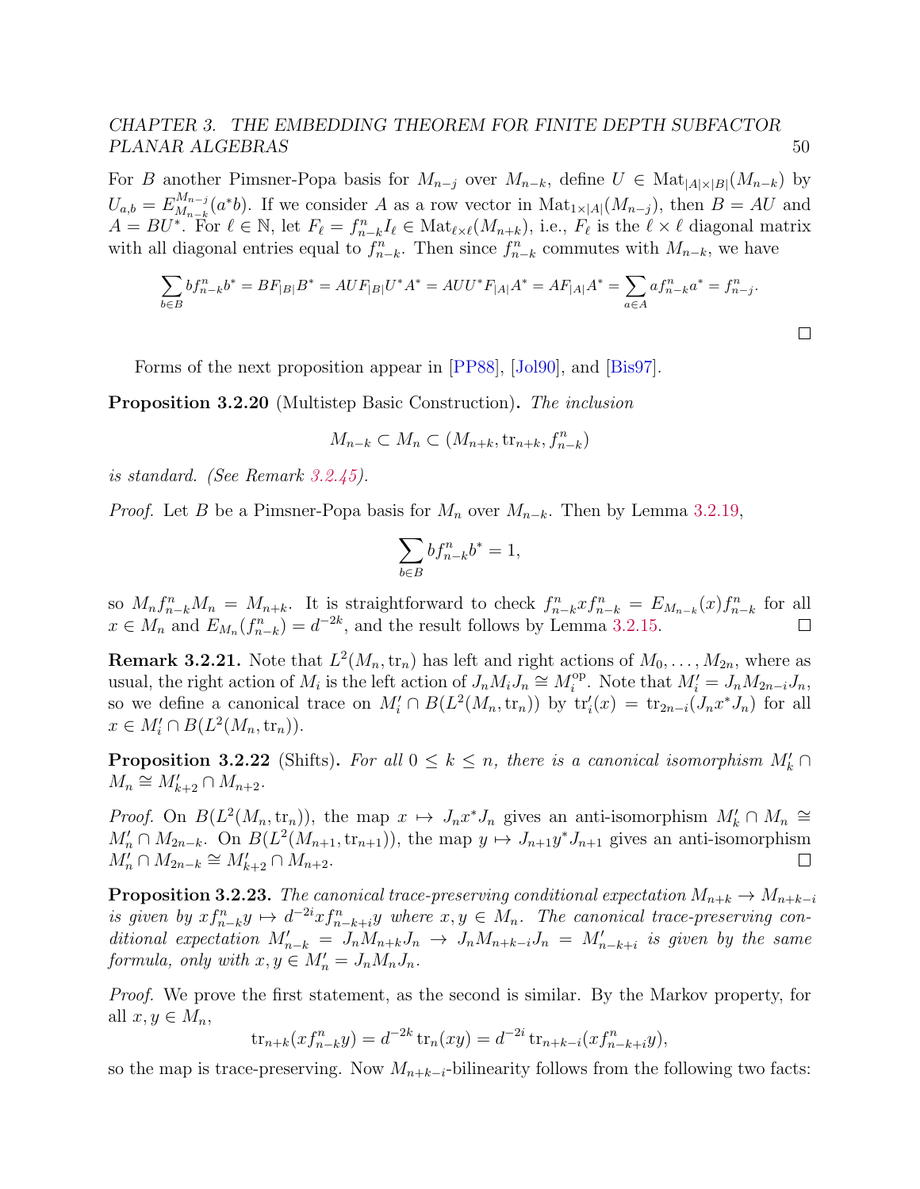For $B$ another Pimsner-Popa basis for $M_{n-j}$ over $M_{n-k}$, define $U \in \operatorname{Mat}_{|A|\times|B|}(M_{n-k})$ by $U_{a,b} = E^{M_{n-j}}_{M_{n-k}}(a^*b)$. If we consider $A$ as a row vector in $\operatorname{Mat}_{1\times|A|}(M_{n-j})$, then $B = AU$ and $A = BU^*$. For $\ell \in \mathbb{N}$, let $F_\ell = f^n_{n-k} I_\ell \in \operatorname{Mat}_{\ell\times\ell}(M_{n+k})$, i.e., $F_\ell$ is the $\ell \times \ell$ diagonal matrix with all diagonal entries equal to $f^n_{n-k}$. Then since $f^n_{n-k}$ commutes with $M_{n-k}$, we have

$$\sum_{b\in B} b f^n_{n-k} b^* = BF_{|B|}B^* = AUF_{|B|}U^*A^* = AUU^*F_{|A|}A^* = AF_{|A|}A^* = \sum_{a\in A} a f^n_{n-k} a^* = f^n_{n-j}.$$

□

Forms of the next proposition appear in [PP88], [Jol90], and [Bis97].

**Proposition 3.2.20** (Multistep Basic Construction). *The inclusion*

$$M_{n-k} \subset M_n \subset (M_{n+k}, \operatorname{tr}_{n+k}, f^n_{n-k})$$

*is standard. (See Remark 3.2.45).*

*Proof.* Let $B$ be a Pimsner-Popa basis for $M_n$ over $M_{n-k}$. Then by Lemma 3.2.19,

$$\sum_{b\in B} b f^n_{n-k} b^* = 1,$$

so $M_n f^n_{n-k} M_n = M_{n+k}$. It is straightforward to check $f^n_{n-k} x f^n_{n-k} = E_{M_{n-k}}(x) f^n_{n-k}$ for all $x \in M_n$ and $E_{M_n}(f^n_{n-k}) = d^{-2k}$, and the result follows by Lemma 3.2.15. □

**Remark 3.2.21.** Note that $L^2(M_n, \operatorname{tr}_n)$ has left and right actions of $M_0, \dots, M_{2n}$, where as usual, the right action of $M_i$ is the left action of $J_n M_i J_n \cong M_i^{\mathrm{op}}$. Note that $M_i' = J_n M_{2n-i} J_n$, so we define a canonical trace on $M_i' \cap B(L^2(M_n, \operatorname{tr}_n))$ by $\operatorname{tr}_i'(x) = \operatorname{tr}_{2n-i}(J_n x^* J_n)$ for all $x \in M_i' \cap B(L^2(M_n, \operatorname{tr}_n))$.

**Proposition 3.2.22** (Shifts). *For all $0 \le k \le n$, there is a canonical isomorphism $M_k' \cap M_n \cong M_{k+2}' \cap M_{n+2}$.*

*Proof.* On $B(L^2(M_n, \operatorname{tr}_n))$, the map $x \mapsto J_n x^* J_n$ gives an anti-isomorphism $M_k' \cap M_n \cong M_n' \cap M_{2n-k}$. On $B(L^2(M_{n+1}, \operatorname{tr}_{n+1}))$, the map $y \mapsto J_{n+1} y^* J_{n+1}$ gives an anti-isomorphism $M_n' \cap M_{2n-k} \cong M_{k+2}' \cap M_{n+2}$. □

**Proposition 3.2.23.** *The canonical trace-preserving conditional expectation $M_{n+k} \to M_{n+k-i}$ is given by $x f^n_{n-k} y \mapsto d^{-2i} x f^n_{n-k+i} y$ where $x, y \in M_n$. The canonical trace-preserving conditional expectation $M_{n-k}' = J_n M_{n+k} J_n \to J_n M_{n+k-i} J_n = M_{n-k+i}'$ is given by the same formula, only with $x, y \in M_n' = J_n M_n J_n$.*

*Proof.* We prove the first statement, as the second is similar. By the Markov property, for all $x, y \in M_n$,

$$\operatorname{tr}_{n+k}(x f^n_{n-k} y) = d^{-2k} \operatorname{tr}_n(xy) = d^{-2i} \operatorname{tr}_{n+k-i}(x f^n_{n-k+i} y),$$

so the map is trace-preserving. Now $M_{n+k-i}$-bilinearity follows from the following two facts: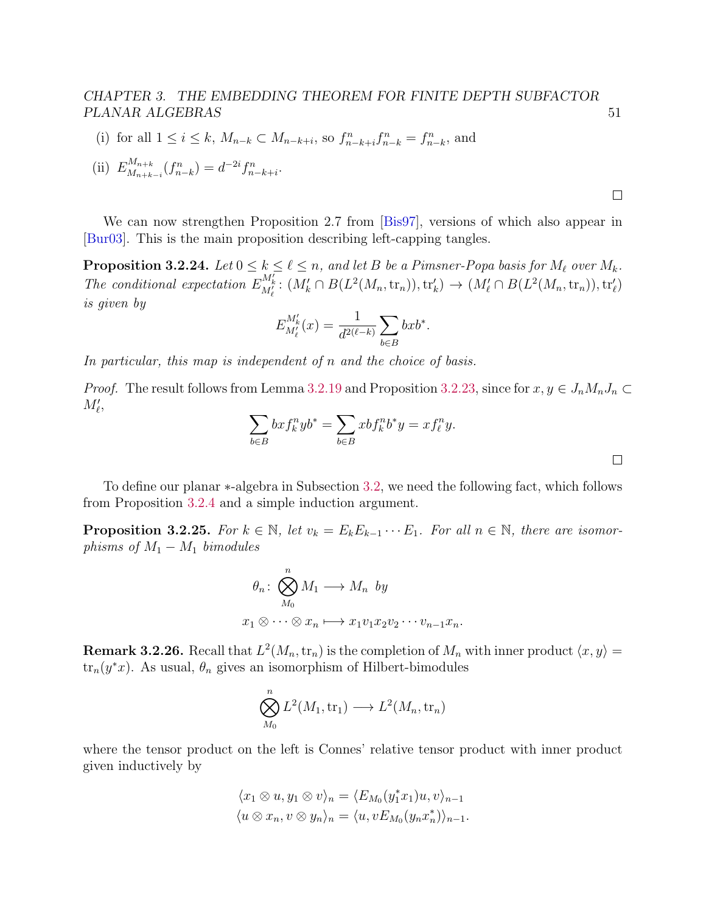(i) for all $1 \leq i \leq k$, $M_{n-k} \subset M_{n-k+i}$, so $f^n_{n-k+i} f^n_{n-k} = f^n_{n-k}$, and

(ii) $E^{M_{n+k}}_{M_{n+k-i}}(f^n_{n-k}) = d^{-2i} f^n_{n-k+i}$.

□

We can now strengthen Proposition 2.7 from [Bis97], versions of which also appear in [Bur03]. This is the main proposition describing left-capping tangles.

**Proposition 3.2.24.** *Let $0 \leq k \leq \ell \leq n$, and let $B$ be a Pimsner-Popa basis for $M_\ell$ over $M_k$. The conditional expectation $E^{M_k'}_{M_\ell'} \colon (M_k' \cap B(L^2(M_n, \mathrm{tr}_n)), \mathrm{tr}_k') \to (M_\ell' \cap B(L^2(M_n, \mathrm{tr}_n)), \mathrm{tr}_\ell')$ is given by*

$$E^{M_k'}_{M_\ell'}(x) = \frac{1}{d^{2(\ell-k)}} \sum_{b \in B} bxb^*.$$

*In particular, this map is independent of $n$ and the choice of basis.*

*Proof.* The result follows from Lemma 3.2.19 and Proposition 3.2.23, since for $x, y \in J_n M_n J_n \subset M_\ell'$,

$$\sum_{b \in B} bx f^n_k y b^* = \sum_{b \in B} x b f^n_k b^* y = x f^n_\ell y.$$

□

To define our planar $*$-algebra in Subsection 3.2, we need the following fact, which follows from Proposition 3.2.4 and a simple induction argument.

**Proposition 3.2.25.** *For $k \in \mathbb{N}$, let $v_k = E_k E_{k-1} \cdots E_1$. For all $n \in \mathbb{N}$, there are isomorphisms of $M_1 - M_1$ bimodules*

$$\theta_n \colon \bigotimes_{M_0}^{n} M_1 \longrightarrow M_n \text{ by}$$
$$x_1 \otimes \cdots \otimes x_n \longmapsto x_1 v_1 x_2 v_2 \cdots v_{n-1} x_n.$$

**Remark 3.2.26.** Recall that $L^2(M_n, \mathrm{tr}_n)$ is the completion of $M_n$ with inner product $\langle x, y \rangle = \mathrm{tr}_n(y^* x)$. As usual, $\theta_n$ gives an isomorphism of Hilbert-bimodules

$$\bigotimes_{M_0}^{n} L^2(M_1, \mathrm{tr}_1) \longrightarrow L^2(M_n, \mathrm{tr}_n)$$

where the tensor product on the left is Connes' relative tensor product with inner product given inductively by

$$\langle x_1 \otimes u, y_1 \otimes v \rangle_n = \langle E_{M_0}(y_1^* x_1) u, v \rangle_{n-1}$$
$$\langle u \otimes x_n, v \otimes y_n \rangle_n = \langle u, v E_{M_0}(y_n x_n^*) \rangle_{n-1}.$$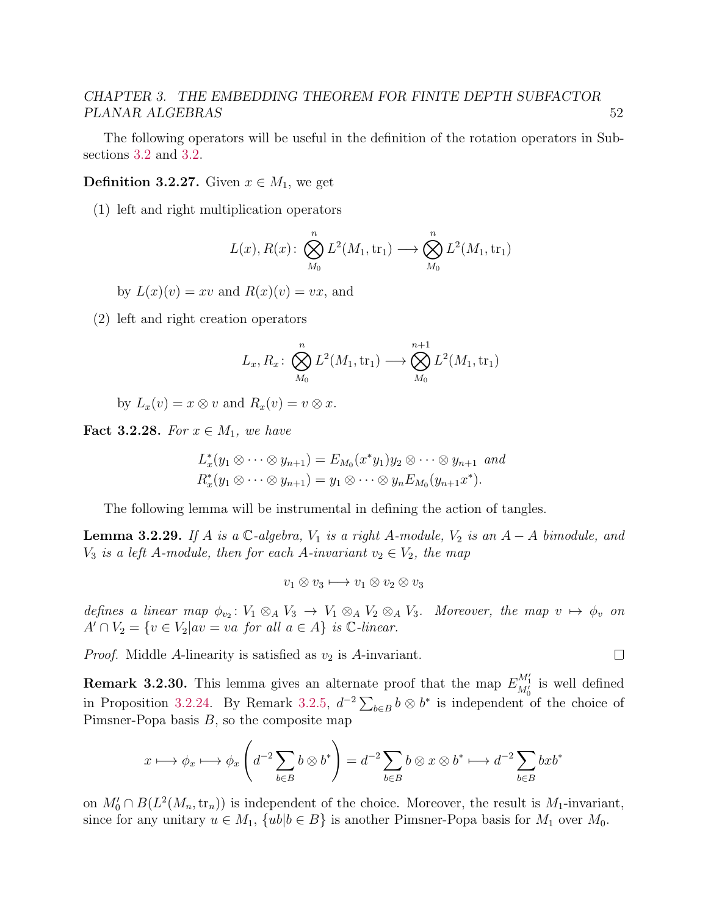The following operators will be useful in the definition of the rotation operators in Subsections 3.2 and 3.2.

**Definition 3.2.27.** Given $x \in M_1$, we get

(1) left and right multiplication operators

$$L(x), R(x) \colon \bigotimes_{M_0}^{n} L^2(M_1, \mathrm{tr}_1) \longrightarrow \bigotimes_{M_0}^{n} L^2(M_1, \mathrm{tr}_1)$$

by $L(x)(v) = xv$ and $R(x)(v) = vx$, and

(2) left and right creation operators

$$L_x, R_x \colon \bigotimes_{M_0}^{n} L^2(M_1, \mathrm{tr}_1) \longrightarrow \bigotimes_{M_0}^{n+1} L^2(M_1, \mathrm{tr}_1)$$

by $L_x(v) = x \otimes v$ and $R_x(v) = v \otimes x$.

**Fact 3.2.28.** *For $x \in M_1$, we have*

$$L_x^*(y_1 \otimes \cdots \otimes y_{n+1}) = E_{M_0}(x^* y_1) y_2 \otimes \cdots \otimes y_{n+1} \text{ and}$$
$$R_x^*(y_1 \otimes \cdots \otimes y_{n+1}) = y_1 \otimes \cdots \otimes y_n E_{M_0}(y_{n+1} x^*).$$

The following lemma will be instrumental in defining the action of tangles.

**Lemma 3.2.29.** *If $A$ is a $\mathbb{C}$-algebra, $V_1$ is a right $A$-module, $V_2$ is an $A-A$ bimodule, and $V_3$ is a left $A$-module, then for each $A$-invariant $v_2 \in V_2$, the map*

$$v_1 \otimes v_3 \longmapsto v_1 \otimes v_2 \otimes v_3$$

*defines a linear map $\phi_{v_2} \colon V_1 \otimes_A V_3 \to V_1 \otimes_A V_2 \otimes_A V_3$. Moreover, the map $v \mapsto \phi_v$ on $A' \cap V_2 = \{v \in V_2 | av = va \text{ for all } a \in A\}$ is $\mathbb{C}$-linear.*

*Proof.* Middle $A$-linearity is satisfied as $v_2$ is $A$-invariant. ∎

**Remark 3.2.30.** This lemma gives an alternate proof that the map $E_{M_0'}^{M_1'}$ is well defined in Proposition 3.2.24. By Remark 3.2.5, $d^{-2} \sum_{b \in B} b \otimes b^*$ is independent of the choice of Pimsner-Popa basis $B$, so the composite map

$$x \longmapsto \phi_x \longmapsto \phi_x \left( d^{-2} \sum_{b \in B} b \otimes b^* \right) = d^{-2} \sum_{b \in B} b \otimes x \otimes b^* \longmapsto d^{-2} \sum_{b \in B} b x b^*$$

on $M_0' \cap B(L^2(M_n, \mathrm{tr}_n))$ is independent of the choice. Moreover, the result is $M_1$-invariant, since for any unitary $u \in M_1$, $\{ub | b \in B\}$ is another Pimsner-Popa basis for $M_1$ over $M_0$.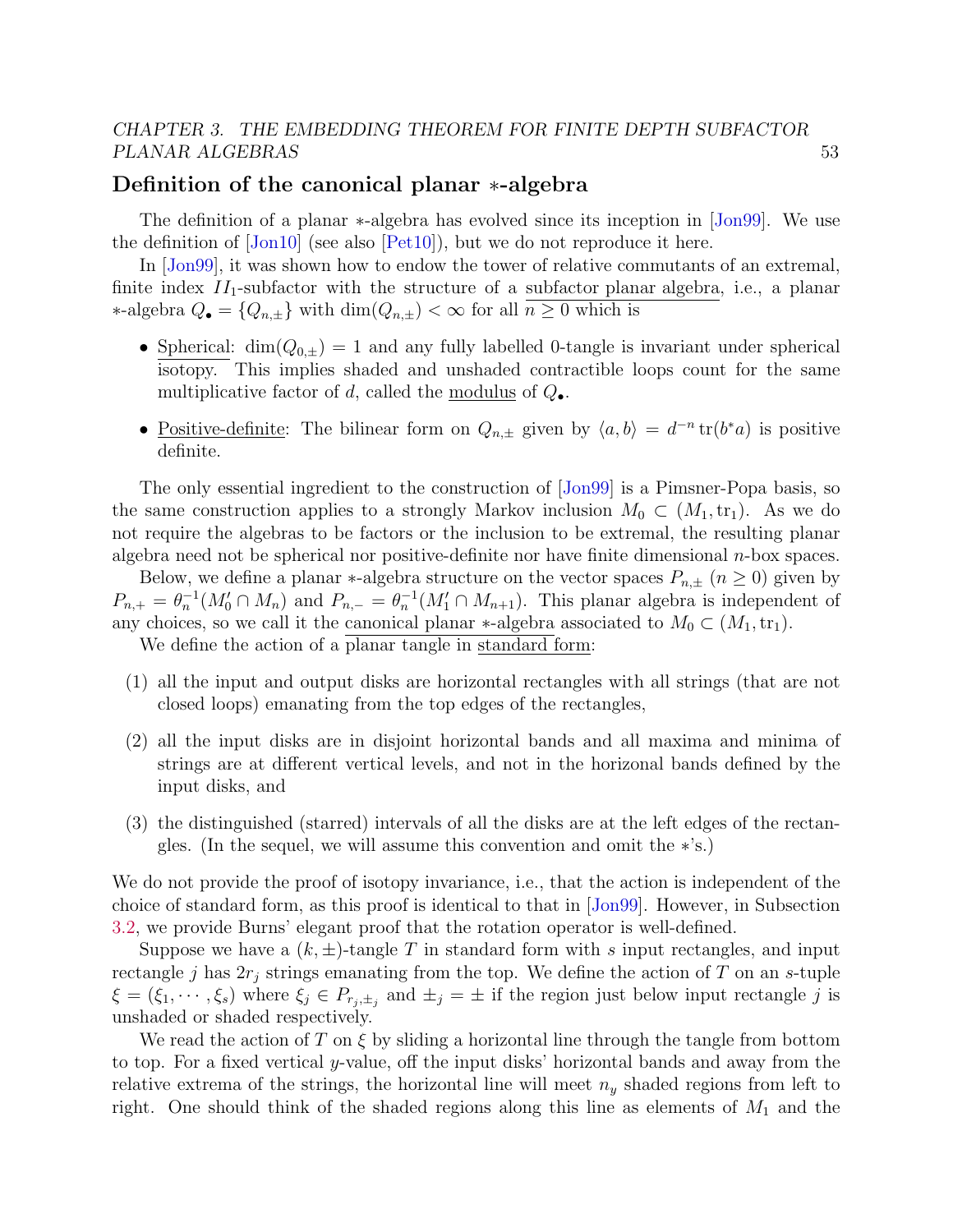## Definition of the canonical planar $*$-algebra

The definition of a planar $*$-algebra has evolved since its inception in [Jon99]. We use the definition of [Jon10] (see also [Pet10]), but we do not reproduce it here.

In [Jon99], it was shown how to endow the tower of relative commutants of an extremal, finite index $II_1$-subfactor with the structure of a subfactor planar algebra, i.e., a planar $*$-algebra $Q_\bullet = \{Q_{n,\pm}\}$ with $\dim(Q_{n,\pm}) < \infty$ for all $n \geq 0$ which is

- Spherical: $\dim(Q_{0,\pm}) = 1$ and any fully labelled 0-tangle is invariant under spherical isotopy. This implies shaded and unshaded contractible loops count for the same multiplicative factor of $d$, called the modulus of $Q_\bullet$.
- Positive-definite: The bilinear form on $Q_{n,\pm}$ given by $\langle a, b\rangle = d^{-n}\operatorname{tr}(b^* a)$ is positive definite.

The only essential ingredient to the construction of [Jon99] is a Pimsner-Popa basis, so the same construction applies to a strongly Markov inclusion $M_0 \subset (M_1, \operatorname{tr}_1)$. As we do not require the algebras to be factors or the inclusion to be extremal, the resulting planar algebra need not be spherical nor positive-definite nor have finite dimensional $n$-box spaces.

Below, we define a planar $*$-algebra structure on the vector spaces $P_{n,\pm}$ $(n \geq 0)$ given by $P_{n,+} = \theta_n^{-1}(M_0' \cap M_n)$ and $P_{n,-} = \theta_n^{-1}(M_1' \cap M_{n+1})$. This planar algebra is independent of any choices, so we call it the canonical planar $*$-algebra associated to $M_0 \subset (M_1, \operatorname{tr}_1)$.

We define the action of a planar tangle in standard form:

(1) all the input and output disks are horizontal rectangles with all strings (that are not closed loops) emanating from the top edges of the rectangles,

(2) all the input disks are in disjoint horizontal bands and all maxima and minima of strings are at different vertical levels, and not in the horizonal bands defined by the input disks, and

(3) the distinguished (starred) intervals of all the disks are at the left edges of the rectangles. (In the sequel, we will assume this convention and omit the $*$'s.)

We do not provide the proof of isotopy invariance, i.e., that the action is independent of the choice of standard form, as this proof is identical to that in [Jon99]. However, in Subsection 3.2, we provide Burns' elegant proof that the rotation operator is well-defined.

Suppose we have a $(k, \pm)$-tangle $T$ in standard form with $s$ input rectangles, and input rectangle $j$ has $2r_j$ strings emanating from the top. We define the action of $T$ on an $s$-tuple $\xi = (\xi_1, \cdots, \xi_s)$ where $\xi_j \in P_{r_j,\pm_j}$ and $\pm_j = \pm$ if the region just below input rectangle $j$ is unshaded or shaded respectively.

We read the action of $T$ on $\xi$ by sliding a horizontal line through the tangle from bottom to top. For a fixed vertical $y$-value, off the input disks' horizontal bands and away from the relative extrema of the strings, the horizontal line will meet $n_y$ shaded regions from left to right. One should think of the shaded regions along this line as elements of $M_1$ and the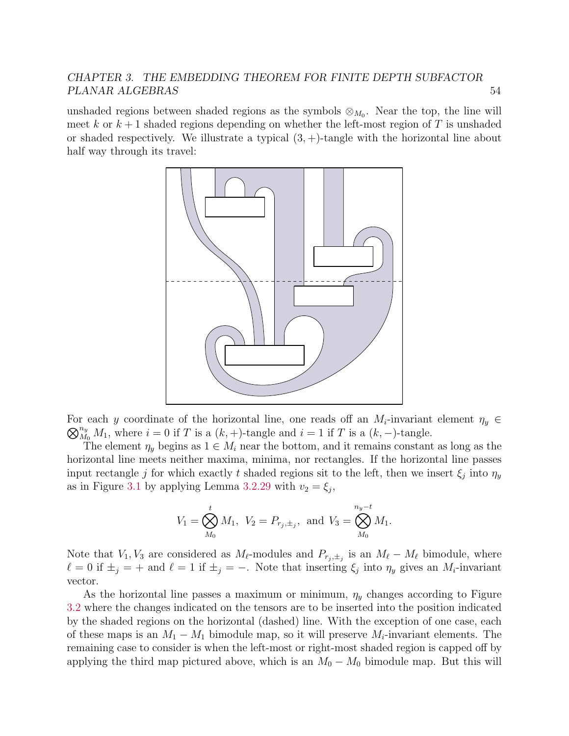unshaded regions between shaded regions as the symbols $\otimes_{M_0}$. Near the top, the line will meet $k$ or $k+1$ shaded regions depending on whether the left-most region of $T$ is unshaded or shaded respectively. We illustrate a typical $(3,+)$-tangle with the horizontal line about half way through its travel:

For each $y$ coordinate of the horizontal line, one reads off an $M_i$-invariant element $\eta_y \in \bigotimes_{M_0}^{n_y} M_1$, where $i = 0$ if $T$ is a $(k,+)$-tangle and $i = 1$ if $T$ is a $(k,-)$-tangle.

The element $\eta_y$ begins as $1 \in M_i$ near the bottom, and it remains constant as long as the horizontal line meets neither maxima, minima, nor rectangles. If the horizontal line passes input rectangle $j$ for which exactly $t$ shaded regions sit to the left, then we insert $\xi_j$ into $\eta_y$ as in Figure 3.1 by applying Lemma 3.2.29 with $v_2 = \xi_j$,

$$V_1 = \bigotimes_{M_0}^{t} M_1, \;\; V_2 = P_{r_j,\pm_j}, \;\text{ and }\; V_3 = \bigotimes_{M_0}^{n_y - t} M_1.$$

Note that $V_1, V_3$ are considered as $M_\ell$-modules and $P_{r_j,\pm_j}$ is an $M_\ell - M_\ell$ bimodule, where $\ell = 0$ if $\pm_j = +$ and $\ell = 1$ if $\pm_j = -$. Note that inserting $\xi_j$ into $\eta_y$ gives an $M_i$-invariant vector.

As the horizontal line passes a maximum or minimum, $\eta_y$ changes according to Figure 3.2 where the changes indicated on the tensors are to be inserted into the position indicated by the shaded regions on the horizontal (dashed) line. With the exception of one case, each of these maps is an $M_1 - M_1$ bimodule map, so it will preserve $M_i$-invariant elements. The remaining case to consider is when the left-most or right-most shaded region is capped off by applying the third map pictured above, which is an $M_0 - M_0$ bimodule map. But this will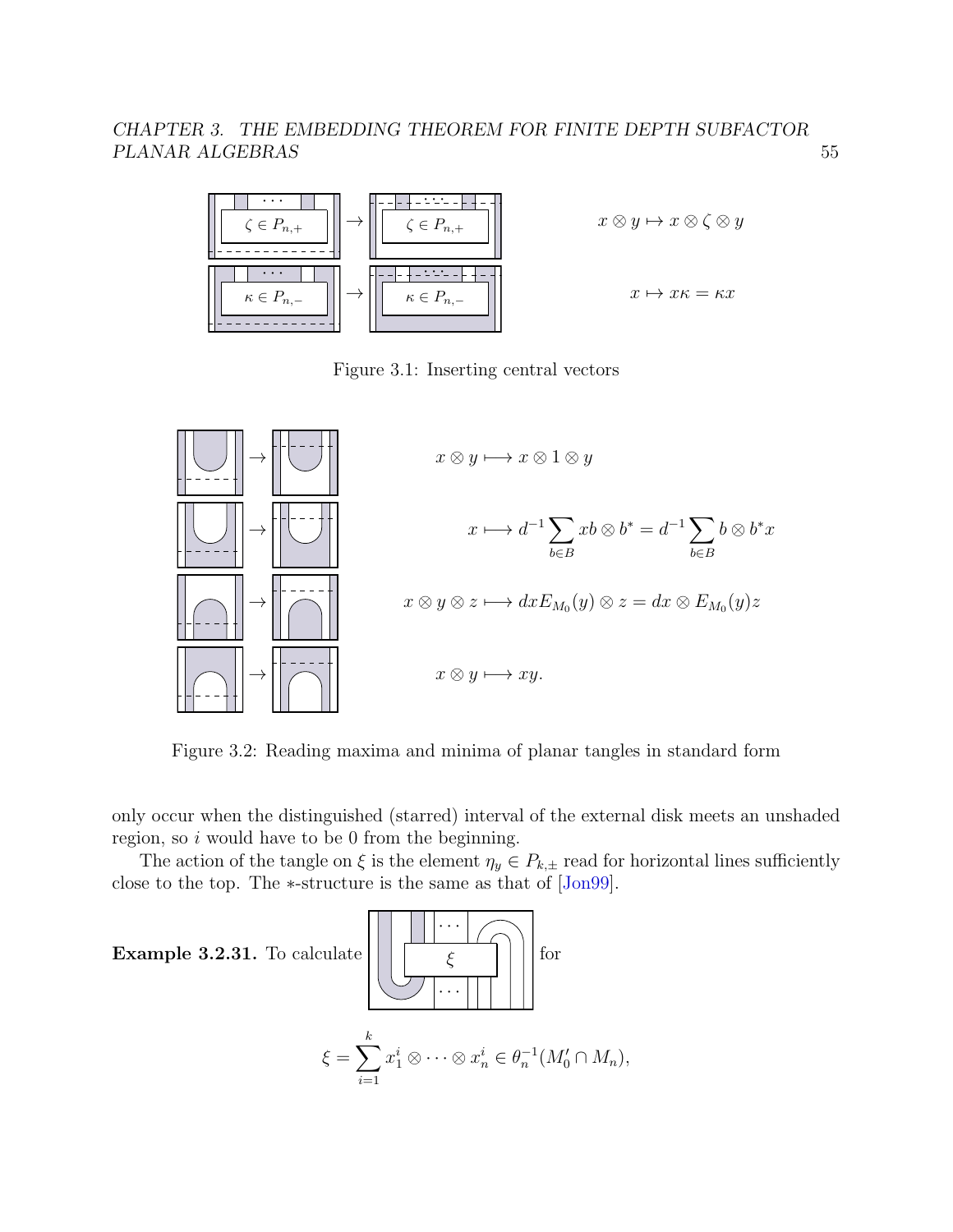$x \otimes y \mapsto x \otimes \zeta \otimes y$

$x \mapsto x\kappa = \kappa x$

Figure 3.1: Inserting central vectors

$x \otimes y \longmapsto x \otimes 1 \otimes y$

$$x \longmapsto d^{-1} \sum_{b \in B} xb \otimes b^* = d^{-1} \sum_{b \in B} b \otimes b^* x$$

$$x \otimes y \otimes z \longmapsto dx E_{M_0}(y) \otimes z = dx \otimes E_{M_0}(y) z$$

$x \otimes y \longmapsto xy.$

Figure 3.2: Reading maxima and minima of planar tangles in standard form

only occur when the distinguished (starred) interval of the external disk meets an unshaded region, so $i$ would have to be 0 from the beginning.

The action of the tangle on $\xi$ is the element $\eta_y \in P_{k,\pm}$ read for horizontal lines sufficiently close to the top. The $*$-structure is the same as that of [Jon99].

**Example 3.2.31.** To calculate [tangle with $\xi$] for

$$\xi = \sum_{i=1}^{k} x_1^i \otimes \cdots \otimes x_n^i \in \theta_n^{-1}(M_0' \cap M_n),$$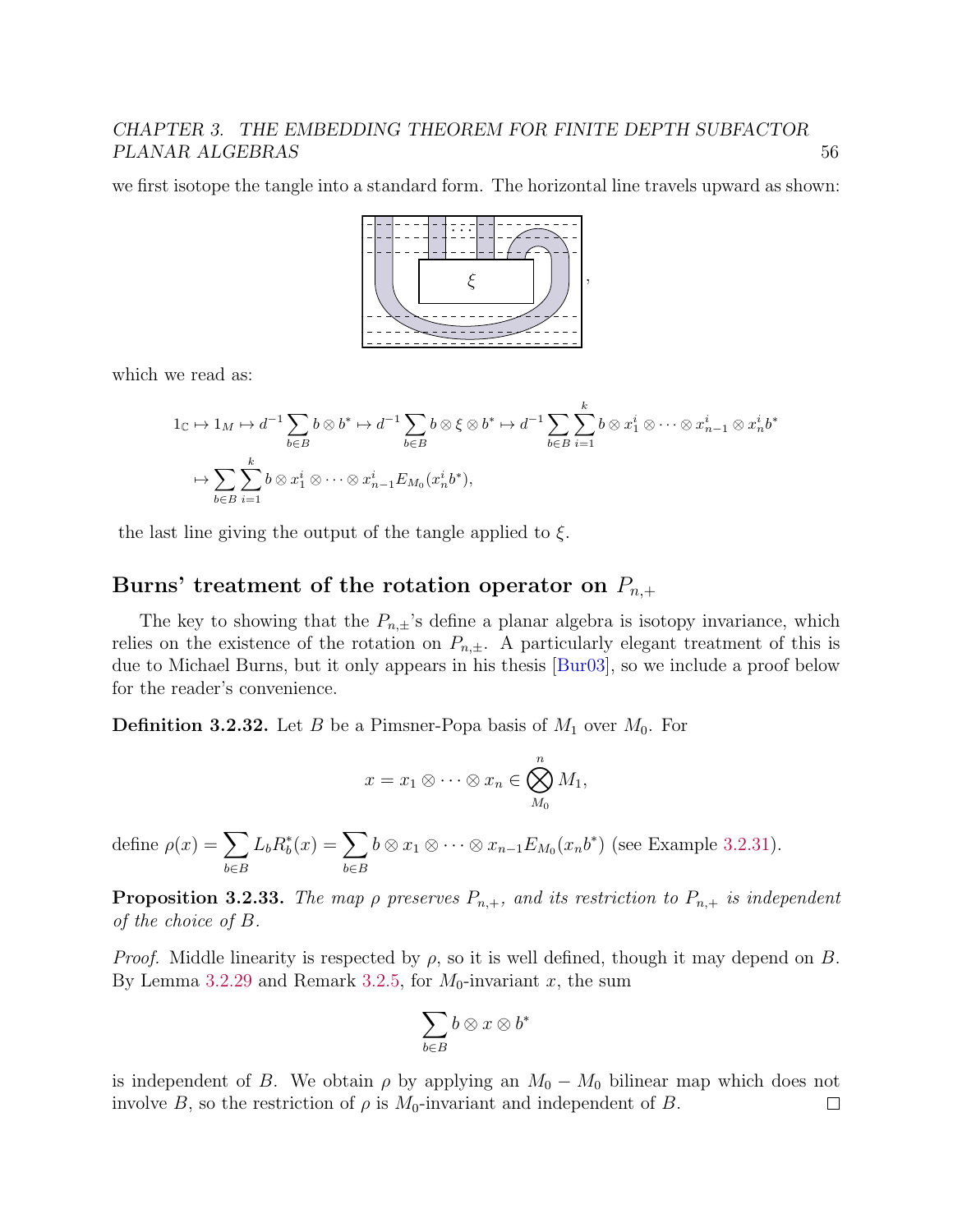we first isotope the tangle into a standard form. The horizontal line travels upward as shown:

which we read as:

$$1_{\mathbb{C}} \mapsto 1_M \mapsto d^{-1}\sum_{b\in B} b\otimes b^* \mapsto d^{-1}\sum_{b\in B} b\otimes \xi\otimes b^* \mapsto d^{-1}\sum_{b\in B}\sum_{i=1}^{k} b\otimes x_1^i\otimes\cdots\otimes x_{n-1}^i\otimes x_n^i b^*$$

$$\mapsto \sum_{b\in B}\sum_{i=1}^{k} b\otimes x_1^i\otimes\cdots\otimes x_{n-1}^i E_{M_0}(x_n^i b^*),$$

the last line giving the output of the tangle applied to $\xi$.

## Burns' treatment of the rotation operator on $P_{n,+}$

The key to showing that the $P_{n,\pm}$'s define a planar algebra is isotopy invariance, which relies on the existence of the rotation on $P_{n,\pm}$. A particularly elegant treatment of this is due to Michael Burns, but it only appears in his thesis [Bur03], so we include a proof below for the reader's convenience.

**Definition 3.2.32.** Let $B$ be a Pimsner-Popa basis of $M_1$ over $M_0$. For

$$x = x_1\otimes\cdots\otimes x_n \in \bigotimes_{M_0}^{n} M_1,$$

define $\rho(x) = \sum_{b\in B} L_b R_b^*(x) = \sum_{b\in B} b\otimes x_1\otimes\cdots\otimes x_{n-1}E_{M_0}(x_n b^*)$ (see Example 3.2.31).

**Proposition 3.2.33.** *The map $\rho$ preserves $P_{n,+}$, and its restriction to $P_{n,+}$ is independent of the choice of $B$.*

*Proof.* Middle linearity is respected by $\rho$, so it is well defined, though it may depend on $B$. By Lemma 3.2.29 and Remark 3.2.5, for $M_0$-invariant $x$, the sum

$$\sum_{b\in B} b\otimes x\otimes b^*$$

is independent of $B$. We obtain $\rho$ by applying an $M_0 - M_0$ bilinear map which does not involve $B$, so the restriction of $\rho$ is $M_0$-invariant and independent of $B$. $\square$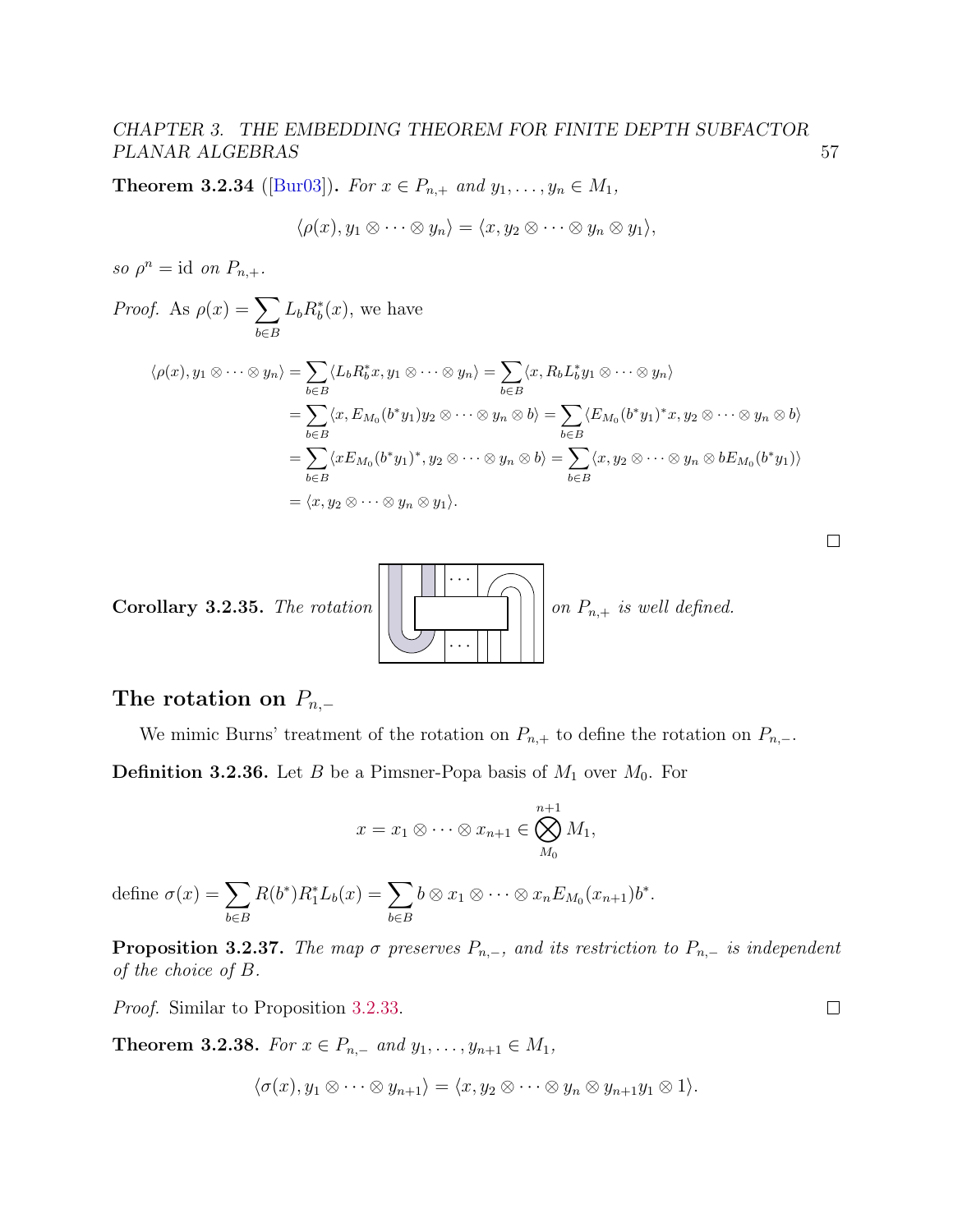**Theorem 3.2.34** ([Bur03])**.** *For $x \in P_{n,+}$ and $y_1, \ldots, y_n \in M_1$,*

$$\langle \rho(x), y_1 \otimes \cdots \otimes y_n \rangle = \langle x, y_2 \otimes \cdots \otimes y_n \otimes y_1 \rangle,$$

*so $\rho^n = \text{id}$ on $P_{n,+}$.*

*Proof.* As $\rho(x) = \sum_{b \in B} L_b R_b^*(x)$, we have

$$\begin{aligned}
\langle \rho(x), y_1 \otimes \cdots \otimes y_n \rangle &= \sum_{b \in B} \langle L_b R_b^* x, y_1 \otimes \cdots \otimes y_n \rangle = \sum_{b \in B} \langle x, R_b L_b^* y_1 \otimes \cdots \otimes y_n \rangle \\
&= \sum_{b \in B} \langle x, E_{M_0}(b^* y_1) y_2 \otimes \cdots \otimes y_n \otimes b \rangle = \sum_{b \in B} \langle E_{M_0}(b^* y_1)^* x, y_2 \otimes \cdots \otimes y_n \otimes b \rangle \\
&= \sum_{b \in B} \langle x E_{M_0}(b^* y_1)^*, y_2 \otimes \cdots \otimes y_n \otimes b \rangle = \sum_{b \in B} \langle x, y_2 \otimes \cdots \otimes y_n \otimes b E_{M_0}(b^* y_1) \rangle \\
&= \langle x, y_2 \otimes \cdots \otimes y_n \otimes y_1 \rangle.
\end{aligned}$$

□

**Corollary 3.2.35.** *The rotation* [diagram] *on $P_{n,+}$ is well defined.*

## The rotation on $P_{n,-}$

We mimic Burns' treatment of the rotation on $P_{n,+}$ to define the rotation on $P_{n,-}$.

**Definition 3.2.36.** Let $B$ be a Pimsner-Popa basis of $M_1$ over $M_0$. For

$$x = x_1 \otimes \cdots \otimes x_{n+1} \in \bigotimes_{M_0}^{n+1} M_1,$$

define $\sigma(x) = \sum_{b \in B} R(b^*) R_1^* L_b(x) = \sum_{b \in B} b \otimes x_1 \otimes \cdots \otimes x_n E_{M_0}(x_{n+1}) b^*$.

**Proposition 3.2.37.** *The map $\sigma$ preserves $P_{n,-}$, and its restriction to $P_{n,-}$ is independent of the choice of $B$.*

*Proof.* Similar to Proposition 3.2.33. □

**Theorem 3.2.38.** *For $x \in P_{n,-}$ and $y_1, \ldots, y_{n+1} \in M_1$,*

$$\langle \sigma(x), y_1 \otimes \cdots \otimes y_{n+1} \rangle = \langle x, y_2 \otimes \cdots \otimes y_n \otimes y_{n+1} y_1 \otimes 1 \rangle.$$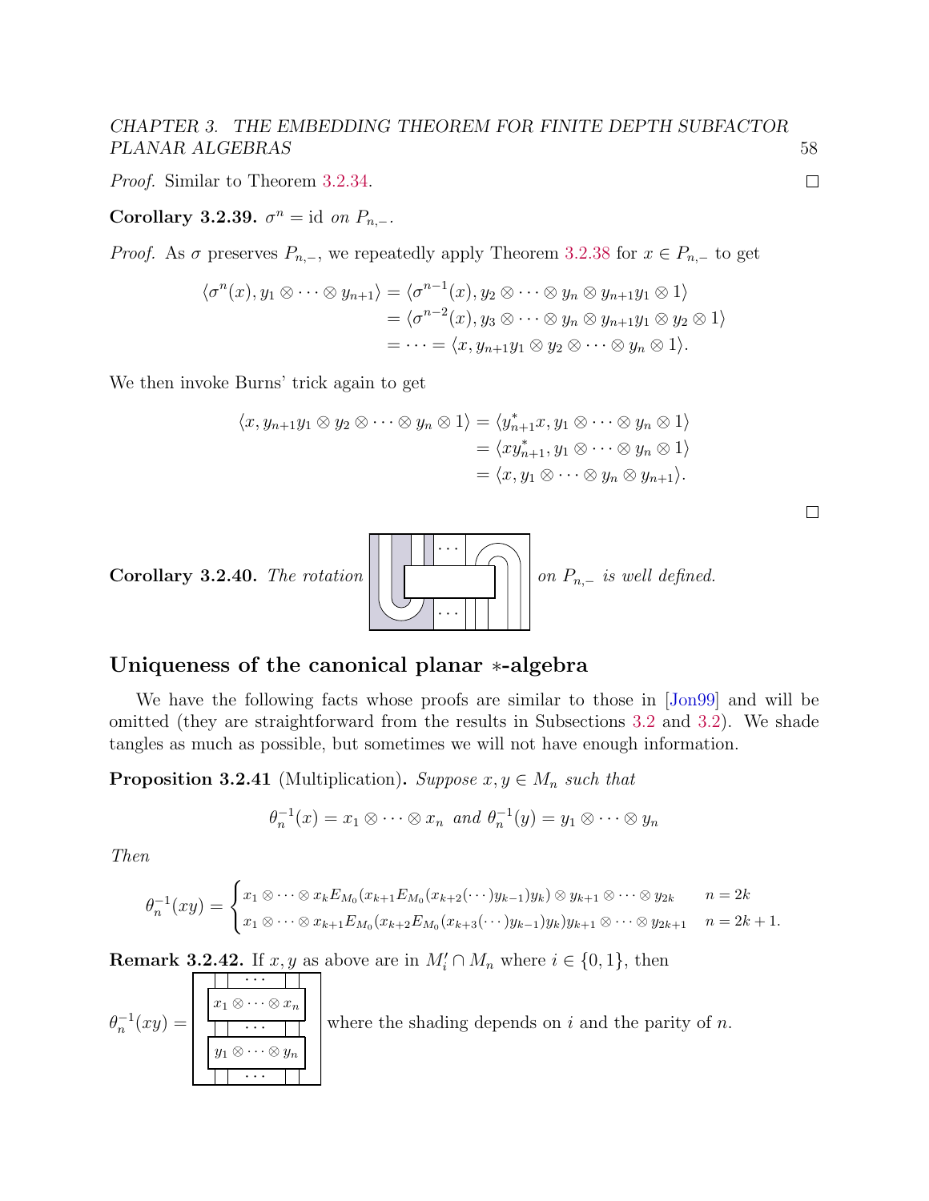*Proof.* Similar to Theorem 3.2.34. □

**Corollary 3.2.39.** *$\sigma^n = \text{id}$ on $P_{n,-}$.*

*Proof.* As $\sigma$ preserves $P_{n,-}$, we repeatedly apply Theorem 3.2.38 for $x \in P_{n,-}$ to get

$$
\begin{aligned}
\langle \sigma^n(x), y_1 \otimes \cdots \otimes y_{n+1} \rangle &= \langle \sigma^{n-1}(x), y_2 \otimes \cdots \otimes y_n \otimes y_{n+1} y_1 \otimes 1 \rangle \\
&= \langle \sigma^{n-2}(x), y_3 \otimes \cdots \otimes y_n \otimes y_{n+1} y_1 \otimes y_2 \otimes 1 \rangle \\
&= \cdots = \langle x, y_{n+1} y_1 \otimes y_2 \otimes \cdots \otimes y_n \otimes 1 \rangle.
\end{aligned}
$$

We then invoke Burns' trick again to get

$$
\begin{aligned}
\langle x, y_{n+1} y_1 \otimes y_2 \otimes \cdots \otimes y_n \otimes 1 \rangle &= \langle y_{n+1}^* x, y_1 \otimes \cdots \otimes y_n \otimes 1 \rangle \\
&= \langle x y_{n+1}^*, y_1 \otimes \cdots \otimes y_n \otimes 1 \rangle \\
&= \langle x, y_1 \otimes \cdots \otimes y_n \otimes y_{n+1} \rangle.
\end{aligned}
$$

□

**Corollary 3.2.40.** *The rotation* [diagram] *on $P_{n,-}$ is well defined.*

## Uniqueness of the canonical planar $*$-algebra

We have the following facts whose proofs are similar to those in [Jon99] and will be omitted (they are straightforward from the results in Subsections 3.2 and 3.2). We shade tangles as much as possible, but sometimes we will not have enough information.

**Proposition 3.2.41** (Multiplication)**.** *Suppose $x, y \in M_n$ such that*

$$
\theta_n^{-1}(x) = x_1 \otimes \cdots \otimes x_n \text{ and } \theta_n^{-1}(y) = y_1 \otimes \cdots \otimes y_n
$$

*Then*

$$
\theta_n^{-1}(xy) = \begin{cases} x_1 \otimes \cdots \otimes x_k E_{M_0}(x_{k+1} E_{M_0}(x_{k+2}(\cdots) y_{k-1}) y_k) \otimes y_{k+1} \otimes \cdots \otimes y_{2k} & n = 2k \\ x_1 \otimes \cdots \otimes x_{k+1} E_{M_0}(x_{k+2} E_{M_0}(x_{k+3}(\cdots) y_{k-1}) y_k) y_{k+1} \otimes \cdots \otimes y_{2k+1} & n = 2k+1. \end{cases}
$$

**Remark 3.2.42.** If $x, y$ as above are in $M_i' \cap M_n$ where $i \in \{0, 1\}$, then

$\theta_n^{-1}(xy) =$ [diagram: box $x_1 \otimes \cdots \otimes x_n$ stacked above box $y_1 \otimes \cdots \otimes y_n$] where the shading depends on $i$ and the parity of $n$.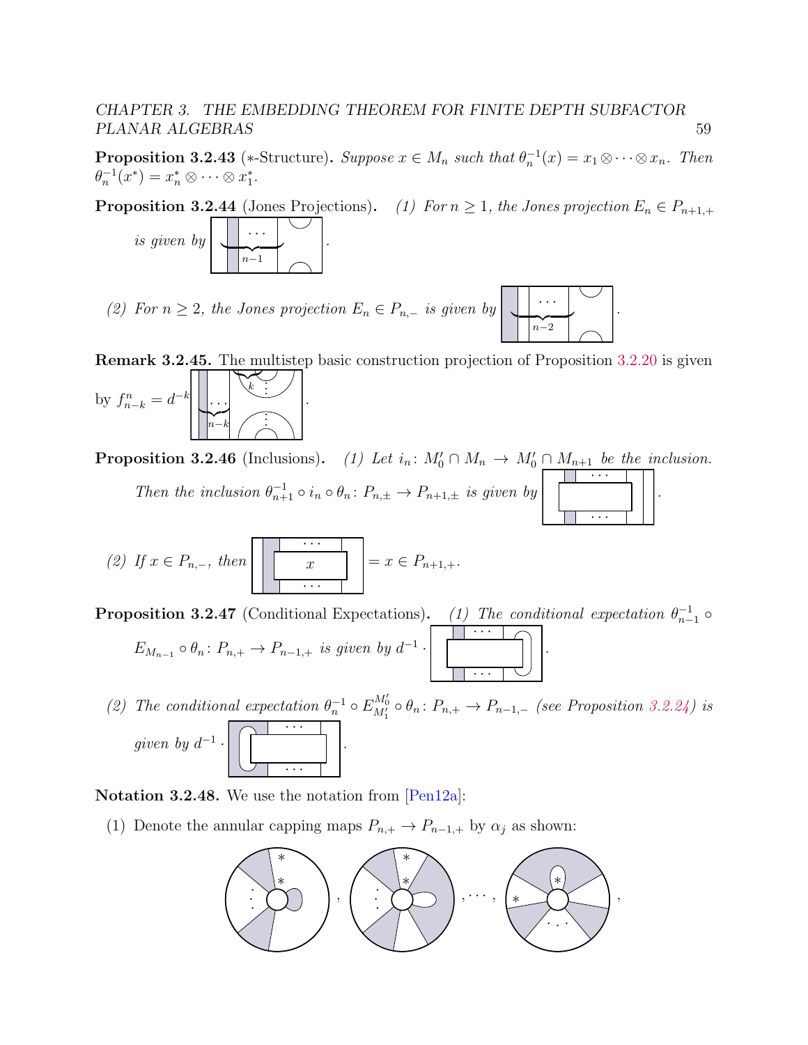**Proposition 3.2.43** (∗-Structure)**.** *Suppose $x \in M_n$ such that $\theta_n^{-1}(x) = x_1 \otimes \cdots \otimes x_n$. Then $\theta_n^{-1}(x^*) = x_n^* \otimes \cdots \otimes x_1^*$.*

**Proposition 3.2.44** (Jones Projections)**.** *(1) For $n \geq 1$, the Jones projection $E_n \in P_{n+1,+}$ is given by* $\underbrace{\cdots}_{n-1}$.

*(2) For $n \geq 2$, the Jones projection $E_n \in P_{n,-}$ is given by* $\underbrace{\cdots}_{n-2}$.

**Remark 3.2.45.** The multistep basic construction projection of Proposition 3.2.20 is given by $f^n_{n-k} = d^{-k}$ $\underbrace{\cdots}_{n-k}$ $\underbrace{}_{k}$.

**Proposition 3.2.46** (Inclusions)**.** *(1) Let $i_n \colon M_0' \cap M_n \to M_0' \cap M_{n+1}$ be the inclusion. Then the inclusion $\theta_{n+1}^{-1} \circ i_n \circ \theta_n \colon P_{n,\pm} \to P_{n+1,\pm}$ is given by* .

*(2) If $x \in P_{n,-}$, then* $x$ $= x \in P_{n+1,+}$.

**Proposition 3.2.47** (Conditional Expectations)**.** *(1) The conditional expectation $\theta_{n-1}^{-1} \circ E_{M_{n-1}} \circ \theta_n \colon P_{n,+} \to P_{n-1,+}$ is given by $d^{-1} \cdot$* .

*(2) The conditional expectation $\theta_n^{-1} \circ E^{M_0'}_{M_1'} \circ \theta_n \colon P_{n,+} \to P_{n-1,-}$ (see Proposition 3.2.24) is given by $d^{-1} \cdot$* .

**Notation 3.2.48.** We use the notation from [Pen12a]:

(1) Denote the annular capping maps $P_{n,+} \to P_{n-1,+}$ by $\alpha_j$ as shown:

$$, \quad , \quad \ldots, \quad ,$$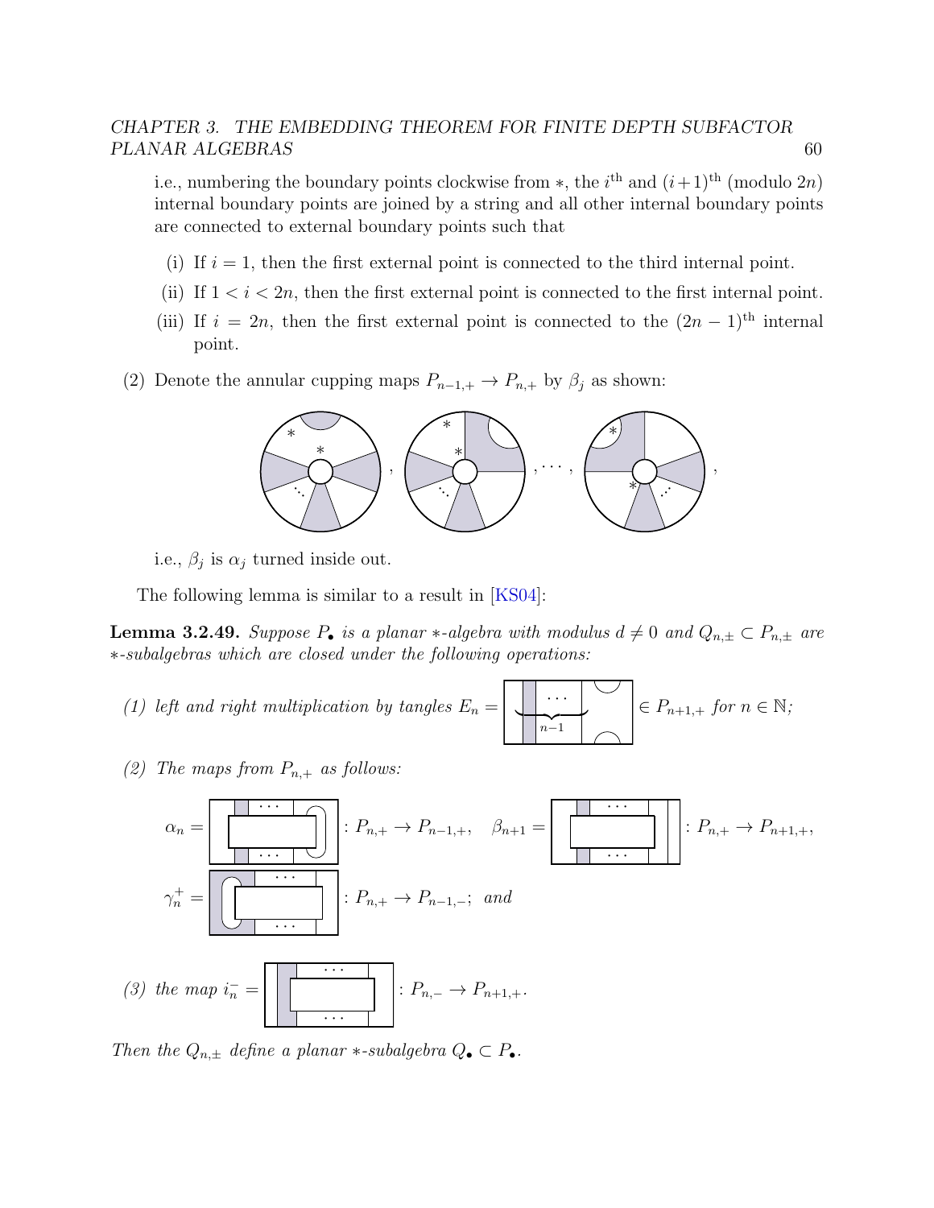i.e., numbering the boundary points clockwise from $*$, the $i^{\text{th}}$ and $(i+1)^{\text{th}}$ (modulo $2n$) internal boundary points are joined by a string and all other internal boundary points are connected to external boundary points such that

(i) If $i = 1$, then the first external point is connected to the third internal point.

(ii) If $1 < i < 2n$, then the first external point is connected to the first internal point.

(iii) If $i = 2n$, then the first external point is connected to the $(2n-1)^{\text{th}}$ internal point.

(2) Denote the annular cupping maps $P_{n-1,+} \to P_{n,+}$ by $\beta_j$ as shown:

$$, \quad \ldots, \quad ,$$

i.e., $\beta_j$ is $\alpha_j$ turned inside out.

The following lemma is similar to a result in [KS04]:

**Lemma 3.2.49.** *Suppose $P_\bullet$ is a planar $*$-algebra with modulus $d \neq 0$ and $Q_{n,\pm} \subset P_{n,\pm}$ are $*$-subalgebras which are closed under the following operations:*

*(1) left and right multiplication by tangles $E_n =$ $\in P_{n+1,+}$ for $n \in \mathbb{N}$;*

*(2) The maps from $P_{n,+}$ as follows:*

$$\alpha_n = \quad : P_{n,+} \to P_{n-1,+}, \quad \beta_{n+1} = \quad : P_{n,+} \to P_{n+1,+},$$

$$\gamma_n^+ = \quad : P_{n,+} \to P_{n-1,-}; \text{ and}$$

*(3) the map $i_n^- =$ $: P_{n,-} \to P_{n+1,+}$.*

*Then the $Q_{n,\pm}$ define a planar $*$-subalgebra $Q_\bullet \subset P_\bullet$.*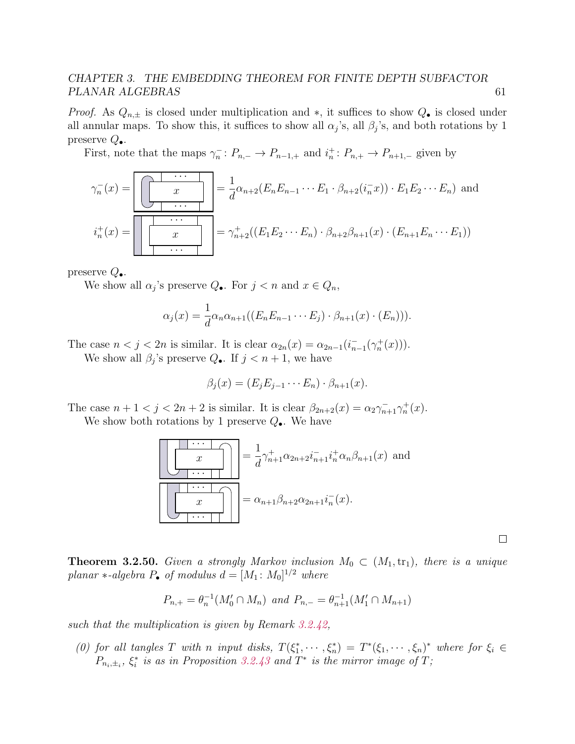*Proof.* As $Q_{n,\pm}$ is closed under multiplication and $*$, it suffices to show $Q_\bullet$ is closed under all annular maps. To show this, it suffices to show all $\alpha_j$'s, all $\beta_j$'s, and both rotations by 1 preserve $Q_\bullet$.

First, note that the maps $\gamma_n^-\colon P_{n,-} \to P_{n-1,+}$ and $i_n^+\colon P_{n,+} \to P_{n+1,-}$ given by

$$\gamma_n^-(x) = [\text{diagram}] = \frac{1}{d}\alpha_{n+2}(E_nE_{n-1}\cdots E_1 \cdot \beta_{n+2}(i_n^- x)) \cdot E_1E_2\cdots E_n) \text{ and}$$

$$i_n^+(x) = [\text{diagram}] = \gamma_{n+2}^+((E_1E_2\cdots E_n)\cdot \beta_{n+2}\beta_{n+1}(x)\cdot (E_{n+1}E_n\cdots E_1))$$

preserve $Q_\bullet$.

We show all $\alpha_j$'s preserve $Q_\bullet$. For $j < n$ and $x \in Q_n$,

$$\alpha_j(x) = \frac{1}{d}\alpha_n\alpha_{n+1}((E_nE_{n-1}\cdots E_j)\cdot \beta_{n+1}(x)\cdot (E_n))).$$

The case $n < j < 2n$ is similar. It is clear $\alpha_{2n}(x) = \alpha_{2n-1}(i_{n-1}^-(\gamma_n^+(x)))$.

We show all $\beta_j$'s preserve $Q_\bullet$. If $j < n+1$, we have

$$\beta_j(x) = (E_jE_{j-1}\cdots E_n)\cdot \beta_{n+1}(x).$$

The case $n+1 < j < 2n+2$ is similar. It is clear $\beta_{2n+2}(x) = \alpha_2\gamma_{n+1}^-\gamma_n^+(x)$.

We show both rotations by 1 preserve $Q_\bullet$. We have

$$[\text{diagram}] = \frac{1}{d}\gamma_{n+1}^+\alpha_{2n+2}i_{n+1}^-i_n^+\alpha_n\beta_{n+1}(x) \text{ and}$$

$$[\text{diagram}] = \alpha_{n+1}\beta_{n+2}\alpha_{2n+1}i_n^-(x).$$

□

**Theorem 3.2.50.** *Given a strongly Markov inclusion $M_0 \subset (M_1, \mathrm{tr}_1)$, there is a unique planar $*$-algebra $P_\bullet$ of modulus $d = [M_1\colon M_0]^{1/2}$ where*

$$P_{n,+} = \theta_n^{-1}(M_0' \cap M_n) \text{ and } P_{n,-} = \theta_{n+1}^{-1}(M_1' \cap M_{n+1})$$

*such that the multiplication is given by Remark 3.2.42,*

*(0) for all tangles $T$ with $n$ input disks, $T(\xi_1^*, \cdots, \xi_n^*) = T^*(\xi_1, \cdots, \xi_n)^*$ where for $\xi_i \in P_{n_i,\pm_i}$, $\xi_i^*$ is as in Proposition 3.2.43 and $T^*$ is the mirror image of $T$;*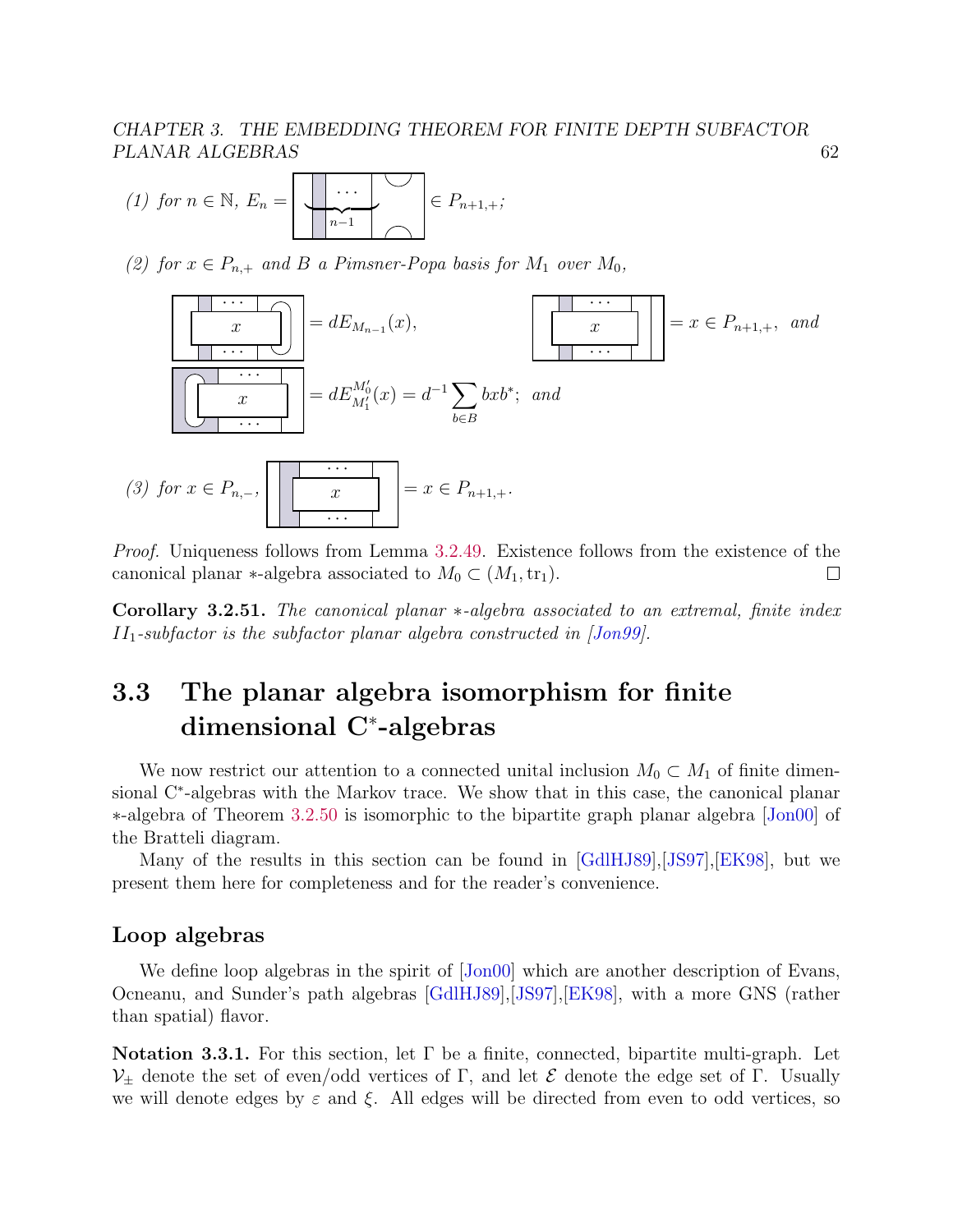(1) *for* $n \in \mathbb{N}$, $E_n =$ [diagram] $\in P_{n+1,+}$;

(2) *for* $x \in P_{n,+}$ *and* $B$ *a Pimsner-Popa basis for* $M_1$ *over* $M_0$,

[diagram] $= dE_{M_{n-1}}(x)$, [diagram] $= x \in P_{n+1,+}$, *and*

[diagram] $= dE_{M_1'}^{M_0'}(x) = d^{-1} \sum_{b \in B} bxb^*$; *and*

(3) *for* $x \in P_{n,-}$, [diagram] $= x \in P_{n+1,+}$.

*Proof.* Uniqueness follows from Lemma 3.2.49. Existence follows from the existence of the canonical planar $*$-algebra associated to $M_0 \subset (M_1, \mathrm{tr}_1)$. □

**Corollary 3.2.51.** *The canonical planar $*$-algebra associated to an extremal, finite index $II_1$-subfactor is the subfactor planar algebra constructed in [Jon99].*

## 3.3 The planar algebra isomorphism for finite dimensional C*-algebras

We now restrict our attention to a connected unital inclusion $M_0 \subset M_1$ of finite dimensional C*-algebras with the Markov trace. We show that in this case, the canonical planar $*$-algebra of Theorem 3.2.50 is isomorphic to the bipartite graph planar algebra [Jon00] of the Bratteli diagram.

Many of the results in this section can be found in [GdlHJ89],[JS97],[EK98], but we present them here for completeness and for the reader's convenience.

### Loop algebras

We define loop algebras in the spirit of [Jon00] which are another description of Evans, Ocneanu, and Sunder's path algebras [GdlHJ89],[JS97],[EK98], with a more GNS (rather than spatial) flavor.

**Notation 3.3.1.** For this section, let $\Gamma$ be a finite, connected, bipartite multi-graph. Let $\mathcal{V}_\pm$ denote the set of even/odd vertices of $\Gamma$, and let $\mathcal{E}$ denote the edge set of $\Gamma$. Usually we will denote edges by $\varepsilon$ and $\xi$. All edges will be directed from even to odd vertices, so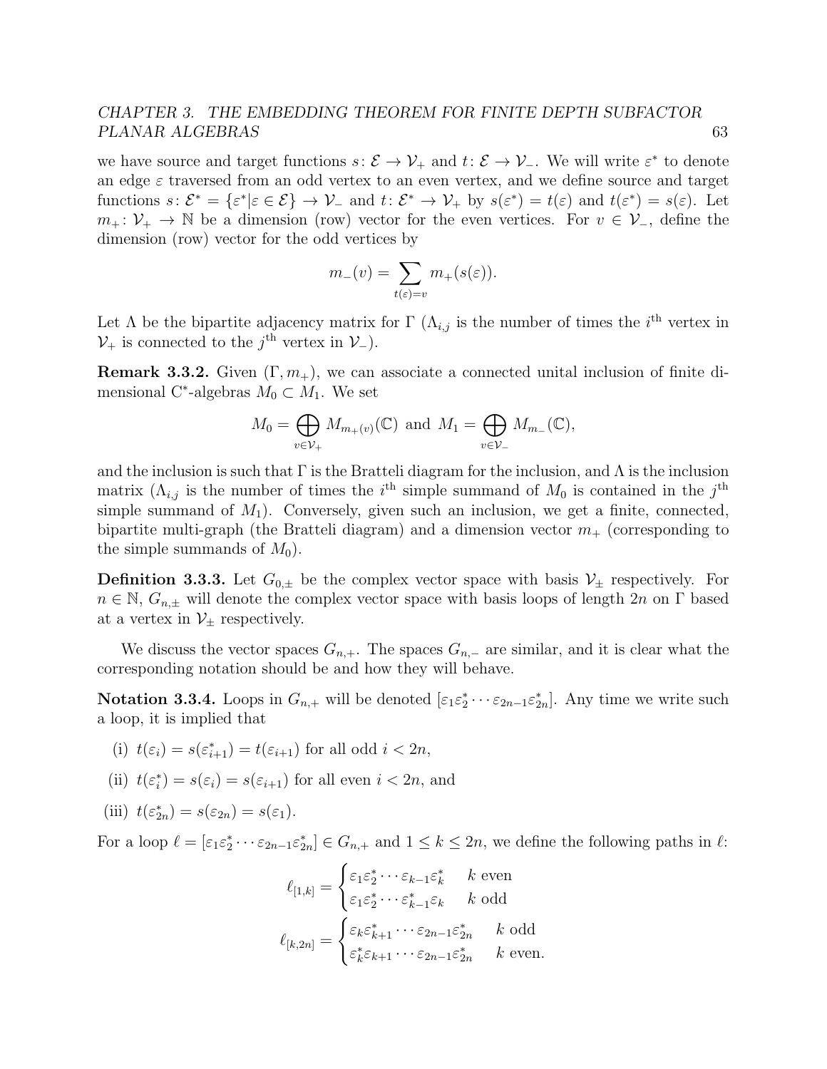we have source and target functions $s\colon \mathcal{E} \to \mathcal{V}_+$ and $t\colon \mathcal{E} \to \mathcal{V}_-$. We will write $\varepsilon^*$ to denote an edge $\varepsilon$ traversed from an odd vertex to an even vertex, and we define source and target functions $s\colon \mathcal{E}^* = \{\varepsilon^* | \varepsilon \in \mathcal{E}\} \to \mathcal{V}_-$ and $t\colon \mathcal{E}^* \to \mathcal{V}_+$ by $s(\varepsilon^*) = t(\varepsilon)$ and $t(\varepsilon^*) = s(\varepsilon)$. Let $m_+\colon \mathcal{V}_+ \to \mathbb{N}$ be a dimension (row) vector for the even vertices. For $v \in \mathcal{V}_-$, define the dimension (row) vector for the odd vertices by

$$m_-(v) = \sum_{t(\varepsilon)=v} m_+(s(\varepsilon)).$$

Let $\Lambda$ be the bipartite adjacency matrix for $\Gamma$ ($\Lambda_{i,j}$ is the number of times the $i^{\text{th}}$ vertex in $\mathcal{V}_+$ is connected to the $j^{\text{th}}$ vertex in $\mathcal{V}_-$).

**Remark 3.3.2.** Given $(\Gamma, m_+)$, we can associate a connected unital inclusion of finite dimensional C*-algebras $M_0 \subset M_1$. We set

$$M_0 = \bigoplus_{v\in\mathcal{V}_+} M_{m_+(v)}(\mathbb{C}) \text{ and } M_1 = \bigoplus_{v\in\mathcal{V}_-} M_{m_-}(\mathbb{C}),$$

and the inclusion is such that $\Gamma$ is the Bratteli diagram for the inclusion, and $\Lambda$ is the inclusion matrix ($\Lambda_{i,j}$ is the number of times the $i^{\text{th}}$ simple summand of $M_0$ is contained in the $j^{\text{th}}$ simple summand of $M_1$). Conversely, given such an inclusion, we get a finite, connected, bipartite multi-graph (the Bratteli diagram) and a dimension vector $m_+$ (corresponding to the simple summands of $M_0$).

**Definition 3.3.3.** Let $G_{0,\pm}$ be the complex vector space with basis $\mathcal{V}_\pm$ respectively. For $n \in \mathbb{N}$, $G_{n,\pm}$ will denote the complex vector space with basis loops of length $2n$ on $\Gamma$ based at a vertex in $\mathcal{V}_\pm$ respectively.

We discuss the vector spaces $G_{n,+}$. The spaces $G_{n,-}$ are similar, and it is clear what the corresponding notation should be and how they will behave.

**Notation 3.3.4.** Loops in $G_{n,+}$ will be denoted $[\varepsilon_1\varepsilon_2^* \cdots \varepsilon_{2n-1}\varepsilon_{2n}^*]$. Any time we write such a loop, it is implied that

(i) $t(\varepsilon_i) = s(\varepsilon_{i+1}^*) = t(\varepsilon_{i+1})$ for all odd $i < 2n$,

(ii) $t(\varepsilon_i^*) = s(\varepsilon_i) = s(\varepsilon_{i+1})$ for all even $i < 2n$, and

(iii) $t(\varepsilon_{2n}^*) = s(\varepsilon_{2n}) = s(\varepsilon_1)$.

For a loop $\ell = [\varepsilon_1\varepsilon_2^* \cdots \varepsilon_{2n-1}\varepsilon_{2n}^*] \in G_{n,+}$ and $1 \le k \le 2n$, we define the following paths in $\ell$:

$$\ell_{[1,k]} = \begin{cases} \varepsilon_1\varepsilon_2^* \cdots \varepsilon_{k-1}\varepsilon_k^* & k \text{ even} \\ \varepsilon_1\varepsilon_2^* \cdots \varepsilon_{k-1}^*\varepsilon_k & k \text{ odd} \end{cases}$$

$$\ell_{[k,2n]} = \begin{cases} \varepsilon_k\varepsilon_{k+1}^* \cdots \varepsilon_{2n-1}\varepsilon_{2n}^* & k \text{ odd} \\ \varepsilon_k^*\varepsilon_{k+1} \cdots \varepsilon_{2n-1}\varepsilon_{2n}^* & k \text{ even.} \end{cases}$$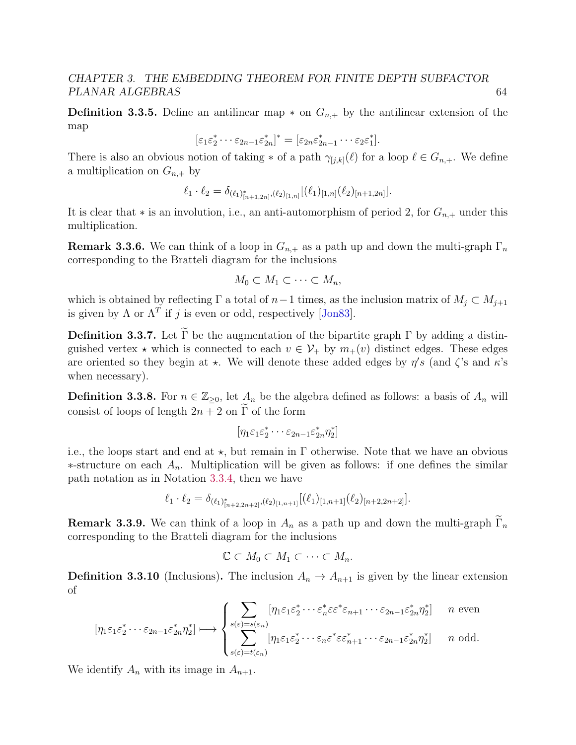**Definition 3.3.5.** Define an antilinear map $*$ on $G_{n,+}$ by the antilinear extension of the map

$$[\varepsilon_1\varepsilon_2^* \cdots \varepsilon_{2n-1}\varepsilon_{2n}^*]^* = [\varepsilon_{2n}\varepsilon_{2n-1}^* \cdots \varepsilon_2\varepsilon_1^*].$$

There is also an obvious notion of taking $*$ of a path $\gamma_{[j,k]}(\ell)$ for a loop $\ell \in G_{n,+}$. We define a multiplication on $G_{n,+}$ by

$$\ell_1 \cdot \ell_2 = \delta_{(\ell_1)^*_{[n+1,2n]},(\ell_2)_{[1,n]}}[(\ell_1)_{[1,n]}(\ell_2)_{[n+1,2n]}].$$

It is clear that $*$ is an involution, i.e., an anti-automorphism of period 2, for $G_{n,+}$ under this multiplication.

**Remark 3.3.6.** We can think of a loop in $G_{n,+}$ as a path up and down the multi-graph $\Gamma_n$ corresponding to the Bratteli diagram for the inclusions

$$M_0 \subset M_1 \subset \cdots \subset M_n,$$

which is obtained by reflecting $\Gamma$ a total of $n-1$ times, as the inclusion matrix of $M_j \subset M_{j+1}$ is given by $\Lambda$ or $\Lambda^T$ if $j$ is even or odd, respectively [Jon83].

**Definition 3.3.7.** Let $\widetilde{\Gamma}$ be the augmentation of the bipartite graph $\Gamma$ by adding a distinguished vertex $\star$ which is connected to each $v \in \mathcal{V}_+$ by $m_+(v)$ distinct edges. These edges are oriented so they begin at $\star$. We will denote these added edges by $\eta' s$ (and $\zeta$'s and $\kappa$'s when necessary).

**Definition 3.3.8.** For $n \in \mathbb{Z}_{\geq 0}$, let $A_n$ be the algebra defined as follows: a basis of $A_n$ will consist of loops of length $2n+2$ on $\widetilde{\Gamma}$ of the form

$$[\eta_1\varepsilon_1\varepsilon_2^* \cdots \varepsilon_{2n-1}\varepsilon_{2n}^*\eta_2^*]$$

i.e., the loops start and end at $\star$, but remain in $\Gamma$ otherwise. Note that we have an obvious $*$-structure on each $A_n$. Multiplication will be given as follows: if one defines the similar path notation as in Notation 3.3.4, then we have

$$\ell_1 \cdot \ell_2 = \delta_{(\ell_1)^*_{[n+2,2n+2]},(\ell_2)_{[1,n+1]}}[(\ell_1)_{[1,n+1]}(\ell_2)_{[n+2,2n+2]}].$$

**Remark 3.3.9.** We can think of a loop in $A_n$ as a path up and down the multi-graph $\widetilde{\Gamma}_n$ corresponding to the Bratteli diagram for the inclusions

$$\mathbb{C} \subset M_0 \subset M_1 \subset \cdots \subset M_n.$$

**Definition 3.3.10** (Inclusions)**.** The inclusion $A_n \to A_{n+1}$ is given by the linear extension of

$$[\eta_1\varepsilon_1\varepsilon_2^* \cdots \varepsilon_{2n-1}\varepsilon_{2n}^*\eta_2^*] \longmapsto \begin{cases} \displaystyle\sum_{s(\varepsilon)=s(\varepsilon_n)} [\eta_1\varepsilon_1\varepsilon_2^* \cdots \varepsilon_n^*\varepsilon\varepsilon^*\varepsilon_{n+1} \cdots \varepsilon_{2n-1}\varepsilon_{2n}^*\eta_2^*] & n \text{ even} \\ \displaystyle\sum_{s(\varepsilon)=t(\varepsilon_n)} [\eta_1\varepsilon_1\varepsilon_2^* \cdots \varepsilon_n\varepsilon^*\varepsilon\varepsilon_{n+1}^* \cdots \varepsilon_{2n-1}\varepsilon_{2n}^*\eta_2^*] & n \text{ odd.} \end{cases}$$

We identify $A_n$ with its image in $A_{n+1}$.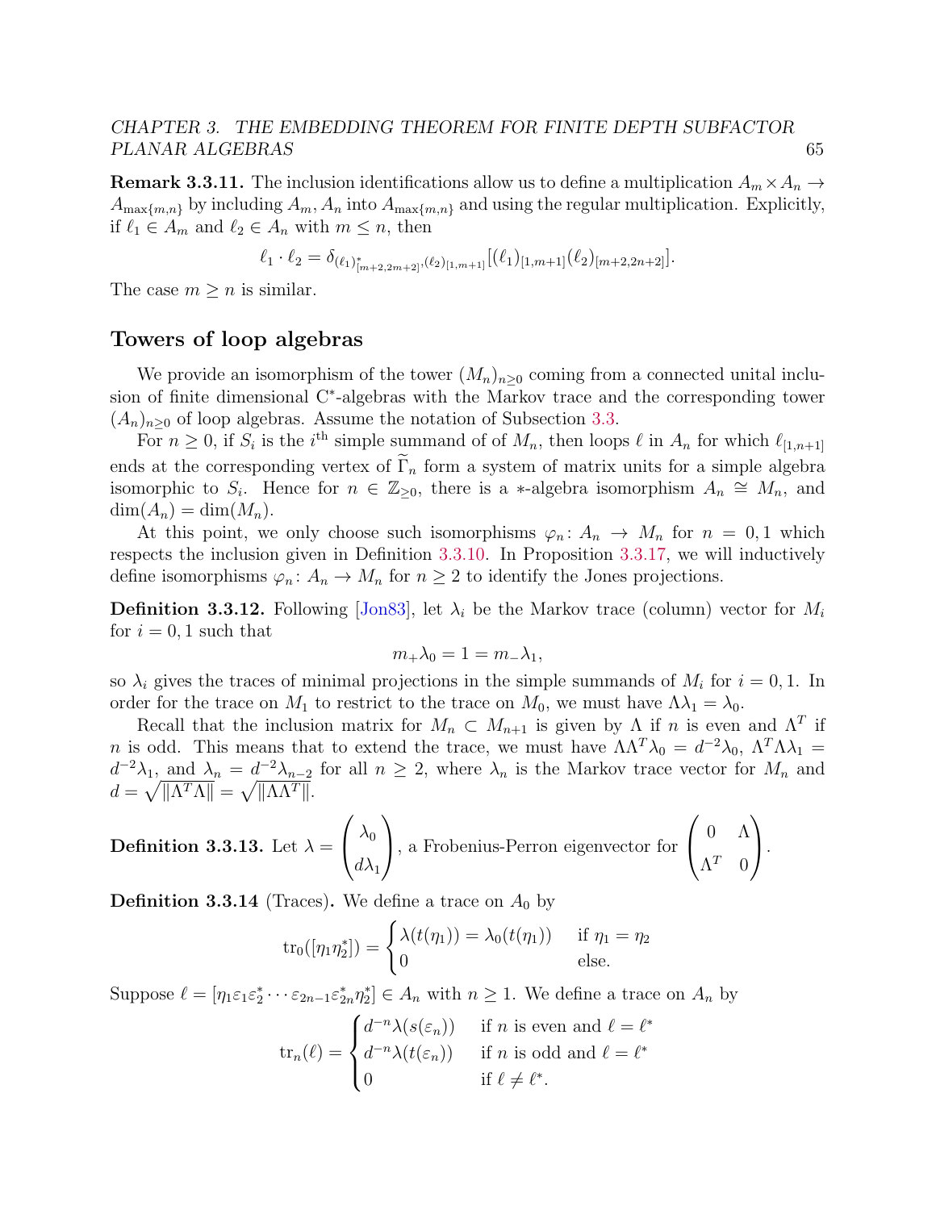**Remark 3.3.11.** The inclusion identifications allow us to define a multiplication $A_m \times A_n \to A_{\max\{m,n\}}$ by including $A_m, A_n$ into $A_{\max\{m,n\}}$ and using the regular multiplication. Explicitly, if $\ell_1 \in A_m$ and $\ell_2 \in A_n$ with $m \leq n$, then

$$\ell_1 \cdot \ell_2 = \delta_{(\ell_1)^*_{[m+2,2m+2]},(\ell_2)_{[1,m+1]}}[(\ell_1)_{[1,m+1]}(\ell_2)_{[m+2,2n+2]}].$$

The case $m \geq n$ is similar.

## Towers of loop algebras

We provide an isomorphism of the tower $(M_n)_{n\geq 0}$ coming from a connected unital inclusion of finite dimensional C*-algebras with the Markov trace and the corresponding tower $(A_n)_{n\geq 0}$ of loop algebras. Assume the notation of Subsection 3.3.

For $n \geq 0$, if $S_i$ is the $i^{\text{th}}$ simple summand of of $M_n$, then loops $\ell$ in $A_n$ for which $\ell_{[1,n+1]}$ ends at the corresponding vertex of $\widetilde{\Gamma}_n$ form a system of matrix units for a simple algebra isomorphic to $S_i$. Hence for $n \in \mathbb{Z}_{\geq 0}$, there is a $*$-algebra isomorphism $A_n \cong M_n$, and $\dim(A_n) = \dim(M_n)$.

At this point, we only choose such isomorphisms $\varphi_n \colon A_n \to M_n$ for $n = 0, 1$ which respects the inclusion given in Definition 3.3.10. In Proposition 3.3.17, we will inductively define isomorphisms $\varphi_n \colon A_n \to M_n$ for $n \geq 2$ to identify the Jones projections.

**Definition 3.3.12.** Following [Jon83], let $\lambda_i$ be the Markov trace (column) vector for $M_i$ for $i = 0, 1$ such that

$$m_+\lambda_0 = 1 = m_-\lambda_1,$$

so $\lambda_i$ gives the traces of minimal projections in the simple summands of $M_i$ for $i = 0, 1$. In order for the trace on $M_1$ to restrict to the trace on $M_0$, we must have $\Lambda\lambda_1 = \lambda_0$.

Recall that the inclusion matrix for $M_n \subset M_{n+1}$ is given by $\Lambda$ if $n$ is even and $\Lambda^T$ if $n$ is odd. This means that to extend the trace, we must have $\Lambda\Lambda^T\lambda_0 = d^{-2}\lambda_0$, $\Lambda^T\Lambda\lambda_1 = d^{-2}\lambda_1$, and $\lambda_n = d^{-2}\lambda_{n-2}$ for all $n \geq 2$, where $\lambda_n$ is the Markov trace vector for $M_n$ and $d = \sqrt{\|\Lambda^T\Lambda\|} = \sqrt{\|\Lambda\Lambda^T\|}$.

**Definition 3.3.13.** Let $\lambda = \begin{pmatrix} \lambda_0 \\ d\lambda_1 \end{pmatrix}$, a Frobenius-Perron eigenvector for $\begin{pmatrix} 0 & \Lambda \\ \Lambda^T & 0 \end{pmatrix}$.

**Definition 3.3.14** (Traces)**.** We define a trace on $A_0$ by

$$\operatorname{tr}_0([\eta_1\eta_2^*]) = \begin{cases} \lambda(t(\eta_1)) = \lambda_0(t(\eta_1)) & \text{if } \eta_1 = \eta_2 \\ 0 & \text{else.} \end{cases}$$

Suppose $\ell = [\eta_1\varepsilon_1\varepsilon_2^* \cdots \varepsilon_{2n-1}\varepsilon_{2n}^*\eta_2^*] \in A_n$ with $n \geq 1$. We define a trace on $A_n$ by

$$\operatorname{tr}_n(\ell) = \begin{cases} d^{-n}\lambda(s(\varepsilon_n)) & \text{if } n \text{ is even and } \ell = \ell^* \\ d^{-n}\lambda(t(\varepsilon_n)) & \text{if } n \text{ is odd and } \ell = \ell^* \\ 0 & \text{if } \ell \neq \ell^*. \end{cases}$$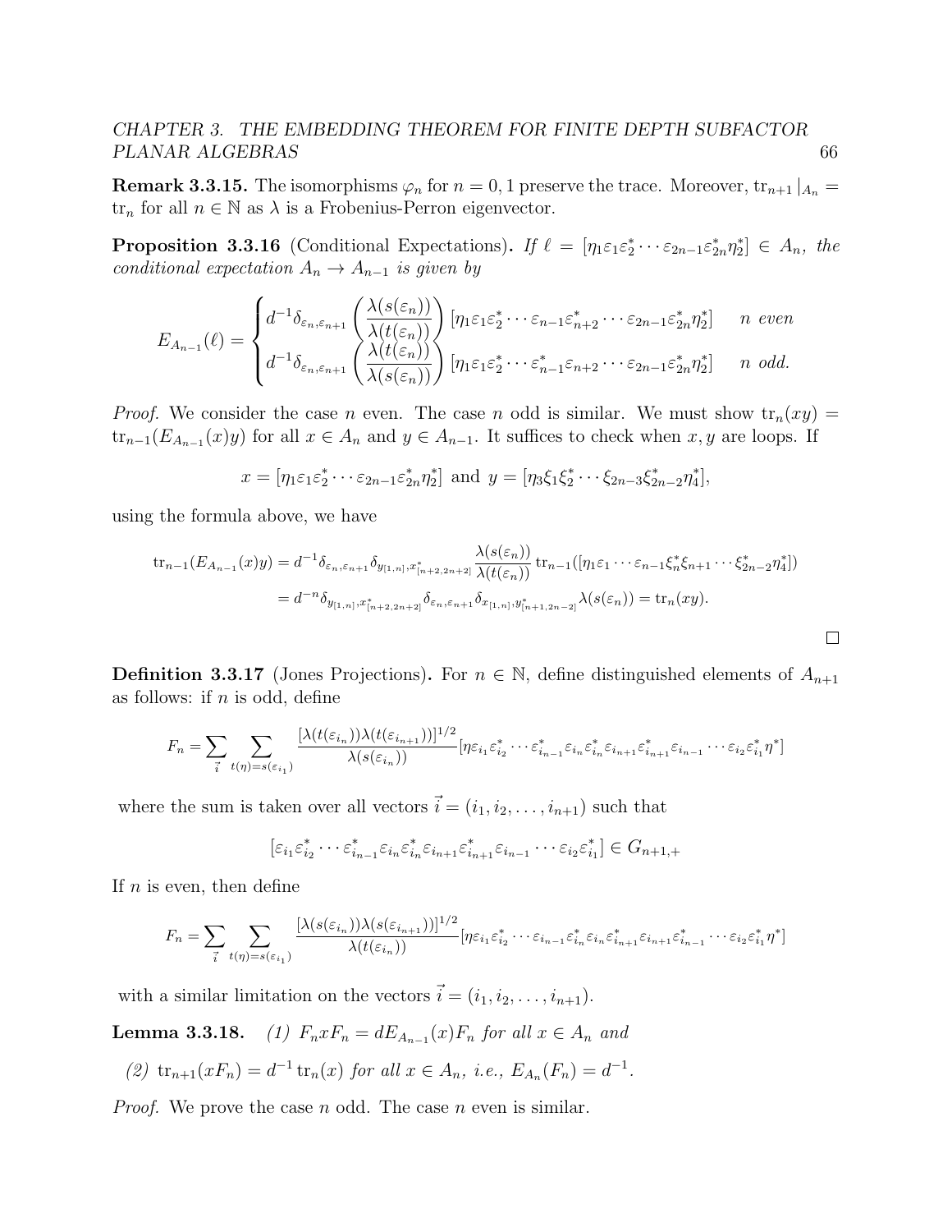**Remark 3.3.15.** The isomorphisms $\varphi_n$ for $n = 0, 1$ preserve the trace. Moreover, $\text{tr}_{n+1}|_{A_n} = \text{tr}_n$ for all $n \in \mathbb{N}$ as $\lambda$ is a Frobenius-Perron eigenvector.

**Proposition 3.3.16** (Conditional Expectations)**.** *If* $\ell = [\eta_1 \varepsilon_1 \varepsilon_2^* \cdots \varepsilon_{2n-1}\varepsilon_{2n}^* \eta_2^*] \in A_n$*, the conditional expectation* $A_n \to A_{n-1}$ *is given by*

$$E_{A_{n-1}}(\ell) = \begin{cases} d^{-1}\delta_{\varepsilon_n, \varepsilon_{n+1}} \left(\dfrac{\lambda(s(\varepsilon_n))}{\lambda(t(\varepsilon_n))}\right) [\eta_1 \varepsilon_1 \varepsilon_2^* \cdots \varepsilon_{n-1}\varepsilon_{n+2}^* \cdots \varepsilon_{2n-1}\varepsilon_{2n}^* \eta_2^*] & n \text{ even} \\ d^{-1}\delta_{\varepsilon_n, \varepsilon_{n+1}} \left(\dfrac{\lambda(t(\varepsilon_n))}{\lambda(s(\varepsilon_n))}\right) [\eta_1 \varepsilon_1 \varepsilon_2^* \cdots \varepsilon_{n-1}^*\varepsilon_{n+2} \cdots \varepsilon_{2n-1}\varepsilon_{2n}^* \eta_2^*] & n \text{ odd.} \end{cases}$$

*Proof.* We consider the case $n$ even. The case $n$ odd is similar. We must show $\text{tr}_n(xy) = \text{tr}_{n-1}(E_{A_{n-1}}(x)y)$ for all $x \in A_n$ and $y \in A_{n-1}$. It suffices to check when $x, y$ are loops. If

$$x = [\eta_1 \varepsilon_1 \varepsilon_2^* \cdots \varepsilon_{2n-1}\varepsilon_{2n}^* \eta_2^*] \text{ and } y = [\eta_3 \xi_1 \xi_2^* \cdots \xi_{2n-3}\xi_{2n-2}^* \eta_4^*],$$

using the formula above, we have

$$\begin{aligned} \text{tr}_{n-1}(E_{A_{n-1}}(x)y) &= d^{-1}\delta_{\varepsilon_n, \varepsilon_{n+1}} \delta_{y_{[1,n]}, x^*_{[n+2,2n+2]}} \frac{\lambda(s(\varepsilon_n))}{\lambda(t(\varepsilon_n))} \text{tr}_{n-1}([\eta_1 \varepsilon_1 \cdots \varepsilon_{n-1}\xi_n^* \xi_{n+1} \cdots \xi_{2n-2}^* \eta_4^*]) \\ &= d^{-n} \delta_{y_{[1,n]}, x^*_{[n+2,2n+2]}} \delta_{\varepsilon_n, \varepsilon_{n+1}} \delta_{x_{[1,n]}, y^*_{[n+1,2n-2]}} \lambda(s(\varepsilon_n)) = \text{tr}_n(xy). \end{aligned}$$

□

**Definition 3.3.17** (Jones Projections)**.** For $n \in \mathbb{N}$, define distinguished elements of $A_{n+1}$ as follows: if $n$ is odd, define

$$F_n = \sum_{\vec{i}} \sum_{t(\eta) = s(\varepsilon_{i_1})} \frac{[\lambda(t(\varepsilon_{i_n}))\lambda(t(\varepsilon_{i_{n+1}}))]^{1/2}}{\lambda(s(\varepsilon_{i_n}))} [\eta \varepsilon_{i_1} \varepsilon_{i_2}^* \cdots \varepsilon_{i_{n-1}}^* \varepsilon_{i_n} \varepsilon_{i_n}^* \varepsilon_{i_{n+1}} \varepsilon_{i_{n+1}}^* \varepsilon_{i_{n-1}} \cdots \varepsilon_{i_2} \varepsilon_{i_1}^* \eta^*]$$

where the sum is taken over all vectors $\vec{i} = (i_1, i_2, \ldots, i_{n+1})$ such that

$$[\varepsilon_{i_1} \varepsilon_{i_2}^* \cdots \varepsilon_{i_{n-1}}^* \varepsilon_{i_n} \varepsilon_{i_n}^* \varepsilon_{i_{n+1}} \varepsilon_{i_{n+1}}^* \varepsilon_{i_{n-1}} \cdots \varepsilon_{i_2} \varepsilon_{i_1}^*] \in G_{n+1,+}$$

If $n$ is even, then define

$$F_n = \sum_{\vec{i}} \sum_{t(\eta) = s(\varepsilon_{i_1})} \frac{[\lambda(s(\varepsilon_{i_n}))\lambda(s(\varepsilon_{i_{n+1}}))]^{1/2}}{\lambda(t(\varepsilon_{i_n}))} [\eta \varepsilon_{i_1} \varepsilon_{i_2}^* \cdots \varepsilon_{i_{n-1}} \varepsilon_{i_n}^* \varepsilon_{i_n} \varepsilon_{i_{n+1}}^* \varepsilon_{i_{n+1}} \varepsilon_{i_{n-1}}^* \cdots \varepsilon_{i_2} \varepsilon_{i_1}^* \eta^*]$$

with a similar limitation on the vectors $\vec{i} = (i_1, i_2, \ldots, i_{n+1})$.

**Lemma 3.3.18.** *(1)* $F_n x F_n = d E_{A_{n-1}}(x) F_n$ *for all* $x \in A_n$ *and*

*(2)* $\text{tr}_{n+1}(xF_n) = d^{-1}\text{tr}_n(x)$ *for all* $x \in A_n$*, i.e.,* $E_{A_n}(F_n) = d^{-1}$*.*

*Proof.* We prove the case $n$ odd. The case $n$ even is similar.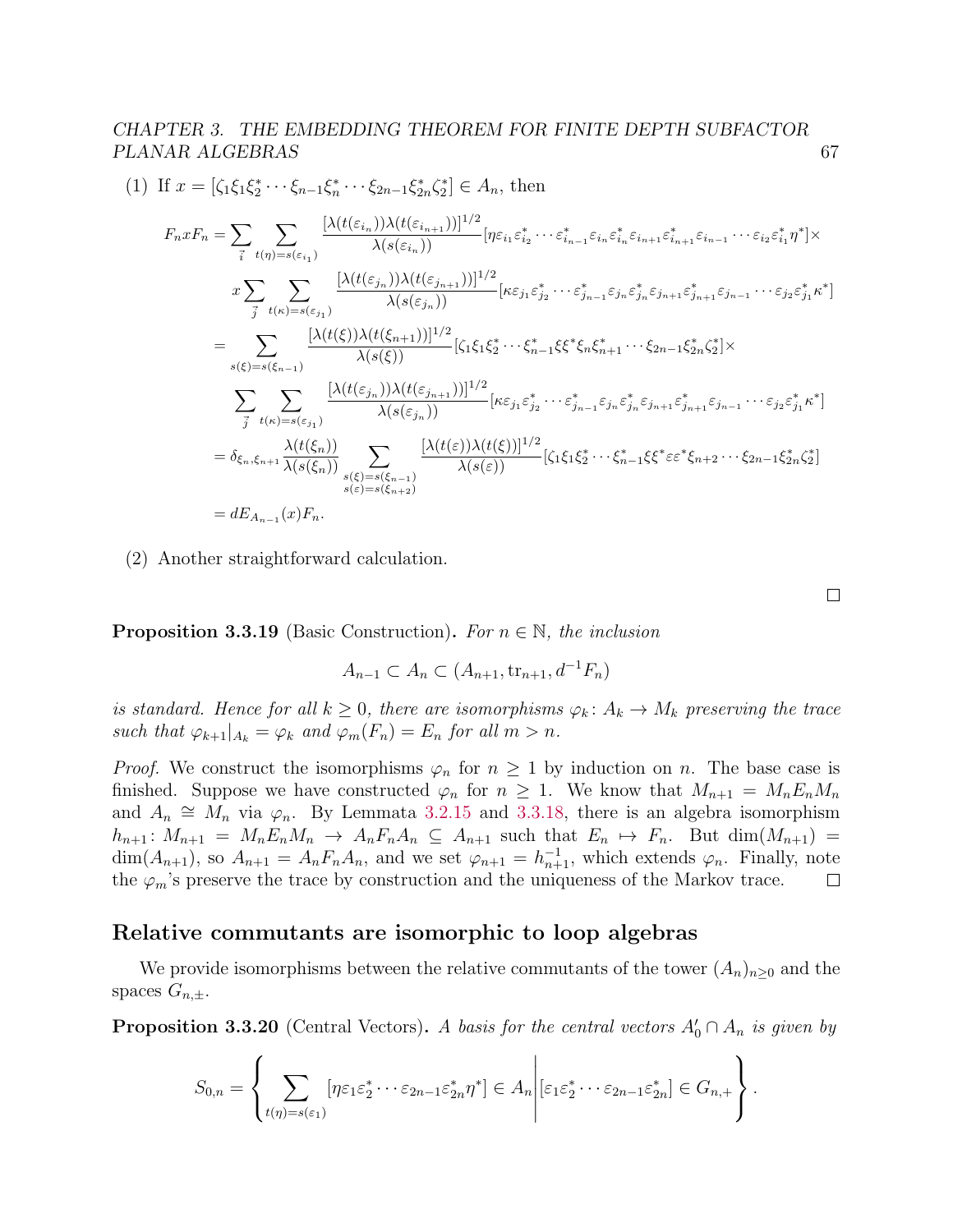(1) If $x = [\zeta_1\xi_1\xi_2^* \cdots \xi_{n-1}\xi_n^* \cdots \xi_{2n-1}\xi_{2n}^*\zeta_2^*] \in A_n$, then

$$
\begin{aligned}
F_n x F_n &= \sum_{\vec{i}} \sum_{t(\eta)=s(\varepsilon_{i_1})} \frac{[\lambda(t(\varepsilon_{i_n}))\lambda(t(\varepsilon_{i_{n+1}}))]^{1/2}}{\lambda(s(\varepsilon_{i_n}))} [\eta\varepsilon_{i_1}\varepsilon_{i_2}^* \cdots \varepsilon_{i_{n-1}}^*\varepsilon_{i_n}\varepsilon_{i_n}^*\varepsilon_{i_{n+1}}\varepsilon_{i_{n+1}}^*\varepsilon_{i_{n-1}} \cdots \varepsilon_{i_2}\varepsilon_{i_1}^*\eta^*] \times \\
&\quad x \sum_{\vec{j}} \sum_{t(\kappa)=s(\varepsilon_{j_1})} \frac{[\lambda(t(\varepsilon_{j_n}))\lambda(t(\varepsilon_{j_{n+1}}))]^{1/2}}{\lambda(s(\varepsilon_{j_n}))} [\kappa\varepsilon_{j_1}\varepsilon_{j_2}^* \cdots \varepsilon_{j_{n-1}}^*\varepsilon_{j_n}\varepsilon_{j_n}^*\varepsilon_{j_{n+1}}\varepsilon_{j_{n+1}}^*\varepsilon_{j_{n-1}} \cdots \varepsilon_{j_2}\varepsilon_{j_1}^*\kappa^*] \\
&= \sum_{s(\xi)=s(\xi_{n-1})} \frac{[\lambda(t(\xi))\lambda(t(\xi_{n+1}))]^{1/2}}{\lambda(s(\xi))} [\zeta_1\xi_1\xi_2^* \cdots \xi_{n-1}^*\xi\xi^*\xi_n\xi_{n+1}^* \cdots \xi_{2n-1}\xi_{2n}^*\zeta_2^*] \times \\
&\quad \sum_{\vec{j}} \sum_{t(\kappa)=s(\varepsilon_{j_1})} \frac{[\lambda(t(\varepsilon_{j_n}))\lambda(t(\varepsilon_{j_{n+1}}))]^{1/2}}{\lambda(s(\varepsilon_{j_n}))} [\kappa\varepsilon_{j_1}\varepsilon_{j_2}^* \cdots \varepsilon_{j_{n-1}}^*\varepsilon_{j_n}\varepsilon_{j_n}^*\varepsilon_{j_{n+1}}\varepsilon_{j_{n+1}}^*\varepsilon_{j_{n-1}} \cdots \varepsilon_{j_2}\varepsilon_{j_1}^*\kappa^*] \\
&= \delta_{\xi_n,\xi_{n+1}} \frac{\lambda(t(\xi_n))}{\lambda(s(\xi_n))} \sum_{\substack{s(\xi)=s(\xi_{n-1})\\ s(\varepsilon)=s(\xi_{n+2})}} \frac{[\lambda(t(\varepsilon))\lambda(t(\xi))]^{1/2}}{\lambda(s(\varepsilon))} [\zeta_1\xi_1\xi_2^* \cdots \xi_{n-1}^*\xi\xi^*\varepsilon\varepsilon^*\xi_{n+2} \cdots \xi_{2n-1}\xi_{2n}^*\zeta_2^*] \\
&= dE_{A_{n-1}}(x)F_n.
\end{aligned}
$$

(2) Another straightforward calculation.

□

**Proposition 3.3.19** (Basic Construction)**.** *For $n \in \mathbb{N}$, the inclusion*

$$A_{n-1} \subset A_n \subset (A_{n+1}, \operatorname{tr}_{n+1}, d^{-1}F_n)$$

*is standard. Hence for all $k \geq 0$, there are isomorphisms $\varphi_k \colon A_k \to M_k$ preserving the trace such that $\varphi_{k+1}|_{A_k} = \varphi_k$ and $\varphi_m(F_n) = E_n$ for all $m > n$.*

*Proof.* We construct the isomorphisms $\varphi_n$ for $n \geq 1$ by induction on $n$. The base case is finished. Suppose we have constructed $\varphi_n$ for $n \geq 1$. We know that $M_{n+1} = M_nE_nM_n$ and $A_n \cong M_n$ via $\varphi_n$. By Lemmata 3.2.15 and 3.3.18, there is an algebra isomorphism $h_{n+1} \colon M_{n+1} = M_nE_nM_n \to A_nF_nA_n \subseteq A_{n+1}$ such that $E_n \mapsto F_n$. But $\dim(M_{n+1}) = \dim(A_{n+1})$, so $A_{n+1} = A_nF_nA_n$, and we set $\varphi_{n+1} = h_{n+1}^{-1}$, which extends $\varphi_n$. Finally, note the $\varphi_m$'s preserve the trace by construction and the uniqueness of the Markov trace. □

## Relative commutants are isomorphic to loop algebras

We provide isomorphisms between the relative commutants of the tower $(A_n)_{n\geq 0}$ and the spaces $G_{n,\pm}$.

**Proposition 3.3.20** (Central Vectors)**.** *A basis for the central vectors $A_0' \cap A_n$ is given by*

$$S_{0,n} = \left\{ \sum_{t(\eta)=s(\varepsilon_1)} [\eta\varepsilon_1\varepsilon_2^* \cdots \varepsilon_{2n-1}\varepsilon_{2n}^*\eta^*] \in A_n \,\middle|\, [\varepsilon_1\varepsilon_2^* \cdots \varepsilon_{2n-1}\varepsilon_{2n}^*] \in G_{n,+} \right\}.$$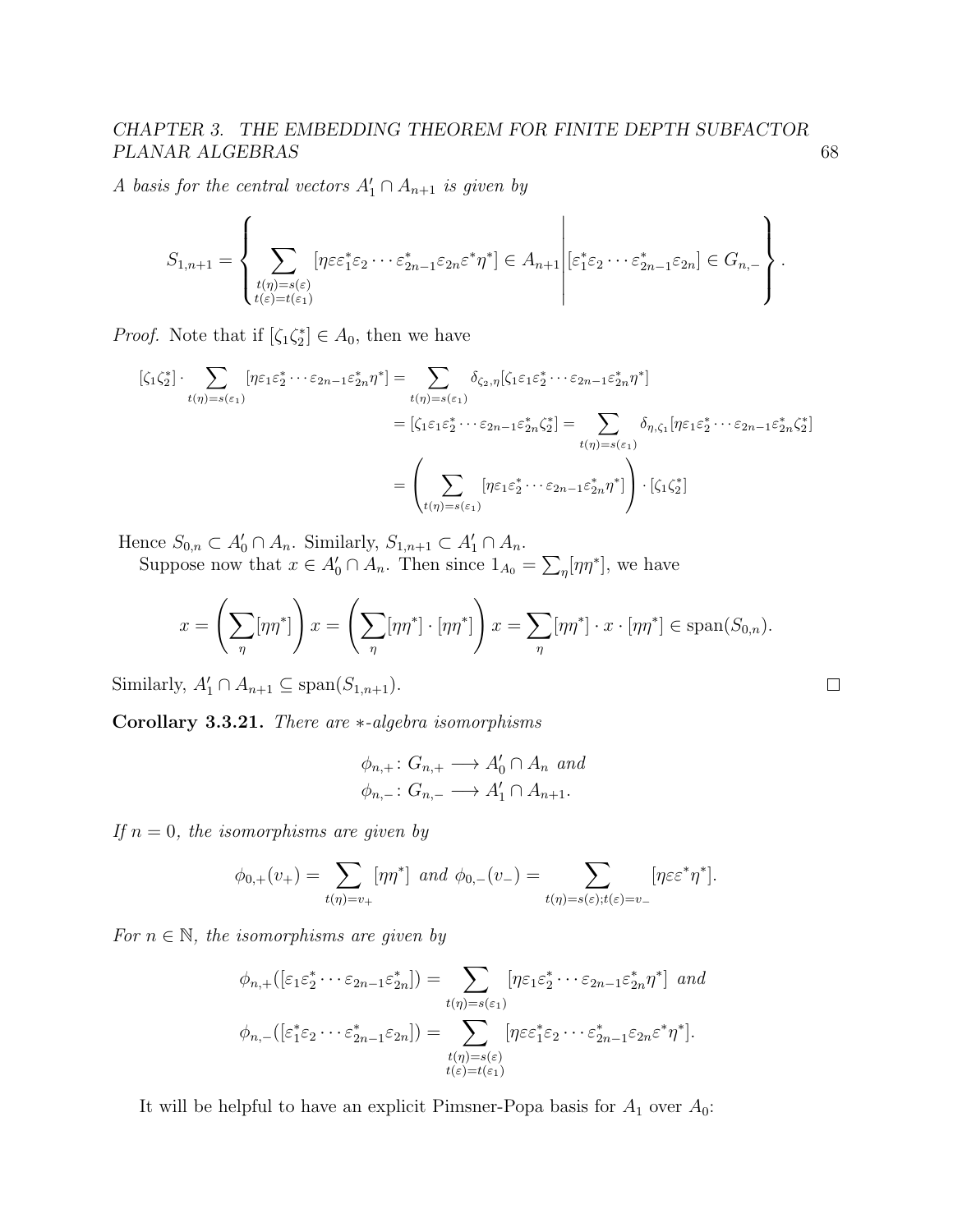*A basis for the central vectors $A_1' \cap A_{n+1}$ is given by*

$$S_{1,n+1} = \left\{ \sum_{\substack{t(\eta)=s(\varepsilon)\\ t(\varepsilon)=t(\varepsilon_1)}} [\eta\varepsilon\varepsilon_1^*\varepsilon_2\cdots\varepsilon_{2n-1}^*\varepsilon_{2n}\varepsilon^*\eta^*] \in A_{n+1} \middle| [\varepsilon_1^*\varepsilon_2\cdots\varepsilon_{2n-1}^*\varepsilon_{2n}] \in G_{n,-} \right\}.$$

*Proof.* Note that if $[\zeta_1\zeta_2^*] \in A_0$, then we have

$$\begin{aligned}
[\zeta_1\zeta_2^*] \cdot \sum_{t(\eta)=s(\varepsilon_1)} [\eta\varepsilon_1\varepsilon_2^*\cdots\varepsilon_{2n-1}\varepsilon_{2n}^*\eta^*] &= \sum_{t(\eta)=s(\varepsilon_1)} \delta_{\zeta_2,\eta}[\zeta_1\varepsilon_1\varepsilon_2^*\cdots\varepsilon_{2n-1}\varepsilon_{2n}^*\eta^*] \\
&= [\zeta_1\varepsilon_1\varepsilon_2^*\cdots\varepsilon_{2n-1}\varepsilon_{2n}^*\zeta_2^*] = \sum_{t(\eta)=s(\varepsilon_1)} \delta_{\eta,\zeta_1}[\eta\varepsilon_1\varepsilon_2^*\cdots\varepsilon_{2n-1}\varepsilon_{2n}^*\zeta_2^*] \\
&= \left( \sum_{t(\eta)=s(\varepsilon_1)} [\eta\varepsilon_1\varepsilon_2^*\cdots\varepsilon_{2n-1}\varepsilon_{2n}^*\eta^*] \right) \cdot [\zeta_1\zeta_2^*]
\end{aligned}$$

Hence $S_{0,n} \subset A_0' \cap A_n$. Similarly, $S_{1,n+1} \subset A_1' \cap A_n$.

Suppose now that $x \in A_0' \cap A_n$. Then since $1_{A_0} = \sum_\eta [\eta\eta^*]$, we have

$$x = \left( \sum_\eta [\eta\eta^*] \right) x = \left( \sum_\eta [\eta\eta^*] \cdot [\eta\eta^*] \right) x = \sum_\eta [\eta\eta^*] \cdot x \cdot [\eta\eta^*] \in \operatorname{span}(S_{0,n}).$$

Similarly, $A_1' \cap A_{n+1} \subseteq \operatorname{span}(S_{1,n+1})$. □

**Corollary 3.3.21.** *There are $*$-algebra isomorphisms*

$$\begin{aligned}
\phi_{n,+} &\colon G_{n,+} \longrightarrow A_0' \cap A_n \text{ and} \\
\phi_{n,-} &\colon G_{n,-} \longrightarrow A_1' \cap A_{n+1}.
\end{aligned}$$

*If $n = 0$, the isomorphisms are given by*

$$\phi_{0,+}(v_+) = \sum_{t(\eta)=v_+} [\eta\eta^*] \text{ and } \phi_{0,-}(v_-) = \sum_{t(\eta)=s(\varepsilon);t(\varepsilon)=v_-} [\eta\varepsilon\varepsilon^*\eta^*].$$

*For $n \in \mathbb{N}$, the isomorphisms are given by*

$$\begin{aligned}
\phi_{n,+}([\varepsilon_1\varepsilon_2^*\cdots\varepsilon_{2n-1}\varepsilon_{2n}^*]) &= \sum_{t(\eta)=s(\varepsilon_1)} [\eta\varepsilon_1\varepsilon_2^*\cdots\varepsilon_{2n-1}\varepsilon_{2n}^*\eta^*] \text{ and} \\
\phi_{n,-}([\varepsilon_1^*\varepsilon_2\cdots\varepsilon_{2n-1}^*\varepsilon_{2n}]) &= \sum_{\substack{t(\eta)=s(\varepsilon)\\ t(\varepsilon)=t(\varepsilon_1)}} [\eta\varepsilon\varepsilon_1^*\varepsilon_2\cdots\varepsilon_{2n-1}^*\varepsilon_{2n}\varepsilon^*\eta^*].
\end{aligned}$$

It will be helpful to have an explicit Pimsner-Popa basis for $A_1$ over $A_0$: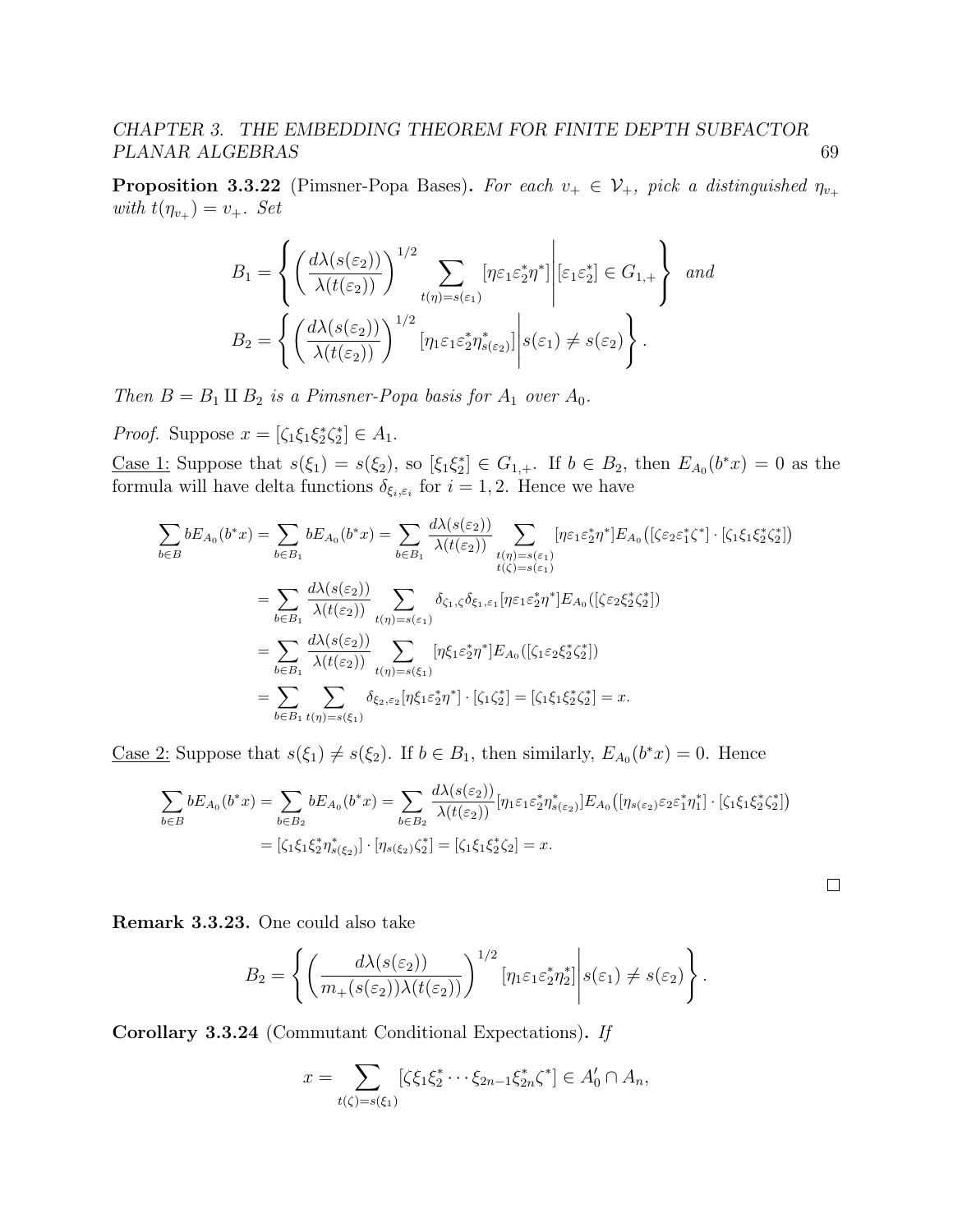**Proposition 3.3.22** (Pimsner-Popa Bases). *For each $v_+ \in \mathcal{V}_+$, pick a distinguished $\eta_{v_+}$ with $t(\eta_{v_+}) = v_+$. Set*

$$B_1 = \left\{ \left( \frac{d\lambda(s(\varepsilon_2))}{\lambda(t(\varepsilon_2))} \right)^{1/2} \sum_{t(\eta)=s(\varepsilon_1)} [\eta\varepsilon_1\varepsilon_2^*\eta^*] \middle| [\varepsilon_1\varepsilon_2^*] \in G_{1,+} \right\} \text{ and}$$

$$B_2 = \left\{ \left( \frac{d\lambda(s(\varepsilon_2))}{\lambda(t(\varepsilon_2))} \right)^{1/2} [\eta_1\varepsilon_1\varepsilon_2^*\eta_{s(\varepsilon_2)}^*] \middle| s(\varepsilon_1) \neq s(\varepsilon_2) \right\}.$$

*Then $B = B_1 \amalg B_2$ is a Pimsner-Popa basis for $A_1$ over $A_0$.*

*Proof.* Suppose $x = [\zeta_1\xi_1\xi_2^*\zeta_2^*] \in A_1$.

Case 1: Suppose that $s(\xi_1) = s(\xi_2)$, so $[\xi_1\xi_2^*] \in G_{1,+}$. If $b \in B_2$, then $E_{A_0}(b^*x) = 0$ as the formula will have delta functions $\delta_{\xi_i,\varepsilon_i}$ for $i = 1, 2$. Hence we have

$$\begin{aligned}
\sum_{b\in B} bE_{A_0}(b^*x) &= \sum_{b\in B_1} bE_{A_0}(b^*x) = \sum_{b\in B_1} \frac{d\lambda(s(\varepsilon_2))}{\lambda(t(\varepsilon_2))} \sum_{\substack{t(\eta)=s(\varepsilon_1)\\ t(\zeta)=s(\varepsilon_1)}} [\eta\varepsilon_1\varepsilon_2^*\eta^*] E_{A_0}\big([\zeta\varepsilon_2\varepsilon_1^*\zeta^*] \cdot [\zeta_1\xi_1\xi_2^*\zeta_2^*]\big)\\
&= \sum_{b\in B_1} \frac{d\lambda(s(\varepsilon_2))}{\lambda(t(\varepsilon_2))} \sum_{t(\eta)=s(\varepsilon_1)} \delta_{\zeta_1,\zeta}\delta_{\xi_1,\varepsilon_1} [\eta\varepsilon_1\varepsilon_2^*\eta^*] E_{A_0}([\zeta\varepsilon_2\xi_2^*\zeta_2^*])\\
&= \sum_{b\in B_1} \frac{d\lambda(s(\varepsilon_2))}{\lambda(t(\varepsilon_2))} \sum_{t(\eta)=s(\xi_1)} [\eta\xi_1\varepsilon_2^*\eta^*] E_{A_0}([\zeta_1\varepsilon_2\xi_2^*\zeta_2^*])\\
&= \sum_{b\in B_1} \sum_{t(\eta)=s(\xi_1)} \delta_{\xi_2,\varepsilon_2} [\eta\xi_1\varepsilon_2^*\eta^*] \cdot [\zeta_1\zeta_2^*] = [\zeta_1\xi_1\xi_2^*\zeta_2^*] = x.
\end{aligned}$$

Case 2: Suppose that $s(\xi_1) \neq s(\xi_2)$. If $b \in B_1$, then similarly, $E_{A_0}(b^*x) = 0$. Hence

$$\begin{aligned}
\sum_{b\in B} bE_{A_0}(b^*x) &= \sum_{b\in B_2} bE_{A_0}(b^*x) = \sum_{b\in B_2} \frac{d\lambda(s(\varepsilon_2))}{\lambda(t(\varepsilon_2))} [\eta_1\varepsilon_1\varepsilon_2^*\eta_{s(\varepsilon_2)}^*] E_{A_0}\big([\eta_{s(\varepsilon_2)}\varepsilon_2\varepsilon_1^*\eta_1^*] \cdot [\zeta_1\xi_1\xi_2^*\zeta_2^*]\big)\\
&= [\zeta_1\xi_1\xi_2^*\eta_{s(\xi_2)}^*] \cdot [\eta_{s(\xi_2)}\zeta_2^*] = [\zeta_1\xi_1\xi_2^*\zeta_2] = x.
\end{aligned}$$

$\square$

**Remark 3.3.23.** One could also take

$$B_2 = \left\{ \left( \frac{d\lambda(s(\varepsilon_2))}{m_+(s(\varepsilon_2))\lambda(t(\varepsilon_2))} \right)^{1/2} [\eta_1\varepsilon_1\varepsilon_2^*\eta_2^*] \middle| s(\varepsilon_1) \neq s(\varepsilon_2) \right\}.$$

**Corollary 3.3.24** (Commutant Conditional Expectations). *If*

$$x = \sum_{t(\zeta)=s(\xi_1)} [\zeta\xi_1\xi_2^* \cdots \xi_{2n-1}\xi_{2n}^*\zeta^*] \in A_0' \cap A_n,$$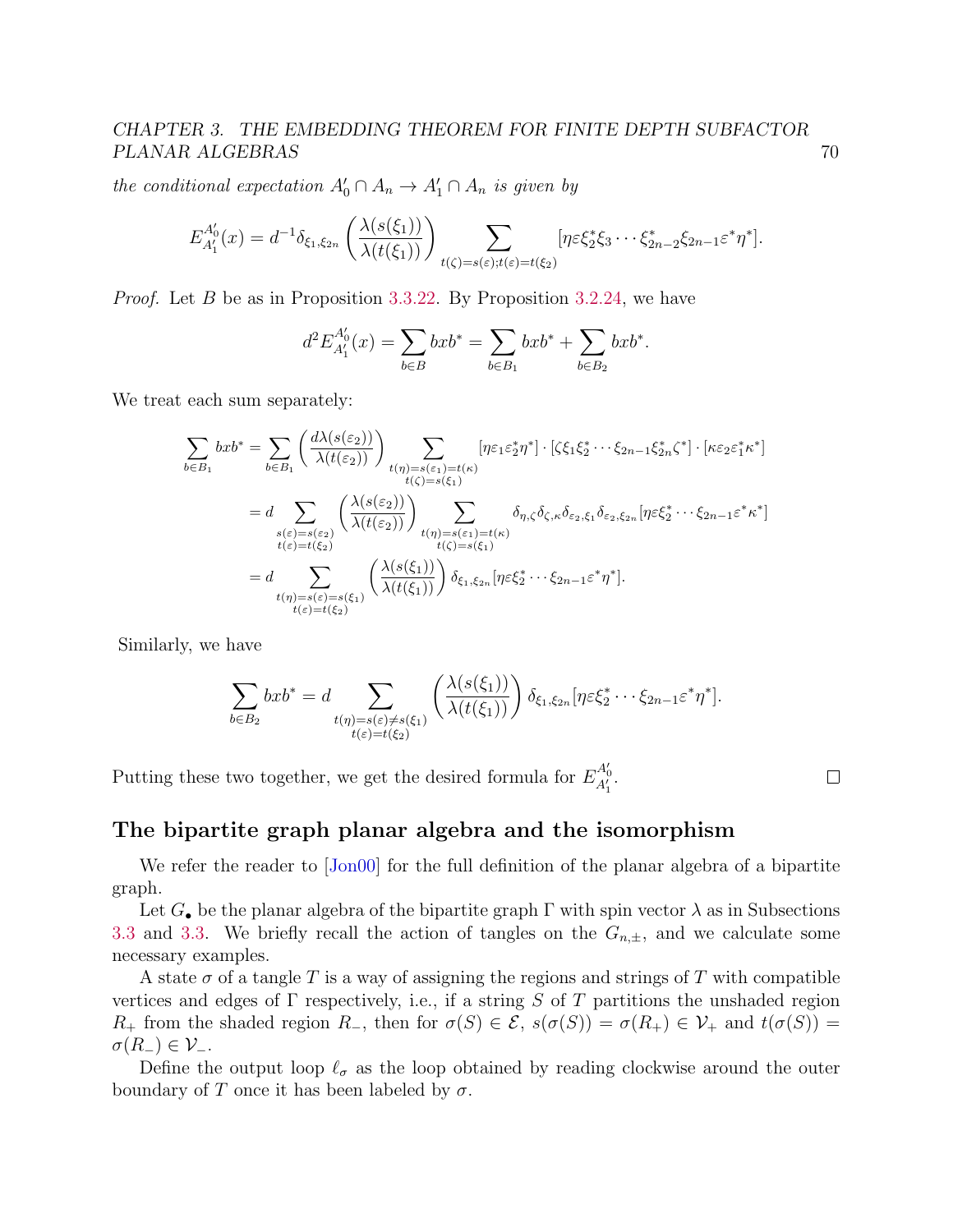*the conditional expectation $A_0' \cap A_n \to A_1' \cap A_n$ is given by*

$$E_{A_1'}^{A_0'}(x) = d^{-1}\delta_{\xi_1,\xi_{2n}}\left(\frac{\lambda(s(\xi_1))}{\lambda(t(\xi_1))}\right)\sum_{t(\zeta)=s(\varepsilon);t(\varepsilon)=t(\xi_2)}[\eta\varepsilon\xi_2^*\xi_3\cdots\xi_{2n-2}^*\xi_{2n-1}\varepsilon^*\eta^*].$$

*Proof.* Let $B$ be as in Proposition 3.3.22. By Proposition 3.2.24, we have

$$d^2E_{A_1'}^{A_0'}(x) = \sum_{b\in B} bxb^* = \sum_{b\in B_1} bxb^* + \sum_{b\in B_2} bxb^*.$$

We treat each sum separately:

$$\begin{aligned}
\sum_{b\in B_1} bxb^* &= \sum_{b\in B_1}\left(\frac{d\lambda(s(\varepsilon_2))}{\lambda(t(\varepsilon_2))}\right)\sum_{\substack{t(\eta)=s(\varepsilon_1)=t(\kappa)\\ t(\zeta)=s(\xi_1)}}[\eta\varepsilon_1\varepsilon_2^*\eta^*]\cdot[\zeta\xi_1\xi_2^*\cdots\xi_{2n-1}\xi_{2n}^*\zeta^*]\cdot[\kappa\varepsilon_2\varepsilon_1^*\kappa^*]\\
&= d\sum_{\substack{s(\varepsilon)=s(\varepsilon_2)\\ t(\varepsilon)=t(\xi_2)}}\left(\frac{\lambda(s(\varepsilon_2))}{\lambda(t(\varepsilon_2))}\right)\sum_{\substack{t(\eta)=s(\varepsilon_1)=t(\kappa)\\ t(\zeta)=s(\xi_1)}}\delta_{\eta,\zeta}\delta_{\zeta,\kappa}\delta_{\varepsilon_2,\xi_1}\delta_{\varepsilon_2,\xi_{2n}}[\eta\varepsilon\xi_2^*\cdots\xi_{2n-1}\varepsilon^*\kappa^*]\\
&= d\sum_{\substack{t(\eta)=s(\varepsilon)=s(\xi_1)\\ t(\varepsilon)=t(\xi_2)}}\left(\frac{\lambda(s(\xi_1))}{\lambda(t(\xi_1))}\right)\delta_{\xi_1,\xi_{2n}}[\eta\varepsilon\xi_2^*\cdots\xi_{2n-1}\varepsilon^*\eta^*].
\end{aligned}$$

Similarly, we have

$$\sum_{b\in B_2} bxb^* = d\sum_{\substack{t(\eta)=s(\varepsilon)\neq s(\xi_1)\\ t(\varepsilon)=t(\xi_2)}}\left(\frac{\lambda(s(\xi_1))}{\lambda(t(\xi_1))}\right)\delta_{\xi_1,\xi_{2n}}[\eta\varepsilon\xi_2^*\cdots\xi_{2n-1}\varepsilon^*\eta^*].$$

Putting these two together, we get the desired formula for $E_{A_1'}^{A_0'}$. □

## The bipartite graph planar algebra and the isomorphism

We refer the reader to [Jon00] for the full definition of the planar algebra of a bipartite graph.

Let $G_\bullet$ be the planar algebra of the bipartite graph $\Gamma$ with spin vector $\lambda$ as in Subsections 3.3 and 3.3. We briefly recall the action of tangles on the $G_{n,\pm}$, and we calculate some necessary examples.

A state $\sigma$ of a tangle $T$ is a way of assigning the regions and strings of $T$ with compatible vertices and edges of $\Gamma$ respectively, i.e., if a string $S$ of $T$ partitions the unshaded region $R_+$ from the shaded region $R_-$, then for $\sigma(S)\in\mathcal{E}$, $s(\sigma(S)) = \sigma(R_+)\in\mathcal{V}_+$ and $t(\sigma(S)) = \sigma(R_-)\in\mathcal{V}_-$.

Define the output loop $\ell_\sigma$ as the loop obtained by reading clockwise around the outer boundary of $T$ once it has been labeled by $\sigma$.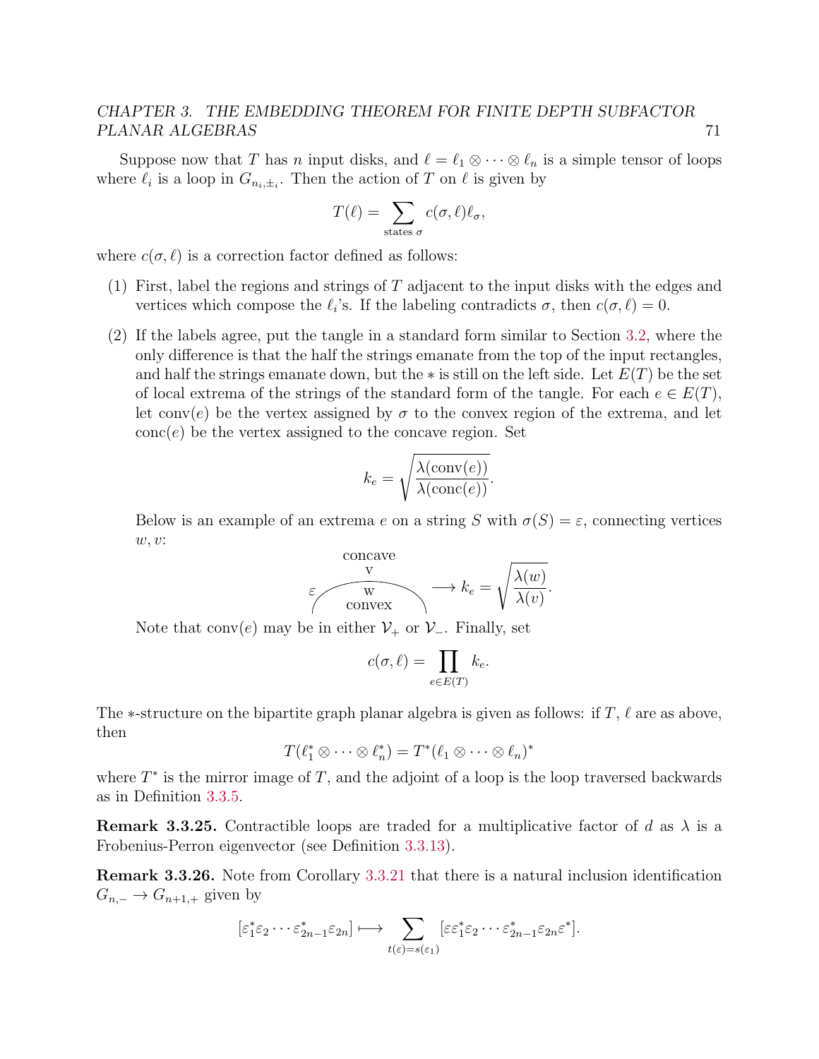Suppose now that $T$ has $n$ input disks, and $\ell = \ell_1 \otimes \cdots \otimes \ell_n$ is a simple tensor of loops where $\ell_i$ is a loop in $G_{n_i,\pm_i}$. Then the action of $T$ on $\ell$ is given by

$$T(\ell) = \sum_{\text{states } \sigma} c(\sigma, \ell)\ell_\sigma,$$

where $c(\sigma, \ell)$ is a correction factor defined as follows:

(1) First, label the regions and strings of $T$ adjacent to the input disks with the edges and vertices which compose the $\ell_i$'s. If the labeling contradicts $\sigma$, then $c(\sigma, \ell) = 0$.

(2) If the labels agree, put the tangle in a standard form similar to Section 3.2, where the only difference is that the half the strings emanate from the top of the input rectangles, and half the strings emanate down, but the $*$ is still on the left side. Let $E(T)$ be the set of local extrema of the strings of the standard form of the tangle. For each $e \in E(T)$, let $\operatorname{conv}(e)$ be the vertex assigned by $\sigma$ to the convex region of the extrema, and let $\operatorname{conc}(e)$ be the vertex assigned to the concave region. Set

$$k_e = \sqrt{\frac{\lambda(\operatorname{conv}(e))}{\lambda(\operatorname{conc}(e))}}.$$

Below is an example of an extrema $e$ on a string $S$ with $\sigma(S) = \varepsilon$, connecting vertices $w, v$:

concave v, $\varepsilon$, w convex $\longrightarrow k_e = \sqrt{\dfrac{\lambda(w)}{\lambda(v)}}.$

Note that $\operatorname{conv}(e)$ may be in either $\mathcal{V}_+$ or $\mathcal{V}_-$. Finally, set

$$c(\sigma, \ell) = \prod_{e \in E(T)} k_e.$$

The $*$-structure on the bipartite graph planar algebra is given as follows: if $T$, $\ell$ are as above, then

$$T(\ell_1^* \otimes \cdots \otimes \ell_n^*) = T^*(\ell_1 \otimes \cdots \otimes \ell_n)^*$$

where $T^*$ is the mirror image of $T$, and the adjoint of a loop is the loop traversed backwards as in Definition 3.3.5.

**Remark 3.3.25.** Contractible loops are traded for a multiplicative factor of $d$ as $\lambda$ is a Frobenius-Perron eigenvector (see Definition 3.3.13).

**Remark 3.3.26.** Note from Corollary 3.3.21 that there is a natural inclusion identification $G_{n,-} \to G_{n+1,+}$ given by

$$[\varepsilon_1^* \varepsilon_2 \cdots \varepsilon_{2n-1}^* \varepsilon_{2n}] \longmapsto \sum_{t(\varepsilon)=s(\varepsilon_1)} [\varepsilon \varepsilon_1^* \varepsilon_2 \cdots \varepsilon_{2n-1}^* \varepsilon_{2n} \varepsilon^*].$$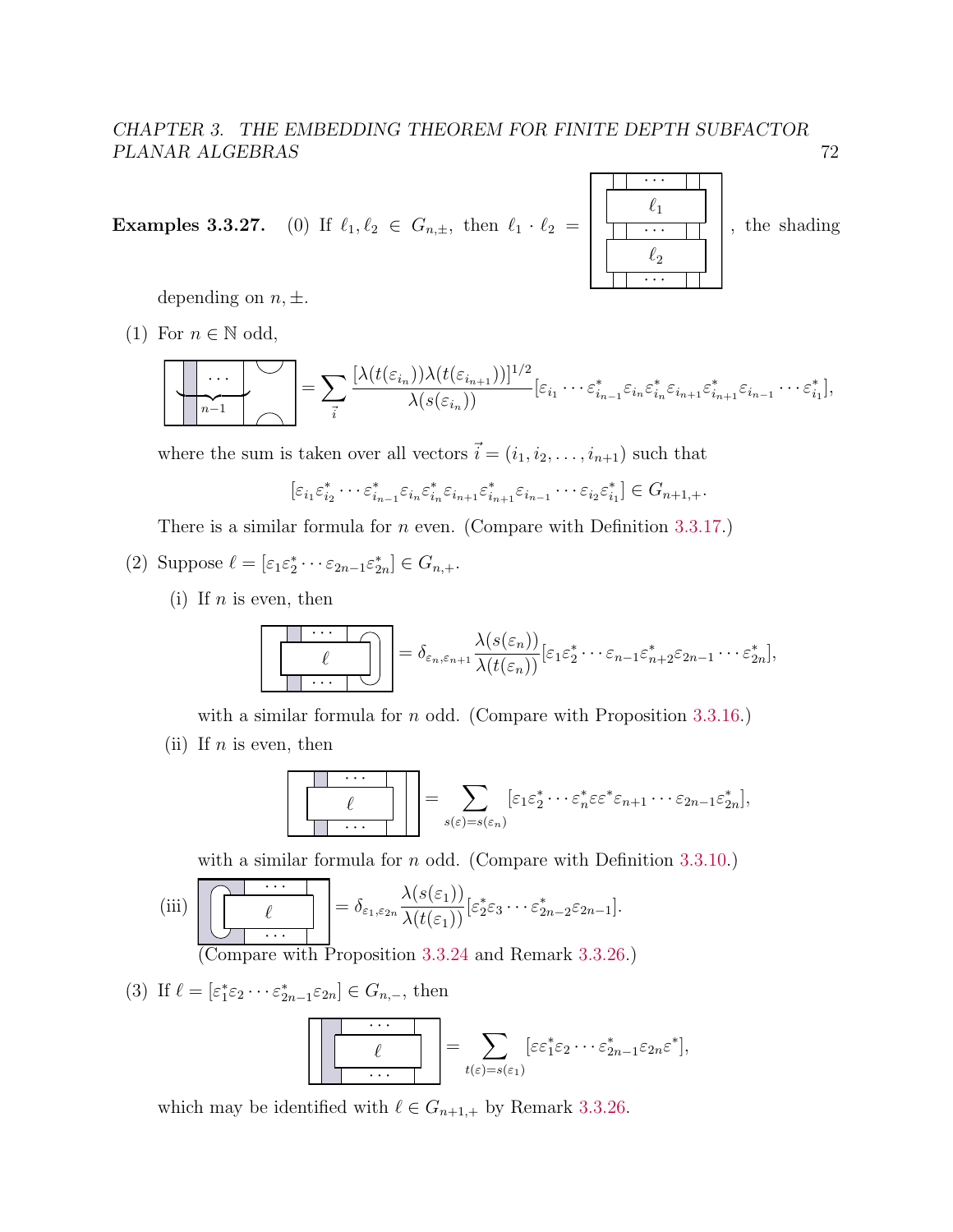**Examples 3.3.27.** (0) If $\ell_1, \ell_2 \in G_{n,\pm}$, then $\ell_1 \cdot \ell_2 =$ [diagram: $\ell_1$ stacked above $\ell_2$], the shading depending on $n, \pm$.

(1) For $n \in \mathbb{N}$ odd,

$$[\text{diagram}] = \sum_{\vec{i}} \frac{[\lambda(t(\varepsilon_{i_n}))\lambda(t(\varepsilon_{i_{n+1}}))]^{1/2}}{\lambda(s(\varepsilon_{i_n}))}[\varepsilon_{i_1} \cdots \varepsilon^*_{i_{n-1}}\varepsilon_{i_n}\varepsilon^*_{i_n}\varepsilon_{i_{n+1}}\varepsilon^*_{i_{n+1}}\varepsilon_{i_{n-1}} \cdots \varepsilon^*_{i_1}],$$

where the sum is taken over all vectors $\vec{i} = (i_1, i_2, \ldots, i_{n+1})$ such that

$$[\varepsilon_{i_1}\varepsilon^*_{i_2} \cdots \varepsilon^*_{i_{n-1}}\varepsilon_{i_n}\varepsilon^*_{i_n}\varepsilon_{i_{n+1}}\varepsilon^*_{i_{n+1}}\varepsilon_{i_{n-1}} \cdots \varepsilon_{i_2}\varepsilon^*_{i_1}] \in G_{n+1,+}.$$

There is a similar formula for $n$ even. (Compare with Definition 3.3.17.)

(2) Suppose $\ell = [\varepsilon_1\varepsilon^*_2 \cdots \varepsilon_{2n-1}\varepsilon^*_{2n}] \in G_{n,+}$.

(i) If $n$ is even, then

$$[\text{diagram}] = \delta_{\varepsilon_n, \varepsilon_{n+1}} \frac{\lambda(s(\varepsilon_n))}{\lambda(t(\varepsilon_n))}[\varepsilon_1\varepsilon^*_2 \cdots \varepsilon_{n-1}\varepsilon^*_{n+2}\varepsilon_{2n-1} \cdots \varepsilon^*_{2n}],$$

with a similar formula for $n$ odd. (Compare with Proposition 3.3.16.)

(ii) If $n$ is even, then

$$[\text{diagram}] = \sum_{s(\varepsilon)=s(\varepsilon_n)} [\varepsilon_1\varepsilon^*_2 \cdots \varepsilon^*_n\varepsilon\varepsilon^*\varepsilon_{n+1} \cdots \varepsilon_{2n-1}\varepsilon^*_{2n}],$$

with a similar formula for $n$ odd. (Compare with Definition 3.3.10.)

(iii) $$[\text{diagram}] = \delta_{\varepsilon_1, \varepsilon_{2n}} \frac{\lambda(s(\varepsilon_1))}{\lambda(t(\varepsilon_1))}[\varepsilon^*_2\varepsilon_3 \cdots \varepsilon^*_{2n-2}\varepsilon_{2n-1}].$$

(Compare with Proposition 3.3.24 and Remark 3.3.26.)

(3) If $\ell = [\varepsilon^*_1\varepsilon_2 \cdots \varepsilon^*_{2n-1}\varepsilon_{2n}] \in G_{n,-}$, then

$$[\text{diagram}] = \sum_{t(\varepsilon)=s(\varepsilon_1)} [\varepsilon\varepsilon^*_1\varepsilon_2 \cdots \varepsilon^*_{2n-1}\varepsilon_{2n}\varepsilon^*],$$

which may be identified with $\ell \in G_{n+1,+}$ by Remark 3.3.26.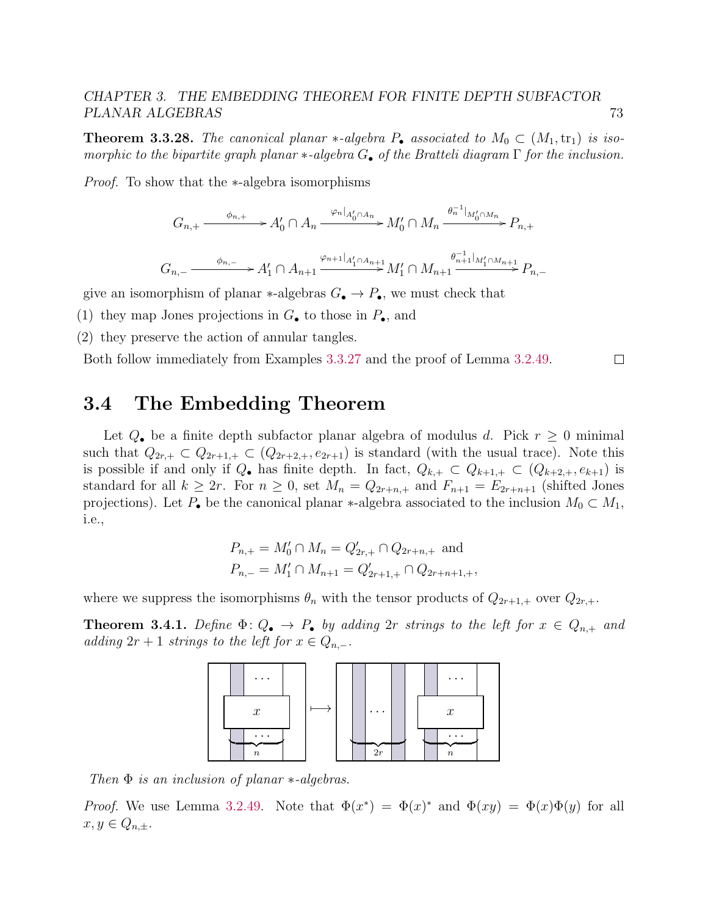**Theorem 3.3.28.** *The canonical planar $*$-algebra $P_\bullet$ associated to $M_0 \subset (M_1, \mathrm{tr}_1)$ is isomorphic to the bipartite graph planar $*$-algebra $G_\bullet$ of the Bratteli diagram $\Gamma$ for the inclusion.*

*Proof.* To show that the $*$-algebra isomorphisms

$$G_{n,+} \xrightarrow{\phi_{n,+}} A_0' \cap A_n \xrightarrow{\varphi_n|_{A_0'\cap A_n}} M_0' \cap M_n \xrightarrow{\theta_n^{-1}|_{M_0'\cap M_n}} P_{n,+}$$

$$G_{n,-} \xrightarrow{\phi_{n,-}} A_1' \cap A_{n+1} \xrightarrow{\varphi_{n+1}|_{A_1'\cap A_{n+1}}} M_1' \cap M_{n+1} \xrightarrow{\theta_{n+1}^{-1}|_{M_1'\cap M_{n+1}}} P_{n,-}$$

give an isomorphism of planar $*$-algebras $G_\bullet \to P_\bullet$, we must check that

(1) they map Jones projections in $G_\bullet$ to those in $P_\bullet$, and

(2) they preserve the action of annular tangles.

Both follow immediately from Examples 3.3.27 and the proof of Lemma 3.2.49. □

## 3.4 The Embedding Theorem

Let $Q_\bullet$ be a finite depth subfactor planar algebra of modulus $d$. Pick $r \geq 0$ minimal such that $Q_{2r,+} \subset Q_{2r+1,+} \subset (Q_{2r+2,+}, e_{2r+1})$ is standard (with the usual trace). Note this is possible if and only if $Q_\bullet$ has finite depth. In fact, $Q_{k,+} \subset Q_{k+1,+} \subset (Q_{k+2,+}, e_{k+1})$ is standard for all $k \geq 2r$. For $n \geq 0$, set $M_n = Q_{2r+n,+}$ and $F_{n+1} = E_{2r+n+1}$ (shifted Jones projections). Let $P_\bullet$ be the canonical planar $*$-algebra associated to the inclusion $M_0 \subset M_1$, i.e.,

$$P_{n,+} = M_0' \cap M_n = Q_{2r,+}' \cap Q_{2r+n,+} \text{ and}$$
$$P_{n,-} = M_1' \cap M_{n+1} = Q_{2r+1,+}' \cap Q_{2r+n+1,+},$$

where we suppress the isomorphisms $\theta_n$ with the tensor products of $Q_{2r+1,+}$ over $Q_{2r,+}$.

**Theorem 3.4.1.** *Define $\Phi\colon Q_\bullet \to P_\bullet$ by adding $2r$ strings to the left for $x \in Q_{n,+}$ and adding $2r+1$ strings to the left for $x \in Q_{n,-}$.*

*Then $\Phi$ is an inclusion of planar $*$-algebras.*

*Proof.* We use Lemma 3.2.49. Note that $\Phi(x^*) = \Phi(x)^*$ and $\Phi(xy) = \Phi(x)\Phi(y)$ for all $x, y \in Q_{n,\pm}$.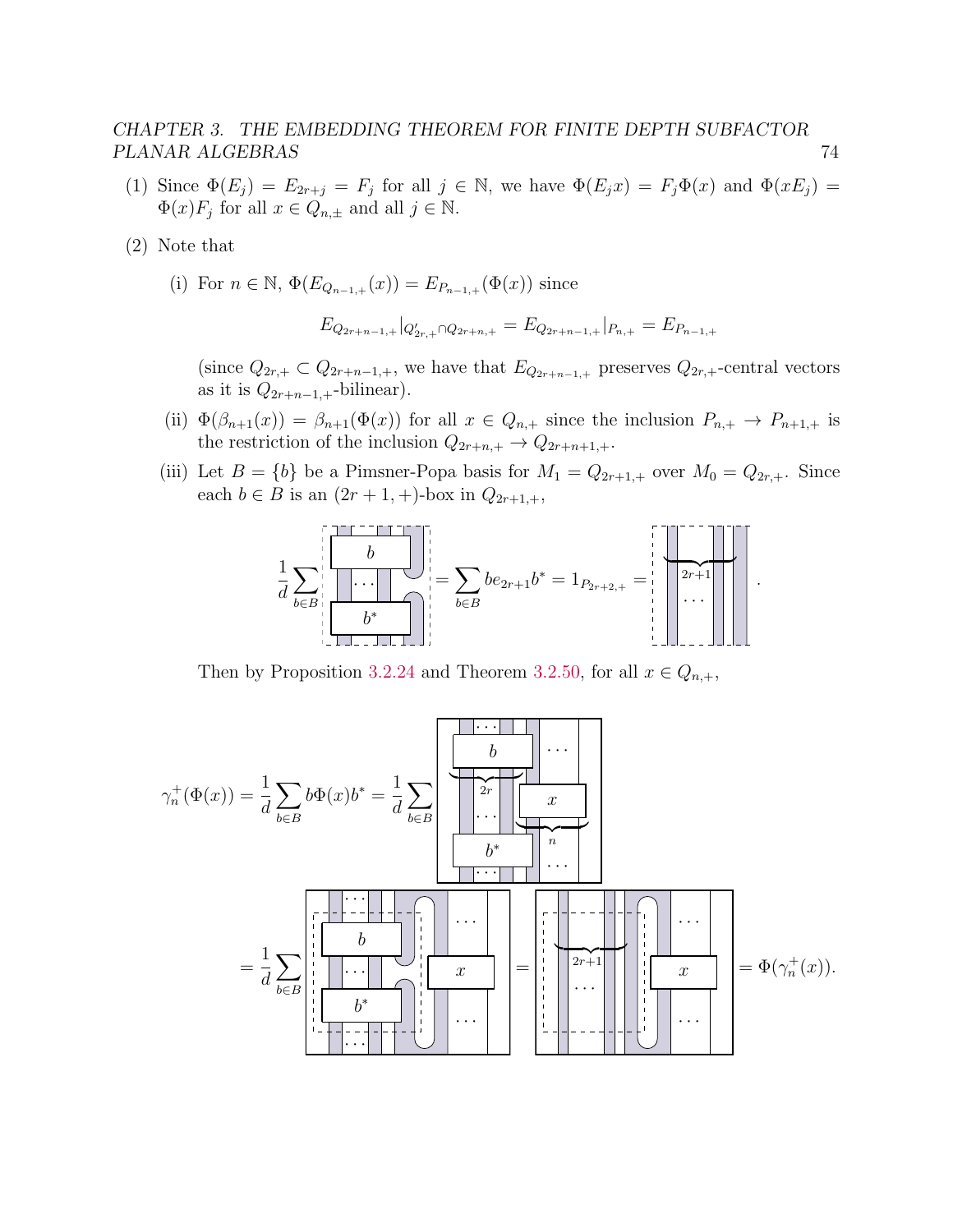(1) Since $\Phi(E_j) = E_{2r+j} = F_j$ for all $j \in \mathbb{N}$, we have $\Phi(E_j x) = F_j \Phi(x)$ and $\Phi(xE_j) = \Phi(x)F_j$ for all $x \in Q_{n,\pm}$ and all $j \in \mathbb{N}$.

(2) Note that

(i) For $n \in \mathbb{N}$, $\Phi(E_{Q_{n-1,+}}(x)) = E_{P_{n-1,+}}(\Phi(x))$ since

$$E_{Q_{2r+n-1,+}}|_{Q'_{2r,+} \cap Q_{2r+n,+}} = E_{Q_{2r+n-1,+}}|_{P_{n,+}} = E_{P_{n-1,+}}$$

(since $Q_{2r,+} \subset Q_{2r+n-1,+}$, we have that $E_{Q_{2r+n-1,+}}$ preserves $Q_{2r,+}$-central vectors as it is $Q_{2r+n-1,+}$-bilinear).

(ii) $\Phi(\beta_{n+1}(x)) = \beta_{n+1}(\Phi(x))$ for all $x \in Q_{n,+}$ since the inclusion $P_{n,+} \to P_{n+1,+}$ is the restriction of the inclusion $Q_{2r+n,+} \to Q_{2r+n+1,+}$.

(iii) Let $B = \{b\}$ be a Pimsner-Popa basis for $M_1 = Q_{2r+1,+}$ over $M_0 = Q_{2r,+}$. Since each $b \in B$ is an $(2r+1,+)$-box in $Q_{2r+1,+}$,

$$\frac{1}{d}\sum_{b\in B} \left[\text{diagram: } b \text{ over } b^* \text{ joined by cup/cap on right strand}\right] = \sum_{b \in B} b e_{2r+1} b^* = 1_{P_{2r+2,+}} = \left[\text{diagram: } 2r+1 \text{ strands plus one strand}\right].$$

Then by Proposition 3.2.24 and Theorem 3.2.50, for all $x \in Q_{n,+}$,

$$\gamma_n^+(\Phi(x)) = \frac{1}{d}\sum_{b\in B} b\Phi(x)b^* = \frac{1}{d}\sum_{b\in B} \left[\text{diagram: } b \text{ on } 2r \text{ strands}, x \text{ on } n \text{ strands}, b^*\right]$$

$$= \frac{1}{d}\sum_{b\in B} \left[\text{diagram: } b, b^* \text{ with cup/cap}, x\right] = \left[\text{diagram: } 2r+1 \text{ strands}, x\right] = \Phi(\gamma_n^+(x)).$$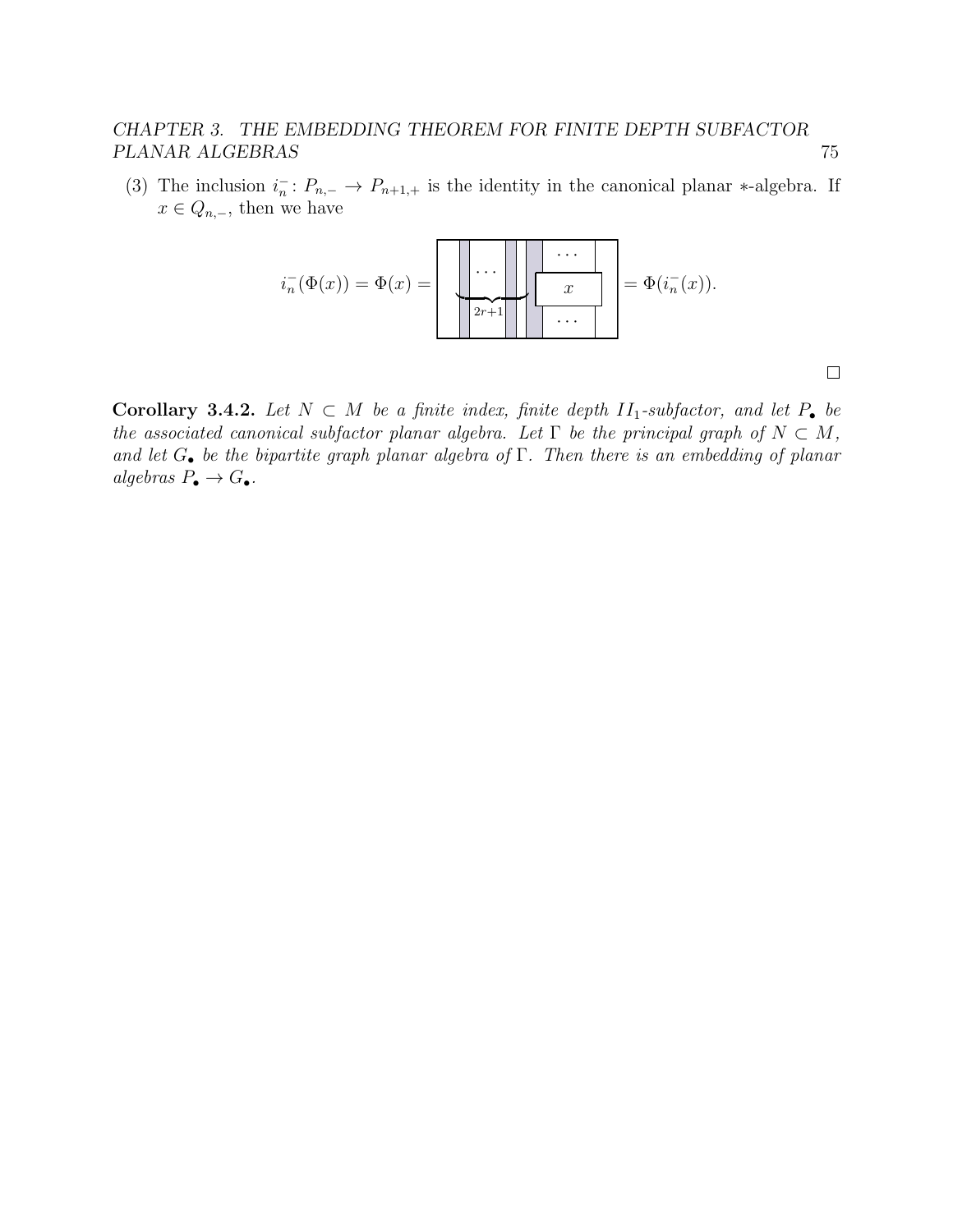(3) The inclusion $i_n^-\colon P_{n,-} \to P_{n+1,+}$ is the identity in the canonical planar $*$-algebra. If $x \in Q_{n,-}$, then we have

$$i_n^-(\Phi(x)) = \Phi(x) = \boxed{\underbrace{\cdots}_{2r+1} \; x} = \Phi(i_n^-(x)).$$

□

**Corollary 3.4.2.** *Let $N \subset M$ be a finite index, finite depth $II_1$-subfactor, and let $P_\bullet$ be the associated canonical subfactor planar algebra. Let $\Gamma$ be the principal graph of $N \subset M$, and let $G_\bullet$ be the bipartite graph planar algebra of $\Gamma$. Then there is an embedding of planar algebras $P_\bullet \to G_\bullet$.*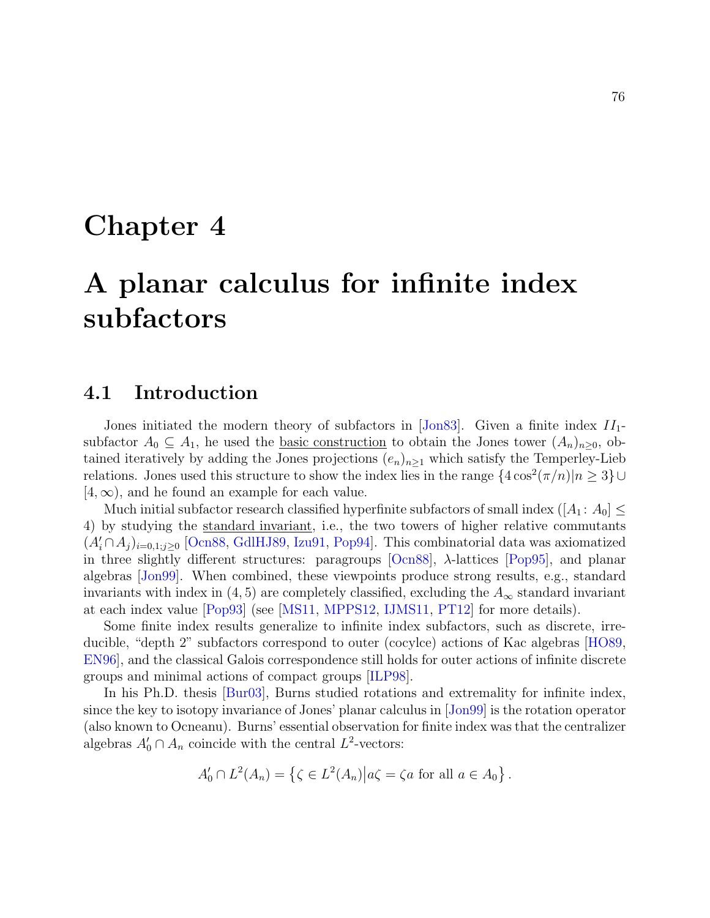# Chapter 4

# A planar calculus for infinite index subfactors

## 4.1 Introduction

Jones initiated the modern theory of subfactors in [Jon83]. Given a finite index $II_1$-subfactor $A_0 \subseteq A_1$, he used the basic construction to obtain the Jones tower $(A_n)_{n\geq 0}$, obtained iteratively by adding the Jones projections $(e_n)_{n\geq 1}$ which satisfy the Temperley-Lieb relations. Jones used this structure to show the index lies in the range $\{4\cos^2(\pi/n) | n \geq 3\} \cup [4, \infty)$, and he found an example for each value.

Much initial subfactor research classified hyperfinite subfactors of small index ($[A_1 \colon A_0] \leq 4$) by studying the standard invariant, i.e., the two towers of higher relative commutants $(A_i' \cap A_j)_{i=0,1;j\geq 0}$ [Ocn88, GdlHJ89, Izu91, Pop94]. This combinatorial data was axiomatized in three slightly different structures: paragroups [Ocn88], $\lambda$-lattices [Pop95], and planar algebras [Jon99]. When combined, these viewpoints produce strong results, e.g., standard invariants with index in $(4, 5)$ are completely classified, excluding the $A_\infty$ standard invariant at each index value [Pop93] (see [MS11, MPPS12, IJMS11, PT12] for more details).

Some finite index results generalize to infinite index subfactors, such as discrete, irreducible, "depth 2" subfactors correspond to outer (cocylce) actions of Kac algebras [HO89, EN96], and the classical Galois correspondence still holds for outer actions of infinite discrete groups and minimal actions of compact groups [ILP98].

In his Ph.D. thesis [Bur03], Burns studied rotations and extremality for infinite index, since the key to isotopy invariance of Jones' planar calculus in [Jon99] is the rotation operator (also known to Ocneanu). Burns' essential observation for finite index was that the centralizer algebras $A_0' \cap A_n$ coincide with the central $L^2$-vectors:

$$A_0' \cap L^2(A_n) = \left\{ \zeta \in L^2(A_n) \middle| a\zeta = \zeta a \text{ for all } a \in A_0 \right\}.$$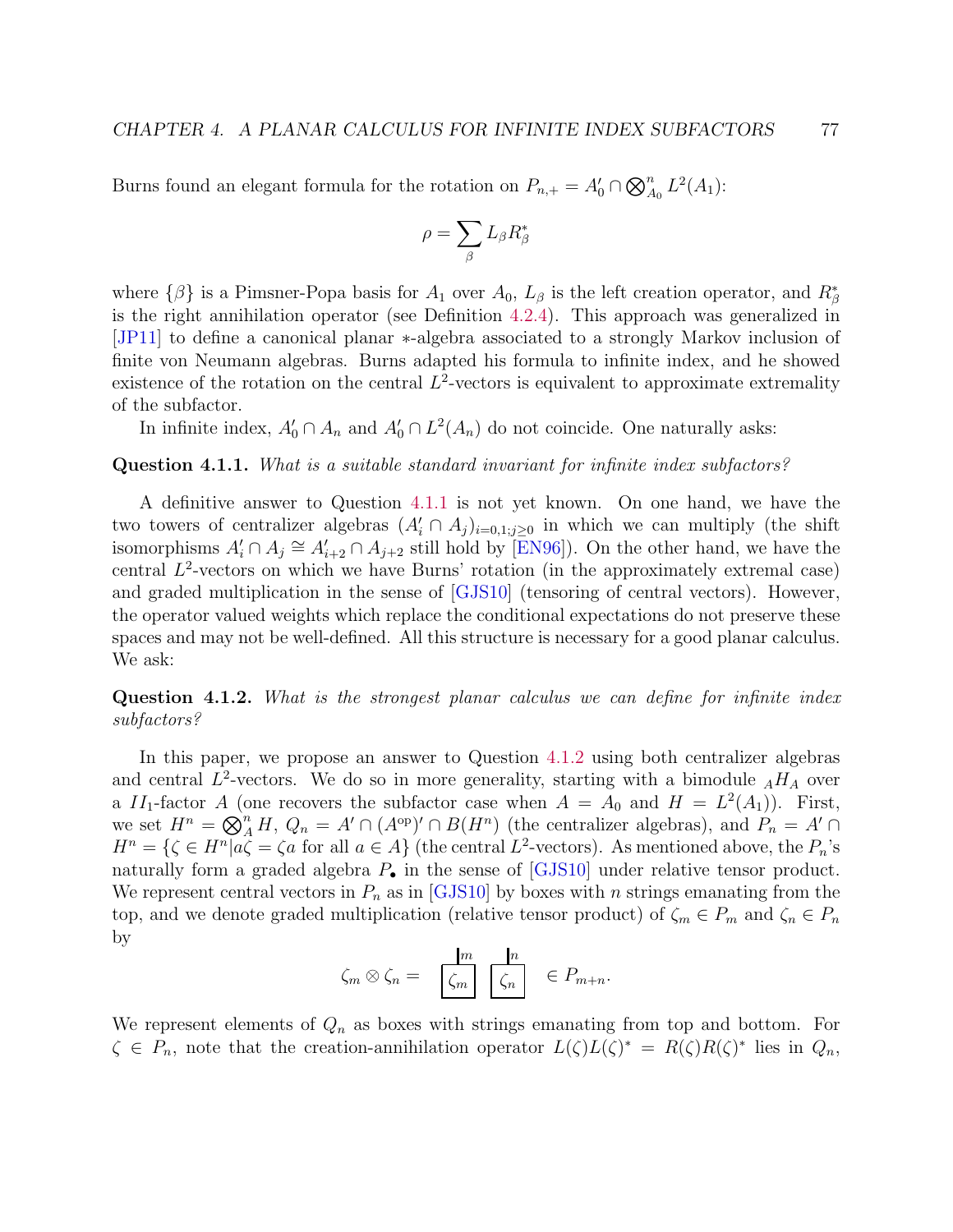Burns found an elegant formula for the rotation on $P_{n,+} = A_0' \cap \bigotimes_{A_0}^n L^2(A_1)$:

$$\rho = \sum_\beta L_\beta R_\beta^*$$

where $\{\beta\}$ is a Pimsner-Popa basis for $A_1$ over $A_0$, $L_\beta$ is the left creation operator, and $R_\beta^*$ is the right annihilation operator (see Definition 4.2.4). This approach was generalized in [JP11] to define a canonical planar $*$-algebra associated to a strongly Markov inclusion of finite von Neumann algebras. Burns adapted his formula to infinite index, and he showed existence of the rotation on the central $L^2$-vectors is equivalent to approximate extremality of the subfactor.

In infinite index, $A_0' \cap A_n$ and $A_0' \cap L^2(A_n)$ do not coincide. One naturally asks:

**Question 4.1.1.** *What is a suitable standard invariant for infinite index subfactors?*

A definitive answer to Question 4.1.1 is not yet known. On one hand, we have the two towers of centralizer algebras $(A_i' \cap A_j)_{i=0,1;j\geq 0}$ in which we can multiply (the shift isomorphisms $A_i' \cap A_j \cong A_{i+2}' \cap A_{j+2}$ still hold by [EN96]). On the other hand, we have the central $L^2$-vectors on which we have Burns' rotation (in the approximately extremal case) and graded multiplication in the sense of [GJS10] (tensoring of central vectors). However, the operator valued weights which replace the conditional expectations do not preserve these spaces and may not be well-defined. All this structure is necessary for a good planar calculus. We ask:

**Question 4.1.2.** *What is the strongest planar calculus we can define for infinite index subfactors?*

In this paper, we propose an answer to Question 4.1.2 using both centralizer algebras and central $L^2$-vectors. We do so in more generality, starting with a bimodule ${}_AH_A$ over a $II_1$-factor $A$ (one recovers the subfactor case when $A = A_0$ and $H = L^2(A_1)$). First, we set $H^n = \bigotimes_A^n H$, $Q_n = A' \cap (A^{\mathrm{op}})' \cap B(H^n)$ (the centralizer algebras), and $P_n = A' \cap H^n = \{\zeta \in H^n | a\zeta = \zeta a \text{ for all } a \in A\}$ (the central $L^2$-vectors). As mentioned above, the $P_n$'s naturally form a graded algebra $P_\bullet$ in the sense of [GJS10] under relative tensor product. We represent central vectors in $P_n$ as in [GJS10] by boxes with $n$ strings emanating from the top, and we denote graded multiplication (relative tensor product) of $\zeta_m \in P_m$ and $\zeta_n \in P_n$ by

$$\zeta_m \otimes \zeta_n = \boxed{\zeta_m}^{\,m} \ \boxed{\zeta_n}^{\,n} \ \in P_{m+n}.$$

We represent elements of $Q_n$ as boxes with strings emanating from top and bottom. For $\zeta \in P_n$, note that the creation-annihilation operator $L(\zeta)L(\zeta)^* = R(\zeta)R(\zeta)^*$ lies in $Q_n$,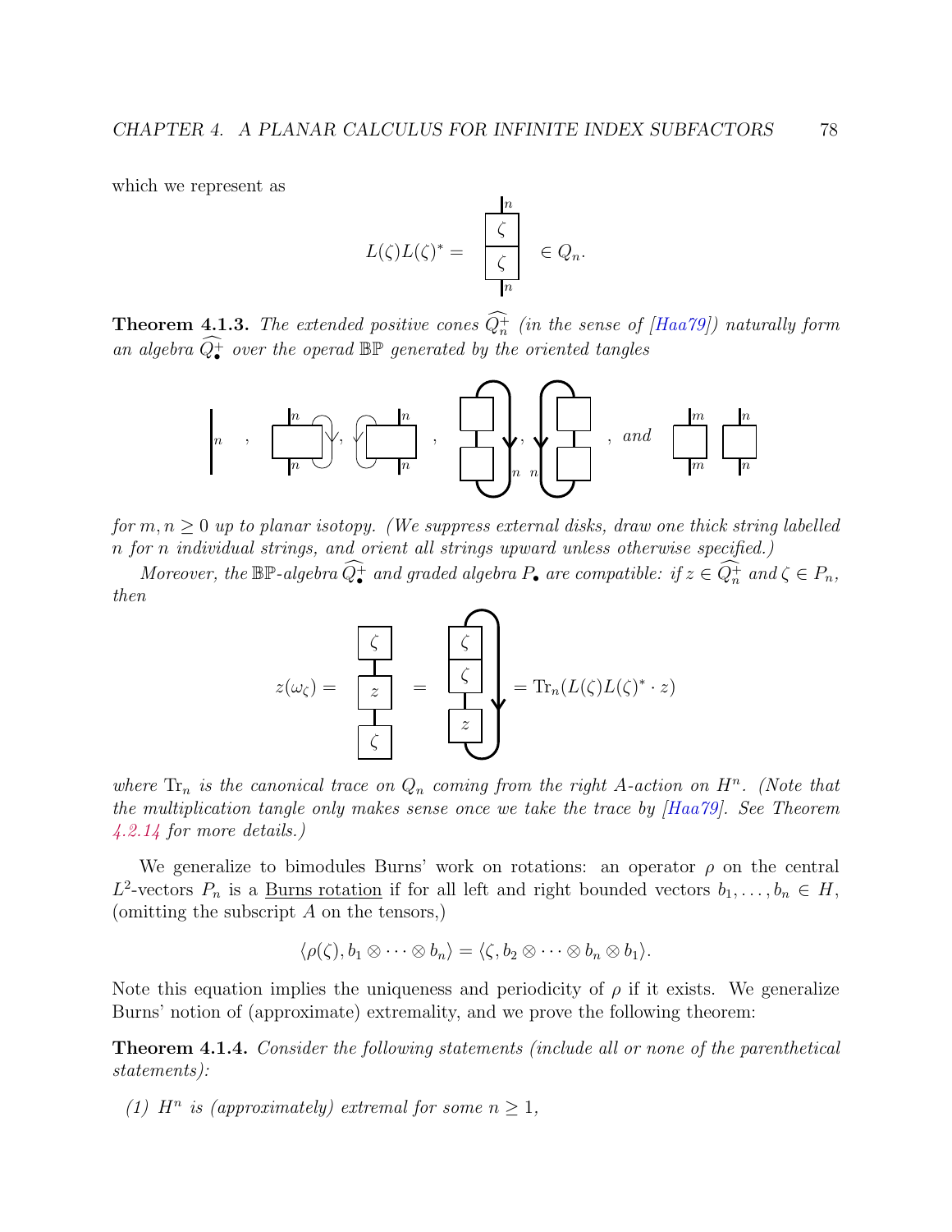which we represent as

$$L(\zeta)L(\zeta)^* = \quad \in Q_n.$$

**Theorem 4.1.3.** *The extended positive cones $\widehat{Q_n^+}$ (in the sense of [Haa79]) naturally form an algebra $\widehat{Q_\bullet^+}$ over the operad $\mathbb{BP}$ generated by the oriented tangles*

*, , , , , , and*

*for $m, n \geq 0$ up to planar isotopy. (We suppress external disks, draw one thick string labelled $n$ for $n$ individual strings, and orient all strings upward unless otherwise specified.)*

*Moreover, the $\mathbb{BP}$-algebra $\widehat{Q_\bullet^+}$ and graded algebra $P_\bullet$ are compatible: if $z \in \widehat{Q_n^+}$ and $\zeta \in P_n$, then*

$$z(\omega_\zeta) = \quad = \quad = \operatorname{Tr}_n(L(\zeta)L(\zeta)^* \cdot z)$$

*where $\operatorname{Tr}_n$ is the canonical trace on $Q_n$ coming from the right $A$-action on $H^n$. (Note that the multiplication tangle only makes sense once we take the trace by [Haa79]. See Theorem 4.2.14 for more details.)*

We generalize to bimodules Burns' work on rotations: an operator $\rho$ on the central $L^2$-vectors $P_n$ is a Burns rotation if for all left and right bounded vectors $b_1, \ldots, b_n \in H$, (omitting the subscript $A$ on the tensors,)

$$\langle \rho(\zeta), b_1 \otimes \cdots \otimes b_n \rangle = \langle \zeta, b_2 \otimes \cdots \otimes b_n \otimes b_1 \rangle.$$

Note this equation implies the uniqueness and periodicity of $\rho$ if it exists. We generalize Burns' notion of (approximate) extremality, and we prove the following theorem:

**Theorem 4.1.4.** *Consider the following statements (include all or none of the parenthetical statements):*

*(1) $H^n$ is (approximately) extremal for some $n \geq 1$,*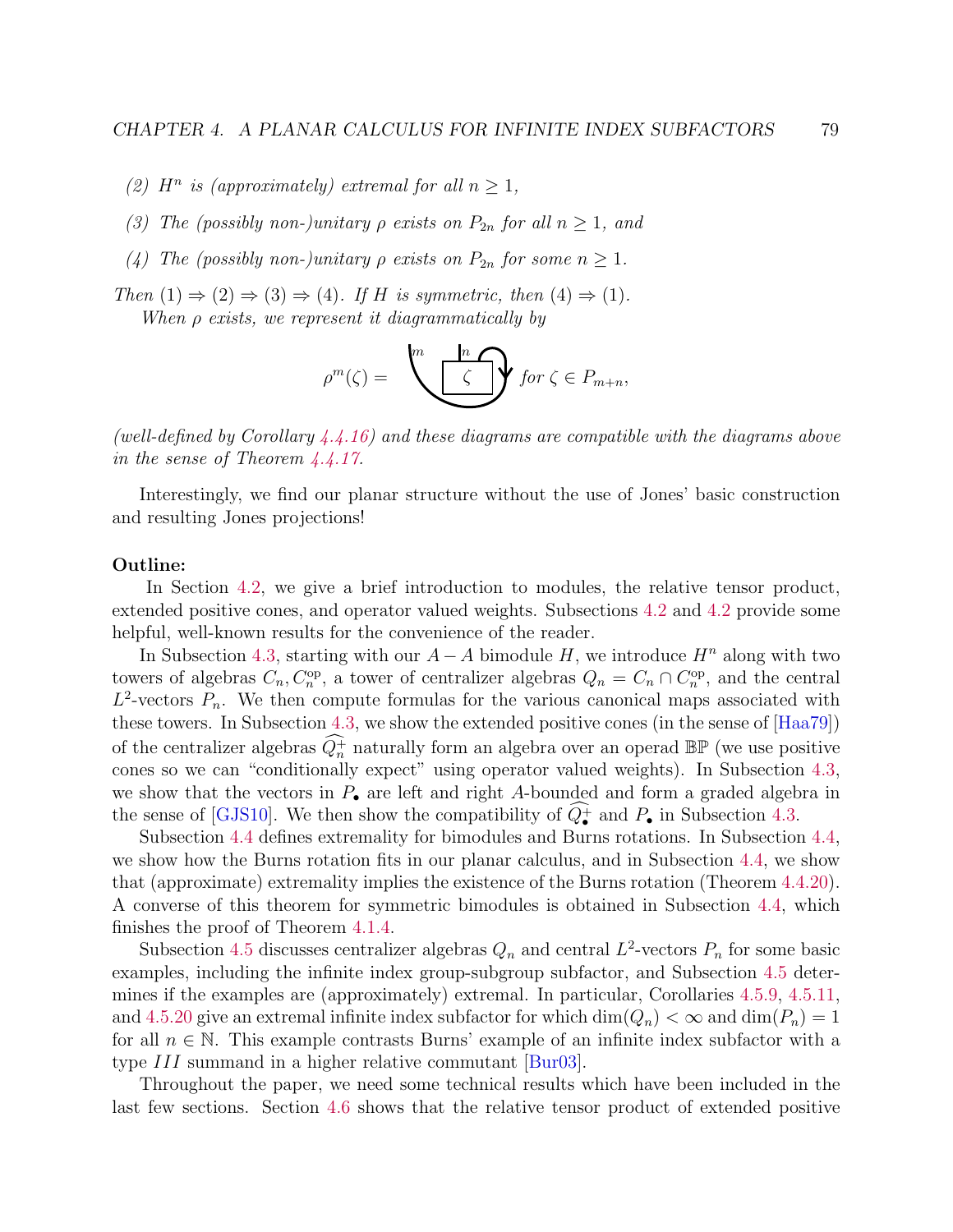*(2) $H^n$ is (approximately) extremal for all $n \geq 1$,*

*(3) The (possibly non-)unitary $\rho$ exists on $P_{2n}$ for all $n \geq 1$, and*

*(4) The (possibly non-)unitary $\rho$ exists on $P_{2n}$ for some $n \geq 1$.*

*Then (1) $\Rightarrow$ (2) $\Rightarrow$ (3) $\Rightarrow$ (4). If $H$ is symmetric, then (4) $\Rightarrow$ (1).*

*When $\rho$ exists, we represent it diagrammatically by*

$$\rho^m(\zeta) = \quad [\text{diagram}] \quad \text{for } \zeta \in P_{m+n},$$

*(well-defined by Corollary 4.4.16) and these diagrams are compatible with the diagrams above in the sense of Theorem 4.4.17.*

Interestingly, we find our planar structure without the use of Jones' basic construction and resulting Jones projections!

**Outline:**

In Section 4.2, we give a brief introduction to modules, the relative tensor product, extended positive cones, and operator valued weights. Subsections 4.2 and 4.2 provide some helpful, well-known results for the convenience of the reader.

In Subsection 4.3, starting with our $A-A$ bimodule $H$, we introduce $H^n$ along with two towers of algebras $C_n, C_n^{\text{op}}$, a tower of centralizer algebras $Q_n = C_n \cap C_n^{\text{op}}$, and the central $L^2$-vectors $P_n$. We then compute formulas for the various canonical maps associated with these towers. In Subsection 4.3, we show the extended positive cones (in the sense of [Haa79]) of the centralizer algebras $\widehat{Q_n^+}$ naturally form an algebra over an operad $\mathbb{BP}$ (we use positive cones so we can "conditionally expect" using operator valued weights). In Subsection 4.3, we show that the vectors in $P_\bullet$ are left and right $A$-bounded and form a graded algebra in the sense of [GJS10]. We then show the compatibility of $\widehat{Q_\bullet^+}$ and $P_\bullet$ in Subsection 4.3.

Subsection 4.4 defines extremality for bimodules and Burns rotations. In Subsection 4.4, we show how the Burns rotation fits in our planar calculus, and in Subsection 4.4, we show that (approximate) extremality implies the existence of the Burns rotation (Theorem 4.4.20). A converse of this theorem for symmetric bimodules is obtained in Subsection 4.4, which finishes the proof of Theorem 4.1.4.

Subsection 4.5 discusses centralizer algebras $Q_n$ and central $L^2$-vectors $P_n$ for some basic examples, including the infinite index group-subgroup subfactor, and Subsection 4.5 determines if the examples are (approximately) extremal. In particular, Corollaries 4.5.9, 4.5.11, and 4.5.20 give an extremal infinite index subfactor for which $\dim(Q_n) < \infty$ and $\dim(P_n) = 1$ for all $n \in \mathbb{N}$. This example contrasts Burns' example of an infinite index subfactor with a type $III$ summand in a higher relative commutant [Bur03].

Throughout the paper, we need some technical results which have been included in the last few sections. Section 4.6 shows that the relative tensor product of extended positive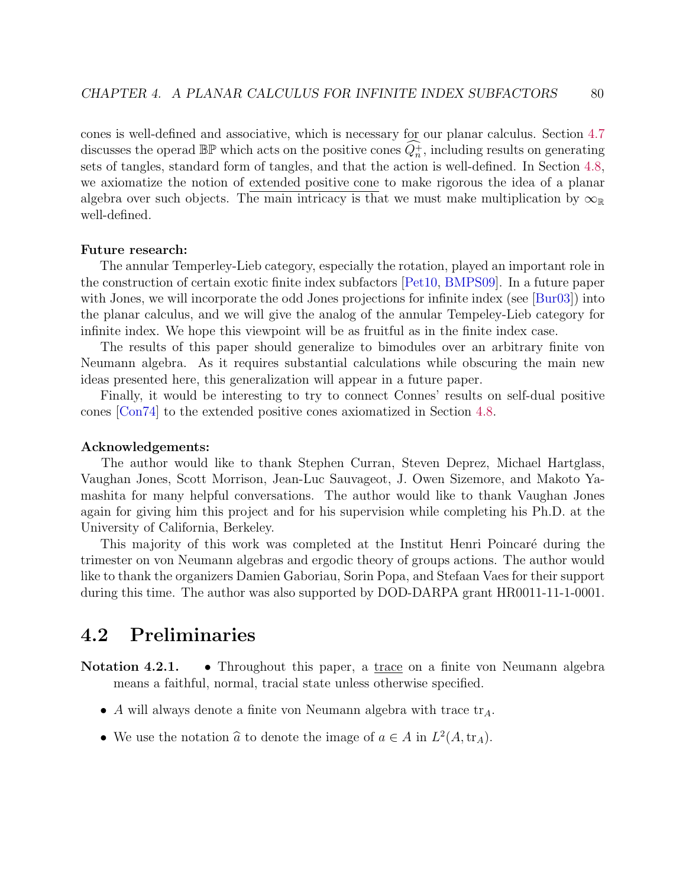cones is well-defined and associative, which is necessary for our planar calculus. Section 4.7 discusses the operad $\mathbb{BP}$ which acts on the positive cones $\widehat{Q_n^+}$, including results on generating sets of tangles, standard form of tangles, and that the action is well-defined. In Section 4.8, we axiomatize the notion of extended positive cone to make rigorous the idea of a planar algebra over such objects. The main intricacy is that we must make multiplication by $\infty_{\mathbb{R}}$ well-defined.

**Future research:**

The annular Temperley-Lieb category, especially the rotation, played an important role in the construction of certain exotic finite index subfactors [Pet10, BMPS09]. In a future paper with Jones, we will incorporate the odd Jones projections for infinite index (see [Bur03]) into the planar calculus, and we will give the analog of the annular Tempeley-Lieb category for infinite index. We hope this viewpoint will be as fruitful as in the finite index case.

The results of this paper should generalize to bimodules over an arbitrary finite von Neumann algebra. As it requires substantial calculations while obscuring the main new ideas presented here, this generalization will appear in a future paper.

Finally, it would be interesting to try to connect Connes' results on self-dual positive cones [Con74] to the extended positive cones axiomatized in Section 4.8.

**Acknowledgements:**

The author would like to thank Stephen Curran, Steven Deprez, Michael Hartglass, Vaughan Jones, Scott Morrison, Jean-Luc Sauvageot, J. Owen Sizemore, and Makoto Yamashita for many helpful conversations. The author would like to thank Vaughan Jones again for giving him this project and for his supervision while completing his Ph.D. at the University of California, Berkeley.

This majority of this work was completed at the Institut Henri Poincaré during the trimester on von Neumann algebras and ergodic theory of groups actions. The author would like to thank the organizers Damien Gaboriau, Sorin Popa, and Stefaan Vaes for their support during this time. The author was also supported by DOD-DARPA grant HR0011-11-1-0001.

## 4.2 Preliminaries

**Notation 4.2.1.**

- Throughout this paper, a trace on a finite von Neumann algebra means a faithful, normal, tracial state unless otherwise specified.
- $A$ will always denote a finite von Neumann algebra with trace $\operatorname{tr}_A$.
- We use the notation $\widehat{a}$ to denote the image of $a \in A$ in $L^2(A, \operatorname{tr}_A)$.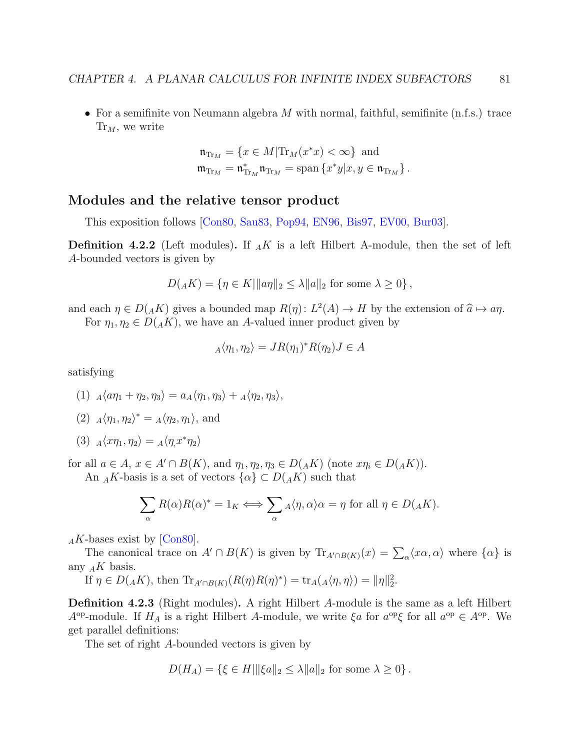- For a semifinite von Neumann algebra $M$ with normal, faithful, semifinite (n.f.s.) trace $\mathrm{Tr}_M$, we write

$$\mathfrak{n}_{\mathrm{Tr}_M} = \{x \in M | \mathrm{Tr}_M(x^*x) < \infty\} \text{ and}$$
$$\mathfrak{m}_{\mathrm{Tr}_M} = \mathfrak{n}_{\mathrm{Tr}_M}^* \mathfrak{n}_{\mathrm{Tr}_M} = \mathrm{span}\{x^*y | x, y \in \mathfrak{n}_{\mathrm{Tr}_M}\}.$$

## Modules and the relative tensor product

This exposition follows [Con80, Sau83, Pop94, EN96, Bis97, EV00, Bur03].

**Definition 4.2.2** (Left modules)**.** If ${}_AK$ is a left Hilbert A-module, then the set of left $A$-bounded vectors is given by

$$D({}_AK) = \{\eta \in K | \|a\eta\|_2 \leq \lambda \|a\|_2 \text{ for some } \lambda \geq 0\},$$

and each $\eta \in D({}_AK)$ gives a bounded map $R(\eta)\colon L^2(A) \to H$ by the extension of $\widehat{a} \mapsto a\eta$.

For $\eta_1, \eta_2 \in D({}_AK)$, we have an $A$-valued inner product given by

$${}_A\langle \eta_1, \eta_2 \rangle = JR(\eta_1)^* R(\eta_2) J \in A$$

satisfying

(1) ${}_A\langle a\eta_1 + \eta_2, \eta_3\rangle = a {}_A\langle \eta_1, \eta_3\rangle + {}_A\langle \eta_2, \eta_3\rangle$,

(2) ${}_A\langle \eta_1, \eta_2\rangle^* = {}_A\langle \eta_2, \eta_1\rangle$, and

(3) ${}_A\langle x\eta_1, \eta_2\rangle = {}_A\langle \eta, x^*\eta_2\rangle$

for all $a \in A$, $x \in A' \cap B(K)$, and $\eta_1, \eta_2, \eta_3 \in D({}_AK)$ (note $x\eta_i \in D({}_AK)$).

An ${}_AK$-basis is a set of vectors $\{\alpha\} \subset D({}_AK)$ such that

$$\sum_\alpha R(\alpha)R(\alpha)^* = 1_K \iff \sum_\alpha {}_A\langle \eta, \alpha\rangle \alpha = \eta \text{ for all } \eta \in D({}_AK).$$

${}_AK$-bases exist by [Con80].

The canonical trace on $A' \cap B(K)$ is given by $\mathrm{Tr}_{A' \cap B(K)}(x) = \sum_\alpha \langle x\alpha, \alpha\rangle$ where $\{\alpha\}$ is any ${}_AK$ basis.

If $\eta \in D({}_AK)$, then $\mathrm{Tr}_{A' \cap B(K)}(R(\eta)R(\eta)^*) = \mathrm{tr}_A({}_A\langle \eta, \eta\rangle) = \|\eta\|_2^2$.

**Definition 4.2.3** (Right modules)**.** A right Hilbert $A$-module is the same as a left Hilbert $A^{\mathrm{op}}$-module. If $H_A$ is a right Hilbert $A$-module, we write $\xi a$ for $a^{\mathrm{op}}\xi$ for all $a^{\mathrm{op}} \in A^{\mathrm{op}}$. We get parallel definitions:

The set of right $A$-bounded vectors is given by

$$D(H_A) = \{\xi \in H | \|\xi a\|_2 \leq \lambda \|a\|_2 \text{ for some } \lambda \geq 0\}.$$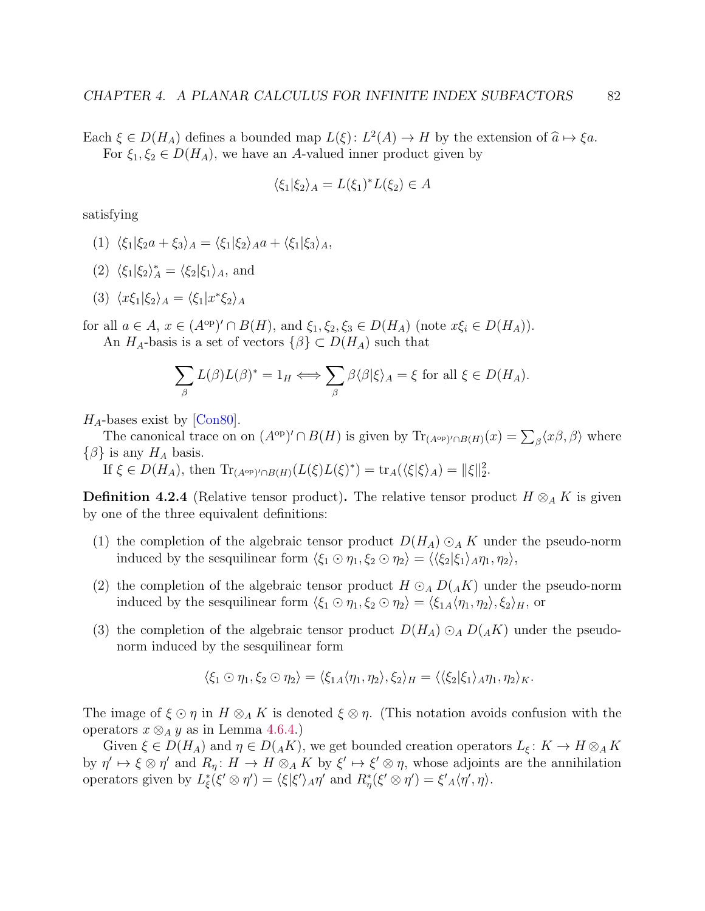Each $\xi \in D(H_A)$ defines a bounded map $L(\xi): L^2(A) \to H$ by the extension of $\widehat{a} \mapsto \xi a$.

For $\xi_1, \xi_2 \in D(H_A)$, we have an $A$-valued inner product given by

$$\langle \xi_1 | \xi_2 \rangle_A = L(\xi_1)^* L(\xi_2) \in A$$

satisfying

(1) $\langle \xi_1 | \xi_2 a + \xi_3 \rangle_A = \langle \xi_1 | \xi_2 \rangle_A a + \langle \xi_1 | \xi_3 \rangle_A$,

(2) $\langle \xi_1 | \xi_2 \rangle_A^* = \langle \xi_2 | \xi_1 \rangle_A$, and

(3) $\langle x\xi_1 | \xi_2 \rangle_A = \langle \xi_1 | x^* \xi_2 \rangle_A$

for all $a \in A$, $x \in (A^{\text{op}})' \cap B(H)$, and $\xi_1, \xi_2, \xi_3 \in D(H_A)$ (note $x\xi_i \in D(H_A)$).

An $H_A$-basis is a set of vectors $\{\beta\} \subset D(H_A)$ such that

$$\sum_\beta L(\beta)L(\beta)^* = 1_H \iff \sum_\beta \beta \langle \beta | \xi \rangle_A = \xi \text{ for all } \xi \in D(H_A).$$

$H_A$-bases exist by [Con80].

The canonical trace on on $(A^{\text{op}})' \cap B(H)$ is given by $\operatorname{Tr}_{(A^{\text{op}})' \cap B(H)}(x) = \sum_\beta \langle x\beta, \beta \rangle$ where $\{\beta\}$ is any $H_A$ basis.

If $\xi \in D(H_A)$, then $\operatorname{Tr}_{(A^{\text{op}})' \cap B(H)}(L(\xi)L(\xi)^*) = \operatorname{tr}_A(\langle \xi | \xi \rangle_A) = \|\xi\|_2^2$.

**Definition 4.2.4** (Relative tensor product)**.** The relative tensor product $H \otimes_A K$ is given by one of the three equivalent definitions:

(1) the completion of the algebraic tensor product $D(H_A) \odot_A K$ under the pseudo-norm induced by the sesquilinear form $\langle \xi_1 \odot \eta_1, \xi_2 \odot \eta_2 \rangle = \langle \langle \xi_2 | \xi_1 \rangle_A \eta_1, \eta_2 \rangle$,

(2) the completion of the algebraic tensor product $H \odot_A D({}_A K)$ under the pseudo-norm induced by the sesquilinear form $\langle \xi_1 \odot \eta_1, \xi_2 \odot \eta_2 \rangle = \langle \xi_1 {}_A\langle \eta_1, \eta_2 \rangle, \xi_2 \rangle_H$, or

(3) the completion of the algebraic tensor product $D(H_A) \odot_A D({}_A K)$ under the pseudo-norm induced by the sesquilinear form

$$\langle \xi_1 \odot \eta_1, \xi_2 \odot \eta_2 \rangle = \langle \xi_1 {}_A\langle \eta_1, \eta_2 \rangle, \xi_2 \rangle_H = \langle \langle \xi_2 | \xi_1 \rangle_A \eta_1, \eta_2 \rangle_K.$$

The image of $\xi \odot \eta$ in $H \otimes_A K$ is denoted $\xi \otimes \eta$. (This notation avoids confusion with the operators $x \otimes_A y$ as in Lemma 4.6.4.)

Given $\xi \in D(H_A)$ and $\eta \in D({}_A K)$, we get bounded creation operators $L_\xi: K \to H \otimes_A K$ by $\eta' \mapsto \xi \otimes \eta'$ and $R_\eta: H \to H \otimes_A K$ by $\xi' \mapsto \xi' \otimes \eta$, whose adjoints are the annihilation operators given by $L_\xi^*(\xi' \otimes \eta') = \langle \xi | \xi' \rangle_A \eta'$ and $R_\eta^*(\xi' \otimes \eta') = \xi' {}_A\langle \eta', \eta \rangle$.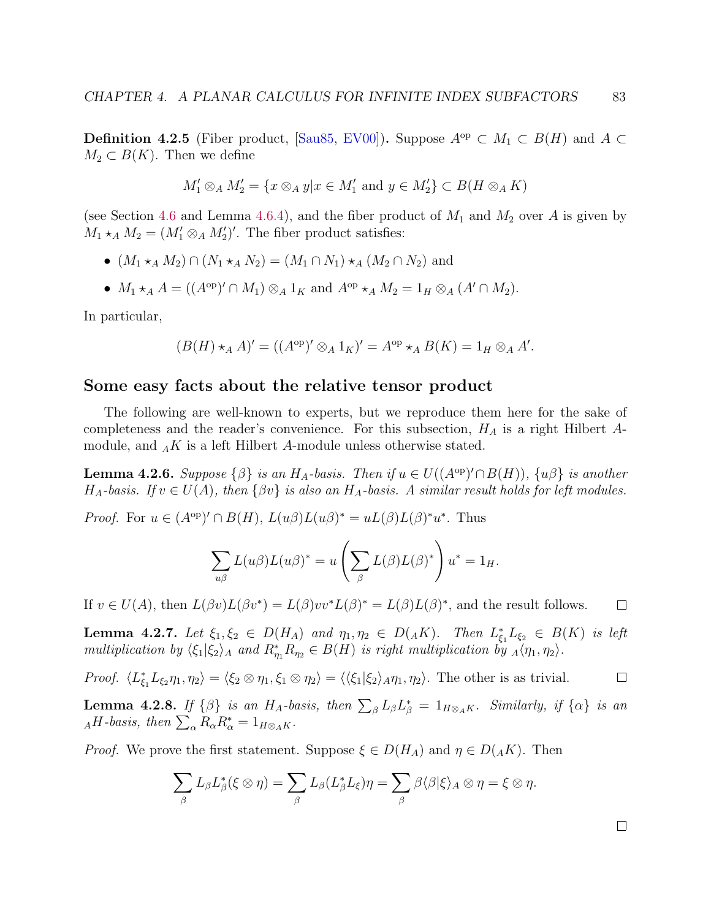**Definition 4.2.5** (Fiber product, [Sau85, EV00]). Suppose $A^{\text{op}} \subset M_1 \subset B(H)$ and $A \subset M_2 \subset B(K)$. Then we define

$$M_1' \otimes_A M_2' = \{x \otimes_A y | x \in M_1' \text{ and } y \in M_2'\} \subset B(H \otimes_A K)$$

(see Section 4.6 and Lemma 4.6.4), and the fiber product of $M_1$ and $M_2$ over $A$ is given by $M_1 \star_A M_2 = (M_1' \otimes_A M_2')'$. The fiber product satisfies:

- $(M_1 \star_A M_2) \cap (N_1 \star_A N_2) = (M_1 \cap N_1) \star_A (M_2 \cap N_2)$ and
- $M_1 \star_A A = ((A^{\text{op}})' \cap M_1) \otimes_A 1_K$ and $A^{\text{op}} \star_A M_2 = 1_H \otimes_A (A' \cap M_2)$.

In particular,

$$(B(H) \star_A A)' = ((A^{\text{op}})' \otimes_A 1_K)' = A^{\text{op}} \star_A B(K) = 1_H \otimes_A A'.$$

## Some easy facts about the relative tensor product

The following are well-known to experts, but we reproduce them here for the sake of completeness and the reader's convenience. For this subsection, $H_A$ is a right Hilbert $A$-module, and ${}_AK$ is a left Hilbert $A$-module unless otherwise stated.

**Lemma 4.2.6.** *Suppose $\{\beta\}$ is an $H_A$-basis. Then if $u \in U((A^{\text{op}})' \cap B(H))$, $\{u\beta\}$ is another $H_A$-basis. If $v \in U(A)$, then $\{\beta v\}$ is also an $H_A$-basis. A similar result holds for left modules.*

*Proof.* For $u \in (A^{\text{op}})' \cap B(H)$, $L(u\beta)L(u\beta)^* = uL(\beta)L(\beta)^* u^*$. Thus

$$\sum_{u\beta} L(u\beta)L(u\beta)^* = u\left(\sum_{\beta} L(\beta)L(\beta)^*\right)u^* = 1_H.$$

If $v \in U(A)$, then $L(\beta v)L(\beta v^*) = L(\beta)vv^*L(\beta)^* = L(\beta)L(\beta)^*$, and the result follows. □

**Lemma 4.2.7.** *Let $\xi_1, \xi_2 \in D(H_A)$ and $\eta_1, \eta_2 \in D({}_AK)$. Then $L_{\xi_1}^* L_{\xi_2} \in B(K)$ is left multiplication by $\langle \xi_1 | \xi_2 \rangle_A$ and $R_{\eta_1}^* R_{\eta_2} \in B(H)$ is right multiplication by ${}_A\langle \eta_1, \eta_2 \rangle$.*

*Proof.* $\langle L_{\xi_1}^* L_{\xi_2} \eta_1, \eta_2 \rangle = \langle \xi_2 \otimes \eta_1, \xi_1 \otimes \eta_2 \rangle = \langle \langle \xi_1 | \xi_2 \rangle_A \eta_1, \eta_2 \rangle$. The other is as trivial. □

**Lemma 4.2.8.** *If $\{\beta\}$ is an $H_A$-basis, then $\sum_\beta L_\beta L_\beta^* = 1_{H \otimes_A K}$. Similarly, if $\{\alpha\}$ is an ${}_AH$-basis, then $\sum_\alpha R_\alpha R_\alpha^* = 1_{H \otimes_A K}$.*

*Proof.* We prove the first statement. Suppose $\xi \in D(H_A)$ and $\eta \in D({}_AK)$. Then

$$\sum_\beta L_\beta L_\beta^* (\xi \otimes \eta) = \sum_\beta L_\beta (L_\beta^* L_\xi)\eta = \sum_\beta \beta \langle \beta | \xi \rangle_A \otimes \eta = \xi \otimes \eta.$$

□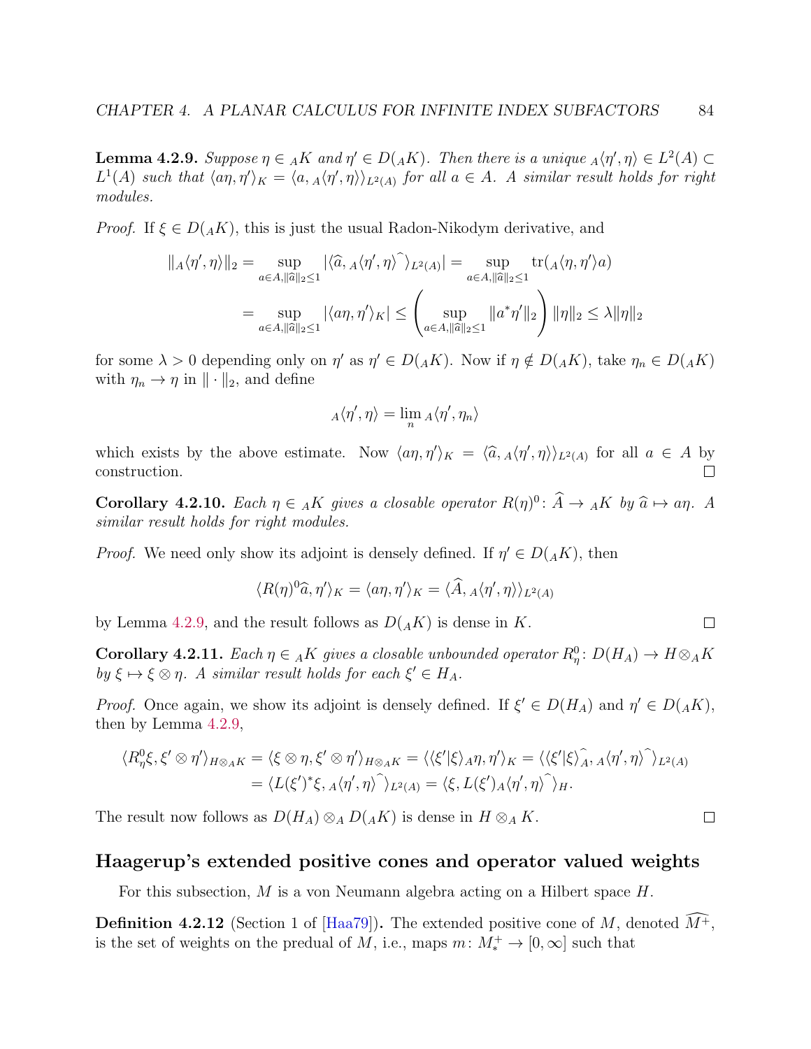**Lemma 4.2.9.** *Suppose $\eta \in {}_AK$ and $\eta' \in D({}_AK)$. Then there is a unique ${}_A\langle \eta', \eta\rangle \in L^2(A) \subset L^1(A)$ such that $\langle a\eta, \eta'\rangle_K = \langle a, {}_A\langle \eta', \eta\rangle\rangle_{L^2(A)}$ for all $a \in A$. A similar result holds for right modules.*

*Proof.* If $\xi \in D({}_AK)$, this is just the usual Radon-Nikodym derivative, and

$$
\begin{aligned}
\|{}_A\langle \eta', \eta\rangle\|_2 &= \sup_{a\in A, \|\widehat{a}\|_2 \le 1} |\langle \widehat{a}, {}_A\langle \eta', \eta\rangle\widehat{\ }\rangle_{L^2(A)}| = \sup_{a\in A, \|\widehat{a}\|_2\le 1} \operatorname{tr}({}_A\langle \eta, \eta'\rangle a) \\
&= \sup_{a\in A, \|\widehat{a}\|_2\le 1} |\langle a\eta, \eta'\rangle_K| \le \left(\sup_{a\in A, \|\widehat{a}\|_2 \le 1} \|a^*\eta'\|_2\right) \|\eta\|_2 \le \lambda \|\eta\|_2
\end{aligned}
$$

for some $\lambda > 0$ depending only on $\eta'$ as $\eta' \in D({}_AK)$. Now if $\eta \notin D({}_AK)$, take $\eta_n \in D({}_AK)$ with $\eta_n \to \eta$ in $\|\cdot\|_2$, and define

$$
{}_A\langle \eta', \eta\rangle = \lim_n {}_A\langle \eta', \eta_n\rangle
$$

which exists by the above estimate. Now $\langle a\eta, \eta'\rangle_K = \langle \widehat{a}, {}_A\langle \eta', \eta\rangle\rangle_{L^2(A)}$ for all $a \in A$ by construction. □

**Corollary 4.2.10.** *Each $\eta \in {}_AK$ gives a closable operator $R(\eta)^0 \colon \widehat{A} \to {}_AK$ by $\widehat{a} \mapsto a\eta$. A similar result holds for right modules.*

*Proof.* We need only show its adjoint is densely defined. If $\eta' \in D({}_AK)$, then

$$
\langle R(\eta)^0\widehat{a}, \eta'\rangle_K = \langle a\eta, \eta'\rangle_K = \langle \widehat{A}, {}_A\langle \eta', \eta\rangle\rangle_{L^2(A)}
$$

by Lemma 4.2.9, and the result follows as $D({}_AK)$ is dense in $K$. □

**Corollary 4.2.11.** *Each $\eta \in {}_AK$ gives a closable unbounded operator $R^0_\eta \colon D(H_A) \to H \otimes_A K$ by $\xi \mapsto \xi \otimes \eta$. A similar result holds for each $\xi' \in H_A$.*

*Proof.* Once again, we show its adjoint is densely defined. If $\xi' \in D(H_A)$ and $\eta' \in D({}_AK)$, then by Lemma 4.2.9,

$$
\begin{aligned}
\langle R^0_\eta \xi, \xi' \otimes \eta'\rangle_{H\otimes_A K} &= \langle \xi \otimes \eta, \xi' \otimes \eta'\rangle_{H\otimes_A K} = \langle \langle \xi'|\xi\rangle_A \eta, \eta'\rangle_K = \langle \langle \xi'|\xi\rangle\widehat{_A}, {}_A\langle \eta', \eta\rangle\widehat{\ }\rangle_{L^2(A)} \\
&= \langle L(\xi')^*\xi, {}_A\langle \eta', \eta\rangle\widehat{\ }\rangle_{L^2(A)} = \langle \xi, L(\xi')_A\langle \eta', \eta\rangle\widehat{\ }\rangle_H.
\end{aligned}
$$

The result now follows as $D(H_A) \otimes_A D({}_AK)$ is dense in $H \otimes_A K$. □

## Haagerup's extended positive cones and operator valued weights

For this subsection, $M$ is a von Neumann algebra acting on a Hilbert space $H$.

**Definition 4.2.12** (Section 1 of [Haa79])**.** The extended positive cone of $M$, denoted $\widehat{M^+}$, is the set of weights on the predual of $M$, i.e., maps $m \colon M^+_* \to [0, \infty]$ such that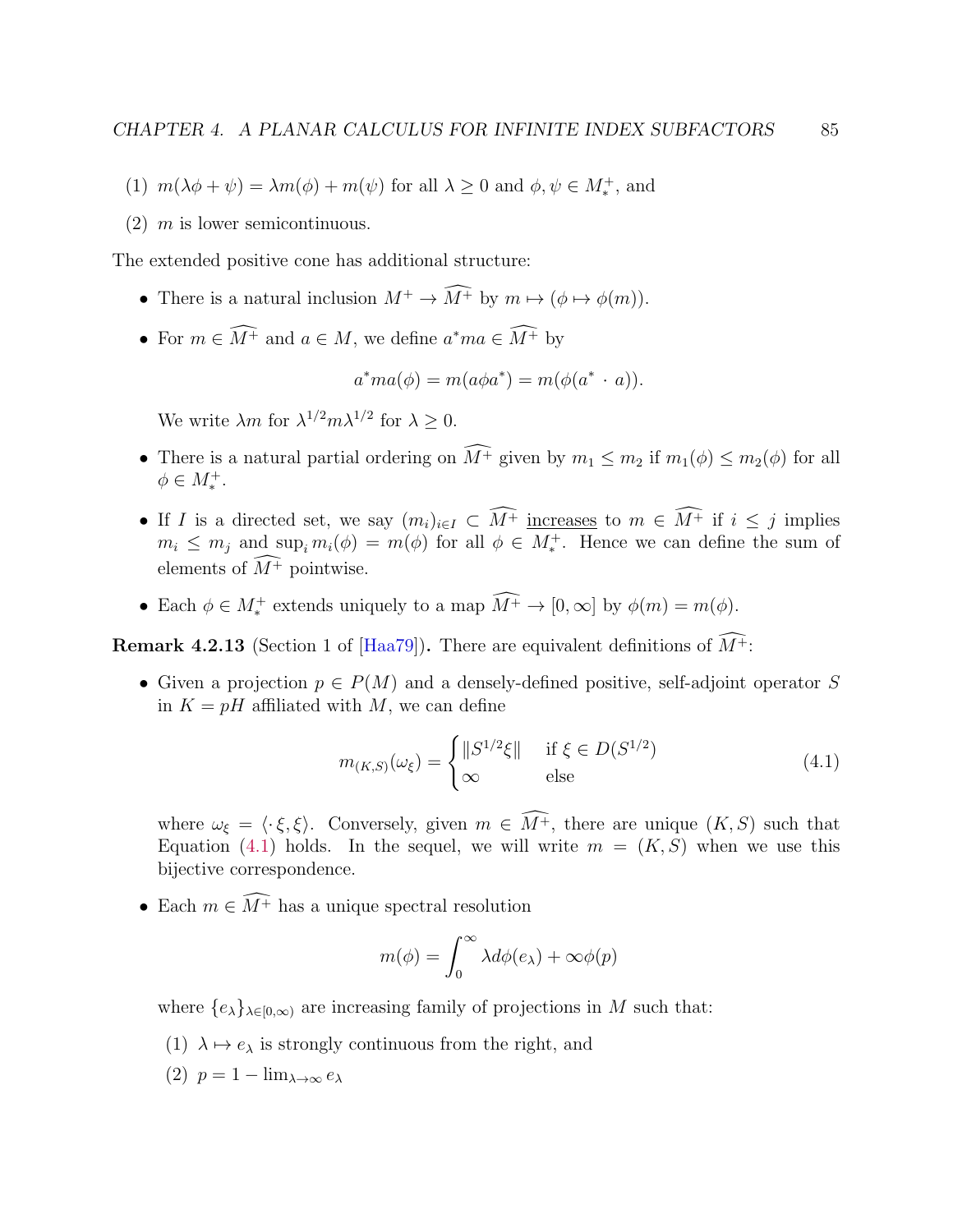(1) $m(\lambda\phi + \psi) = \lambda m(\phi) + m(\psi)$ for all $\lambda \geq 0$ and $\phi, \psi \in M_*^+$, and

(2) $m$ is lower semicontinuous.

The extended positive cone has additional structure:

- There is a natural inclusion $M^+ \to \widehat{M^+}$ by $m \mapsto (\phi \mapsto \phi(m))$.
- For $m \in \widehat{M^+}$ and $a \in M$, we define $a^*ma \in \widehat{M^+}$ by

$$a^*ma(\phi) = m(a\phi a^*) = m(\phi(a^* \cdot a)).$$

  We write $\lambda m$ for $\lambda^{1/2}m\lambda^{1/2}$ for $\lambda \geq 0$.
- There is a natural partial ordering on $\widehat{M^+}$ given by $m_1 \leq m_2$ if $m_1(\phi) \leq m_2(\phi)$ for all $\phi \in M_*^+$.
- If $I$ is a directed set, we say $(m_i)_{i\in I} \subset \widehat{M^+}$ <u>increases</u> to $m \in \widehat{M^+}$ if $i \leq j$ implies $m_i \leq m_j$ and $\sup_i m_i(\phi) = m(\phi)$ for all $\phi \in M_*^+$. Hence we can define the sum of elements of $\widehat{M^+}$ pointwise.
- Each $\phi \in M_*^+$ extends uniquely to a map $\widehat{M^+} \to [0, \infty]$ by $\phi(m) = m(\phi)$.

**Remark 4.2.13** (Section 1 of [Haa79])**.** There are equivalent definitions of $\widehat{M^+}$:

- Given a projection $p \in P(M)$ and a densely-defined positive, self-adjoint operator $S$ in $K = pH$ affiliated with $M$, we can define

$$m_{(K,S)}(\omega_\xi) = \begin{cases} \|S^{1/2}\xi\| & \text{if } \xi \in D(S^{1/2}) \\ \infty & \text{else} \end{cases} \tag{4.1}$$

  where $\omega_\xi = \langle \cdot\, \xi, \xi\rangle$. Conversely, given $m \in \widehat{M^+}$, there are unique $(K, S)$ such that Equation (4.1) holds. In the sequel, we will write $m = (K, S)$ when we use this bijective correspondence.
- Each $m \in \widehat{M^+}$ has a unique spectral resolution

$$m(\phi) = \int_0^\infty \lambda d\phi(e_\lambda) + \infty\phi(p)$$

  where $\{e_\lambda\}_{\lambda\in[0,\infty)}$ are increasing family of projections in $M$ such that:

  (1) $\lambda \mapsto e_\lambda$ is strongly continuous from the right, and

  (2) $p = 1 - \lim_{\lambda\to\infty} e_\lambda$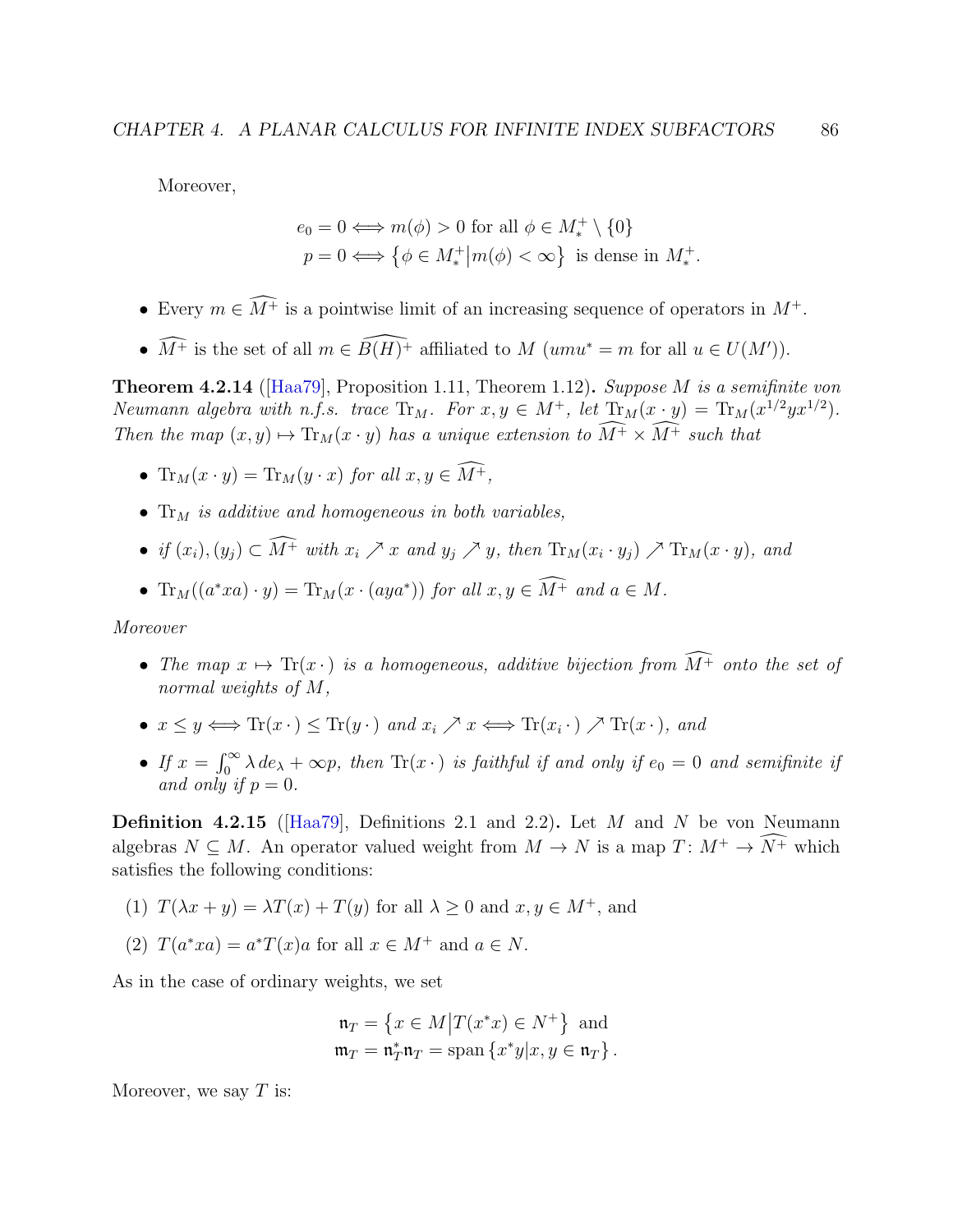Moreover,

$$e_0 = 0 \iff m(\phi) > 0 \text{ for all } \phi \in M_*^+ \setminus \{0\}$$
$$p = 0 \iff \left\{\phi \in M_*^+ \middle| m(\phi) < \infty\right\} \text{ is dense in } M_*^+.$$

- Every $m \in \widehat{M^+}$ is a pointwise limit of an increasing sequence of operators in $M^+$.
- $\widehat{M^+}$ is the set of all $m \in \widehat{B(H)}^+$ affiliated to $M$ ($umu^* = m$ for all $u \in U(M')$).

**Theorem 4.2.14** ([Haa79], Proposition 1.11, Theorem 1.12)**.** *Suppose $M$ is a semifinite von Neumann algebra with n.f.s. trace $\mathrm{Tr}_M$. For $x, y \in M^+$, let $\mathrm{Tr}_M(x \cdot y) = \mathrm{Tr}_M(x^{1/2}yx^{1/2})$. Then the map $(x, y) \mapsto \mathrm{Tr}_M(x \cdot y)$ has a unique extension to $\widehat{M^+} \times \widehat{M^+}$ such that*

- *$\mathrm{Tr}_M(x \cdot y) = \mathrm{Tr}_M(y \cdot x)$ for all $x, y \in \widehat{M^+}$,*
- *$\mathrm{Tr}_M$ is additive and homogeneous in both variables,*
- *if $(x_i), (y_j) \subset \widehat{M^+}$ with $x_i \nearrow x$ and $y_j \nearrow y$, then $\mathrm{Tr}_M(x_i \cdot y_j) \nearrow \mathrm{Tr}_M(x \cdot y)$, and*
- *$\mathrm{Tr}_M((a^*xa) \cdot y) = \mathrm{Tr}_M(x \cdot (aya^*))$ for all $x, y \in \widehat{M^+}$ and $a \in M$.*

*Moreover*

- *The map $x \mapsto \mathrm{Tr}(x \cdot\,)$ is a homogeneous, additive bijection from $\widehat{M^+}$ onto the set of normal weights of $M$,*
- *$x \leq y \iff \mathrm{Tr}(x \cdot\,) \leq \mathrm{Tr}(y \cdot\,)$ and $x_i \nearrow x \iff \mathrm{Tr}(x_i \cdot\,) \nearrow \mathrm{Tr}(x \cdot\,)$, and*
- *If $x = \int_0^\infty \lambda \, de_\lambda + \infty p$, then $\mathrm{Tr}(x \cdot\,)$ is faithful if and only if $e_0 = 0$ and semifinite if and only if $p = 0$.*

**Definition 4.2.15** ([Haa79], Definitions 2.1 and 2.2)**.** Let $M$ and $N$ be von Neumann algebras $N \subseteq M$. An operator valued weight from $M \to N$ is a map $T \colon M^+ \to \widehat{N^+}$ which satisfies the following conditions:

1. $T(\lambda x + y) = \lambda T(x) + T(y)$ for all $\lambda \geq 0$ and $x, y \in M^+$, and
2. $T(a^*xa) = a^*T(x)a$ for all $x \in M^+$ and $a \in N$.

As in the case of ordinary weights, we set

$$\mathfrak{n}_T = \left\{x \in M \middle| T(x^*x) \in N^+\right\} \text{ and}$$
$$\mathfrak{m}_T = \mathfrak{n}_T^*\mathfrak{n}_T = \mathrm{span}\left\{x^*y \middle| x, y \in \mathfrak{n}_T\right\}.$$

Moreover, we say $T$ is: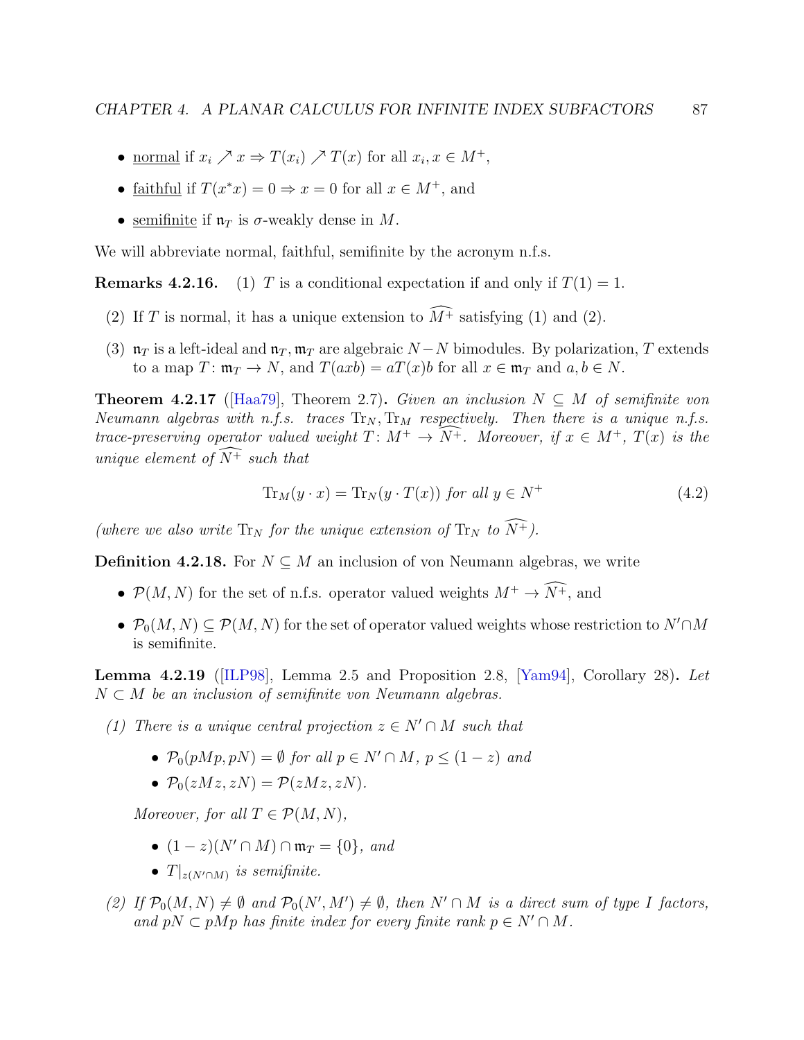- <u>normal</u> if $x_i \nearrow x \Rightarrow T(x_i) \nearrow T(x)$ for all $x_i, x \in M^+$,
- <u>faithful</u> if $T(x^*x) = 0 \Rightarrow x = 0$ for all $x \in M^+$, and
- <u>semifinite</u> if $\mathfrak{n}_T$ is $\sigma$-weakly dense in $M$.

We will abbreviate normal, faithful, semifinite by the acronym n.f.s.

**Remarks 4.2.16.** (1) $T$ is a conditional expectation if and only if $T(1) = 1$.

(2) If $T$ is normal, it has a unique extension to $\widehat{M^+}$ satisfying (1) and (2).

(3) $\mathfrak{n}_T$ is a left-ideal and $\mathfrak{n}_T, \mathfrak{m}_T$ are algebraic $N-N$ bimodules. By polarization, $T$ extends to a map $T\colon \mathfrak{m}_T \to N$, and $T(axb) = aT(x)b$ for all $x \in \mathfrak{m}_T$ and $a, b \in N$.

**Theorem 4.2.17** ([Haa79], Theorem 2.7)**.** *Given an inclusion $N \subseteq M$ of semifinite von Neumann algebras with n.f.s. traces $\mathrm{Tr}_N, \mathrm{Tr}_M$ respectively. Then there is a unique n.f.s. trace-preserving operator valued weight $T\colon M^+ \to \widehat{N^+}$. Moreover, if $x \in M^+$, $T(x)$ is the unique element of $\widehat{N^+}$ such that*

$$\mathrm{Tr}_M(y \cdot x) = \mathrm{Tr}_N(y \cdot T(x)) \text{ for all } y \in N^+ \tag{4.2}$$

*(where we also write $\mathrm{Tr}_N$ for the unique extension of $\mathrm{Tr}_N$ to $\widehat{N^+}$).*

**Definition 4.2.18.** For $N \subseteq M$ an inclusion of von Neumann algebras, we write

- $\mathcal{P}(M, N)$ for the set of n.f.s. operator valued weights $M^+ \to \widehat{N^+}$, and
- $\mathcal{P}_0(M, N) \subseteq \mathcal{P}(M, N)$ for the set of operator valued weights whose restriction to $N' \cap M$ is semifinite.

**Lemma 4.2.19** ([ILP98], Lemma 2.5 and Proposition 2.8, [Yam94], Corollary 28)**.** *Let $N \subset M$ be an inclusion of semifinite von Neumann algebras.*

*(1) There is a unique central projection $z \in N' \cap M$ such that*

- *$\mathcal{P}_0(pMp, pN) = \emptyset$ for all $p \in N' \cap M$, $p \leq (1 - z)$ and*
- *$\mathcal{P}_0(zMz, zN) = \mathcal{P}(zMz, zN)$.*

*Moreover, for all $T \in \mathcal{P}(M, N)$,*

- *$(1 - z)(N' \cap M) \cap \mathfrak{m}_T = \{0\}$, and*
- *$T|_{z(N' \cap M)}$ is semifinite.*

*(2) If $\mathcal{P}_0(M, N) \neq \emptyset$ and $\mathcal{P}_0(N', M') \neq \emptyset$, then $N' \cap M$ is a direct sum of type I factors, and $pN \subset pMp$ has finite index for every finite rank $p \in N' \cap M$.*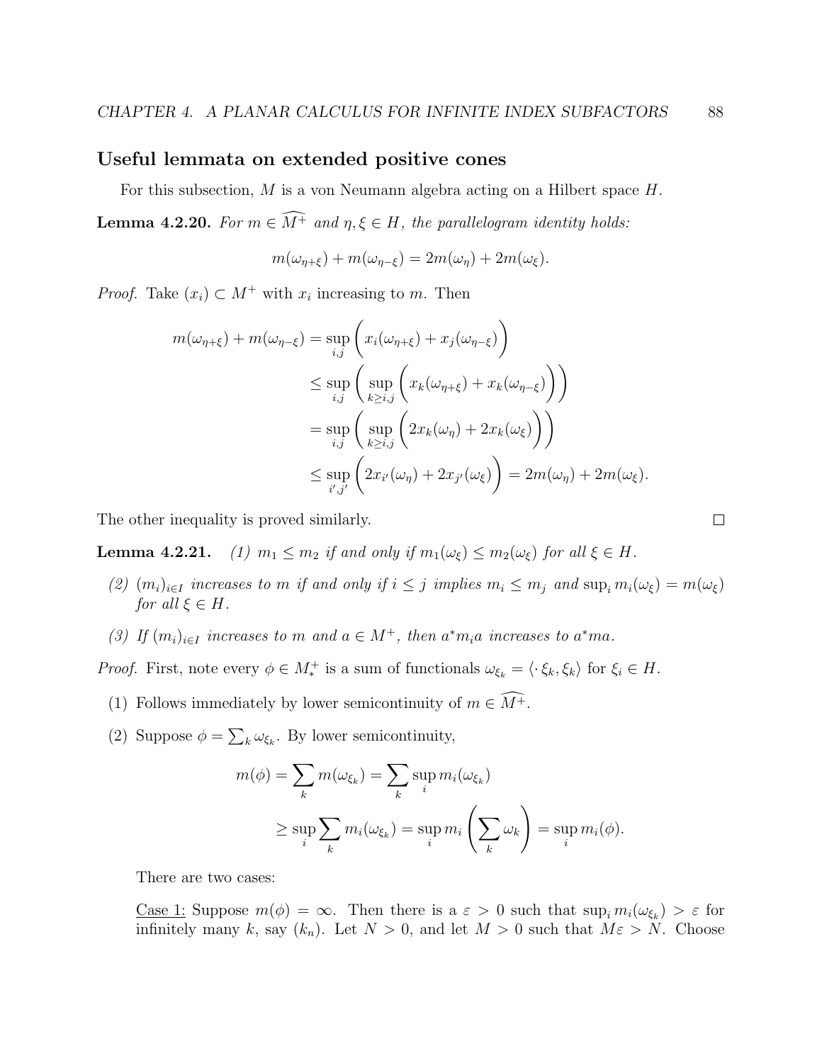### Useful lemmata on extended positive cones

For this subsection, $M$ is a von Neumann algebra acting on a Hilbert space $H$.

**Lemma 4.2.20.** *For $m \in \widehat{M^+}$ and $\eta, \xi \in H$, the parallelogram identity holds:*

$$m(\omega_{\eta+\xi}) + m(\omega_{\eta-\xi}) = 2m(\omega_\eta) + 2m(\omega_\xi).$$

*Proof.* Take $(x_i) \subset M^+$ with $x_i$ increasing to $m$. Then

$$\begin{aligned}
m(\omega_{\eta+\xi}) + m(\omega_{\eta-\xi}) &= \sup_{i,j} \left( x_i(\omega_{\eta+\xi}) + x_j(\omega_{\eta-\xi}) \right) \\
&\leq \sup_{i,j} \left( \sup_{k \geq i,j} \left( x_k(\omega_{\eta+\xi}) + x_k(\omega_{\eta-\xi}) \right) \right) \\
&= \sup_{i,j} \left( \sup_{k \geq i,j} \left( 2x_k(\omega_\eta) + 2x_k(\omega_\xi) \right) \right) \\
&\leq \sup_{i',j'} \left( 2x_{i'}(\omega_\eta) + 2x_{j'}(\omega_\xi) \right) = 2m(\omega_\eta) + 2m(\omega_\xi).
\end{aligned}$$

The other inequality is proved similarly. □

**Lemma 4.2.21.** *(1) $m_1 \leq m_2$ if and only if $m_1(\omega_\xi) \leq m_2(\omega_\xi)$ for all $\xi \in H$.*

*(2) $(m_i)_{i \in I}$ increases to $m$ if and only if $i \leq j$ implies $m_i \leq m_j$ and $\sup_i m_i(\omega_\xi) = m(\omega_\xi)$ for all $\xi \in H$.*

*(3) If $(m_i)_{i \in I}$ increases to $m$ and $a \in M^+$, then $a^* m_i a$ increases to $a^* m a$.*

*Proof.* First, note every $\phi \in M_*^+$ is a sum of functionals $\omega_{\xi_k} = \langle \cdot\, \xi_k, \xi_k \rangle$ for $\xi_i \in H$.

(1) Follows immediately by lower semicontinuity of $m \in \widehat{M^+}$.

(2) Suppose $\phi = \sum_k \omega_{\xi_k}$. By lower semicontinuity,

$$\begin{aligned}
m(\phi) = \sum_k m(\omega_{\xi_k}) &= \sum_k \sup_i m_i(\omega_{\xi_k}) \\
&\geq \sup_i \sum_k m_i(\omega_{\xi_k}) = \sup_i m_i \left( \sum_k \omega_k \right) = \sup_i m_i(\phi).
\end{aligned}$$

There are two cases:

Case 1: Suppose $m(\phi) = \infty$. Then there is a $\varepsilon > 0$ such that $\sup_i m_i(\omega_{\xi_k}) > \varepsilon$ for infinitely many $k$, say $(k_n)$. Let $N > 0$, and let $M > 0$ such that $M\varepsilon > N$. Choose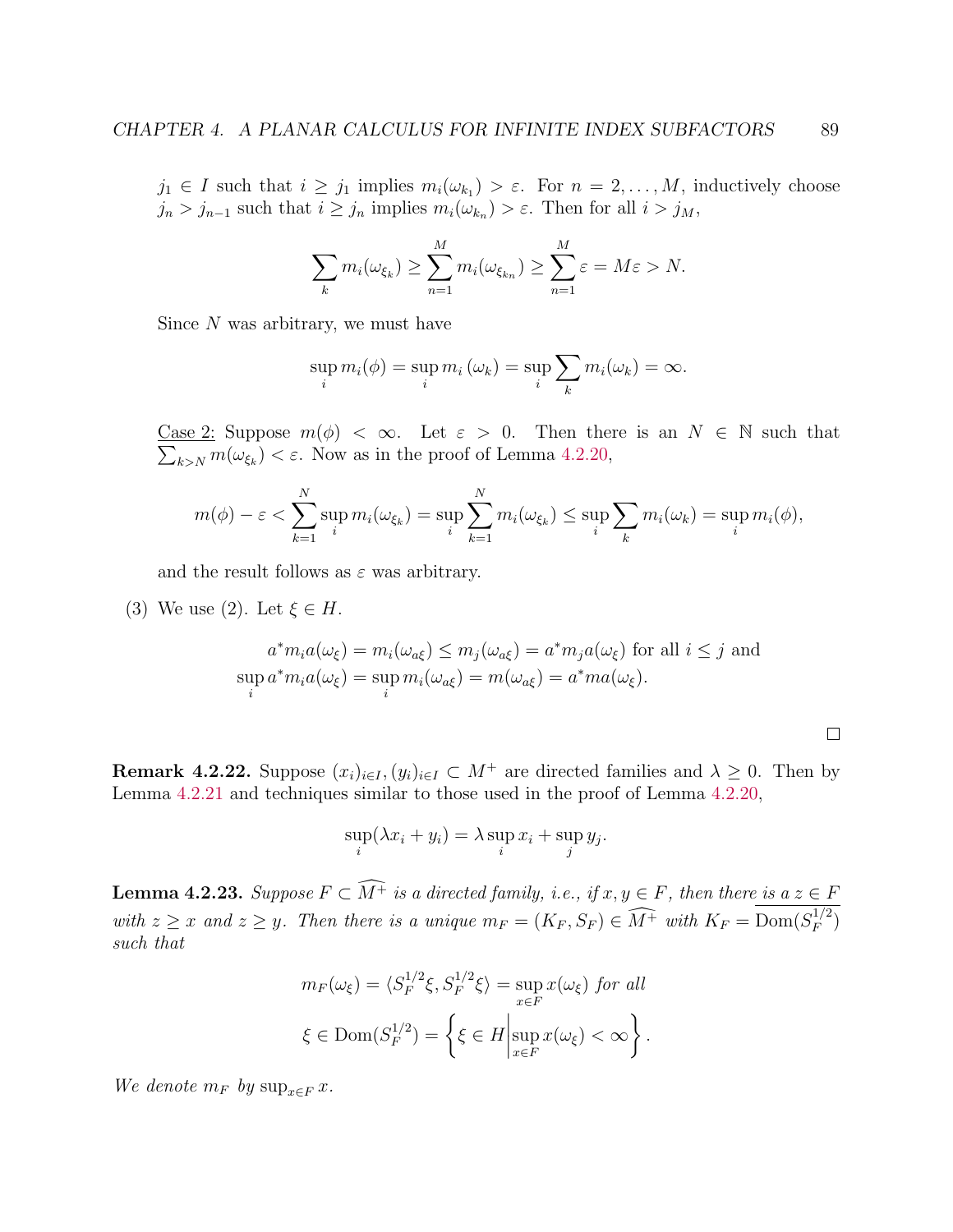$j_1 \in I$ such that $i \geq j_1$ implies $m_i(\omega_{k_1}) > \varepsilon$. For $n = 2, \ldots, M$, inductively choose $j_n > j_{n-1}$ such that $i \geq j_n$ implies $m_i(\omega_{k_n}) > \varepsilon$. Then for all $i > j_M$,

$$\sum_k m_i(\omega_{\xi_k}) \geq \sum_{n=1}^{M} m_i(\omega_{\xi_{k_n}}) \geq \sum_{n=1}^{M} \varepsilon = M\varepsilon > N.$$

Since $N$ was arbitrary, we must have

$$\sup_i m_i(\phi) = \sup_i m_i\left(\omega_k\right) = \sup_i \sum_k m_i(\omega_k) = \infty.$$

Case 2: Suppose $m(\phi) < \infty$. Let $\varepsilon > 0$. Then there is an $N \in \mathbb{N}$ such that $\sum_{k>N} m(\omega_{\xi_k}) < \varepsilon$. Now as in the proof of Lemma 4.2.20,

$$m(\phi) - \varepsilon < \sum_{k=1}^{N} \sup_i m_i(\omega_{\xi_k}) = \sup_i \sum_{k=1}^{N} m_i(\omega_{\xi_k}) \leq \sup_i \sum_k m_i(\omega_k) = \sup_i m_i(\phi),$$

and the result follows as $\varepsilon$ was arbitrary.

(3) We use (2). Let $\xi \in H$.

$$a^* m_i a(\omega_\xi) = m_i(\omega_{a\xi}) \leq m_j(\omega_{a\xi}) = a^* m_j a(\omega_\xi) \text{ for all } i \leq j \text{ and}$$
$$\sup_i a^* m_i a(\omega_\xi) = \sup_i m_i(\omega_{a\xi}) = m(\omega_{a\xi}) = a^* m a(\omega_\xi).$$

□

**Remark 4.2.22.** Suppose $(x_i)_{i\in I}, (y_i)_{i\in I} \subset M^+$ are directed families and $\lambda \geq 0$. Then by Lemma 4.2.21 and techniques similar to those used in the proof of Lemma 4.2.20,

$$\sup_i(\lambda x_i + y_i) = \lambda \sup_i x_i + \sup_j y_j.$$

**Lemma 4.2.23.** *Suppose $F \subset \widehat{M^+}$ is a directed family, i.e., if $x, y \in F$, then there is a $z \in F$ with $z \geq x$ and $z \geq y$. Then there is a unique $m_F = (K_F, S_F) \in \widehat{M^+}$ with $K_F = \overline{\operatorname{Dom}(S_F^{1/2})}$ such that*

$$m_F(\omega_\xi) = \langle S_F^{1/2}\xi, S_F^{1/2}\xi\rangle = \sup_{x\in F} x(\omega_\xi) \text{ for all}$$
$$\xi \in \operatorname{Dom}(S_F^{1/2}) = \left\{\xi \in H \middle| \sup_{x\in F} x(\omega_\xi) < \infty\right\}.$$

*We denote $m_F$ by $\sup_{x\in F} x$.*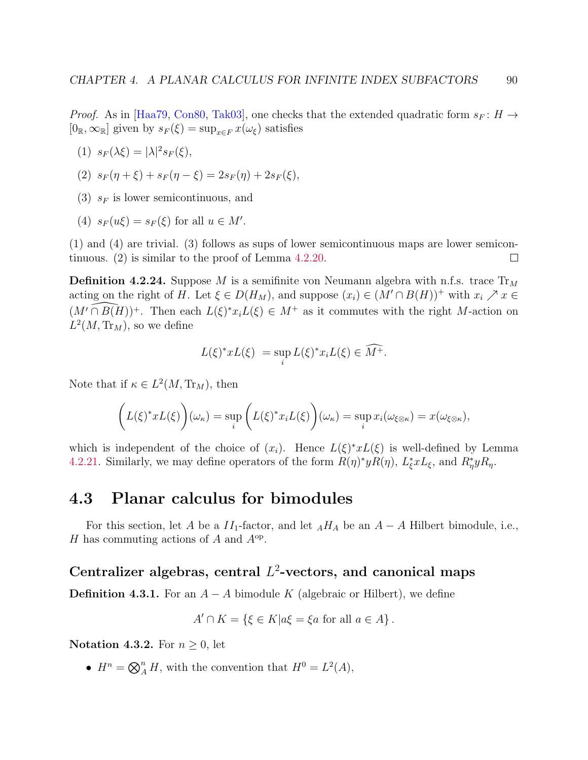*Proof.* As in [Haa79, Con80, Tak03], one checks that the extended quadratic form $s_F \colon H \to [0_{\mathbb{R}}, \infty_{\mathbb{R}}]$ given by $s_F(\xi) = \sup_{x \in F} x(\omega_\xi)$ satisfies

(1) $s_F(\lambda \xi) = |\lambda|^2 s_F(\xi)$,

(2) $s_F(\eta + \xi) + s_F(\eta - \xi) = 2s_F(\eta) + 2s_F(\xi)$,

(3) $s_F$ is lower semicontinuous, and

(4) $s_F(u\xi) = s_F(\xi)$ for all $u \in M'$.

(1) and (4) are trivial. (3) follows as sups of lower semicontinuous maps are lower semicontinuous. (2) is similar to the proof of Lemma 4.2.20. $\square$

**Definition 4.2.24.** Suppose $M$ is a semifinite von Neumann algebra with n.f.s. trace $\mathrm{Tr}_M$ acting on the right of $H$. Let $\xi \in D(H_M)$, and suppose $(x_i) \in (M' \cap B(H))^+$ with $x_i \nearrow x \in (\widehat{M' \cap B(H)})^+$. Then each $L(\xi)^* x_i L(\xi) \in M^+$ as it commutes with the right $M$-action on $L^2(M, \mathrm{Tr}_M)$, so we define

$$L(\xi)^* x L(\xi) = \sup_i L(\xi)^* x_i L(\xi) \in \widehat{M^+}.$$

Note that if $\kappa \in L^2(M, \mathrm{Tr}_M)$, then

$$\Big(L(\xi)^* x L(\xi)\Big)(\omega_\kappa) = \sup_i \Big(L(\xi)^* x_i L(\xi)\Big)(\omega_\kappa) = \sup_i x_i(\omega_{\xi \otimes \kappa}) = x(\omega_{\xi \otimes \kappa}),$$

which is independent of the choice of $(x_i)$. Hence $L(\xi)^* x L(\xi)$ is well-defined by Lemma 4.2.21. Similarly, we may define operators of the form $R(\eta)^* y R(\eta)$, $L_\xi^* x L_\xi$, and $R_\eta^* y R_\eta$.

## 4.3 Planar calculus for bimodules

For this section, let $A$ be a $II_1$-factor, and let ${}_AH_A$ be an $A-A$ Hilbert bimodule, i.e., $H$ has commuting actions of $A$ and $A^{\mathrm{op}}$.

### Centralizer algebras, central $L^2$-vectors, and canonical maps

**Definition 4.3.1.** For an $A-A$ bimodule $K$ (algebraic or Hilbert), we define

$$A' \cap K = \{\xi \in K | a\xi = \xi a \text{ for all } a \in A\}.$$

**Notation 4.3.2.** For $n \geq 0$, let

- $H^n = \bigotimes_A^n H$, with the convention that $H^0 = L^2(A)$,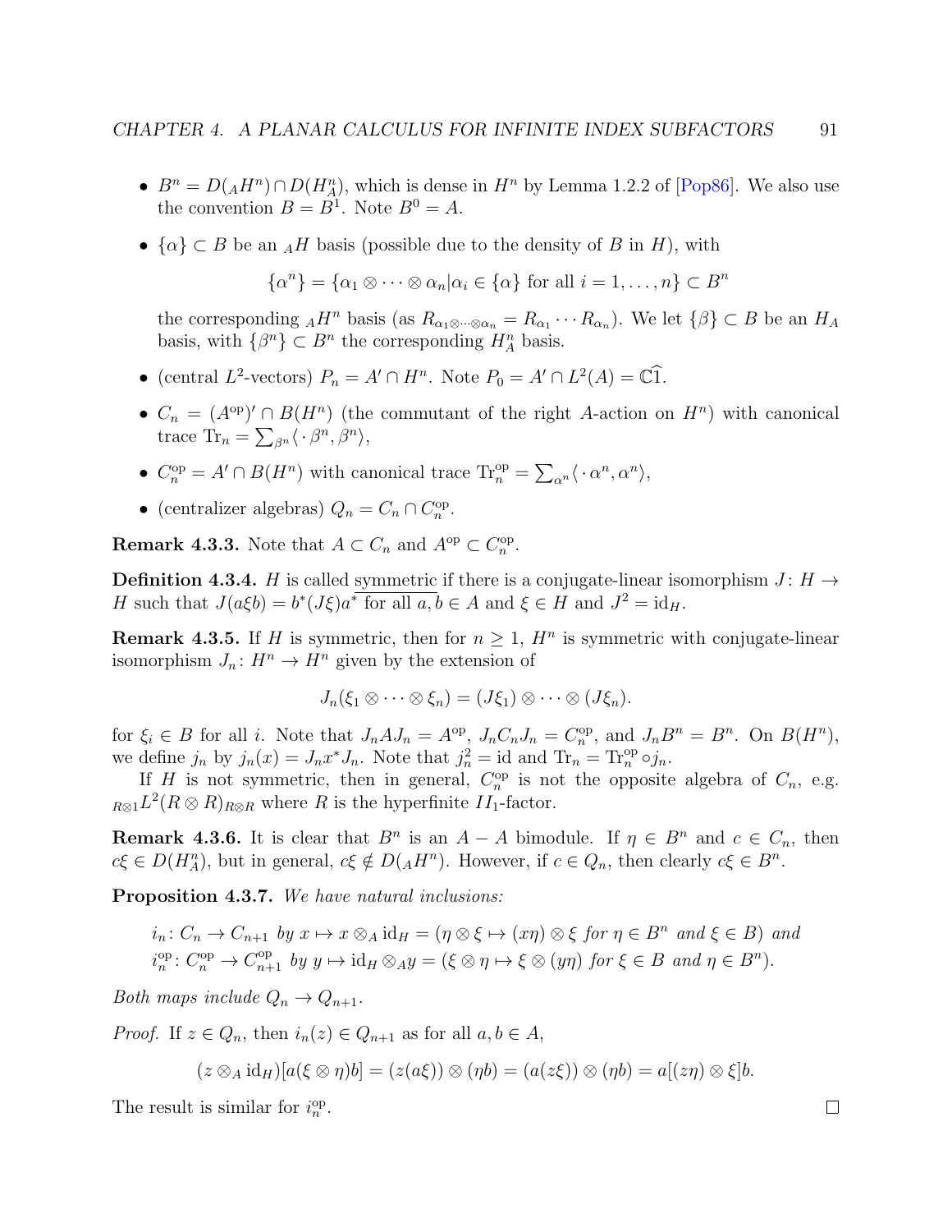- $B^n = D({}_AH^n) \cap D(H^n_A)$, which is dense in $H^n$ by Lemma 1.2.2 of [Pop86]. We also use the convention $B = B^1$. Note $B^0 = A$.

- $\{\alpha\} \subset B$ be an ${}_AH$ basis (possible due to the density of $B$ in $H$), with

$$\{\alpha^n\} = \{\alpha_1 \otimes \cdots \otimes \alpha_n | \alpha_i \in \{\alpha\} \text{ for all } i = 1, \ldots, n\} \subset B^n$$

  the corresponding ${}_AH^n$ basis (as $R_{\alpha_1 \otimes \cdots \otimes \alpha_n} = R_{\alpha_1} \cdots R_{\alpha_n}$). We let $\{\beta\} \subset B$ be an $H_A$ basis, with $\{\beta^n\} \subset B^n$ the corresponding $H^n_A$ basis.

- (central $L^2$-vectors) $P_n = A' \cap H^n$. Note $P_0 = A' \cap L^2(A) = \mathbb{C}\widehat{1}$.

- $C_n = (A^{\text{op}})' \cap B(H^n)$ (the commutant of the right $A$-action on $H^n$) with canonical trace $\operatorname{Tr}_n = \sum_{\beta^n} \langle \cdot \beta^n, \beta^n \rangle$,

- $C^{\text{op}}_n = A' \cap B(H^n)$ with canonical trace $\operatorname{Tr}^{\text{op}}_n = \sum_{\alpha^n} \langle \cdot \alpha^n, \alpha^n \rangle$,

- (centralizer algebras) $Q_n = C_n \cap C^{\text{op}}_n$.

**Remark 4.3.3.** Note that $A \subset C_n$ and $A^{\text{op}} \subset C^{\text{op}}_n$.

**Definition 4.3.4.** $H$ is called symmetric if there is a conjugate-linear isomorphism $J \colon H \to H$ such that $J(a\xi b) = b^*(J\xi)a^*$ for all $a, b \in A$ and $\xi \in H$ and $J^2 = \text{id}_H$.

**Remark 4.3.5.** If $H$ is symmetric, then for $n \geq 1$, $H^n$ is symmetric with conjugate-linear isomorphism $J_n \colon H^n \to H^n$ given by the extension of

$$J_n(\xi_1 \otimes \cdots \otimes \xi_n) = (J\xi_1) \otimes \cdots \otimes (J\xi_n).$$

for $\xi_i \in B$ for all $i$. Note that $J_n A J_n = A^{\text{op}}$, $J_n C_n J_n = C^{\text{op}}_n$, and $J_n B^n = B^n$. On $B(H^n)$, we define $j_n$ by $j_n(x) = J_n x^* J_n$. Note that $j_n^2 = \text{id}$ and $\operatorname{Tr}_n = \operatorname{Tr}^{\text{op}}_n \circ j_n$.

If $H$ is not symmetric, then in general, $C^{\text{op}}_n$ is not the opposite algebra of $C_n$, e.g. ${}_{R \otimes 1}L^2(R \otimes R)_{R \otimes R}$ where $R$ is the hyperfinite $II_1$-factor.

**Remark 4.3.6.** It is clear that $B^n$ is an $A - A$ bimodule. If $\eta \in B^n$ and $c \in C_n$, then $c\xi \in D(H^n_A)$, but in general, $c\xi \notin D({}_AH^n)$. However, if $c \in Q_n$, then clearly $c\xi \in B^n$.

**Proposition 4.3.7.** *We have natural inclusions:*

$i_n \colon C_n \to C_{n+1}$ *by* $x \mapsto x \otimes_A \text{id}_H = (\eta \otimes \xi \mapsto (x\eta) \otimes \xi$ *for* $\eta \in B^n$ *and* $\xi \in B)$ *and*
$i^{\text{op}}_n \colon C^{\text{op}}_n \to C^{\text{op}}_{n+1}$ *by* $y \mapsto \text{id}_H \otimes_A y = (\xi \otimes \eta \mapsto \xi \otimes (y\eta)$ *for* $\xi \in B$ *and* $\eta \in B^n)$.

*Both maps include* $Q_n \to Q_{n+1}$.

*Proof.* If $z \in Q_n$, then $i_n(z) \in Q_{n+1}$ as for all $a, b \in A$,

$$(z \otimes_A \text{id}_H)[a(\xi \otimes \eta)b] = (z(a\xi)) \otimes (\eta b) = (a(z\xi)) \otimes (\eta b) = a[(z\eta) \otimes \xi]b.$$

The result is similar for $i^{\text{op}}_n$. $\square$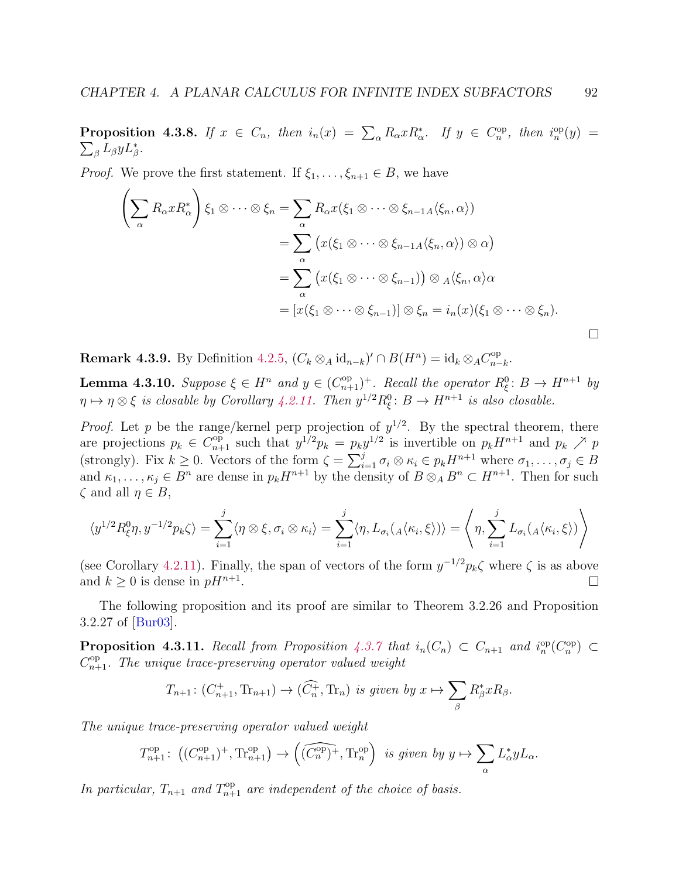**Proposition 4.3.8.** *If $x \in C_n$, then $i_n(x) = \sum_\alpha R_\alpha x R_\alpha^*$. If $y \in C_n^{\text{op}}$, then $i_n^{\text{op}}(y) = \sum_\beta L_\beta y L_\beta^*$.*

*Proof.* We prove the first statement. If $\xi_1, \ldots, \xi_{n+1} \in B$, we have

$$\begin{aligned}
\left(\sum_\alpha R_\alpha x R_\alpha^*\right) \xi_1 \otimes \cdots \otimes \xi_n &= \sum_\alpha R_\alpha x(\xi_1 \otimes \cdots \otimes \xi_{n-1A}\langle \xi_n, \alpha\rangle) \\
&= \sum_\alpha \left(x(\xi_1 \otimes \cdots \otimes \xi_{n-1A}\langle \xi_n, \alpha\rangle) \otimes \alpha\right) \\
&= \sum_\alpha \left(x(\xi_1 \otimes \cdots \otimes \xi_{n-1})\right) \otimes {}_A\langle \xi_n, \alpha\rangle \alpha \\
&= [x(\xi_1 \otimes \cdots \otimes \xi_{n-1})] \otimes \xi_n = i_n(x)(\xi_1 \otimes \cdots \otimes \xi_n).
\end{aligned}$$

□

**Remark 4.3.9.** By Definition 4.2.5, $(C_k \otimes_A \text{id}_{n-k})' \cap B(H^n) = \text{id}_k \otimes_A C_{n-k}^{\text{op}}$.

**Lemma 4.3.10.** *Suppose $\xi \in H^n$ and $y \in (C_{n+1}^{\text{op}})^+$. Recall the operator $R_\xi^0 \colon B \to H^{n+1}$ by $\eta \mapsto \eta \otimes \xi$ is closable by Corollary 4.2.11. Then $y^{1/2} R_\xi^0 \colon B \to H^{n+1}$ is also closable.*

*Proof.* Let $p$ be the range/kernel perp projection of $y^{1/2}$. By the spectral theorem, there are projections $p_k \in C_{n+1}^{\text{op}}$ such that $y^{1/2} p_k = p_k y^{1/2}$ is invertible on $p_k H^{n+1}$ and $p_k \nearrow p$ (strongly). Fix $k \geq 0$. Vectors of the form $\zeta = \sum_{i=1}^j \sigma_i \otimes \kappa_i \in p_k H^{n+1}$ where $\sigma_1, \ldots, \sigma_j \in B$ and $\kappa_1, \ldots, \kappa_j \in B^n$ are dense in $p_k H^{n+1}$ by the density of $B \otimes_A B^n \subset H^{n+1}$. Then for such $\zeta$ and all $\eta \in B$,

$$\langle y^{1/2} R_\xi^0 \eta, y^{-1/2} p_k \zeta\rangle = \sum_{i=1}^j \langle \eta \otimes \xi, \sigma_i \otimes \kappa_i\rangle = \sum_{i=1}^j \langle \eta, L_{\sigma_i}({}_A\langle \kappa_i, \xi\rangle)\rangle = \left\langle \eta, \sum_{i=1}^j L_{\sigma_i}({}_A\langle \kappa_i, \xi\rangle)\right\rangle$$

(see Corollary 4.2.11). Finally, the span of vectors of the form $y^{-1/2} p_k \zeta$ where $\zeta$ is as above and $k \geq 0$ is dense in $pH^{n+1}$. □

The following proposition and its proof are similar to Theorem 3.2.26 and Proposition 3.2.27 of [Bur03].

**Proposition 4.3.11.** *Recall from Proposition 4.3.7 that $i_n(C_n) \subset C_{n+1}$ and $i_n^{\text{op}}(C_n^{\text{op}}) \subset C_{n+1}^{\text{op}}$. The unique trace-preserving operator valued weight*

$$T_{n+1} \colon (C_{n+1}^+, \text{Tr}_{n+1}) \to (\widehat{C_n^+}, \text{Tr}_n) \text{ is given by } x \mapsto \sum_\beta R_\beta^* x R_\beta.$$

*The unique trace-preserving operator valued weight*

$$T_{n+1}^{\text{op}} \colon \left((C_{n+1}^{\text{op}})^+, \text{Tr}_{n+1}^{\text{op}}\right) \to \left(\widehat{(C_n^{\text{op}})^+}, \text{Tr}_n^{\text{op}}\right) \text{ is given by } y \mapsto \sum_\alpha L_\alpha^* y L_\alpha.$$

*In particular, $T_{n+1}$ and $T_{n+1}^{\text{op}}$ are independent of the choice of basis.*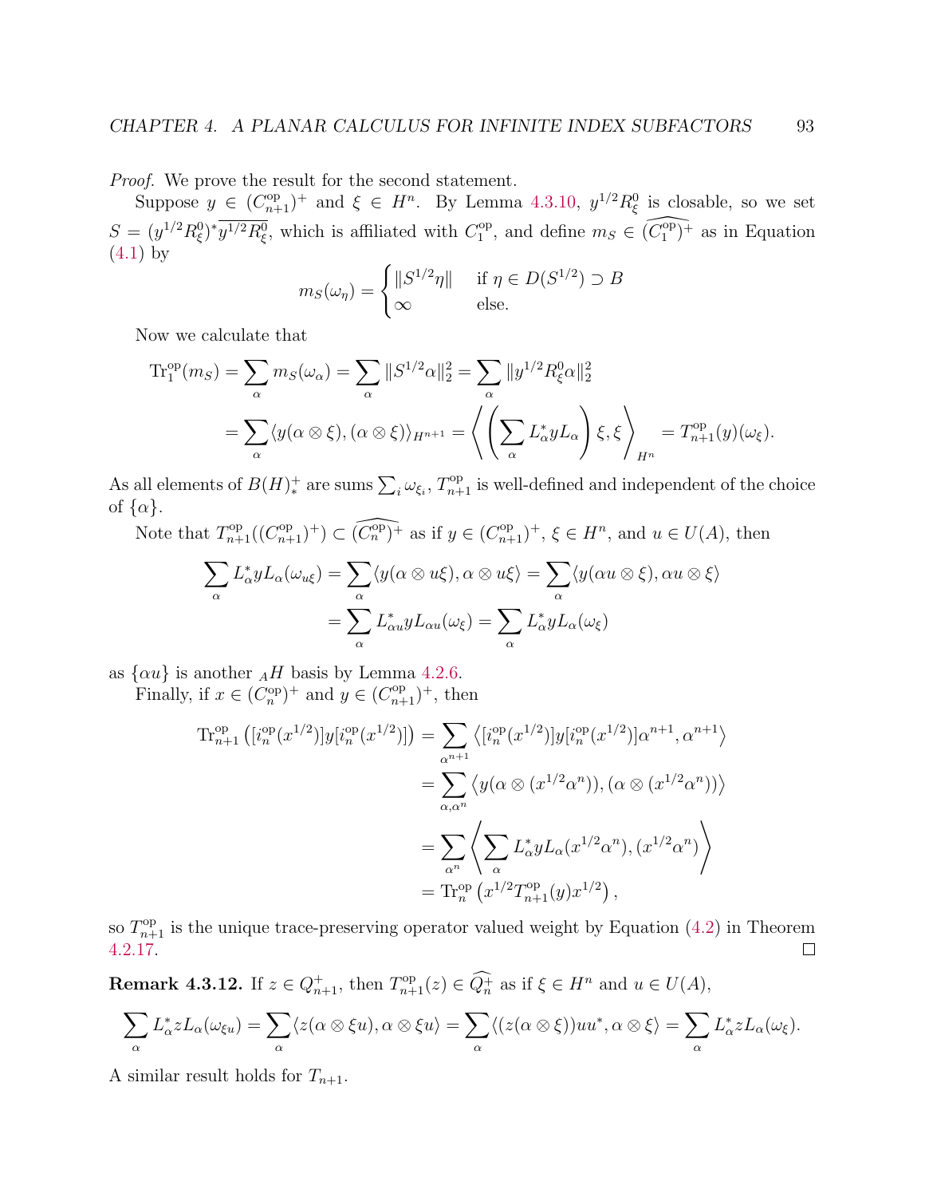*Proof.* We prove the result for the second statement.

Suppose $y \in (C_{n+1}^{\mathrm{op}})^+$ and $\xi \in H^n$. By Lemma 4.3.10, $y^{1/2}R_\xi^0$ is closable, so we set $S = (y^{1/2}R_\xi^0)^*\overline{y^{1/2}R_\xi^0}$, which is affiliated with $C_1^{\mathrm{op}}$, and define $m_S \in \widehat{(C_1^{\mathrm{op}})^+}$ as in Equation (4.1) by

$$m_S(\omega_\eta) = \begin{cases} \|S^{1/2}\eta\| & \text{if } \eta \in D(S^{1/2}) \supset B \\ \infty & \text{else.} \end{cases}$$

Now we calculate that

$$\begin{aligned}
\mathrm{Tr}_1^{\mathrm{op}}(m_S) &= \sum_\alpha m_S(\omega_\alpha) = \sum_\alpha \|S^{1/2}\alpha\|_2^2 = \sum_\alpha \|y^{1/2}R_\xi^0\alpha\|_2^2 \\
&= \sum_\alpha \langle y(\alpha \otimes \xi), (\alpha \otimes \xi)\rangle_{H^{n+1}} = \left\langle \left(\sum_\alpha L_\alpha^* y L_\alpha\right)\xi, \xi \right\rangle_{H^n} = T_{n+1}^{\mathrm{op}}(y)(\omega_\xi).
\end{aligned}$$

As all elements of $B(H)_*^+$ are sums $\sum_i \omega_{\xi_i}$, $T_{n+1}^{\mathrm{op}}$ is well-defined and independent of the choice of $\{\alpha\}$.

Note that $T_{n+1}^{\mathrm{op}}((C_{n+1}^{\mathrm{op}})^+) \subset \widehat{(C_n^{\mathrm{op}})^+}$ as if $y \in (C_{n+1}^{\mathrm{op}})^+$, $\xi \in H^n$, and $u \in U(A)$, then

$$\begin{aligned}
\sum_\alpha L_\alpha^* y L_\alpha(\omega_{u\xi}) &= \sum_\alpha \langle y(\alpha \otimes u\xi), \alpha \otimes u\xi\rangle = \sum_\alpha \langle y(\alpha u \otimes \xi), \alpha u \otimes \xi\rangle \\
&= \sum_\alpha L_{\alpha u}^* y L_{\alpha u}(\omega_\xi) = \sum_\alpha L_\alpha^* y L_\alpha(\omega_\xi)
\end{aligned}$$

as $\{\alpha u\}$ is another ${}_AH$ basis by Lemma 4.2.6.

Finally, if $x \in (C_n^{\mathrm{op}})^+$ and $y \in (C_{n+1}^{\mathrm{op}})^+$, then

$$\begin{aligned}
\mathrm{Tr}_{n+1}^{\mathrm{op}}\left([i_n^{\mathrm{op}}(x^{1/2})]y[i_n^{\mathrm{op}}(x^{1/2})]\right) &= \sum_{\alpha^{n+1}} \left\langle [i_n^{\mathrm{op}}(x^{1/2})]y[i_n^{\mathrm{op}}(x^{1/2})]\alpha^{n+1}, \alpha^{n+1}\right\rangle \\
&= \sum_{\alpha, \alpha^n} \left\langle y(\alpha \otimes (x^{1/2}\alpha^n)), (\alpha \otimes (x^{1/2}\alpha^n))\right\rangle \\
&= \sum_{\alpha^n} \left\langle \sum_\alpha L_\alpha^* y L_\alpha(x^{1/2}\alpha^n), (x^{1/2}\alpha^n)\right\rangle \\
&= \mathrm{Tr}_n^{\mathrm{op}}\left(x^{1/2}T_{n+1}^{\mathrm{op}}(y)x^{1/2}\right),
\end{aligned}$$

so $T_{n+1}^{\mathrm{op}}$ is the unique trace-preserving operator valued weight by Equation (4.2) in Theorem 4.2.17. $\square$

**Remark 4.3.12.** If $z \in Q_{n+1}^+$, then $T_{n+1}^{\mathrm{op}}(z) \in \widehat{Q_n^+}$ as if $\xi \in H^n$ and $u \in U(A)$,

$$\sum_\alpha L_\alpha^* z L_\alpha(\omega_{\xi u}) = \sum_\alpha \langle z(\alpha \otimes \xi u), \alpha \otimes \xi u\rangle = \sum_\alpha \langle (z(\alpha \otimes \xi))uu^*, \alpha \otimes \xi\rangle = \sum_\alpha L_\alpha^* z L_\alpha(\omega_\xi).$$

A similar result holds for $T_{n+1}$.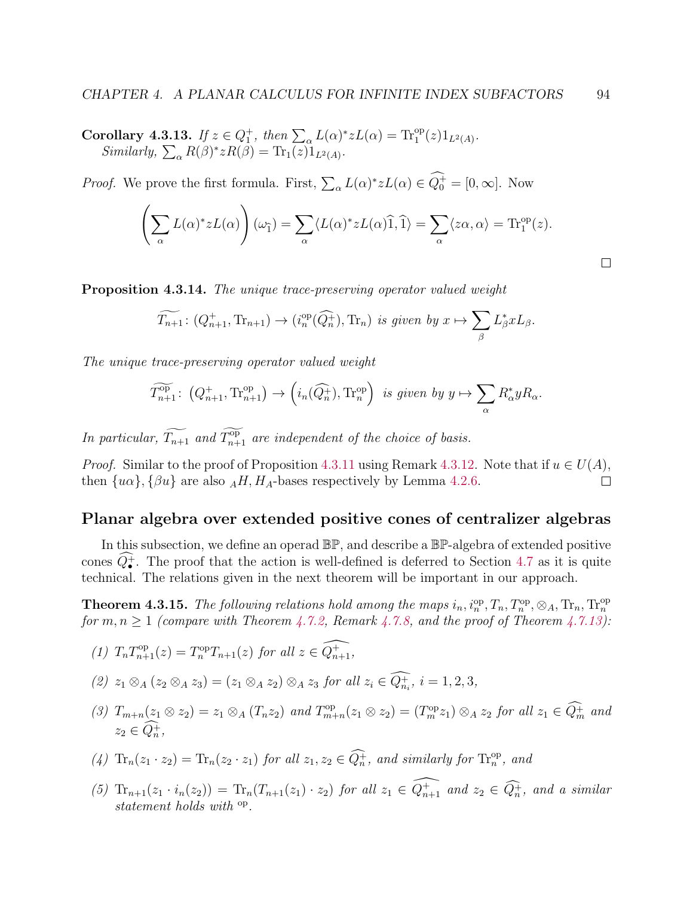**Corollary 4.3.13.** *If $z \in Q_1^+$, then $\sum_\alpha L(\alpha)^* z L(\alpha) = \operatorname{Tr}_1^{\mathrm{op}}(z) 1_{L^2(A)}$. Similarly, $\sum_\alpha R(\beta)^* z R(\beta) = \operatorname{Tr}_1(z) 1_{L^2(A)}$.*

*Proof.* We prove the first formula. First, $\sum_\alpha L(\alpha)^* z L(\alpha) \in \widehat{Q_0^+} = [0, \infty]$. Now

$$\left( \sum_\alpha L(\alpha)^* z L(\alpha) \right) (\omega_{\widehat{1}}) = \sum_\alpha \langle L(\alpha)^* z L(\alpha) \widehat{1}, \widehat{1} \rangle = \sum_\alpha \langle z\alpha, \alpha \rangle = \operatorname{Tr}_1^{\mathrm{op}}(z).$$

□

**Proposition 4.3.14.** *The unique trace-preserving operator valued weight*

$$\widetilde{T_{n+1}} \colon (Q_{n+1}^+, \operatorname{Tr}_{n+1}) \to (i_n^{\mathrm{op}}(\widehat{Q_n^+}), \operatorname{Tr}_n) \text{ is given by } x \mapsto \sum_\beta L_\beta^* x L_\beta.$$

*The unique trace-preserving operator valued weight*

$$\widetilde{T_{n+1}^{\mathrm{op}}} \colon \left(Q_{n+1}^+, \operatorname{Tr}_{n+1}^{\mathrm{op}}\right) \to \left(i_n(\widehat{Q_n^+}), \operatorname{Tr}_n^{\mathrm{op}}\right) \text{ is given by } y \mapsto \sum_\alpha R_\alpha^* y R_\alpha.$$

*In particular, $\widetilde{T_{n+1}}$ and $\widetilde{T_{n+1}^{\mathrm{op}}}$ are independent of the choice of basis.*

*Proof.* Similar to the proof of Proposition 4.3.11 using Remark 4.3.12. Note that if $u \in U(A)$, then $\{u\alpha\}, \{\beta u\}$ are also ${}_AH, H_A$-bases respectively by Lemma 4.2.6. □

## Planar algebra over extended positive cones of centralizer algebras

In this subsection, we define an operad $\mathbb{BP}$, and describe a $\mathbb{BP}$-algebra of extended positive cones $\widehat{Q_\bullet^+}$. The proof that the action is well-defined is deferred to Section 4.7 as it is quite technical. The relations given in the next theorem will be important in our approach.

**Theorem 4.3.15.** *The following relations hold among the maps $i_n, i_n^{\mathrm{op}}, T_n, T_n^{\mathrm{op}}, \otimes_A, \operatorname{Tr}_n, \operatorname{Tr}_n^{\mathrm{op}}$ for $m, n \geq 1$ (compare with Theorem 4.7.2, Remark 4.7.8, and the proof of Theorem 4.7.13):*

*(1) $T_n T_{n+1}^{\mathrm{op}}(z) = T_n^{\mathrm{op}} T_{n+1}(z)$ for all $z \in \widehat{Q_{n+1}^+}$,*

*(2) $z_1 \otimes_A (z_2 \otimes_A z_3) = (z_1 \otimes_A z_2) \otimes_A z_3$ for all $z_i \in \widehat{Q_{n_i}^+}$, $i = 1, 2, 3$,*

*(3) $T_{m+n}(z_1 \otimes z_2) = z_1 \otimes_A (T_n z_2)$ and $T_{m+n}^{\mathrm{op}}(z_1 \otimes z_2) = (T_m^{\mathrm{op}} z_1) \otimes_A z_2$ for all $z_1 \in \widehat{Q_m^+}$ and $z_2 \in \widehat{Q_n^+}$,*

*(4) $\operatorname{Tr}_n(z_1 \cdot z_2) = \operatorname{Tr}_n(z_2 \cdot z_1)$ for all $z_1, z_2 \in \widehat{Q_n^+}$, and similarly for $\operatorname{Tr}_n^{\mathrm{op}}$, and*

*(5) $\operatorname{Tr}_{n+1}(z_1 \cdot i_n(z_2)) = \operatorname{Tr}_n(T_{n+1}(z_1) \cdot z_2)$ for all $z_1 \in \widehat{Q_{n+1}^+}$ and $z_2 \in \widehat{Q_n^+}$, and a similar statement holds with ${}^{\mathrm{op}}$.*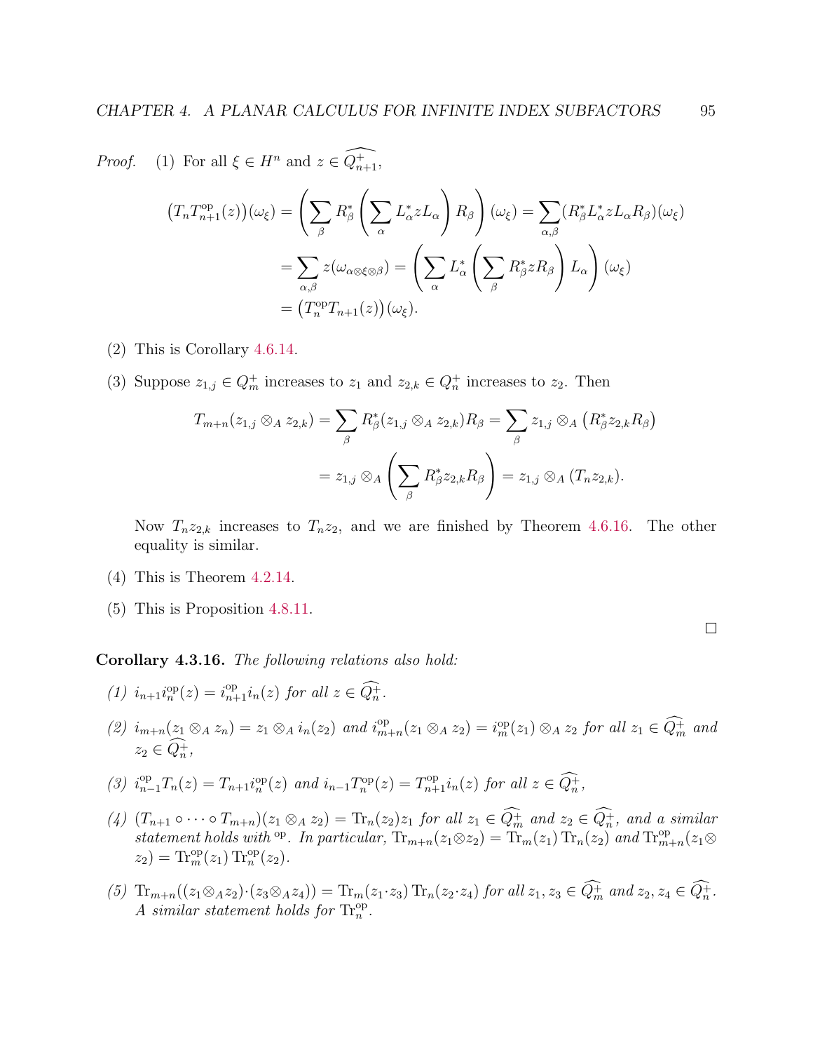*Proof.* (1) For all $\xi \in H^n$ and $z \in \widehat{Q_{n+1}^+}$,

$$
\begin{aligned}
\big(T_n T_{n+1}^{\mathrm{op}}(z)\big)(\omega_\xi) &= \left(\sum_\beta R_\beta^* \left(\sum_\alpha L_\alpha^* z L_\alpha\right) R_\beta\right)(\omega_\xi) = \sum_{\alpha,\beta} (R_\beta^* L_\alpha^* z L_\alpha R_\beta)(\omega_\xi) \\
&= \sum_{\alpha,\beta} z(\omega_{\alpha\otimes\xi\otimes\beta}) = \left(\sum_\alpha L_\alpha^* \left(\sum_\beta R_\beta^* z R_\beta\right) L_\alpha\right)(\omega_\xi) \\
&= \big(T_n^{\mathrm{op}} T_{n+1}(z)\big)(\omega_\xi).
\end{aligned}
$$

(2) This is Corollary 4.6.14.

(3) Suppose $z_{1,j} \in Q_m^+$ increases to $z_1$ and $z_{2,k} \in Q_n^+$ increases to $z_2$. Then

$$
\begin{aligned}
T_{m+n}(z_{1,j} \otimes_A z_{2,k}) &= \sum_\beta R_\beta^*(z_{1,j} \otimes_A z_{2,k}) R_\beta = \sum_\beta z_{1,j} \otimes_A \left(R_\beta^* z_{2,k} R_\beta\right) \\
&= z_{1,j} \otimes_A \left(\sum_\beta R_\beta^* z_{2,k} R_\beta\right) = z_{1,j} \otimes_A (T_n z_{2,k}).
\end{aligned}
$$

Now $T_n z_{2,k}$ increases to $T_n z_2$, and we are finished by Theorem 4.6.16. The other equality is similar.

(4) This is Theorem 4.2.14.

(5) This is Proposition 4.8.11.

$\square$

**Corollary 4.3.16.** *The following relations also hold:*

1. *$i_{n+1} i_n^{\mathrm{op}}(z) = i_{n+1}^{\mathrm{op}} i_n(z)$ for all $z \in \widehat{Q_n^+}$.*
2. *$i_{m+n}(z_1 \otimes_A z_n) = z_1 \otimes_A i_n(z_2)$ and $i_{m+n}^{\mathrm{op}}(z_1 \otimes_A z_2) = i_m^{\mathrm{op}}(z_1) \otimes_A z_2$ for all $z_1 \in \widehat{Q_m^+}$ and $z_2 \in \widehat{Q_n^+}$,*
3. *$i_{n-1}^{\mathrm{op}} T_n(z) = T_{n+1} i_n^{\mathrm{op}}(z)$ and $i_{n-1} T_n^{\mathrm{op}}(z) = T_{n+1}^{\mathrm{op}} i_n(z)$ for all $z \in \widehat{Q_n^+}$,*
4. *$(T_{n+1} \circ \cdots \circ T_{m+n})(z_1 \otimes_A z_2) = \mathrm{Tr}_n(z_2) z_1$ for all $z_1 \in \widehat{Q_m^+}$ and $z_2 \in \widehat{Q_n^+}$, and a similar statement holds with ${}^{\mathrm{op}}$. In particular, $\mathrm{Tr}_{m+n}(z_1 \otimes z_2) = \mathrm{Tr}_m(z_1)\,\mathrm{Tr}_n(z_2)$ and $\mathrm{Tr}_{m+n}^{\mathrm{op}}(z_1 \otimes z_2) = \mathrm{Tr}_m^{\mathrm{op}}(z_1)\,\mathrm{Tr}_n^{\mathrm{op}}(z_2)$.*
5. *$\mathrm{Tr}_{m+n}((z_1 \otimes_A z_2) \cdot (z_3 \otimes_A z_4)) = \mathrm{Tr}_m(z_1 \cdot z_3)\,\mathrm{Tr}_n(z_2 \cdot z_4)$ for all $z_1, z_3 \in \widehat{Q_m^+}$ and $z_2, z_4 \in \widehat{Q_n^+}$. A similar statement holds for $\mathrm{Tr}_n^{\mathrm{op}}$.*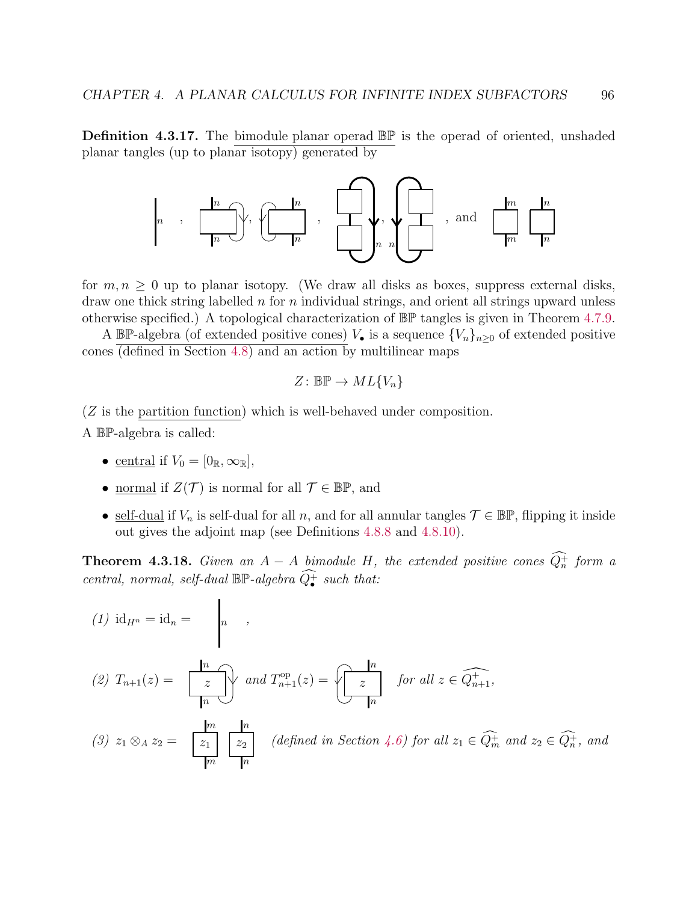**Definition 4.3.17.** The bimodule planar operad $\mathbb{BP}$ is the operad of oriented, unshaded planar tangles (up to planar isotopy) generated by

$$\Big|_n \quad , \quad \text{(tangles)} \quad , \quad \text{(tangles)} \quad , \text{ and } \quad \text{(tangles)}$$

for $m, n \geq 0$ up to planar isotopy. (We draw all disks as boxes, suppress external disks, draw one thick string labelled $n$ for $n$ individual strings, and orient all strings upward unless otherwise specified.) A topological characterization of $\mathbb{BP}$ tangles is given in Theorem 4.7.9.

A $\mathbb{BP}$-algebra (of extended positive cones) $V_\bullet$ is a sequence $\{V_n\}_{n\geq 0}$ of extended positive cones (defined in Section 4.8) and an action by multilinear maps

$$Z \colon \mathbb{BP} \to ML\{V_n\}$$

($Z$ is the partition function) which is well-behaved under composition.

A $\mathbb{BP}$-algebra is called:

- central if $V_0 = [0_{\mathbb{R}}, \infty_{\mathbb{R}}]$,
- normal if $Z(\mathcal{T})$ is normal for all $\mathcal{T} \in \mathbb{BP}$, and
- self-dual if $V_n$ is self-dual for all $n$, and for all annular tangles $\mathcal{T} \in \mathbb{BP}$, flipping it inside out gives the adjoint map (see Definitions 4.8.8 and 4.8.10).

**Theorem 4.3.18.** *Given an $A - A$ bimodule $H$, the extended positive cones $\widehat{Q_n^+}$ form a central, normal, self-dual $\mathbb{BP}$-algebra $\widehat{Q_\bullet^+}$ such that:*

*(1)* $\mathrm{id}_{H^n} = \mathrm{id}_n = \Big|_n$ ,

*(2)* $T_{n+1}(z) =$ (tangle) *and* $T_{n+1}^{\mathrm{op}}(z) =$ (tangle) *for all* $z \in \widehat{Q_{n+1}^+}$,

*(3)* $z_1 \otimes_A z_2 =$ (tangle) *(defined in Section 4.6) for all $z_1 \in \widehat{Q_m^+}$ and $z_2 \in \widehat{Q_n^+}$, and*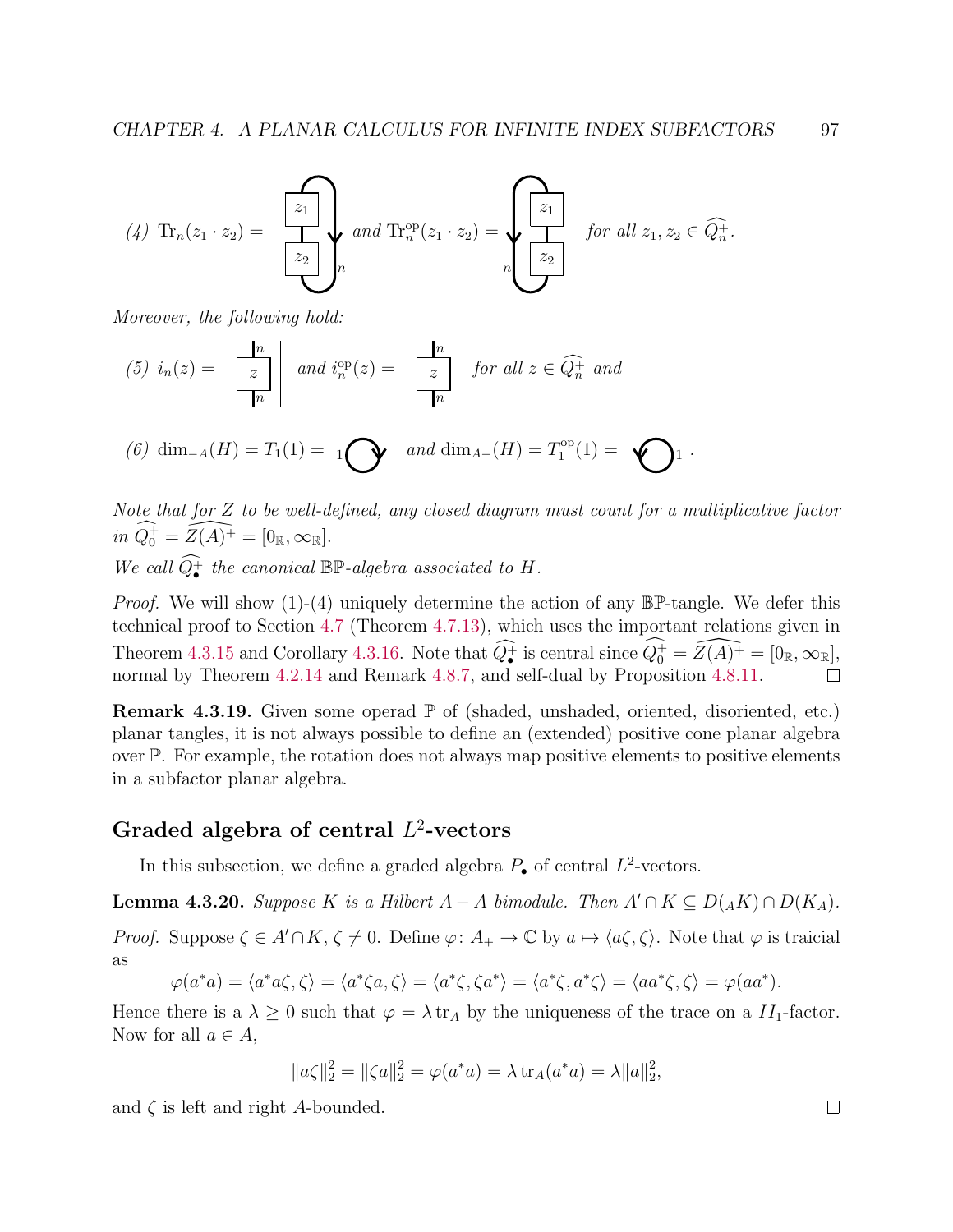*(4)* $\mathrm{Tr}_n(z_1 \cdot z_2) =$ [diagram] *and* $\mathrm{Tr}_n^{\mathrm{op}}(z_1 \cdot z_2) =$ [diagram] *for all* $z_1, z_2 \in \widehat{Q_n^+}$.

*Moreover, the following hold:*

*(5)* $i_n(z) =$ [diagram] *and* $i_n^{\mathrm{op}}(z) =$ [diagram] *for all* $z \in \widehat{Q_n^+}$ *and*

*(6)* $\dim_{-A}(H) = T_1(1) =$ [diagram] *and* $\dim_{A-}(H) = T_1^{\mathrm{op}}(1) =$ [diagram] .

*Note that for* $Z$ *to be well-defined, any closed diagram must count for a multiplicative factor in* $\widehat{Q_0^+} = \widehat{Z(A)^+} = [0_{\mathbb{R}}, \infty_{\mathbb{R}}]$.

*We call* $\widehat{Q_\bullet^+}$ *the canonical* $\mathbb{BP}$*-algebra associated to* $H$.

*Proof.* We will show (1)-(4) uniquely determine the action of any $\mathbb{BP}$-tangle. We defer this technical proof to Section 4.7 (Theorem 4.7.13), which uses the important relations given in Theorem 4.3.15 and Corollary 4.3.16. Note that $\widehat{Q_\bullet^+}$ is central since $\widehat{Q_0^+} = \widehat{Z(A)^+} = [0_{\mathbb{R}}, \infty_{\mathbb{R}}]$, normal by Theorem 4.2.14 and Remark 4.8.7, and self-dual by Proposition 4.8.11. □

**Remark 4.3.19.** Given some operad $\mathbb{P}$ of (shaded, unshaded, oriented, disoriented, etc.) planar tangles, it is not always possible to define an (extended) positive cone planar algebra over $\mathbb{P}$. For example, the rotation does not always map positive elements to positive elements in a subfactor planar algebra.

## Graded algebra of central $L^2$-vectors

In this subsection, we define a graded algebra $P_\bullet$ of central $L^2$-vectors.

**Lemma 4.3.20.** *Suppose* $K$ *is a Hilbert* $A-A$ *bimodule. Then* $A' \cap K \subseteq D({}_AK) \cap D(K_A)$.

*Proof.* Suppose $\zeta \in A' \cap K$, $\zeta \neq 0$. Define $\varphi \colon A_+ \to \mathbb{C}$ by $a \mapsto \langle a\zeta, \zeta\rangle$. Note that $\varphi$ is traicial as

$$\varphi(a^*a) = \langle a^*a\zeta, \zeta\rangle = \langle a^*\zeta a, \zeta\rangle = \langle a^*\zeta, \zeta a^*\rangle = \langle a^*\zeta, a^*\zeta\rangle = \langle aa^*\zeta, \zeta\rangle = \varphi(aa^*).$$

Hence there is a $\lambda \geq 0$ such that $\varphi = \lambda \operatorname{tr}_A$ by the uniqueness of the trace on a $II_1$-factor. Now for all $a \in A$,

$$\|a\zeta\|_2^2 = \|\zeta a\|_2^2 = \varphi(a^*a) = \lambda \operatorname{tr}_A(a^*a) = \lambda \|a\|_2^2,$$

and $\zeta$ is left and right $A$-bounded. □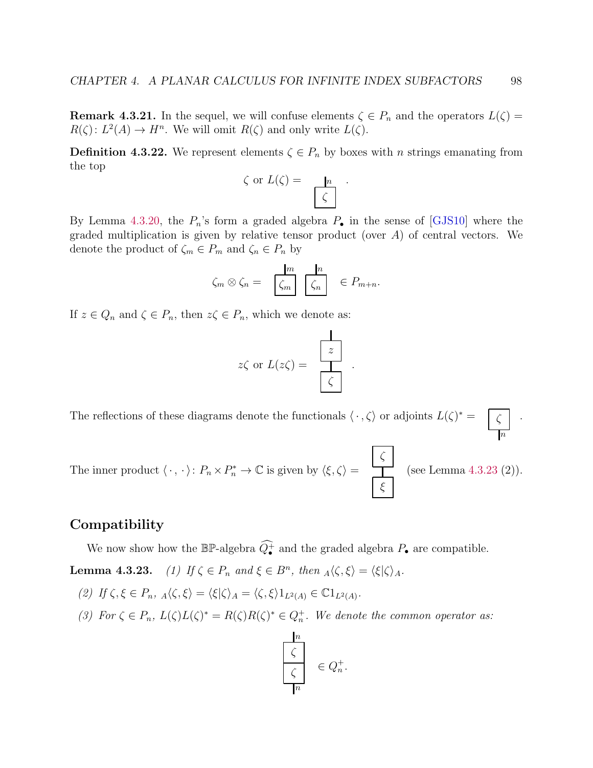**Remark 4.3.21.** In the sequel, we will confuse elements $\zeta \in P_n$ and the operators $L(\zeta) = R(\zeta)\colon L^2(A) \to H^n$. We will omit $R(\zeta)$ and only write $L(\zeta)$.

**Definition 4.3.22.** We represent elements $\zeta \in P_n$ by boxes with $n$ strings emanating from the top

$$\zeta \text{ or } L(\zeta) = \boxed{\zeta}^{\,n} .$$

By Lemma 4.3.20, the $P_n$'s form a graded algebra $P_\bullet$ in the sense of [GJS10] where the graded multiplication is given by relative tensor product (over $A$) of central vectors. We denote the product of $\zeta_m \in P_m$ and $\zeta_n \in P_n$ by

$$\zeta_m \otimes \zeta_n = \boxed{\zeta_m}^{\,m} \; \boxed{\zeta_n}^{\,n} \in P_{m+n}.$$

If $z \in Q_n$ and $\zeta \in P_n$, then $z\zeta \in P_n$, which we denote as:

$$z\zeta \text{ or } L(z\zeta) = \begin{array}{c} | \\ \boxed{z} \\ | \\ \boxed{\zeta} \end{array} .$$

The reflections of these diagrams denote the functionals $\langle \cdot\,, \zeta\rangle$ or adjoints $L(\zeta)^* = \boxed{\zeta}_{\,n}$ .

The inner product $\langle \cdot\,, \cdot\rangle \colon P_n \times P_n^* \to \mathbb{C}$ is given by $\langle \xi, \zeta\rangle = \begin{array}{c} \boxed{\zeta} \\ | \\ \boxed{\xi} \end{array}$ (see Lemma 4.3.23 (2)).

## Compatibility

We now show how the $\mathbb{BP}$-algebra $\widehat{Q_\bullet^+}$ and the graded algebra $P_\bullet$ are compatible.

**Lemma 4.3.23.** *(1) If $\zeta \in P_n$ and $\xi \in B^n$, then ${}_A\langle \zeta, \xi\rangle = \langle \xi|\zeta\rangle_A$.*

*(2) If $\zeta, \xi \in P_n$, ${}_A\langle \zeta, \xi\rangle = \langle \xi|\zeta\rangle_A = \langle \zeta, \xi\rangle 1_{L^2(A)} \in \mathbb{C}1_{L^2(A)}$.*

*(3) For $\zeta \in P_n$, $L(\zeta)L(\zeta)^* = R(\zeta)R(\zeta)^* \in Q_n^+$. We denote the common operator as:*

$$\begin{array}{c} |^{\,n} \\ \boxed{\zeta} \\ \boxed{\zeta} \\ |_{\,n} \end{array} \in Q_n^+.$$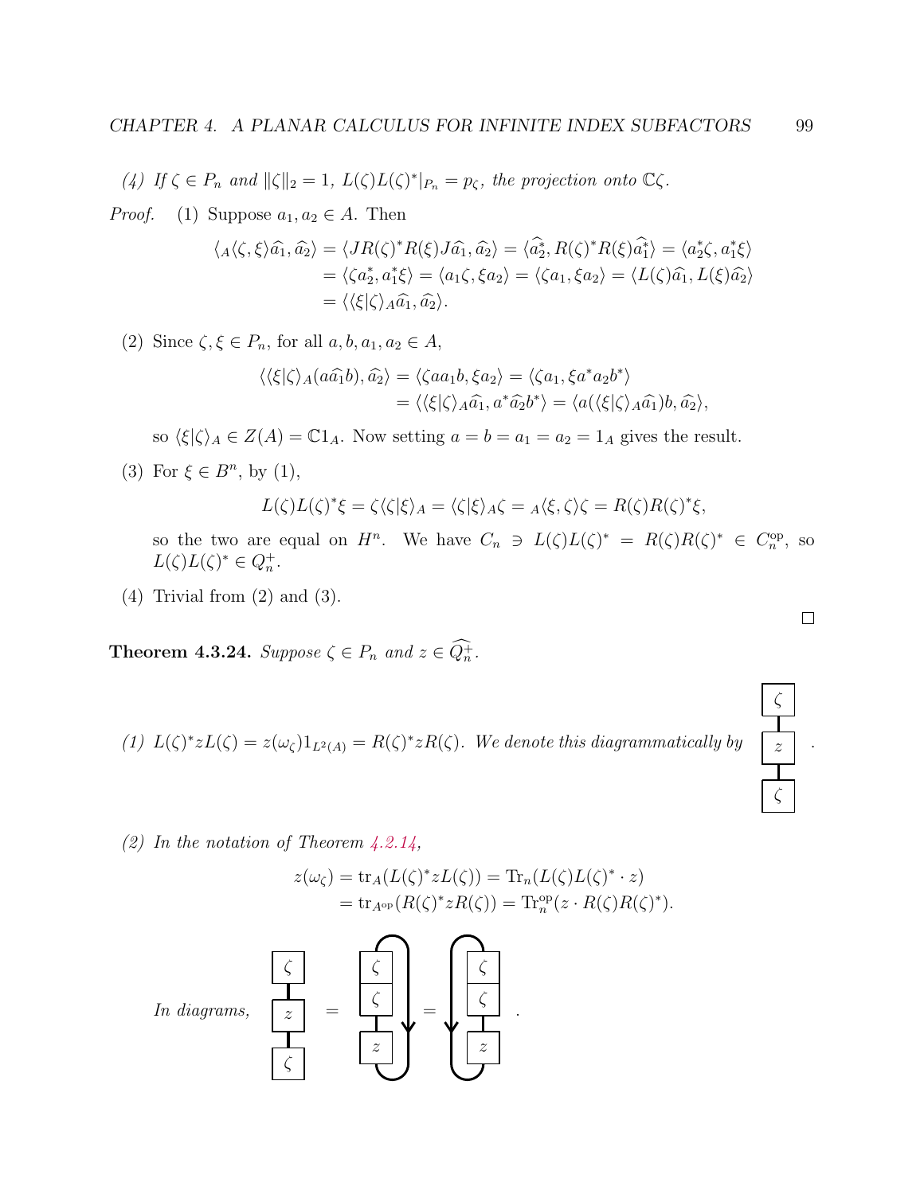*(4) If $\zeta \in P_n$ and $\|\zeta\|_2 = 1$, $L(\zeta)L(\zeta)^*|_{P_n} = p_\zeta$, the projection onto $\mathbb{C}\zeta$.*

*Proof.* (1) Suppose $a_1, a_2 \in A$. Then

$$\begin{aligned}\langle {}_A\langle \zeta, \xi\rangle \widehat{a_1}, \widehat{a_2}\rangle &= \langle JR(\zeta)^* R(\xi) J\widehat{a_1}, \widehat{a_2}\rangle = \langle \widehat{a_2^*}, R(\zeta)^* R(\xi)\widehat{a_1^*}\rangle = \langle a_2^*\zeta, a_1^*\xi\rangle \\ &= \langle \zeta a_2^*, a_1^*\xi\rangle = \langle a_1\zeta, \xi a_2\rangle = \langle \zeta a_1, \xi a_2\rangle = \langle L(\zeta)\widehat{a_1}, L(\xi)\widehat{a_2}\rangle \\ &= \langle \langle \xi|\zeta\rangle_A \widehat{a_1}, \widehat{a_2}\rangle.\end{aligned}$$

(2) Since $\zeta, \xi \in P_n$, for all $a, b, a_1, a_2 \in A$,

$$\begin{aligned}\langle \langle \xi|\zeta\rangle_A (a\widehat{a_1}b), \widehat{a_2}\rangle &= \langle \zeta a a_1 b, \xi a_2\rangle = \langle \zeta a_1, \xi a^* a_2 b^*\rangle \\ &= \langle \langle \xi|\zeta\rangle_A \widehat{a_1}, a^*\widehat{a_2}b^*\rangle = \langle a(\langle \xi|\zeta\rangle_A \widehat{a_1})b, \widehat{a_2}\rangle,\end{aligned}$$

so $\langle \xi|\zeta\rangle_A \in Z(A) = \mathbb{C}1_A$. Now setting $a = b = a_1 = a_2 = 1_A$ gives the result.

(3) For $\xi \in B^n$, by (1),

$$L(\zeta)L(\zeta)^*\xi = \zeta\langle \zeta|\xi\rangle_A = \langle \zeta|\xi\rangle_A \zeta = {}_A\langle \xi, \zeta\rangle \zeta = R(\zeta)R(\zeta)^*\xi,$$

so the two are equal on $H^n$. We have $C_n \ni L(\zeta)L(\zeta)^* = R(\zeta)R(\zeta)^* \in C_n^{\mathrm{op}}$, so $L(\zeta)L(\zeta)^* \in Q_n^+$.

(4) Trivial from (2) and (3).

□

**Theorem 4.3.24.** *Suppose $\zeta \in P_n$ and $z \in \widehat{Q_n^+}$.*

*(1) $L(\zeta)^* z L(\zeta) = z(\omega_\zeta)1_{L^2(A)} = R(\zeta)^* z R(\zeta)$. We denote this diagrammatically by* [diagram: vertical stack of boxes $\zeta$, $z$, $\zeta$ connected by strings].

*(2) In the notation of Theorem 4.2.14,*

$$\begin{aligned}z(\omega_\zeta) &= \mathrm{tr}_A(L(\zeta)^* z L(\zeta)) = \mathrm{Tr}_n(L(\zeta)L(\zeta)^* \cdot z) \\ &= \mathrm{tr}_{A^{\mathrm{op}}}(R(\zeta)^* z R(\zeta)) = \mathrm{Tr}_n^{\mathrm{op}}(z \cdot R(\zeta)R(\zeta)^*).\end{aligned}$$

*In diagrams,* [diagram: stack $\zeta$, $z$, $\zeta$] = [diagram: boxes $\zeta$, $\zeta$, $z$ with a string closed around the right side, oriented downward] = [diagram: boxes $\zeta$, $\zeta$, $z$ with a string closed around the left side, oriented downward].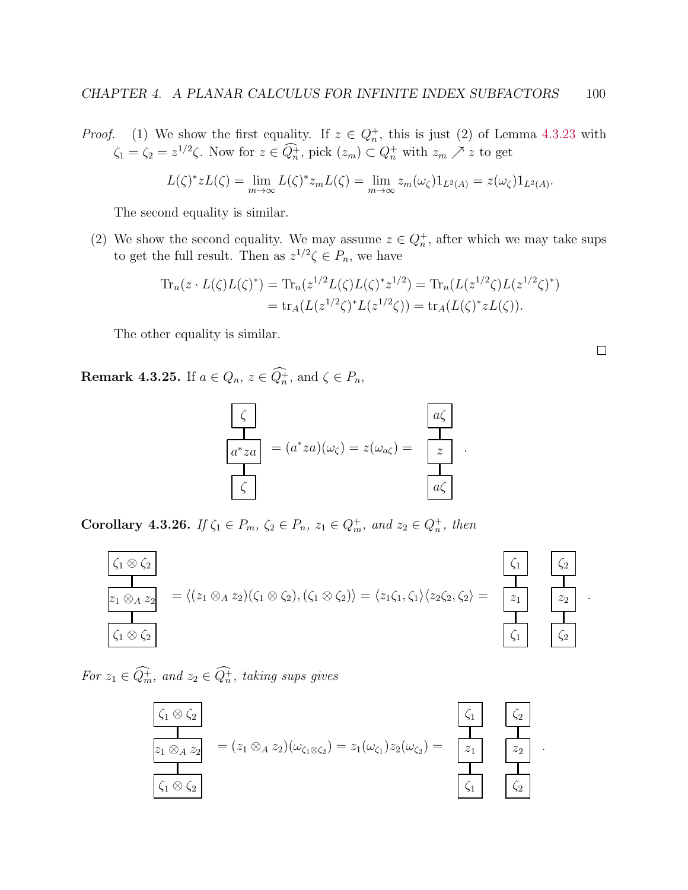*Proof.* (1) We show the first equality. If $z \in Q_n^+$, this is just (2) of Lemma 4.3.23 with $\zeta_1 = \zeta_2 = z^{1/2}\zeta$. Now for $z \in \widehat{Q_n^+}$, pick $(z_m) \subset Q_n^+$ with $z_m \nearrow z$ to get

$$L(\zeta)^* z L(\zeta) = \lim_{m\to\infty} L(\zeta)^* z_m L(\zeta) = \lim_{m\to\infty} z_m(\omega_\zeta) 1_{L^2(A)} = z(\omega_\zeta) 1_{L^2(A)}.$$

The second equality is similar.

(2) We show the second equality. We may assume $z \in Q_n^+$, after which we may take sups to get the full result. Then as $z^{1/2}\zeta \in P_n$, we have

$$\begin{aligned}\operatorname{Tr}_n(z \cdot L(\zeta)L(\zeta)^*) &= \operatorname{Tr}_n(z^{1/2}L(\zeta)L(\zeta)^* z^{1/2}) = \operatorname{Tr}_n(L(z^{1/2}\zeta)L(z^{1/2}\zeta)^*)\\ &= \operatorname{tr}_A(L(z^{1/2}\zeta)^* L(z^{1/2}\zeta)) = \operatorname{tr}_A(L(\zeta)^* z L(\zeta)).\end{aligned}$$

The other equality is similar.

$\square$

**Remark 4.3.25.** If $a \in Q_n$, $z \in \widehat{Q_n^+}$, and $\zeta \in P_n$,

$$\begin{array}{c}\boxed{\zeta}\\ |\\ \boxed{a^*za}\\ |\\ \boxed{\zeta}\end{array} = (a^*za)(\omega_\zeta) = z(\omega_{a\zeta}) = \begin{array}{c}\boxed{a\zeta}\\ |\\ \boxed{z}\\ |\\ \boxed{a\zeta}\end{array}.$$

**Corollary 4.3.26.** *If $\zeta_1 \in P_m$, $\zeta_2 \in P_n$, $z_1 \in Q_m^+$, and $z_2 \in Q_n^+$, then*

$$\begin{array}{c}\boxed{\zeta_1 \otimes \zeta_2}\\ |\\ \boxed{z_1 \otimes_A z_2}\\ |\\ \boxed{\zeta_1 \otimes \zeta_2}\end{array} = \langle (z_1 \otimes_A z_2)(\zeta_1 \otimes \zeta_2), (\zeta_1 \otimes \zeta_2)\rangle = \langle z_1\zeta_1, \zeta_1\rangle \langle z_2\zeta_2, \zeta_2\rangle = \begin{array}{c}\boxed{\zeta_1}\\ |\\ \boxed{z_1}\\ |\\ \boxed{\zeta_1}\end{array} \quad \begin{array}{c}\boxed{\zeta_2}\\ |\\ \boxed{z_2}\\ |\\ \boxed{\zeta_2}\end{array}.$$

*For $z_1 \in \widehat{Q_m^+}$, and $z_2 \in \widehat{Q_n^+}$, taking sups gives*

$$\begin{array}{c}\boxed{\zeta_1 \otimes \zeta_2}\\ |\\ \boxed{z_1 \otimes_A z_2}\\ |\\ \boxed{\zeta_1 \otimes \zeta_2}\end{array} = (z_1 \otimes_A z_2)(\omega_{\zeta_1 \otimes \zeta_2}) = z_1(\omega_{\zeta_1}) z_2(\omega_{\zeta_2}) = \begin{array}{c}\boxed{\zeta_1}\\ |\\ \boxed{z_1}\\ |\\ \boxed{\zeta_1}\end{array} \quad \begin{array}{c}\boxed{\zeta_2}\\ |\\ \boxed{z_2}\\ |\\ \boxed{\zeta_2}\end{array}.$$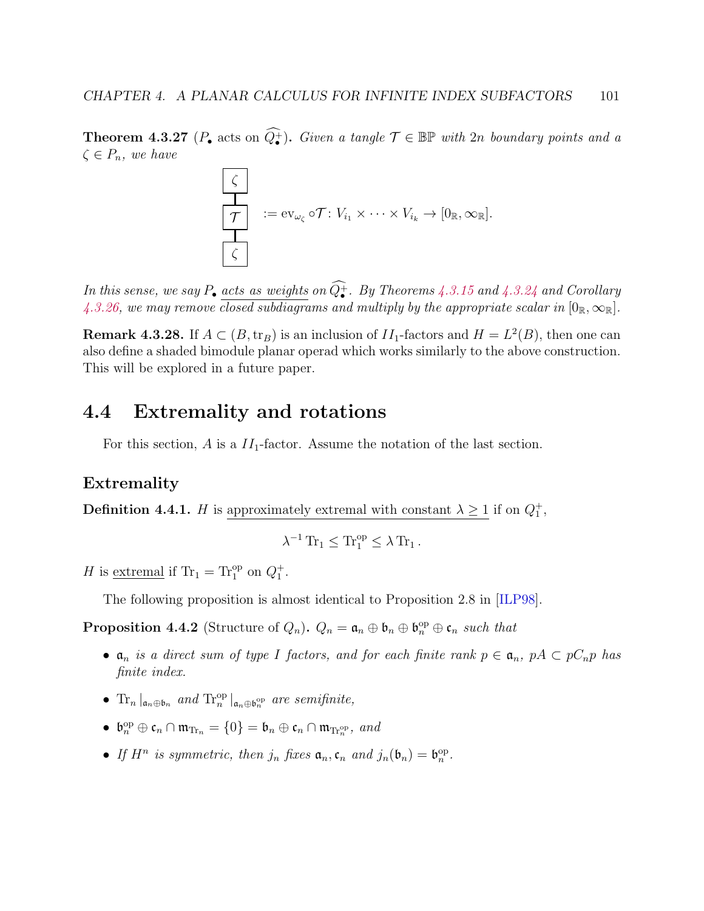**Theorem 4.3.27** ($P_\bullet$ acts on $\widehat{Q_\bullet^+}$). *Given a tangle $\mathcal{T} \in \mathbb{BP}$ with $2n$ boundary points and a $\zeta \in P_n$, we have*

$$\begin{array}{c}\boxed{\zeta}\\ |\\ \boxed{\mathcal{T}}\\ |\\ \boxed{\zeta}\end{array} := \operatorname{ev}_{\omega_\zeta} \circ \mathcal{T} \colon V_{i_1} \times \cdots \times V_{i_k} \to [0_{\mathbb{R}}, \infty_{\mathbb{R}}].$$

*In this sense, we say $P_\bullet$ acts as weights on $\widehat{Q_\bullet^+}$. By Theorems 4.3.15 and 4.3.24 and Corollary 4.3.26, we may remove closed subdiagrams and multiply by the appropriate scalar in $[0_{\mathbb{R}}, \infty_{\mathbb{R}}]$.*

**Remark 4.3.28.** If $A \subset (B, \operatorname{tr}_B)$ is an inclusion of $II_1$-factors and $H = L^2(B)$, then one can also define a shaded bimodule planar operad which works similarly to the above construction. This will be explored in a future paper.

## 4.4 Extremality and rotations

For this section, $A$ is a $II_1$-factor. Assume the notation of the last section.

### Extremality

**Definition 4.4.1.** $H$ is approximately extremal with constant $\lambda \geq 1$ if on $Q_1^+$,

$$\lambda^{-1} \operatorname{Tr}_1 \leq \operatorname{Tr}_1^{\mathrm{op}} \leq \lambda \operatorname{Tr}_1.$$

$H$ is extremal if $\operatorname{Tr}_1 = \operatorname{Tr}_1^{\mathrm{op}}$ on $Q_1^+$.

The following proposition is almost identical to Proposition 2.8 in [ILP98].

**Proposition 4.4.2** (Structure of $Q_n$). *$Q_n = \mathfrak{a}_n \oplus \mathfrak{b}_n \oplus \mathfrak{b}_n^{\mathrm{op}} \oplus \mathfrak{c}_n$ such that*

- *$\mathfrak{a}_n$ is a direct sum of type I factors, and for each finite rank $p \in \mathfrak{a}_n$, $pA \subset pC_np$ has finite index.*
- *$\operatorname{Tr}_n|_{\mathfrak{a}_n \oplus \mathfrak{b}_n}$ and $\operatorname{Tr}_n^{\mathrm{op}}|_{\mathfrak{a}_n \oplus \mathfrak{b}_n^{\mathrm{op}}}$ are semifinite,*
- *$\mathfrak{b}_n^{\mathrm{op}} \oplus \mathfrak{c}_n \cap \mathfrak{m}_{\operatorname{Tr}_n} = \{0\} = \mathfrak{b}_n \oplus \mathfrak{c}_n \cap \mathfrak{m}_{\operatorname{Tr}_n^{\mathrm{op}}}$, and*
- *If $H^n$ is symmetric, then $j_n$ fixes $\mathfrak{a}_n, \mathfrak{c}_n$ and $j_n(\mathfrak{b}_n) = \mathfrak{b}_n^{\mathrm{op}}$.*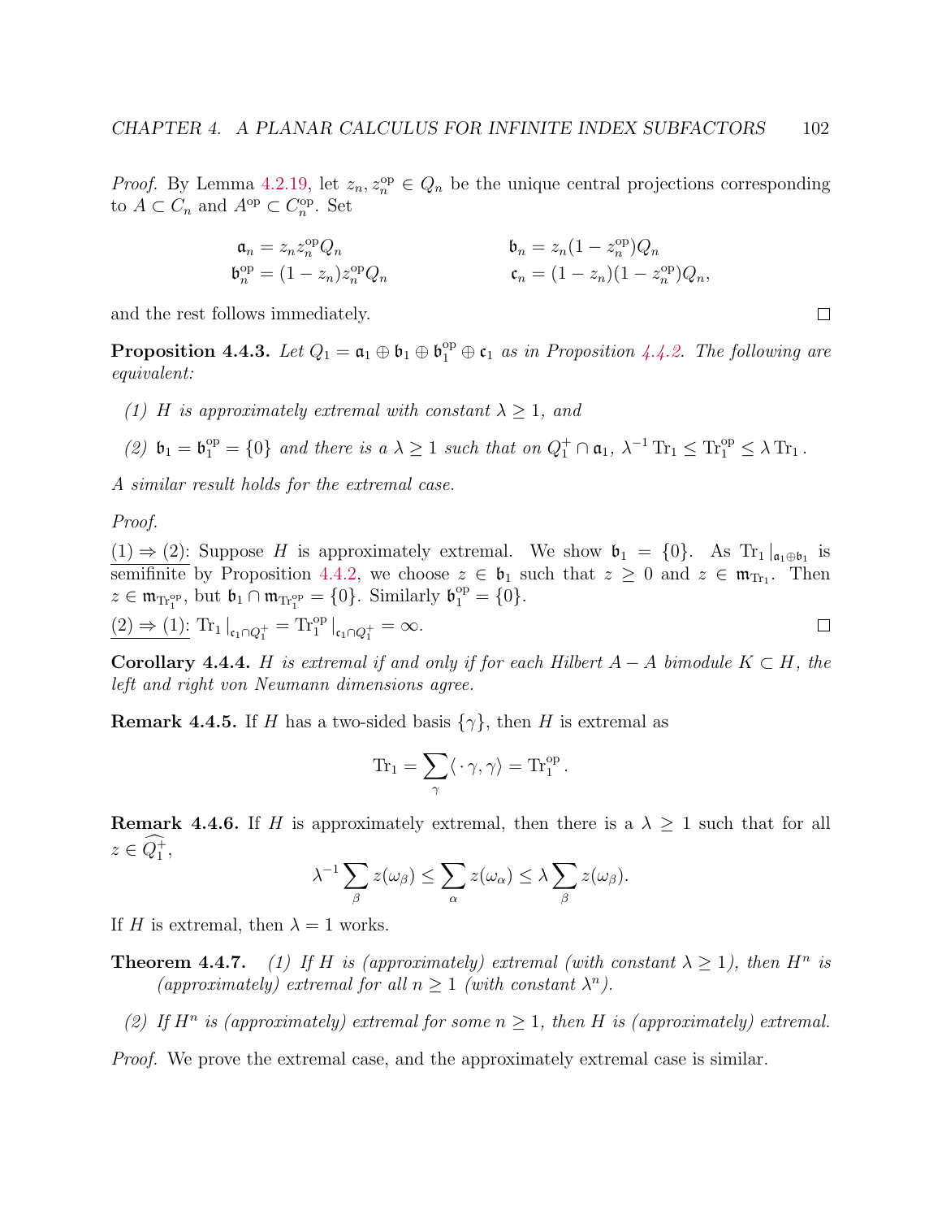*Proof.* By Lemma 4.2.19, let $z_n, z_n^{\text{op}} \in Q_n$ be the unique central projections corresponding to $A \subset C_n$ and $A^{\text{op}} \subset C_n^{\text{op}}$. Set

$$\begin{aligned} \mathfrak{a}_n &= z_n z_n^{\text{op}} Q_n & \mathfrak{b}_n &= z_n(1 - z_n^{\text{op}})Q_n \\ \mathfrak{b}_n^{\text{op}} &= (1 - z_n) z_n^{\text{op}} Q_n & \mathfrak{c}_n &= (1 - z_n)(1 - z_n^{\text{op}})Q_n, \end{aligned}$$

and the rest follows immediately. □

**Proposition 4.4.3.** *Let $Q_1 = \mathfrak{a}_1 \oplus \mathfrak{b}_1 \oplus \mathfrak{b}_1^{\text{op}} \oplus \mathfrak{c}_1$ as in Proposition 4.4.2. The following are equivalent:*

*(1) $H$ is approximately extremal with constant $\lambda \geq 1$, and*

*(2) $\mathfrak{b}_1 = \mathfrak{b}_1^{\text{op}} = \{0\}$ and there is a $\lambda \geq 1$ such that on $Q_1^+ \cap \mathfrak{a}_1$, $\lambda^{-1} \operatorname{Tr}_1 \leq \operatorname{Tr}_1^{\text{op}} \leq \lambda \operatorname{Tr}_1$.*

*A similar result holds for the extremal case.*

*Proof.*
<u>(1) ⇒ (2)</u>: Suppose $H$ is approximately extremal. We show $\mathfrak{b}_1 = \{0\}$. As $\operatorname{Tr}_1|_{\mathfrak{a}_1 \oplus \mathfrak{b}_1}$ is semifinite by Proposition 4.4.2, we choose $z \in \mathfrak{b}_1$ such that $z \geq 0$ and $z \in \mathfrak{m}_{\operatorname{Tr}_1}$. Then $z \in \mathfrak{m}_{\operatorname{Tr}_1^{\text{op}}}$, but $\mathfrak{b}_1 \cap \mathfrak{m}_{\operatorname{Tr}_1^{\text{op}}} = \{0\}$. Similarly $\mathfrak{b}_1^{\text{op}} = \{0\}$.
<u>(2) ⇒ (1)</u>: $\operatorname{Tr}_1|_{\mathfrak{c}_1 \cap Q_1^+} = \operatorname{Tr}_1^{\text{op}}|_{\mathfrak{c}_1 \cap Q_1^+} = \infty$. □

**Corollary 4.4.4.** *$H$ is extremal if and only if for each Hilbert $A - A$ bimodule $K \subset H$, the left and right von Neumann dimensions agree.*

**Remark 4.4.5.** If $H$ has a two-sided basis $\{\gamma\}$, then $H$ is extremal as

$$\operatorname{Tr}_1 = \sum_{\gamma} \langle \cdot \gamma, \gamma \rangle = \operatorname{Tr}_1^{\text{op}}.$$

**Remark 4.4.6.** If $H$ is approximately extremal, then there is a $\lambda \geq 1$ such that for all $z \in \widehat{Q_1^+}$,

$$\lambda^{-1} \sum_{\beta} z(\omega_\beta) \leq \sum_{\alpha} z(\omega_\alpha) \leq \lambda \sum_{\beta} z(\omega_\beta).$$

If $H$ is extremal, then $\lambda = 1$ works.

**Theorem 4.4.7.** *(1) If $H$ is (approximately) extremal (with constant $\lambda \geq 1$), then $H^n$ is (approximately) extremal for all $n \geq 1$ (with constant $\lambda^n$).*

*(2) If $H^n$ is (approximately) extremal for some $n \geq 1$, then $H$ is (approximately) extremal.*

*Proof.* We prove the extremal case, and the approximately extremal case is similar.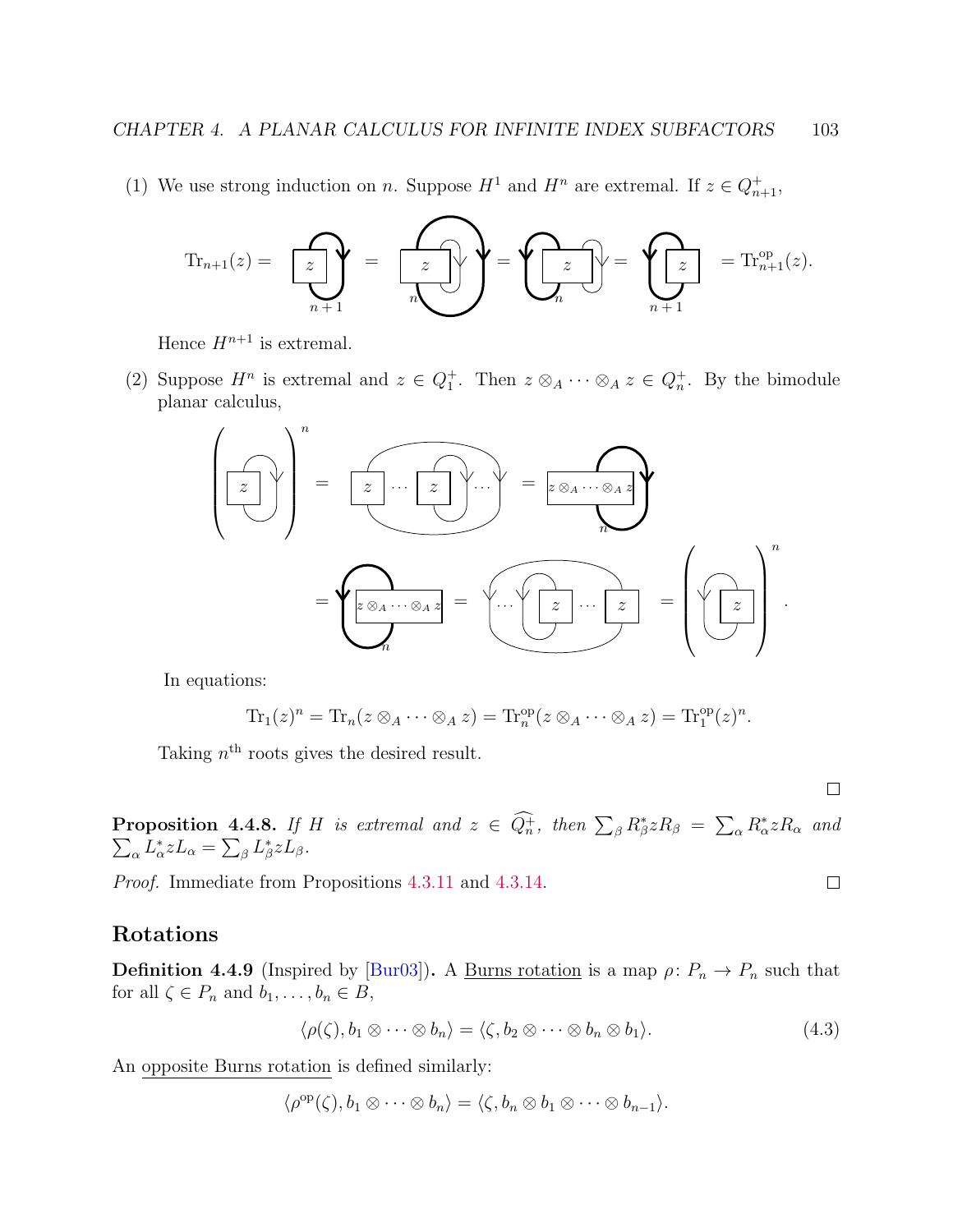(1) We use strong induction on $n$. Suppose $H^1$ and $H^n$ are extremal. If $z \in Q_{n+1}^+$,

$$\mathrm{Tr}_{n+1}(z) = \cdots = \mathrm{Tr}_{n+1}^{\mathrm{op}}(z).$$

Hence $H^{n+1}$ is extremal.

(2) Suppose $H^n$ is extremal and $z \in Q_1^+$. Then $z \otimes_A \cdots \otimes_A z \in Q_n^+$. By the bimodule planar calculus,

In equations:

$$\mathrm{Tr}_1(z)^n = \mathrm{Tr}_n(z \otimes_A \cdots \otimes_A z) = \mathrm{Tr}_n^{\mathrm{op}}(z \otimes_A \cdots \otimes_A z) = \mathrm{Tr}_1^{\mathrm{op}}(z)^n.$$

Taking $n^{\text{th}}$ roots gives the desired result.

□

**Proposition 4.4.8.** *If $H$ is extremal and $z \in \widehat{Q_n^+}$, then $\sum_\beta R_\beta^* z R_\beta = \sum_\alpha R_\alpha^* z R_\alpha$ and $\sum_\alpha L_\alpha^* z L_\alpha = \sum_\beta L_\beta^* z L_\beta$.*

*Proof.* Immediate from Propositions 4.3.11 and 4.3.14. □

## Rotations

**Definition 4.4.9** (Inspired by [Bur03])**.** A Burns rotation is a map $\rho \colon P_n \to P_n$ such that for all $\zeta \in P_n$ and $b_1, \ldots, b_n \in B$,

$$\langle \rho(\zeta), b_1 \otimes \cdots \otimes b_n \rangle = \langle \zeta, b_2 \otimes \cdots \otimes b_n \otimes b_1 \rangle. \tag{4.3}$$

An opposite Burns rotation is defined similarly:

$$\langle \rho^{\mathrm{op}}(\zeta), b_1 \otimes \cdots \otimes b_n \rangle = \langle \zeta, b_n \otimes b_1 \otimes \cdots \otimes b_{n-1} \rangle.$$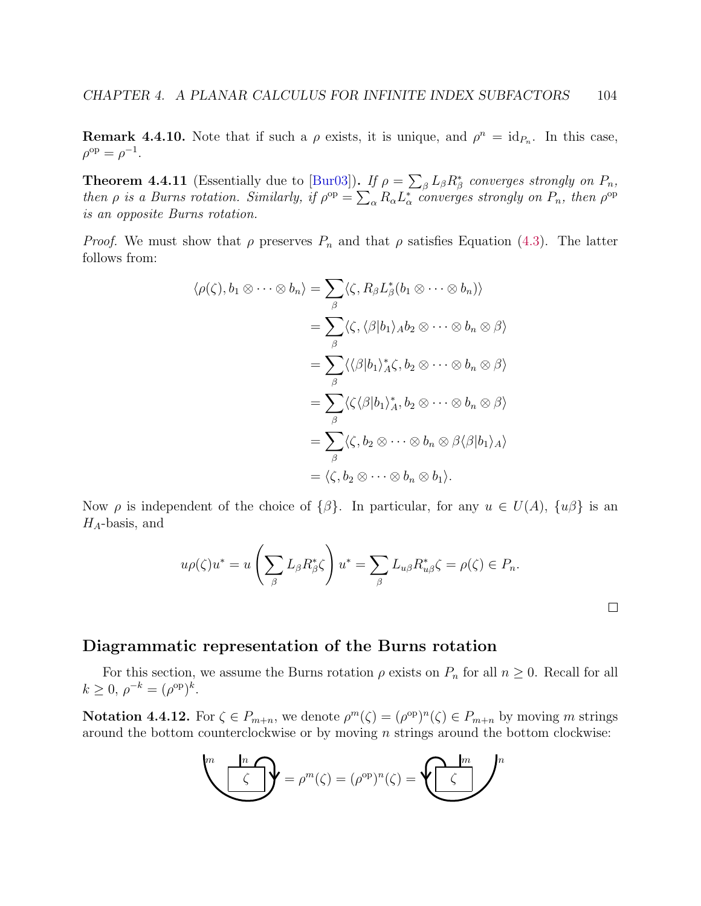**Remark 4.4.10.** Note that if such a $\rho$ exists, it is unique, and $\rho^n = \mathrm{id}_{P_n}$. In this case, $\rho^{\mathrm{op}} = \rho^{-1}$.

**Theorem 4.4.11** (Essentially due to [Bur03])**.** *If $\rho = \sum_\beta L_\beta R_\beta^*$ converges strongly on $P_n$, then $\rho$ is a Burns rotation. Similarly, if $\rho^{\mathrm{op}} = \sum_\alpha R_\alpha L_\alpha^*$ converges strongly on $P_n$, then $\rho^{\mathrm{op}}$ is an opposite Burns rotation.*

*Proof.* We must show that $\rho$ preserves $P_n$ and that $\rho$ satisfies Equation (4.3). The latter follows from:

$$\begin{aligned}
\langle \rho(\zeta), b_1 \otimes \cdots \otimes b_n \rangle &= \sum_\beta \langle \zeta, R_\beta L_\beta^*(b_1 \otimes \cdots \otimes b_n) \rangle \\
&= \sum_\beta \langle \zeta, \langle \beta | b_1 \rangle_A b_2 \otimes \cdots \otimes b_n \otimes \beta \rangle \\
&= \sum_\beta \langle \langle \beta | b_1 \rangle_A^* \zeta, b_2 \otimes \cdots \otimes b_n \otimes \beta \rangle \\
&= \sum_\beta \langle \zeta \langle \beta | b_1 \rangle_A^*, b_2 \otimes \cdots \otimes b_n \otimes \beta \rangle \\
&= \sum_\beta \langle \zeta, b_2 \otimes \cdots \otimes b_n \otimes \beta \langle \beta | b_1 \rangle_A \rangle \\
&= \langle \zeta, b_2 \otimes \cdots \otimes b_n \otimes b_1 \rangle.
\end{aligned}$$

Now $\rho$ is independent of the choice of $\{\beta\}$. In particular, for any $u \in U(A)$, $\{u\beta\}$ is an $H_A$-basis, and

$$u\rho(\zeta)u^* = u \left( \sum_\beta L_\beta R_\beta^* \zeta \right) u^* = \sum_\beta L_{u\beta} R_{u\beta}^* \zeta = \rho(\zeta) \in P_n.$$

$\square$

## Diagrammatic representation of the Burns rotation

For this section, we assume the Burns rotation $\rho$ exists on $P_n$ for all $n \geq 0$. Recall for all $k \geq 0$, $\rho^{-k} = (\rho^{\mathrm{op}})^k$.

**Notation 4.4.12.** For $\zeta \in P_{m+n}$, we denote $\rho^m(\zeta) = (\rho^{\mathrm{op}})^n(\zeta) \in P_{m+n}$ by moving $m$ strings around the bottom counterclockwise or by moving $n$ strings around the bottom clockwise:

$$[\text{diagram}] = \rho^m(\zeta) = (\rho^{\mathrm{op}})^n(\zeta) = [\text{diagram}]$$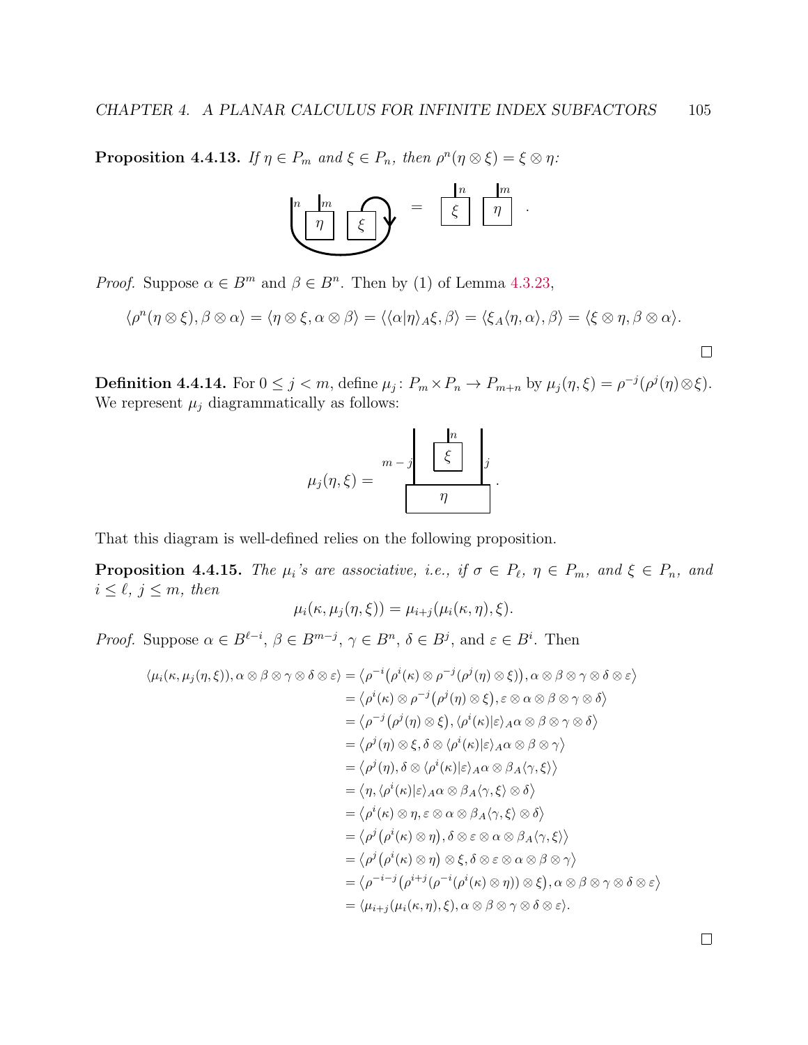**Proposition 4.4.13.** *If $\eta \in P_m$ and $\xi \in P_n$, then $\rho^n(\eta \otimes \xi) = \xi \otimes \eta$:*

$$\text{[diagram: } \eta \text{ and } \xi \text{ with strands } n, m \text{, } \xi \text{ rotated around]} \quad = \quad \boxed{\xi}^{\,n} \ \boxed{\eta}^{\,m} \ .$$

*Proof.* Suppose $\alpha \in B^m$ and $\beta \in B^n$. Then by (1) of Lemma 4.3.23,

$$\langle \rho^n(\eta \otimes \xi), \beta \otimes \alpha \rangle = \langle \eta \otimes \xi, \alpha \otimes \beta \rangle = \langle \langle \alpha | \eta \rangle_A \xi, \beta \rangle = \langle \xi_A \langle \eta, \alpha \rangle, \beta \rangle = \langle \xi \otimes \eta, \beta \otimes \alpha \rangle.$$

□

**Definition 4.4.14.** For $0 \leq j < m$, define $\mu_j : P_m \times P_n \to P_{m+n}$ by $\mu_j(\eta, \xi) = \rho^{-j}(\rho^j(\eta) \otimes \xi)$. We represent $\mu_j$ diagrammatically as follows:

$$\mu_j(\eta, \xi) = \quad \text{[diagram: box } \eta \text{ with } m-j \text{ strands on the left, } \xi \text{ (with } n \text{ strands) in the middle, } j \text{ strands on the right]}.$$

That this diagram is well-defined relies on the following proposition.

**Proposition 4.4.15.** *The $\mu_i$'s are associative, i.e., if $\sigma \in P_\ell$, $\eta \in P_m$, and $\xi \in P_n$, and $i \leq \ell$, $j \leq m$, then*

$$\mu_i(\kappa, \mu_j(\eta, \xi)) = \mu_{i+j}(\mu_i(\kappa, \eta), \xi).$$

*Proof.* Suppose $\alpha \in B^{\ell - i}$, $\beta \in B^{m-j}$, $\gamma \in B^n$, $\delta \in B^j$, and $\varepsilon \in B^i$. Then

$$\begin{aligned}
\langle \mu_i(\kappa, \mu_j(\eta, \xi)), \alpha \otimes \beta \otimes \gamma \otimes \delta \otimes \varepsilon \rangle &= \big\langle \rho^{-i}\big(\rho^i(\kappa) \otimes \rho^{-j}(\rho^j(\eta) \otimes \xi)\big), \alpha \otimes \beta \otimes \gamma \otimes \delta \otimes \varepsilon \big\rangle \\
&= \big\langle \rho^i(\kappa) \otimes \rho^{-j}\big(\rho^j(\eta) \otimes \xi\big), \varepsilon \otimes \alpha \otimes \beta \otimes \gamma \otimes \delta \big\rangle \\
&= \big\langle \rho^{-j}\big(\rho^j(\eta) \otimes \xi\big), \langle \rho^i(\kappa) | \varepsilon \rangle_A \alpha \otimes \beta \otimes \gamma \otimes \delta \big\rangle \\
&= \big\langle \rho^j(\eta) \otimes \xi, \delta \otimes \langle \rho^i(\kappa) | \varepsilon \rangle_A \alpha \otimes \beta \otimes \gamma \big\rangle \\
&= \big\langle \rho^j(\eta), \delta \otimes \langle \rho^i(\kappa) | \varepsilon \rangle_A \alpha \otimes \beta_A \langle \gamma, \xi \rangle \big\rangle \\
&= \big\langle \eta, \langle \rho^i(\kappa) | \varepsilon \rangle_A \alpha \otimes \beta_A \langle \gamma, \xi \rangle \otimes \delta \big\rangle \\
&= \big\langle \rho^i(\kappa) \otimes \eta, \varepsilon \otimes \alpha \otimes \beta_A \langle \gamma, \xi \rangle \otimes \delta \big\rangle \\
&= \big\langle \rho^j\big(\rho^i(\kappa) \otimes \eta\big), \delta \otimes \varepsilon \otimes \alpha \otimes \beta_A \langle \gamma, \xi \rangle \big\rangle \\
&= \big\langle \rho^j\big(\rho^i(\kappa) \otimes \eta\big) \otimes \xi, \delta \otimes \varepsilon \otimes \alpha \otimes \beta \otimes \gamma \big\rangle \\
&= \big\langle \rho^{-i-j}\big(\rho^{i+j}(\rho^{-i}(\rho^i(\kappa) \otimes \eta)) \otimes \xi\big), \alpha \otimes \beta \otimes \gamma \otimes \delta \otimes \varepsilon \big\rangle \\
&= \langle \mu_{i+j}(\mu_i(\kappa, \eta), \xi), \alpha \otimes \beta \otimes \gamma \otimes \delta \otimes \varepsilon \rangle.
\end{aligned}$$

□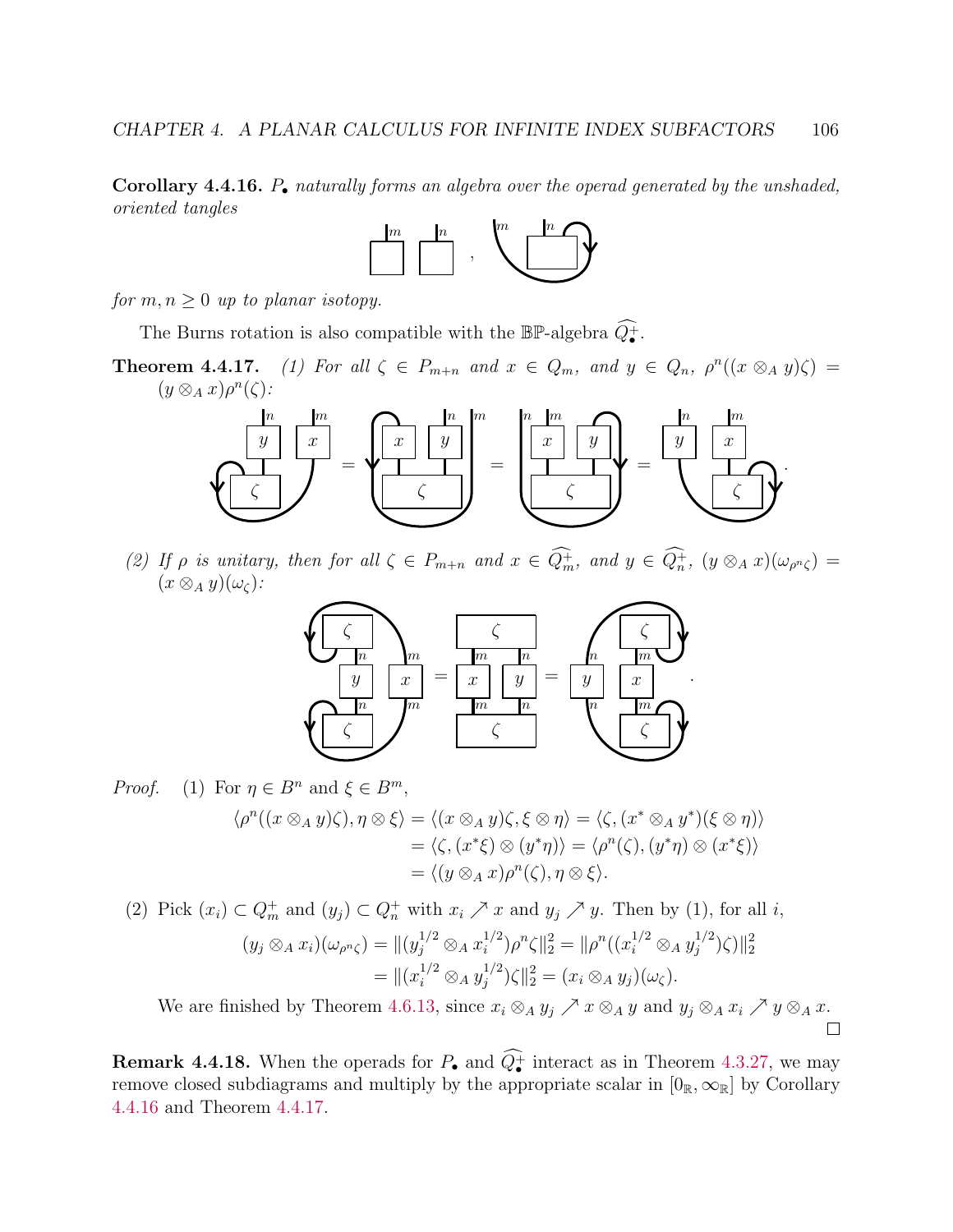**Corollary 4.4.16.** *$P_\bullet$ naturally forms an algebra over the operad generated by the unshaded, oriented tangles*

*for $m, n \geq 0$ up to planar isotopy.*

The Burns rotation is also compatible with the $\mathbb{BP}$-algebra $\widehat{Q_\bullet^+}$.

**Theorem 4.4.17.** *(1) For all $\zeta \in P_{m+n}$ and $x \in Q_m$, and $y \in Q_n$, $\rho^n((x \otimes_A y)\zeta) = (y \otimes_A x)\rho^n(\zeta)$:*

*(2) If $\rho$ is unitary, then for all $\zeta \in P_{m+n}$ and $x \in \widehat{Q_m^+}$, and $y \in \widehat{Q_n^+}$, $(y \otimes_A x)(\omega_{\rho^n \zeta}) = (x \otimes_A y)(\omega_\zeta)$:*

*Proof.* (1) For $\eta \in B^n$ and $\xi \in B^m$,

$$\begin{aligned}
\langle \rho^n((x \otimes_A y)\zeta), \eta \otimes \xi \rangle &= \langle (x \otimes_A y)\zeta, \xi \otimes \eta \rangle = \langle \zeta, (x^* \otimes_A y^*)(\xi \otimes \eta) \rangle \\
&= \langle \zeta, (x^* \xi) \otimes (y^* \eta) \rangle = \langle \rho^n(\zeta), (y^* \eta) \otimes (x^* \xi) \rangle \\
&= \langle (y \otimes_A x)\rho^n(\zeta), \eta \otimes \xi \rangle.
\end{aligned}$$

(2) Pick $(x_i) \subset Q_m^+$ and $(y_j) \subset Q_n^+$ with $x_i \nearrow x$ and $y_j \nearrow y$. Then by (1), for all $i$,

$$\begin{aligned}
(y_j \otimes_A x_i)(\omega_{\rho^n \zeta}) &= \|(y_j^{1/2} \otimes_A x_i^{1/2})\rho^n \zeta\|_2^2 = \|\rho^n((x_i^{1/2} \otimes_A y_j^{1/2})\zeta)\|_2^2 \\
&= \|(x_i^{1/2} \otimes_A y_j^{1/2})\zeta\|_2^2 = (x_i \otimes_A y_j)(\omega_\zeta).
\end{aligned}$$

We are finished by Theorem 4.6.13, since $x_i \otimes_A y_j \nearrow x \otimes_A y$ and $y_j \otimes_A x_i \nearrow y \otimes_A x$. □

**Remark 4.4.18.** When the operads for $P_\bullet$ and $\widehat{Q_\bullet^+}$ interact as in Theorem 4.3.27, we may remove closed subdiagrams and multiply by the appropriate scalar in $[0_\mathbb{R}, \infty_\mathbb{R}]$ by Corollary 4.4.16 and Theorem 4.4.17.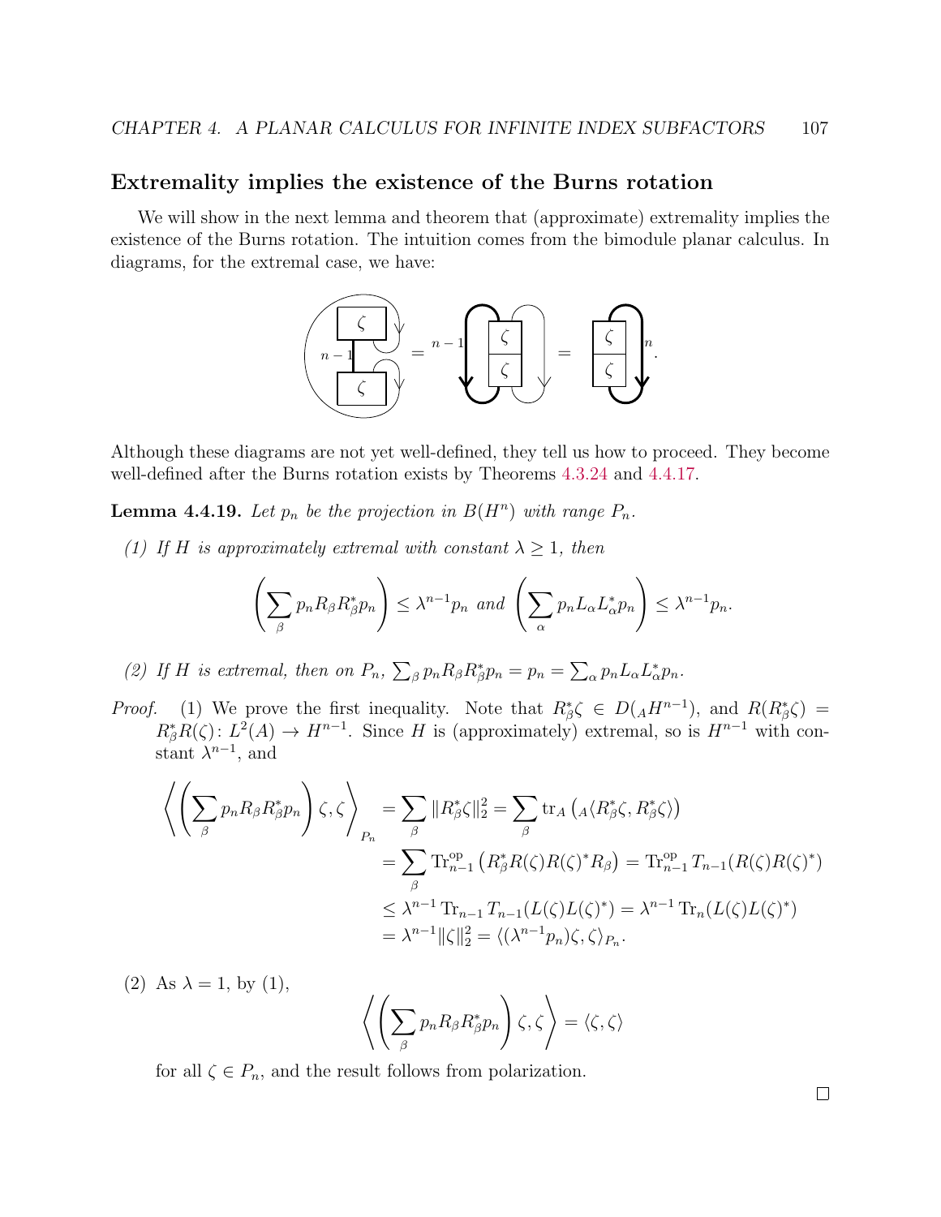## Extremality implies the existence of the Burns rotation

We will show in the next lemma and theorem that (approximate) extremality implies the existence of the Burns rotation. The intuition comes from the bimodule planar calculus. In diagrams, for the extremal case, we have:

Although these diagrams are not yet well-defined, they tell us how to proceed. They become well-defined after the Burns rotation exists by Theorems 4.3.24 and 4.4.17.

**Lemma 4.4.19.** *Let $p_n$ be the projection in $B(H^n)$ with range $P_n$.*

*(1) If $H$ is approximately extremal with constant $\lambda \geq 1$, then*

$$\left(\sum_\beta p_n R_\beta R_\beta^* p_n\right) \leq \lambda^{n-1} p_n \text{ and } \left(\sum_\alpha p_n L_\alpha L_\alpha^* p_n\right) \leq \lambda^{n-1} p_n.$$

*(2) If $H$ is extremal, then on $P_n$, $\sum_\beta p_n R_\beta R_\beta^* p_n = p_n = \sum_\alpha p_n L_\alpha L_\alpha^* p_n$.*

*Proof.* (1) We prove the first inequality. Note that $R_\beta^* \zeta \in D({}_A H^{n-1})$, and $R(R_\beta^*\zeta) = R_\beta^* R(\zeta) \colon L^2(A) \to H^{n-1}$. Since $H$ is (approximately) extremal, so is $H^{n-1}$ with constant $\lambda^{n-1}$, and

$$\begin{aligned}
\left\langle \left(\sum_\beta p_n R_\beta R_\beta^* p_n\right)\zeta, \zeta\right\rangle_{P_n} &= \sum_\beta \|R_\beta^*\zeta\|_2^2 = \sum_\beta \operatorname{tr}_A\left({}_A\langle R_\beta^*\zeta, R_\beta^*\zeta\rangle\right) \\
&= \sum_\beta \operatorname{Tr}_{n-1}^{\mathrm{op}}\left(R_\beta^* R(\zeta) R(\zeta)^* R_\beta\right) = \operatorname{Tr}_{n-1}^{\mathrm{op}} T_{n-1}(R(\zeta)R(\zeta)^*) \\
&\leq \lambda^{n-1} \operatorname{Tr}_{n-1} T_{n-1}(L(\zeta)L(\zeta)^*) = \lambda^{n-1} \operatorname{Tr}_n(L(\zeta)L(\zeta)^*) \\
&= \lambda^{n-1}\|\zeta\|_2^2 = \langle (\lambda^{n-1} p_n)\zeta, \zeta\rangle_{P_n}.
\end{aligned}$$

(2) As $\lambda = 1$, by (1),

$$\left\langle \left(\sum_\beta p_n R_\beta R_\beta^* p_n\right)\zeta, \zeta\right\rangle = \langle \zeta, \zeta\rangle$$

for all $\zeta \in P_n$, and the result follows from polarization.

∎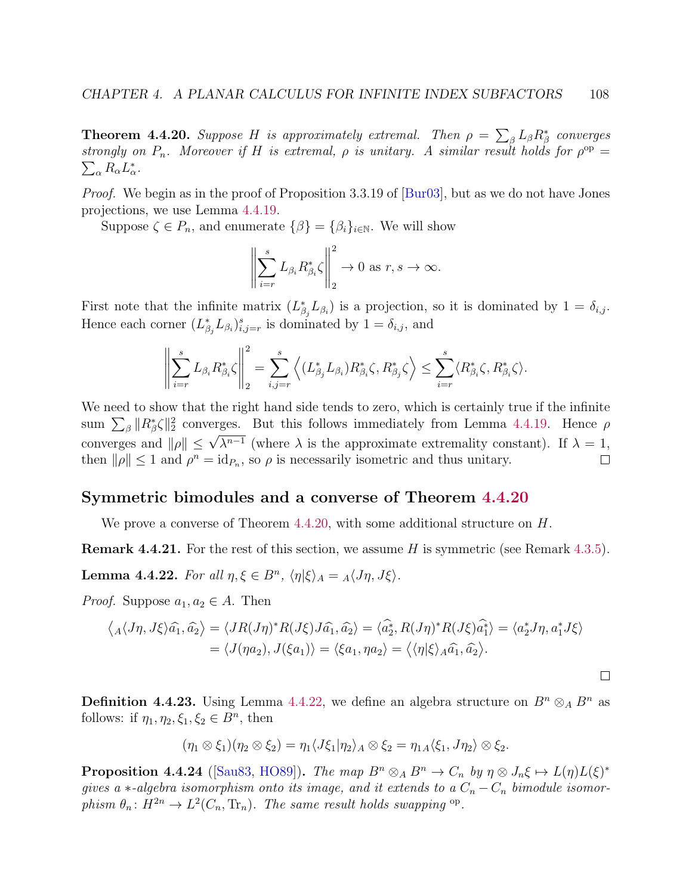**Theorem 4.4.20.** *Suppose $H$ is approximately extremal. Then $\rho = \sum_\beta L_\beta R_\beta^*$ converges strongly on $P_n$. Moreover if $H$ is extremal, $\rho$ is unitary. A similar result holds for $\rho^{\mathrm{op}} = \sum_\alpha R_\alpha L_\alpha^*$.*

*Proof.* We begin as in the proof of Proposition 3.3.19 of [Bur03], but as we do not have Jones projections, we use Lemma 4.4.19.

Suppose $\zeta \in P_n$, and enumerate $\{\beta\} = \{\beta_i\}_{i\in\mathbb{N}}$. We will show

$$\left\| \sum_{i=r}^{s} L_{\beta_i} R_{\beta_i}^* \zeta \right\|_2^2 \to 0 \text{ as } r, s \to \infty.$$

First note that the infinite matrix $(L_{\beta_j}^* L_{\beta_i})$ is a projection, so it is dominated by $1 = \delta_{i,j}$. Hence each corner $(L_{\beta_j}^* L_{\beta_i})_{i,j=r}^s$ is dominated by $1 = \delta_{i,j}$, and

$$\left\| \sum_{i=r}^{s} L_{\beta_i} R_{\beta_i}^* \zeta \right\|_2^2 = \sum_{i,j=r}^{s} \left\langle (L_{\beta_j}^* L_{\beta_i}) R_{\beta_i}^* \zeta, R_{\beta_j}^* \zeta \right\rangle \leq \sum_{i=r}^{s} \langle R_{\beta_i}^* \zeta, R_{\beta_i}^* \zeta \rangle.$$

We need to show that the right hand side tends to zero, which is certainly true if the infinite sum $\sum_\beta \|R_\beta^* \zeta\|_2^2$ converges. But this follows immediately from Lemma 4.4.19. Hence $\rho$ converges and $\|\rho\| \leq \sqrt{\lambda^{n-1}}$ (where $\lambda$ is the approximate extremality constant). If $\lambda = 1$, then $\|\rho\| \leq 1$ and $\rho^n = \mathrm{id}_{P_n}$, so $\rho$ is necessarily isometric and thus unitary. $\square$

## Symmetric bimodules and a converse of Theorem 4.4.20

We prove a converse of Theorem 4.4.20, with some additional structure on $H$.

**Remark 4.4.21.** For the rest of this section, we assume $H$ is symmetric (see Remark 4.3.5).

**Lemma 4.4.22.** *For all $\eta, \xi \in B^n$, $\langle \eta | \xi \rangle_A = {}_A\langle J\eta, J\xi \rangle$.*

*Proof.* Suppose $a_1, a_2 \in A$. Then

$$\begin{aligned}\left\langle {}_A\langle J\eta, J\xi\rangle \widehat{a}_1, \widehat{a}_2 \right\rangle &= \langle JR(J\eta)^* R(J\xi) J\widehat{a}_1, \widehat{a}_2 \rangle = \langle \widehat{a_2^*}, R(J\eta)^* R(J\xi) \widehat{a_1^*} \rangle = \langle a_2^* J\eta, a_1^* J\xi \rangle \\ &= \langle J(\eta a_2), J(\xi a_1) \rangle = \langle \xi a_1, \eta a_2 \rangle = \left\langle \langle \eta | \xi \rangle_A \widehat{a}_1, \widehat{a}_2 \right\rangle.\end{aligned}$$

$\square$

**Definition 4.4.23.** Using Lemma 4.4.22, we define an algebra structure on $B^n \otimes_A B^n$ as follows: if $\eta_1, \eta_2, \xi_1, \xi_2 \in B^n$, then

$$(\eta_1 \otimes \xi_1)(\eta_2 \otimes \xi_2) = \eta_1 \langle J\xi_1 | \eta_2 \rangle_A \otimes \xi_2 = \eta_1 {}_A\langle \xi_1, J\eta_2 \rangle \otimes \xi_2.$$

**Proposition 4.4.24** ([Sau83, HO89])**.** *The map $B^n \otimes_A B^n \to C_n$ by $\eta \otimes J_n\xi \mapsto L(\eta)L(\xi)^*$ gives a $*$-algebra isomorphism onto its image, and it extends to a $C_n - C_n$ bimodule isomorphism $\theta_n \colon H^{2n} \to L^2(C_n, \mathrm{Tr}_n)$. The same result holds swapping $^{\mathrm{op}}$.*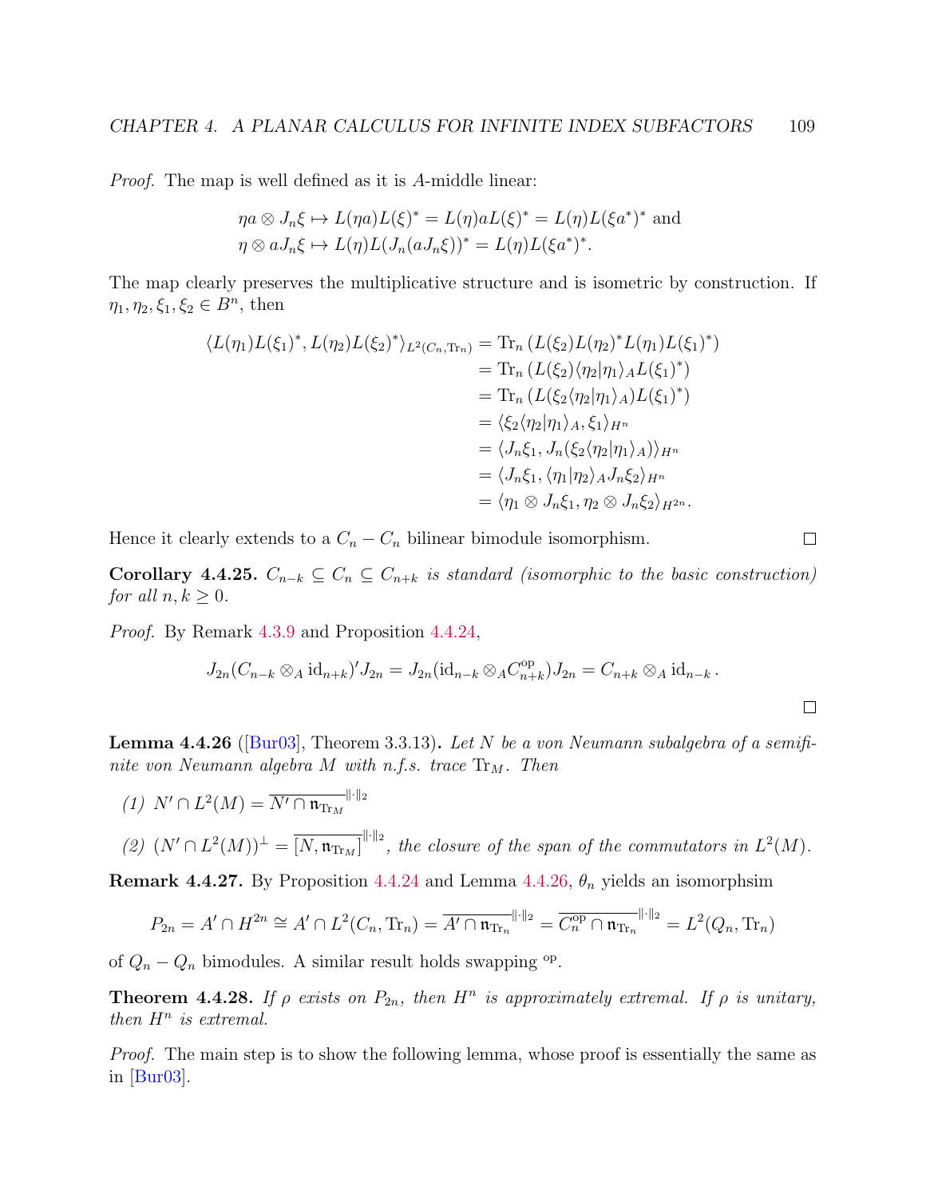*Proof.* The map is well defined as it is $A$-middle linear:

$$\eta a \otimes J_n\xi \mapsto L(\eta a)L(\xi)^* = L(\eta)aL(\xi)^* = L(\eta)L(\xi a^*)^* \text{ and}$$
$$\eta \otimes aJ_n\xi \mapsto L(\eta)L(J_n(aJ_n\xi))^* = L(\eta)L(\xi a^*)^*.$$

The map clearly preserves the multiplicative structure and is isometric by construction. If $\eta_1, \eta_2, \xi_1, \xi_2 \in B^n$, then

$$\begin{aligned}
\langle L(\eta_1)L(\xi_1)^*, L(\eta_2)L(\xi_2)^*\rangle_{L^2(C_n,\operatorname{Tr}_n)} &= \operatorname{Tr}_n\left(L(\xi_2)L(\eta_2)^*L(\eta_1)L(\xi_1)^*\right)\\
&= \operatorname{Tr}_n\left(L(\xi_2)\langle\eta_2|\eta_1\rangle_A L(\xi_1)^*\right)\\
&= \operatorname{Tr}_n\left(L(\xi_2\langle\eta_2|\eta_1\rangle_A)L(\xi_1)^*\right)\\
&= \langle \xi_2\langle\eta_2|\eta_1\rangle_A, \xi_1\rangle_{H^n}\\
&= \langle J_n\xi_1, J_n(\xi_2\langle\eta_2|\eta_1\rangle_A)\rangle_{H^n}\\
&= \langle J_n\xi_1, \langle\eta_1|\eta_2\rangle_A J_n\xi_2\rangle_{H^n}\\
&= \langle \eta_1\otimes J_n\xi_1, \eta_2\otimes J_n\xi_2\rangle_{H^{2n}}.
\end{aligned}$$

Hence it clearly extends to a $C_n - C_n$ bilinear bimodule isomorphism. □

**Corollary 4.4.25.** *$C_{n-k} \subseteq C_n \subseteq C_{n+k}$ is standard (isomorphic to the basic construction) for all $n, k \geq 0$.*

*Proof.* By Remark 4.3.9 and Proposition 4.4.24,

$$J_{2n}(C_{n-k}\otimes_A \operatorname{id}_{n+k})'J_{2n} = J_{2n}(\operatorname{id}_{n-k}\otimes_A C_{n+k}^{\mathrm{op}})J_{2n} = C_{n+k}\otimes_A \operatorname{id}_{n-k}.$$

□

**Lemma 4.4.26** ([Bur03], Theorem 3.3.13)**.** *Let $N$ be a von Neumann subalgebra of a semifinite von Neumann algebra $M$ with n.f.s. trace $\operatorname{Tr}_M$. Then*

*(1)* $N' \cap L^2(M) = \overline{N' \cap \mathfrak{n}_{\operatorname{Tr}_M}}^{\|\cdot\|_2}$

*(2)* $(N' \cap L^2(M))^\perp = \overline{[N, \mathfrak{n}_{\operatorname{Tr}_M}]}^{\|\cdot\|_2}$*, the closure of the span of the commutators in $L^2(M)$.*

**Remark 4.4.27.** By Proposition 4.4.24 and Lemma 4.4.26, $\theta_n$ yields an isomorphsim

$$P_{2n} = A' \cap H^{2n} \cong A' \cap L^2(C_n, \operatorname{Tr}_n) = \overline{A' \cap \mathfrak{n}_{\operatorname{Tr}_n}}^{\|\cdot\|_2} = \overline{C_n^{\mathrm{op}} \cap \mathfrak{n}_{\operatorname{Tr}_n}}^{\|\cdot\|_2} = L^2(Q_n, \operatorname{Tr}_n)$$

of $Q_n - Q_n$ bimodules. A similar result holds swapping $^{\mathrm{op}}$.

**Theorem 4.4.28.** *If $\rho$ exists on $P_{2n}$, then $H^n$ is approximately extremal. If $\rho$ is unitary, then $H^n$ is extremal.*

*Proof.* The main step is to show the following lemma, whose proof is essentially the same as in [Bur03].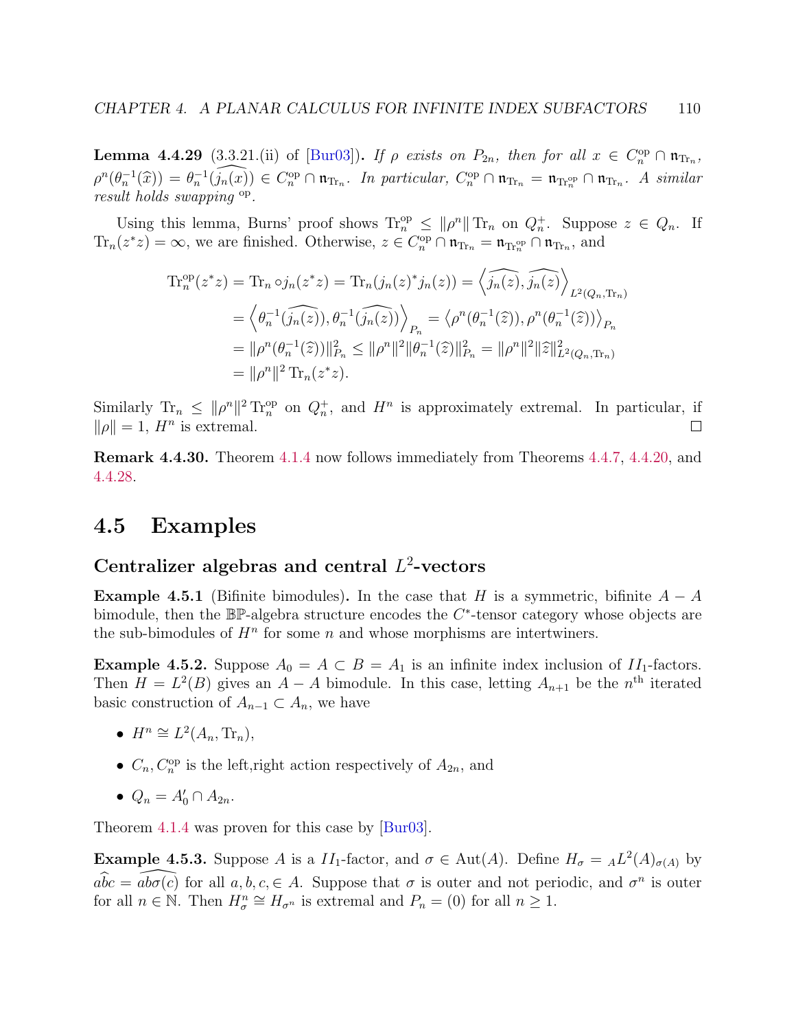**Lemma 4.4.29** (3.3.21.(ii) of [Bur03]). *If $\rho$ exists on $P_{2n}$, then for all $x \in C_n^{\mathrm{op}} \cap \mathfrak{n}_{\mathrm{Tr}_n}$, $\rho^n(\theta_n^{-1}(\widehat{x})) = \theta_n^{-1}(\widehat{j_n(x)}) \in C_n^{\mathrm{op}} \cap \mathfrak{n}_{\mathrm{Tr}_n}$. In particular, $C_n^{\mathrm{op}} \cap \mathfrak{n}_{\mathrm{Tr}_n} = \mathfrak{n}_{\mathrm{Tr}_n^{\mathrm{op}}} \cap \mathfrak{n}_{\mathrm{Tr}_n}$. A similar result holds swapping* $^{\mathrm{op}}$.

Using this lemma, Burns' proof shows $\mathrm{Tr}_n^{\mathrm{op}} \leq \|\rho^n\| \mathrm{Tr}_n$ on $Q_n^+$. Suppose $z \in Q_n$. If $\mathrm{Tr}_n(z^*z) = \infty$, we are finished. Otherwise, $z \in C_n^{\mathrm{op}} \cap \mathfrak{n}_{\mathrm{Tr}_n} = \mathfrak{n}_{\mathrm{Tr}_n^{\mathrm{op}}} \cap \mathfrak{n}_{\mathrm{Tr}_n}$, and

$$
\begin{aligned}
\mathrm{Tr}_n^{\mathrm{op}}(z^*z) &= \mathrm{Tr}_n \circ j_n(z^*z) = \mathrm{Tr}_n(j_n(z)^* j_n(z)) = \left\langle \widehat{j_n(z)}, \widehat{j_n(z)} \right\rangle_{L^2(Q_n, \mathrm{Tr}_n)} \\
&= \left\langle \theta_n^{-1}(\widehat{j_n(z)}), \theta_n^{-1}(\widehat{j_n(z)}) \right\rangle_{P_n} = \left\langle \rho^n(\theta_n^{-1}(\widehat{z})), \rho^n(\theta_n^{-1}(\widehat{z})) \right\rangle_{P_n} \\
&= \|\rho^n(\theta_n^{-1}(\widehat{z}))\|_{P_n}^2 \leq \|\rho^n\|^2 \|\theta_n^{-1}(\widehat{z})\|_{P_n}^2 = \|\rho^n\|^2 \|\widehat{z}\|_{L^2(Q_n, \mathrm{Tr}_n)}^2 \\
&= \|\rho^n\|^2 \, \mathrm{Tr}_n(z^*z).
\end{aligned}
$$

Similarly $\mathrm{Tr}_n \leq \|\rho^n\|^2 \mathrm{Tr}_n^{\mathrm{op}}$ on $Q_n^+$, and $H^n$ is approximately extremal. In particular, if $\|\rho\| = 1$, $H^n$ is extremal. □

**Remark 4.4.30.** Theorem 4.1.4 now follows immediately from Theorems 4.4.7, 4.4.20, and 4.4.28.

## 4.5 Examples

### Centralizer algebras and central $L^2$-vectors

**Example 4.5.1** (Bifinite bimodules)**.** In the case that $H$ is a symmetric, bifinite $A-A$ bimodule, then the $\mathbb{BP}$-algebra structure encodes the $C^*$-tensor category whose objects are the sub-bimodules of $H^n$ for some $n$ and whose morphisms are intertwiners.

**Example 4.5.2.** Suppose $A_0 = A \subset B = A_1$ is an infinite index inclusion of $II_1$-factors. Then $H = L^2(B)$ gives an $A-A$ bimodule. In this case, letting $A_{n+1}$ be the $n^{\text{th}}$ iterated basic construction of $A_{n-1} \subset A_n$, we have

- $H^n \cong L^2(A_n, \mathrm{Tr}_n)$,
- $C_n, C_n^{\mathrm{op}}$ is the left,right action respectively of $A_{2n}$, and
- $Q_n = A_0' \cap A_{2n}$.

Theorem 4.1.4 was proven for this case by [Bur03].

**Example 4.5.3.** Suppose $A$ is a $II_1$-factor, and $\sigma \in \mathrm{Aut}(A)$. Define $H_\sigma = {}_A L^2(A)_{\sigma(A)}$ by $a\widehat{b}c = \widehat{ab\sigma(c)}$ for all $a, b, c, \in A$. Suppose that $\sigma$ is outer and not periodic, and $\sigma^n$ is outer for all $n \in \mathbb{N}$. Then $H_\sigma^n \cong H_{\sigma^n}$ is extremal and $P_n = (0)$ for all $n \geq 1$.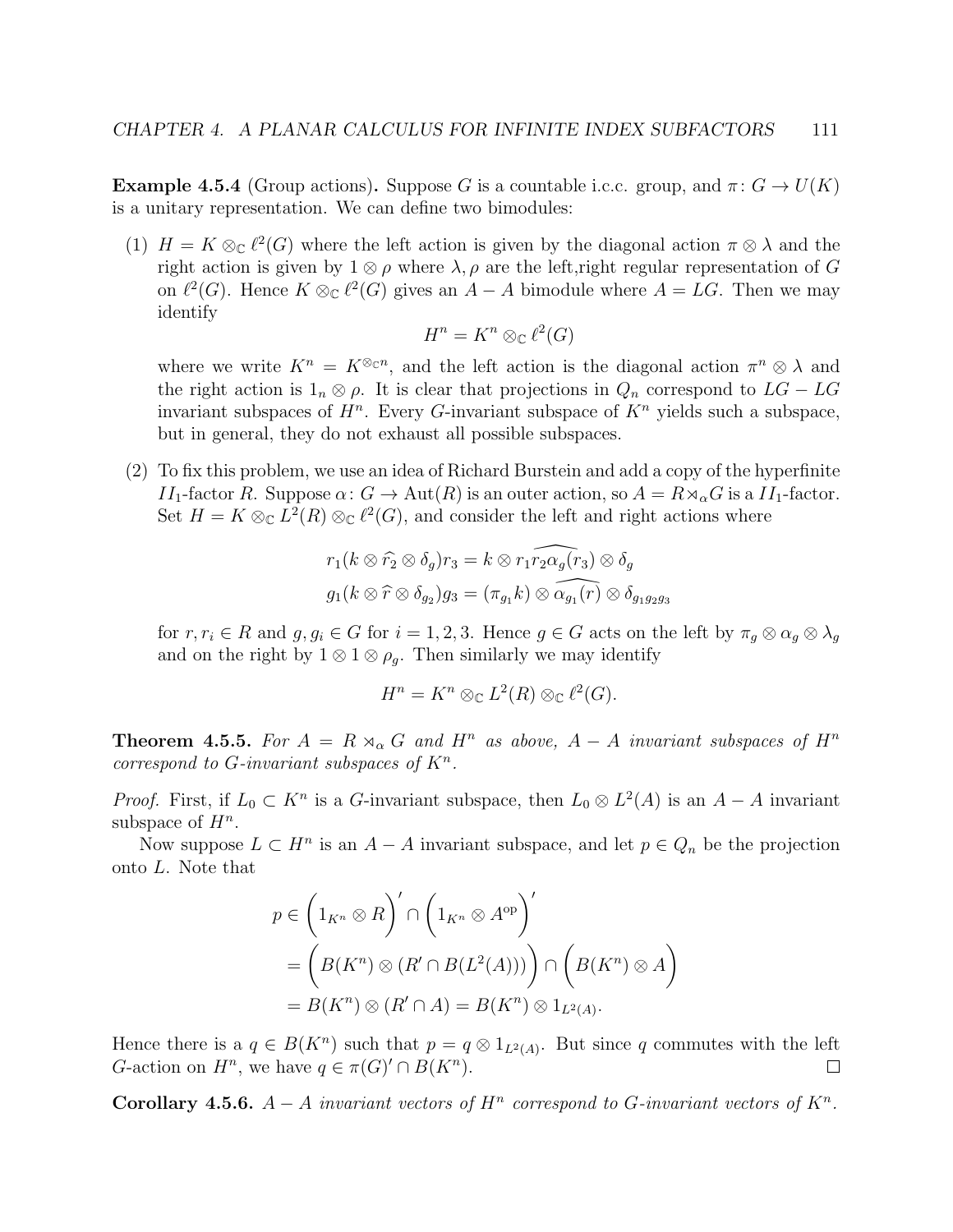**Example 4.5.4** (Group actions)**.** Suppose $G$ is a countable i.c.c. group, and $\pi\colon G \to U(K)$ is a unitary representation. We can define two bimodules:

(1) $H = K \otimes_{\mathbb{C}} \ell^2(G)$ where the left action is given by the diagonal action $\pi \otimes \lambda$ and the right action is given by $1 \otimes \rho$ where $\lambda, \rho$ are the left,right regular representation of $G$ on $\ell^2(G)$. Hence $K \otimes_{\mathbb{C}} \ell^2(G)$ gives an $A - A$ bimodule where $A = LG$. Then we may identify

$$H^n = K^n \otimes_{\mathbb{C}} \ell^2(G)$$

where we write $K^n = K^{\otimes_{\mathbb{C}} n}$, and the left action is the diagonal action $\pi^n \otimes \lambda$ and the right action is $1_n \otimes \rho$. It is clear that projections in $Q_n$ correspond to $LG - LG$ invariant subspaces of $H^n$. Every $G$-invariant subspace of $K^n$ yields such a subspace, but in general, they do not exhaust all possible subspaces.

(2) To fix this problem, we use an idea of Richard Burstein and add a copy of the hyperfinite $II_1$-factor $R$. Suppose $\alpha\colon G \to \operatorname{Aut}(R)$ is an outer action, so $A = R \rtimes_\alpha G$ is a $II_1$-factor. Set $H = K \otimes_{\mathbb{C}} L^2(R) \otimes_{\mathbb{C}} \ell^2(G)$, and consider the left and right actions where

$$r_1(k \otimes \widehat{r_2} \otimes \delta_g) r_3 = k \otimes r_1 \widehat{r_2 \alpha_g(r_3)} \otimes \delta_g$$
$$g_1(k \otimes \widehat{r} \otimes \delta_{g_2}) g_3 = (\pi_{g_1} k) \otimes \widehat{\alpha_{g_1}(r)} \otimes \delta_{g_1 g_2 g_3}$$

for $r, r_i \in R$ and $g, g_i \in G$ for $i = 1, 2, 3$. Hence $g \in G$ acts on the left by $\pi_g \otimes \alpha_g \otimes \lambda_g$ and on the right by $1 \otimes 1 \otimes \rho_g$. Then similarly we may identify

$$H^n = K^n \otimes_{\mathbb{C}} L^2(R) \otimes_{\mathbb{C}} \ell^2(G).$$

**Theorem 4.5.5.** *For $A = R \rtimes_\alpha G$ and $H^n$ as above, $A - A$ invariant subspaces of $H^n$ correspond to $G$-invariant subspaces of $K^n$.*

*Proof.* First, if $L_0 \subset K^n$ is a $G$-invariant subspace, then $L_0 \otimes L^2(A)$ is an $A - A$ invariant subspace of $H^n$.

Now suppose $L \subset H^n$ is an $A - A$ invariant subspace, and let $p \in Q_n$ be the projection onto $L$. Note that

$$\begin{aligned}
p &\in \Big(1_{K^n} \otimes R\Big)' \cap \Big(1_{K^n} \otimes A^{\mathrm{op}}\Big)' \\
&= \Big(B(K^n) \otimes (R' \cap B(L^2(A)))\Big) \cap \Big(B(K^n) \otimes A\Big) \\
&= B(K^n) \otimes (R' \cap A) = B(K^n) \otimes 1_{L^2(A)}.
\end{aligned}$$

Hence there is a $q \in B(K^n)$ such that $p = q \otimes 1_{L^2(A)}$. But since $q$ commutes with the left $G$-action on $H^n$, we have $q \in \pi(G)' \cap B(K^n)$. □

**Corollary 4.5.6.** *$A - A$ invariant vectors of $H^n$ correspond to $G$-invariant vectors of $K^n$.*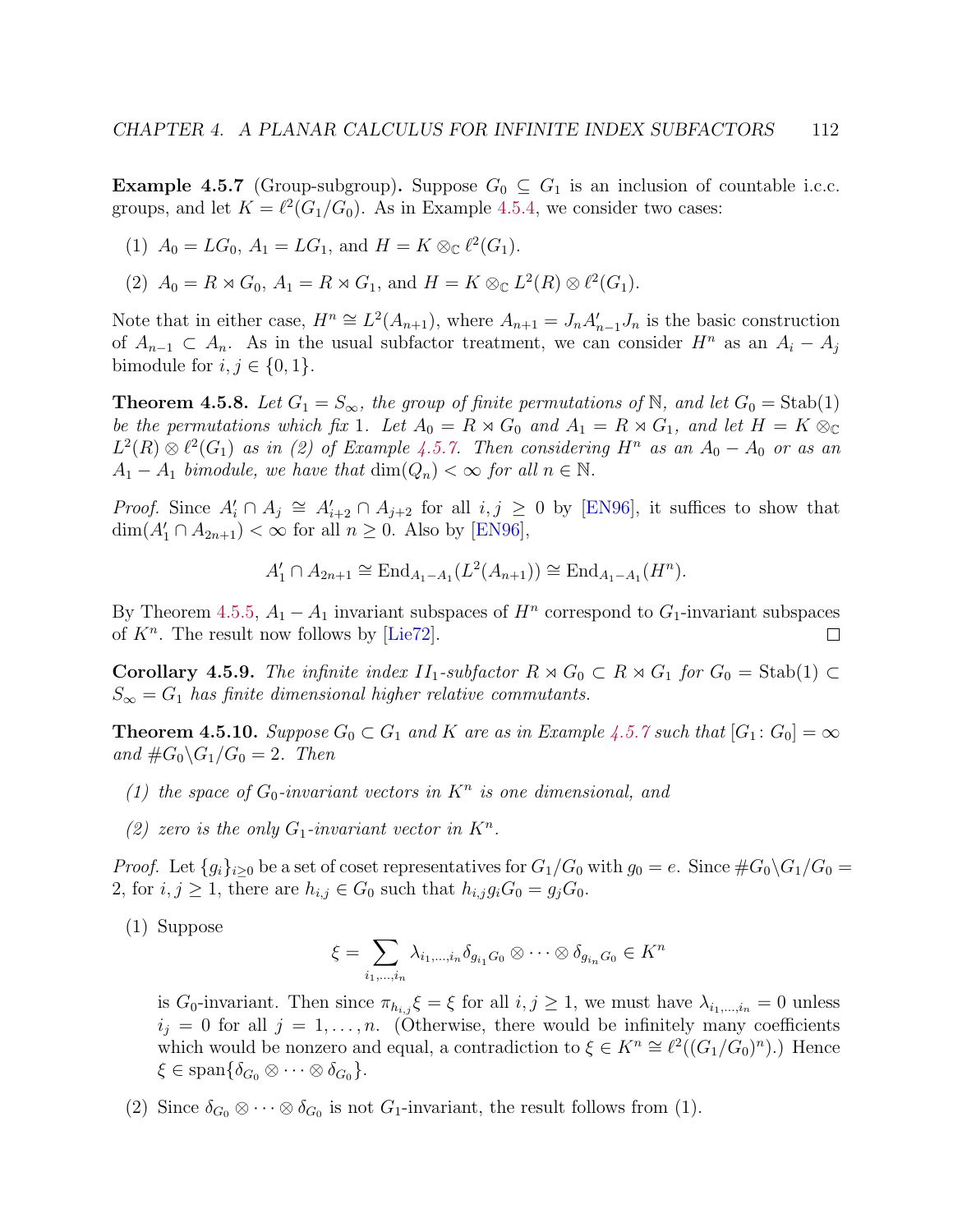**Example 4.5.7** (Group-subgroup)**.** Suppose $G_0 \subseteq G_1$ is an inclusion of countable i.c.c. groups, and let $K = \ell^2(G_1/G_0)$. As in Example 4.5.4, we consider two cases:

(1) $A_0 = LG_0$, $A_1 = LG_1$, and $H = K \otimes_{\mathbb{C}} \ell^2(G_1)$.

(2) $A_0 = R \rtimes G_0$, $A_1 = R \rtimes G_1$, and $H = K \otimes_{\mathbb{C}} L^2(R) \otimes \ell^2(G_1)$.

Note that in either case, $H^n \cong L^2(A_{n+1})$, where $A_{n+1} = J_n A_{n-1}' J_n$ is the basic construction of $A_{n-1} \subset A_n$. As in the usual subfactor treatment, we can consider $H^n$ as an $A_i - A_j$ bimodule for $i, j \in \{0, 1\}$.

**Theorem 4.5.8.** *Let $G_1 = S_\infty$, the group of finite permutations of $\mathbb{N}$, and let $G_0 = \operatorname{Stab}(1)$ be the permutations which fix 1. Let $A_0 = R \rtimes G_0$ and $A_1 = R \rtimes G_1$, and let $H = K \otimes_{\mathbb{C}} L^2(R) \otimes \ell^2(G_1)$ as in (2) of Example 4.5.7. Then considering $H^n$ as an $A_0 - A_0$ or as an $A_1 - A_1$ bimodule, we have that $\dim(Q_n) < \infty$ for all $n \in \mathbb{N}$.*

*Proof.* Since $A_i' \cap A_j \cong A_{i+2}' \cap A_{j+2}$ for all $i, j \geq 0$ by [EN96], it suffices to show that $\dim(A_1' \cap A_{2n+1}) < \infty$ for all $n \geq 0$. Also by [EN96],

$$A_1' \cap A_{2n+1} \cong \operatorname{End}_{A_1 - A_1}(L^2(A_{n+1})) \cong \operatorname{End}_{A_1 - A_1}(H^n).$$

By Theorem 4.5.5, $A_1 - A_1$ invariant subspaces of $H^n$ correspond to $G_1$-invariant subspaces of $K^n$. The result now follows by [Lie72]. $\square$

**Corollary 4.5.9.** *The infinite index $II_1$-subfactor $R \rtimes G_0 \subset R \rtimes G_1$ for $G_0 = \operatorname{Stab}(1) \subset S_\infty = G_1$ has finite dimensional higher relative commutants.*

**Theorem 4.5.10.** *Suppose $G_0 \subset G_1$ and $K$ are as in Example 4.5.7 such that $[G_1 \colon G_0] = \infty$ and $\# G_0 \backslash G_1 / G_0 = 2$. Then*

*(1) the space of $G_0$-invariant vectors in $K^n$ is one dimensional, and*

*(2) zero is the only $G_1$-invariant vector in $K^n$.*

*Proof.* Let $\{g_i\}_{i \geq 0}$ be a set of coset representatives for $G_1/G_0$ with $g_0 = e$. Since $\# G_0 \backslash G_1 / G_0 = 2$, for $i, j \geq 1$, there are $h_{i,j} \in G_0$ such that $h_{i,j} g_i G_0 = g_j G_0$.

(1) Suppose

$$\xi = \sum_{i_1, \ldots, i_n} \lambda_{i_1, \ldots, i_n} \delta_{g_{i_1} G_0} \otimes \cdots \otimes \delta_{g_{i_n} G_0} \in K^n$$

is $G_0$-invariant. Then since $\pi_{h_{i,j}} \xi = \xi$ for all $i, j \geq 1$, we must have $\lambda_{i_1, \ldots, i_n} = 0$ unless $i_j = 0$ for all $j = 1, \ldots, n$. (Otherwise, there would be infinitely many coefficients which would be nonzero and equal, a contradiction to $\xi \in K^n \cong \ell^2((G_1/G_0)^n)$.) Hence $\xi \in \operatorname{span}\{\delta_{G_0} \otimes \cdots \otimes \delta_{G_0}\}$.

(2) Since $\delta_{G_0} \otimes \cdots \otimes \delta_{G_0}$ is not $G_1$-invariant, the result follows from (1).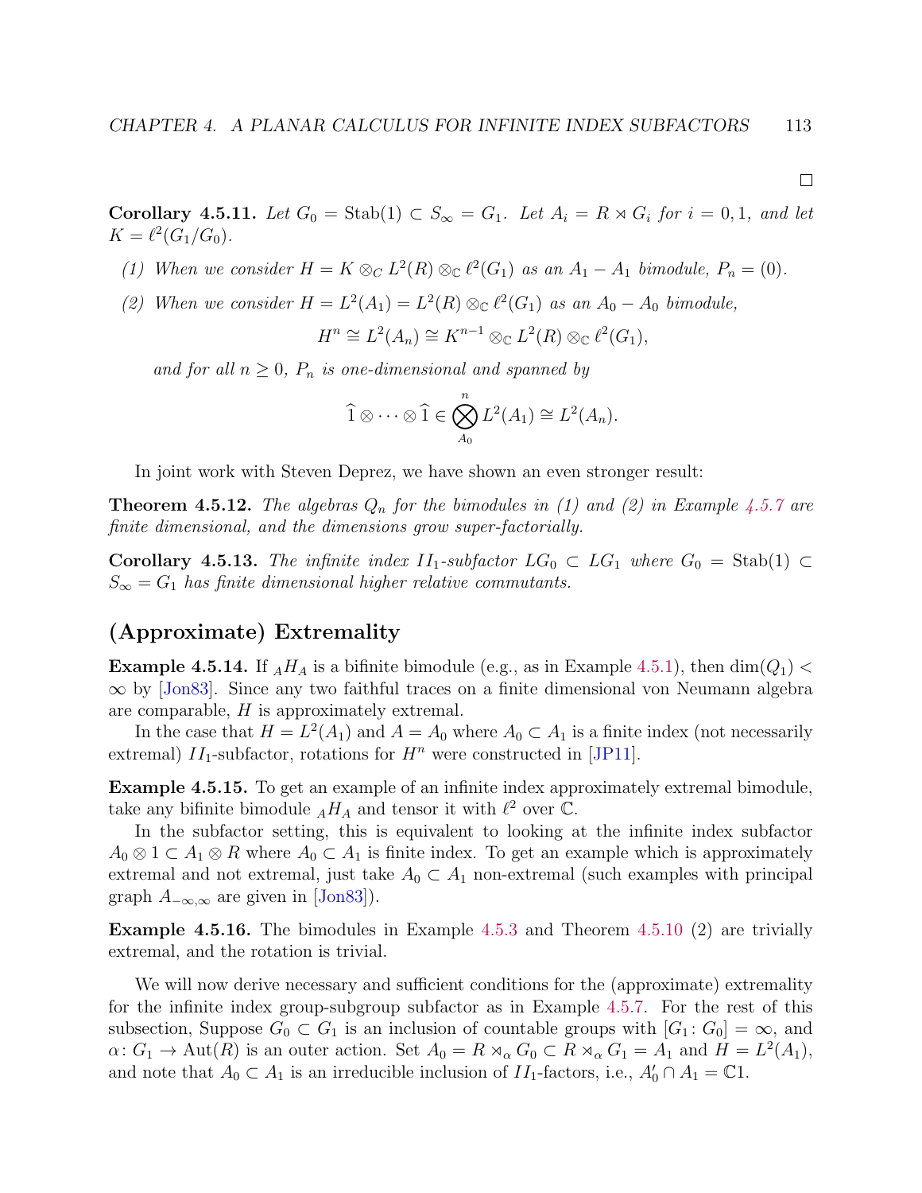□

**Corollary 4.5.11.** *Let $G_0 = \mathrm{Stab}(1) \subset S_\infty = G_1$. Let $A_i = R \rtimes G_i$ for $i = 0, 1$, and let $K = \ell^2(G_1/G_0)$.*

1. *When we consider $H = K \otimes_C L^2(R) \otimes_{\mathbb{C}} \ell^2(G_1)$ as an $A_1 - A_1$ bimodule, $P_n = (0)$.*
2. *When we consider $H = L^2(A_1) = L^2(R) \otimes_{\mathbb{C}} \ell^2(G_1)$ as an $A_0 - A_0$ bimodule,*
$$H^n \cong L^2(A_n) \cong K^{n-1} \otimes_{\mathbb{C}} L^2(R) \otimes_{\mathbb{C}} \ell^2(G_1),$$
*and for all $n \geq 0$, $P_n$ is one-dimensional and spanned by*
$$\widehat{1} \otimes \cdots \otimes \widehat{1} \in \bigotimes_{A_0}^{n} L^2(A_1) \cong L^2(A_n).$$

In joint work with Steven Deprez, we have shown an even stronger result:

**Theorem 4.5.12.** *The algebras $Q_n$ for the bimodules in (1) and (2) in Example 4.5.7 are finite dimensional, and the dimensions grow super-factorially.*

**Corollary 4.5.13.** *The infinite index $II_1$-subfactor $LG_0 \subset LG_1$ where $G_0 = \mathrm{Stab}(1) \subset S_\infty = G_1$ has finite dimensional higher relative commutants.*

## (Approximate) Extremality

**Example 4.5.14.** If ${}_AH_A$ is a bifinite bimodule (e.g., as in Example 4.5.1), then $\dim(Q_1) < \infty$ by [Jon83]. Since any two faithful traces on a finite dimensional von Neumann algebra are comparable, $H$ is approximately extremal.

In the case that $H = L^2(A_1)$ and $A = A_0$ where $A_0 \subset A_1$ is a finite index (not necessarily extremal) $II_1$-subfactor, rotations for $H^n$ were constructed in [JP11].

**Example 4.5.15.** To get an example of an infinite index approximately extremal bimodule, take any bifinite bimodule ${}_AH_A$ and tensor it with $\ell^2$ over $\mathbb{C}$.

In the subfactor setting, this is equivalent to looking at the infinite index subfactor $A_0 \otimes 1 \subset A_1 \otimes R$ where $A_0 \subset A_1$ is finite index. To get an example which is approximately extremal and not extremal, just take $A_0 \subset A_1$ non-extremal (such examples with principal graph $A_{-\infty,\infty}$ are given in [Jon83]).

**Example 4.5.16.** The bimodules in Example 4.5.3 and Theorem 4.5.10 (2) are trivially extremal, and the rotation is trivial.

We will now derive necessary and sufficient conditions for the (approximate) extremality for the infinite index group-subgroup subfactor as in Example 4.5.7. For the rest of this subsection, Suppose $G_0 \subset G_1$ is an inclusion of countable groups with $[G_1 \colon G_0] = \infty$, and $\alpha \colon G_1 \to \mathrm{Aut}(R)$ is an outer action. Set $A_0 = R \rtimes_\alpha G_0 \subset R \rtimes_\alpha G_1 = A_1$ and $H = L^2(A_1)$, and note that $A_0 \subset A_1$ is an irreducible inclusion of $II_1$-factors, i.e., $A_0' \cap A_1 = \mathbb{C}1$.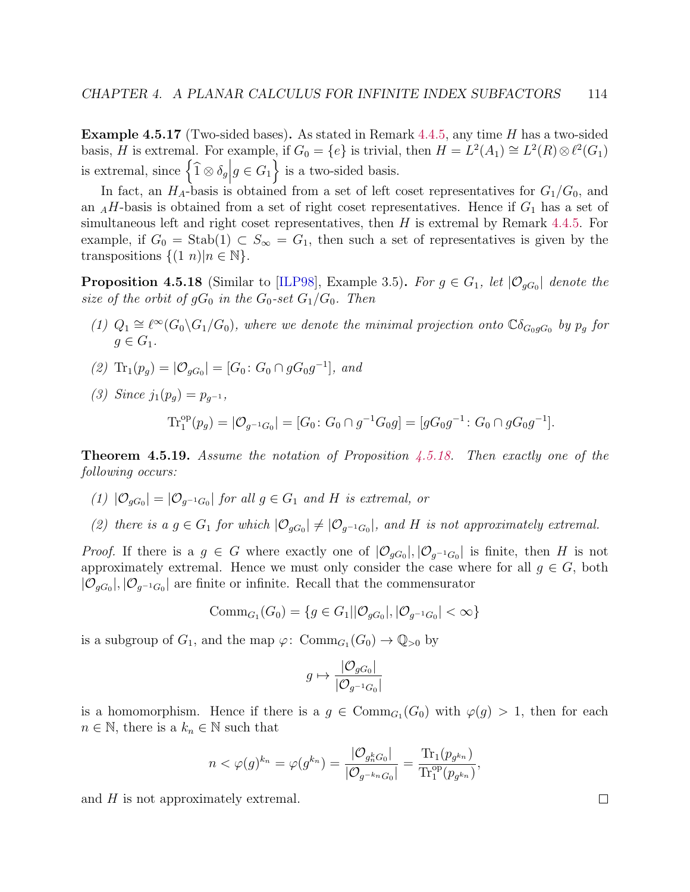**Example 4.5.17** (Two-sided bases)**.** As stated in Remark 4.4.5, any time $H$ has a two-sided basis, $H$ is extremal. For example, if $G_0 = \{e\}$ is trivial, then $H = L^2(A_1) \cong L^2(R) \otimes \ell^2(G_1)$ is extremal, since $\left\{ \widehat{1} \otimes \delta_g \middle| g \in G_1 \right\}$ is a two-sided basis.

In fact, an $H_A$-basis is obtained from a set of left coset representatives for $G_1/G_0$, and an ${}_AH$-basis is obtained from a set of right coset representatives. Hence if $G_1$ has a set of simultaneous left and right coset representatives, then $H$ is extremal by Remark 4.4.5. For example, if $G_0 = \operatorname{Stab}(1) \subset S_\infty = G_1$, then such a set of representatives is given by the transpositions $\{(1\ n) | n \in \mathbb{N}\}$.

**Proposition 4.5.18** (Similar to [ILP98], Example 3.5)**.** *For $g \in G_1$, let $|\mathcal{O}_{gG_0}|$ denote the size of the orbit of $gG_0$ in the $G_0$-set $G_1/G_0$. Then*

*(1) $Q_1 \cong \ell^\infty(G_0 \backslash G_1 / G_0)$, where we denote the minimal projection onto $\mathbb{C}\delta_{G_0 g G_0}$ by $p_g$ for $g \in G_1$.*

*(2) $\operatorname{Tr}_1(p_g) = |\mathcal{O}_{gG_0}| = [G_0 \colon G_0 \cap gG_0g^{-1}]$, and*

*(3) Since $j_1(p_g) = p_{g^{-1}}$,*

$$\operatorname{Tr}_1^{\text{op}}(p_g) = |\mathcal{O}_{g^{-1}G_0}| = [G_0 \colon G_0 \cap g^{-1}G_0 g] = [gG_0g^{-1} \colon G_0 \cap gG_0g^{-1}].$$

**Theorem 4.5.19.** *Assume the notation of Proposition 4.5.18. Then exactly one of the following occurs:*

*(1) $|\mathcal{O}_{gG_0}| = |\mathcal{O}_{g^{-1}G_0}|$ for all $g \in G_1$ and $H$ is extremal, or*

*(2) there is a $g \in G_1$ for which $|\mathcal{O}_{gG_0}| \neq |\mathcal{O}_{g^{-1}G_0}|$, and $H$ is not approximately extremal.*

*Proof.* If there is a $g \in G$ where exactly one of $|\mathcal{O}_{gG_0}|, |\mathcal{O}_{g^{-1}G_0}|$ is finite, then $H$ is not approximately extremal. Hence we must only consider the case where for all $g \in G$, both $|\mathcal{O}_{gG_0}|, |\mathcal{O}_{g^{-1}G_0}|$ are finite or infinite. Recall that the commensurator

$$\operatorname{Comm}_{G_1}(G_0) = \{g \in G_1 | |\mathcal{O}_{gG_0}|, |\mathcal{O}_{g^{-1}G_0}| < \infty\}$$

is a subgroup of $G_1$, and the map $\varphi \colon \operatorname{Comm}_{G_1}(G_0) \to \mathbb{Q}_{>0}$ by

$$g \mapsto \frac{|\mathcal{O}_{gG_0}|}{|\mathcal{O}_{g^{-1}G_0}|}$$

is a homomorphism. Hence if there is a $g \in \operatorname{Comm}_{G_1}(G_0)$ with $\varphi(g) > 1$, then for each $n \in \mathbb{N}$, there is a $k_n \in \mathbb{N}$ such that

$$n < \varphi(g)^{k_n} = \varphi(g^{k_n}) = \frac{|\mathcal{O}_{g_n^k G_0}|}{|\mathcal{O}_{g^{-k_n}G_0}|} = \frac{\operatorname{Tr}_1(p_{g^{k_n}})}{\operatorname{Tr}_1^{\text{op}}(p_{g^{k_n}})},$$

and $H$ is not approximately extremal. $\square$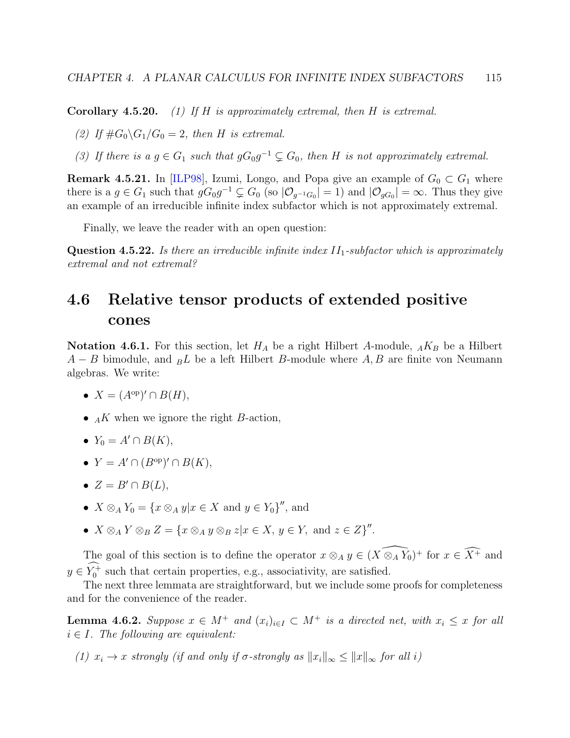**Corollary 4.5.20.** *(1) If $H$ is approximately extremal, then $H$ is extremal.*

*(2) If $\#G_0\backslash G_1/G_0 = 2$, then $H$ is extremal.*

*(3) If there is a $g \in G_1$ such that $gG_0g^{-1} \subsetneq G_0$, then $H$ is not approximately extremal.*

**Remark 4.5.21.** In [ILP98], Izumi, Longo, and Popa give an example of $G_0 \subset G_1$ where there is a $g \in G_1$ such that $gG_0g^{-1} \subsetneq G_0$ (so $|\mathcal{O}_{g^{-1}G_0}| = 1$) and $|\mathcal{O}_{gG_0}| = \infty$. Thus they give an example of an irreducible infinite index subfactor which is not approximately extremal.

Finally, we leave the reader with an open question:

**Question 4.5.22.** *Is there an irreducible infinite index $II_1$-subfactor which is approximately extremal and not extremal?*

## 4.6 Relative tensor products of extended positive cones

**Notation 4.6.1.** For this section, let $H_A$ be a right Hilbert $A$-module, ${}_AK_B$ be a Hilbert $A - B$ bimodule, and ${}_BL$ be a left Hilbert $B$-module where $A, B$ are finite von Neumann algebras. We write:

- $X = (A^{\text{op}})' \cap B(H)$,
- ${}_AK$ when we ignore the right $B$-action,
- $Y_0 = A' \cap B(K)$,
- $Y = A' \cap (B^{\text{op}})' \cap B(K)$,
- $Z = B' \cap B(L)$,
- $X \otimes_A Y_0 = \{x \otimes_A y | x \in X \text{ and } y \in Y_0\}''$, and
- $X \otimes_A Y \otimes_B Z = \{x \otimes_A y \otimes_B z | x \in X,\ y \in Y, \text{ and } z \in Z\}''$.

The goal of this section is to define the operator $x \otimes_A y \in (\widehat{X \otimes_A Y_0})^+$ for $x \in \widehat{X^+}$ and $y \in \widehat{Y_0^+}$ such that certain properties, e.g., associativity, are satisfied.

The next three lemmata are straightforward, but we include some proofs for completeness and for the convenience of the reader.

**Lemma 4.6.2.** *Suppose $x \in M^+$ and $(x_i)_{i \in I} \subset M^+$ is a directed net, with $x_i \leq x$ for all $i \in I$. The following are equivalent:*

*(1) $x_i \to x$ strongly (if and only if $\sigma$-strongly as $\|x_i\|_\infty \leq \|x\|_\infty$ for all $i$)*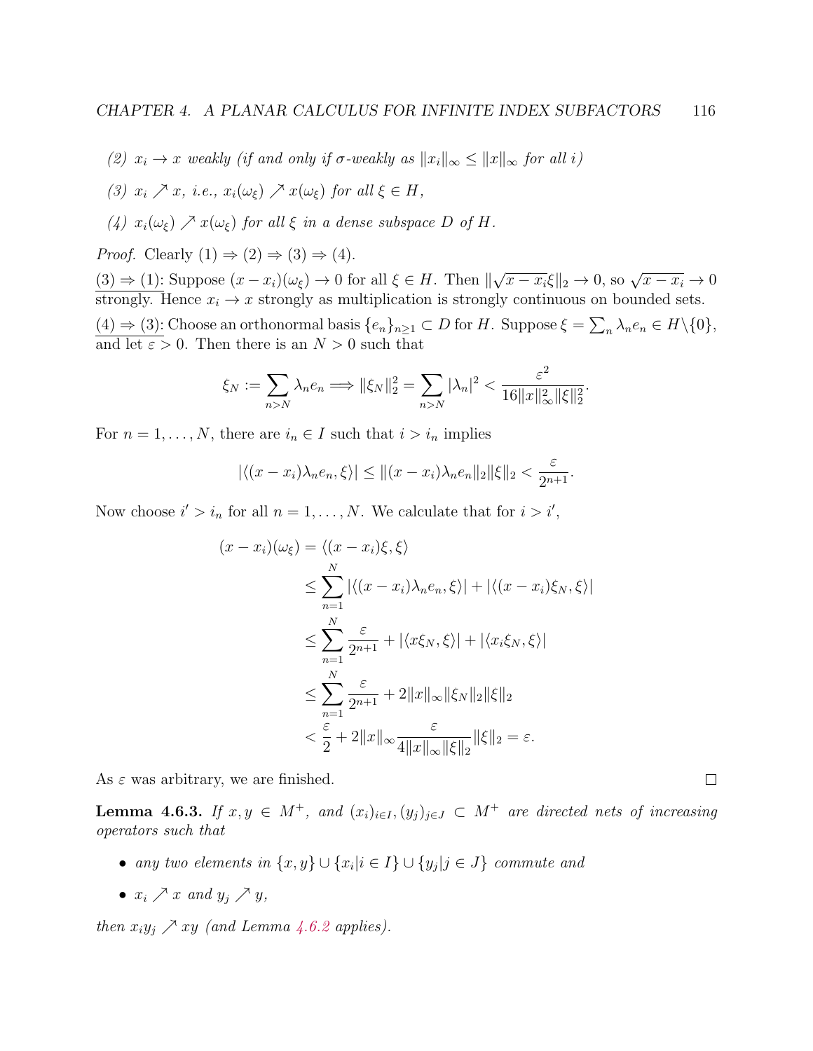(2) $x_i \to x$ weakly (if and only if $\sigma$-weakly as $\|x_i\|_\infty \leq \|x\|_\infty$ for all $i$)

(3) $x_i \nearrow x$, i.e., $x_i(\omega_\xi) \nearrow x(\omega_\xi)$ for all $\xi \in H$,

(4) $x_i(\omega_\xi) \nearrow x(\omega_\xi)$ for all $\xi$ in a dense subspace $D$ of $H$.

*Proof.* Clearly (1) $\Rightarrow$ (2) $\Rightarrow$ (3) $\Rightarrow$ (4).

<u>(3) $\Rightarrow$ (1)</u>: Suppose $(x - x_i)(\omega_\xi) \to 0$ for all $\xi \in H$. Then $\|\sqrt{x - x_i}\xi\|_2 \to 0$, so $\sqrt{x - x_i} \to 0$ strongly. Hence $x_i \to x$ strongly as multiplication is strongly continuous on bounded sets.

<u>(4) $\Rightarrow$ (3)</u>: Choose an orthonormal basis $\{e_n\}_{n \geq 1} \subset D$ for $H$. Suppose $\xi = \sum_n \lambda_n e_n \in H \backslash \{0\}$, and let $\varepsilon > 0$. Then there is an $N > 0$ such that

$$\xi_N := \sum_{n > N} \lambda_n e_n \Longrightarrow \|\xi_N\|_2^2 = \sum_{n > N} |\lambda_n|^2 < \frac{\varepsilon^2}{16\|x\|_\infty^2 \|\xi\|_2^2}.$$

For $n = 1, \ldots, N$, there are $i_n \in I$ such that $i > i_n$ implies

$$|\langle (x - x_i)\lambda_n e_n, \xi \rangle| \leq \|(x - x_i)\lambda_n e_n\|_2 \|\xi\|_2 < \frac{\varepsilon}{2^{n+1}}.$$

Now choose $i' > i_n$ for all $n = 1, \ldots, N$. We calculate that for $i > i'$,

$$\begin{aligned}
(x - x_i)(\omega_\xi) &= \langle (x - x_i)\xi, \xi \rangle \\
&\leq \sum_{n=1}^{N} |\langle (x - x_i)\lambda_n e_n, \xi \rangle| + |\langle (x - x_i)\xi_N, \xi \rangle| \\
&\leq \sum_{n=1}^{N} \frac{\varepsilon}{2^{n+1}} + |\langle x\xi_N, \xi \rangle| + |\langle x_i \xi_N, \xi \rangle| \\
&\leq \sum_{n=1}^{N} \frac{\varepsilon}{2^{n+1}} + 2\|x\|_\infty \|\xi_N\|_2 \|\xi\|_2 \\
&< \frac{\varepsilon}{2} + 2\|x\|_\infty \frac{\varepsilon}{4\|x\|_\infty \|\xi\|_2} \|\xi\|_2 = \varepsilon.
\end{aligned}$$

As $\varepsilon$ was arbitrary, we are finished. $\square$

**Lemma 4.6.3.** *If $x, y \in M^+$, and $(x_i)_{i \in I}, (y_j)_{j \in J} \subset M^+$ are directed nets of increasing operators such that*

- *any two elements in $\{x, y\} \cup \{x_i | i \in I\} \cup \{y_j | j \in J\}$ commute and*
- *$x_i \nearrow x$ and $y_j \nearrow y$,*

*then $x_i y_j \nearrow xy$ (and Lemma 4.6.2 applies).*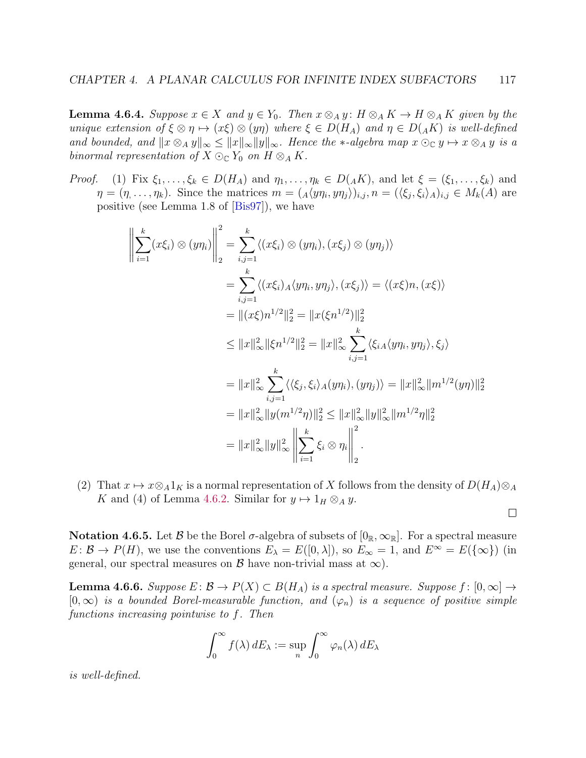**Lemma 4.6.4.** *Suppose $x \in X$ and $y \in Y_0$. Then $x \otimes_A y \colon H \otimes_A K \to H \otimes_A K$ given by the unique extension of $\xi \otimes \eta \mapsto (x\xi) \otimes (y\eta)$ where $\xi \in D(H_A)$ and $\eta \in D({}_AK)$ is well-defined and bounded, and $\|x \otimes_A y\|_\infty \leq \|x\|_\infty \|y\|_\infty$. Hence the $*$-algebra map $x \odot_{\mathbb{C}} y \mapsto x \otimes_A y$ is a binormal representation of $X \odot_{\mathbb{C}} Y_0$ on $H \otimes_A K$.*

*Proof.* (1) Fix $\xi_1, \ldots, \xi_k \in D(H_A)$ and $\eta_1, \ldots, \eta_k \in D({}_AK)$, and let $\xi = (\xi_1, \ldots, \xi_k)$ and $\eta = (\eta_, \ldots, \eta_k)$. Since the matrices $m = ({}_A\langle y\eta_i, y\eta_j\rangle)_{i,j}, n = (\langle \xi_j, \xi_i\rangle_A)_{i,j} \in M_k(A)$ are positive (see Lemma 1.8 of [Bis97]), we have

$$
\begin{aligned}
\left\|\sum_{i=1}^{k} (x\xi_i) \otimes (y\eta_i)\right\|_2^2 &= \sum_{i,j=1}^{k} \langle (x\xi_i) \otimes (y\eta_i), (x\xi_j) \otimes (y\eta_j)\rangle \\
&= \sum_{i,j=1}^{k} \langle (x\xi_i)_A\langle y\eta_i, y\eta_j\rangle, (x\xi_j)\rangle = \langle (x\xi)n, (x\xi)\rangle \\
&= \|(x\xi)n^{1/2}\|_2^2 = \|x(\xi n^{1/2})\|_2^2 \\
&\leq \|x\|_\infty^2 \|\xi n^{1/2}\|_2^2 = \|x\|_\infty^2 \sum_{i,j=1}^{k} \langle \xi_{iA}\langle y\eta_i, y\eta_j\rangle, \xi_j\rangle \\
&= \|x\|_\infty^2 \sum_{i,j=1}^{k} \langle \langle \xi_j, \xi_i\rangle_A (y\eta_i), (y\eta_j)\rangle = \|x\|_\infty^2 \|m^{1/2}(y\eta)\|_2^2 \\
&= \|x\|_\infty^2 \|y(m^{1/2}\eta)\|_2^2 \leq \|x\|_\infty^2 \|y\|_\infty^2 \|m^{1/2}\eta\|_2^2 \\
&= \|x\|_\infty^2 \|y\|_\infty^2 \left\|\sum_{i=1}^{k} \xi_i \otimes \eta_i\right\|_2^2.
\end{aligned}
$$

(2) That $x \mapsto x \otimes_A 1_K$ is a normal representation of $X$ follows from the density of $D(H_A) \otimes_A K$ and (4) of Lemma 4.6.2. Similar for $y \mapsto 1_H \otimes_A y$.

□

**Notation 4.6.5.** Let $\mathcal{B}$ be the Borel $\sigma$-algebra of subsets of $[0_{\mathbb{R}}, \infty_{\mathbb{R}}]$. For a spectral measure $E \colon \mathcal{B} \to P(H)$, we use the conventions $E_\lambda = E([0, \lambda])$, so $E_\infty = 1$, and $E^\infty = E(\{\infty\})$ (in general, our spectral measures on $\mathcal{B}$ have non-trivial mass at $\infty$).

**Lemma 4.6.6.** *Suppose $E \colon \mathcal{B} \to P(X) \subset B(H_A)$ is a spectral measure. Suppose $f \colon [0, \infty] \to [0, \infty)$ is a bounded Borel-measurable function, and $(\varphi_n)$ is a sequence of positive simple functions increasing pointwise to $f$. Then*

$$\int_0^\infty f(\lambda)\, dE_\lambda := \sup_n \int_0^\infty \varphi_n(\lambda)\, dE_\lambda$$

*is well-defined.*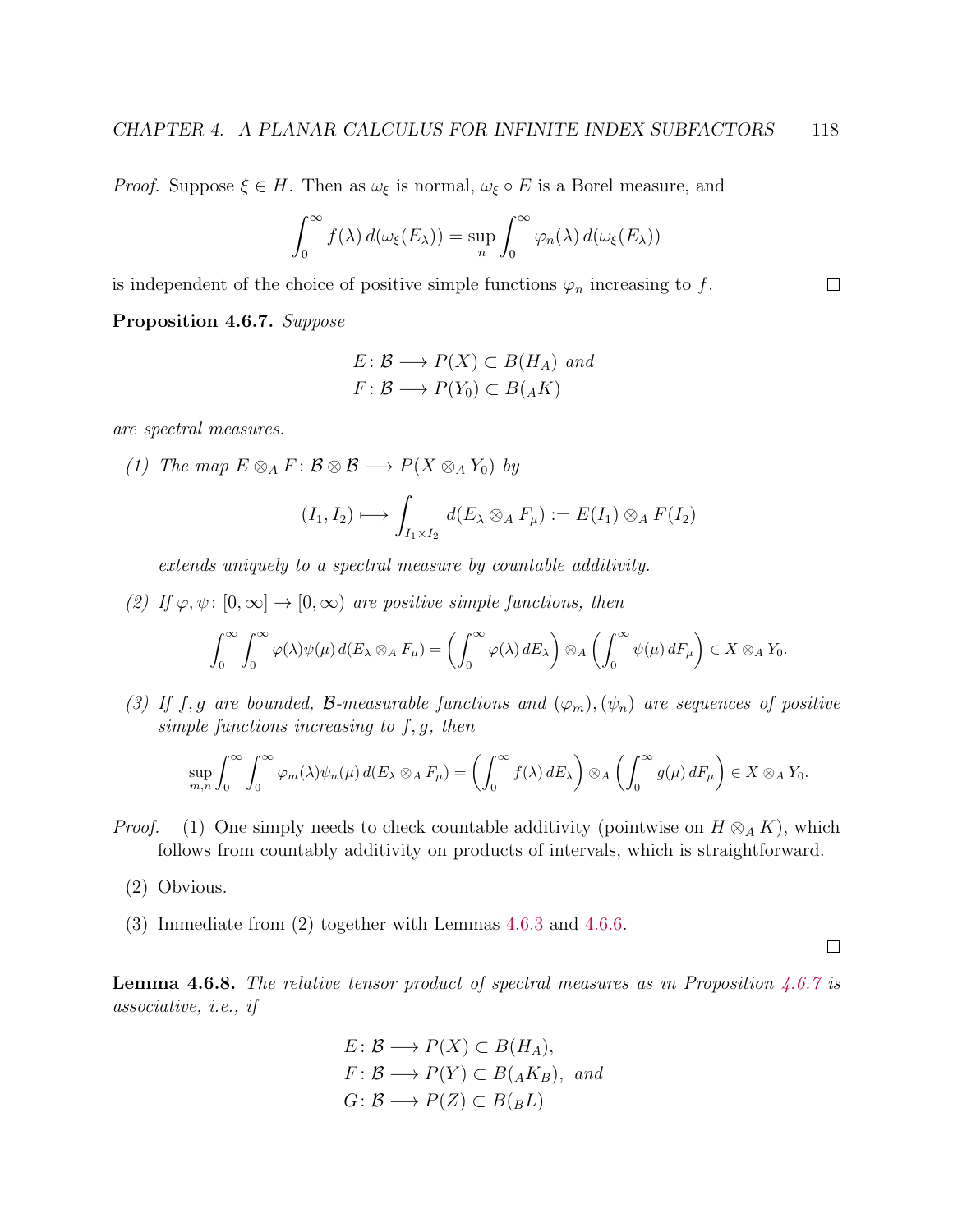*Proof.* Suppose $\xi \in H$. Then as $\omega_\xi$ is normal, $\omega_\xi \circ E$ is a Borel measure, and

$$\int_0^\infty f(\lambda)\, d(\omega_\xi(E_\lambda)) = \sup_n \int_0^\infty \varphi_n(\lambda)\, d(\omega_\xi(E_\lambda))$$

is independent of the choice of positive simple functions $\varphi_n$ increasing to $f$. □

**Proposition 4.6.7.** *Suppose*

$$\begin{aligned} E &\colon \mathcal{B} \longrightarrow P(X) \subset B(H_A) \text{ and} \\ F &\colon \mathcal{B} \longrightarrow P(Y_0) \subset B({}_AK) \end{aligned}$$

*are spectral measures.*

1. *The map $E \otimes_A F \colon \mathcal{B} \otimes \mathcal{B} \longrightarrow P(X \otimes_A Y_0)$ by*

$$(I_1, I_2) \longmapsto \int_{I_1 \times I_2} d(E_\lambda \otimes_A F_\mu) := E(I_1) \otimes_A F(I_2)$$

*extends uniquely to a spectral measure by countable additivity.*

2. *If $\varphi, \psi \colon [0,\infty] \to [0,\infty)$ are positive simple functions, then*

$$\int_0^\infty \int_0^\infty \varphi(\lambda)\psi(\mu)\, d(E_\lambda \otimes_A F_\mu) = \left(\int_0^\infty \varphi(\lambda)\, dE_\lambda\right) \otimes_A \left(\int_0^\infty \psi(\mu)\, dF_\mu\right) \in X \otimes_A Y_0.$$

3. *If $f, g$ are bounded, $\mathcal{B}$-measurable functions and $(\varphi_m), (\psi_n)$ are sequences of positive simple functions increasing to $f, g$, then*

$$\sup_{m,n} \int_0^\infty \int_0^\infty \varphi_m(\lambda)\psi_n(\mu)\, d(E_\lambda \otimes_A F_\mu) = \left(\int_0^\infty f(\lambda)\, dE_\lambda\right) \otimes_A \left(\int_0^\infty g(\mu)\, dF_\mu\right) \in X \otimes_A Y_0.$$

*Proof.*

1. One simply needs to check countable additivity (pointwise on $H \otimes_A K$), which follows from countably additivity on products of intervals, which is straightforward.
2. Obvious.
3. Immediate from (2) together with Lemmas 4.6.3 and 4.6.6.

□

**Lemma 4.6.8.** *The relative tensor product of spectral measures as in Proposition 4.6.7 is associative, i.e., if*

$$\begin{aligned} E &\colon \mathcal{B} \longrightarrow P(X) \subset B(H_A), \\ F &\colon \mathcal{B} \longrightarrow P(Y) \subset B({}_AK_B), \text{ and} \\ G &\colon \mathcal{B} \longrightarrow P(Z) \subset B({}_BL) \end{aligned}$$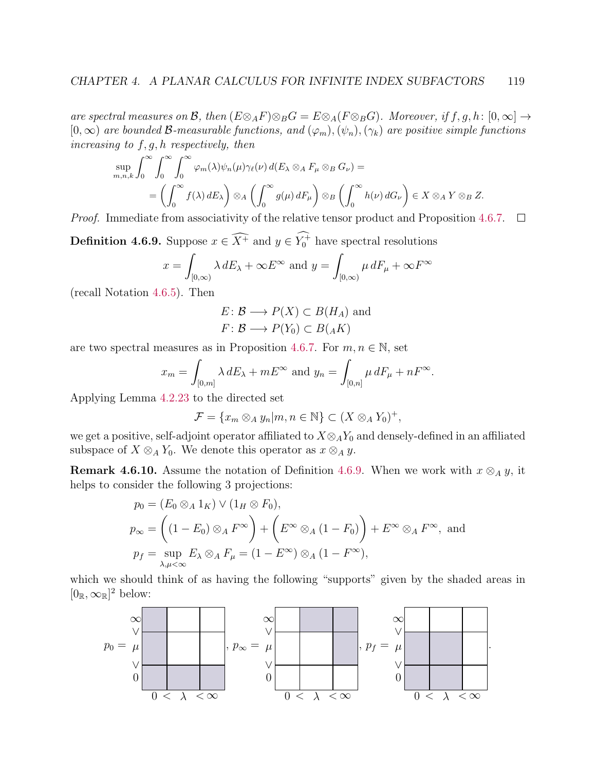*are spectral measures on $\mathcal{B}$, then $(E \otimes_A F) \otimes_B G = E \otimes_A (F \otimes_B G)$. Moreover, if $f, g, h \colon [0, \infty) \to [0, \infty)$ are bounded $\mathcal{B}$-measurable functions, and $(\varphi_m), (\psi_n), (\gamma_k)$ are positive simple functions increasing to $f, g, h$ respectively, then*

$$\sup_{m,n,k} \int_0^\infty \int_0^\infty \int_0^\infty \varphi_m(\lambda)\psi_n(\mu)\gamma_\ell(\nu)\, d(E_\lambda \otimes_A F_\mu \otimes_B G_\nu) =$$
$$= \left( \int_0^\infty f(\lambda)\, dE_\lambda \right) \otimes_A \left( \int_0^\infty g(\mu)\, dF_\mu \right) \otimes_B \left( \int_0^\infty h(\nu)\, dG_\nu \right) \in X \otimes_A Y \otimes_B Z.$$

*Proof.* Immediate from associativity of the relative tensor product and Proposition 4.6.7. □

**Definition 4.6.9.** Suppose $x \in \widehat{X^+}$ and $y \in \widehat{Y_0^+}$ have spectral resolutions

$$x = \int_{[0,\infty)} \lambda\, dE_\lambda + \infty E^\infty \text{ and } y = \int_{[0,\infty)} \mu\, dF_\mu + \infty F^\infty$$

(recall Notation 4.6.5). Then

$$E \colon \mathcal{B} \longrightarrow P(X) \subset B(H_A) \text{ and}$$
$$F \colon \mathcal{B} \longrightarrow P(Y_0) \subset B({}_AK)$$

are two spectral measures as in Proposition 4.6.7. For $m, n \in \mathbb{N}$, set

$$x_m = \int_{[0,m]} \lambda\, dE_\lambda + mE^\infty \text{ and } y_n = \int_{[0,n]} \mu\, dF_\mu + nF^\infty.$$

Applying Lemma 4.2.23 to the directed set

$$\mathcal{F} = \{x_m \otimes_A y_n | m, n \in \mathbb{N}\} \subset (X \otimes_A Y_0)^+,$$

we get a positive, self-adjoint operator affiliated to $X \otimes_A Y_0$ and densely-defined in an affiliated subspace of $X \otimes_A Y_0$. We denote this operator as $x \otimes_A y$.

**Remark 4.6.10.** Assume the notation of Definition 4.6.9. When we work with $x \otimes_A y$, it helps to consider the following 3 projections:

$$p_0 = (E_0 \otimes_A 1_K) \vee (1_H \otimes F_0),$$
$$p_\infty = \Big( (1 - E_0) \otimes_A F^\infty \Big) + \Big( E^\infty \otimes_A (1 - F_0) \Big) + E^\infty \otimes_A F^\infty, \text{ and}$$
$$p_f = \sup_{\lambda,\mu<\infty} E_\lambda \otimes_A F_\mu = (1 - E^\infty) \otimes_A (1 - F^\infty),$$

which we should think of as having the following "supports" given by the shaded areas in $[0_\mathbb{R}, \infty_\mathbb{R}]^2$ below:

$p_0 =$ [grid: shaded left column ($\lambda = 0$) and bottom row ($\mu = 0$)], $p_\infty =$ [grid: shaded top row ($\mu = \infty$) for $\lambda > 0$ and right column ($\lambda = \infty$) for $\mu > 0$], $p_f =$ [grid: shaded region $\lambda < \infty$, $\mu < \infty$].

(Each grid has vertical axis $0 < \mu < \infty$ and horizontal axis $0 < \lambda < \infty$.)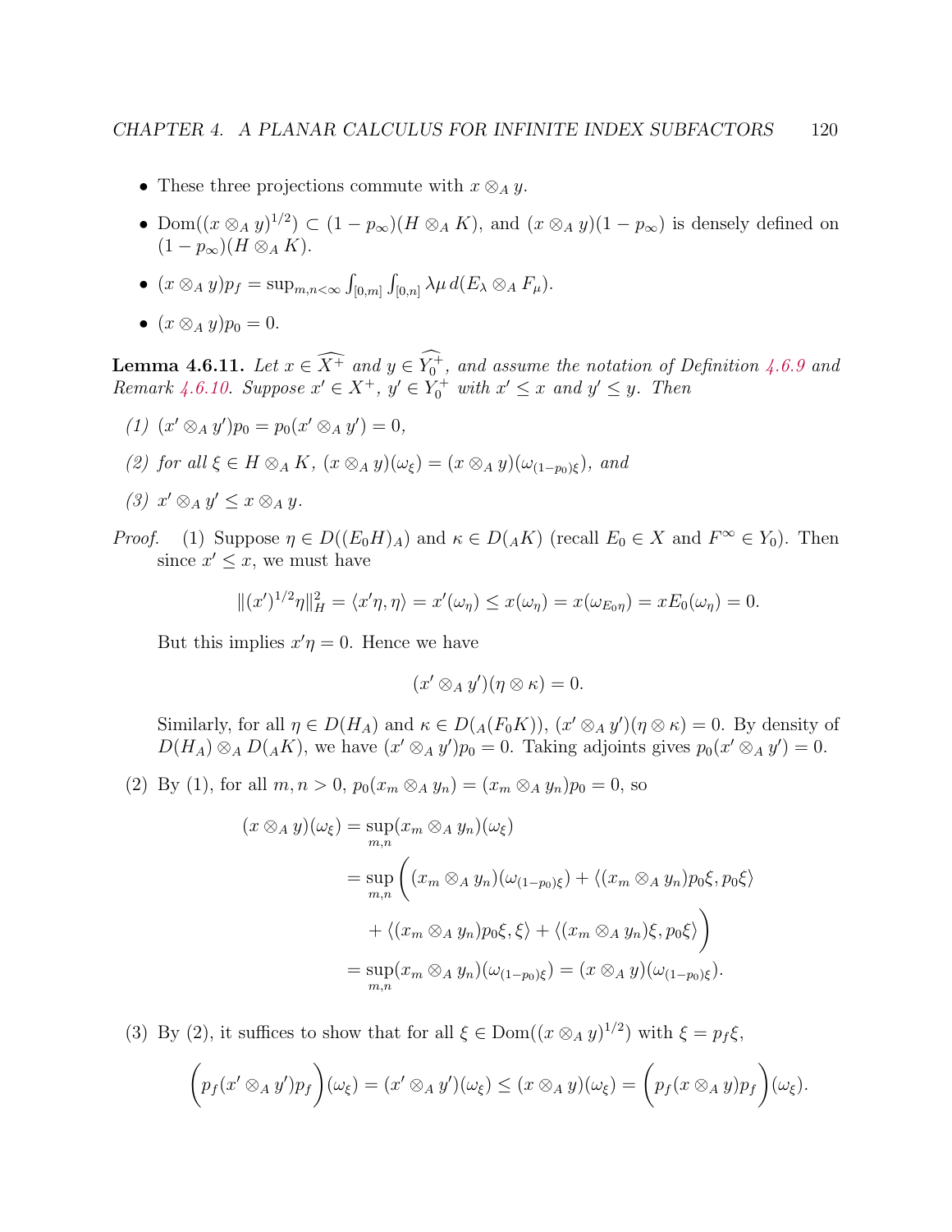- These three projections commute with $x \otimes_A y$.
- $\text{Dom}((x \otimes_A y)^{1/2}) \subset (1 - p_\infty)(H \otimes_A K)$, and $(x \otimes_A y)(1 - p_\infty)$ is densely defined on $(1 - p_\infty)(H \otimes_A K)$.
- $(x \otimes_A y)p_f = \sup_{m,n<\infty} \int_{[0,m]} \int_{[0,n]} \lambda\mu \, d(E_\lambda \otimes_A F_\mu)$.
- $(x \otimes_A y)p_0 = 0$.

**Lemma 4.6.11.** *Let $x \in \widehat{X^+}$ and $y \in \widehat{Y_0^+}$, and assume the notation of Definition 4.6.9 and Remark 4.6.10. Suppose $x' \in X^+$, $y' \in Y_0^+$ with $x' \leq x$ and $y' \leq y$. Then*

*(1) $(x' \otimes_A y')p_0 = p_0(x' \otimes_A y') = 0$,*

*(2) for all $\xi \in H \otimes_A K$, $(x \otimes_A y)(\omega_\xi) = (x \otimes_A y)(\omega_{(1-p_0)\xi})$, and*

*(3) $x' \otimes_A y' \leq x \otimes_A y$.*

*Proof.* (1) Suppose $\eta \in D((E_0 H)_A)$ and $\kappa \in D({}_A K)$ (recall $E_0 \in X$ and $F^\infty \in Y_0$). Then since $x' \leq x$, we must have

$$\|(x')^{1/2}\eta\|_H^2 = \langle x'\eta, \eta\rangle = x'(\omega_\eta) \leq x(\omega_\eta) = x(\omega_{E_0\eta}) = xE_0(\omega_\eta) = 0.$$

But this implies $x'\eta = 0$. Hence we have

$$(x' \otimes_A y')(\eta \otimes \kappa) = 0.$$

Similarly, for all $\eta \in D(H_A)$ and $\kappa \in D({}_A(F_0 K))$, $(x' \otimes_A y')(\eta \otimes \kappa) = 0$. By density of $D(H_A) \otimes_A D({}_A K)$, we have $(x' \otimes_A y')p_0 = 0$. Taking adjoints gives $p_0(x' \otimes_A y') = 0$.

(2) By (1), for all $m, n > 0$, $p_0(x_m \otimes_A y_n) = (x_m \otimes_A y_n)p_0 = 0$, so

$$\begin{aligned}
(x \otimes_A y)(\omega_\xi) &= \sup_{m,n}(x_m \otimes_A y_n)(\omega_\xi) \\
&= \sup_{m,n}\bigg((x_m \otimes_A y_n)(\omega_{(1-p_0)\xi}) + \langle (x_m \otimes_A y_n)p_0\xi, p_0\xi\rangle \\
&\quad + \langle (x_m \otimes_A y_n)p_0\xi, \xi\rangle + \langle (x_m \otimes_A y_n)\xi, p_0\xi\rangle\bigg) \\
&= \sup_{m,n}(x_m \otimes_A y_n)(\omega_{(1-p_0)\xi}) = (x \otimes_A y)(\omega_{(1-p_0)\xi}).
\end{aligned}$$

(3) By (2), it suffices to show that for all $\xi \in \text{Dom}((x \otimes_A y)^{1/2})$ with $\xi = p_f\xi$,

$$\bigg(p_f(x' \otimes_A y')p_f\bigg)(\omega_\xi) = (x' \otimes_A y')(\omega_\xi) \leq (x \otimes_A y)(\omega_\xi) = \bigg(p_f(x \otimes_A y)p_f\bigg)(\omega_\xi).$$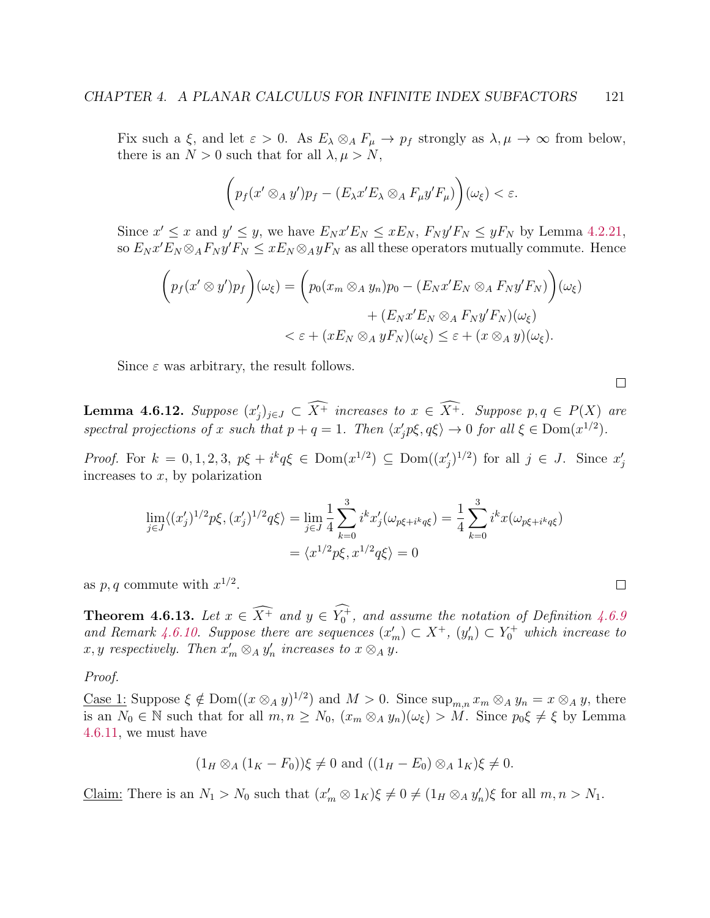Fix such a $\xi$, and let $\varepsilon > 0$. As $E_\lambda \otimes_A F_\mu \to p_f$ strongly as $\lambda, \mu \to \infty$ from below, there is an $N > 0$ such that for all $\lambda, \mu > N$,

$$\bigg(p_f(x' \otimes_A y')p_f - (E_\lambda x' E_\lambda \otimes_A F_\mu y' F_\mu)\bigg)(\omega_\xi) < \varepsilon.$$

Since $x' \leq x$ and $y' \leq y$, we have $E_N x' E_N \leq x E_N$, $F_N y' F_N \leq y F_N$ by Lemma 4.2.21, so $E_N x' E_N \otimes_A F_N y' F_N \leq x E_N \otimes_A y F_N$ as all these operators mutually commute. Hence

$$\begin{aligned}\bigg(p_f(x' \otimes y')p_f\bigg)(\omega_\xi) &= \bigg(p_0(x_m \otimes_A y_n)p_0 - (E_N x' E_N \otimes_A F_N y' F_N)\bigg)(\omega_\xi) \\ &\qquad + (E_N x' E_N \otimes_A F_N y' F_N)(\omega_\xi) \\ &< \varepsilon + (x E_N \otimes_A y F_N)(\omega_\xi) \leq \varepsilon + (x \otimes_A y)(\omega_\xi).\end{aligned}$$

Since $\varepsilon$ was arbitrary, the result follows. $\square$

**Lemma 4.6.12.** *Suppose $(x'_j)_{j \in J} \subset \widehat{X^+}$ increases to $x \in \widehat{X^+}$. Suppose $p, q \in P(X)$ are spectral projections of $x$ such that $p + q = 1$. Then $\langle x'_j p\xi, q\xi\rangle \to 0$ for all $\xi \in \operatorname{Dom}(x^{1/2})$.*

*Proof.* For $k = 0, 1, 2, 3$, $p\xi + i^k q\xi \in \operatorname{Dom}(x^{1/2}) \subseteq \operatorname{Dom}((x'_j)^{1/2})$ for all $j \in J$. Since $x'_j$ increases to $x$, by polarization

$$\begin{aligned}\lim_{j \in J}\langle (x'_j)^{1/2} p\xi, (x'_j)^{1/2} q\xi\rangle &= \lim_{j \in J} \frac{1}{4}\sum_{k=0}^{3} i^k x'_j(\omega_{p\xi + i^k q\xi}) = \frac{1}{4}\sum_{k=0}^{3} i^k x(\omega_{p\xi + i^k q\xi}) \\ &= \langle x^{1/2} p\xi, x^{1/2} q\xi\rangle = 0\end{aligned}$$

as $p, q$ commute with $x^{1/2}$. $\square$

**Theorem 4.6.13.** *Let $x \in \widehat{X^+}$ and $y \in \widehat{Y_0^+}$, and assume the notation of Definition 4.6.9 and Remark 4.6.10. Suppose there are sequences $(x'_m) \subset X^+$, $(y'_n) \subset Y_0^+$ which increase to $x, y$ respectively. Then $x'_m \otimes_A y'_n$ increases to $x \otimes_A y$.*

*Proof.*

Case 1: Suppose $\xi \notin \operatorname{Dom}((x \otimes_A y)^{1/2})$ and $M > 0$. Since $\sup_{m,n} x_m \otimes_A y_n = x \otimes_A y$, there is an $N_0 \in \mathbb{N}$ such that for all $m, n \geq N_0$, $(x_m \otimes_A y_n)(\omega_\xi) > M$. Since $p_0\xi \neq \xi$ by Lemma 4.6.11, we must have

$$(1_H \otimes_A (1_K - F_0))\xi \neq 0 \text{ and } ((1_H - E_0) \otimes_A 1_K)\xi \neq 0.$$

Claim: There is an $N_1 > N_0$ such that $(x'_m \otimes 1_K)\xi \neq 0 \neq (1_H \otimes_A y'_n)\xi$ for all $m, n > N_1$.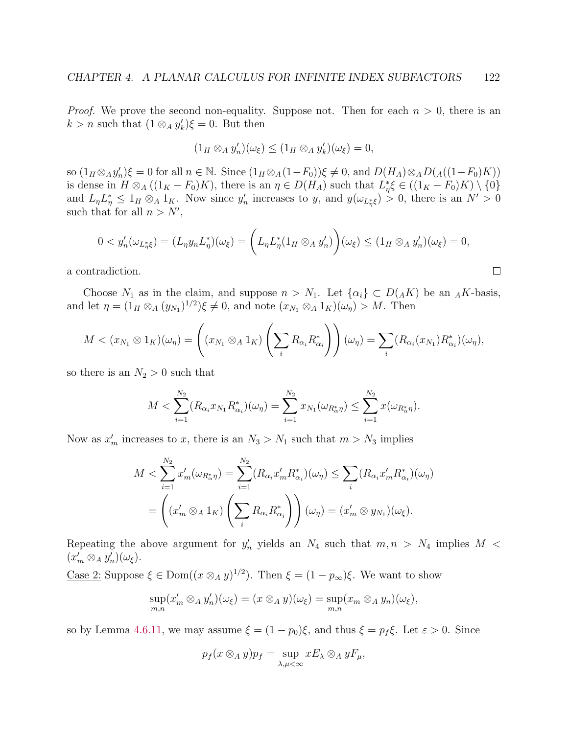*Proof.* We prove the second non-equality. Suppose not. Then for each $n > 0$, there is an $k > n$ such that $(1 \otimes_A y'_k)\xi = 0$. But then

$$(1_H \otimes_A y'_n)(\omega_\xi) \leq (1_H \otimes_A y'_k)(\omega_\xi) = 0,$$

so $(1_H \otimes_A y'_n)\xi = 0$ for all $n \in \mathbb{N}$. Since $(1_H \otimes_A (1 - F_0))\xi \neq 0$, and $D(H_A) \otimes_A D({}_A((1-F_0)K))$ is dense in $H \otimes_A ((1_K - F_0)K)$, there is an $\eta \in D(H_A)$ such that $L^*_\eta \xi \in ((1_K - F_0)K) \setminus \{0\}$ and $L_\eta L^*_\eta \leq 1_H \otimes_A 1_K$. Now since $y'_n$ increases to $y$, and $y(\omega_{L^*_\eta \xi}) > 0$, there is an $N' > 0$ such that for all $n > N'$,

$$0 < y'_n(\omega_{L^*_\eta \xi}) = (L_\eta y_n L^*_\eta)(\omega_\xi) = \bigg(L_\eta L^*_\eta (1_H \otimes_A y'_n)\bigg)(\omega_\xi) \leq (1_H \otimes_A y'_n)(\omega_\xi) = 0,$$

a contradiction. $\square$

Choose $N_1$ as in the claim, and suppose $n > N_1$. Let $\{\alpha_i\} \subset D({}_A K)$ be an ${}_A K$-basis, and let $\eta = (1_H \otimes_A (y_{N_1})^{1/2})\xi \neq 0$, and note $(x_{N_1} \otimes_A 1_K)(\omega_\eta) > M$. Then

$$M < (x_{N_1} \otimes 1_K)(\omega_\eta) = \left((x_{N_1} \otimes_A 1_K)\left(\sum_i R_{\alpha_i} R^*_{\alpha_i}\right)\right)(\omega_\eta) = \sum_i (R_{\alpha_i}(x_{N_1}) R^*_{\alpha_i})(\omega_\eta),$$

so there is an $N_2 > 0$ such that

$$M < \sum_{i=1}^{N_2} (R_{\alpha_i} x_{N_1} R^*_{\alpha_i})(\omega_\eta) = \sum_{i=1}^{N_2} x_{N_1}(\omega_{R^*_\alpha \eta}) \leq \sum_{i=1}^{N_2} x(\omega_{R^*_\alpha \eta}).$$

Now as $x'_m$ increases to $x$, there is an $N_3 > N_1$ such that $m > N_3$ implies

$$\begin{aligned} M < \sum_{i=1}^{N_2} x'_m(\omega_{R^*_\alpha \eta}) &= \sum_{i=1}^{N_2} (R_{\alpha_i} x'_m R^*_{\alpha_i})(\omega_\eta) \leq \sum_i (R_{\alpha_i} x'_m R^*_{\alpha_i})(\omega_\eta) \\ &= \left((x'_m \otimes_A 1_K)\left(\sum_i R_{\alpha_i} R^*_{\alpha_i}\right)\right)(\omega_\eta) = (x'_m \otimes y_{N_1})(\omega_\xi). \end{aligned}$$

Repeating the above argument for $y'_n$ yields an $N_4$ such that $m, n > N_4$ implies $M < (x'_m \otimes_A y'_n)(\omega_\xi)$.

<u>Case 2:</u> Suppose $\xi \in \operatorname{Dom}((x \otimes_A y)^{1/2})$. Then $\xi = (1 - p_\infty)\xi$. We want to show

$$\sup_{m,n} (x'_m \otimes_A y'_n)(\omega_\xi) = (x \otimes_A y)(\omega_\xi) = \sup_{m,n} (x_m \otimes_A y_n)(\omega_\xi),$$

so by Lemma 4.6.11, we may assume $\xi = (1 - p_0)\xi$, and thus $\xi = p_f \xi$. Let $\varepsilon > 0$. Since

$$p_f (x \otimes_A y) p_f = \sup_{\lambda, \mu < \infty} x E_\lambda \otimes_A y F_\mu,$$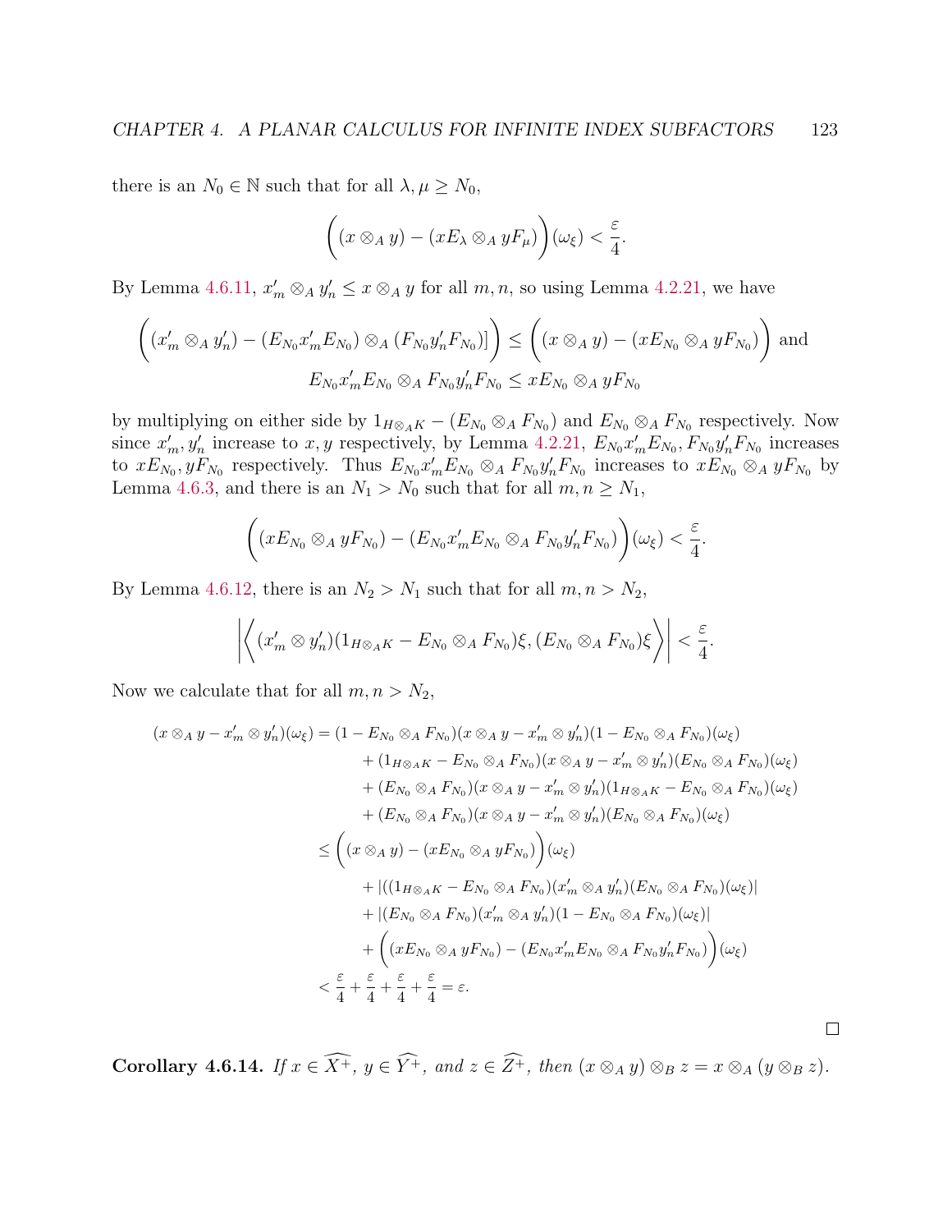there is an $N_0 \in \mathbb{N}$ such that for all $\lambda, \mu \geq N_0$,

$$\bigg((x \otimes_A y) - (xE_\lambda \otimes_A yF_\mu)\bigg)(\omega_\xi) < \frac{\varepsilon}{4}.$$

By Lemma 4.6.11, $x'_m \otimes_A y'_n \leq x \otimes_A y$ for all $m, n$, so using Lemma 4.2.21, we have

$$\bigg((x'_m \otimes_A y'_n) - (E_{N_0}x'_mE_{N_0}) \otimes_A (F_{N_0}y'_nF_{N_0})]\bigg) \leq \bigg((x \otimes_A y) - (xE_{N_0} \otimes_A yF_{N_0})\bigg) \text{ and}$$
$$E_{N_0}x'_mE_{N_0} \otimes_A F_{N_0}y'_nF_{N_0} \leq xE_{N_0} \otimes_A yF_{N_0}$$

by multiplying on either side by $1_{H\otimes_A K} - (E_{N_0} \otimes_A F_{N_0})$ and $E_{N_0} \otimes_A F_{N_0}$ respectively. Now since $x'_m, y'_n$ increase to $x, y$ respectively, by Lemma 4.2.21, $E_{N_0}x'_mE_{N_0}, F_{N_0}y'_nF_{N_0}$ increases to $xE_{N_0}, yF_{N_0}$ respectively. Thus $E_{N_0}x'_mE_{N_0} \otimes_A F_{N_0}y'_nF_{N_0}$ increases to $xE_{N_0} \otimes_A yF_{N_0}$ by Lemma 4.6.3, and there is an $N_1 > N_0$ such that for all $m, n \geq N_1$,

$$\bigg((xE_{N_0} \otimes_A yF_{N_0}) - (E_{N_0}x'_mE_{N_0} \otimes_A F_{N_0}y'_nF_{N_0})\bigg)(\omega_\xi) < \frac{\varepsilon}{4}.$$

By Lemma 4.6.12, there is an $N_2 > N_1$ such that for all $m, n > N_2$,

$$\left|\bigg\langle (x'_m \otimes y'_n)(1_{H\otimes_A K} - E_{N_0} \otimes_A F_{N_0})\xi, (E_{N_0} \otimes_A F_{N_0})\xi \bigg\rangle\right| < \frac{\varepsilon}{4}.$$

Now we calculate that for all $m, n > N_2$,

$$\begin{aligned}
(x \otimes_A y - x'_m \otimes y'_n)(\omega_\xi) &= (1 - E_{N_0} \otimes_A F_{N_0})(x \otimes_A y - x'_m \otimes y'_n)(1 - E_{N_0} \otimes_A F_{N_0})(\omega_\xi) \\
&\quad + (1_{H\otimes_A K} - E_{N_0} \otimes_A F_{N_0})(x \otimes_A y - x'_m \otimes y'_n)(E_{N_0} \otimes_A F_{N_0})(\omega_\xi) \\
&\quad + (E_{N_0} \otimes_A F_{N_0})(x \otimes_A y - x'_m \otimes y'_n)(1_{H\otimes_A K} - E_{N_0} \otimes_A F_{N_0})(\omega_\xi) \\
&\quad + (E_{N_0} \otimes_A F_{N_0})(x \otimes_A y - x'_m \otimes y'_n)(E_{N_0} \otimes_A F_{N_0})(\omega_\xi) \\
&\leq \bigg((x \otimes_A y) - (xE_{N_0} \otimes_A yF_{N_0})\bigg)(\omega_\xi) \\
&\quad + |((1_{H\otimes_A K} - E_{N_0} \otimes_A F_{N_0})(x'_m \otimes_A y'_n)(E_{N_0} \otimes_A F_{N_0})(\omega_\xi)| \\
&\quad + |(E_{N_0} \otimes_A F_{N_0})(x'_m \otimes_A y'_n)(1 - E_{N_0} \otimes_A F_{N_0})(\omega_\xi)| \\
&\quad + \bigg((xE_{N_0} \otimes_A yF_{N_0}) - (E_{N_0}x'_mE_{N_0} \otimes_A F_{N_0}y'_nF_{N_0})\bigg)(\omega_\xi) \\
&< \frac{\varepsilon}{4} + \frac{\varepsilon}{4} + \frac{\varepsilon}{4} + \frac{\varepsilon}{4} = \varepsilon.
\end{aligned}$$

□

**Corollary 4.6.14.** *If $x \in \widehat{X^+}$, $y \in \widehat{Y^+}$, and $z \in \widehat{Z^+}$, then $(x \otimes_A y) \otimes_B z = x \otimes_A (y \otimes_B z)$.*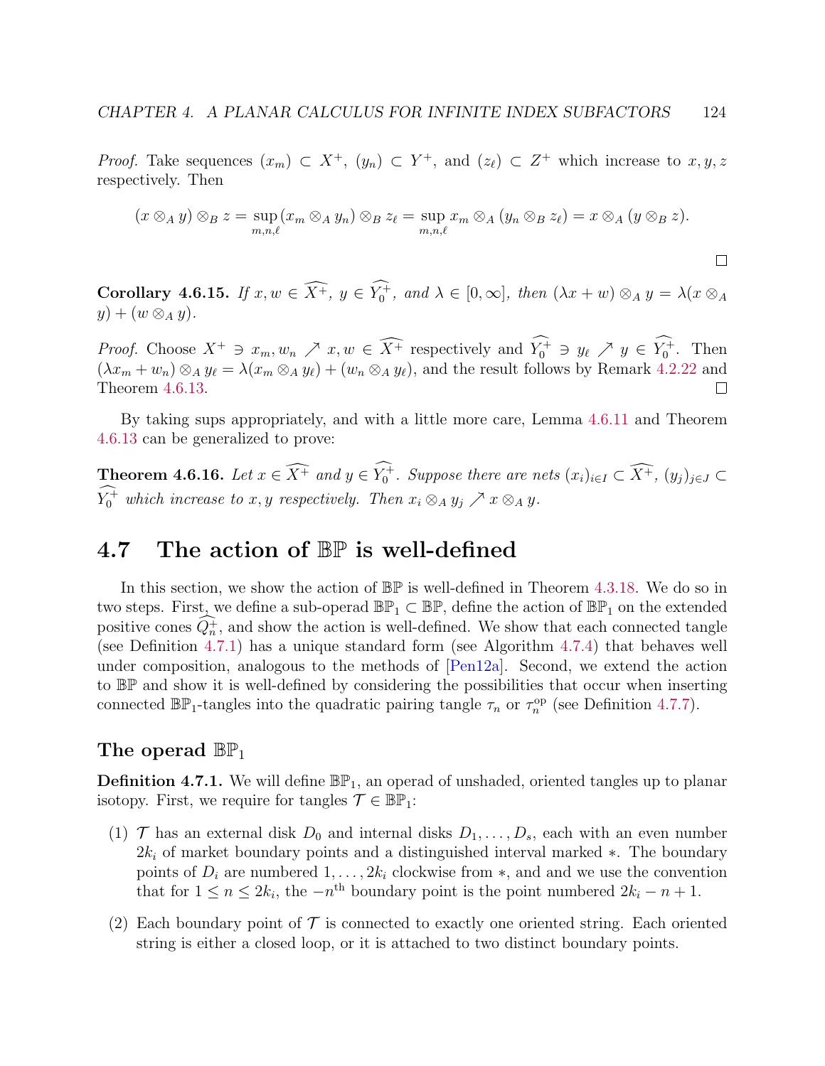*Proof.* Take sequences $(x_m) \subset X^+$, $(y_n) \subset Y^+$, and $(z_\ell) \subset Z^+$ which increase to $x, y, z$ respectively. Then

$$(x \otimes_A y) \otimes_B z = \sup_{m,n,\ell} (x_m \otimes_A y_n) \otimes_B z_\ell = \sup_{m,n,\ell} x_m \otimes_A (y_n \otimes_B z_\ell) = x \otimes_A (y \otimes_B z).$$

□

**Corollary 4.6.15.** *If $x, w \in \widehat{X^+}$, $y \in \widehat{Y_0^+}$, and $\lambda \in [0, \infty]$, then $(\lambda x + w) \otimes_A y = \lambda(x \otimes_A y) + (w \otimes_A y)$.*

*Proof.* Choose $X^+ \ni x_m, w_n \nearrow x, w \in \widehat{X^+}$ respectively and $\widehat{Y_0^+} \ni y_\ell \nearrow y \in \widehat{Y_0^+}$. Then $(\lambda x_m + w_n) \otimes_A y_\ell = \lambda(x_m \otimes_A y_\ell) + (w_n \otimes_A y_\ell)$, and the result follows by Remark 4.2.22 and Theorem 4.6.13. □

By taking sups appropriately, and with a little more care, Lemma 4.6.11 and Theorem 4.6.13 can be generalized to prove:

**Theorem 4.6.16.** *Let $x \in \widehat{X^+}$ and $y \in \widehat{Y_0^+}$. Suppose there are nets $(x_i)_{i \in I} \subset \widehat{X^+}$, $(y_j)_{j \in J} \subset \widehat{Y_0^+}$ which increase to $x, y$ respectively. Then $x_i \otimes_A y_j \nearrow x \otimes_A y$.*

## 4.7 The action of $\mathbb{BP}$ is well-defined

In this section, we show the action of $\mathbb{BP}$ is well-defined in Theorem 4.3.18. We do so in two steps. First, we define a sub-operad $\mathbb{BP}_1 \subset \mathbb{BP}$, define the action of $\mathbb{BP}_1$ on the extended positive cones $\widehat{Q_n^+}$, and show the action is well-defined. We show that each connected tangle (see Definition 4.7.1) has a unique standard form (see Algorithm 4.7.4) that behaves well under composition, analogous to the methods of [Pen12a]. Second, we extend the action to $\mathbb{BP}$ and show it is well-defined by considering the possibilities that occur when inserting connected $\mathbb{BP}_1$-tangles into the quadratic pairing tangle $\tau_n$ or $\tau_n^{\text{op}}$ (see Definition 4.7.7).

### The operad $\mathbb{BP}_1$

**Definition 4.7.1.** We will define $\mathbb{BP}_1$, an operad of unshaded, oriented tangles up to planar isotopy. First, we require for tangles $\mathcal{T} \in \mathbb{BP}_1$:

(1) $\mathcal{T}$ has an external disk $D_0$ and internal disks $D_1, \ldots, D_s$, each with an even number $2k_i$ of market boundary points and a distinguished interval marked $*$. The boundary points of $D_i$ are numbered $1, \ldots, 2k_i$ clockwise from $*$, and and we use the convention that for $1 \leq n \leq 2k_i$, the $-n^{\text{th}}$ boundary point is the point numbered $2k_i - n + 1$.

(2) Each boundary point of $\mathcal{T}$ is connected to exactly one oriented string. Each oriented string is either a closed loop, or it is attached to two distinct boundary points.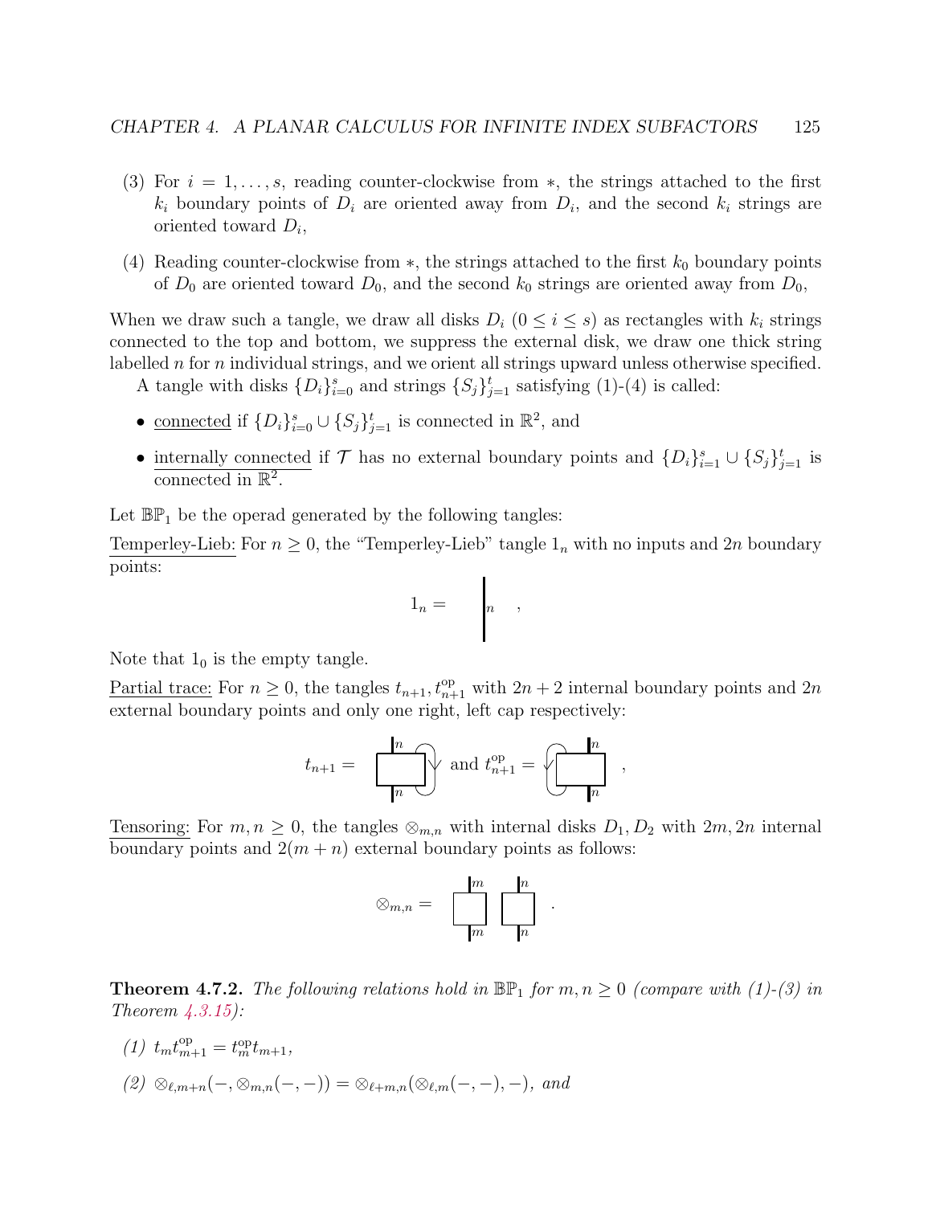(3) For $i = 1, \ldots, s$, reading counter-clockwise from $*$, the strings attached to the first $k_i$ boundary points of $D_i$ are oriented away from $D_i$, and the second $k_i$ strings are oriented toward $D_i$,

(4) Reading counter-clockwise from $*$, the strings attached to the first $k_0$ boundary points of $D_0$ are oriented toward $D_0$, and the second $k_0$ strings are oriented away from $D_0$,

When we draw such a tangle, we draw all disks $D_i$ ($0 \leq i \leq s$) as rectangles with $k_i$ strings connected to the top and bottom, we suppress the external disk, we draw one thick string labelled $n$ for $n$ individual strings, and we orient all strings upward unless otherwise specified.

A tangle with disks $\{D_i\}_{i=0}^s$ and strings $\{S_j\}_{j=1}^t$ satisfying (1)-(4) is called:

- connected if $\{D_i\}_{i=0}^s \cup \{S_j\}_{j=1}^t$ is connected in $\mathbb{R}^2$, and
- internally connected if $\mathcal{T}$ has no external boundary points and $\{D_i\}_{i=1}^s \cup \{S_j\}_{j=1}^t$ is connected in $\mathbb{R}^2$.

Let $\mathbb{BP}_1$ be the operad generated by the following tangles:

Temperley-Lieb: For $n \geq 0$, the "Temperley-Lieb" tangle $1_n$ with no inputs and $2n$ boundary points:

$$1_n = \quad \Big| \, n \quad ,$$

Note that $1_0$ is the empty tangle.

Partial trace: For $n \geq 0$, the tangles $t_{n+1}, t_{n+1}^{\mathrm{op}}$ with $2n+2$ internal boundary points and $2n$ external boundary points and only one right, left cap respectively:

$$t_{n+1} = \quad \text{and } t_{n+1}^{\mathrm{op}} = \quad ,$$

Tensoring: For $m, n \geq 0$, the tangles $\otimes_{m,n}$ with internal disks $D_1, D_2$ with $2m, 2n$ internal boundary points and $2(m+n)$ external boundary points as follows:

$$\otimes_{m,n} = \quad .$$

**Theorem 4.7.2.** *The following relations hold in $\mathbb{BP}_1$ for $m, n \geq 0$ (compare with (1)-(3) in Theorem 4.3.15):*

*(1)* $t_m t_{m+1}^{\mathrm{op}} = t_m^{\mathrm{op}} t_{m+1}$,

*(2)* $\otimes_{\ell,m+n}(-, \otimes_{m,n}(-,-)) = \otimes_{\ell+m,n}(\otimes_{\ell,m}(-,-),-)$, *and*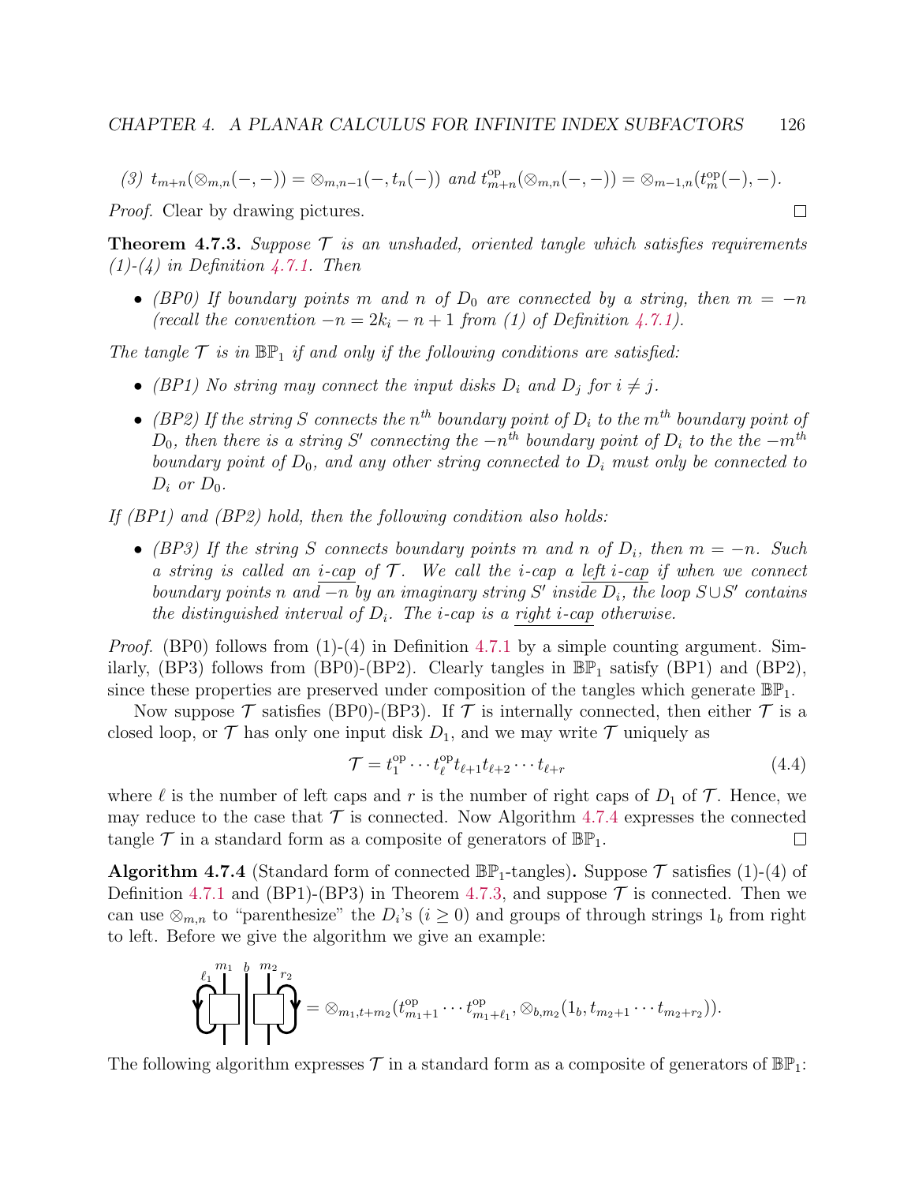(3) $t_{m+n}(\otimes_{m,n}(-,-)) = \otimes_{m,n-1}(-, t_n(-))$ and $t^{\mathrm{op}}_{m+n}(\otimes_{m,n}(-,-)) = \otimes_{m-1,n}(t^{\mathrm{op}}_m(-), -)$.

*Proof.* Clear by drawing pictures. □

**Theorem 4.7.3.** *Suppose $\mathcal{T}$ is an unshaded, oriented tangle which satisfies requirements (1)-(4) in Definition 4.7.1. Then*

- *(BP0) If boundary points $m$ and $n$ of $D_0$ are connected by a string, then $m = -n$ (recall the convention $-n = 2k_i - n + 1$ from (1) of Definition 4.7.1).*

*The tangle $\mathcal{T}$ is in $\mathbb{BP}_1$ if and only if the following conditions are satisfied:*

- *(BP1) No string may connect the input disks $D_i$ and $D_j$ for $i \neq j$.*
- *(BP2) If the string $S$ connects the $n^{th}$ boundary point of $D_i$ to the $m^{th}$ boundary point of $D_0$, then there is a string $S'$ connecting the $-n^{th}$ boundary point of $D_i$ to the the $-m^{th}$ boundary point of $D_0$, and any other string connected to $D_i$ must only be connected to $D_i$ or $D_0$.*

*If (BP1) and (BP2) hold, then the following condition also holds:*

- *(BP3) If the string $S$ connects boundary points $m$ and $n$ of $D_i$, then $m = -n$. Such a string is called an i-cap of $\mathcal{T}$. We call the i-cap a left i-cap if when we connect boundary points $n$ and $-n$ by an imaginary string $S'$ inside $D_i$, the loop $S \cup S'$ contains the distinguished interval of $D_i$. The i-cap is a right i-cap otherwise.*

*Proof.* (BP0) follows from (1)-(4) in Definition 4.7.1 by a simple counting argument. Similarly, (BP3) follows from (BP0)-(BP2). Clearly tangles in $\mathbb{BP}_1$ satisfy (BP1) and (BP2), since these properties are preserved under composition of the tangles which generate $\mathbb{BP}_1$.

Now suppose $\mathcal{T}$ satisfies (BP0)-(BP3). If $\mathcal{T}$ is internally connected, then either $\mathcal{T}$ is a closed loop, or $\mathcal{T}$ has only one input disk $D_1$, and we may write $\mathcal{T}$ uniquely as

$$\mathcal{T} = t^{\mathrm{op}}_1 \cdots t^{\mathrm{op}}_\ell t_{\ell+1} t_{\ell+2} \cdots t_{\ell+r} \tag{4.4}$$

where $\ell$ is the number of left caps and $r$ is the number of right caps of $D_1$ of $\mathcal{T}$. Hence, we may reduce to the case that $\mathcal{T}$ is connected. Now Algorithm 4.7.4 expresses the connected tangle $\mathcal{T}$ in a standard form as a composite of generators of $\mathbb{BP}_1$. □

**Algorithm 4.7.4** (Standard form of connected $\mathbb{BP}_1$-tangles)**.** Suppose $\mathcal{T}$ satisfies (1)-(4) of Definition 4.7.1 and (BP1)-(BP3) in Theorem 4.7.3, and suppose $\mathcal{T}$ is connected. Then we can use $\otimes_{m,n}$ to "parenthesize" the $D_i$'s ($i \geq 0$) and groups of through strings $1_b$ from right to left. Before we give the algorithm we give an example:

$$= \otimes_{m_1, t+m_2}(t^{\mathrm{op}}_{m_1+1} \cdots t^{\mathrm{op}}_{m_1+\ell_1}, \otimes_{b,m_2}(1_b, t_{m_2+1} \cdots t_{m_2+r_2})).$$

The following algorithm expresses $\mathcal{T}$ in a standard form as a composite of generators of $\mathbb{BP}_1$: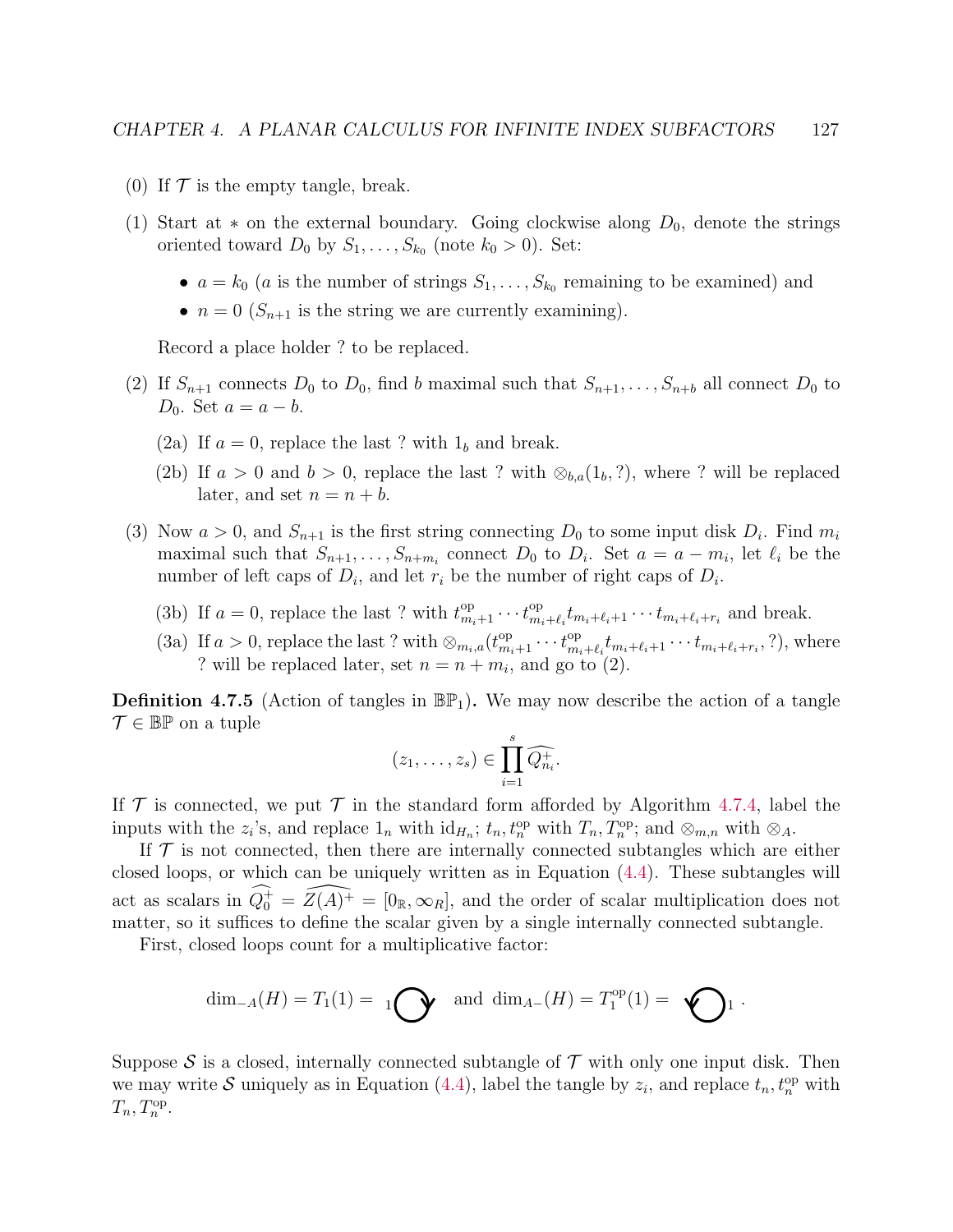(0) If $\mathcal{T}$ is the empty tangle, break.

(1) Start at $*$ on the external boundary. Going clockwise along $D_0$, denote the strings oriented toward $D_0$ by $S_1, \ldots, S_{k_0}$ (note $k_0 > 0$). Set:

- $a = k_0$ ($a$ is the number of strings $S_1, \ldots, S_{k_0}$ remaining to be examined) and
- $n = 0$ ($S_{n+1}$ is the string we are currently examining).

Record a place holder ? to be replaced.

(2) If $S_{n+1}$ connects $D_0$ to $D_0$, find $b$ maximal such that $S_{n+1}, \ldots, S_{n+b}$ all connect $D_0$ to $D_0$. Set $a = a - b$.

(2a) If $a = 0$, replace the last ? with $1_b$ and break.

(2b) If $a > 0$ and $b > 0$, replace the last ? with $\otimes_{b,a}(1_b, ?)$, where ? will be replaced later, and set $n = n + b$.

(3) Now $a > 0$, and $S_{n+1}$ is the first string connecting $D_0$ to some input disk $D_i$. Find $m_i$ maximal such that $S_{n+1}, \ldots, S_{n+m_i}$ connect $D_0$ to $D_i$. Set $a = a - m_i$, let $\ell_i$ be the number of left caps of $D_i$, and let $r_i$ be the number of right caps of $D_i$.

(3b) If $a = 0$, replace the last ? with $t^{\text{op}}_{m_i+1} \cdots t^{\text{op}}_{m_i+\ell_i} t_{m_i+\ell_i+1} \cdots t_{m_i+\ell_i+r_i}$ and break.

(3a) If $a > 0$, replace the last ? with $\otimes_{m_i,a}(t^{\text{op}}_{m_i+1} \cdots t^{\text{op}}_{m_i+\ell_i} t_{m_i+\ell_i+1} \cdots t_{m_i+\ell_i+r_i}, ?)$, where ? will be replaced later, set $n = n + m_i$, and go to (2).

**Definition 4.7.5** (Action of tangles in $\mathbb{BP}_1$)**.** We may now describe the action of a tangle $\mathcal{T} \in \mathbb{BP}$ on a tuple

$$(z_1, \ldots, z_s) \in \prod_{i=1}^{s} \widehat{Q^+_{n_i}}.$$

If $\mathcal{T}$ is connected, we put $\mathcal{T}$ in the standard form afforded by Algorithm 4.7.4, label the inputs with the $z_i$'s, and replace $1_n$ with $\text{id}_{H_n}$; $t_n, t^{\text{op}}_n$ with $T_n, T^{\text{op}}_n$; and $\otimes_{m,n}$ with $\otimes_A$.

If $\mathcal{T}$ is not connected, then there are internally connected subtangles which are either closed loops, or which can be uniquely written as in Equation (4.4). These subtangles will act as scalars in $\widehat{Q^+_0} = \widehat{Z(A)^+} = [0_\mathbb{R}, \infty_R]$, and the order of scalar multiplication does not matter, so it suffices to define the scalar given by a single internally connected subtangle.

First, closed loops count for a multiplicative factor:

$$\dim_{-A}(H) = T_1(1) = {}_1\circlearrowright \quad \text{and} \quad \dim_{A-}(H) = T^{\text{op}}_1(1) = \circlearrowleft_1 .$$

Suppose $\mathcal{S}$ is a closed, internally connected subtangle of $\mathcal{T}$ with only one input disk. Then we may write $\mathcal{S}$ uniquely as in Equation (4.4), label the tangle by $z_i$, and replace $t_n, t^{\text{op}}_n$ with $T_n, T^{\text{op}}_n$.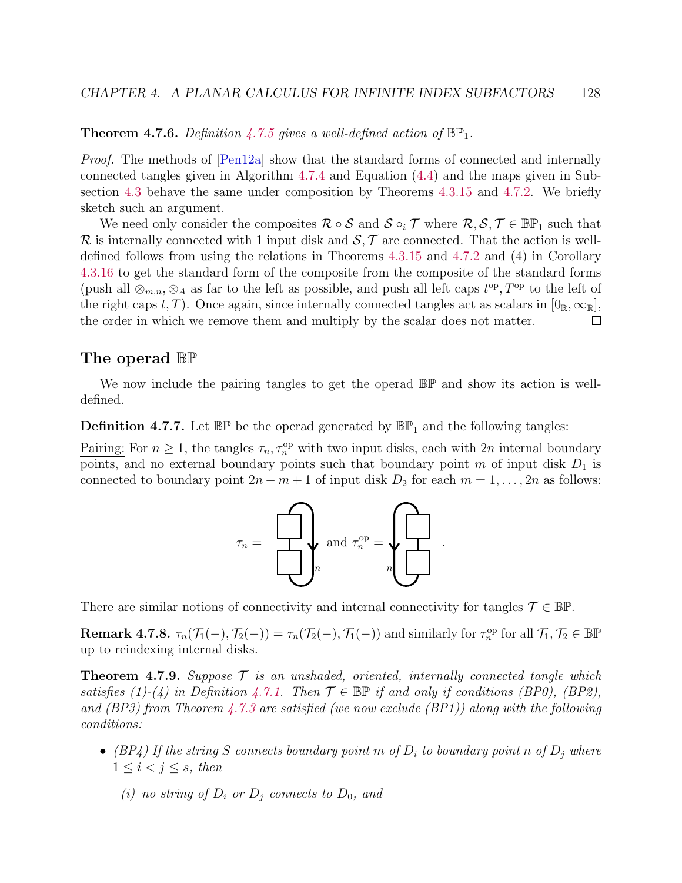**Theorem 4.7.6.** *Definition 4.7.5 gives a well-defined action of $\mathbb{BP}_1$.*

*Proof.* The methods of [Pen12a] show that the standard forms of connected and internally connected tangles given in Algorithm 4.7.4 and Equation (4.4) and the maps given in Subsection 4.3 behave the same under composition by Theorems 4.3.15 and 4.7.2. We briefly sketch such an argument.

We need only consider the composites $\mathcal{R} \circ \mathcal{S}$ and $\mathcal{S} \circ_i \mathcal{T}$ where $\mathcal{R}, \mathcal{S}, \mathcal{T} \in \mathbb{BP}_1$ such that $\mathcal{R}$ is internally connected with 1 input disk and $\mathcal{S}, \mathcal{T}$ are connected. That the action is well-defined follows from using the relations in Theorems 4.3.15 and 4.7.2 and (4) in Corollary 4.3.16 to get the standard form of the composite from the composite of the standard forms (push all $\otimes_{m,n}, \otimes_A$ as far to the left as possible, and push all left caps $t^{\text{op}}, T^{\text{op}}$ to the left of the right caps $t, T$). Once again, since internally connected tangles act as scalars in $[0_{\mathbb{R}}, \infty_{\mathbb{R}}]$, the order in which we remove them and multiply by the scalar does not matter. $\square$

## The operad $\mathbb{BP}$

We now include the pairing tangles to get the operad $\mathbb{BP}$ and show its action is well-defined.

**Definition 4.7.7.** Let $\mathbb{BP}$ be the operad generated by $\mathbb{BP}_1$ and the following tangles:

Pairing: For $n \geq 1$, the tangles $\tau_n, \tau_n^{\text{op}}$ with two input disks, each with $2n$ internal boundary points, and no external boundary points such that boundary point $m$ of input disk $D_1$ is connected to boundary point $2n - m + 1$ of input disk $D_2$ for each $m = 1, \ldots, 2n$ as follows:

$$\tau_n = \quad \text{and} \quad \tau_n^{\text{op}} = \quad .$$

There are similar notions of connectivity and internal connectivity for tangles $\mathcal{T} \in \mathbb{BP}$.

**Remark 4.7.8.** $\tau_n(\mathcal{T}_1(-), \mathcal{T}_2(-)) = \tau_n(\mathcal{T}_2(-), \mathcal{T}_1(-))$ and similarly for $\tau_n^{\text{op}}$ for all $\mathcal{T}_1, \mathcal{T}_2 \in \mathbb{BP}$ up to reindexing internal disks.

**Theorem 4.7.9.** *Suppose $\mathcal{T}$ is an unshaded, oriented, internally connected tangle which satisfies (1)-(4) in Definition 4.7.1. Then $\mathcal{T} \in \mathbb{BP}$ if and only if conditions (BP0), (BP2), and (BP3) from Theorem 4.7.3 are satisfied (we now exclude (BP1)) along with the following conditions:*

- *(BP4) If the string $S$ connects boundary point $m$ of $D_i$ to boundary point $n$ of $D_j$ where $1 \leq i < j \leq s$, then*

  *(i) no string of $D_i$ or $D_j$ connects to $D_0$, and*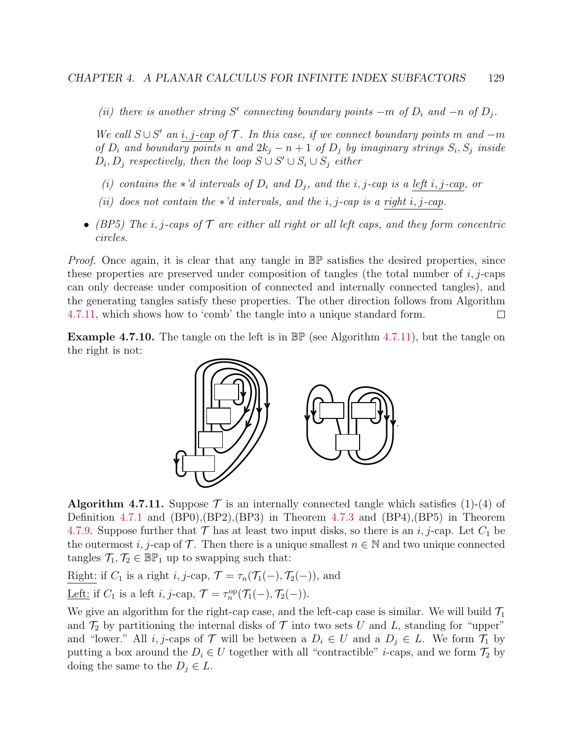*(ii) there is another string $S'$ connecting boundary points $-m$ of $D_i$ and $-n$ of $D_j$.*

*We call $S \cup S'$ an <u>$i,j$-cap</u> of $\mathcal{T}$. In this case, if we connect boundary points $m$ and $-m$ of $D_i$ and boundary points $n$ and $2k_j - n + 1$ of $D_j$ by imaginary strings $S_i, S_j$ inside $D_i, D_j$ respectively, then the loop $S \cup S' \cup S_i \cup S_j$ either*

*(i) contains the $*$'d intervals of $D_i$ and $D_j$, and the $i,j$-cap is a <u>left $i,j$-cap</u>, or*

*(ii) does not contain the $*$'d intervals, and the $i,j$-cap is a <u>right $i,j$-cap</u>.*

- *(BP5) The $i,j$-caps of $\mathcal{T}$ are either all right or all left caps, and they form concentric circles.*

*Proof.* Once again, it is clear that any tangle in $\mathbb{BP}$ satisfies the desired properties, since these properties are preserved under composition of tangles (the total number of $i,j$-caps can only decrease under composition of connected and internally connected tangles), and the generating tangles satisfy these properties. The other direction follows from Algorithm 4.7.11, which shows how to 'comb' the tangle into a unique standard form. □

**Example 4.7.10.** The tangle on the left is in $\mathbb{BP}$ (see Algorithm 4.7.11), but the tangle on the right is not:

**Algorithm 4.7.11.** Suppose $\mathcal{T}$ is an internally connected tangle which satisfies (1)-(4) of Definition 4.7.1 and (BP0),(BP2),(BP3) in Theorem 4.7.3 and (BP4),(BP5) in Theorem 4.7.9. Suppose further that $\mathcal{T}$ has at least two input disks, so there is an $i,j$-cap. Let $C_1$ be the outermost $i,j$-cap of $\mathcal{T}$. Then there is a unique smallest $n \in \mathbb{N}$ and two unique connected tangles $\mathcal{T}_1, \mathcal{T}_2 \in \mathbb{BP}_1$ up to swapping such that:

<u>Right:</u> if $C_1$ is a right $i,j$-cap, $\mathcal{T} = \tau_n(\mathcal{T}_1(-), \mathcal{T}_2(-))$, and

<u>Left:</u> if $C_1$ is a left $i,j$-cap, $\mathcal{T} = \tau_n^{\text{op}}(\mathcal{T}_1(-), \mathcal{T}_2(-))$.

We give an algorithm for the right-cap case, and the left-cap case is similar. We will build $\mathcal{T}_1$ and $\mathcal{T}_2$ by partitioning the internal disks of $\mathcal{T}$ into two sets $U$ and $L$, standing for "upper" and "lower." All $i,j$-caps of $\mathcal{T}$ will be between a $D_i \in U$ and a $D_j \in L$. We form $\mathcal{T}_1$ by putting a box around the $D_i \in U$ together with all "contractible" $i$-caps, and we form $\mathcal{T}_2$ by doing the same to the $D_j \in L$.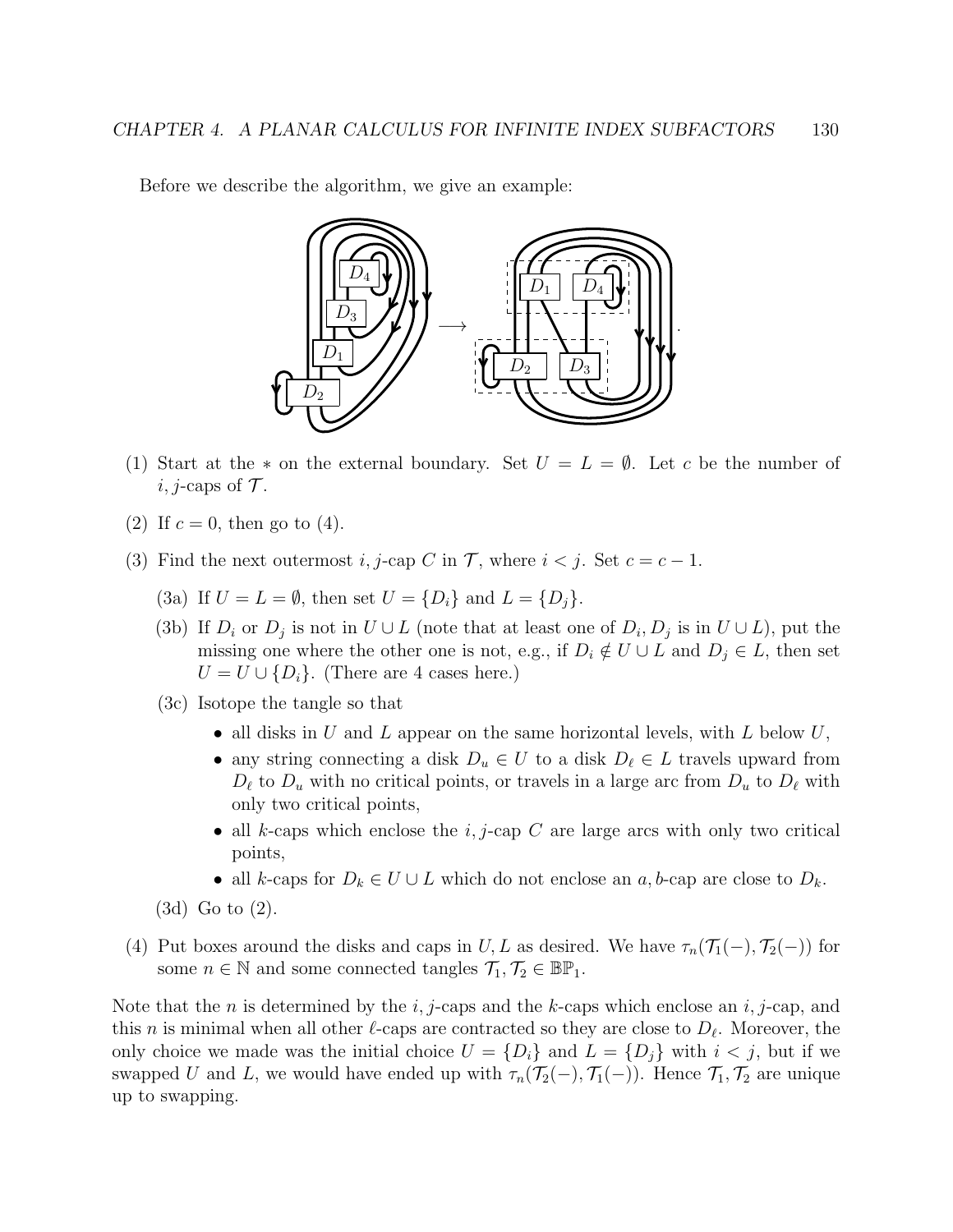Before we describe the algorithm, we give an example:

(1) Start at the $*$ on the external boundary. Set $U = L = \emptyset$. Let $c$ be the number of $i, j$-caps of $\mathcal{T}$.

(2) If $c = 0$, then go to (4).

(3) Find the next outermost $i, j$-cap $C$ in $\mathcal{T}$, where $i < j$. Set $c = c - 1$.

   (3a) If $U = L = \emptyset$, then set $U = \{D_i\}$ and $L = \{D_j\}$.

   (3b) If $D_i$ or $D_j$ is not in $U \cup L$ (note that at least one of $D_i, D_j$ is in $U \cup L$), put the missing one where the other one is not, e.g., if $D_i \notin U \cup L$ and $D_j \in L$, then set $U = U \cup \{D_i\}$. (There are 4 cases here.)

   (3c) Isotope the tangle so that

   - all disks in $U$ and $L$ appear on the same horizontal levels, with $L$ below $U$,
   - any string connecting a disk $D_u \in U$ to a disk $D_\ell \in L$ travels upward from $D_\ell$ to $D_u$ with no critical points, or travels in a large arc from $D_u$ to $D_\ell$ with only two critical points,
   - all $k$-caps which enclose the $i, j$-cap $C$ are large arcs with only two critical points,
   - all $k$-caps for $D_k \in U \cup L$ which do not enclose an $a, b$-cap are close to $D_k$.

   (3d) Go to (2).

(4) Put boxes around the disks and caps in $U, L$ as desired. We have $\tau_n(\mathcal{T}_1(-), \mathcal{T}_2(-))$ for some $n \in \mathbb{N}$ and some connected tangles $\mathcal{T}_1, \mathcal{T}_2 \in \mathbb{BP}_1$.

Note that the $n$ is determined by the $i, j$-caps and the $k$-caps which enclose an $i, j$-cap, and this $n$ is minimal when all other $\ell$-caps are contracted so they are close to $D_\ell$. Moreover, the only choice we made was the initial choice $U = \{D_i\}$ and $L = \{D_j\}$ with $i < j$, but if we swapped $U$ and $L$, we would have ended up with $\tau_n(\mathcal{T}_2(-), \mathcal{T}_1(-))$. Hence $\mathcal{T}_1, \mathcal{T}_2$ are unique up to swapping.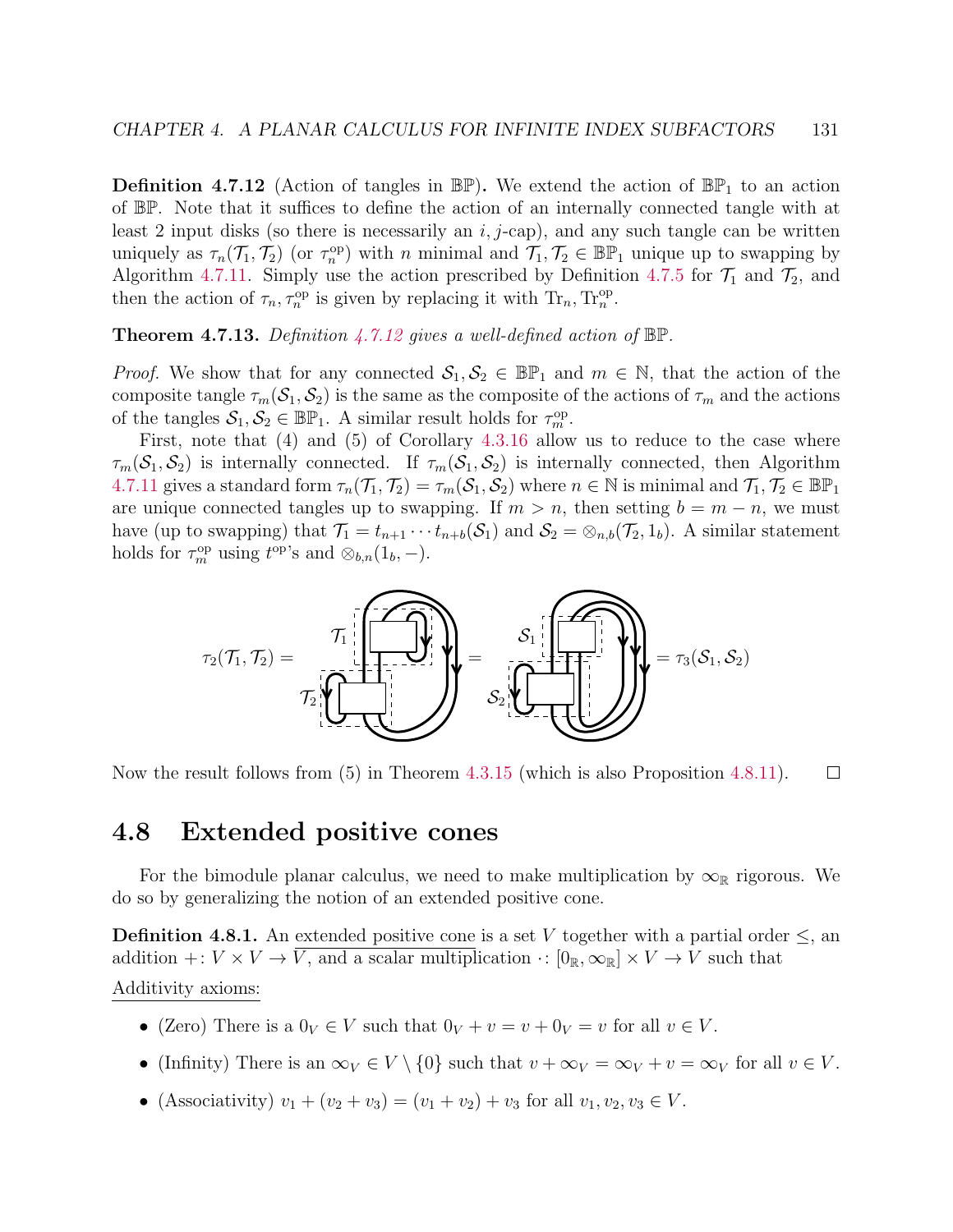**Definition 4.7.12** (Action of tangles in $\mathbb{BP}$)**.** We extend the action of $\mathbb{BP}_1$ to an action of $\mathbb{BP}$. Note that it suffices to define the action of an internally connected tangle with at least 2 input disks (so there is necessarily an $i, j$-cap), and any such tangle can be written uniquely as $\tau_n(\mathcal{T}_1, \mathcal{T}_2)$ (or $\tau_n^{\text{op}}$) with $n$ minimal and $\mathcal{T}_1, \mathcal{T}_2 \in \mathbb{BP}_1$ unique up to swapping by Algorithm 4.7.11. Simply use the action prescribed by Definition 4.7.5 for $\mathcal{T}_1$ and $\mathcal{T}_2$, and then the action of $\tau_n, \tau_n^{\text{op}}$ is given by replacing it with $\text{Tr}_n, \text{Tr}_n^{\text{op}}$.

**Theorem 4.7.13.** *Definition 4.7.12 gives a well-defined action of* $\mathbb{BP}$*.*

*Proof.* We show that for any connected $\mathcal{S}_1, \mathcal{S}_2 \in \mathbb{BP}_1$ and $m \in \mathbb{N}$, that the action of the composite tangle $\tau_m(\mathcal{S}_1, \mathcal{S}_2)$ is the same as the composite of the actions of $\tau_m$ and the actions of the tangles $\mathcal{S}_1, \mathcal{S}_2 \in \mathbb{BP}_1$. A similar result holds for $\tau_m^{\text{op}}$.

First, note that (4) and (5) of Corollary 4.3.16 allow us to reduce to the case where $\tau_m(\mathcal{S}_1, \mathcal{S}_2)$ is internally connected. If $\tau_m(\mathcal{S}_1, \mathcal{S}_2)$ is internally connected, then Algorithm 4.7.11 gives a standard form $\tau_n(\mathcal{T}_1, \mathcal{T}_2) = \tau_m(\mathcal{S}_1, \mathcal{S}_2)$ where $n \in \mathbb{N}$ is minimal and $\mathcal{T}_1, \mathcal{T}_2 \in \mathbb{BP}_1$ are unique connected tangles up to swapping. If $m > n$, then setting $b = m - n$, we must have (up to swapping) that $\mathcal{T}_1 = t_{n+1} \cdots t_{n+b}(\mathcal{S}_1)$ and $\mathcal{S}_2 = \otimes_{n,b}(\mathcal{T}_2, 1_b)$. A similar statement holds for $\tau_m^{\text{op}}$ using $t^{\text{op}}$'s and $\otimes_{b,n}(1_b, -)$.

$$\tau_2(\mathcal{T}_1, \mathcal{T}_2) = \quad [\text{diagram}] \quad = \quad [\text{diagram}] \quad = \tau_3(\mathcal{S}_1, \mathcal{S}_2)$$

Now the result follows from (5) in Theorem 4.3.15 (which is also Proposition 4.8.11). $\square$

## 4.8 Extended positive cones

For the bimodule planar calculus, we need to make multiplication by $\infty_{\mathbb{R}}$ rigorous. We do so by generalizing the notion of an extended positive cone.

**Definition 4.8.1.** An extended positive cone is a set $V$ together with a partial order $\leq$, an addition $+ \colon V \times V \to V$, and a scalar multiplication $\cdot \colon [0_{\mathbb{R}}, \infty_{\mathbb{R}}] \times V \to V$ such that

Additivity axioms:

- (Zero) There is a $0_V \in V$ such that $0_V + v = v + 0_V = v$ for all $v \in V$.
- (Infinity) There is an $\infty_V \in V \setminus \{0\}$ such that $v + \infty_V = \infty_V + v = \infty_V$ for all $v \in V$.
- (Associativity) $v_1 + (v_2 + v_3) = (v_1 + v_2) + v_3$ for all $v_1, v_2, v_3 \in V$.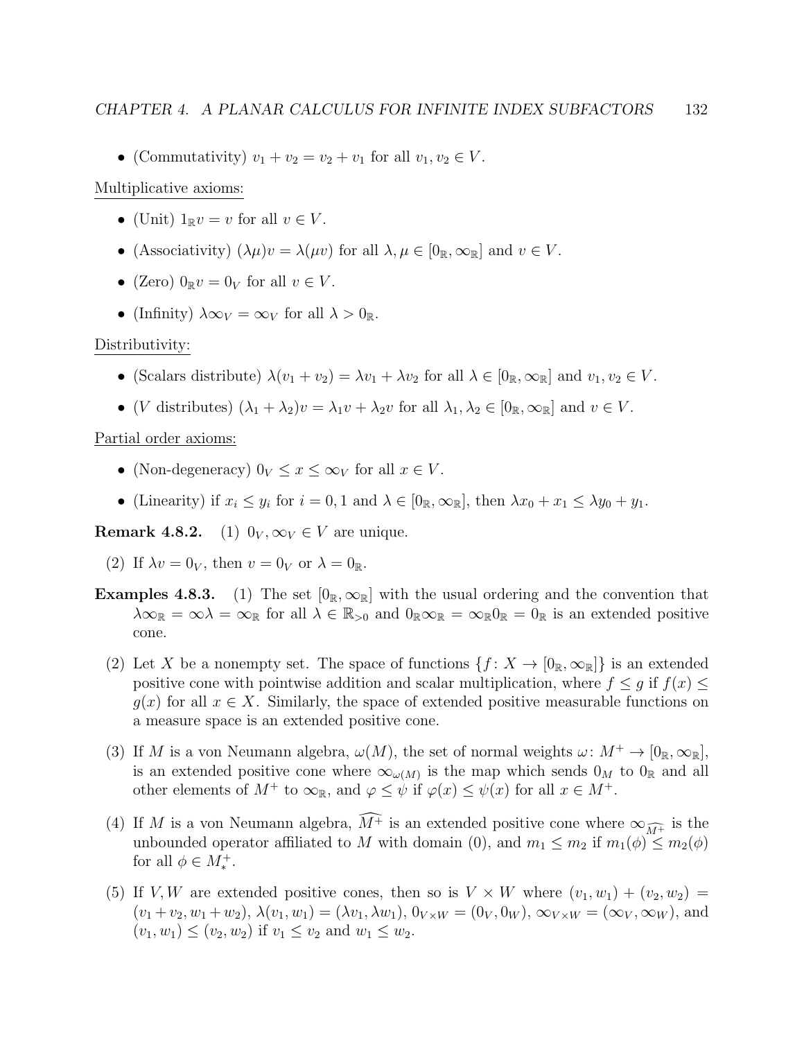- (Commutativity) $v_1 + v_2 = v_2 + v_1$ for all $v_1, v_2 \in V$.

Multiplicative axioms:

- (Unit) $1_{\mathbb{R}} v = v$ for all $v \in V$.
- (Associativity) $(\lambda\mu)v = \lambda(\mu v)$ for all $\lambda, \mu \in [0_{\mathbb{R}}, \infty_{\mathbb{R}}]$ and $v \in V$.
- (Zero) $0_{\mathbb{R}} v = 0_V$ for all $v \in V$.
- (Infinity) $\lambda \infty_V = \infty_V$ for all $\lambda > 0_{\mathbb{R}}$.

Distributivity:

- (Scalars distribute) $\lambda(v_1 + v_2) = \lambda v_1 + \lambda v_2$ for all $\lambda \in [0_{\mathbb{R}}, \infty_{\mathbb{R}}]$ and $v_1, v_2 \in V$.
- ($V$ distributes) $(\lambda_1 + \lambda_2)v = \lambda_1 v + \lambda_2 v$ for all $\lambda_1, \lambda_2 \in [0_{\mathbb{R}}, \infty_{\mathbb{R}}]$ and $v \in V$.

Partial order axioms:

- (Non-degeneracy) $0_V \leq x \leq \infty_V$ for all $x \in V$.
- (Linearity) if $x_i \leq y_i$ for $i = 0, 1$ and $\lambda \in [0_{\mathbb{R}}, \infty_{\mathbb{R}}]$, then $\lambda x_0 + x_1 \leq \lambda y_0 + y_1$.

**Remark 4.8.2.** (1) $0_V, \infty_V \in V$ are unique.

(2) If $\lambda v = 0_V$, then $v = 0_V$ or $\lambda = 0_{\mathbb{R}}$.

**Examples 4.8.3.** (1) The set $[0_{\mathbb{R}}, \infty_{\mathbb{R}}]$ with the usual ordering and the convention that $\lambda \infty_{\mathbb{R}} = \infty \lambda = \infty_{\mathbb{R}}$ for all $\lambda \in \mathbb{R}_{>0}$ and $0_{\mathbb{R}} \infty_{\mathbb{R}} = \infty_{\mathbb{R}} 0_{\mathbb{R}} = 0_{\mathbb{R}}$ is an extended positive cone.

(2) Let $X$ be a nonempty set. The space of functions $\{f : X \to [0_{\mathbb{R}}, \infty_{\mathbb{R}}]\}$ is an extended positive cone with pointwise addition and scalar multiplication, where $f \leq g$ if $f(x) \leq g(x)$ for all $x \in X$. Similarly, the space of extended positive measurable functions on a measure space is an extended positive cone.

(3) If $M$ is a von Neumann algebra, $\omega(M)$, the set of normal weights $\omega : M^+ \to [0_{\mathbb{R}}, \infty_{\mathbb{R}}]$, is an extended positive cone where $\infty_{\omega(M)}$ is the map which sends $0_M$ to $0_{\mathbb{R}}$ and all other elements of $M^+$ to $\infty_{\mathbb{R}}$, and $\varphi \leq \psi$ if $\varphi(x) \leq \psi(x)$ for all $x \in M^+$.

(4) If $M$ is a von Neumann algebra, $\widehat{M^+}$ is an extended positive cone where $\infty_{\widehat{M^+}}$ is the unbounded operator affiliated to $M$ with domain $(0)$, and $m_1 \leq m_2$ if $m_1(\phi) \leq m_2(\phi)$ for all $\phi \in M_*^+$.

(5) If $V, W$ are extended positive cones, then so is $V \times W$ where $(v_1, w_1) + (v_2, w_2) = (v_1 + v_2, w_1 + w_2)$, $\lambda(v_1, w_1) = (\lambda v_1, \lambda w_1)$, $0_{V \times W} = (0_V, 0_W)$, $\infty_{V \times W} = (\infty_V, \infty_W)$, and $(v_1, w_1) \leq (v_2, w_2)$ if $v_1 \leq v_2$ and $w_1 \leq w_2$.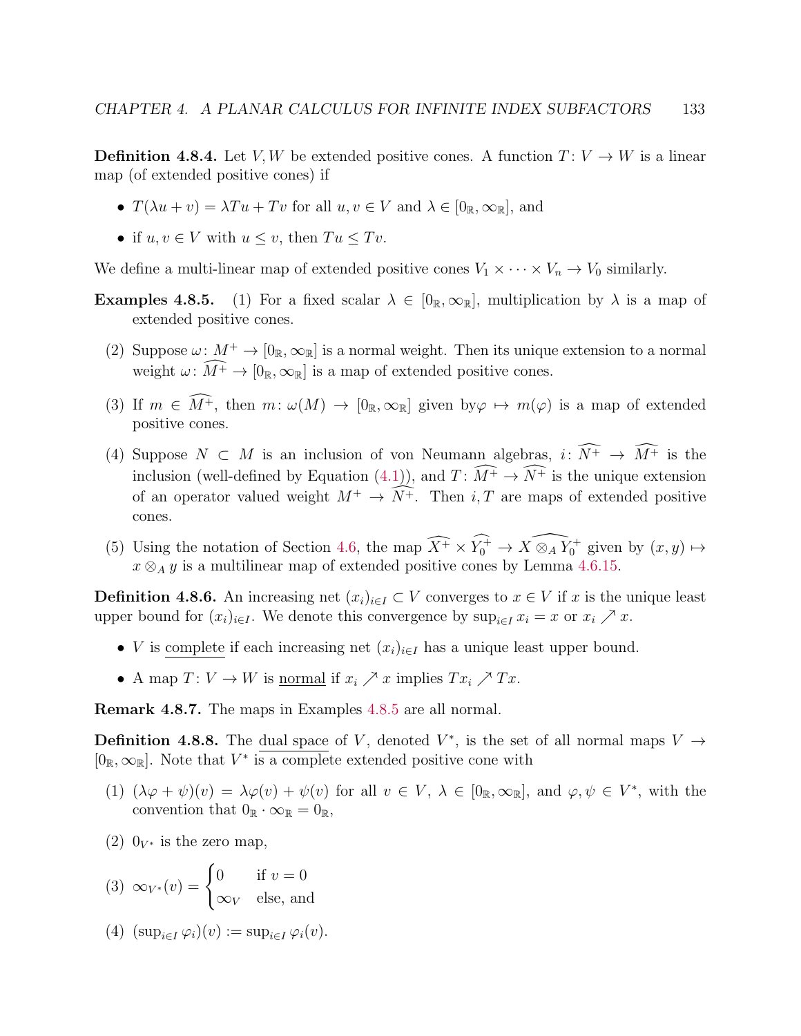**Definition 4.8.4.** Let $V, W$ be extended positive cones. A function $T\colon V \to W$ is a linear map (of extended positive cones) if

- $T(\lambda u + v) = \lambda Tu + Tv$ for all $u, v \in V$ and $\lambda \in [0_{\mathbb{R}}, \infty_{\mathbb{R}}]$, and
- if $u, v \in V$ with $u \leq v$, then $Tu \leq Tv$.

We define a multi-linear map of extended positive cones $V_1 \times \cdots \times V_n \to V_0$ similarly.

**Examples 4.8.5.** (1) For a fixed scalar $\lambda \in [0_{\mathbb{R}}, \infty_{\mathbb{R}}]$, multiplication by $\lambda$ is a map of extended positive cones.

(2) Suppose $\omega\colon M^+ \to [0_{\mathbb{R}}, \infty_{\mathbb{R}}]$ is a normal weight. Then its unique extension to a normal weight $\omega\colon \widehat{M^+} \to [0_{\mathbb{R}}, \infty_{\mathbb{R}}]$ is a map of extended positive cones.

(3) If $m \in \widehat{M^+}$, then $m\colon \omega(M) \to [0_{\mathbb{R}}, \infty_{\mathbb{R}}]$ given by$\varphi \mapsto m(\varphi)$ is a map of extended positive cones.

(4) Suppose $N \subset M$ is an inclusion of von Neumann algebras, $i\colon \widehat{N^+} \to \widehat{M^+}$ is the inclusion (well-defined by Equation (4.1)), and $T\colon \widehat{M^+} \to \widehat{N^+}$ is the unique extension of an operator valued weight $M^+ \to \widehat{N^+}$. Then $i, T$ are maps of extended positive cones.

(5) Using the notation of Section 4.6, the map $\widehat{X^+} \times \widehat{Y_0^+} \to \widehat{X \otimes_A Y_0^+}$ given by $(x, y) \mapsto x \otimes_A y$ is a multilinear map of extended positive cones by Lemma 4.6.15.

**Definition 4.8.6.** An increasing net $(x_i)_{i \in I} \subset V$ converges to $x \in V$ if $x$ is the unique least upper bound for $(x_i)_{i \in I}$. We denote this convergence by $\sup_{i \in I} x_i = x$ or $x_i \nearrow x$.

- $V$ is <u>complete</u> if each increasing net $(x_i)_{i \in I}$ has a unique least upper bound.
- A map $T\colon V \to W$ is <u>normal</u> if $x_i \nearrow x$ implies $Tx_i \nearrow Tx$.

**Remark 4.8.7.** The maps in Examples 4.8.5 are all normal.

**Definition 4.8.8.** The <u>dual space</u> of $V$, denoted $V^*$, is the set of all normal maps $V \to [0_{\mathbb{R}}, \infty_{\mathbb{R}}]$. Note that $V^*$ is a complete extended positive cone with

(1) $(\lambda\varphi + \psi)(v) = \lambda\varphi(v) + \psi(v)$ for all $v \in V$, $\lambda \in [0_{\mathbb{R}}, \infty_{\mathbb{R}}]$, and $\varphi, \psi \in V^*$, with the convention that $0_{\mathbb{R}} \cdot \infty_{\mathbb{R}} = 0_{\mathbb{R}}$,

(2) $0_{V^*}$ is the zero map,

(3) $\infty_{V^*}(v) = \begin{cases} 0 & \text{if } v = 0 \\ \infty_V & \text{else, and} \end{cases}$

(4) $(\sup_{i \in I} \varphi_i)(v) := \sup_{i \in I} \varphi_i(v)$.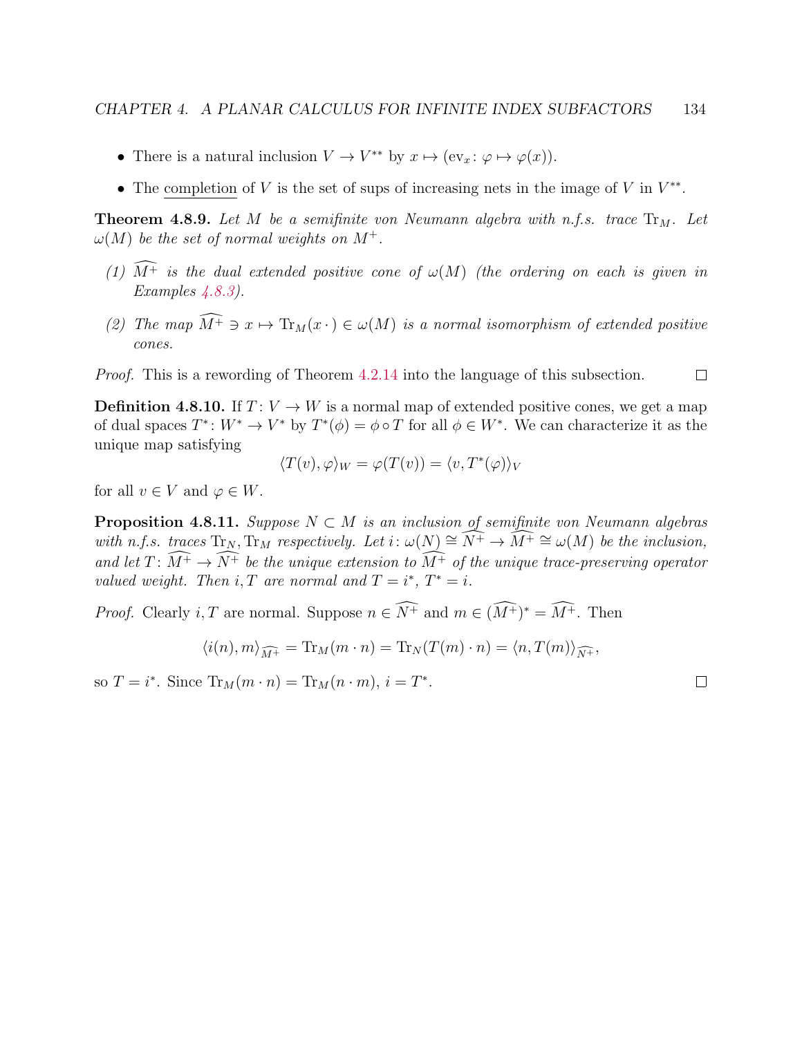- There is a natural inclusion $V \to V^{**}$ by $x \mapsto (\mathrm{ev}_x \colon \varphi \mapsto \varphi(x))$.
- The <u>completion</u> of $V$ is the set of sups of increasing nets in the image of $V$ in $V^{**}$.

**Theorem 4.8.9.** *Let $M$ be a semifinite von Neumann algebra with n.f.s. trace $\mathrm{Tr}_M$. Let $\omega(M)$ be the set of normal weights on $M^+$.*

*(1) $\widehat{M^+}$ is the dual extended positive cone of $\omega(M)$ (the ordering on each is given in Examples 4.8.3).*

*(2) The map $\widehat{M^+} \ni x \mapsto \mathrm{Tr}_M(x\,\cdot) \in \omega(M)$ is a normal isomorphism of extended positive cones.*

*Proof.* This is a rewording of Theorem 4.2.14 into the language of this subsection. $\square$

**Definition 4.8.10.** If $T \colon V \to W$ is a normal map of extended positive cones, we get a map of dual spaces $T^* \colon W^* \to V^*$ by $T^*(\phi) = \phi \circ T$ for all $\phi \in W^*$. We can characterize it as the unique map satisfying

$$\langle T(v), \varphi \rangle_W = \varphi(T(v)) = \langle v, T^*(\varphi) \rangle_V$$

for all $v \in V$ and $\varphi \in W$.

**Proposition 4.8.11.** *Suppose $N \subset M$ is an inclusion of semifinite von Neumann algebras with n.f.s. traces $\mathrm{Tr}_N, \mathrm{Tr}_M$ respectively. Let $i \colon \omega(N) \cong \widehat{N^+} \to \widehat{M^+} \cong \omega(M)$ be the inclusion, and let $T \colon \widehat{M^+} \to \widehat{N^+}$ be the unique extension to $\widehat{M^+}$ of the unique trace-preserving operator valued weight. Then $i, T$ are normal and $T = i^*$, $T^* = i$.*

*Proof.* Clearly $i, T$ are normal. Suppose $n \in \widehat{N^+}$ and $m \in (\widehat{M^+})^* = \widehat{M^+}$. Then

$$\langle i(n), m \rangle_{\widehat{M^+}} = \mathrm{Tr}_M(m \cdot n) = \mathrm{Tr}_N(T(m) \cdot n) = \langle n, T(m) \rangle_{\widehat{N^+}},$$

so $T = i^*$. Since $\mathrm{Tr}_M(m \cdot n) = \mathrm{Tr}_M(n \cdot m)$, $i = T^*$. $\square$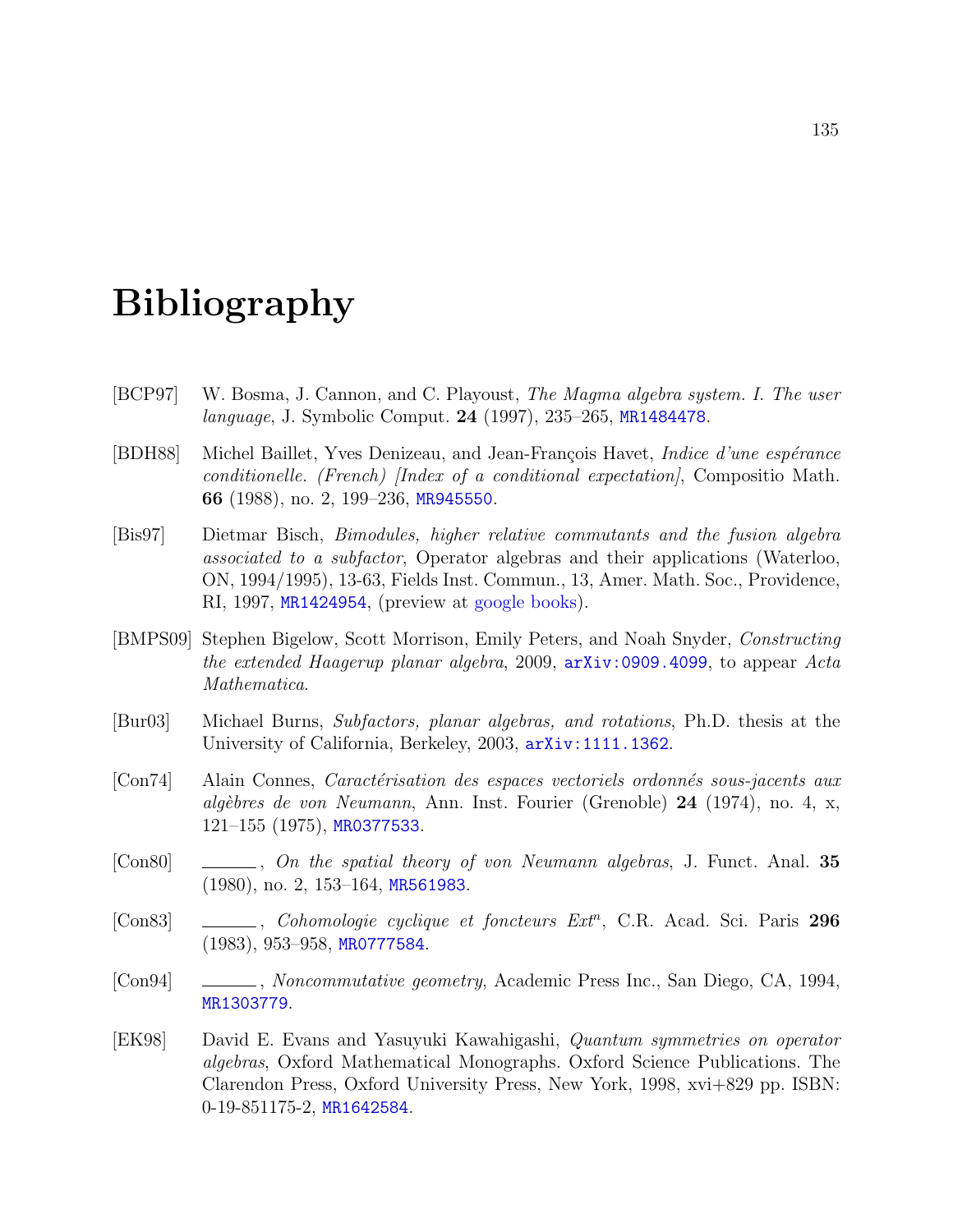# Bibliography

[BCP97] W. Bosma, J. Cannon, and C. Playoust, *The Magma algebra system. I. The user language*, J. Symbolic Comput. **24** (1997), 235–265, MR1484478.

[BDH88] Michel Baillet, Yves Denizeau, and Jean-François Havet, *Indice d'une espérance conditionelle. (French) [Index of a conditional expectation]*, Compositio Math. **66** (1988), no. 2, 199–236, MR945550.

[Bis97] Dietmar Bisch, *Bimodules, higher relative commutants and the fusion algebra associated to a subfactor*, Operator algebras and their applications (Waterloo, ON, 1994/1995), 13-63, Fields Inst. Commun., 13, Amer. Math. Soc., Providence, RI, 1997, MR1424954, (preview at google books).

[BMPS09] Stephen Bigelow, Scott Morrison, Emily Peters, and Noah Snyder, *Constructing the extended Haagerup planar algebra*, 2009, arXiv:0909.4099, to appear *Acta Mathematica*.

[Bur03] Michael Burns, *Subfactors, planar algebras, and rotations*, Ph.D. thesis at the University of California, Berkeley, 2003, arXiv:1111.1362.

[Con74] Alain Connes, *Caractérisation des espaces vectoriels ordonnés sous-jacents aux algèbres de von Neumann*, Ann. Inst. Fourier (Grenoble) **24** (1974), no. 4, x, 121–155 (1975), MR0377533.

[Con80] ______, *On the spatial theory of von Neumann algebras*, J. Funct. Anal. **35** (1980), no. 2, 153–164, MR561983.

[Con83] ______, *Cohomologie cyclique et foncteurs* $Ext^n$, C.R. Acad. Sci. Paris **296** (1983), 953–958, MR0777584.

[Con94] ______, *Noncommutative geometry*, Academic Press Inc., San Diego, CA, 1994, MR1303779.

[EK98] David E. Evans and Yasuyuki Kawahigashi, *Quantum symmetries on operator algebras*, Oxford Mathematical Monographs. Oxford Science Publications. The Clarendon Press, Oxford University Press, New York, 1998, xvi+829 pp. ISBN: 0-19-851175-2, MR1642584.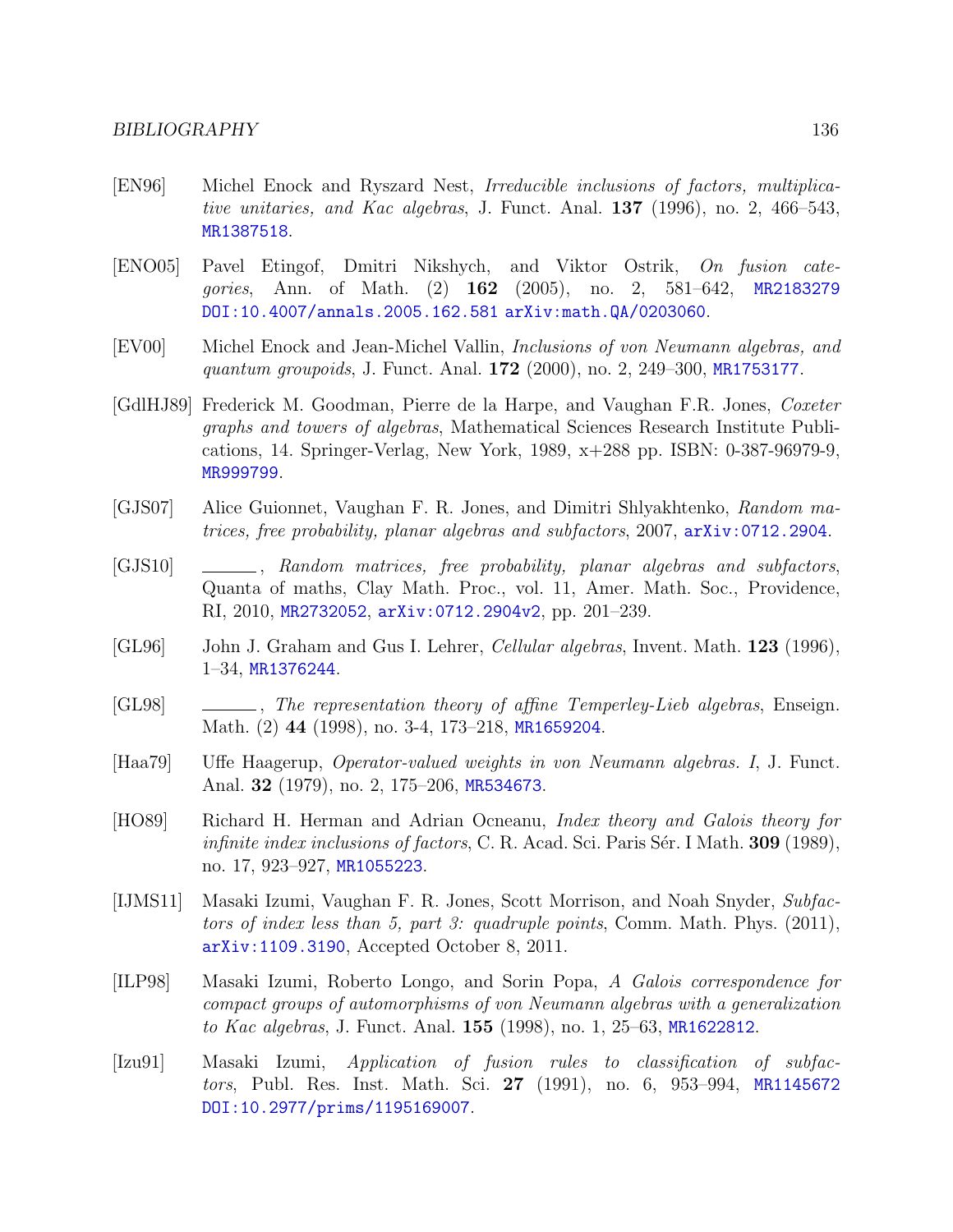[EN96] Michel Enock and Ryszard Nest, *Irreducible inclusions of factors, multiplicative unitaries, and Kac algebras*, J. Funct. Anal. **137** (1996), no. 2, 466–543, MR1387518.

[ENO05] Pavel Etingof, Dmitri Nikshych, and Viktor Ostrik, *On fusion categories*, Ann. of Math. (2) **162** (2005), no. 2, 581–642, MR2183279 DOI:10.4007/annals.2005.162.581 arXiv:math.QA/0203060.

[EV00] Michel Enock and Jean-Michel Vallin, *Inclusions of von Neumann algebras, and quantum groupoids*, J. Funct. Anal. **172** (2000), no. 2, 249–300, MR1753177.

[GdlHJ89] Frederick M. Goodman, Pierre de la Harpe, and Vaughan F.R. Jones, *Coxeter graphs and towers of algebras*, Mathematical Sciences Research Institute Publications, 14. Springer-Verlag, New York, 1989, x+288 pp. ISBN: 0-387-96979-9, MR999799.

[GJS07] Alice Guionnet, Vaughan F. R. Jones, and Dimitri Shlyakhtenko, *Random matrices, free probability, planar algebras and subfactors*, 2007, arXiv:0712.2904.

[GJS10] ———, *Random matrices, free probability, planar algebras and subfactors*, Quanta of maths, Clay Math. Proc., vol. 11, Amer. Math. Soc., Providence, RI, 2010, MR2732052, arXiv:0712.2904v2, pp. 201–239.

[GL96] John J. Graham and Gus I. Lehrer, *Cellular algebras*, Invent. Math. **123** (1996), 1–34, MR1376244.

[GL98] ———, *The representation theory of affine Temperley-Lieb algebras*, Enseign. Math. (2) **44** (1998), no. 3-4, 173–218, MR1659204.

[Haa79] Uffe Haagerup, *Operator-valued weights in von Neumann algebras. I*, J. Funct. Anal. **32** (1979), no. 2, 175–206, MR534673.

[HO89] Richard H. Herman and Adrian Ocneanu, *Index theory and Galois theory for infinite index inclusions of factors*, C. R. Acad. Sci. Paris Sér. I Math. **309** (1989), no. 17, 923–927, MR1055223.

[IJMS11] Masaki Izumi, Vaughan F. R. Jones, Scott Morrison, and Noah Snyder, *Subfactors of index less than 5, part 3: quadruple points*, Comm. Math. Phys. (2011), arXiv:1109.3190, Accepted October 8, 2011.

[ILP98] Masaki Izumi, Roberto Longo, and Sorin Popa, *A Galois correspondence for compact groups of automorphisms of von Neumann algebras with a generalization to Kac algebras*, J. Funct. Anal. **155** (1998), no. 1, 25–63, MR1622812.

[Izu91] Masaki Izumi, *Application of fusion rules to classification of subfactors*, Publ. Res. Inst. Math. Sci. **27** (1991), no. 6, 953–994, MR1145672 DOI:10.2977/prims/1195169007.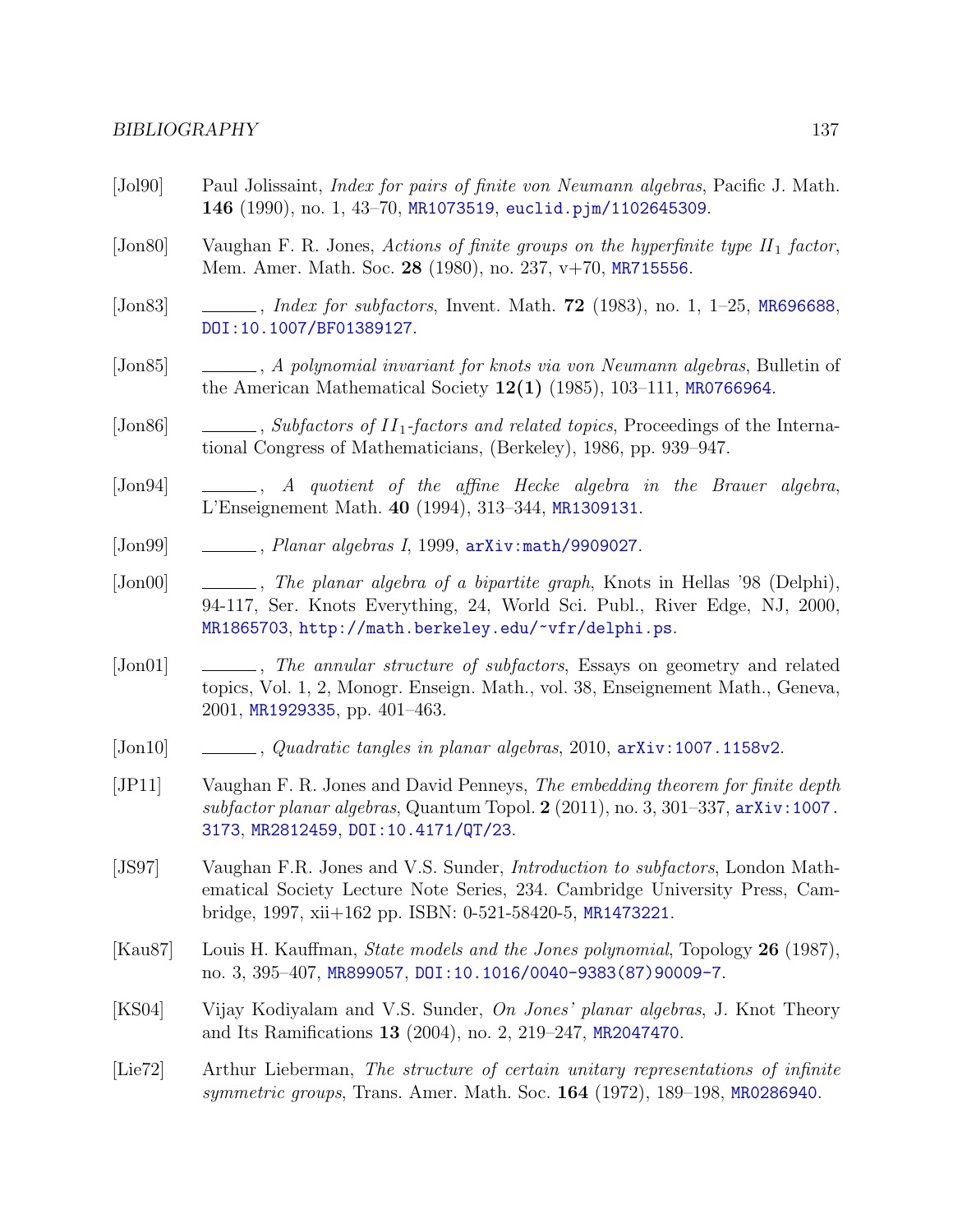[Jol90] Paul Jolissaint, *Index for pairs of finite von Neumann algebras*, Pacific J. Math. **146** (1990), no. 1, 43–70, MR1073519, euclid.pjm/1102645309.

[Jon80] Vaughan F. R. Jones, *Actions of finite groups on the hyperfinite type $II_1$ factor*, Mem. Amer. Math. Soc. **28** (1980), no. 237, v+70, MR715556.

[Jon83] ______, *Index for subfactors*, Invent. Math. **72** (1983), no. 1, 1–25, MR696688, DOI:10.1007/BF01389127.

[Jon85] ______, *A polynomial invariant for knots via von Neumann algebras*, Bulletin of the American Mathematical Society **12(1)** (1985), 103–111, MR0766964.

[Jon86] ______, *Subfactors of $II_1$-factors and related topics*, Proceedings of the International Congress of Mathematicians, (Berkeley), 1986, pp. 939–947.

[Jon94] ______, *A quotient of the affine Hecke algebra in the Brauer algebra*, L'Enseignement Math. **40** (1994), 313–344, MR1309131.

[Jon99] ______, *Planar algebras I*, 1999, arXiv:math/9909027.

[Jon00] ______, *The planar algebra of a bipartite graph*, Knots in Hellas '98 (Delphi), 94-117, Ser. Knots Everything, 24, World Sci. Publ., River Edge, NJ, 2000, MR1865703, http://math.berkeley.edu/~vfr/delphi.ps.

[Jon01] ______, *The annular structure of subfactors*, Essays on geometry and related topics, Vol. 1, 2, Monogr. Enseign. Math., vol. 38, Enseignement Math., Geneva, 2001, MR1929335, pp. 401–463.

[Jon10] ______, *Quadratic tangles in planar algebras*, 2010, arXiv:1007.1158v2.

[JP11] Vaughan F. R. Jones and David Penneys, *The embedding theorem for finite depth subfactor planar algebras*, Quantum Topol. **2** (2011), no. 3, 301–337, arXiv:1007.3173, MR2812459, DOI:10.4171/QT/23.

[JS97] Vaughan F.R. Jones and V.S. Sunder, *Introduction to subfactors*, London Mathematical Society Lecture Note Series, 234. Cambridge University Press, Cambridge, 1997, xii+162 pp. ISBN: 0-521-58420-5, MR1473221.

[Kau87] Louis H. Kauffman, *State models and the Jones polynomial*, Topology **26** (1987), no. 3, 395–407, MR899057, DOI:10.1016/0040-9383(87)90009-7.

[KS04] Vijay Kodiyalam and V.S. Sunder, *On Jones' planar algebras*, J. Knot Theory and Its Ramifications **13** (2004), no. 2, 219–247, MR2047470.

[Lie72] Arthur Lieberman, *The structure of certain unitary representations of infinite symmetric groups*, Trans. Amer. Math. Soc. **164** (1972), 189–198, MR0286940.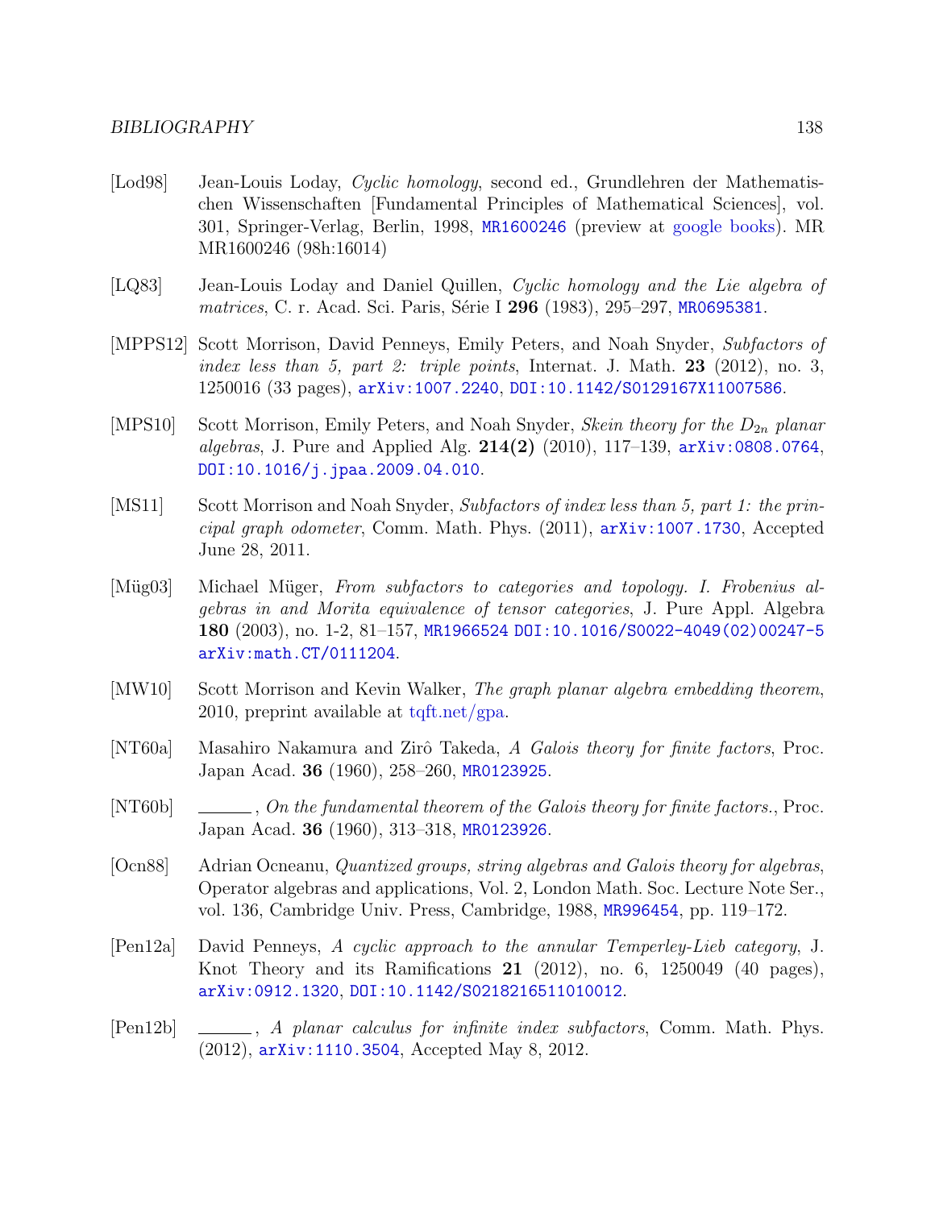[Lod98] Jean-Louis Loday, *Cyclic homology*, second ed., Grundlehren der Mathematischen Wissenschaften [Fundamental Principles of Mathematical Sciences], vol. 301, Springer-Verlag, Berlin, 1998, MR1600246 (preview at google books). MR MR1600246 (98h:16014)

[LQ83] Jean-Louis Loday and Daniel Quillen, *Cyclic homology and the Lie algebra of matrices*, C. r. Acad. Sci. Paris, Série I **296** (1983), 295–297, MR0695381.

[MPPS12] Scott Morrison, David Penneys, Emily Peters, and Noah Snyder, *Subfactors of index less than 5, part 2: triple points*, Internat. J. Math. **23** (2012), no. 3, 1250016 (33 pages), arXiv:1007.2240, DOI:10.1142/S0129167X11007586.

[MPS10] Scott Morrison, Emily Peters, and Noah Snyder, *Skein theory for the $D_{2n}$ planar algebras*, J. Pure and Applied Alg. **214(2)** (2010), 117–139, arXiv:0808.0764, DOI:10.1016/j.jpaa.2009.04.010.

[MS11] Scott Morrison and Noah Snyder, *Subfactors of index less than 5, part 1: the principal graph odometer*, Comm. Math. Phys. (2011), arXiv:1007.1730, Accepted June 28, 2011.

[Müg03] Michael Müger, *From subfactors to categories and topology. I. Frobenius algebras in and Morita equivalence of tensor categories*, J. Pure Appl. Algebra **180** (2003), no. 1-2, 81–157, MR1966524 DOI:10.1016/S0022-4049(02)00247-5 arXiv:math.CT/0111204.

[MW10] Scott Morrison and Kevin Walker, *The graph planar algebra embedding theorem*, 2010, preprint available at tqft.net/gpa.

[NT60a] Masahiro Nakamura and Zirô Takeda, *A Galois theory for finite factors*, Proc. Japan Acad. **36** (1960), 258–260, MR0123925.

[NT60b] ______, *On the fundamental theorem of the Galois theory for finite factors.*, Proc. Japan Acad. **36** (1960), 313–318, MR0123926.

[Ocn88] Adrian Ocneanu, *Quantized groups, string algebras and Galois theory for algebras*, Operator algebras and applications, Vol. 2, London Math. Soc. Lecture Note Ser., vol. 136, Cambridge Univ. Press, Cambridge, 1988, MR996454, pp. 119–172.

[Pen12a] David Penneys, *A cyclic approach to the annular Temperley-Lieb category*, J. Knot Theory and its Ramifications **21** (2012), no. 6, 1250049 (40 pages), arXiv:0912.1320, DOI:10.1142/S0218216511010012.

[Pen12b] ______, *A planar calculus for infinite index subfactors*, Comm. Math. Phys. (2012), arXiv:1110.3504, Accepted May 8, 2012.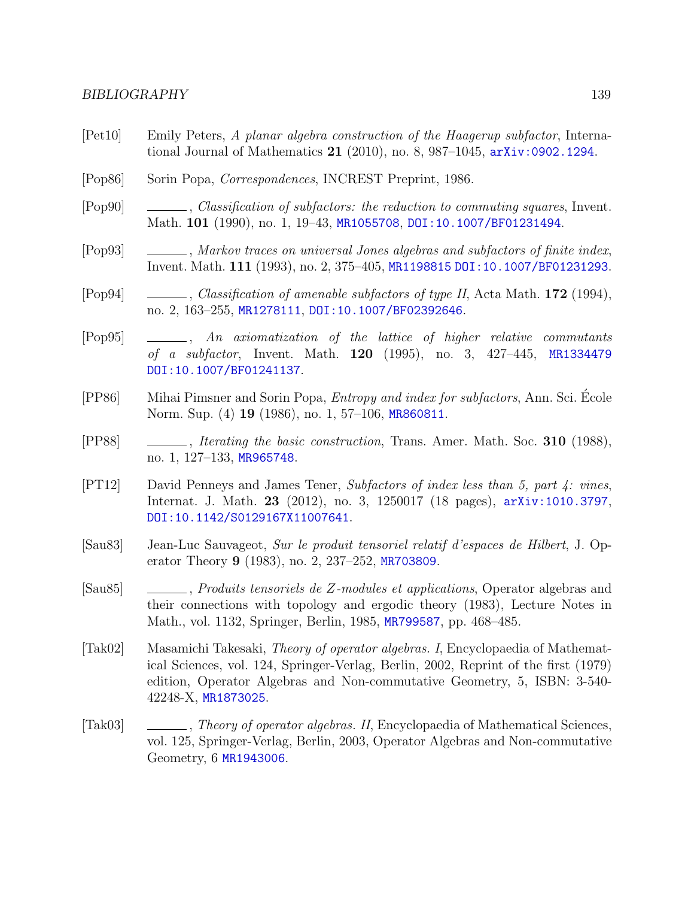[Pet10] Emily Peters, *A planar algebra construction of the Haagerup subfactor*, International Journal of Mathematics **21** (2010), no. 8, 987–1045, arXiv:0902.1294.

[Pop86] Sorin Popa, *Correspondences*, INCREST Preprint, 1986.

[Pop90] ______, *Classification of subfactors: the reduction to commuting squares*, Invent. Math. **101** (1990), no. 1, 19–43, MR1055708, DOI:10.1007/BF01231494.

[Pop93] ______, *Markov traces on universal Jones algebras and subfactors of finite index*, Invent. Math. **111** (1993), no. 2, 375–405, MR1198815 DOI:10.1007/BF01231293.

[Pop94] ______, *Classification of amenable subfactors of type II*, Acta Math. **172** (1994), no. 2, 163–255, MR1278111, DOI:10.1007/BF02392646.

[Pop95] ______, *An axiomatization of the lattice of higher relative commutants of a subfactor*, Invent. Math. **120** (1995), no. 3, 427–445, MR1334479 DOI:10.1007/BF01241137.

[PP86] Mihai Pimsner and Sorin Popa, *Entropy and index for subfactors*, Ann. Sci. École Norm. Sup. (4) **19** (1986), no. 1, 57–106, MR860811.

[PP88] ______, *Iterating the basic construction*, Trans. Amer. Math. Soc. **310** (1988), no. 1, 127–133, MR965748.

[PT12] David Penneys and James Tener, *Subfactors of index less than 5, part 4: vines*, Internat. J. Math. **23** (2012), no. 3, 1250017 (18 pages), arXiv:1010.3797, DOI:10.1142/S0129167X11007641.

[Sau83] Jean-Luc Sauvageot, *Sur le produit tensoriel relatif d'espaces de Hilbert*, J. Operator Theory **9** (1983), no. 2, 237–252, MR703809.

[Sau85] ______, *Produits tensoriels de $Z$-modules et applications*, Operator algebras and their connections with topology and ergodic theory (1983), Lecture Notes in Math., vol. 1132, Springer, Berlin, 1985, MR799587, pp. 468–485.

[Tak02] Masamichi Takesaki, *Theory of operator algebras. I*, Encyclopaedia of Mathematical Sciences, vol. 124, Springer-Verlag, Berlin, 2002, Reprint of the first (1979) edition, Operator Algebras and Non-commutative Geometry, 5, ISBN: 3-540-42248-X, MR1873025.

[Tak03] ______, *Theory of operator algebras. II*, Encyclopaedia of Mathematical Sciences, vol. 125, Springer-Verlag, Berlin, 2003, Operator Algebras and Non-commutative Geometry, 6 MR1943006.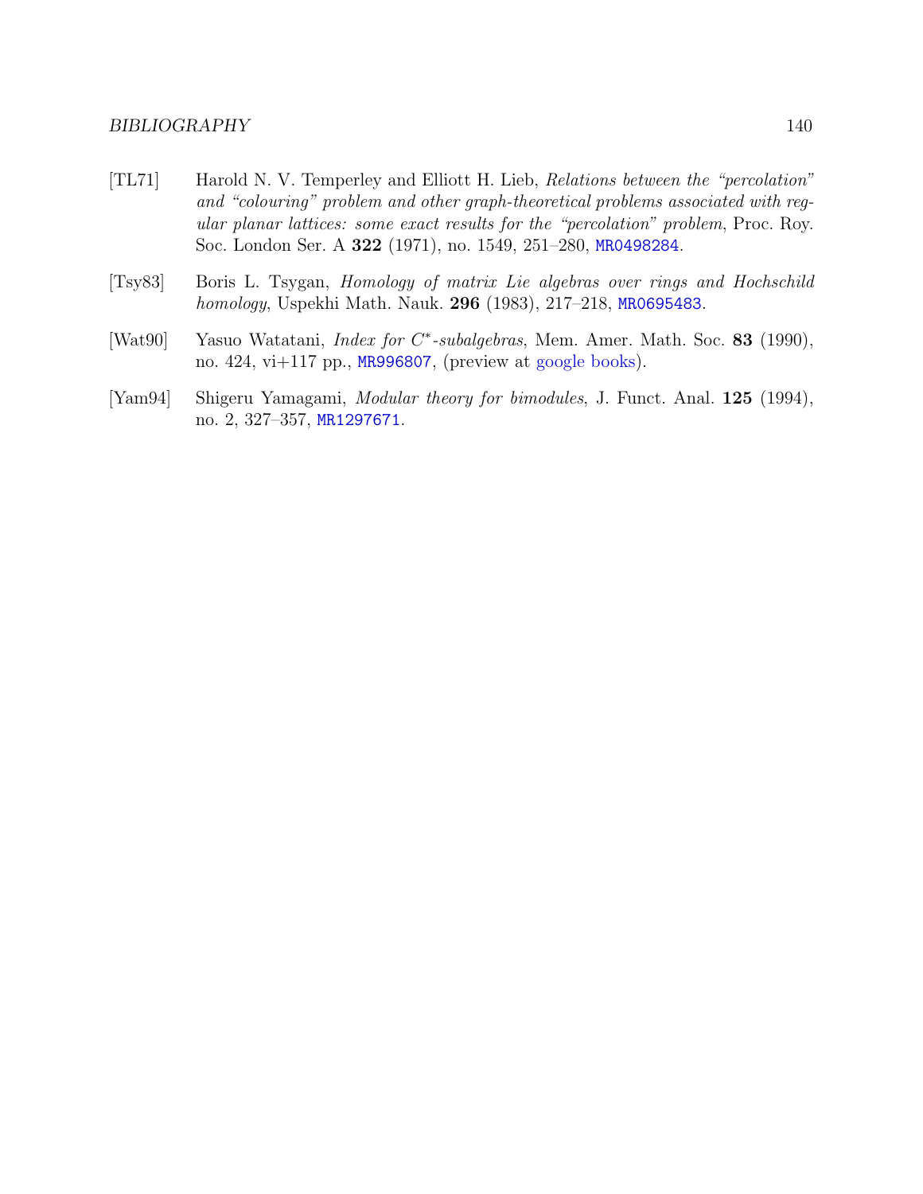[TL71] Harold N. V. Temperley and Elliott H. Lieb, *Relations between the "percolation" and "colouring" problem and other graph-theoretical problems associated with regular planar lattices: some exact results for the "percolation" problem*, Proc. Roy. Soc. London Ser. A **322** (1971), no. 1549, 251–280, MR0498284.

[Tsy83] Boris L. Tsygan, *Homology of matrix Lie algebras over rings and Hochschild homology*, Uspekhi Math. Nauk. **296** (1983), 217–218, MR0695483.

[Wat90] Yasuo Watatani, *Index for $C^*$-subalgebras*, Mem. Amer. Math. Soc. **83** (1990), no. 424, vi+117 pp., MR996807, (preview at google books).

[Yam94] Shigeru Yamagami, *Modular theory for bimodules*, J. Funct. Anal. **125** (1994), no. 2, 327–357, MR1297671.